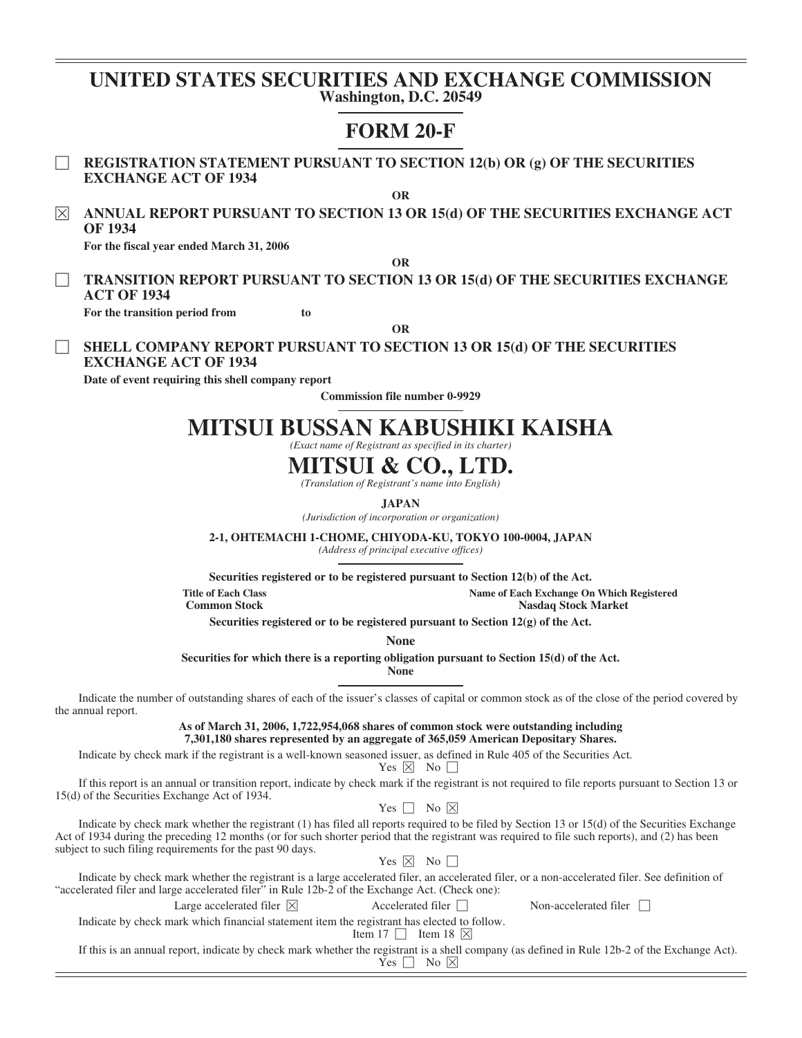# UNITED STATES SECURITIES AND EXCHANGE COMMISSION

**Washington, D.C. 20549**

# FORM 20-F

☐ **REGISTRATION STATEMENT PURSUANT TO SECTION 12(b) OR (g) OF THE SECURITIES EXCHANGE ACT OF 1934**

**OR**

☒ **ANNUAL REPORT PURSUANT TO SECTION 13 OR 15(d) OF THE SECURITIES EXCHANGE ACT OF 1934**

**For the fiscal year ended March 31, 2006**

**OR**

☐ **TRANSITION REPORT PURSUANT TO SECTION 13 OR 15(d) OF THE SECURITIES EXCHANGE ACT OF 1934**

**For the transition period from                    to**

**OR**

☐ **SHELL COMPANY REPORT PURSUANT TO SECTION 13 OR 15(d) OF THE SECURITIES EXCHANGE ACT OF 1934**

**Date of event requiring this shell company report**

**Commission file number 0-9929**

# MITSUI BUSSAN KABUSHIKI KAISHA

*(Exact name of Registrant as specified in its charter)*

# MITSUI & CO., LTD.

*(Translation of Registrant's name into English)*

**JAPAN**

*(Jurisdiction of incorporation or organization)*

**2-1, OHTEMACHI 1-CHOME, CHIYODA-KU, TOKYO 100-0004, JAPAN**

*(Address of principal executive offices)*

**Securities registered or to be registered pursuant to Section 12(b) of the Act.**

| Title of Each Class | Name of Each Exchange On Which Registered |
|---|---|
| Common Stock | Nasdaq Stock Market |

**Securities registered or to be registered pursuant to Section 12(g) of the Act.**

**None**

**Securities for which there is a reporting obligation pursuant to Section 15(d) of the Act.**

**None**

Indicate the number of outstanding shares of each of the issuer's classes of capital or common stock as of the close of the period covered by the annual report.

**As of March 31, 2006, 1,722,954,068 shares of common stock were outstanding including 7,301,180 shares represented by an aggregate of 365,059 American Depositary Shares.**

Indicate by check mark if the registrant is a well-known seasoned issuer, as defined in Rule 405 of the Securities Act.

Yes ☒ No ☐

If this report is an annual or transition report, indicate by check mark if the registrant is not required to file reports pursuant to Section 13 or 15(d) of the Securities Exchange Act of 1934.

Yes ☐ No ☒

Indicate by check mark whether the registrant (1) has filed all reports required to be filed by Section 13 or 15(d) of the Securities Exchange Act of 1934 during the preceding 12 months (or for such shorter period that the registrant was required to file such reports), and (2) has been subject to such filing requirements for the past 90 days.

Yes ☒ No ☐

Indicate by check mark whether the registrant is a large accelerated filer, an accelerated filer, or a non-accelerated filer. See definition of "accelerated filer and large accelerated filer" in Rule 12b-2 of the Exchange Act. (Check one):

Large accelerated filer ☒    Accelerated filer ☐    Non-accelerated filer ☐

Indicate by check mark which financial statement item the registrant has elected to follow.

Item 17 ☐ Item 18 ☒

If this is an annual report, indicate by check mark whether the registrant is a shell company (as defined in Rule 12b-2 of the Exchange Act).

Yes ☐ No ☒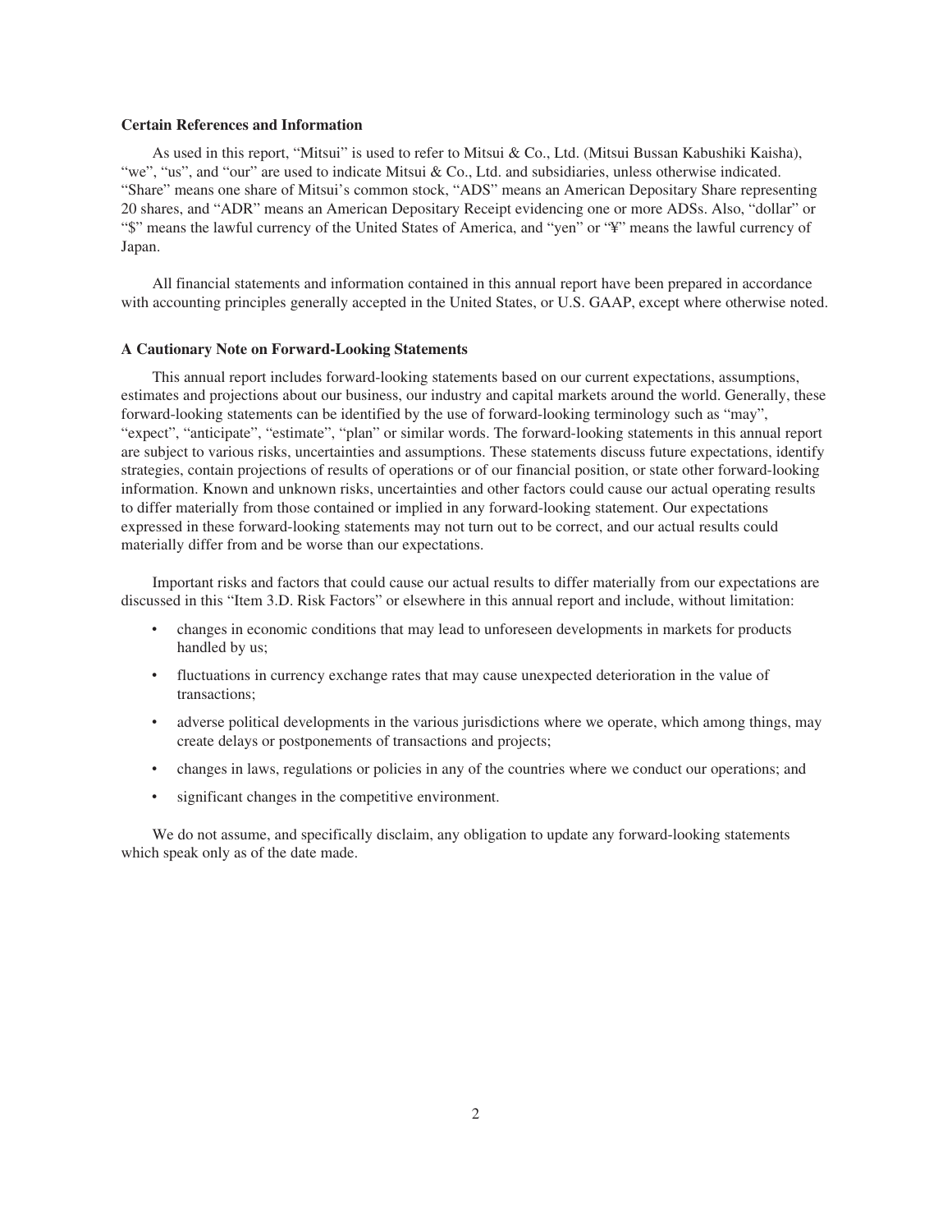**Certain References and Information**

As used in this report, "Mitsui" is used to refer to Mitsui & Co., Ltd. (Mitsui Bussan Kabushiki Kaisha), "we", "us", and "our" are used to indicate Mitsui & Co., Ltd. and subsidiaries, unless otherwise indicated. "Share" means one share of Mitsui's common stock, "ADS" means an American Depositary Share representing 20 shares, and "ADR" means an American Depositary Receipt evidencing one or more ADSs. Also, "dollar" or "$" means the lawful currency of the United States of America, and "yen" or "¥" means the lawful currency of Japan.

All financial statements and information contained in this annual report have been prepared in accordance with accounting principles generally accepted in the United States, or U.S. GAAP, except where otherwise noted.

**A Cautionary Note on Forward-Looking Statements**

This annual report includes forward-looking statements based on our current expectations, assumptions, estimates and projections about our business, our industry and capital markets around the world. Generally, these forward-looking statements can be identified by the use of forward-looking terminology such as "may", "expect", "anticipate", "estimate", "plan" or similar words. The forward-looking statements in this annual report are subject to various risks, uncertainties and assumptions. These statements discuss future expectations, identify strategies, contain projections of results of operations or of our financial position, or state other forward-looking information. Known and unknown risks, uncertainties and other factors could cause our actual operating results to differ materially from those contained or implied in any forward-looking statement. Our expectations expressed in these forward-looking statements may not turn out to be correct, and our actual results could materially differ from and be worse than our expectations.

Important risks and factors that could cause our actual results to differ materially from our expectations are discussed in this "Item 3.D. Risk Factors" or elsewhere in this annual report and include, without limitation:

- changes in economic conditions that may lead to unforeseen developments in markets for products handled by us;
- fluctuations in currency exchange rates that may cause unexpected deterioration in the value of transactions;
- adverse political developments in the various jurisdictions where we operate, which among things, may create delays or postponements of transactions and projects;
- changes in laws, regulations or policies in any of the countries where we conduct our operations; and
- significant changes in the competitive environment.

We do not assume, and specifically disclaim, any obligation to update any forward-looking statements which speak only as of the date made.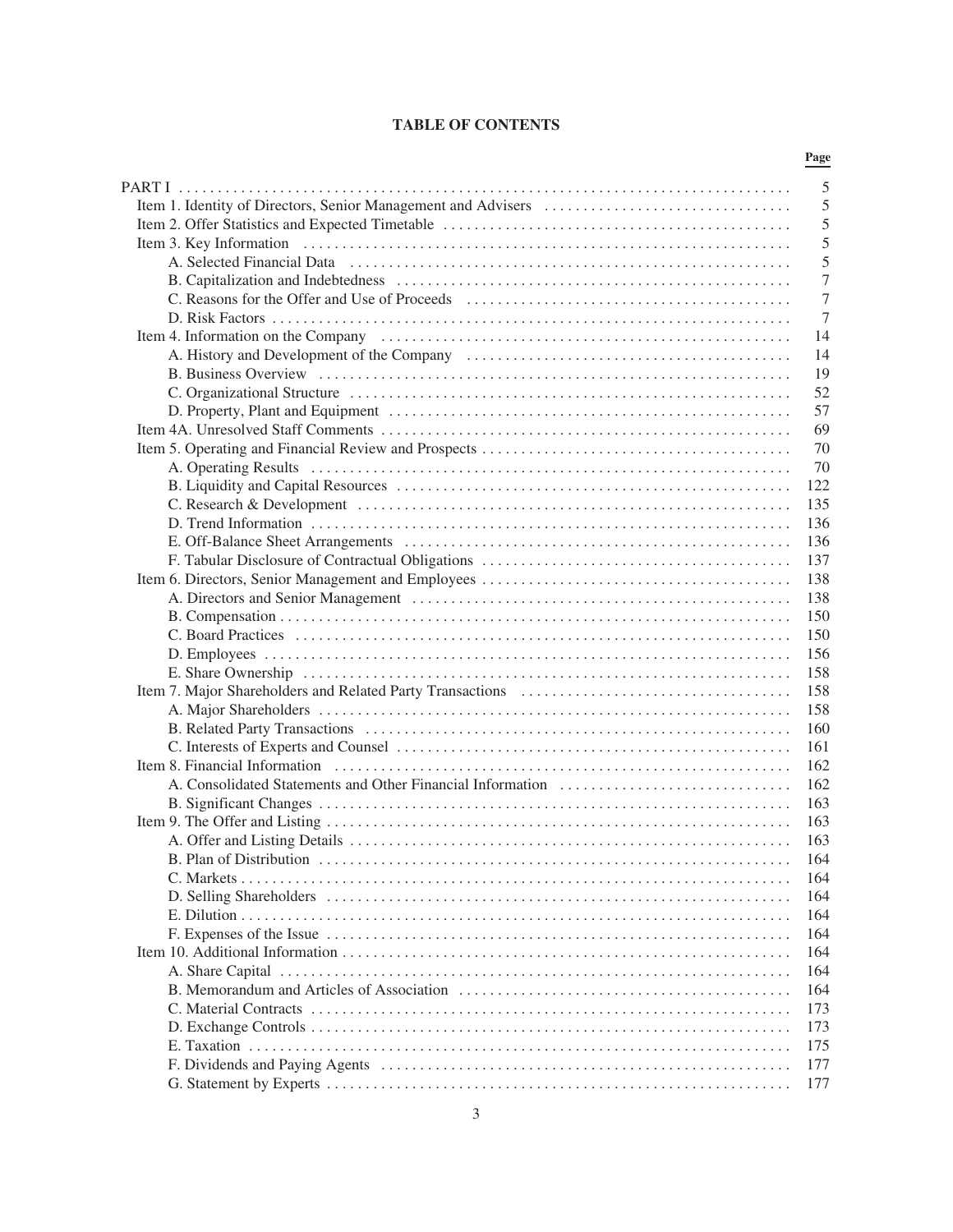# TABLE OF CONTENTS

| | Page |
|---|---|
| PART I | 5 |
| Item 1. Identity of Directors, Senior Management and Advisers | 5 |
| Item 2. Offer Statistics and Expected Timetable | 5 |
| Item 3. Key Information | 5 |
| A. Selected Financial Data | 5 |
| B. Capitalization and Indebtedness | 7 |
| C. Reasons for the Offer and Use of Proceeds | 7 |
| D. Risk Factors | 7 |
| Item 4. Information on the Company | 14 |
| A. History and Development of the Company | 14 |
| B. Business Overview | 19 |
| C. Organizational Structure | 52 |
| D. Property, Plant and Equipment | 57 |
| Item 4A. Unresolved Staff Comments | 69 |
| Item 5. Operating and Financial Review and Prospects | 70 |
| A. Operating Results | 70 |
| B. Liquidity and Capital Resources | 122 |
| C. Research & Development | 135 |
| D. Trend Information | 136 |
| E. Off-Balance Sheet Arrangements | 136 |
| F. Tabular Disclosure of Contractual Obligations | 137 |
| Item 6. Directors, Senior Management and Employees | 138 |
| A. Directors and Senior Management | 138 |
| B. Compensation | 150 |
| C. Board Practices | 150 |
| D. Employees | 156 |
| E. Share Ownership | 158 |
| Item 7. Major Shareholders and Related Party Transactions | 158 |
| A. Major Shareholders | 158 |
| B. Related Party Transactions | 160 |
| C. Interests of Experts and Counsel | 161 |
| Item 8. Financial Information | 162 |
| A. Consolidated Statements and Other Financial Information | 162 |
| B. Significant Changes | 163 |
| Item 9. The Offer and Listing | 163 |
| A. Offer and Listing Details | 163 |
| B. Plan of Distribution | 164 |
| C. Markets | 164 |
| D. Selling Shareholders | 164 |
| E. Dilution | 164 |
| F. Expenses of the Issue | 164 |
| Item 10. Additional Information | 164 |
| A. Share Capital | 164 |
| B. Memorandum and Articles of Association | 164 |
| C. Material Contracts | 173 |
| D. Exchange Controls | 173 |
| E. Taxation | 175 |
| F. Dividends and Paying Agents | 177 |
| G. Statement by Experts | 177 |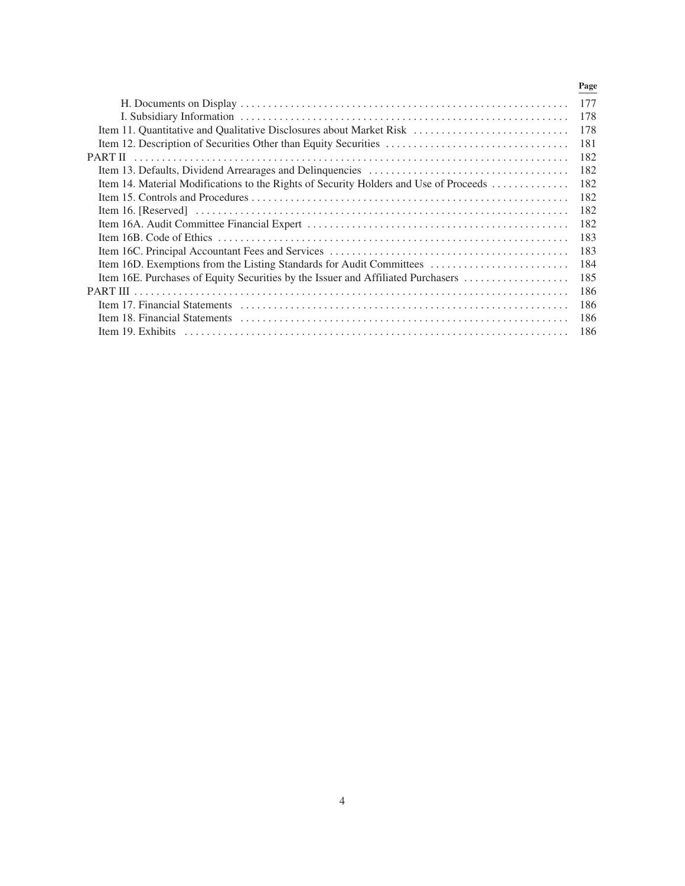| | Page |
|---|---|
| H. Documents on Display | 177 |
| I. Subsidiary Information | 178 |
| Item 11. Quantitative and Qualitative Disclosures about Market Risk | 178 |
| Item 12. Description of Securities Other than Equity Securities | 181 |
| PART II | 182 |
| Item 13. Defaults, Dividend Arrearages and Delinquencies | 182 |
| Item 14. Material Modifications to the Rights of Security Holders and Use of Proceeds | 182 |
| Item 15. Controls and Procedures | 182 |
| Item 16. [Reserved] | 182 |
| Item 16A. Audit Committee Financial Expert | 182 |
| Item 16B. Code of Ethics | 183 |
| Item 16C. Principal Accountant Fees and Services | 183 |
| Item 16D. Exemptions from the Listing Standards for Audit Committees | 184 |
| Item 16E. Purchases of Equity Securities by the Issuer and Affiliated Purchasers | 185 |
| PART III | 186 |
| Item 17. Financial Statements | 186 |
| Item 18. Financial Statements | 186 |
| Item 19. Exhibits | 186 |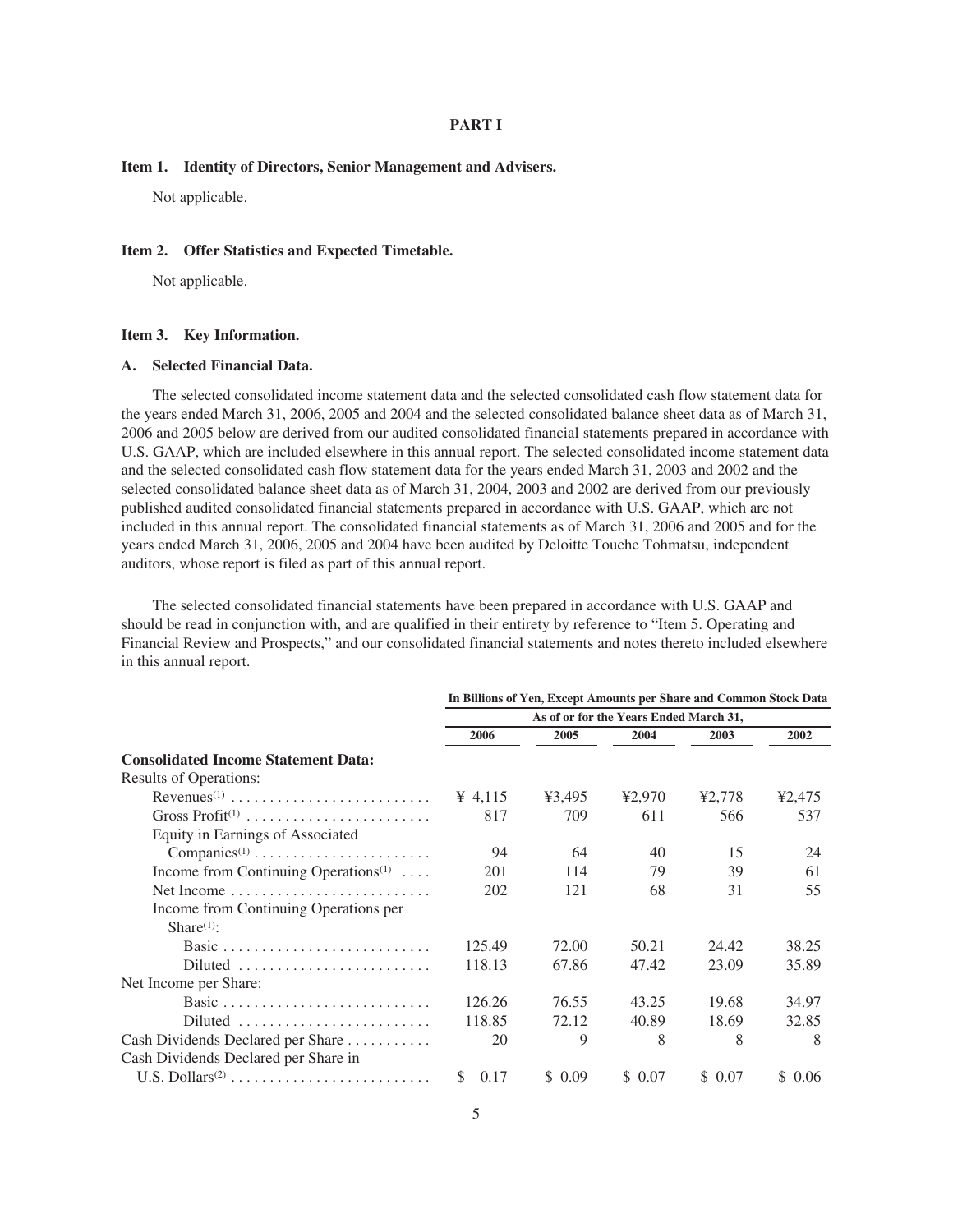# PART I

### Item 1. Identity of Directors, Senior Management and Advisers.

Not applicable.

### Item 2. Offer Statistics and Expected Timetable.

Not applicable.

### Item 3. Key Information.

#### A. Selected Financial Data.

The selected consolidated income statement data and the selected consolidated cash flow statement data for the years ended March 31, 2006, 2005 and 2004 and the selected consolidated balance sheet data as of March 31, 2006 and 2005 below are derived from our audited consolidated financial statements prepared in accordance with U.S. GAAP, which are included elsewhere in this annual report. The selected consolidated income statement data and the selected consolidated cash flow statement data for the years ended March 31, 2003 and 2002 and the selected consolidated balance sheet data as of March 31, 2004, 2003 and 2002 are derived from our previously published audited consolidated financial statements prepared in accordance with U.S. GAAP, which are not included in this annual report. The consolidated financial statements as of March 31, 2006 and 2005 and for the years ended March 31, 2006, 2005 and 2004 have been audited by Deloitte Touche Tohmatsu, independent auditors, whose report is filed as part of this annual report.

The selected consolidated financial statements have been prepared in accordance with U.S. GAAP and should be read in conjunction with, and are qualified in their entirety by reference to "Item 5. Operating and Financial Review and Prospects," and our consolidated financial statements and notes thereto included elsewhere in this annual report.

| | In Billions of Yen, Except Amounts per Share and Common Stock Data | | | | |
|---|---|---|---|---|---|
| | As of or for the Years Ended March 31, | | | | |
| | 2006 | 2005 | 2004 | 2003 | 2002 |
| **Consolidated Income Statement Data:** | | | | | |
| Results of Operations: | | | | | |
| Revenues(1) | ¥ 4,115 | ¥3,495 | ¥2,970 | ¥2,778 | ¥2,475 |
| Gross Profit(1) | 817 | 709 | 611 | 566 | 537 |
| Equity in Earnings of Associated Companies(1) | 94 | 64 | 40 | 15 | 24 |
| Income from Continuing Operations(1) | 201 | 114 | 79 | 39 | 61 |
| Net Income | 202 | 121 | 68 | 31 | 55 |
| Income from Continuing Operations per Share(1): | | | | | |
| Basic | 125.49 | 72.00 | 50.21 | 24.42 | 38.25 |
| Diluted | 118.13 | 67.86 | 47.42 | 23.09 | 35.89 |
| Net Income per Share: | | | | | |
| Basic | 126.26 | 76.55 | 43.25 | 19.68 | 34.97 |
| Diluted | 118.85 | 72.12 | 40.89 | 18.69 | 32.85 |
| Cash Dividends Declared per Share | 20 | 9 | 8 | 8 | 8 |
| Cash Dividends Declared per Share in U.S. Dollars(2) | $ 0.17 | $ 0.09 | $ 0.07 | $ 0.07 | $ 0.06 |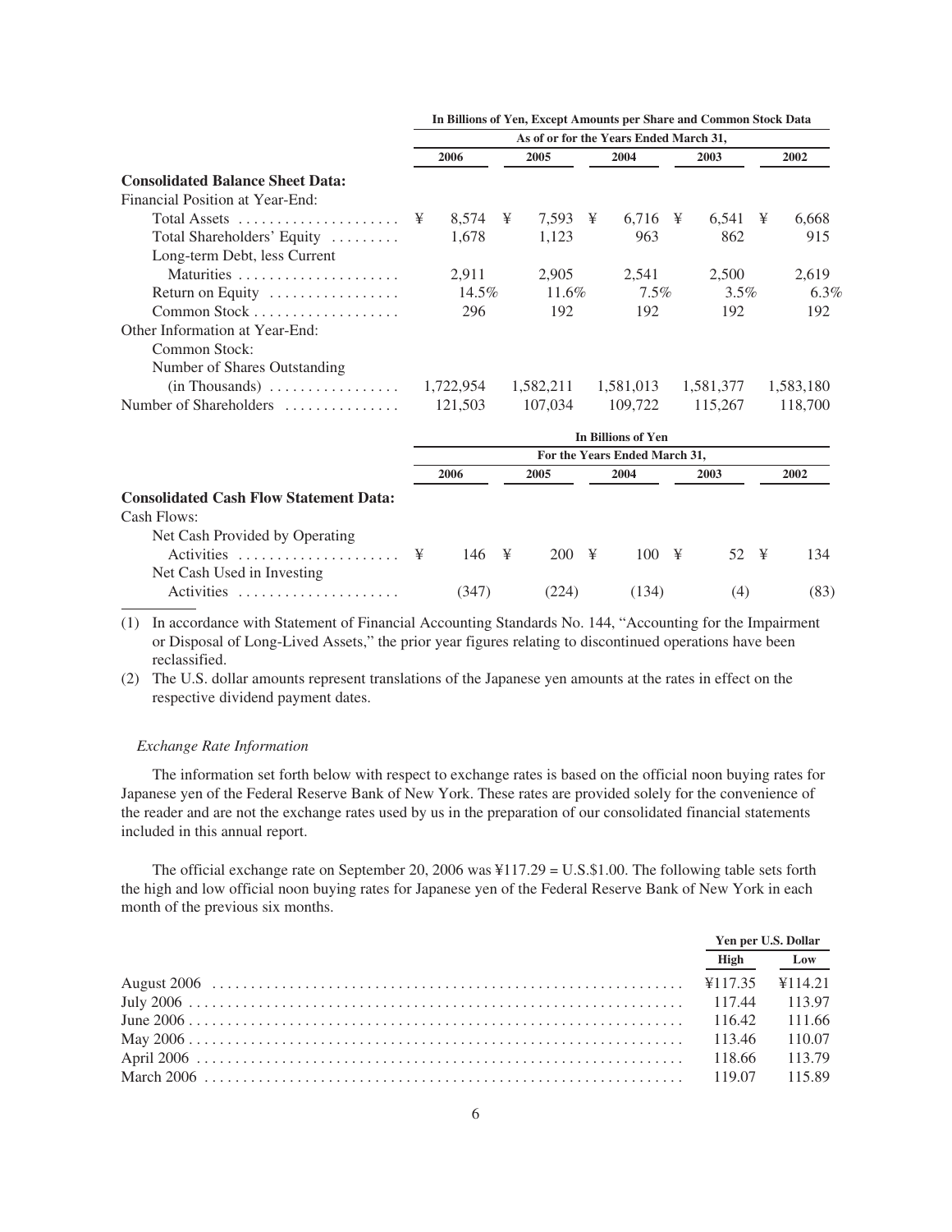| | In Billions of Yen, Except Amounts per Share and Common Stock Data | | | | |
|---|---|---|---|---|---|
| | As of or for the Years Ended March 31, | | | | |
| | 2006 | 2005 | 2004 | 2003 | 2002 |
| **Consolidated Balance Sheet Data:** | | | | | |
| Financial Position at Year-End: | | | | | |
| Total Assets | ¥ 8,574 | ¥ 7,593 | ¥ 6,716 | ¥ 6,541 | ¥ 6,668 |
| Total Shareholders' Equity | 1,678 | 1,123 | 963 | 862 | 915 |
| Long-term Debt, less Current Maturities | 2,911 | 2,905 | 2,541 | 2,500 | 2,619 |
| Return on Equity | 14.5% | 11.6% | 7.5% | 3.5% | 6.3% |
| Common Stock | 296 | 192 | 192 | 192 | 192 |
| Other Information at Year-End: | | | | | |
| Common Stock: | | | | | |
| Number of Shares Outstanding (in Thousands) | 1,722,954 | 1,582,211 | 1,581,013 | 1,581,377 | 1,583,180 |
| Number of Shareholders | 121,503 | 107,034 | 109,722 | 115,267 | 118,700 |

| | In Billions of Yen | | | | |
|---|---|---|---|---|---|
| | For the Years Ended March 31, | | | | |
| | 2006 | 2005 | 2004 | 2003 | 2002 |
| **Consolidated Cash Flow Statement Data:** | | | | | |
| Cash Flows: | | | | | |
| Net Cash Provided by Operating Activities | ¥ 146 | ¥ 200 | ¥ 100 | ¥ 52 | ¥ 134 |
| Net Cash Used in Investing Activities | (347) | (224) | (134) | (4) | (83) |

(1) In accordance with Statement of Financial Accounting Standards No. 144, "Accounting for the Impairment or Disposal of Long-Lived Assets," the prior year figures relating to discontinued operations have been reclassified.

(2) The U.S. dollar amounts represent translations of the Japanese yen amounts at the rates in effect on the respective dividend payment dates.

*Exchange Rate Information*

The information set forth below with respect to exchange rates is based on the official noon buying rates for Japanese yen of the Federal Reserve Bank of New York. These rates are provided solely for the convenience of the reader and are not the exchange rates used by us in the preparation of our consolidated financial statements included in this annual report.

The official exchange rate on September 20, 2006 was ¥117.29 = U.S.$1.00. The following table sets forth the high and low official noon buying rates for Japanese yen of the Federal Reserve Bank of New York in each month of the previous six months.

| | Yen per U.S. Dollar | |
|---|---|---|
| | High | Low |
| August 2006 | ¥117.35 | ¥114.21 |
| July 2006 | 117.44 | 113.97 |
| June 2006 | 116.42 | 111.66 |
| May 2006 | 113.46 | 110.07 |
| April 2006 | 118.66 | 113.79 |
| March 2006 | 119.07 | 115.89 |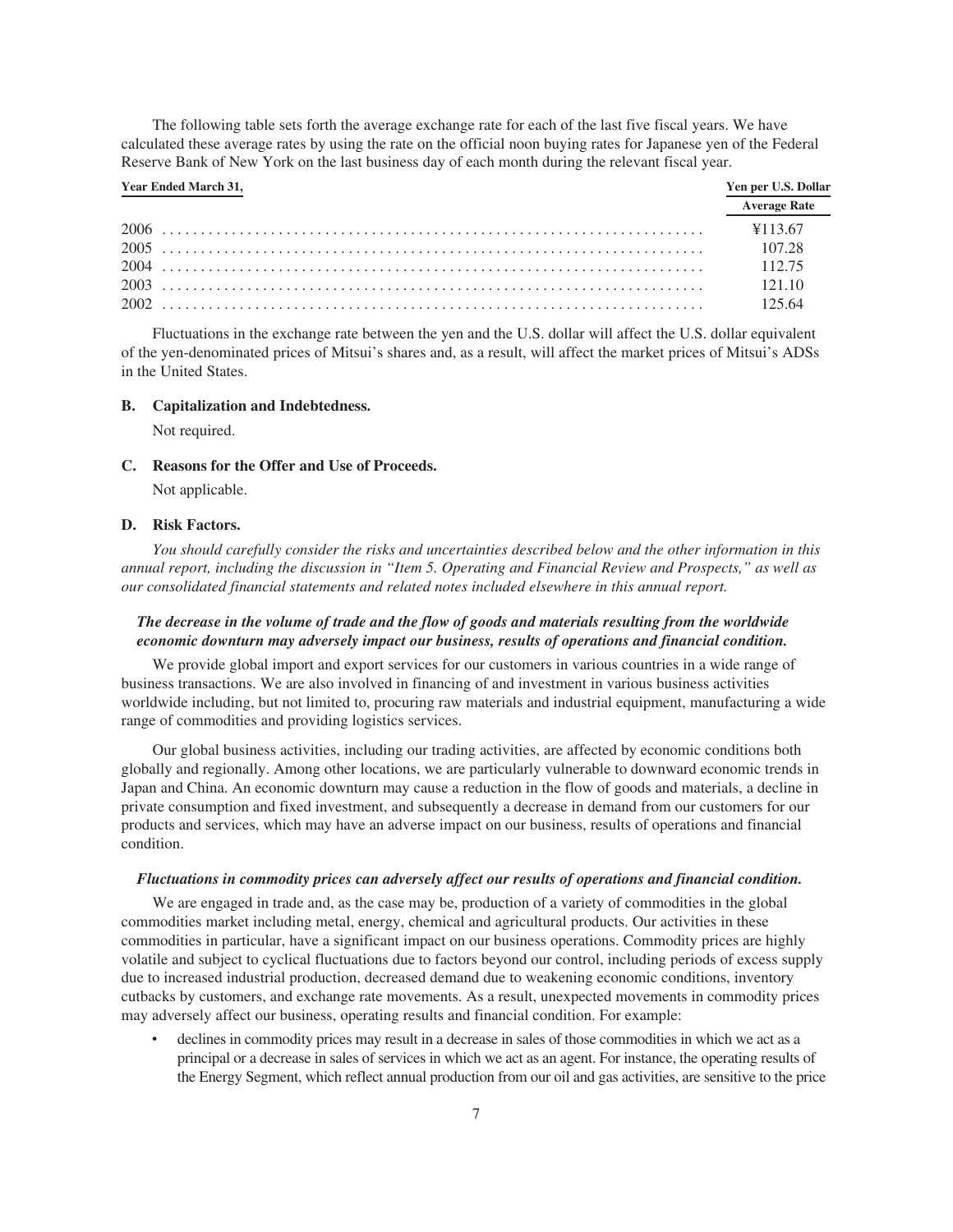The following table sets forth the average exchange rate for each of the last five fiscal years. We have calculated these average rates by using the rate on the official noon buying rates for Japanese yen of the Federal Reserve Bank of New York on the last business day of each month during the relevant fiscal year.

| Year Ended March 31, | Yen per U.S. Dollar |
|---|---|
| | Average Rate |
| 2006 | ¥113.67 |
| 2005 | 107.28 |
| 2004 | 112.75 |
| 2003 | 121.10 |
| 2002 | 125.64 |

Fluctuations in the exchange rate between the yen and the U.S. dollar will affect the U.S. dollar equivalent of the yen-denominated prices of Mitsui's shares and, as a result, will affect the market prices of Mitsui's ADSs in the United States.

### B. Capitalization and Indebtedness.

Not required.

### C. Reasons for the Offer and Use of Proceeds.

Not applicable.

### D. Risk Factors.

*You should carefully consider the risks and uncertainties described below and the other information in this annual report, including the discussion in "Item 5. Operating and Financial Review and Prospects," as well as our consolidated financial statements and related notes included elsewhere in this annual report.*

***The decrease in the volume of trade and the flow of goods and materials resulting from the worldwide economic downturn may adversely impact our business, results of operations and financial condition.***

We provide global import and export services for our customers in various countries in a wide range of business transactions. We are also involved in financing of and investment in various business activities worldwide including, but not limited to, procuring raw materials and industrial equipment, manufacturing a wide range of commodities and providing logistics services.

Our global business activities, including our trading activities, are affected by economic conditions both globally and regionally. Among other locations, we are particularly vulnerable to downward economic trends in Japan and China. An economic downturn may cause a reduction in the flow of goods and materials, a decline in private consumption and fixed investment, and subsequently a decrease in demand from our customers for our products and services, which may have an adverse impact on our business, results of operations and financial condition.

***Fluctuations in commodity prices can adversely affect our results of operations and financial condition.***

We are engaged in trade and, as the case may be, production of a variety of commodities in the global commodities market including metal, energy, chemical and agricultural products. Our activities in these commodities in particular, have a significant impact on our business operations. Commodity prices are highly volatile and subject to cyclical fluctuations due to factors beyond our control, including periods of excess supply due to increased industrial production, decreased demand due to weakening economic conditions, inventory cutbacks by customers, and exchange rate movements. As a result, unexpected movements in commodity prices may adversely affect our business, operating results and financial condition. For example:

- declines in commodity prices may result in a decrease in sales of those commodities in which we act as a principal or a decrease in sales of services in which we act as an agent. For instance, the operating results of the Energy Segment, which reflect annual production from our oil and gas activities, are sensitive to the price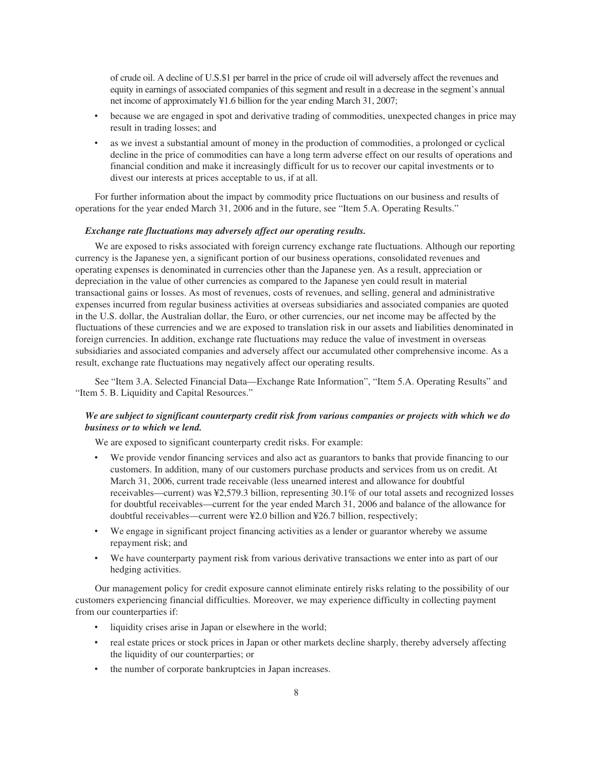of crude oil. A decline of U.S.$1 per barrel in the price of crude oil will adversely affect the revenues and equity in earnings of associated companies of this segment and result in a decrease in the segment's annual net income of approximately ¥1.6 billion for the year ending March 31, 2007;

- because we are engaged in spot and derivative trading of commodities, unexpected changes in price may result in trading losses; and
- as we invest a substantial amount of money in the production of commodities, a prolonged or cyclical decline in the price of commodities can have a long term adverse effect on our results of operations and financial condition and make it increasingly difficult for us to recover our capital investments or to divest our interests at prices acceptable to us, if at all.

For further information about the impact by commodity price fluctuations on our business and results of operations for the year ended March 31, 2006 and in the future, see "Item 5.A. Operating Results."

***Exchange rate fluctuations may adversely affect our operating results.***

We are exposed to risks associated with foreign currency exchange rate fluctuations. Although our reporting currency is the Japanese yen, a significant portion of our business operations, consolidated revenues and operating expenses is denominated in currencies other than the Japanese yen. As a result, appreciation or depreciation in the value of other currencies as compared to the Japanese yen could result in material transactional gains or losses. As most of revenues, costs of revenues, and selling, general and administrative expenses incurred from regular business activities at overseas subsidiaries and associated companies are quoted in the U.S. dollar, the Australian dollar, the Euro, or other currencies, our net income may be affected by the fluctuations of these currencies and we are exposed to translation risk in our assets and liabilities denominated in foreign currencies. In addition, exchange rate fluctuations may reduce the value of investment in overseas subsidiaries and associated companies and adversely affect our accumulated other comprehensive income. As a result, exchange rate fluctuations may negatively affect our operating results.

See "Item 3.A. Selected Financial Data—Exchange Rate Information", "Item 5.A. Operating Results" and "Item 5. B. Liquidity and Capital Resources."

***We are subject to significant counterparty credit risk from various companies or projects with which we do business or to which we lend.***

We are exposed to significant counterparty credit risks. For example:

- We provide vendor financing services and also act as guarantors to banks that provide financing to our customers. In addition, many of our customers purchase products and services from us on credit. At March 31, 2006, current trade receivable (less unearned interest and allowance for doubtful receivables—current) was ¥2,579.3 billion, representing 30.1% of our total assets and recognized losses for doubtful receivables—current for the year ended March 31, 2006 and balance of the allowance for doubtful receivables—current were ¥2.0 billion and ¥26.7 billion, respectively;
- We engage in significant project financing activities as a lender or guarantor whereby we assume repayment risk; and
- We have counterparty payment risk from various derivative transactions we enter into as part of our hedging activities.

Our management policy for credit exposure cannot eliminate entirely risks relating to the possibility of our customers experiencing financial difficulties. Moreover, we may experience difficulty in collecting payment from our counterparties if:

- liquidity crises arise in Japan or elsewhere in the world;
- real estate prices or stock prices in Japan or other markets decline sharply, thereby adversely affecting the liquidity of our counterparties; or
- the number of corporate bankruptcies in Japan increases.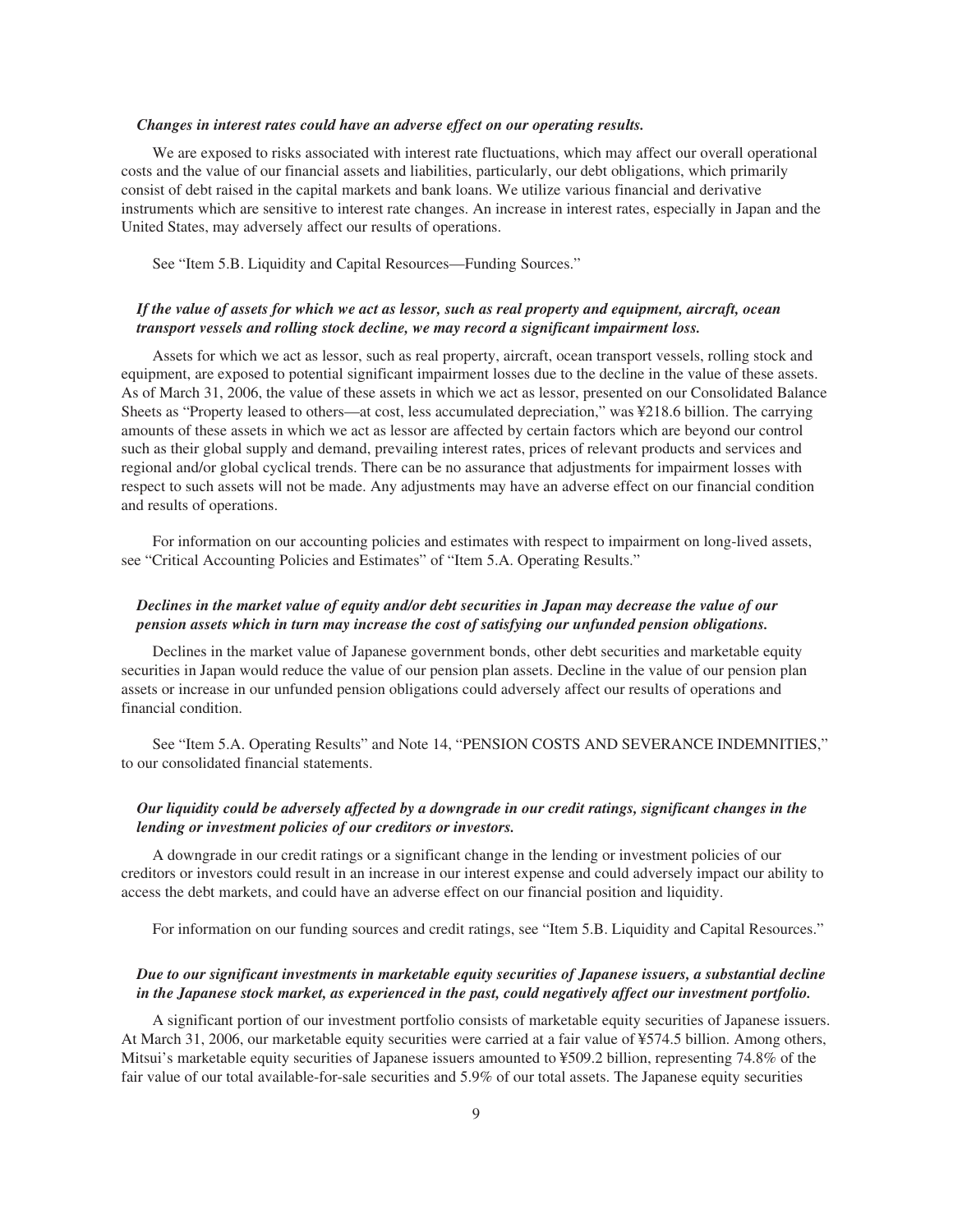***Changes in interest rates could have an adverse effect on our operating results.***

We are exposed to risks associated with interest rate fluctuations, which may affect our overall operational costs and the value of our financial assets and liabilities, particularly, our debt obligations, which primarily consist of debt raised in the capital markets and bank loans. We utilize various financial and derivative instruments which are sensitive to interest rate changes. An increase in interest rates, especially in Japan and the United States, may adversely affect our results of operations.

See "Item 5.B. Liquidity and Capital Resources—Funding Sources."

***If the value of assets for which we act as lessor, such as real property and equipment, aircraft, ocean transport vessels and rolling stock decline, we may record a significant impairment loss.***

Assets for which we act as lessor, such as real property, aircraft, ocean transport vessels, rolling stock and equipment, are exposed to potential significant impairment losses due to the decline in the value of these assets. As of March 31, 2006, the value of these assets in which we act as lessor, presented on our Consolidated Balance Sheets as "Property leased to others—at cost, less accumulated depreciation," was ¥218.6 billion. The carrying amounts of these assets in which we act as lessor are affected by certain factors which are beyond our control such as their global supply and demand, prevailing interest rates, prices of relevant products and services and regional and/or global cyclical trends. There can be no assurance that adjustments for impairment losses with respect to such assets will not be made. Any adjustments may have an adverse effect on our financial condition and results of operations.

For information on our accounting policies and estimates with respect to impairment on long-lived assets, see "Critical Accounting Policies and Estimates" of "Item 5.A. Operating Results."

***Declines in the market value of equity and/or debt securities in Japan may decrease the value of our pension assets which in turn may increase the cost of satisfying our unfunded pension obligations.***

Declines in the market value of Japanese government bonds, other debt securities and marketable equity securities in Japan would reduce the value of our pension plan assets. Decline in the value of our pension plan assets or increase in our unfunded pension obligations could adversely affect our results of operations and financial condition.

See "Item 5.A. Operating Results" and Note 14, "PENSION COSTS AND SEVERANCE INDEMNITIES," to our consolidated financial statements.

***Our liquidity could be adversely affected by a downgrade in our credit ratings, significant changes in the lending or investment policies of our creditors or investors.***

A downgrade in our credit ratings or a significant change in the lending or investment policies of our creditors or investors could result in an increase in our interest expense and could adversely impact our ability to access the debt markets, and could have an adverse effect on our financial position and liquidity.

For information on our funding sources and credit ratings, see "Item 5.B. Liquidity and Capital Resources."

***Due to our significant investments in marketable equity securities of Japanese issuers, a substantial decline in the Japanese stock market, as experienced in the past, could negatively affect our investment portfolio.***

A significant portion of our investment portfolio consists of marketable equity securities of Japanese issuers. At March 31, 2006, our marketable equity securities were carried at a fair value of ¥574.5 billion. Among others, Mitsui's marketable equity securities of Japanese issuers amounted to ¥509.2 billion, representing 74.8% of the fair value of our total available-for-sale securities and 5.9% of our total assets. The Japanese equity securities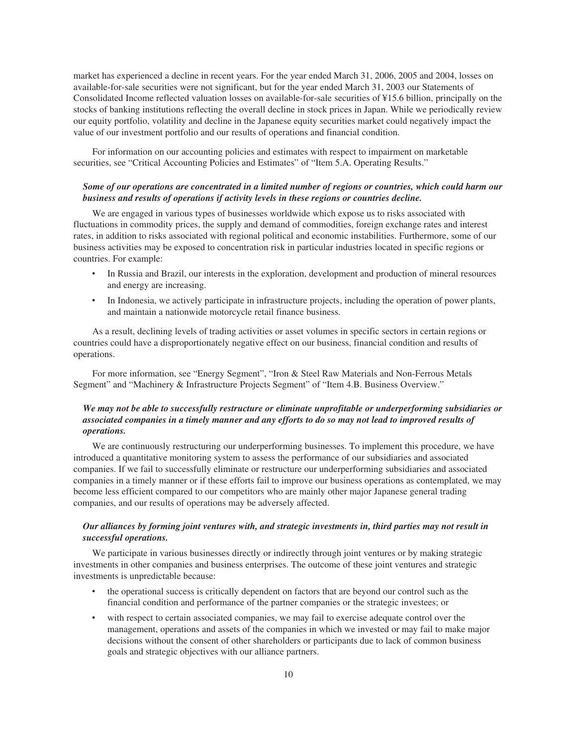market has experienced a decline in recent years. For the year ended March 31, 2006, 2005 and 2004, losses on available-for-sale securities were not significant, but for the year ended March 31, 2003 our Statements of Consolidated Income reflected valuation losses on available-for-sale securities of ¥15.6 billion, principally on the stocks of banking institutions reflecting the overall decline in stock prices in Japan. While we periodically review our equity portfolio, volatility and decline in the Japanese equity securities market could negatively impact the value of our investment portfolio and our results of operations and financial condition.

For information on our accounting policies and estimates with respect to impairment on marketable securities, see "Critical Accounting Policies and Estimates" of "Item 5.A. Operating Results."

***Some of our operations are concentrated in a limited number of regions or countries, which could harm our business and results of operations if activity levels in these regions or countries decline.***

We are engaged in various types of businesses worldwide which expose us to risks associated with fluctuations in commodity prices, the supply and demand of commodities, foreign exchange rates and interest rates, in addition to risks associated with regional political and economic instabilities. Furthermore, some of our business activities may be exposed to concentration risk in particular industries located in specific regions or countries. For example:

- In Russia and Brazil, our interests in the exploration, development and production of mineral resources and energy are increasing.
- In Indonesia, we actively participate in infrastructure projects, including the operation of power plants, and maintain a nationwide motorcycle retail finance business.

As a result, declining levels of trading activities or asset volumes in specific sectors in certain regions or countries could have a disproportionately negative effect on our business, financial condition and results of operations.

For more information, see "Energy Segment", "Iron & Steel Raw Materials and Non-Ferrous Metals Segment" and "Machinery & Infrastructure Projects Segment" of "Item 4.B. Business Overview."

***We may not be able to successfully restructure or eliminate unprofitable or underperforming subsidiaries or associated companies in a timely manner and any efforts to do so may not lead to improved results of operations.***

We are continuously restructuring our underperforming businesses. To implement this procedure, we have introduced a quantitative monitoring system to assess the performance of our subsidiaries and associated companies. If we fail to successfully eliminate or restructure our underperforming subsidiaries and associated companies in a timely manner or if these efforts fail to improve our business operations as contemplated, we may become less efficient compared to our competitors who are mainly other major Japanese general trading companies, and our results of operations may be adversely affected.

***Our alliances by forming joint ventures with, and strategic investments in, third parties may not result in successful operations.***

We participate in various businesses directly or indirectly through joint ventures or by making strategic investments in other companies and business enterprises. The outcome of these joint ventures and strategic investments is unpredictable because:

- the operational success is critically dependent on factors that are beyond our control such as the financial condition and performance of the partner companies or the strategic investees; or
- with respect to certain associated companies, we may fail to exercise adequate control over the management, operations and assets of the companies in which we invested or may fail to make major decisions without the consent of other shareholders or participants due to lack of common business goals and strategic objectives with our alliance partners.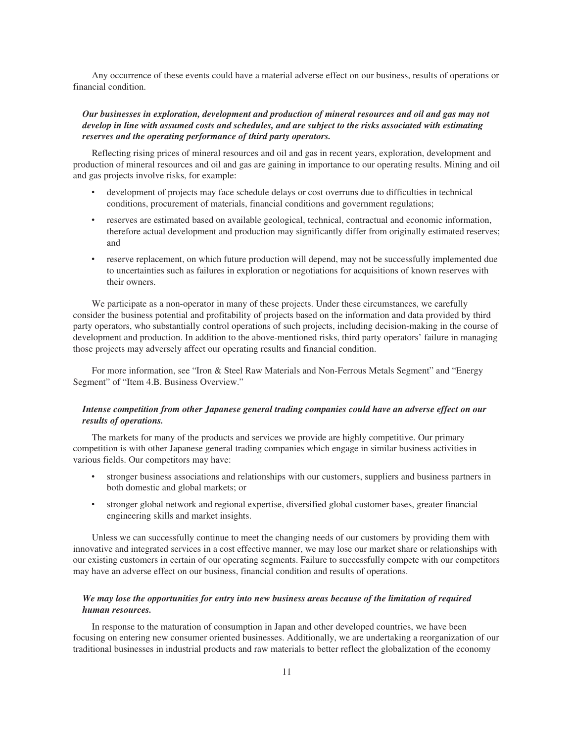Any occurrence of these events could have a material adverse effect on our business, results of operations or financial condition.

***Our businesses in exploration, development and production of mineral resources and oil and gas may not develop in line with assumed costs and schedules, and are subject to the risks associated with estimating reserves and the operating performance of third party operators.***

Reflecting rising prices of mineral resources and oil and gas in recent years, exploration, development and production of mineral resources and oil and gas are gaining in importance to our operating results. Mining and oil and gas projects involve risks, for example:

- development of projects may face schedule delays or cost overruns due to difficulties in technical conditions, procurement of materials, financial conditions and government regulations;
- reserves are estimated based on available geological, technical, contractual and economic information, therefore actual development and production may significantly differ from originally estimated reserves; and
- reserve replacement, on which future production will depend, may not be successfully implemented due to uncertainties such as failures in exploration or negotiations for acquisitions of known reserves with their owners.

We participate as a non-operator in many of these projects. Under these circumstances, we carefully consider the business potential and profitability of projects based on the information and data provided by third party operators, who substantially control operations of such projects, including decision-making in the course of development and production. In addition to the above-mentioned risks, third party operators' failure in managing those projects may adversely affect our operating results and financial condition.

For more information, see "Iron & Steel Raw Materials and Non-Ferrous Metals Segment" and "Energy Segment" of "Item 4.B. Business Overview."

***Intense competition from other Japanese general trading companies could have an adverse effect on our results of operations.***

The markets for many of the products and services we provide are highly competitive. Our primary competition is with other Japanese general trading companies which engage in similar business activities in various fields. Our competitors may have:

- stronger business associations and relationships with our customers, suppliers and business partners in both domestic and global markets; or
- stronger global network and regional expertise, diversified global customer bases, greater financial engineering skills and market insights.

Unless we can successfully continue to meet the changing needs of our customers by providing them with innovative and integrated services in a cost effective manner, we may lose our market share or relationships with our existing customers in certain of our operating segments. Failure to successfully compete with our competitors may have an adverse effect on our business, financial condition and results of operations.

***We may lose the opportunities for entry into new business areas because of the limitation of required human resources.***

In response to the maturation of consumption in Japan and other developed countries, we have been focusing on entering new consumer oriented businesses. Additionally, we are undertaking a reorganization of our traditional businesses in industrial products and raw materials to better reflect the globalization of the economy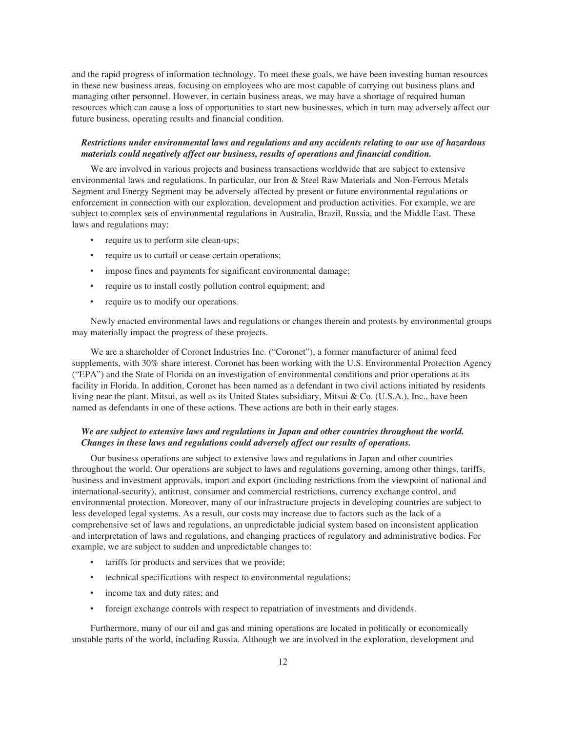and the rapid progress of information technology. To meet these goals, we have been investing human resources in these new business areas, focusing on employees who are most capable of carrying out business plans and managing other personnel. However, in certain business areas, we may have a shortage of required human resources which can cause a loss of opportunities to start new businesses, which in turn may adversely affect our future business, operating results and financial condition.

***Restrictions under environmental laws and regulations and any accidents relating to our use of hazardous materials could negatively affect our business, results of operations and financial condition.***

We are involved in various projects and business transactions worldwide that are subject to extensive environmental laws and regulations. In particular, our Iron & Steel Raw Materials and Non-Ferrous Metals Segment and Energy Segment may be adversely affected by present or future environmental regulations or enforcement in connection with our exploration, development and production activities. For example, we are subject to complex sets of environmental regulations in Australia, Brazil, Russia, and the Middle East. These laws and regulations may:

- require us to perform site clean-ups;
- require us to curtail or cease certain operations;
- impose fines and payments for significant environmental damage;
- require us to install costly pollution control equipment; and
- require us to modify our operations.

Newly enacted environmental laws and regulations or changes therein and protests by environmental groups may materially impact the progress of these projects.

We are a shareholder of Coronet Industries Inc. ("Coronet"), a former manufacturer of animal feed supplements, with 30% share interest. Coronet has been working with the U.S. Environmental Protection Agency ("EPA") and the State of Florida on an investigation of environmental conditions and prior operations at its facility in Florida. In addition, Coronet has been named as a defendant in two civil actions initiated by residents living near the plant. Mitsui, as well as its United States subsidiary, Mitsui & Co. (U.S.A.), Inc., have been named as defendants in one of these actions. These actions are both in their early stages.

***We are subject to extensive laws and regulations in Japan and other countries throughout the world. Changes in these laws and regulations could adversely affect our results of operations.***

Our business operations are subject to extensive laws and regulations in Japan and other countries throughout the world. Our operations are subject to laws and regulations governing, among other things, tariffs, business and investment approvals, import and export (including restrictions from the viewpoint of national and international-security), antitrust, consumer and commercial restrictions, currency exchange control, and environmental protection. Moreover, many of our infrastructure projects in developing countries are subject to less developed legal systems. As a result, our costs may increase due to factors such as the lack of a comprehensive set of laws and regulations, an unpredictable judicial system based on inconsistent application and interpretation of laws and regulations, and changing practices of regulatory and administrative bodies. For example, we are subject to sudden and unpredictable changes to:

- tariffs for products and services that we provide;
- technical specifications with respect to environmental regulations;
- income tax and duty rates; and
- foreign exchange controls with respect to repatriation of investments and dividends.

Furthermore, many of our oil and gas and mining operations are located in politically or economically unstable parts of the world, including Russia. Although we are involved in the exploration, development and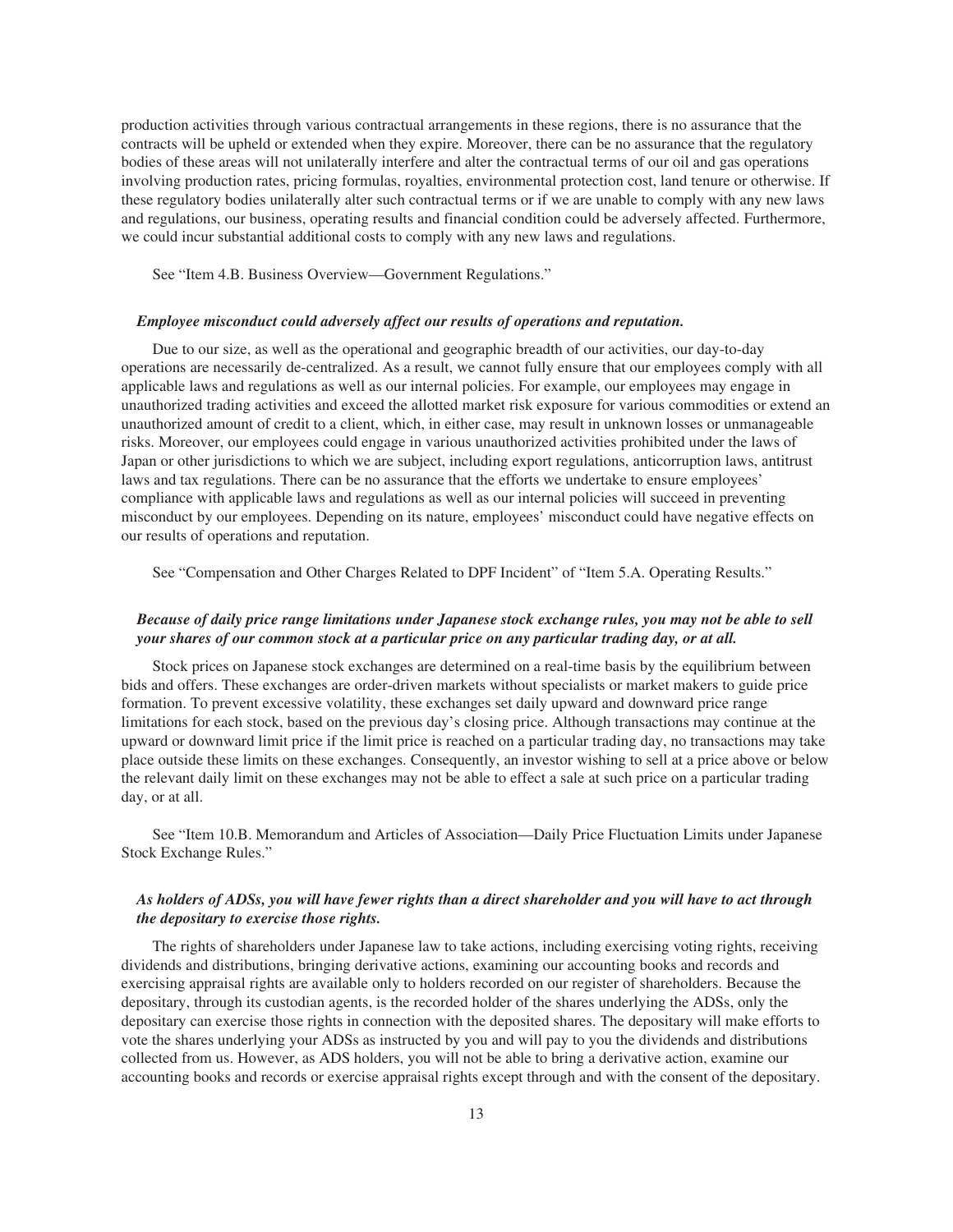production activities through various contractual arrangements in these regions, there is no assurance that the contracts will be upheld or extended when they expire. Moreover, there can be no assurance that the regulatory bodies of these areas will not unilaterally interfere and alter the contractual terms of our oil and gas operations involving production rates, pricing formulas, royalties, environmental protection cost, land tenure or otherwise. If these regulatory bodies unilaterally alter such contractual terms or if we are unable to comply with any new laws and regulations, our business, operating results and financial condition could be adversely affected. Furthermore, we could incur substantial additional costs to comply with any new laws and regulations.

See "Item 4.B. Business Overview—Government Regulations."

***Employee misconduct could adversely affect our results of operations and reputation.***

Due to our size, as well as the operational and geographic breadth of our activities, our day-to-day operations are necessarily de-centralized. As a result, we cannot fully ensure that our employees comply with all applicable laws and regulations as well as our internal policies. For example, our employees may engage in unauthorized trading activities and exceed the allotted market risk exposure for various commodities or extend an unauthorized amount of credit to a client, which, in either case, may result in unknown losses or unmanageable risks. Moreover, our employees could engage in various unauthorized activities prohibited under the laws of Japan or other jurisdictions to which we are subject, including export regulations, anticorruption laws, antitrust laws and tax regulations. There can be no assurance that the efforts we undertake to ensure employees' compliance with applicable laws and regulations as well as our internal policies will succeed in preventing misconduct by our employees. Depending on its nature, employees' misconduct could have negative effects on our results of operations and reputation.

See "Compensation and Other Charges Related to DPF Incident" of "Item 5.A. Operating Results."

***Because of daily price range limitations under Japanese stock exchange rules, you may not be able to sell your shares of our common stock at a particular price on any particular trading day, or at all.***

Stock prices on Japanese stock exchanges are determined on a real-time basis by the equilibrium between bids and offers. These exchanges are order-driven markets without specialists or market makers to guide price formation. To prevent excessive volatility, these exchanges set daily upward and downward price range limitations for each stock, based on the previous day's closing price. Although transactions may continue at the upward or downward limit price if the limit price is reached on a particular trading day, no transactions may take place outside these limits on these exchanges. Consequently, an investor wishing to sell at a price above or below the relevant daily limit on these exchanges may not be able to effect a sale at such price on a particular trading day, or at all.

See "Item 10.B. Memorandum and Articles of Association—Daily Price Fluctuation Limits under Japanese Stock Exchange Rules."

***As holders of ADSs, you will have fewer rights than a direct shareholder and you will have to act through the depositary to exercise those rights.***

The rights of shareholders under Japanese law to take actions, including exercising voting rights, receiving dividends and distributions, bringing derivative actions, examining our accounting books and records and exercising appraisal rights are available only to holders recorded on our register of shareholders. Because the depositary, through its custodian agents, is the recorded holder of the shares underlying the ADSs, only the depositary can exercise those rights in connection with the deposited shares. The depositary will make efforts to vote the shares underlying your ADSs as instructed by you and will pay to you the dividends and distributions collected from us. However, as ADS holders, you will not be able to bring a derivative action, examine our accounting books and records or exercise appraisal rights except through and with the consent of the depositary.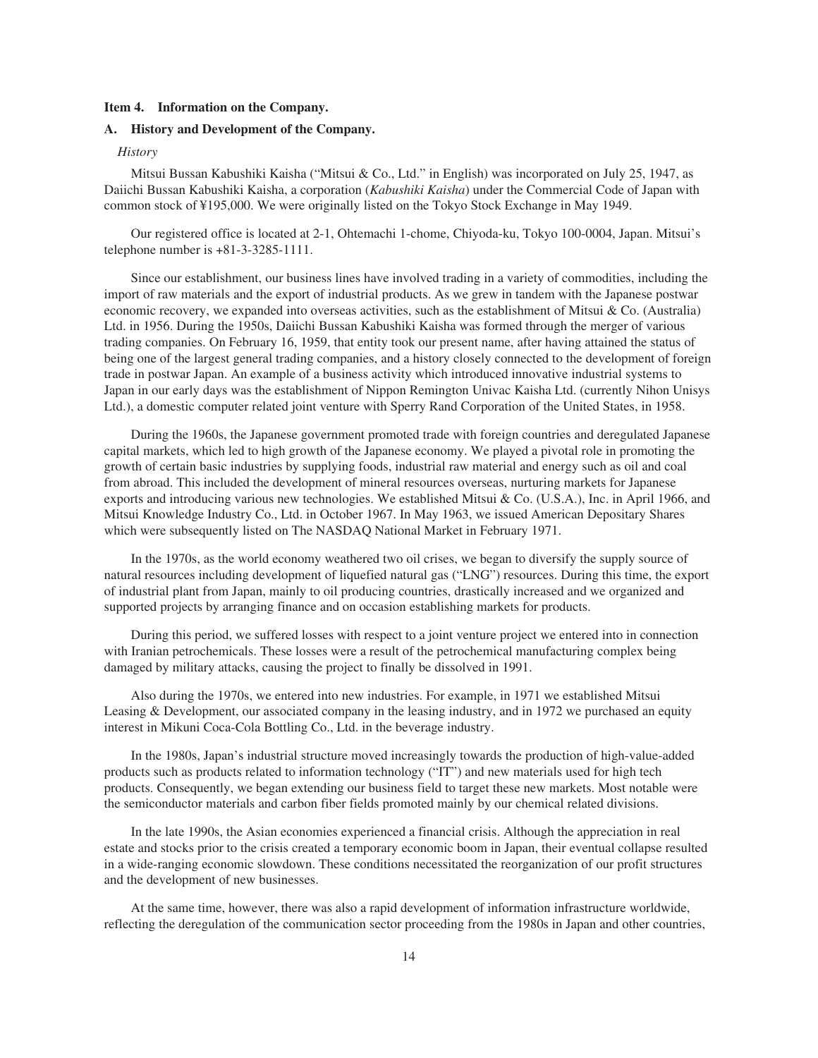## Item 4. Information on the Company.

### A. History and Development of the Company.

*History*

Mitsui Bussan Kabushiki Kaisha ("Mitsui & Co., Ltd." in English) was incorporated on July 25, 1947, as Daiichi Bussan Kabushiki Kaisha, a corporation (*Kabushiki Kaisha*) under the Commercial Code of Japan with common stock of ¥195,000. We were originally listed on the Tokyo Stock Exchange in May 1949.

Our registered office is located at 2-1, Ohtemachi 1-chome, Chiyoda-ku, Tokyo 100-0004, Japan. Mitsui's telephone number is +81-3-3285-1111.

Since our establishment, our business lines have involved trading in a variety of commodities, including the import of raw materials and the export of industrial products. As we grew in tandem with the Japanese postwar economic recovery, we expanded into overseas activities, such as the establishment of Mitsui & Co. (Australia) Ltd. in 1956. During the 1950s, Daiichi Bussan Kabushiki Kaisha was formed through the merger of various trading companies. On February 16, 1959, that entity took our present name, after having attained the status of being one of the largest general trading companies, and a history closely connected to the development of foreign trade in postwar Japan. An example of a business activity which introduced innovative industrial systems to Japan in our early days was the establishment of Nippon Remington Univac Kaisha Ltd. (currently Nihon Unisys Ltd.), a domestic computer related joint venture with Sperry Rand Corporation of the United States, in 1958.

During the 1960s, the Japanese government promoted trade with foreign countries and deregulated Japanese capital markets, which led to high growth of the Japanese economy. We played a pivotal role in promoting the growth of certain basic industries by supplying foods, industrial raw material and energy such as oil and coal from abroad. This included the development of mineral resources overseas, nurturing markets for Japanese exports and introducing various new technologies. We established Mitsui & Co. (U.S.A.), Inc. in April 1966, and Mitsui Knowledge Industry Co., Ltd. in October 1967. In May 1963, we issued American Depositary Shares which were subsequently listed on The NASDAQ National Market in February 1971.

In the 1970s, as the world economy weathered two oil crises, we began to diversify the supply source of natural resources including development of liquefied natural gas ("LNG") resources. During this time, the export of industrial plant from Japan, mainly to oil producing countries, drastically increased and we organized and supported projects by arranging finance and on occasion establishing markets for products.

During this period, we suffered losses with respect to a joint venture project we entered into in connection with Iranian petrochemicals. These losses were a result of the petrochemical manufacturing complex being damaged by military attacks, causing the project to finally be dissolved in 1991.

Also during the 1970s, we entered into new industries. For example, in 1971 we established Mitsui Leasing & Development, our associated company in the leasing industry, and in 1972 we purchased an equity interest in Mikuni Coca-Cola Bottling Co., Ltd. in the beverage industry.

In the 1980s, Japan's industrial structure moved increasingly towards the production of high-value-added products such as products related to information technology ("IT") and new materials used for high tech products. Consequently, we began extending our business field to target these new markets. Most notable were the semiconductor materials and carbon fiber fields promoted mainly by our chemical related divisions.

In the late 1990s, the Asian economies experienced a financial crisis. Although the appreciation in real estate and stocks prior to the crisis created a temporary economic boom in Japan, their eventual collapse resulted in a wide-ranging economic slowdown. These conditions necessitated the reorganization of our profit structures and the development of new businesses.

At the same time, however, there was also a rapid development of information infrastructure worldwide, reflecting the deregulation of the communication sector proceeding from the 1980s in Japan and other countries,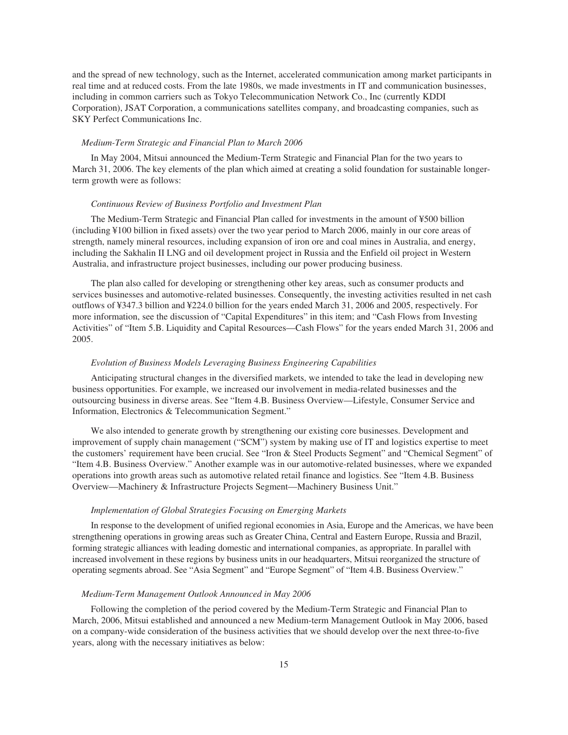and the spread of new technology, such as the Internet, accelerated communication among market participants in real time and at reduced costs. From the late 1980s, we made investments in IT and communication businesses, including in common carriers such as Tokyo Telecommunication Network Co., Inc (currently KDDI Corporation), JSAT Corporation, a communications satellites company, and broadcasting companies, such as SKY Perfect Communications Inc.

*Medium-Term Strategic and Financial Plan to March 2006*

In May 2004, Mitsui announced the Medium-Term Strategic and Financial Plan for the two years to March 31, 2006. The key elements of the plan which aimed at creating a solid foundation for sustainable longer-term growth were as follows:

*Continuous Review of Business Portfolio and Investment Plan*

The Medium-Term Strategic and Financial Plan called for investments in the amount of ¥500 billion (including ¥100 billion in fixed assets) over the two year period to March 2006, mainly in our core areas of strength, namely mineral resources, including expansion of iron ore and coal mines in Australia, and energy, including the Sakhalin II LNG and oil development project in Russia and the Enfield oil project in Western Australia, and infrastructure project businesses, including our power producing business.

The plan also called for developing or strengthening other key areas, such as consumer products and services businesses and automotive-related businesses. Consequently, the investing activities resulted in net cash outflows of ¥347.3 billion and ¥224.0 billion for the years ended March 31, 2006 and 2005, respectively. For more information, see the discussion of "Capital Expenditures" in this item; and "Cash Flows from Investing Activities" of "Item 5.B. Liquidity and Capital Resources—Cash Flows" for the years ended March 31, 2006 and 2005.

*Evolution of Business Models Leveraging Business Engineering Capabilities*

Anticipating structural changes in the diversified markets, we intended to take the lead in developing new business opportunities. For example, we increased our involvement in media-related businesses and the outsourcing business in diverse areas. See "Item 4.B. Business Overview—Lifestyle, Consumer Service and Information, Electronics & Telecommunication Segment."

We also intended to generate growth by strengthening our existing core businesses. Development and improvement of supply chain management ("SCM") system by making use of IT and logistics expertise to meet the customers' requirement have been crucial. See "Iron & Steel Products Segment" and "Chemical Segment" of "Item 4.B. Business Overview." Another example was in our automotive-related businesses, where we expanded operations into growth areas such as automotive related retail finance and logistics. See "Item 4.B. Business Overview—Machinery & Infrastructure Projects Segment—Machinery Business Unit."

*Implementation of Global Strategies Focusing on Emerging Markets*

In response to the development of unified regional economies in Asia, Europe and the Americas, we have been strengthening operations in growing areas such as Greater China, Central and Eastern Europe, Russia and Brazil, forming strategic alliances with leading domestic and international companies, as appropriate. In parallel with increased involvement in these regions by business units in our headquarters, Mitsui reorganized the structure of operating segments abroad. See "Asia Segment" and "Europe Segment" of "Item 4.B. Business Overview."

*Medium-Term Management Outlook Announced in May 2006*

Following the completion of the period covered by the Medium-Term Strategic and Financial Plan to March, 2006, Mitsui established and announced a new Medium-term Management Outlook in May 2006, based on a company-wide consideration of the business activities that we should develop over the next three-to-five years, along with the necessary initiatives as below: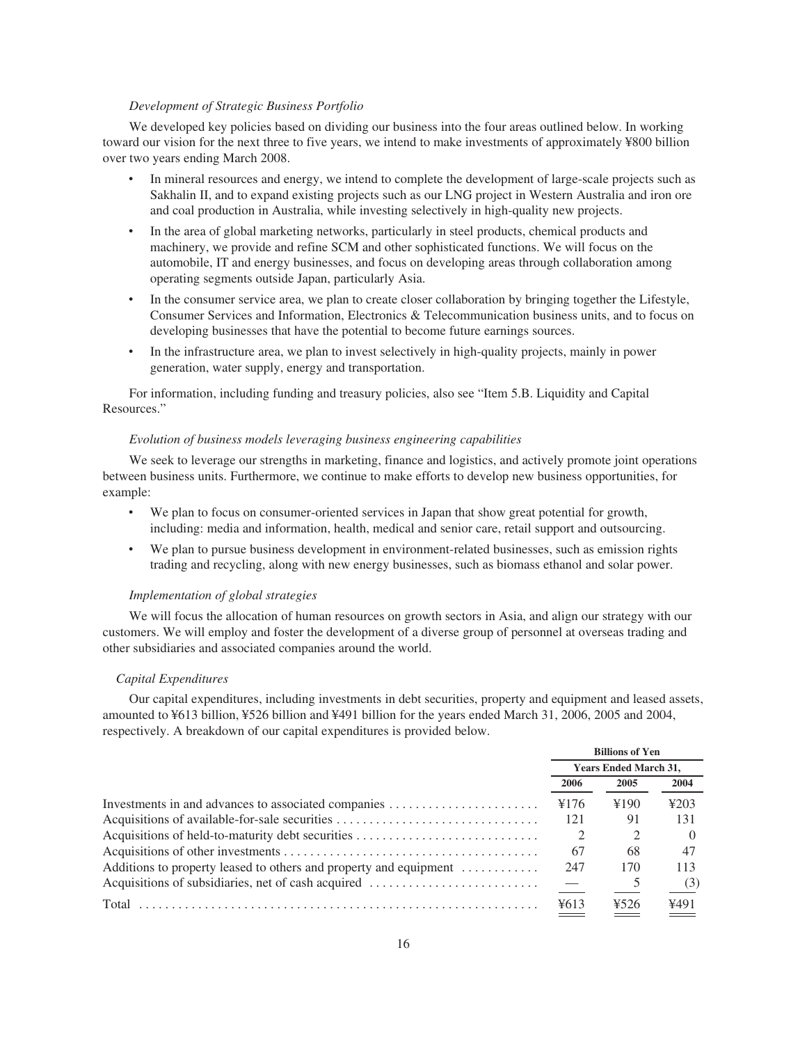*Development of Strategic Business Portfolio*

We developed key policies based on dividing our business into the four areas outlined below. In working toward our vision for the next three to five years, we intend to make investments of approximately ¥800 billion over two years ending March 2008.

- In mineral resources and energy, we intend to complete the development of large-scale projects such as Sakhalin II, and to expand existing projects such as our LNG project in Western Australia and iron ore and coal production in Australia, while investing selectively in high-quality new projects.
- In the area of global marketing networks, particularly in steel products, chemical products and machinery, we provide and refine SCM and other sophisticated functions. We will focus on the automobile, IT and energy businesses, and focus on developing areas through collaboration among operating segments outside Japan, particularly Asia.
- In the consumer service area, we plan to create closer collaboration by bringing together the Lifestyle, Consumer Services and Information, Electronics & Telecommunication business units, and to focus on developing businesses that have the potential to become future earnings sources.
- In the infrastructure area, we plan to invest selectively in high-quality projects, mainly in power generation, water supply, energy and transportation.

For information, including funding and treasury policies, also see "Item 5.B. Liquidity and Capital Resources."

*Evolution of business models leveraging business engineering capabilities*

We seek to leverage our strengths in marketing, finance and logistics, and actively promote joint operations between business units. Furthermore, we continue to make efforts to develop new business opportunities, for example:

- We plan to focus on consumer-oriented services in Japan that show great potential for growth, including: media and information, health, medical and senior care, retail support and outsourcing.
- We plan to pursue business development in environment-related businesses, such as emission rights trading and recycling, along with new energy businesses, such as biomass ethanol and solar power.

*Implementation of global strategies*

We will focus the allocation of human resources on growth sectors in Asia, and align our strategy with our customers. We will employ and foster the development of a diverse group of personnel at overseas trading and other subsidiaries and associated companies around the world.

*Capital Expenditures*

Our capital expenditures, including investments in debt securities, property and equipment and leased assets, amounted to ¥613 billion, ¥526 billion and ¥491 billion for the years ended March 31, 2006, 2005 and 2004, respectively. A breakdown of our capital expenditures is provided below.

| | Billions of Yen | | |
|---|---|---|---|
| | Years Ended March 31, | | |
| | 2006 | 2005 | 2004 |
| Investments in and advances to associated companies | ¥176 | ¥190 | ¥203 |
| Acquisitions of available-for-sale securities | 121 | 91 | 131 |
| Acquisitions of held-to-maturity debt securities | 2 | 2 | 0 |
| Acquisitions of other investments | 67 | 68 | 47 |
| Additions to property leased to others and property and equipment | 247 | 170 | 113 |
| Acquisitions of subsidiaries, net of cash acquired | — | 5 | (3) |
| Total | ¥613 | ¥526 | ¥491 |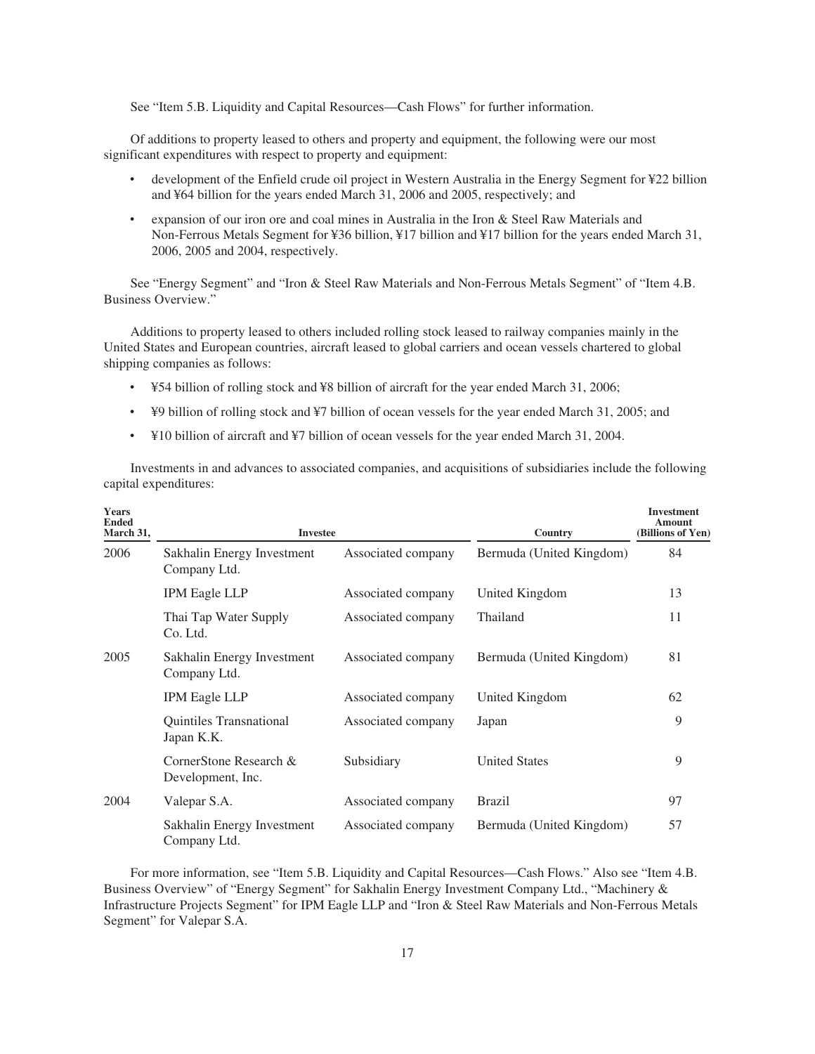See "Item 5.B. Liquidity and Capital Resources—Cash Flows" for further information.

Of additions to property leased to others and property and equipment, the following were our most significant expenditures with respect to property and equipment:

- development of the Enfield crude oil project in Western Australia in the Energy Segment for ¥22 billion and ¥64 billion for the years ended March 31, 2006 and 2005, respectively; and
- expansion of our iron ore and coal mines in Australia in the Iron & Steel Raw Materials and Non-Ferrous Metals Segment for ¥36 billion, ¥17 billion and ¥17 billion for the years ended March 31, 2006, 2005 and 2004, respectively.

See "Energy Segment" and "Iron & Steel Raw Materials and Non-Ferrous Metals Segment" of "Item 4.B. Business Overview."

Additions to property leased to others included rolling stock leased to railway companies mainly in the United States and European countries, aircraft leased to global carriers and ocean vessels chartered to global shipping companies as follows:

- ¥54 billion of rolling stock and ¥8 billion of aircraft for the year ended March 31, 2006;
- ¥9 billion of rolling stock and ¥7 billion of ocean vessels for the year ended March 31, 2005; and
- ¥10 billion of aircraft and ¥7 billion of ocean vessels for the year ended March 31, 2004.

Investments in and advances to associated companies, and acquisitions of subsidiaries include the following capital expenditures:

| Years Ended March 31, | Investee | | Country | Investment Amount (Billions of Yen) |
|---|---|---|---|---|
| 2006 | Sakhalin Energy Investment Company Ltd. | Associated company | Bermuda (United Kingdom) | 84 |
| | IPM Eagle LLP | Associated company | United Kingdom | 13 |
| | Thai Tap Water Supply Co. Ltd. | Associated company | Thailand | 11 |
| 2005 | Sakhalin Energy Investment Company Ltd. | Associated company | Bermuda (United Kingdom) | 81 |
| | IPM Eagle LLP | Associated company | United Kingdom | 62 |
| | Quintiles Transnational Japan K.K. | Associated company | Japan | 9 |
| | CornerStone Research & Development, Inc. | Subsidiary | United States | 9 |
| 2004 | Valepar S.A. | Associated company | Brazil | 97 |
| | Sakhalin Energy Investment Company Ltd. | Associated company | Bermuda (United Kingdom) | 57 |

For more information, see "Item 5.B. Liquidity and Capital Resources—Cash Flows." Also see "Item 4.B. Business Overview" of "Energy Segment" for Sakhalin Energy Investment Company Ltd., "Machinery & Infrastructure Projects Segment" for IPM Eagle LLP and "Iron & Steel Raw Materials and Non-Ferrous Metals Segment" for Valepar S.A.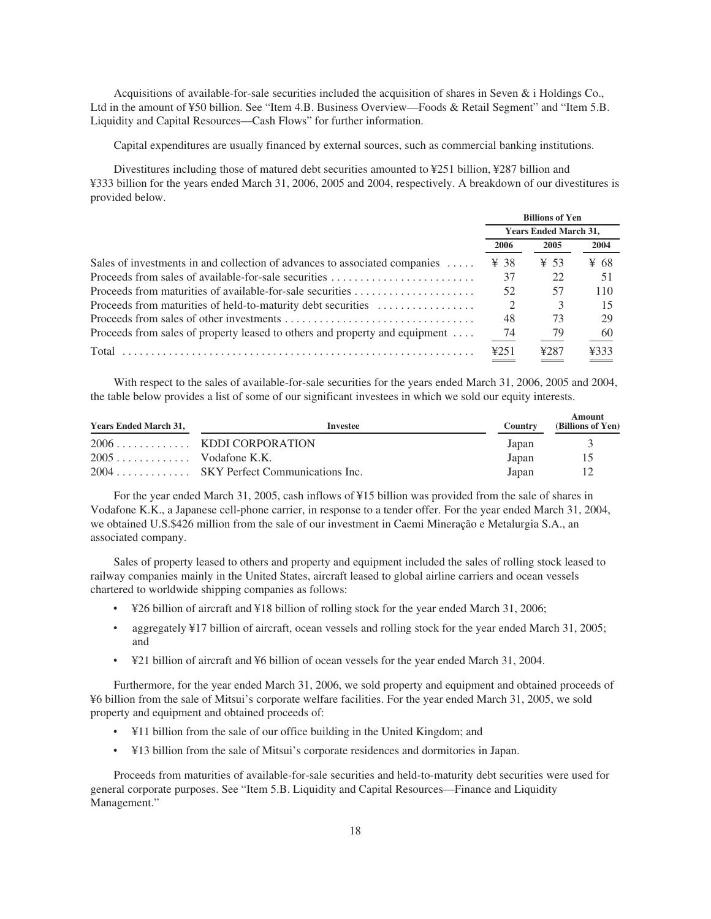Acquisitions of available-for-sale securities included the acquisition of shares in Seven & i Holdings Co., Ltd in the amount of ¥50 billion. See "Item 4.B. Business Overview—Foods & Retail Segment" and "Item 5.B. Liquidity and Capital Resources—Cash Flows" for further information.

Capital expenditures are usually financed by external sources, such as commercial banking institutions.

Divestitures including those of matured debt securities amounted to ¥251 billion, ¥287 billion and ¥333 billion for the years ended March 31, 2006, 2005 and 2004, respectively. A breakdown of our divestitures is provided below.

| | Billions of Yen | | |
|---|---|---|---|
| | Years Ended March 31, | | |
| | 2006 | 2005 | 2004 |
| Sales of investments in and collection of advances to associated companies | ¥ 38 | ¥ 53 | ¥ 68 |
| Proceeds from sales of available-for-sale securities | 37 | 22 | 51 |
| Proceeds from maturities of available-for-sale securities | 52 | 57 | 110 |
| Proceeds from maturities of held-to-maturity debt securities | 2 | 3 | 15 |
| Proceeds from sales of other investments | 48 | 73 | 29 |
| Proceeds from sales of property leased to others and property and equipment | 74 | 79 | 60 |
| Total | ¥251 | ¥287 | ¥333 |

With respect to the sales of available-for-sale securities for the years ended March 31, 2006, 2005 and 2004, the table below provides a list of some of our significant investees in which we sold our equity interests.

| Years Ended March 31, | Investee | Country | Amount (Billions of Yen) |
|---|---|---|---|
| 2006 | KDDI CORPORATION | Japan | 3 |
| 2005 | Vodafone K.K. | Japan | 15 |
| 2004 | SKY Perfect Communications Inc. | Japan | 12 |

For the year ended March 31, 2005, cash inflows of ¥15 billion was provided from the sale of shares in Vodafone K.K., a Japanese cell-phone carrier, in response to a tender offer. For the year ended March 31, 2004, we obtained U.S.$426 million from the sale of our investment in Caemi Mineração e Metalurgia S.A., an associated company.

Sales of property leased to others and property and equipment included the sales of rolling stock leased to railway companies mainly in the United States, aircraft leased to global airline carriers and ocean vessels chartered to worldwide shipping companies as follows:

- ¥26 billion of aircraft and ¥18 billion of rolling stock for the year ended March 31, 2006;
- aggregately ¥17 billion of aircraft, ocean vessels and rolling stock for the year ended March 31, 2005; and
- ¥21 billion of aircraft and ¥6 billion of ocean vessels for the year ended March 31, 2004.

Furthermore, for the year ended March 31, 2006, we sold property and equipment and obtained proceeds of ¥6 billion from the sale of Mitsui's corporate welfare facilities. For the year ended March 31, 2005, we sold property and equipment and obtained proceeds of:

- ¥11 billion from the sale of our office building in the United Kingdom; and
- ¥13 billion from the sale of Mitsui's corporate residences and dormitories in Japan.

Proceeds from maturities of available-for-sale securities and held-to-maturity debt securities were used for general corporate purposes. See "Item 5.B. Liquidity and Capital Resources—Finance and Liquidity Management."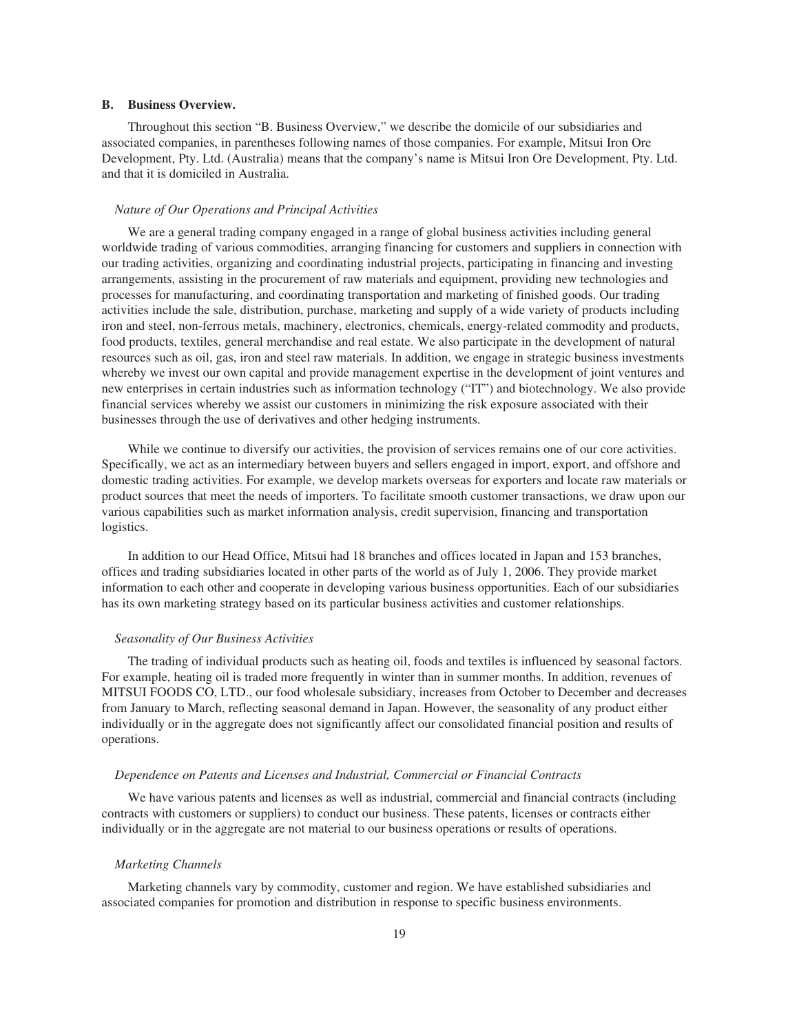## B. Business Overview.

Throughout this section "B. Business Overview," we describe the domicile of our subsidiaries and associated companies, in parentheses following names of those companies. For example, Mitsui Iron Ore Development, Pty. Ltd. (Australia) means that the company's name is Mitsui Iron Ore Development, Pty. Ltd. and that it is domiciled in Australia.

### *Nature of Our Operations and Principal Activities*

We are a general trading company engaged in a range of global business activities including general worldwide trading of various commodities, arranging financing for customers and suppliers in connection with our trading activities, organizing and coordinating industrial projects, participating in financing and investing arrangements, assisting in the procurement of raw materials and equipment, providing new technologies and processes for manufacturing, and coordinating transportation and marketing of finished goods. Our trading activities include the sale, distribution, purchase, marketing and supply of a wide variety of products including iron and steel, non-ferrous metals, machinery, electronics, chemicals, energy-related commodity and products, food products, textiles, general merchandise and real estate. We also participate in the development of natural resources such as oil, gas, iron and steel raw materials. In addition, we engage in strategic business investments whereby we invest our own capital and provide management expertise in the development of joint ventures and new enterprises in certain industries such as information technology ("IT") and biotechnology. We also provide financial services whereby we assist our customers in minimizing the risk exposure associated with their businesses through the use of derivatives and other hedging instruments.

While we continue to diversify our activities, the provision of services remains one of our core activities. Specifically, we act as an intermediary between buyers and sellers engaged in import, export, and offshore and domestic trading activities. For example, we develop markets overseas for exporters and locate raw materials or product sources that meet the needs of importers. To facilitate smooth customer transactions, we draw upon our various capabilities such as market information analysis, credit supervision, financing and transportation logistics.

In addition to our Head Office, Mitsui had 18 branches and offices located in Japan and 153 branches, offices and trading subsidiaries located in other parts of the world as of July 1, 2006. They provide market information to each other and cooperate in developing various business opportunities. Each of our subsidiaries has its own marketing strategy based on its particular business activities and customer relationships.

### *Seasonality of Our Business Activities*

The trading of individual products such as heating oil, foods and textiles is influenced by seasonal factors. For example, heating oil is traded more frequently in winter than in summer months. In addition, revenues of MITSUI FOODS CO, LTD., our food wholesale subsidiary, increases from October to December and decreases from January to March, reflecting seasonal demand in Japan. However, the seasonality of any product either individually or in the aggregate does not significantly affect our consolidated financial position and results of operations.

### *Dependence on Patents and Licenses and Industrial, Commercial or Financial Contracts*

We have various patents and licenses as well as industrial, commercial and financial contracts (including contracts with customers or suppliers) to conduct our business. These patents, licenses or contracts either individually or in the aggregate are not material to our business operations or results of operations.

### *Marketing Channels*

Marketing channels vary by commodity, customer and region. We have established subsidiaries and associated companies for promotion and distribution in response to specific business environments.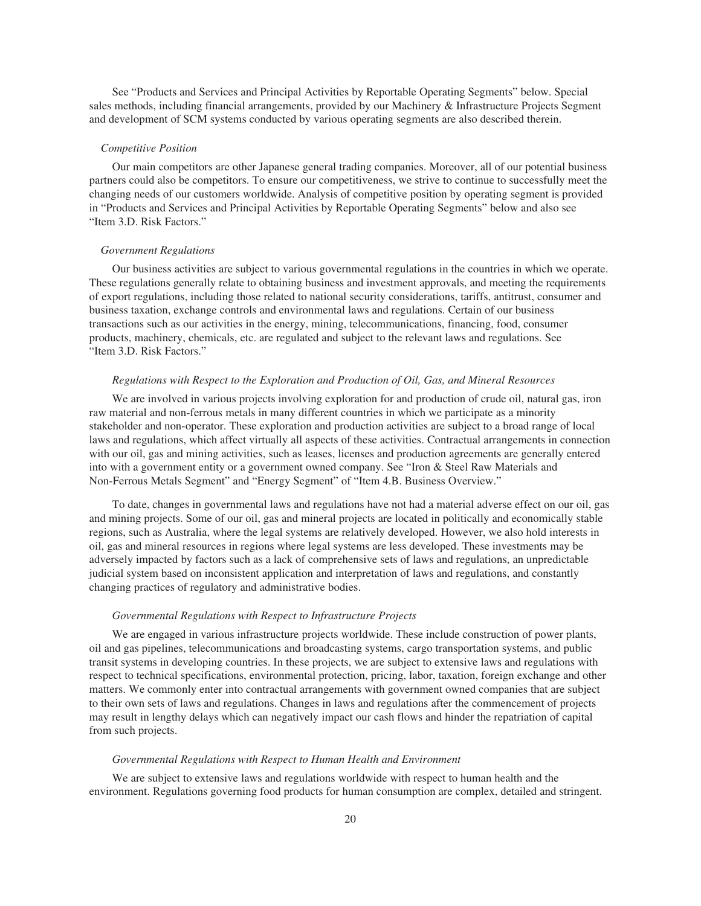See "Products and Services and Principal Activities by Reportable Operating Segments" below. Special sales methods, including financial arrangements, provided by our Machinery & Infrastructure Projects Segment and development of SCM systems conducted by various operating segments are also described therein.

*Competitive Position*

Our main competitors are other Japanese general trading companies. Moreover, all of our potential business partners could also be competitors. To ensure our competitiveness, we strive to continue to successfully meet the changing needs of our customers worldwide. Analysis of competitive position by operating segment is provided in "Products and Services and Principal Activities by Reportable Operating Segments" below and also see "Item 3.D. Risk Factors."

*Government Regulations*

Our business activities are subject to various governmental regulations in the countries in which we operate. These regulations generally relate to obtaining business and investment approvals, and meeting the requirements of export regulations, including those related to national security considerations, tariffs, antitrust, consumer and business taxation, exchange controls and environmental laws and regulations. Certain of our business transactions such as our activities in the energy, mining, telecommunications, financing, food, consumer products, machinery, chemicals, etc. are regulated and subject to the relevant laws and regulations. See "Item 3.D. Risk Factors."

*Regulations with Respect to the Exploration and Production of Oil, Gas, and Mineral Resources*

We are involved in various projects involving exploration for and production of crude oil, natural gas, iron raw material and non-ferrous metals in many different countries in which we participate as a minority stakeholder and non-operator. These exploration and production activities are subject to a broad range of local laws and regulations, which affect virtually all aspects of these activities. Contractual arrangements in connection with our oil, gas and mining activities, such as leases, licenses and production agreements are generally entered into with a government entity or a government owned company. See "Iron & Steel Raw Materials and Non-Ferrous Metals Segment" and "Energy Segment" of "Item 4.B. Business Overview."

To date, changes in governmental laws and regulations have not had a material adverse effect on our oil, gas and mining projects. Some of our oil, gas and mineral projects are located in politically and economically stable regions, such as Australia, where the legal systems are relatively developed. However, we also hold interests in oil, gas and mineral resources in regions where legal systems are less developed. These investments may be adversely impacted by factors such as a lack of comprehensive sets of laws and regulations, an unpredictable judicial system based on inconsistent application and interpretation of laws and regulations, and constantly changing practices of regulatory and administrative bodies.

*Governmental Regulations with Respect to Infrastructure Projects*

We are engaged in various infrastructure projects worldwide. These include construction of power plants, oil and gas pipelines, telecommunications and broadcasting systems, cargo transportation systems, and public transit systems in developing countries. In these projects, we are subject to extensive laws and regulations with respect to technical specifications, environmental protection, pricing, labor, taxation, foreign exchange and other matters. We commonly enter into contractual arrangements with government owned companies that are subject to their own sets of laws and regulations. Changes in laws and regulations after the commencement of projects may result in lengthy delays which can negatively impact our cash flows and hinder the repatriation of capital from such projects.

*Governmental Regulations with Respect to Human Health and Environment*

We are subject to extensive laws and regulations worldwide with respect to human health and the environment. Regulations governing food products for human consumption are complex, detailed and stringent.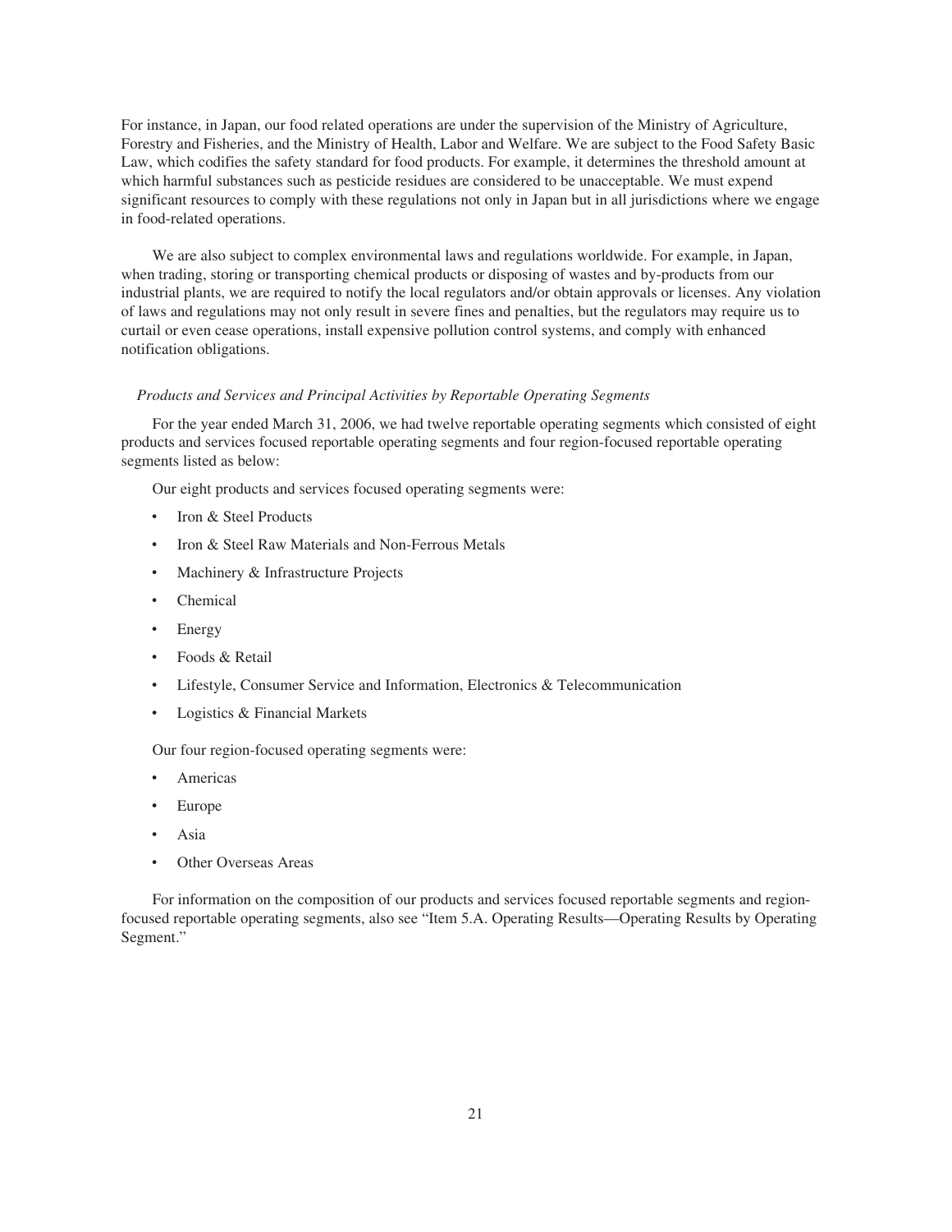For instance, in Japan, our food related operations are under the supervision of the Ministry of Agriculture, Forestry and Fisheries, and the Ministry of Health, Labor and Welfare. We are subject to the Food Safety Basic Law, which codifies the safety standard for food products. For example, it determines the threshold amount at which harmful substances such as pesticide residues are considered to be unacceptable. We must expend significant resources to comply with these regulations not only in Japan but in all jurisdictions where we engage in food-related operations.

We are also subject to complex environmental laws and regulations worldwide. For example, in Japan, when trading, storing or transporting chemical products or disposing of wastes and by-products from our industrial plants, we are required to notify the local regulators and/or obtain approvals or licenses. Any violation of laws and regulations may not only result in severe fines and penalties, but the regulators may require us to curtail or even cease operations, install expensive pollution control systems, and comply with enhanced notification obligations.

*Products and Services and Principal Activities by Reportable Operating Segments*

For the year ended March 31, 2006, we had twelve reportable operating segments which consisted of eight products and services focused reportable operating segments and four region-focused reportable operating segments listed as below:

Our eight products and services focused operating segments were:

- Iron & Steel Products
- Iron & Steel Raw Materials and Non-Ferrous Metals
- Machinery & Infrastructure Projects
- Chemical
- Energy
- Foods & Retail
- Lifestyle, Consumer Service and Information, Electronics & Telecommunication
- Logistics & Financial Markets

Our four region-focused operating segments were:

- Americas
- Europe
- Asia
- Other Overseas Areas

For information on the composition of our products and services focused reportable segments and region-focused reportable operating segments, also see "Item 5.A. Operating Results—Operating Results by Operating Segment."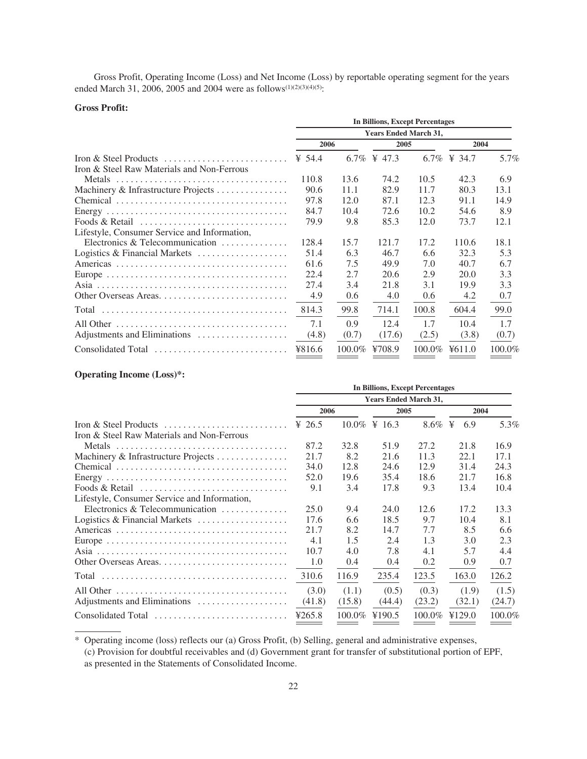Gross Profit, Operating Income (Loss) and Net Income (Loss) by reportable operating segment for the years ended March 31, 2006, 2005 and 2004 were as follows[(1)(2)(3)(4)(5)]:

**Gross Profit:**

| | In Billions, Except Percentages | | | | | |
|---|---|---|---|---|---|---|
| | Years Ended March 31, | | | | | |
| | 2006 | | 2005 | | 2004 | |
| Iron & Steel Products | ¥ 54.4 | 6.7% | ¥ 47.3 | 6.7% | ¥ 34.7 | 5.7% |
| Iron & Steel Raw Materials and Non-Ferrous Metals | 110.8 | 13.6 | 74.2 | 10.5 | 42.3 | 6.9 |
| Machinery & Infrastructure Projects | 90.6 | 11.1 | 82.9 | 11.7 | 80.3 | 13.1 |
| Chemical | 97.8 | 12.0 | 87.1 | 12.3 | 91.1 | 14.9 |
| Energy | 84.7 | 10.4 | 72.6 | 10.2 | 54.6 | 8.9 |
| Foods & Retail | 79.9 | 9.8 | 85.3 | 12.0 | 73.7 | 12.1 |
| Lifestyle, Consumer Service and Information, Electronics & Telecommunication | 128.4 | 15.7 | 121.7 | 17.2 | 110.6 | 18.1 |
| Logistics & Financial Markets | 51.4 | 6.3 | 46.7 | 6.6 | 32.3 | 5.3 |
| Americas | 61.6 | 7.5 | 49.9 | 7.0 | 40.7 | 6.7 |
| Europe | 22.4 | 2.7 | 20.6 | 2.9 | 20.0 | 3.3 |
| Asia | 27.4 | 3.4 | 21.8 | 3.1 | 19.9 | 3.3 |
| Other Overseas Areas | 4.9 | 0.6 | 4.0 | 0.6 | 4.2 | 0.7 |
| Total | 814.3 | 99.8 | 714.1 | 100.8 | 604.4 | 99.0 |
| All Other | 7.1 | 0.9 | 12.4 | 1.7 | 10.4 | 1.7 |
| Adjustments and Eliminations | (4.8) | (0.7) | (17.6) | (2.5) | (3.8) | (0.7) |
| Consolidated Total | ¥816.6 | 100.0% | ¥708.9 | 100.0% | ¥611.0 | 100.0% |

**Operating Income (Loss)*:**

| | In Billions, Except Percentages | | | | | |
|---|---|---|---|---|---|---|
| | Years Ended March 31, | | | | | |
| | 2006 | | 2005 | | 2004 | |
| Iron & Steel Products | ¥ 26.5 | 10.0% | ¥ 16.3 | 8.6% | ¥ 6.9 | 5.3% |
| Iron & Steel Raw Materials and Non-Ferrous Metals | 87.2 | 32.8 | 51.9 | 27.2 | 21.8 | 16.9 |
| Machinery & Infrastructure Projects | 21.7 | 8.2 | 21.6 | 11.3 | 22.1 | 17.1 |
| Chemical | 34.0 | 12.8 | 24.6 | 12.9 | 31.4 | 24.3 |
| Energy | 52.0 | 19.6 | 35.4 | 18.6 | 21.7 | 16.8 |
| Foods & Retail | 9.1 | 3.4 | 17.8 | 9.3 | 13.4 | 10.4 |
| Lifestyle, Consumer Service and Information, Electronics & Telecommunication | 25.0 | 9.4 | 24.0 | 12.6 | 17.2 | 13.3 |
| Logistics & Financial Markets | 17.6 | 6.6 | 18.5 | 9.7 | 10.4 | 8.1 |
| Americas | 21.7 | 8.2 | 14.7 | 7.7 | 8.5 | 6.6 |
| Europe | 4.1 | 1.5 | 2.4 | 1.3 | 3.0 | 2.3 |
| Asia | 10.7 | 4.0 | 7.8 | 4.1 | 5.7 | 4.4 |
| Other Overseas Areas | 1.0 | 0.4 | 0.4 | 0.2 | 0.9 | 0.7 |
| Total | 310.6 | 116.9 | 235.4 | 123.5 | 163.0 | 126.2 |
| All Other | (3.0) | (1.1) | (0.5) | (0.3) | (1.9) | (1.5) |
| Adjustments and Eliminations | (41.8) | (15.8) | (44.4) | (23.2) | (32.1) | (24.7) |
| Consolidated Total | ¥265.8 | 100.0% | ¥190.5 | 100.0% | ¥129.0 | 100.0% |

\* Operating income (loss) reflects our (a) Gross Profit, (b) Selling, general and administrative expenses, (c) Provision for doubtful receivables and (d) Government grant for transfer of substitutional portion of EPF, as presented in the Statements of Consolidated Income.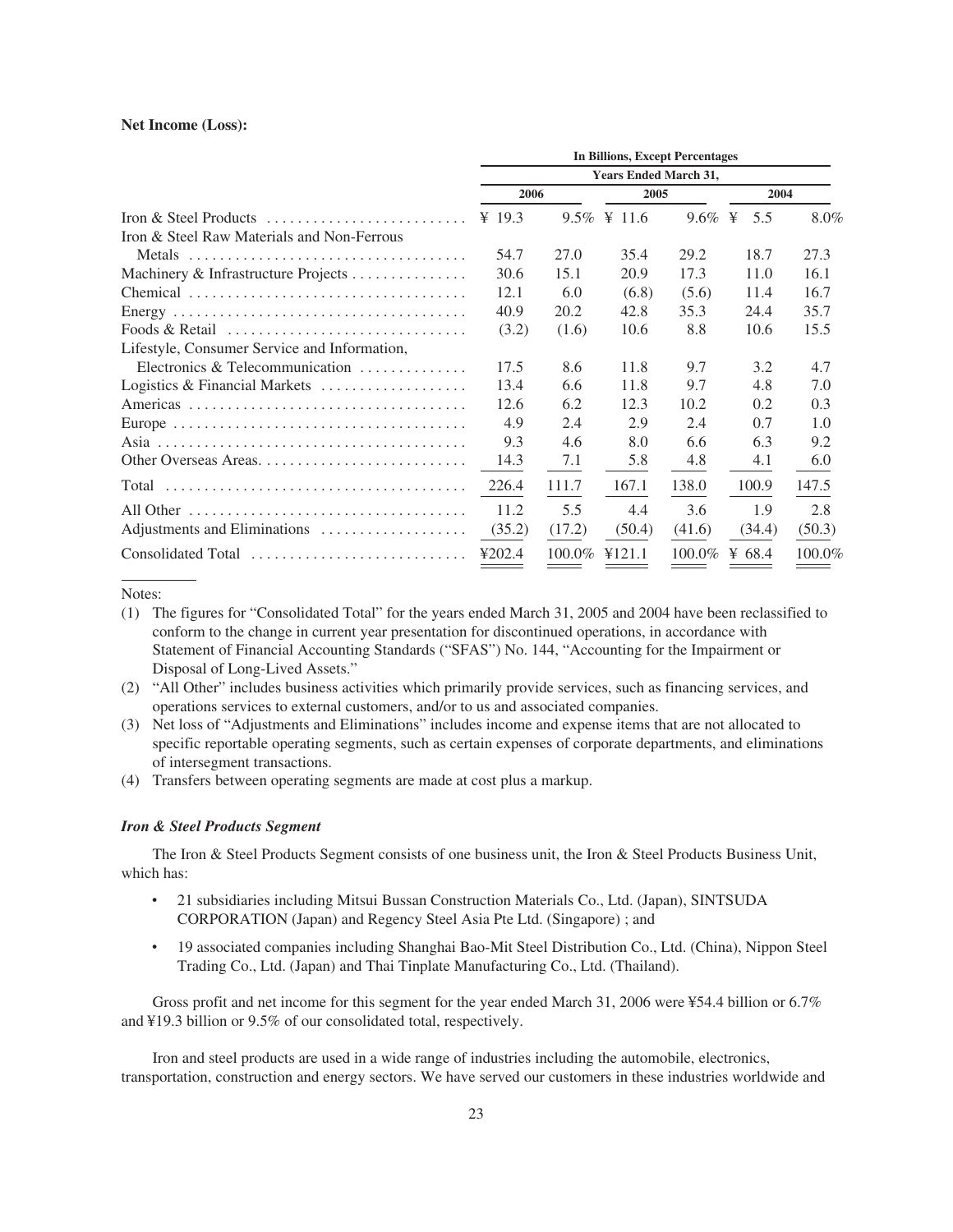**Net Income (Loss):**

| | In Billions, Except Percentages | | | | | |
|---|---|---|---|---|---|---|
| | Years Ended March 31, | | | | | |
| | 2006 | | 2005 | | 2004 | |
| Iron & Steel Products | ¥ 19.3 | 9.5% | ¥ 11.6 | 9.6% | ¥ 5.5 | 8.0% |
| Iron & Steel Raw Materials and Non-Ferrous Metals | 54.7 | 27.0 | 35.4 | 29.2 | 18.7 | 27.3 |
| Machinery & Infrastructure Projects | 30.6 | 15.1 | 20.9 | 17.3 | 11.0 | 16.1 |
| Chemical | 12.1 | 6.0 | (6.8) | (5.6) | 11.4 | 16.7 |
| Energy | 40.9 | 20.2 | 42.8 | 35.3 | 24.4 | 35.7 |
| Foods & Retail | (3.2) | (1.6) | 10.6 | 8.8 | 10.6 | 15.5 |
| Lifestyle, Consumer Service and Information, Electronics & Telecommunication | 17.5 | 8.6 | 11.8 | 9.7 | 3.2 | 4.7 |
| Logistics & Financial Markets | 13.4 | 6.6 | 11.8 | 9.7 | 4.8 | 7.0 |
| Americas | 12.6 | 6.2 | 12.3 | 10.2 | 0.2 | 0.3 |
| Europe | 4.9 | 2.4 | 2.9 | 2.4 | 0.7 | 1.0 |
| Asia | 9.3 | 4.6 | 8.0 | 6.6 | 6.3 | 9.2 |
| Other Overseas Areas | 14.3 | 7.1 | 5.8 | 4.8 | 4.1 | 6.0 |
| Total | 226.4 | 111.7 | 167.1 | 138.0 | 100.9 | 147.5 |
| All Other | 11.2 | 5.5 | 4.4 | 3.6 | 1.9 | 2.8 |
| Adjustments and Eliminations | (35.2) | (17.2) | (50.4) | (41.6) | (34.4) | (50.3) |
| Consolidated Total | ¥202.4 | 100.0% | ¥121.1 | 100.0% | ¥ 68.4 | 100.0% |

Notes:

(1) The figures for "Consolidated Total" for the years ended March 31, 2005 and 2004 have been reclassified to conform to the change in current year presentation for discontinued operations, in accordance with Statement of Financial Accounting Standards ("SFAS") No. 144, "Accounting for the Impairment or Disposal of Long-Lived Assets."

(2) "All Other" includes business activities which primarily provide services, such as financing services, and operations services to external customers, and/or to us and associated companies.

(3) Net loss of "Adjustments and Eliminations" includes income and expense items that are not allocated to specific reportable operating segments, such as certain expenses of corporate departments, and eliminations of intersegment transactions.

(4) Transfers between operating segments are made at cost plus a markup.

### *Iron & Steel Products Segment*

The Iron & Steel Products Segment consists of one business unit, the Iron & Steel Products Business Unit, which has:

- 21 subsidiaries including Mitsui Bussan Construction Materials Co., Ltd. (Japan), SINTSUDA CORPORATION (Japan) and Regency Steel Asia Pte Ltd. (Singapore) ; and
- 19 associated companies including Shanghai Bao-Mit Steel Distribution Co., Ltd. (China), Nippon Steel Trading Co., Ltd. (Japan) and Thai Tinplate Manufacturing Co., Ltd. (Thailand).

Gross profit and net income for this segment for the year ended March 31, 2006 were ¥54.4 billion or 6.7% and ¥19.3 billion or 9.5% of our consolidated total, respectively.

Iron and steel products are used in a wide range of industries including the automobile, electronics, transportation, construction and energy sectors. We have served our customers in these industries worldwide and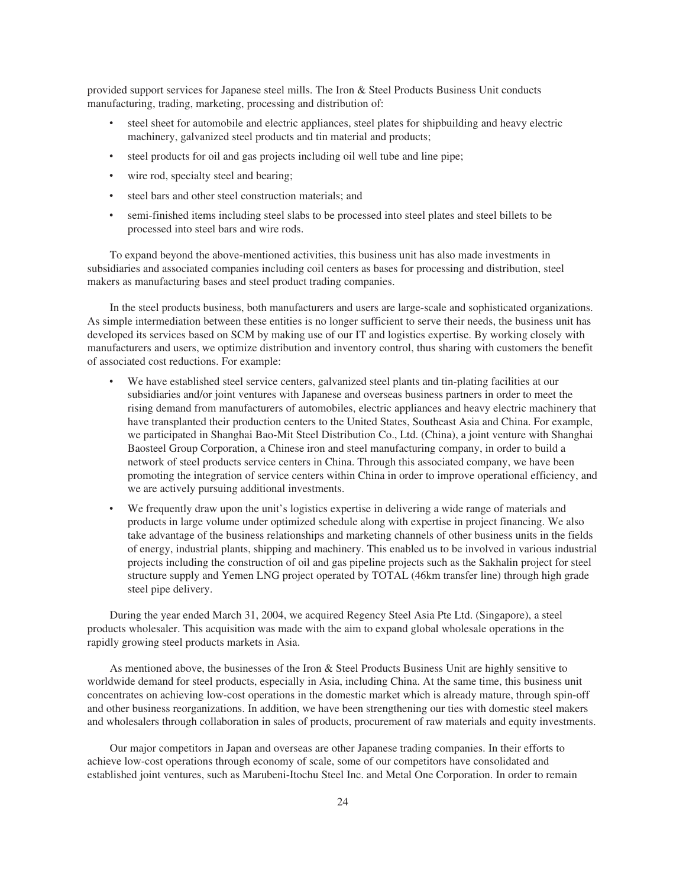provided support services for Japanese steel mills. The Iron & Steel Products Business Unit conducts manufacturing, trading, marketing, processing and distribution of:

- steel sheet for automobile and electric appliances, steel plates for shipbuilding and heavy electric machinery, galvanized steel products and tin material and products;
- steel products for oil and gas projects including oil well tube and line pipe;
- wire rod, specialty steel and bearing;
- steel bars and other steel construction materials; and
- semi-finished items including steel slabs to be processed into steel plates and steel billets to be processed into steel bars and wire rods.

To expand beyond the above-mentioned activities, this business unit has also made investments in subsidiaries and associated companies including coil centers as bases for processing and distribution, steel makers as manufacturing bases and steel product trading companies.

In the steel products business, both manufacturers and users are large-scale and sophisticated organizations. As simple intermediation between these entities is no longer sufficient to serve their needs, the business unit has developed its services based on SCM by making use of our IT and logistics expertise. By working closely with manufacturers and users, we optimize distribution and inventory control, thus sharing with customers the benefit of associated cost reductions. For example:

- We have established steel service centers, galvanized steel plants and tin-plating facilities at our subsidiaries and/or joint ventures with Japanese and overseas business partners in order to meet the rising demand from manufacturers of automobiles, electric appliances and heavy electric machinery that have transplanted their production centers to the United States, Southeast Asia and China. For example, we participated in Shanghai Bao-Mit Steel Distribution Co., Ltd. (China), a joint venture with Shanghai Baosteel Group Corporation, a Chinese iron and steel manufacturing company, in order to build a network of steel products service centers in China. Through this associated company, we have been promoting the integration of service centers within China in order to improve operational efficiency, and we are actively pursuing additional investments.
- We frequently draw upon the unit's logistics expertise in delivering a wide range of materials and products in large volume under optimized schedule along with expertise in project financing. We also take advantage of the business relationships and marketing channels of other business units in the fields of energy, industrial plants, shipping and machinery. This enabled us to be involved in various industrial projects including the construction of oil and gas pipeline projects such as the Sakhalin project for steel structure supply and Yemen LNG project operated by TOTAL (46km transfer line) through high grade steel pipe delivery.

During the year ended March 31, 2004, we acquired Regency Steel Asia Pte Ltd. (Singapore), a steel products wholesaler. This acquisition was made with the aim to expand global wholesale operations in the rapidly growing steel products markets in Asia.

As mentioned above, the businesses of the Iron & Steel Products Business Unit are highly sensitive to worldwide demand for steel products, especially in Asia, including China. At the same time, this business unit concentrates on achieving low-cost operations in the domestic market which is already mature, through spin-off and other business reorganizations. In addition, we have been strengthening our ties with domestic steel makers and wholesalers through collaboration in sales of products, procurement of raw materials and equity investments.

Our major competitors in Japan and overseas are other Japanese trading companies. In their efforts to achieve low-cost operations through economy of scale, some of our competitors have consolidated and established joint ventures, such as Marubeni-Itochu Steel Inc. and Metal One Corporation. In order to remain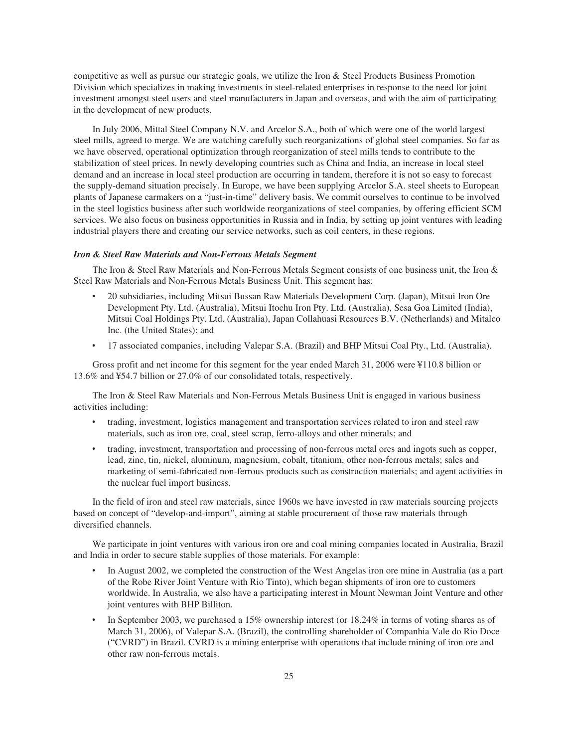competitive as well as pursue our strategic goals, we utilize the Iron & Steel Products Business Promotion Division which specializes in making investments in steel-related enterprises in response to the need for joint investment amongst steel users and steel manufacturers in Japan and overseas, and with the aim of participating in the development of new products.

In July 2006, Mittal Steel Company N.V. and Arcelor S.A., both of which were one of the world largest steel mills, agreed to merge. We are watching carefully such reorganizations of global steel companies. So far as we have observed, operational optimization through reorganization of steel mills tends to contribute to the stabilization of steel prices. In newly developing countries such as China and India, an increase in local steel demand and an increase in local steel production are occurring in tandem, therefore it is not so easy to forecast the supply-demand situation precisely. In Europe, we have been supplying Arcelor S.A. steel sheets to European plants of Japanese carmakers on a "just-in-time" delivery basis. We commit ourselves to continue to be involved in the steel logistics business after such worldwide reorganizations of steel companies, by offering efficient SCM services. We also focus on business opportunities in Russia and in India, by setting up joint ventures with leading industrial players there and creating our service networks, such as coil centers, in these regions.

***Iron & Steel Raw Materials and Non-Ferrous Metals Segment***

The Iron & Steel Raw Materials and Non-Ferrous Metals Segment consists of one business unit, the Iron & Steel Raw Materials and Non-Ferrous Metals Business Unit. This segment has:

- 20 subsidiaries, including Mitsui Bussan Raw Materials Development Corp. (Japan), Mitsui Iron Ore Development Pty. Ltd. (Australia), Mitsui Itochu Iron Pty. Ltd. (Australia), Sesa Goa Limited (India), Mitsui Coal Holdings Pty. Ltd. (Australia), Japan Collahuasi Resources B.V. (Netherlands) and Mitalco Inc. (the United States); and
- 17 associated companies, including Valepar S.A. (Brazil) and BHP Mitsui Coal Pty., Ltd. (Australia).

Gross profit and net income for this segment for the year ended March 31, 2006 were ¥110.8 billion or 13.6% and ¥54.7 billion or 27.0% of our consolidated totals, respectively.

The Iron & Steel Raw Materials and Non-Ferrous Metals Business Unit is engaged in various business activities including:

- trading, investment, logistics management and transportation services related to iron and steel raw materials, such as iron ore, coal, steel scrap, ferro-alloys and other minerals; and
- trading, investment, transportation and processing of non-ferrous metal ores and ingots such as copper, lead, zinc, tin, nickel, aluminum, magnesium, cobalt, titanium, other non-ferrous metals; sales and marketing of semi-fabricated non-ferrous products such as construction materials; and agent activities in the nuclear fuel import business.

In the field of iron and steel raw materials, since 1960s we have invested in raw materials sourcing projects based on concept of "develop-and-import", aiming at stable procurement of those raw materials through diversified channels.

We participate in joint ventures with various iron ore and coal mining companies located in Australia, Brazil and India in order to secure stable supplies of those materials. For example:

- In August 2002, we completed the construction of the West Angelas iron ore mine in Australia (as a part of the Robe River Joint Venture with Rio Tinto), which began shipments of iron ore to customers worldwide. In Australia, we also have a participating interest in Mount Newman Joint Venture and other joint ventures with BHP Billiton.
- In September 2003, we purchased a 15% ownership interest (or 18.24% in terms of voting shares as of March 31, 2006), of Valepar S.A. (Brazil), the controlling shareholder of Companhia Vale do Rio Doce ("CVRD") in Brazil. CVRD is a mining enterprise with operations that include mining of iron ore and other raw non-ferrous metals.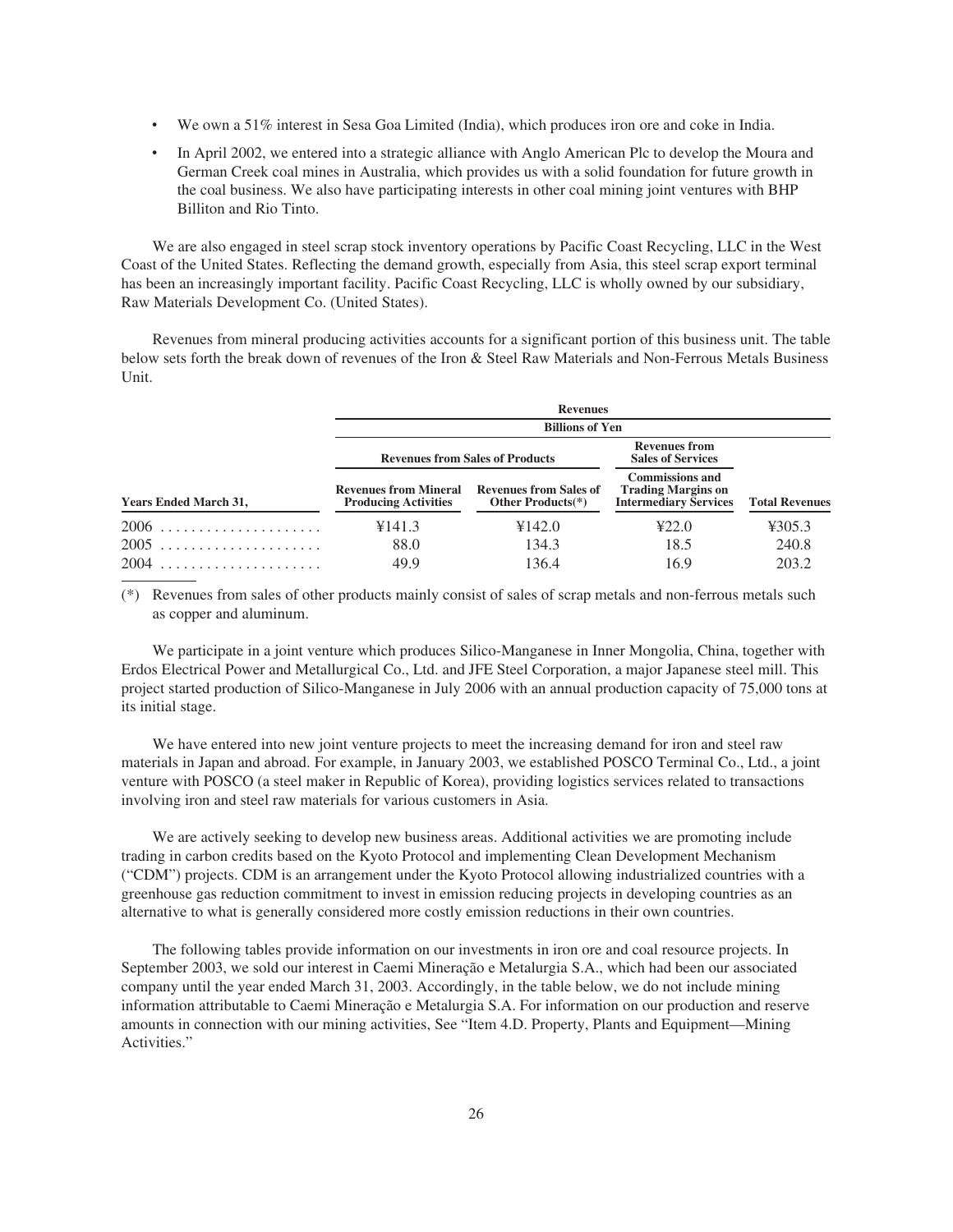- We own a 51% interest in Sesa Goa Limited (India), which produces iron ore and coke in India.
- In April 2002, we entered into a strategic alliance with Anglo American Plc to develop the Moura and German Creek coal mines in Australia, which provides us with a solid foundation for future growth in the coal business. We also have participating interests in other coal mining joint ventures with BHP Billiton and Rio Tinto.

We are also engaged in steel scrap stock inventory operations by Pacific Coast Recycling, LLC in the West Coast of the United States. Reflecting the demand growth, especially from Asia, this steel scrap export terminal has been an increasingly important facility. Pacific Coast Recycling, LLC is wholly owned by our subsidiary, Raw Materials Development Co. (United States).

Revenues from mineral producing activities accounts for a significant portion of this business unit. The table below sets forth the break down of revenues of the Iron & Steel Raw Materials and Non-Ferrous Metals Business Unit.

| | **Revenues** | | | |
|---|---|---|---|---|
| | **Billions of Yen** | | | |
| | **Revenues from Sales of Products** | | **Revenues from Sales of Services** | |
| **Years Ended March 31,** | **Revenues from Mineral Producing Activities** | **Revenues from Sales of Other Products(*)** | **Commissions and Trading Margins on Intermediary Services** | **Total Revenues** |
| 2006 | ¥141.3 | ¥142.0 | ¥22.0 | ¥305.3 |
| 2005 | 88.0 | 134.3 | 18.5 | 240.8 |
| 2004 | 49.9 | 136.4 | 16.9 | 203.2 |

(*) Revenues from sales of other products mainly consist of sales of scrap metals and non-ferrous metals such as copper and aluminum.

We participate in a joint venture which produces Silico-Manganese in Inner Mongolia, China, together with Erdos Electrical Power and Metallurgical Co., Ltd. and JFE Steel Corporation, a major Japanese steel mill. This project started production of Silico-Manganese in July 2006 with an annual production capacity of 75,000 tons at its initial stage.

We have entered into new joint venture projects to meet the increasing demand for iron and steel raw materials in Japan and abroad. For example, in January 2003, we established POSCO Terminal Co., Ltd., a joint venture with POSCO (a steel maker in Republic of Korea), providing logistics services related to transactions involving iron and steel raw materials for various customers in Asia.

We are actively seeking to develop new business areas. Additional activities we are promoting include trading in carbon credits based on the Kyoto Protocol and implementing Clean Development Mechanism ("CDM") projects. CDM is an arrangement under the Kyoto Protocol allowing industrialized countries with a greenhouse gas reduction commitment to invest in emission reducing projects in developing countries as an alternative to what is generally considered more costly emission reductions in their own countries.

The following tables provide information on our investments in iron ore and coal resource projects. In September 2003, we sold our interest in Caemi Mineração e Metalurgia S.A., which had been our associated company until the year ended March 31, 2003. Accordingly, in the table below, we do not include mining information attributable to Caemi Mineração e Metalurgia S.A. For information on our production and reserve amounts in connection with our mining activities, See "Item 4.D. Property, Plants and Equipment—Mining Activities."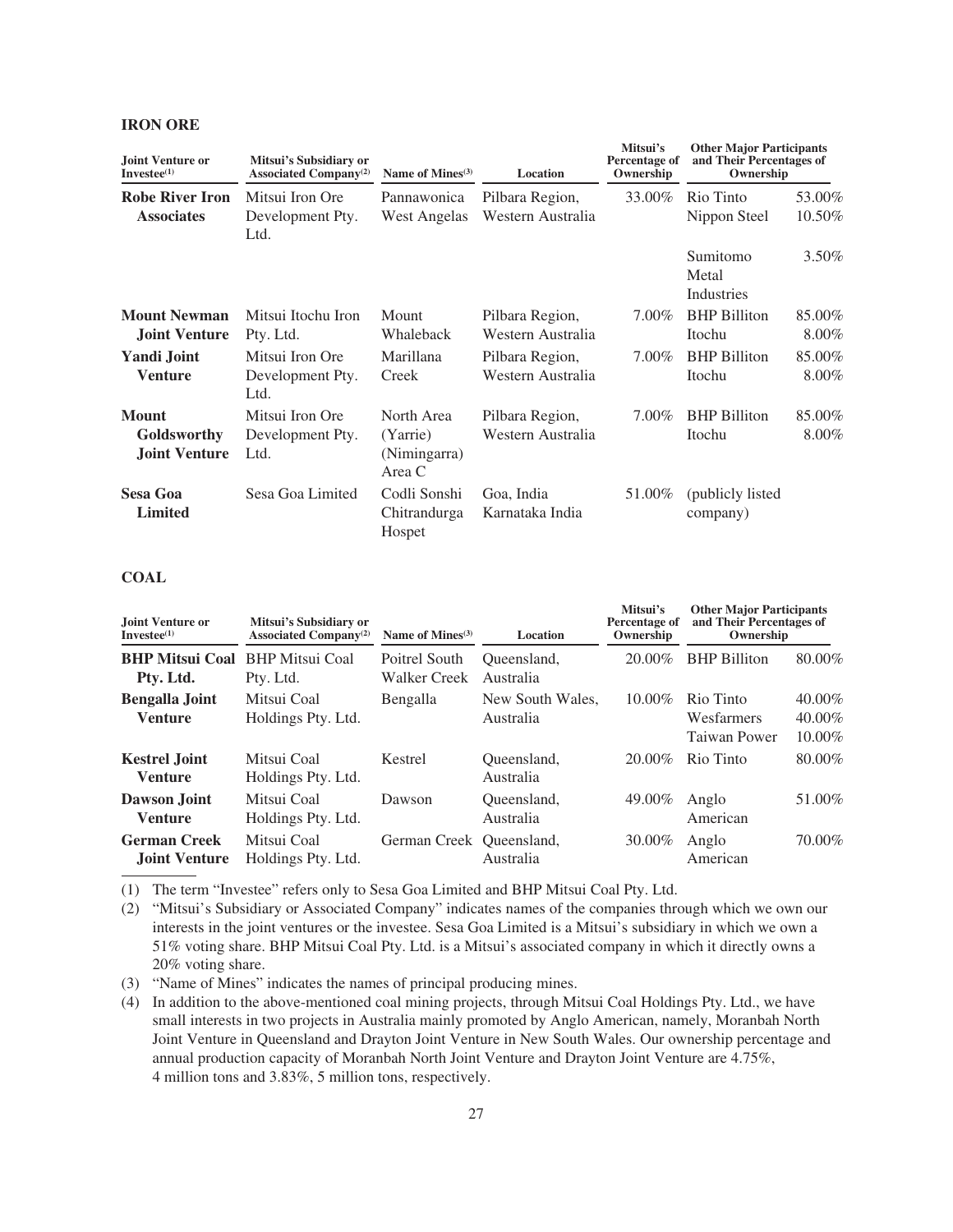**IRON ORE**

| Joint Venture or Investee[(1)] | Mitsui's Subsidiary or Associated Company[(2)] | Name of Mines[(3)] | Location | Mitsui's Percentage of Ownership | Other Major Participants and Their Percentages of Ownership | |
|---|---|---|---|---|---|---|
| **Robe River Iron Associates** | Mitsui Iron Ore Development Pty. Ltd. | Pannawonica West Angelas | Pilbara Region, Western Australia | 33.00% | Rio Tinto<br>Nippon Steel<br>Sumitomo Metal Industries | 53.00%<br>10.50%<br>3.50% |
| **Mount Newman Joint Venture** | Mitsui Itochu Iron Pty. Ltd. | Mount Whaleback | Pilbara Region, Western Australia | 7.00% | BHP Billiton<br>Itochu | 85.00%<br>8.00% |
| **Yandi Joint Venture** | Mitsui Iron Ore Development Pty. Ltd. | Marillana Creek | Pilbara Region, Western Australia | 7.00% | BHP Billiton<br>Itochu | 85.00%<br>8.00% |
| **Mount Goldsworthy Joint Venture** | Mitsui Iron Ore Development Pty. Ltd. | North Area (Yarrie) (Nimingarra) Area C | Pilbara Region, Western Australia | 7.00% | BHP Billiton<br>Itochu | 85.00%<br>8.00% |
| **Sesa Goa Limited** | Sesa Goa Limited | Codli Sonshi Chitrandurga Hospet | Goa, India Karnataka India | 51.00% | (publicly listed company) | |

**COAL**

| Joint Venture or Investee[(1)] | Mitsui's Subsidiary or Associated Company[(2)] | Name of Mines[(3)] | Location | Mitsui's Percentage of Ownership | Other Major Participants and Their Percentages of Ownership | |
|---|---|---|---|---|---|---|
| **BHP Mitsui Coal Pty. Ltd.** | BHP Mitsui Coal Pty. Ltd. | Poitrel South Walker Creek | Queensland, Australia | 20.00% | BHP Billiton | 80.00% |
| **Bengalla Joint Venture** | Mitsui Coal Holdings Pty. Ltd. | Bengalla | New South Wales, Australia | 10.00% | Rio Tinto<br>Wesfarmers<br>Taiwan Power | 40.00%<br>40.00%<br>10.00% |
| **Kestrel Joint Venture** | Mitsui Coal Holdings Pty. Ltd. | Kestrel | Queensland, Australia | 20.00% | Rio Tinto | 80.00% |
| **Dawson Joint Venture** | Mitsui Coal Holdings Pty. Ltd. | Dawson | Queensland, Australia | 49.00% | Anglo American | 51.00% |
| **German Creek Joint Venture** | Mitsui Coal Holdings Pty. Ltd. | German Creek | Queensland, Australia | 30.00% | Anglo American | 70.00% |

(1) The term "Investee" refers only to Sesa Goa Limited and BHP Mitsui Coal Pty. Ltd.

(2) "Mitsui's Subsidiary or Associated Company" indicates names of the companies through which we own our interests in the joint ventures or the investee. Sesa Goa Limited is a Mitsui's subsidiary in which we own a 51% voting share. BHP Mitsui Coal Pty. Ltd. is a Mitsui's associated company in which it directly owns a 20% voting share.

(3) "Name of Mines" indicates the names of principal producing mines.

(4) In addition to the above-mentioned coal mining projects, through Mitsui Coal Holdings Pty. Ltd., we have small interests in two projects in Australia mainly promoted by Anglo American, namely, Moranbah North Joint Venture in Queensland and Drayton Joint Venture in New South Wales. Our ownership percentage and annual production capacity of Moranbah North Joint Venture and Drayton Joint Venture are 4.75%, 4 million tons and 3.83%, 5 million tons, respectively.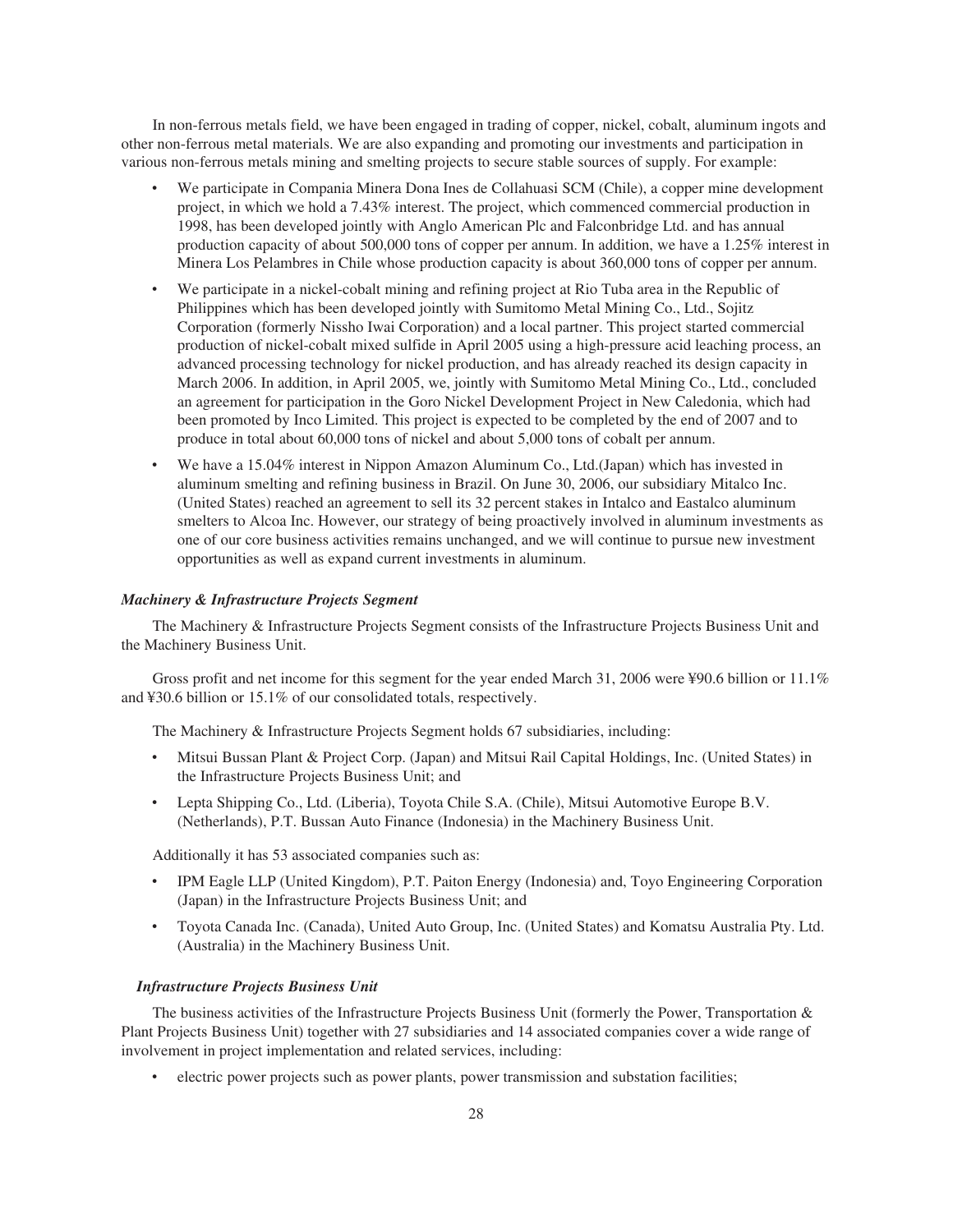In non-ferrous metals field, we have been engaged in trading of copper, nickel, cobalt, aluminum ingots and other non-ferrous metal materials. We are also expanding and promoting our investments and participation in various non-ferrous metals mining and smelting projects to secure stable sources of supply. For example:

- We participate in Compania Minera Dona Ines de Collahuasi SCM (Chile), a copper mine development project, in which we hold a 7.43% interest. The project, which commenced commercial production in 1998, has been developed jointly with Anglo American Plc and Falconbridge Ltd. and has annual production capacity of about 500,000 tons of copper per annum. In addition, we have a 1.25% interest in Minera Los Pelambres in Chile whose production capacity is about 360,000 tons of copper per annum.
- We participate in a nickel-cobalt mining and refining project at Rio Tuba area in the Republic of Philippines which has been developed jointly with Sumitomo Metal Mining Co., Ltd., Sojitz Corporation (formerly Nissho Iwai Corporation) and a local partner. This project started commercial production of nickel-cobalt mixed sulfide in April 2005 using a high-pressure acid leaching process, an advanced processing technology for nickel production, and has already reached its design capacity in March 2006. In addition, in April 2005, we, jointly with Sumitomo Metal Mining Co., Ltd., concluded an agreement for participation in the Goro Nickel Development Project in New Caledonia, which had been promoted by Inco Limited. This project is expected to be completed by the end of 2007 and to produce in total about 60,000 tons of nickel and about 5,000 tons of cobalt per annum.
- We have a 15.04% interest in Nippon Amazon Aluminum Co., Ltd.(Japan) which has invested in aluminum smelting and refining business in Brazil. On June 30, 2006, our subsidiary Mitalco Inc. (United States) reached an agreement to sell its 32 percent stakes in Intalco and Eastalco aluminum smelters to Alcoa Inc. However, our strategy of being proactively involved in aluminum investments as one of our core business activities remains unchanged, and we will continue to pursue new investment opportunities as well as expand current investments in aluminum.

### *Machinery & Infrastructure Projects Segment*

The Machinery & Infrastructure Projects Segment consists of the Infrastructure Projects Business Unit and the Machinery Business Unit.

Gross profit and net income for this segment for the year ended March 31, 2006 were ¥90.6 billion or 11.1% and ¥30.6 billion or 15.1% of our consolidated totals, respectively.

The Machinery & Infrastructure Projects Segment holds 67 subsidiaries, including:

- Mitsui Bussan Plant & Project Corp. (Japan) and Mitsui Rail Capital Holdings, Inc. (United States) in the Infrastructure Projects Business Unit; and
- Lepta Shipping Co., Ltd. (Liberia), Toyota Chile S.A. (Chile), Mitsui Automotive Europe B.V. (Netherlands), P.T. Bussan Auto Finance (Indonesia) in the Machinery Business Unit.

Additionally it has 53 associated companies such as:

- IPM Eagle LLP (United Kingdom), P.T. Paiton Energy (Indonesia) and, Toyo Engineering Corporation (Japan) in the Infrastructure Projects Business Unit; and
- Toyota Canada Inc. (Canada), United Auto Group, Inc. (United States) and Komatsu Australia Pty. Ltd. (Australia) in the Machinery Business Unit.

#### *Infrastructure Projects Business Unit*

The business activities of the Infrastructure Projects Business Unit (formerly the Power, Transportation & Plant Projects Business Unit) together with 27 subsidiaries and 14 associated companies cover a wide range of involvement in project implementation and related services, including:

- electric power projects such as power plants, power transmission and substation facilities;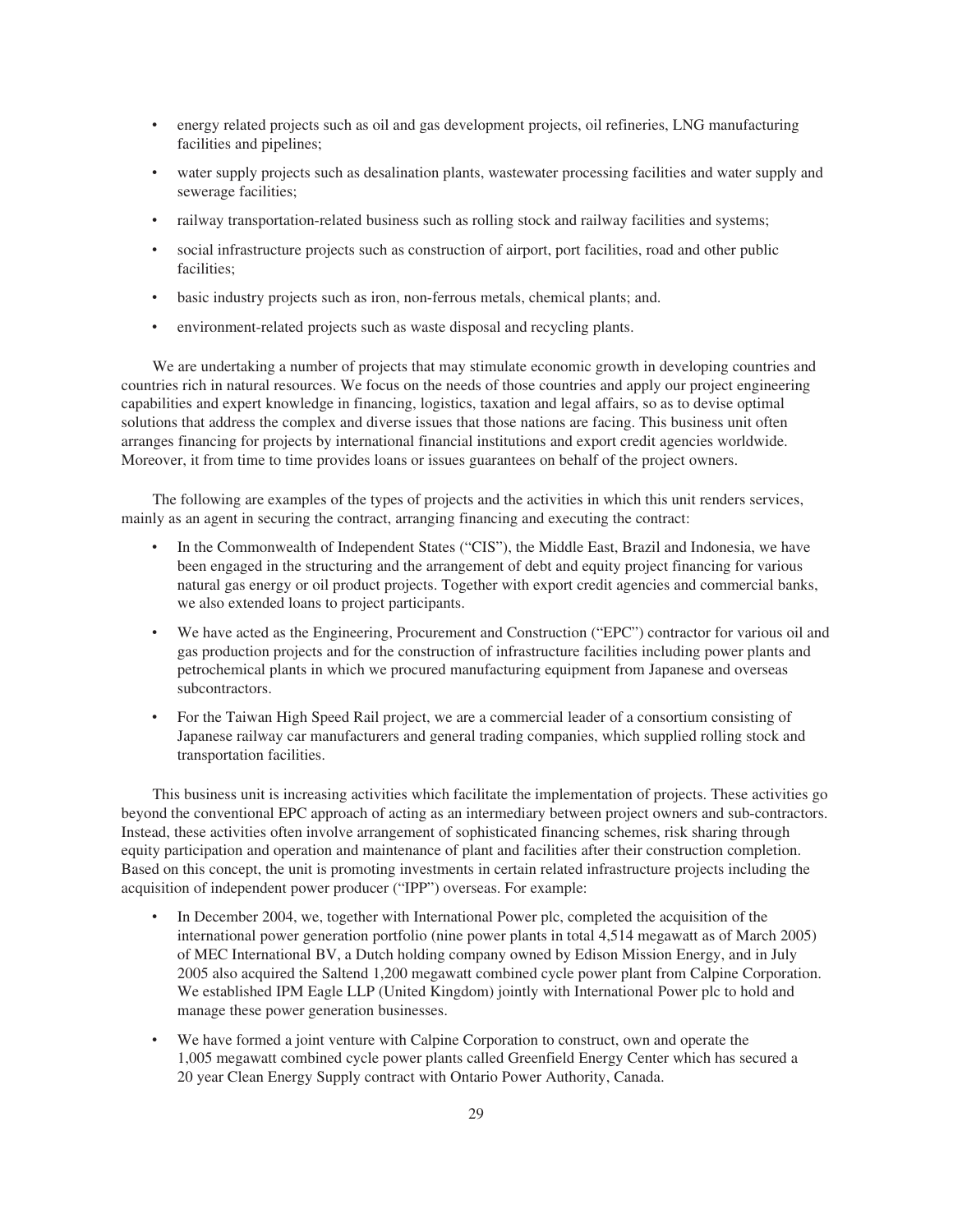- energy related projects such as oil and gas development projects, oil refineries, LNG manufacturing facilities and pipelines;
- water supply projects such as desalination plants, wastewater processing facilities and water supply and sewerage facilities;
- railway transportation-related business such as rolling stock and railway facilities and systems;
- social infrastructure projects such as construction of airport, port facilities, road and other public facilities;
- basic industry projects such as iron, non-ferrous metals, chemical plants; and.
- environment-related projects such as waste disposal and recycling plants.

We are undertaking a number of projects that may stimulate economic growth in developing countries and countries rich in natural resources. We focus on the needs of those countries and apply our project engineering capabilities and expert knowledge in financing, logistics, taxation and legal affairs, so as to devise optimal solutions that address the complex and diverse issues that those nations are facing. This business unit often arranges financing for projects by international financial institutions and export credit agencies worldwide. Moreover, it from time to time provides loans or issues guarantees on behalf of the project owners.

The following are examples of the types of projects and the activities in which this unit renders services, mainly as an agent in securing the contract, arranging financing and executing the contract:

- In the Commonwealth of Independent States ("CIS"), the Middle East, Brazil and Indonesia, we have been engaged in the structuring and the arrangement of debt and equity project financing for various natural gas energy or oil product projects. Together with export credit agencies and commercial banks, we also extended loans to project participants.
- We have acted as the Engineering, Procurement and Construction ("EPC") contractor for various oil and gas production projects and for the construction of infrastructure facilities including power plants and petrochemical plants in which we procured manufacturing equipment from Japanese and overseas subcontractors.
- For the Taiwan High Speed Rail project, we are a commercial leader of a consortium consisting of Japanese railway car manufacturers and general trading companies, which supplied rolling stock and transportation facilities.

This business unit is increasing activities which facilitate the implementation of projects. These activities go beyond the conventional EPC approach of acting as an intermediary between project owners and sub-contractors. Instead, these activities often involve arrangement of sophisticated financing schemes, risk sharing through equity participation and operation and maintenance of plant and facilities after their construction completion. Based on this concept, the unit is promoting investments in certain related infrastructure projects including the acquisition of independent power producer ("IPP") overseas. For example:

- In December 2004, we, together with International Power plc, completed the acquisition of the international power generation portfolio (nine power plants in total 4,514 megawatt as of March 2005) of MEC International BV, a Dutch holding company owned by Edison Mission Energy, and in July 2005 also acquired the Saltend 1,200 megawatt combined cycle power plant from Calpine Corporation. We established IPM Eagle LLP (United Kingdom) jointly with International Power plc to hold and manage these power generation businesses.
- We have formed a joint venture with Calpine Corporation to construct, own and operate the 1,005 megawatt combined cycle power plants called Greenfield Energy Center which has secured a 20 year Clean Energy Supply contract with Ontario Power Authority, Canada.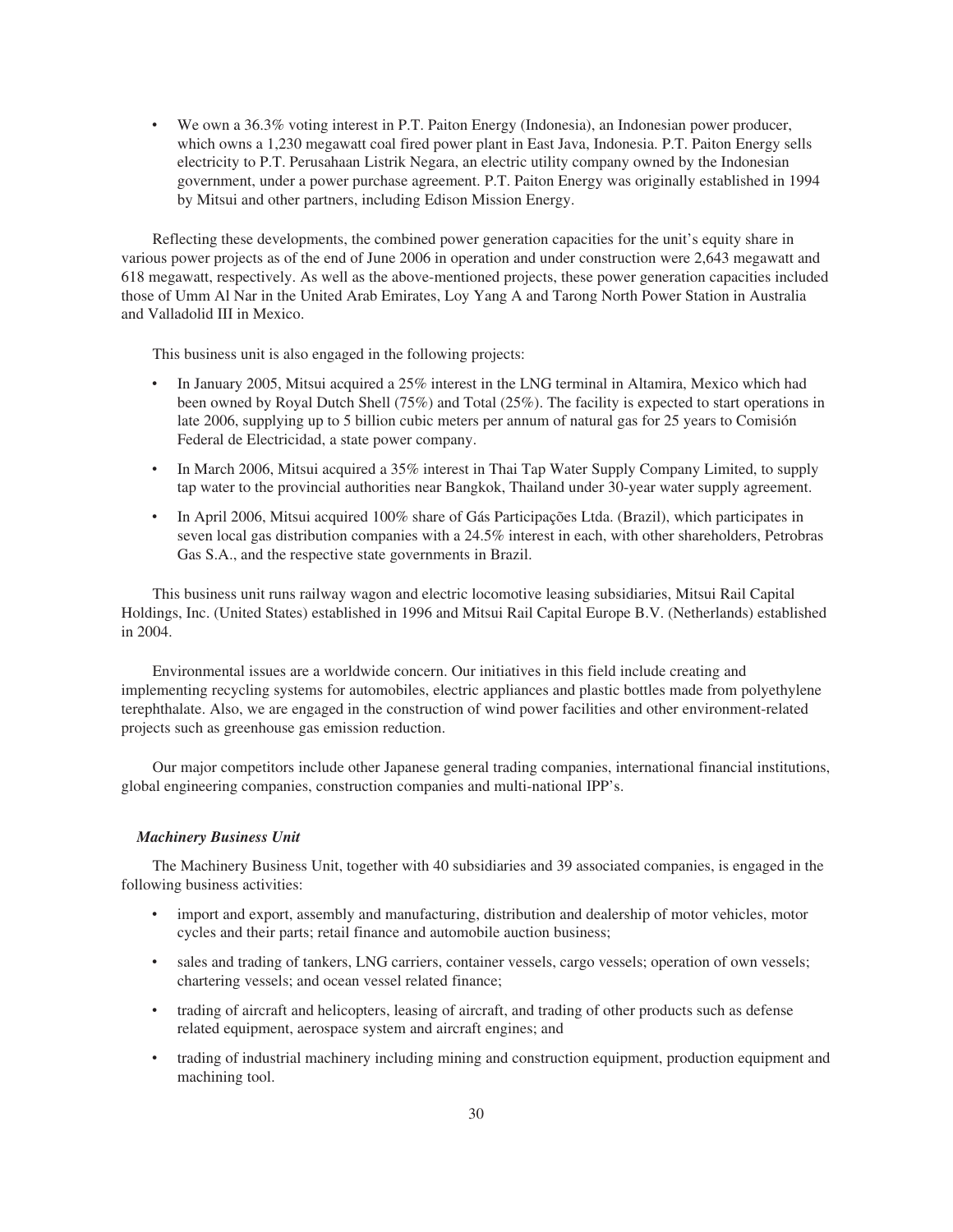- We own a 36.3% voting interest in P.T. Paiton Energy (Indonesia), an Indonesian power producer, which owns a 1,230 megawatt coal fired power plant in East Java, Indonesia. P.T. Paiton Energy sells electricity to P.T. Perusahaan Listrik Negara, an electric utility company owned by the Indonesian government, under a power purchase agreement. P.T. Paiton Energy was originally established in 1994 by Mitsui and other partners, including Edison Mission Energy.

Reflecting these developments, the combined power generation capacities for the unit's equity share in various power projects as of the end of June 2006 in operation and under construction were 2,643 megawatt and 618 megawatt, respectively. As well as the above-mentioned projects, these power generation capacities included those of Umm Al Nar in the United Arab Emirates, Loy Yang A and Tarong North Power Station in Australia and Valladolid III in Mexico.

This business unit is also engaged in the following projects:

- In January 2005, Mitsui acquired a 25% interest in the LNG terminal in Altamira, Mexico which had been owned by Royal Dutch Shell (75%) and Total (25%). The facility is expected to start operations in late 2006, supplying up to 5 billion cubic meters per annum of natural gas for 25 years to Comisión Federal de Electricidad, a state power company.
- In March 2006, Mitsui acquired a 35% interest in Thai Tap Water Supply Company Limited, to supply tap water to the provincial authorities near Bangkok, Thailand under 30-year water supply agreement.
- In April 2006, Mitsui acquired 100% share of Gás Participações Ltda. (Brazil), which participates in seven local gas distribution companies with a 24.5% interest in each, with other shareholders, Petrobras Gas S.A., and the respective state governments in Brazil.

This business unit runs railway wagon and electric locomotive leasing subsidiaries, Mitsui Rail Capital Holdings, Inc. (United States) established in 1996 and Mitsui Rail Capital Europe B.V. (Netherlands) established in 2004.

Environmental issues are a worldwide concern. Our initiatives in this field include creating and implementing recycling systems for automobiles, electric appliances and plastic bottles made from polyethylene terephthalate. Also, we are engaged in the construction of wind power facilities and other environment-related projects such as greenhouse gas emission reduction.

Our major competitors include other Japanese general trading companies, international financial institutions, global engineering companies, construction companies and multi-national IPP's.

***Machinery Business Unit***

The Machinery Business Unit, together with 40 subsidiaries and 39 associated companies, is engaged in the following business activities:

- import and export, assembly and manufacturing, distribution and dealership of motor vehicles, motor cycles and their parts; retail finance and automobile auction business;
- sales and trading of tankers, LNG carriers, container vessels, cargo vessels; operation of own vessels; chartering vessels; and ocean vessel related finance;
- trading of aircraft and helicopters, leasing of aircraft, and trading of other products such as defense related equipment, aerospace system and aircraft engines; and
- trading of industrial machinery including mining and construction equipment, production equipment and machining tool.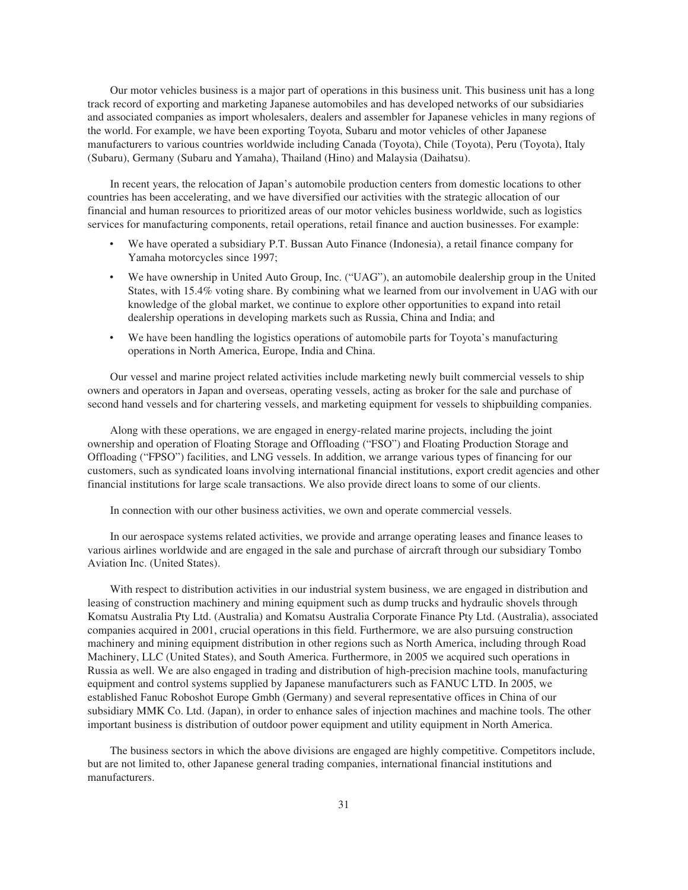Our motor vehicles business is a major part of operations in this business unit. This business unit has a long track record of exporting and marketing Japanese automobiles and has developed networks of our subsidiaries and associated companies as import wholesalers, dealers and assembler for Japanese vehicles in many regions of the world. For example, we have been exporting Toyota, Subaru and motor vehicles of other Japanese manufacturers to various countries worldwide including Canada (Toyota), Chile (Toyota), Peru (Toyota), Italy (Subaru), Germany (Subaru and Yamaha), Thailand (Hino) and Malaysia (Daihatsu).

In recent years, the relocation of Japan's automobile production centers from domestic locations to other countries has been accelerating, and we have diversified our activities with the strategic allocation of our financial and human resources to prioritized areas of our motor vehicles business worldwide, such as logistics services for manufacturing components, retail operations, retail finance and auction businesses. For example:

- We have operated a subsidiary P.T. Bussan Auto Finance (Indonesia), a retail finance company for Yamaha motorcycles since 1997;
- We have ownership in United Auto Group, Inc. ("UAG"), an automobile dealership group in the United States, with 15.4% voting share. By combining what we learned from our involvement in UAG with our knowledge of the global market, we continue to explore other opportunities to expand into retail dealership operations in developing markets such as Russia, China and India; and
- We have been handling the logistics operations of automobile parts for Toyota's manufacturing operations in North America, Europe, India and China.

Our vessel and marine project related activities include marketing newly built commercial vessels to ship owners and operators in Japan and overseas, operating vessels, acting as broker for the sale and purchase of second hand vessels and for chartering vessels, and marketing equipment for vessels to shipbuilding companies.

Along with these operations, we are engaged in energy-related marine projects, including the joint ownership and operation of Floating Storage and Offloading ("FSO") and Floating Production Storage and Offloading ("FPSO") facilities, and LNG vessels. In addition, we arrange various types of financing for our customers, such as syndicated loans involving international financial institutions, export credit agencies and other financial institutions for large scale transactions. We also provide direct loans to some of our clients.

In connection with our other business activities, we own and operate commercial vessels.

In our aerospace systems related activities, we provide and arrange operating leases and finance leases to various airlines worldwide and are engaged in the sale and purchase of aircraft through our subsidiary Tombo Aviation Inc. (United States).

With respect to distribution activities in our industrial system business, we are engaged in distribution and leasing of construction machinery and mining equipment such as dump trucks and hydraulic shovels through Komatsu Australia Pty Ltd. (Australia) and Komatsu Australia Corporate Finance Pty Ltd. (Australia), associated companies acquired in 2001, crucial operations in this field. Furthermore, we are also pursuing construction machinery and mining equipment distribution in other regions such as North America, including through Road Machinery, LLC (United States), and South America. Furthermore, in 2005 we acquired such operations in Russia as well. We are also engaged in trading and distribution of high-precision machine tools, manufacturing equipment and control systems supplied by Japanese manufacturers such as FANUC LTD. In 2005, we established Fanuc Roboshot Europe Gmbh (Germany) and several representative offices in China of our subsidiary MMK Co. Ltd. (Japan), in order to enhance sales of injection machines and machine tools. The other important business is distribution of outdoor power equipment and utility equipment in North America.

The business sectors in which the above divisions are engaged are highly competitive. Competitors include, but are not limited to, other Japanese general trading companies, international financial institutions and manufacturers.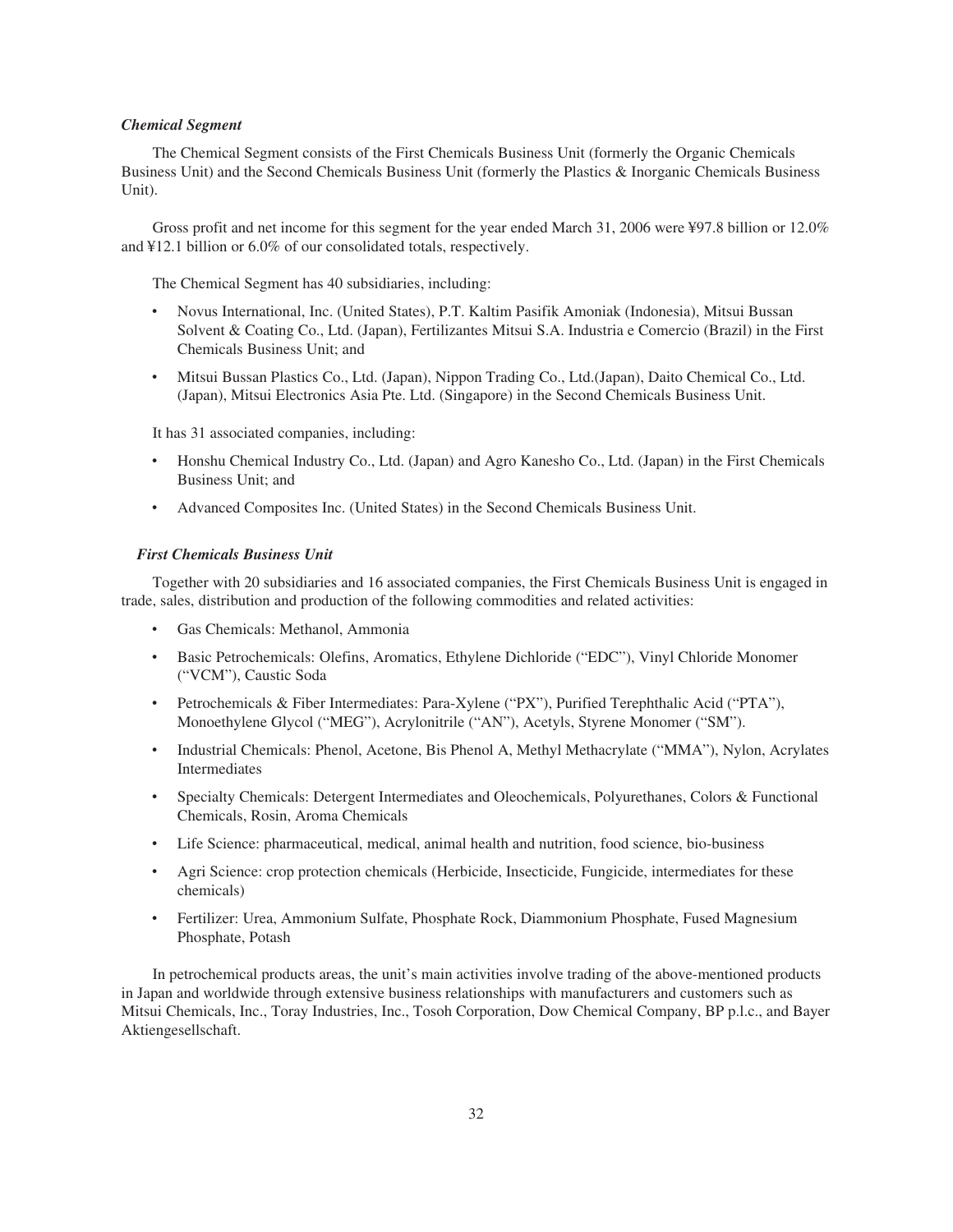### *Chemical Segment*

The Chemical Segment consists of the First Chemicals Business Unit (formerly the Organic Chemicals Business Unit) and the Second Chemicals Business Unit (formerly the Plastics & Inorganic Chemicals Business Unit).

Gross profit and net income for this segment for the year ended March 31, 2006 were ¥97.8 billion or 12.0% and ¥12.1 billion or 6.0% of our consolidated totals, respectively.

The Chemical Segment has 40 subsidiaries, including:

- Novus International, Inc. (United States), P.T. Kaltim Pasifik Amoniak (Indonesia), Mitsui Bussan Solvent & Coating Co., Ltd. (Japan), Fertilizantes Mitsui S.A. Industria e Comercio (Brazil) in the First Chemicals Business Unit; and
- Mitsui Bussan Plastics Co., Ltd. (Japan), Nippon Trading Co., Ltd.(Japan), Daito Chemical Co., Ltd. (Japan), Mitsui Electronics Asia Pte. Ltd. (Singapore) in the Second Chemicals Business Unit.

It has 31 associated companies, including:

- Honshu Chemical Industry Co., Ltd. (Japan) and Agro Kanesho Co., Ltd. (Japan) in the First Chemicals Business Unit; and
- Advanced Composites Inc. (United States) in the Second Chemicals Business Unit.

#### *First Chemicals Business Unit*

Together with 20 subsidiaries and 16 associated companies, the First Chemicals Business Unit is engaged in trade, sales, distribution and production of the following commodities and related activities:

- Gas Chemicals: Methanol, Ammonia
- Basic Petrochemicals: Olefins, Aromatics, Ethylene Dichloride ("EDC"), Vinyl Chloride Monomer ("VCM"), Caustic Soda
- Petrochemicals & Fiber Intermediates: Para-Xylene ("PX"), Purified Terephthalic Acid ("PTA"), Monoethylene Glycol ("MEG"), Acrylonitrile ("AN"), Acetyls, Styrene Monomer ("SM").
- Industrial Chemicals: Phenol, Acetone, Bis Phenol A, Methyl Methacrylate ("MMA"), Nylon, Acrylates Intermediates
- Specialty Chemicals: Detergent Intermediates and Oleochemicals, Polyurethanes, Colors & Functional Chemicals, Rosin, Aroma Chemicals
- Life Science: pharmaceutical, medical, animal health and nutrition, food science, bio-business
- Agri Science: crop protection chemicals (Herbicide, Insecticide, Fungicide, intermediates for these chemicals)
- Fertilizer: Urea, Ammonium Sulfate, Phosphate Rock, Diammonium Phosphate, Fused Magnesium Phosphate, Potash

In petrochemical products areas, the unit's main activities involve trading of the above-mentioned products in Japan and worldwide through extensive business relationships with manufacturers and customers such as Mitsui Chemicals, Inc., Toray Industries, Inc., Tosoh Corporation, Dow Chemical Company, BP p.l.c., and Bayer Aktiengesellschaft.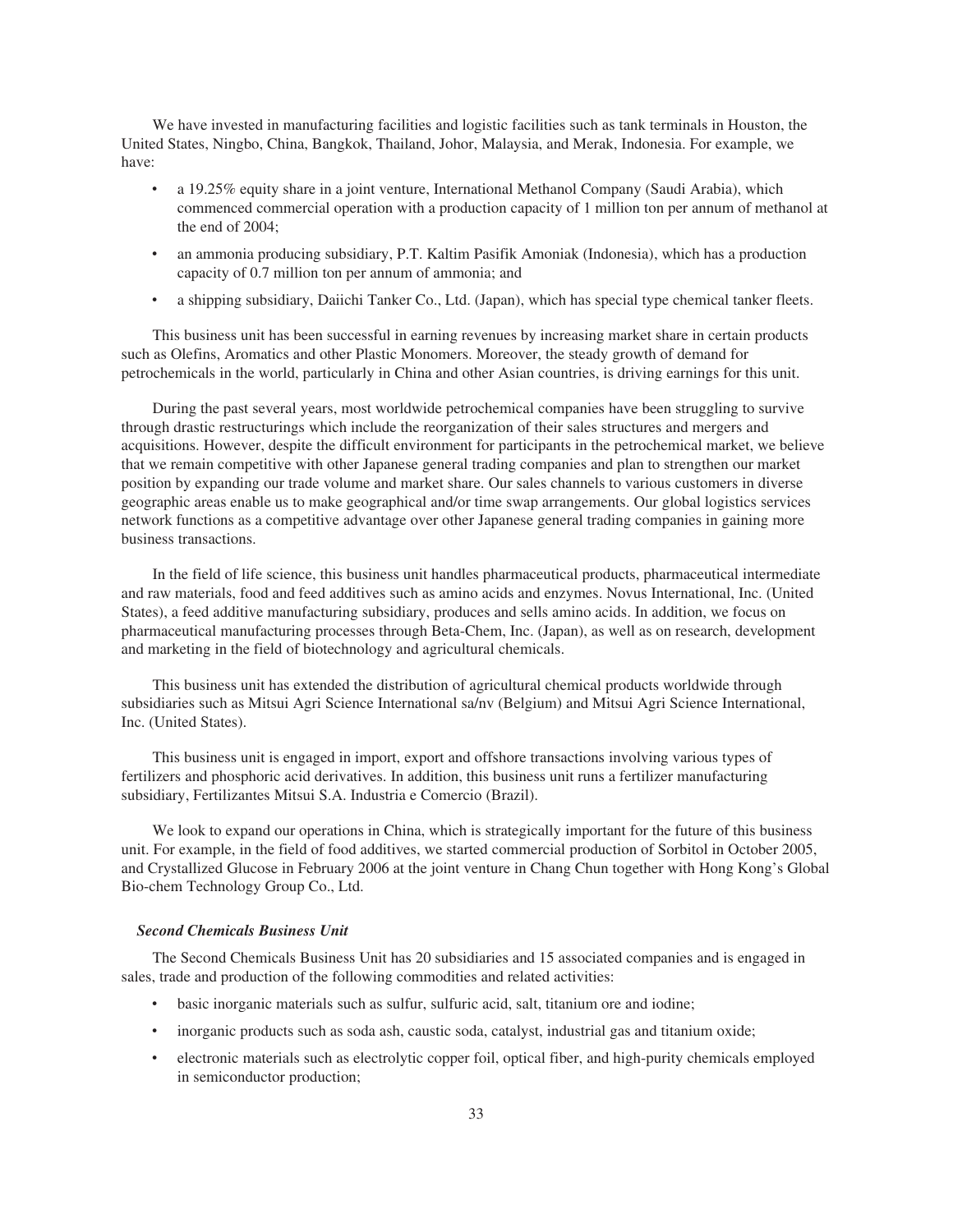We have invested in manufacturing facilities and logistic facilities such as tank terminals in Houston, the United States, Ningbo, China, Bangkok, Thailand, Johor, Malaysia, and Merak, Indonesia. For example, we have:

- a 19.25% equity share in a joint venture, International Methanol Company (Saudi Arabia), which commenced commercial operation with a production capacity of 1 million ton per annum of methanol at the end of 2004;
- an ammonia producing subsidiary, P.T. Kaltim Pasifik Amoniak (Indonesia), which has a production capacity of 0.7 million ton per annum of ammonia; and
- a shipping subsidiary, Daiichi Tanker Co., Ltd. (Japan), which has special type chemical tanker fleets.

This business unit has been successful in earning revenues by increasing market share in certain products such as Olefins, Aromatics and other Plastic Monomers. Moreover, the steady growth of demand for petrochemicals in the world, particularly in China and other Asian countries, is driving earnings for this unit.

During the past several years, most worldwide petrochemical companies have been struggling to survive through drastic restructurings which include the reorganization of their sales structures and mergers and acquisitions. However, despite the difficult environment for participants in the petrochemical market, we believe that we remain competitive with other Japanese general trading companies and plan to strengthen our market position by expanding our trade volume and market share. Our sales channels to various customers in diverse geographic areas enable us to make geographical and/or time swap arrangements. Our global logistics services network functions as a competitive advantage over other Japanese general trading companies in gaining more business transactions.

In the field of life science, this business unit handles pharmaceutical products, pharmaceutical intermediate and raw materials, food and feed additives such as amino acids and enzymes. Novus International, Inc. (United States), a feed additive manufacturing subsidiary, produces and sells amino acids. In addition, we focus on pharmaceutical manufacturing processes through Beta-Chem, Inc. (Japan), as well as on research, development and marketing in the field of biotechnology and agricultural chemicals.

This business unit has extended the distribution of agricultural chemical products worldwide through subsidiaries such as Mitsui Agri Science International sa/nv (Belgium) and Mitsui Agri Science International, Inc. (United States).

This business unit is engaged in import, export and offshore transactions involving various types of fertilizers and phosphoric acid derivatives. In addition, this business unit runs a fertilizer manufacturing subsidiary, Fertilizantes Mitsui S.A. Industria e Comercio (Brazil).

We look to expand our operations in China, which is strategically important for the future of this business unit. For example, in the field of food additives, we started commercial production of Sorbitol in October 2005, and Crystallized Glucose in February 2006 at the joint venture in Chang Chun together with Hong Kong's Global Bio-chem Technology Group Co., Ltd.

### *Second Chemicals Business Unit*

The Second Chemicals Business Unit has 20 subsidiaries and 15 associated companies and is engaged in sales, trade and production of the following commodities and related activities:

- basic inorganic materials such as sulfur, sulfuric acid, salt, titanium ore and iodine;
- inorganic products such as soda ash, caustic soda, catalyst, industrial gas and titanium oxide;
- electronic materials such as electrolytic copper foil, optical fiber, and high-purity chemicals employed in semiconductor production;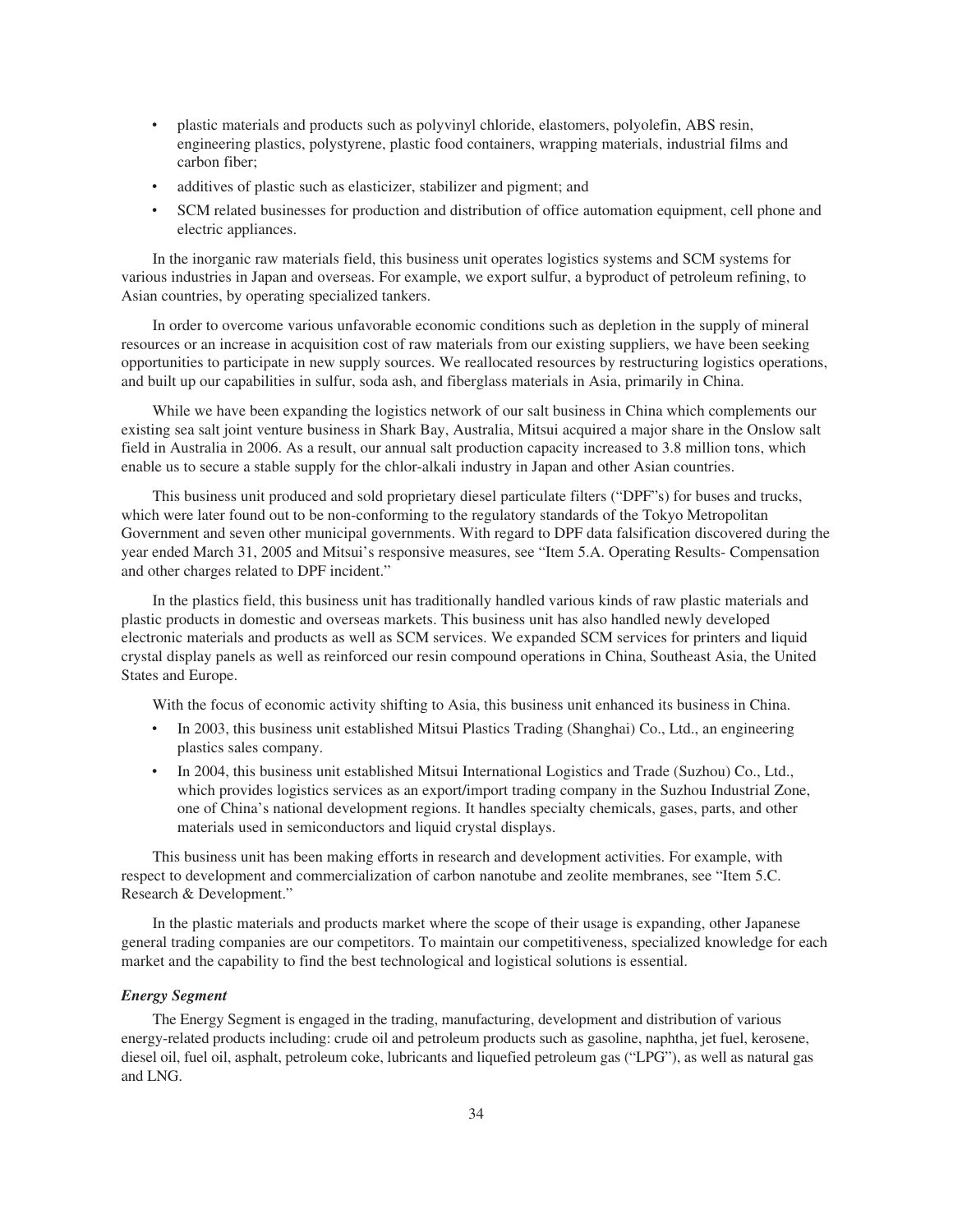- plastic materials and products such as polyvinyl chloride, elastomers, polyolefin, ABS resin, engineering plastics, polystyrene, plastic food containers, wrapping materials, industrial films and carbon fiber;
- additives of plastic such as elasticizer, stabilizer and pigment; and
- SCM related businesses for production and distribution of office automation equipment, cell phone and electric appliances.

In the inorganic raw materials field, this business unit operates logistics systems and SCM systems for various industries in Japan and overseas. For example, we export sulfur, a byproduct of petroleum refining, to Asian countries, by operating specialized tankers.

In order to overcome various unfavorable economic conditions such as depletion in the supply of mineral resources or an increase in acquisition cost of raw materials from our existing suppliers, we have been seeking opportunities to participate in new supply sources. We reallocated resources by restructuring logistics operations, and built up our capabilities in sulfur, soda ash, and fiberglass materials in Asia, primarily in China.

While we have been expanding the logistics network of our salt business in China which complements our existing sea salt joint venture business in Shark Bay, Australia, Mitsui acquired a major share in the Onslow salt field in Australia in 2006. As a result, our annual salt production capacity increased to 3.8 million tons, which enable us to secure a stable supply for the chlor-alkali industry in Japan and other Asian countries.

This business unit produced and sold proprietary diesel particulate filters ("DPF"s) for buses and trucks, which were later found out to be non-conforming to the regulatory standards of the Tokyo Metropolitan Government and seven other municipal governments. With regard to DPF data falsification discovered during the year ended March 31, 2005 and Mitsui's responsive measures, see "Item 5.A. Operating Results- Compensation and other charges related to DPF incident."

In the plastics field, this business unit has traditionally handled various kinds of raw plastic materials and plastic products in domestic and overseas markets. This business unit has also handled newly developed electronic materials and products as well as SCM services. We expanded SCM services for printers and liquid crystal display panels as well as reinforced our resin compound operations in China, Southeast Asia, the United States and Europe.

With the focus of economic activity shifting to Asia, this business unit enhanced its business in China.

- In 2003, this business unit established Mitsui Plastics Trading (Shanghai) Co., Ltd., an engineering plastics sales company.
- In 2004, this business unit established Mitsui International Logistics and Trade (Suzhou) Co., Ltd., which provides logistics services as an export/import trading company in the Suzhou Industrial Zone, one of China's national development regions. It handles specialty chemicals, gases, parts, and other materials used in semiconductors and liquid crystal displays.

This business unit has been making efforts in research and development activities. For example, with respect to development and commercialization of carbon nanotube and zeolite membranes, see "Item 5.C. Research & Development."

In the plastic materials and products market where the scope of their usage is expanding, other Japanese general trading companies are our competitors. To maintain our competitiveness, specialized knowledge for each market and the capability to find the best technological and logistical solutions is essential.

***Energy Segment***

The Energy Segment is engaged in the trading, manufacturing, development and distribution of various energy-related products including: crude oil and petroleum products such as gasoline, naphtha, jet fuel, kerosene, diesel oil, fuel oil, asphalt, petroleum coke, lubricants and liquefied petroleum gas ("LPG"), as well as natural gas and LNG.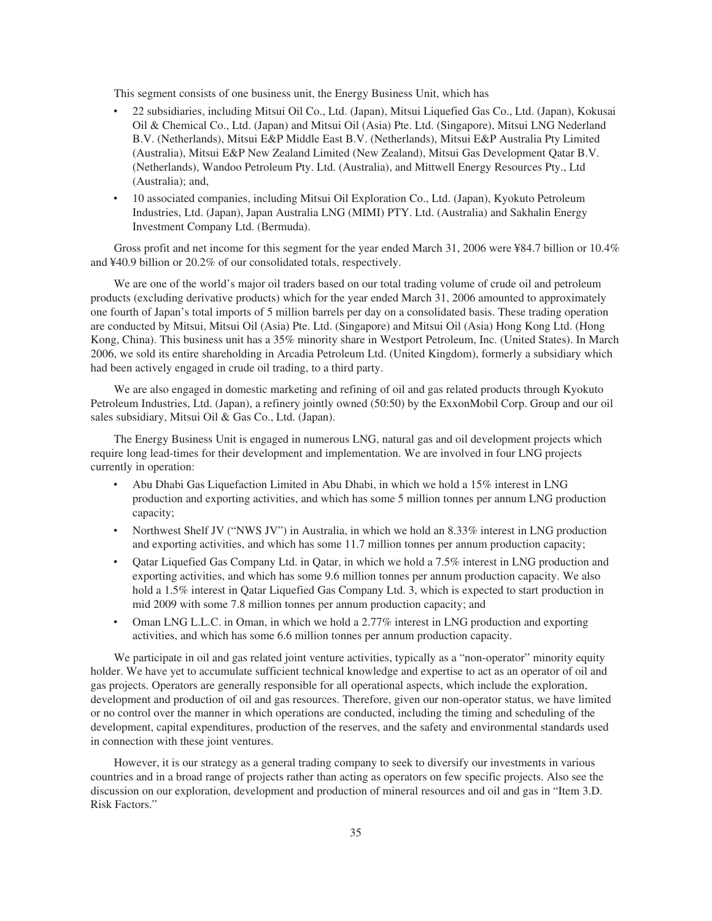This segment consists of one business unit, the Energy Business Unit, which has

- 22 subsidiaries, including Mitsui Oil Co., Ltd. (Japan), Mitsui Liquefied Gas Co., Ltd. (Japan), Kokusai Oil & Chemical Co., Ltd. (Japan) and Mitsui Oil (Asia) Pte. Ltd. (Singapore), Mitsui LNG Nederland B.V. (Netherlands), Mitsui E&P Middle East B.V. (Netherlands), Mitsui E&P Australia Pty Limited (Australia), Mitsui E&P New Zealand Limited (New Zealand), Mitsui Gas Development Qatar B.V. (Netherlands), Wandoo Petroleum Pty. Ltd. (Australia), and Mittwell Energy Resources Pty., Ltd (Australia); and,
- 10 associated companies, including Mitsui Oil Exploration Co., Ltd. (Japan), Kyokuto Petroleum Industries, Ltd. (Japan), Japan Australia LNG (MIMI) PTY. Ltd. (Australia) and Sakhalin Energy Investment Company Ltd. (Bermuda).

Gross profit and net income for this segment for the year ended March 31, 2006 were ¥84.7 billion or 10.4% and ¥40.9 billion or 20.2% of our consolidated totals, respectively.

We are one of the world's major oil traders based on our total trading volume of crude oil and petroleum products (excluding derivative products) which for the year ended March 31, 2006 amounted to approximately one fourth of Japan's total imports of 5 million barrels per day on a consolidated basis. These trading operation are conducted by Mitsui, Mitsui Oil (Asia) Pte. Ltd. (Singapore) and Mitsui Oil (Asia) Hong Kong Ltd. (Hong Kong, China). This business unit has a 35% minority share in Westport Petroleum, Inc. (United States). In March 2006, we sold its entire shareholding in Arcadia Petroleum Ltd. (United Kingdom), formerly a subsidiary which had been actively engaged in crude oil trading, to a third party.

We are also engaged in domestic marketing and refining of oil and gas related products through Kyokuto Petroleum Industries, Ltd. (Japan), a refinery jointly owned (50:50) by the ExxonMobil Corp. Group and our oil sales subsidiary, Mitsui Oil & Gas Co., Ltd. (Japan).

The Energy Business Unit is engaged in numerous LNG, natural gas and oil development projects which require long lead-times for their development and implementation. We are involved in four LNG projects currently in operation:

- Abu Dhabi Gas Liquefaction Limited in Abu Dhabi, in which we hold a 15% interest in LNG production and exporting activities, and which has some 5 million tonnes per annum LNG production capacity;
- Northwest Shelf JV ("NWS JV") in Australia, in which we hold an 8.33% interest in LNG production and exporting activities, and which has some 11.7 million tonnes per annum production capacity;
- Qatar Liquefied Gas Company Ltd. in Qatar, in which we hold a 7.5% interest in LNG production and exporting activities, and which has some 9.6 million tonnes per annum production capacity. We also hold a 1.5% interest in Qatar Liquefied Gas Company Ltd. 3, which is expected to start production in mid 2009 with some 7.8 million tonnes per annum production capacity; and
- Oman LNG L.L.C. in Oman, in which we hold a 2.77% interest in LNG production and exporting activities, and which has some 6.6 million tonnes per annum production capacity.

We participate in oil and gas related joint venture activities, typically as a "non-operator" minority equity holder. We have yet to accumulate sufficient technical knowledge and expertise to act as an operator of oil and gas projects. Operators are generally responsible for all operational aspects, which include the exploration, development and production of oil and gas resources. Therefore, given our non-operator status, we have limited or no control over the manner in which operations are conducted, including the timing and scheduling of the development, capital expenditures, production of the reserves, and the safety and environmental standards used in connection with these joint ventures.

However, it is our strategy as a general trading company to seek to diversify our investments in various countries and in a broad range of projects rather than acting as operators on few specific projects. Also see the discussion on our exploration, development and production of mineral resources and oil and gas in "Item 3.D. Risk Factors."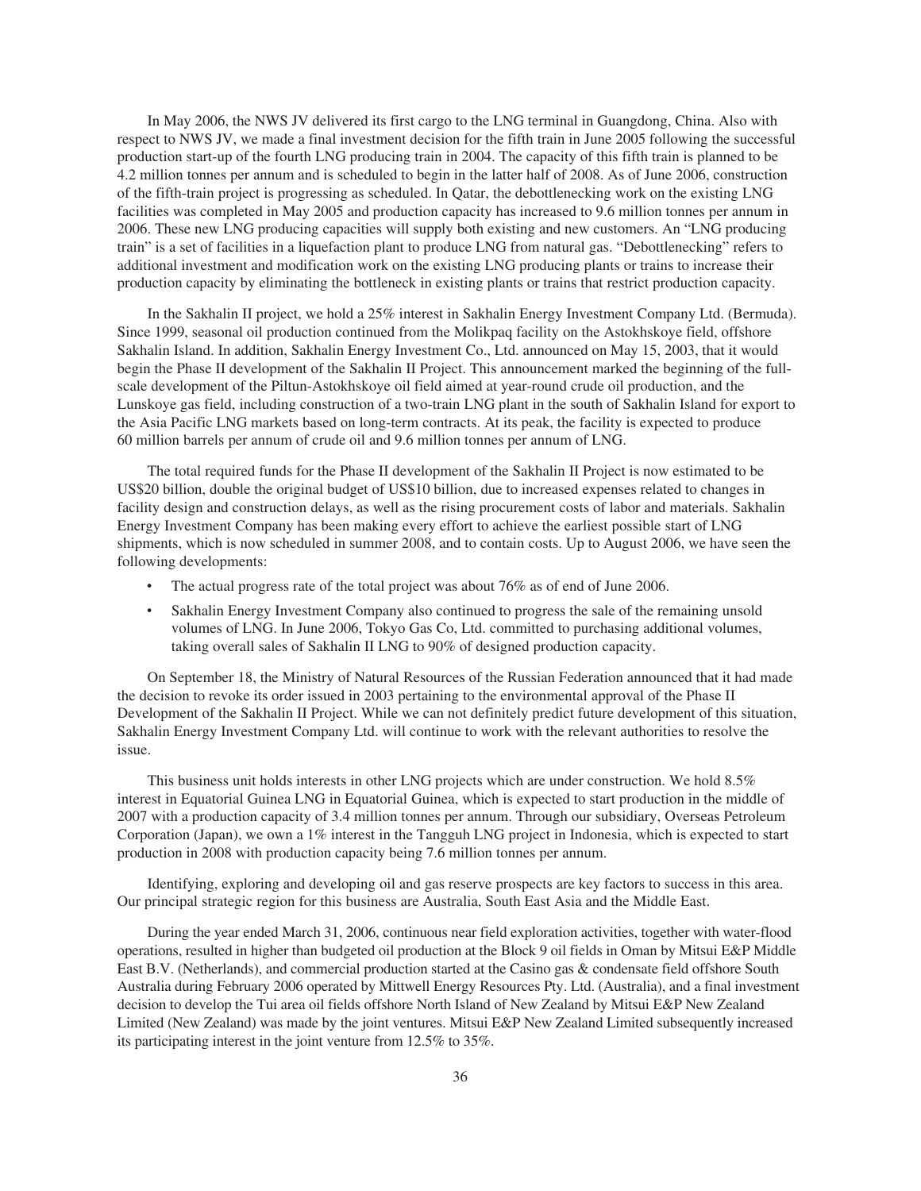In May 2006, the NWS JV delivered its first cargo to the LNG terminal in Guangdong, China. Also with respect to NWS JV, we made a final investment decision for the fifth train in June 2005 following the successful production start-up of the fourth LNG producing train in 2004. The capacity of this fifth train is planned to be 4.2 million tonnes per annum and is scheduled to begin in the latter half of 2008. As of June 2006, construction of the fifth-train project is progressing as scheduled. In Qatar, the debottlenecking work on the existing LNG facilities was completed in May 2005 and production capacity has increased to 9.6 million tonnes per annum in 2006. These new LNG producing capacities will supply both existing and new customers. An "LNG producing train" is a set of facilities in a liquefaction plant to produce LNG from natural gas. "Debottlenecking" refers to additional investment and modification work on the existing LNG producing plants or trains to increase their production capacity by eliminating the bottleneck in existing plants or trains that restrict production capacity.

In the Sakhalin II project, we hold a 25% interest in Sakhalin Energy Investment Company Ltd. (Bermuda). Since 1999, seasonal oil production continued from the Molikpaq facility on the Astokhskoye field, offshore Sakhalin Island. In addition, Sakhalin Energy Investment Co., Ltd. announced on May 15, 2003, that it would begin the Phase II development of the Sakhalin II Project. This announcement marked the beginning of the full-scale development of the Piltun-Astokhskoye oil field aimed at year-round crude oil production, and the Lunskoye gas field, including construction of a two-train LNG plant in the south of Sakhalin Island for export to the Asia Pacific LNG markets based on long-term contracts. At its peak, the facility is expected to produce 60 million barrels per annum of crude oil and 9.6 million tonnes per annum of LNG.

The total required funds for the Phase II development of the Sakhalin II Project is now estimated to be US$20 billion, double the original budget of US$10 billion, due to increased expenses related to changes in facility design and construction delays, as well as the rising procurement costs of labor and materials. Sakhalin Energy Investment Company has been making every effort to achieve the earliest possible start of LNG shipments, which is now scheduled in summer 2008, and to contain costs. Up to August 2006, we have seen the following developments:

- The actual progress rate of the total project was about 76% as of end of June 2006.
- Sakhalin Energy Investment Company also continued to progress the sale of the remaining unsold volumes of LNG. In June 2006, Tokyo Gas Co, Ltd. committed to purchasing additional volumes, taking overall sales of Sakhalin II LNG to 90% of designed production capacity.

On September 18, the Ministry of Natural Resources of the Russian Federation announced that it had made the decision to revoke its order issued in 2003 pertaining to the environmental approval of the Phase II Development of the Sakhalin II Project. While we can not definitely predict future development of this situation, Sakhalin Energy Investment Company Ltd. will continue to work with the relevant authorities to resolve the issue.

This business unit holds interests in other LNG projects which are under construction. We hold 8.5% interest in Equatorial Guinea LNG in Equatorial Guinea, which is expected to start production in the middle of 2007 with a production capacity of 3.4 million tonnes per annum. Through our subsidiary, Overseas Petroleum Corporation (Japan), we own a 1% interest in the Tangguh LNG project in Indonesia, which is expected to start production in 2008 with production capacity being 7.6 million tonnes per annum.

Identifying, exploring and developing oil and gas reserve prospects are key factors to success in this area. Our principal strategic region for this business are Australia, South East Asia and the Middle East.

During the year ended March 31, 2006, continuous near field exploration activities, together with water-flood operations, resulted in higher than budgeted oil production at the Block 9 oil fields in Oman by Mitsui E&P Middle East B.V. (Netherlands), and commercial production started at the Casino gas & condensate field offshore South Australia during February 2006 operated by Mittwell Energy Resources Pty. Ltd. (Australia), and a final investment decision to develop the Tui area oil fields offshore North Island of New Zealand by Mitsui E&P New Zealand Limited (New Zealand) was made by the joint ventures. Mitsui E&P New Zealand Limited subsequently increased its participating interest in the joint venture from 12.5% to 35%.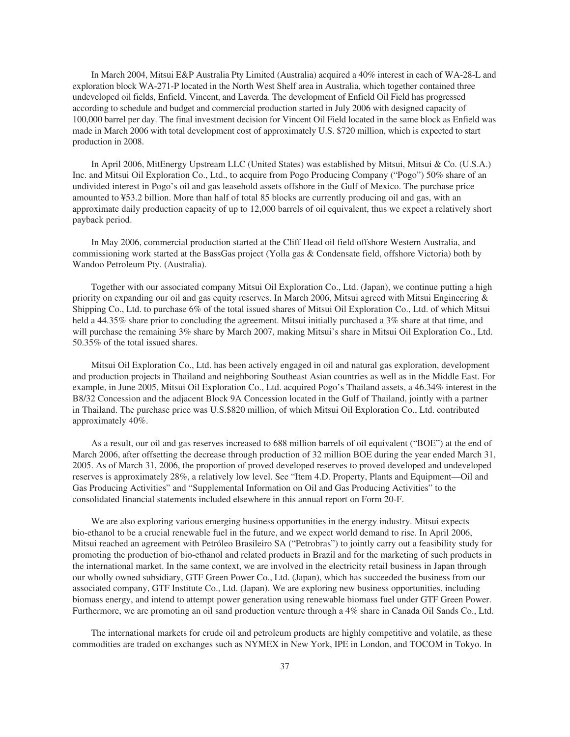In March 2004, Mitsui E&P Australia Pty Limited (Australia) acquired a 40% interest in each of WA-28-L and exploration block WA-271-P located in the North West Shelf area in Australia, which together contained three undeveloped oil fields, Enfield, Vincent, and Laverda. The development of Enfield Oil Field has progressed according to schedule and budget and commercial production started in July 2006 with designed capacity of 100,000 barrel per day. The final investment decision for Vincent Oil Field located in the same block as Enfield was made in March 2006 with total development cost of approximately U.S. $720 million, which is expected to start production in 2008.

In April 2006, MitEnergy Upstream LLC (United States) was established by Mitsui, Mitsui & Co. (U.S.A.) Inc. and Mitsui Oil Exploration Co., Ltd., to acquire from Pogo Producing Company ("Pogo") 50% share of an undivided interest in Pogo's oil and gas leasehold assets offshore in the Gulf of Mexico. The purchase price amounted to ¥53.2 billion. More than half of total 85 blocks are currently producing oil and gas, with an approximate daily production capacity of up to 12,000 barrels of oil equivalent, thus we expect a relatively short payback period.

In May 2006, commercial production started at the Cliff Head oil field offshore Western Australia, and commissioning work started at the BassGas project (Yolla gas & Condensate field, offshore Victoria) both by Wandoo Petroleum Pty. (Australia).

Together with our associated company Mitsui Oil Exploration Co., Ltd. (Japan), we continue putting a high priority on expanding our oil and gas equity reserves. In March 2006, Mitsui agreed with Mitsui Engineering & Shipping Co., Ltd. to purchase 6% of the total issued shares of Mitsui Oil Exploration Co., Ltd. of which Mitsui held a 44.35% share prior to concluding the agreement. Mitsui initially purchased a 3% share at that time, and will purchase the remaining 3% share by March 2007, making Mitsui's share in Mitsui Oil Exploration Co., Ltd. 50.35% of the total issued shares.

Mitsui Oil Exploration Co., Ltd. has been actively engaged in oil and natural gas exploration, development and production projects in Thailand and neighboring Southeast Asian countries as well as in the Middle East. For example, in June 2005, Mitsui Oil Exploration Co., Ltd. acquired Pogo's Thailand assets, a 46.34% interest in the B8/32 Concession and the adjacent Block 9A Concession located in the Gulf of Thailand, jointly with a partner in Thailand. The purchase price was U.S.$820 million, of which Mitsui Oil Exploration Co., Ltd. contributed approximately 40%.

As a result, our oil and gas reserves increased to 688 million barrels of oil equivalent ("BOE") at the end of March 2006, after offsetting the decrease through production of 32 million BOE during the year ended March 31, 2005. As of March 31, 2006, the proportion of proved developed reserves to proved developed and undeveloped reserves is approximately 28%, a relatively low level. See "Item 4.D. Property, Plants and Equipment—Oil and Gas Producing Activities" and "Supplemental Information on Oil and Gas Producing Activities" to the consolidated financial statements included elsewhere in this annual report on Form 20-F.

We are also exploring various emerging business opportunities in the energy industry. Mitsui expects bio-ethanol to be a crucial renewable fuel in the future, and we expect world demand to rise. In April 2006, Mitsui reached an agreement with Petróleo Brasileiro SA ("Petrobras") to jointly carry out a feasibility study for promoting the production of bio-ethanol and related products in Brazil and for the marketing of such products in the international market. In the same context, we are involved in the electricity retail business in Japan through our wholly owned subsidiary, GTF Green Power Co., Ltd. (Japan), which has succeeded the business from our associated company, GTF Institute Co., Ltd. (Japan). We are exploring new business opportunities, including biomass energy, and intend to attempt power generation using renewable biomass fuel under GTF Green Power. Furthermore, we are promoting an oil sand production venture through a 4% share in Canada Oil Sands Co., Ltd.

The international markets for crude oil and petroleum products are highly competitive and volatile, as these commodities are traded on exchanges such as NYMEX in New York, IPE in London, and TOCOM in Tokyo. In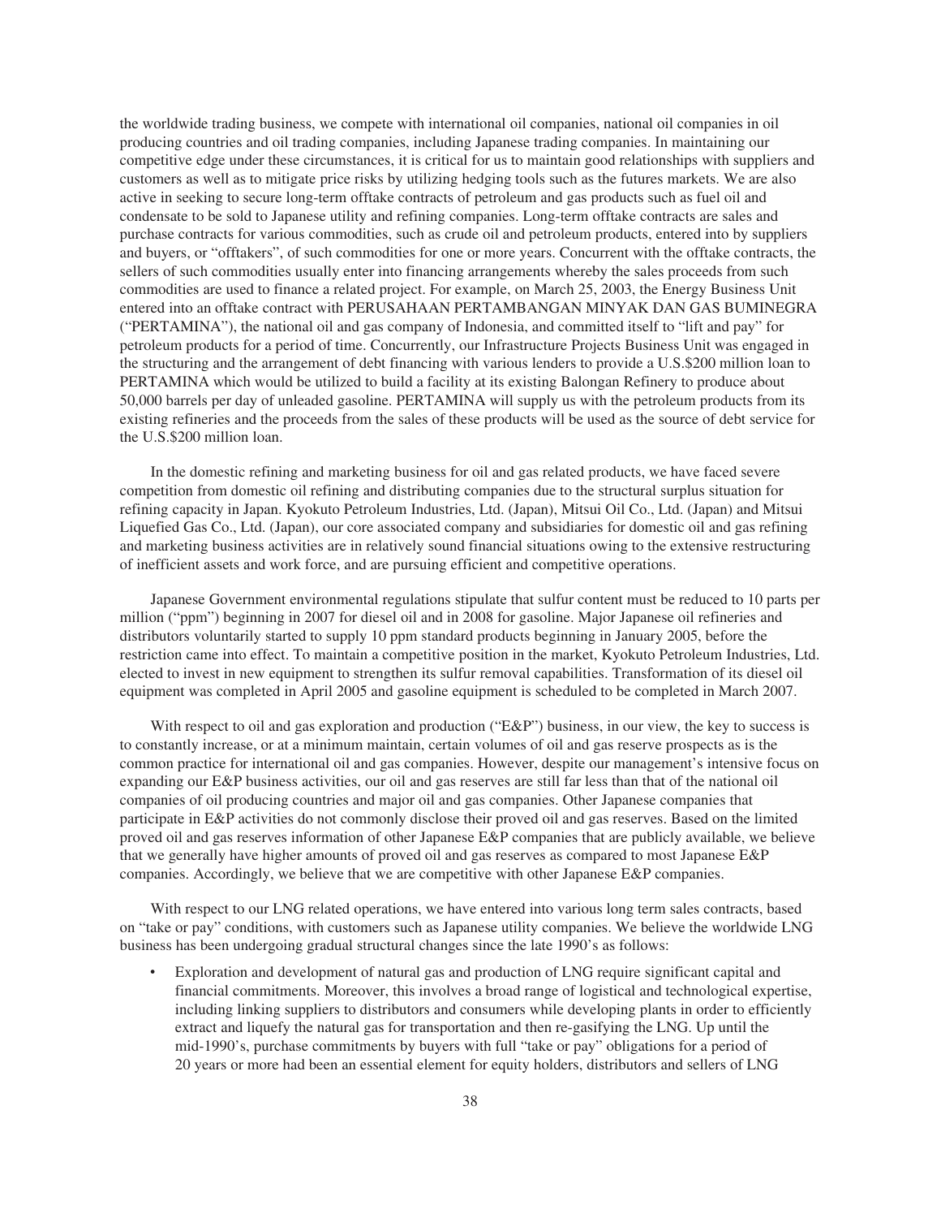the worldwide trading business, we compete with international oil companies, national oil companies in oil producing countries and oil trading companies, including Japanese trading companies. In maintaining our competitive edge under these circumstances, it is critical for us to maintain good relationships with suppliers and customers as well as to mitigate price risks by utilizing hedging tools such as the futures markets. We are also active in seeking to secure long-term offtake contracts of petroleum and gas products such as fuel oil and condensate to be sold to Japanese utility and refining companies. Long-term offtake contracts are sales and purchase contracts for various commodities, such as crude oil and petroleum products, entered into by suppliers and buyers, or "offtakers", of such commodities for one or more years. Concurrent with the offtake contracts, the sellers of such commodities usually enter into financing arrangements whereby the sales proceeds from such commodities are used to finance a related project. For example, on March 25, 2003, the Energy Business Unit entered into an offtake contract with PERUSAHAAN PERTAMBANGAN MINYAK DAN GAS BUMINEGRA ("PERTAMINA"), the national oil and gas company of Indonesia, and committed itself to "lift and pay" for petroleum products for a period of time. Concurrently, our Infrastructure Projects Business Unit was engaged in the structuring and the arrangement of debt financing with various lenders to provide a U.S.$200 million loan to PERTAMINA which would be utilized to build a facility at its existing Balongan Refinery to produce about 50,000 barrels per day of unleaded gasoline. PERTAMINA will supply us with the petroleum products from its existing refineries and the proceeds from the sales of these products will be used as the source of debt service for the U.S.$200 million loan.

In the domestic refining and marketing business for oil and gas related products, we have faced severe competition from domestic oil refining and distributing companies due to the structural surplus situation for refining capacity in Japan. Kyokuto Petroleum Industries, Ltd. (Japan), Mitsui Oil Co., Ltd. (Japan) and Mitsui Liquefied Gas Co., Ltd. (Japan), our core associated company and subsidiaries for domestic oil and gas refining and marketing business activities are in relatively sound financial situations owing to the extensive restructuring of inefficient assets and work force, and are pursuing efficient and competitive operations.

Japanese Government environmental regulations stipulate that sulfur content must be reduced to 10 parts per million ("ppm") beginning in 2007 for diesel oil and in 2008 for gasoline. Major Japanese oil refineries and distributors voluntarily started to supply 10 ppm standard products beginning in January 2005, before the restriction came into effect. To maintain a competitive position in the market, Kyokuto Petroleum Industries, Ltd. elected to invest in new equipment to strengthen its sulfur removal capabilities. Transformation of its diesel oil equipment was completed in April 2005 and gasoline equipment is scheduled to be completed in March 2007.

With respect to oil and gas exploration and production ("E&P") business, in our view, the key to success is to constantly increase, or at a minimum maintain, certain volumes of oil and gas reserve prospects as is the common practice for international oil and gas companies. However, despite our management's intensive focus on expanding our E&P business activities, our oil and gas reserves are still far less than that of the national oil companies of oil producing countries and major oil and gas companies. Other Japanese companies that participate in E&P activities do not commonly disclose their proved oil and gas reserves. Based on the limited proved oil and gas reserves information of other Japanese E&P companies that are publicly available, we believe that we generally have higher amounts of proved oil and gas reserves as compared to most Japanese E&P companies. Accordingly, we believe that we are competitive with other Japanese E&P companies.

With respect to our LNG related operations, we have entered into various long term sales contracts, based on "take or pay" conditions, with customers such as Japanese utility companies. We believe the worldwide LNG business has been undergoing gradual structural changes since the late 1990's as follows:

- Exploration and development of natural gas and production of LNG require significant capital and financial commitments. Moreover, this involves a broad range of logistical and technological expertise, including linking suppliers to distributors and consumers while developing plants in order to efficiently extract and liquefy the natural gas for transportation and then re-gasifying the LNG. Up until the mid-1990's, purchase commitments by buyers with full "take or pay" obligations for a period of 20 years or more had been an essential element for equity holders, distributors and sellers of LNG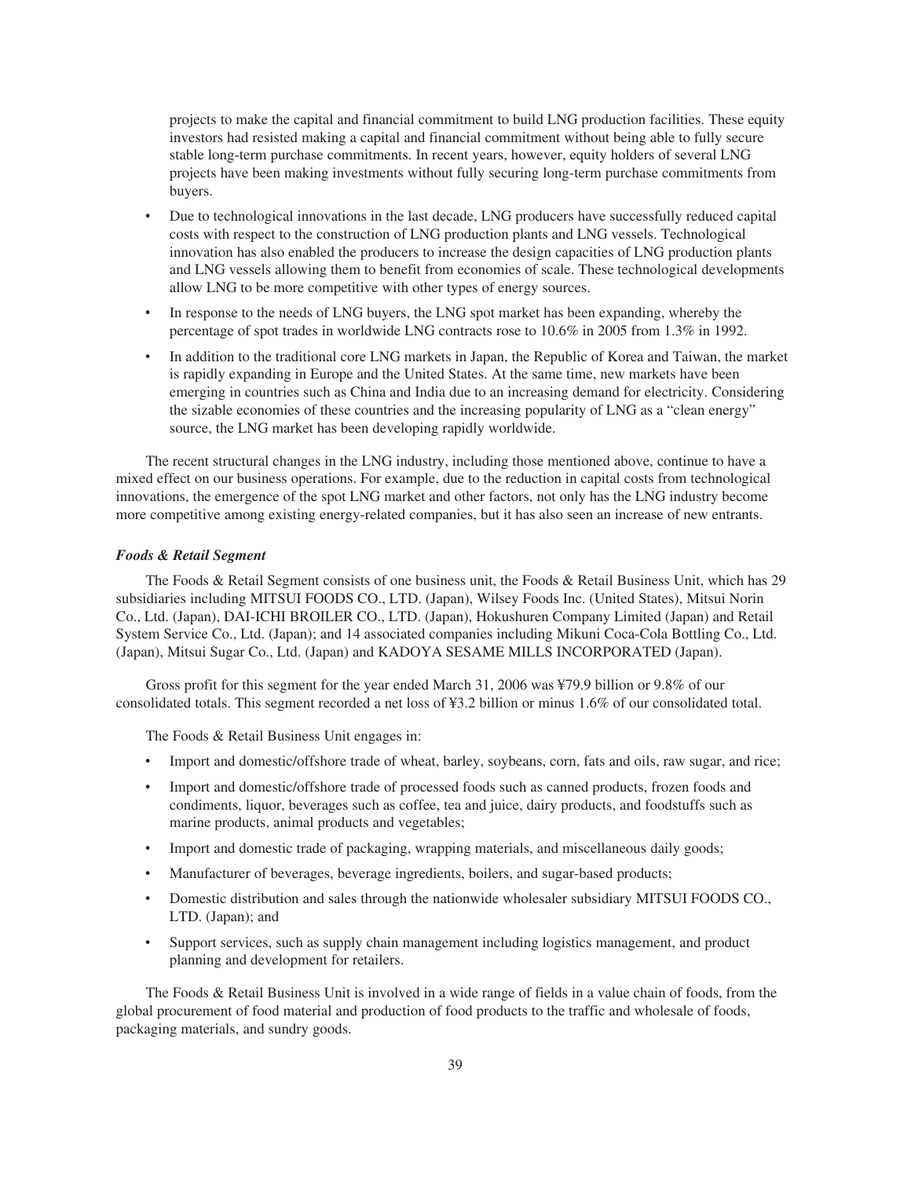projects to make the capital and financial commitment to build LNG production facilities. These equity investors had resisted making a capital and financial commitment without being able to fully secure stable long-term purchase commitments. In recent years, however, equity holders of several LNG projects have been making investments without fully securing long-term purchase commitments from buyers.

- Due to technological innovations in the last decade, LNG producers have successfully reduced capital costs with respect to the construction of LNG production plants and LNG vessels. Technological innovation has also enabled the producers to increase the design capacities of LNG production plants and LNG vessels allowing them to benefit from economies of scale. These technological developments allow LNG to be more competitive with other types of energy sources.
- In response to the needs of LNG buyers, the LNG spot market has been expanding, whereby the percentage of spot trades in worldwide LNG contracts rose to 10.6% in 2005 from 1.3% in 1992.
- In addition to the traditional core LNG markets in Japan, the Republic of Korea and Taiwan, the market is rapidly expanding in Europe and the United States. At the same time, new markets have been emerging in countries such as China and India due to an increasing demand for electricity. Considering the sizable economies of these countries and the increasing popularity of LNG as a "clean energy" source, the LNG market has been developing rapidly worldwide.

The recent structural changes in the LNG industry, including those mentioned above, continue to have a mixed effect on our business operations. For example, due to the reduction in capital costs from technological innovations, the emergence of the spot LNG market and other factors, not only has the LNG industry become more competitive among existing energy-related companies, but it has also seen an increase of new entrants.

***Foods & Retail Segment***

The Foods & Retail Segment consists of one business unit, the Foods & Retail Business Unit, which has 29 subsidiaries including MITSUI FOODS CO., LTD. (Japan), Wilsey Foods Inc. (United States), Mitsui Norin Co., Ltd. (Japan), DAI-ICHI BROILER CO., LTD. (Japan), Hokushuren Company Limited (Japan) and Retail System Service Co., Ltd. (Japan); and 14 associated companies including Mikuni Coca-Cola Bottling Co., Ltd. (Japan), Mitsui Sugar Co., Ltd. (Japan) and KADOYA SESAME MILLS INCORPORATED (Japan).

Gross profit for this segment for the year ended March 31, 2006 was ¥79.9 billion or 9.8% of our consolidated totals. This segment recorded a net loss of ¥3.2 billion or minus 1.6% of our consolidated total.

The Foods & Retail Business Unit engages in:

- Import and domestic/offshore trade of wheat, barley, soybeans, corn, fats and oils, raw sugar, and rice;
- Import and domestic/offshore trade of processed foods such as canned products, frozen foods and condiments, liquor, beverages such as coffee, tea and juice, dairy products, and foodstuffs such as marine products, animal products and vegetables;
- Import and domestic trade of packaging, wrapping materials, and miscellaneous daily goods;
- Manufacturer of beverages, beverage ingredients, boilers, and sugar-based products;
- Domestic distribution and sales through the nationwide wholesaler subsidiary MITSUI FOODS CO., LTD. (Japan); and
- Support services, such as supply chain management including logistics management, and product planning and development for retailers.

The Foods & Retail Business Unit is involved in a wide range of fields in a value chain of foods, from the global procurement of food material and production of food products to the traffic and wholesale of foods, packaging materials, and sundry goods.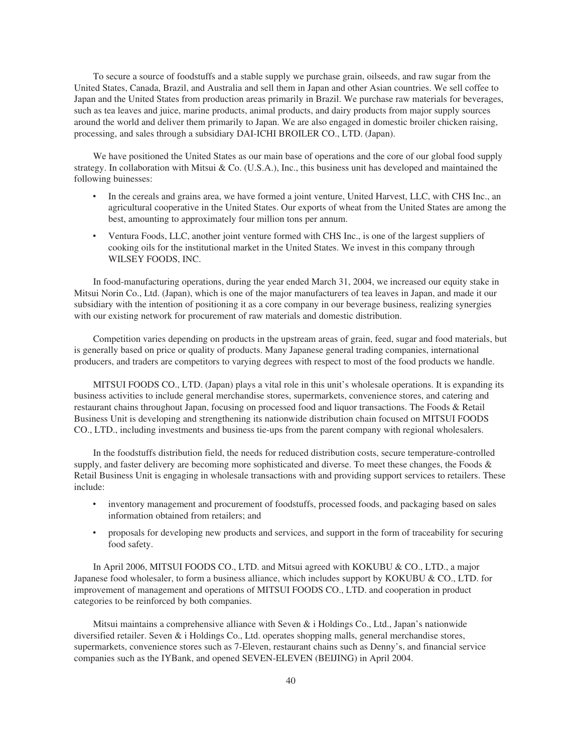To secure a source of foodstuffs and a stable supply we purchase grain, oilseeds, and raw sugar from the United States, Canada, Brazil, and Australia and sell them in Japan and other Asian countries. We sell coffee to Japan and the United States from production areas primarily in Brazil. We purchase raw materials for beverages, such as tea leaves and juice, marine products, animal products, and dairy products from major supply sources around the world and deliver them primarily to Japan. We are also engaged in domestic broiler chicken raising, processing, and sales through a subsidiary DAI-ICHI BROILER CO., LTD. (Japan).

We have positioned the United States as our main base of operations and the core of our global food supply strategy. In collaboration with Mitsui & Co. (U.S.A.), Inc., this business unit has developed and maintained the following buinesses:

- In the cereals and grains area, we have formed a joint venture, United Harvest, LLC, with CHS Inc., an agricultural cooperative in the United States. Our exports of wheat from the United States are among the best, amounting to approximately four million tons per annum.
- Ventura Foods, LLC, another joint venture formed with CHS Inc., is one of the largest suppliers of cooking oils for the institutional market in the United States. We invest in this company through WILSEY FOODS, INC.

In food-manufacturing operations, during the year ended March 31, 2004, we increased our equity stake in Mitsui Norin Co., Ltd. (Japan), which is one of the major manufacturers of tea leaves in Japan, and made it our subsidiary with the intention of positioning it as a core company in our beverage business, realizing synergies with our existing network for procurement of raw materials and domestic distribution.

Competition varies depending on products in the upstream areas of grain, feed, sugar and food materials, but is generally based on price or quality of products. Many Japanese general trading companies, international producers, and traders are competitors to varying degrees with respect to most of the food products we handle.

MITSUI FOODS CO., LTD. (Japan) plays a vital role in this unit's wholesale operations. It is expanding its business activities to include general merchandise stores, supermarkets, convenience stores, and catering and restaurant chains throughout Japan, focusing on processed food and liquor transactions. The Foods & Retail Business Unit is developing and strengthening its nationwide distribution chain focused on MITSUI FOODS CO., LTD., including investments and business tie-ups from the parent company with regional wholesalers.

In the foodstuffs distribution field, the needs for reduced distribution costs, secure temperature-controlled supply, and faster delivery are becoming more sophisticated and diverse. To meet these changes, the Foods & Retail Business Unit is engaging in wholesale transactions with and providing support services to retailers. These include:

- inventory management and procurement of foodstuffs, processed foods, and packaging based on sales information obtained from retailers; and
- proposals for developing new products and services, and support in the form of traceability for securing food safety.

In April 2006, MITSUI FOODS CO., LTD. and Mitsui agreed with KOKUBU & CO., LTD., a major Japanese food wholesaler, to form a business alliance, which includes support by KOKUBU & CO., LTD. for improvement of management and operations of MITSUI FOODS CO., LTD. and cooperation in product categories to be reinforced by both companies.

Mitsui maintains a comprehensive alliance with Seven & i Holdings Co., Ltd., Japan's nationwide diversified retailer. Seven & i Holdings Co., Ltd. operates shopping malls, general merchandise stores, supermarkets, convenience stores such as 7-Eleven, restaurant chains such as Denny's, and financial service companies such as the IYBank, and opened SEVEN-ELEVEN (BEIJING) in April 2004.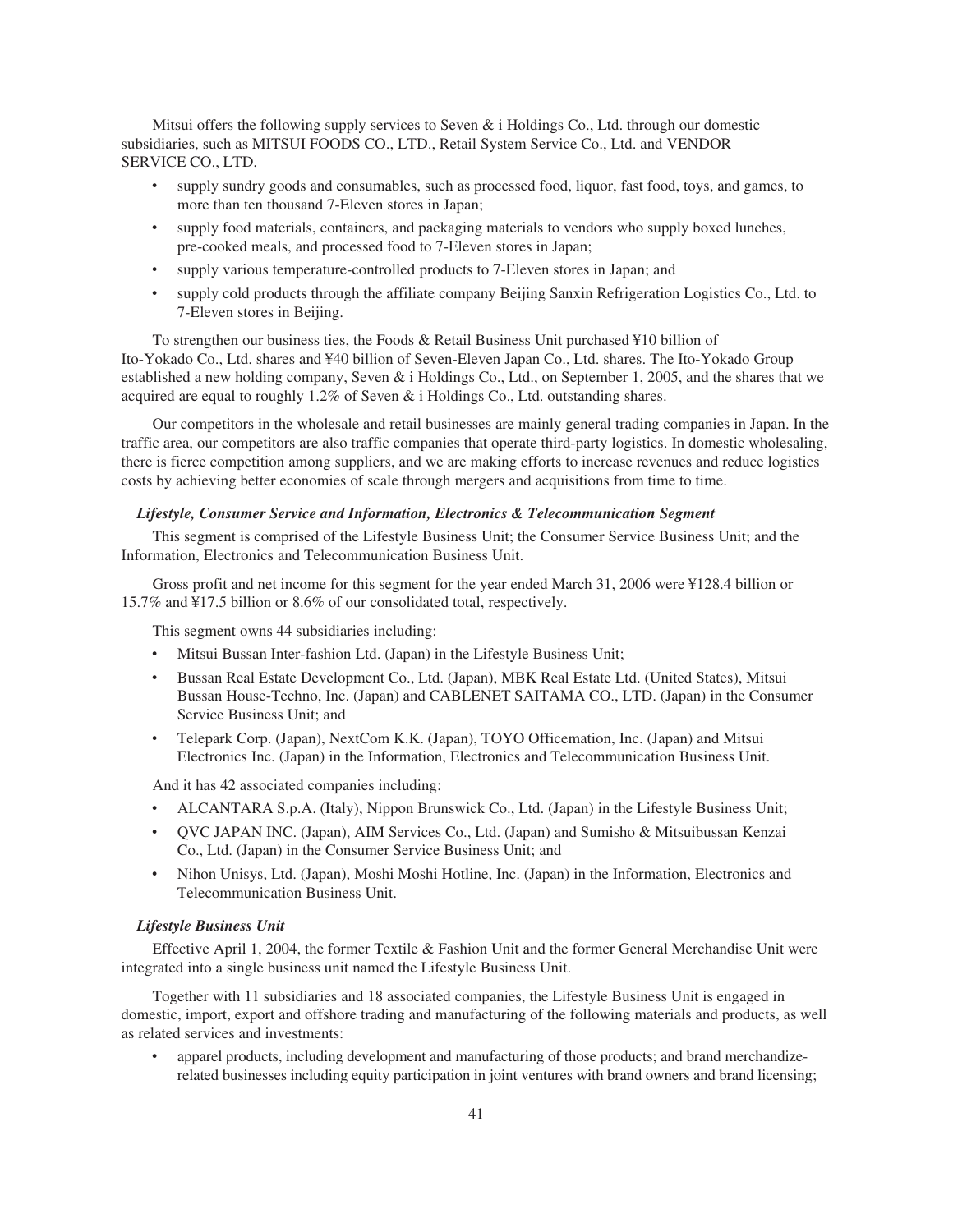Mitsui offers the following supply services to Seven & i Holdings Co., Ltd. through our domestic subsidiaries, such as MITSUI FOODS CO., LTD., Retail System Service Co., Ltd. and VENDOR SERVICE CO., LTD.

- supply sundry goods and consumables, such as processed food, liquor, fast food, toys, and games, to more than ten thousand 7-Eleven stores in Japan;
- supply food materials, containers, and packaging materials to vendors who supply boxed lunches, pre-cooked meals, and processed food to 7-Eleven stores in Japan;
- supply various temperature-controlled products to 7-Eleven stores in Japan; and
- supply cold products through the affiliate company Beijing Sanxin Refrigeration Logistics Co., Ltd. to 7-Eleven stores in Beijing.

To strengthen our business ties, the Foods & Retail Business Unit purchased ¥10 billion of Ito-Yokado Co., Ltd. shares and ¥40 billion of Seven-Eleven Japan Co., Ltd. shares. The Ito-Yokado Group established a new holding company, Seven & i Holdings Co., Ltd., on September 1, 2005, and the shares that we acquired are equal to roughly 1.2% of Seven & i Holdings Co., Ltd. outstanding shares.

Our competitors in the wholesale and retail businesses are mainly general trading companies in Japan. In the traffic area, our competitors are also traffic companies that operate third-party logistics. In domestic wholesaling, there is fierce competition among suppliers, and we are making efforts to increase revenues and reduce logistics costs by achieving better economies of scale through mergers and acquisitions from time to time.

***Lifestyle, Consumer Service and Information, Electronics & Telecommunication Segment***

This segment is comprised of the Lifestyle Business Unit; the Consumer Service Business Unit; and the Information, Electronics and Telecommunication Business Unit.

Gross profit and net income for this segment for the year ended March 31, 2006 were ¥128.4 billion or 15.7% and ¥17.5 billion or 8.6% of our consolidated total, respectively.

This segment owns 44 subsidiaries including:

- Mitsui Bussan Inter-fashion Ltd. (Japan) in the Lifestyle Business Unit;
- Bussan Real Estate Development Co., Ltd. (Japan), MBK Real Estate Ltd. (United States), Mitsui Bussan House-Techno, Inc. (Japan) and CABLENET SAITAMA CO., LTD. (Japan) in the Consumer Service Business Unit; and
- Telepark Corp. (Japan), NextCom K.K. (Japan), TOYO Officemation, Inc. (Japan) and Mitsui Electronics Inc. (Japan) in the Information, Electronics and Telecommunication Business Unit.

And it has 42 associated companies including:

- ALCANTARA S.p.A. (Italy), Nippon Brunswick Co., Ltd. (Japan) in the Lifestyle Business Unit;
- QVC JAPAN INC. (Japan), AIM Services Co., Ltd. (Japan) and Sumisho & Mitsuibussan Kenzai Co., Ltd. (Japan) in the Consumer Service Business Unit; and
- Nihon Unisys, Ltd. (Japan), Moshi Moshi Hotline, Inc. (Japan) in the Information, Electronics and Telecommunication Business Unit.

***Lifestyle Business Unit***

Effective April 1, 2004, the former Textile & Fashion Unit and the former General Merchandise Unit were integrated into a single business unit named the Lifestyle Business Unit.

Together with 11 subsidiaries and 18 associated companies, the Lifestyle Business Unit is engaged in domestic, import, export and offshore trading and manufacturing of the following materials and products, as well as related services and investments:

- apparel products, including development and manufacturing of those products; and brand merchandize-related businesses including equity participation in joint ventures with brand owners and brand licensing;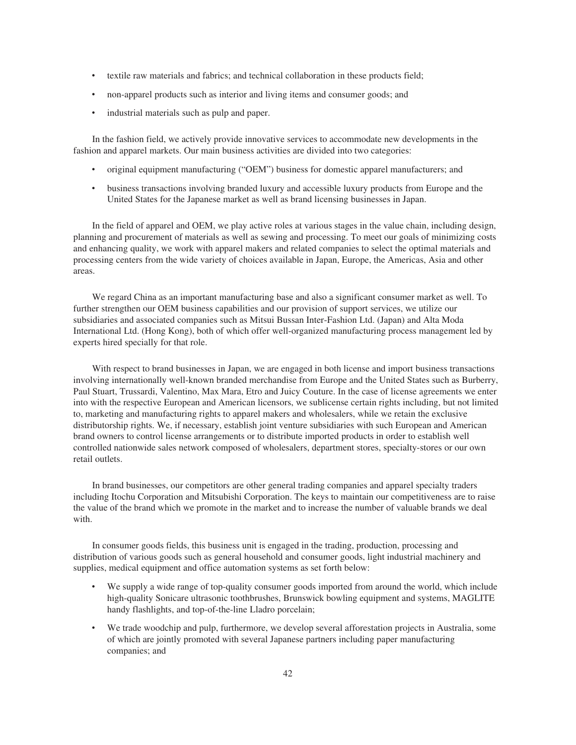- textile raw materials and fabrics; and technical collaboration in these products field;
- non-apparel products such as interior and living items and consumer goods; and
- industrial materials such as pulp and paper.

In the fashion field, we actively provide innovative services to accommodate new developments in the fashion and apparel markets. Our main business activities are divided into two categories:

- original equipment manufacturing ("OEM") business for domestic apparel manufacturers; and
- business transactions involving branded luxury and accessible luxury products from Europe and the United States for the Japanese market as well as brand licensing businesses in Japan.

In the field of apparel and OEM, we play active roles at various stages in the value chain, including design, planning and procurement of materials as well as sewing and processing. To meet our goals of minimizing costs and enhancing quality, we work with apparel makers and related companies to select the optimal materials and processing centers from the wide variety of choices available in Japan, Europe, the Americas, Asia and other areas.

We regard China as an important manufacturing base and also a significant consumer market as well. To further strengthen our OEM business capabilities and our provision of support services, we utilize our subsidiaries and associated companies such as Mitsui Bussan Inter-Fashion Ltd. (Japan) and Alta Moda International Ltd. (Hong Kong), both of which offer well-organized manufacturing process management led by experts hired specially for that role.

With respect to brand businesses in Japan, we are engaged in both license and import business transactions involving internationally well-known branded merchandise from Europe and the United States such as Burberry, Paul Stuart, Trussardi, Valentino, Max Mara, Etro and Juicy Couture. In the case of license agreements we enter into with the respective European and American licensors, we sublicense certain rights including, but not limited to, marketing and manufacturing rights to apparel makers and wholesalers, while we retain the exclusive distributorship rights. We, if necessary, establish joint venture subsidiaries with such European and American brand owners to control license arrangements or to distribute imported products in order to establish well controlled nationwide sales network composed of wholesalers, department stores, specialty-stores or our own retail outlets.

In brand businesses, our competitors are other general trading companies and apparel specialty traders including Itochu Corporation and Mitsubishi Corporation. The keys to maintain our competitiveness are to raise the value of the brand which we promote in the market and to increase the number of valuable brands we deal with.

In consumer goods fields, this business unit is engaged in the trading, production, processing and distribution of various goods such as general household and consumer goods, light industrial machinery and supplies, medical equipment and office automation systems as set forth below:

- We supply a wide range of top-quality consumer goods imported from around the world, which include high-quality Sonicare ultrasonic toothbrushes, Brunswick bowling equipment and systems, MAGLITE handy flashlights, and top-of-the-line Lladro porcelain;
- We trade woodchip and pulp, furthermore, we develop several afforestation projects in Australia, some of which are jointly promoted with several Japanese partners including paper manufacturing companies; and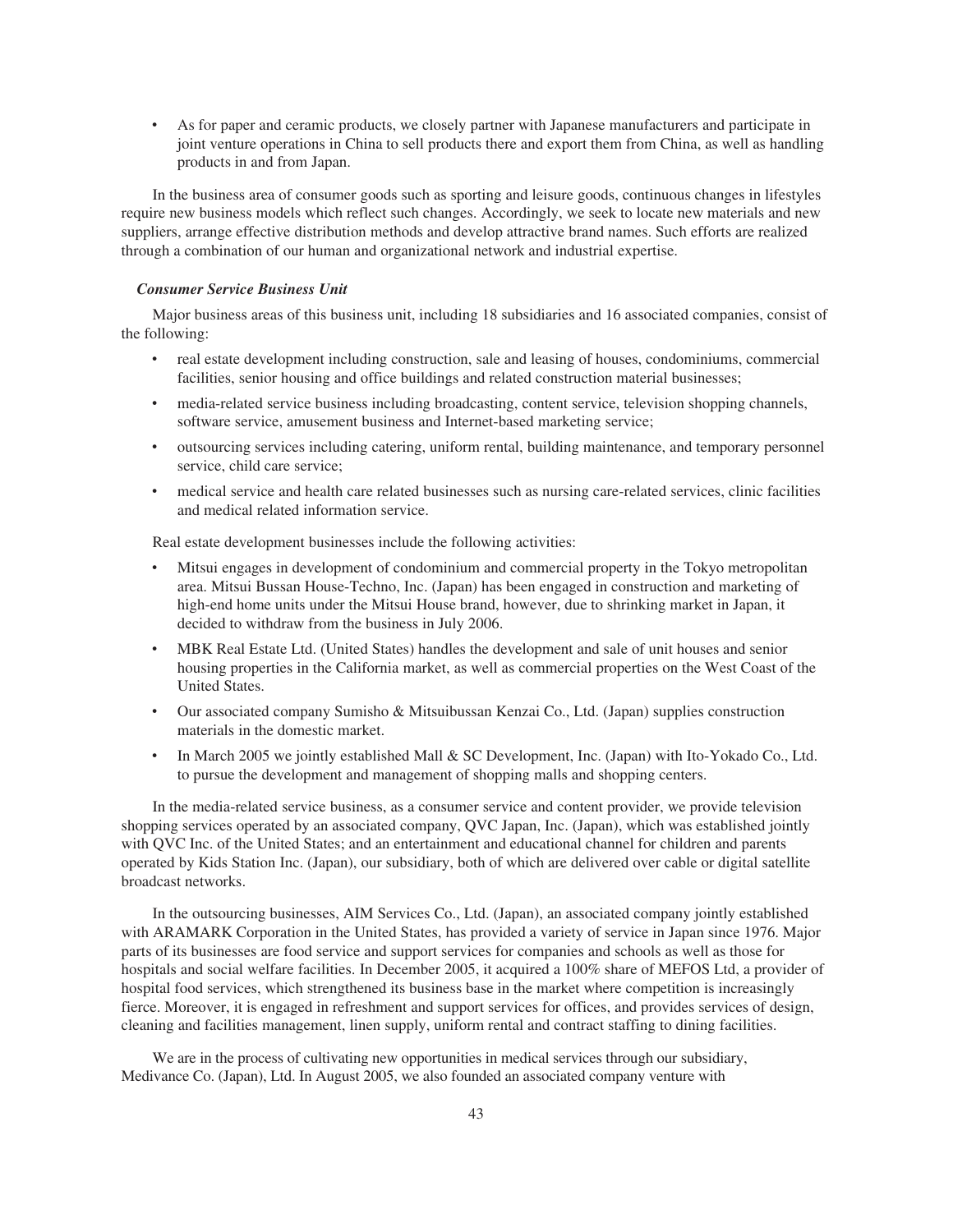- As for paper and ceramic products, we closely partner with Japanese manufacturers and participate in joint venture operations in China to sell products there and export them from China, as well as handling products in and from Japan.

In the business area of consumer goods such as sporting and leisure goods, continuous changes in lifestyles require new business models which reflect such changes. Accordingly, we seek to locate new materials and new suppliers, arrange effective distribution methods and develop attractive brand names. Such efforts are realized through a combination of our human and organizational network and industrial expertise.

***Consumer Service Business Unit***

Major business areas of this business unit, including 18 subsidiaries and 16 associated companies, consist of the following:

- real estate development including construction, sale and leasing of houses, condominiums, commercial facilities, senior housing and office buildings and related construction material businesses;
- media-related service business including broadcasting, content service, television shopping channels, software service, amusement business and Internet-based marketing service;
- outsourcing services including catering, uniform rental, building maintenance, and temporary personnel service, child care service;
- medical service and health care related businesses such as nursing care-related services, clinic facilities and medical related information service.

Real estate development businesses include the following activities:

- Mitsui engages in development of condominium and commercial property in the Tokyo metropolitan area. Mitsui Bussan House-Techno, Inc. (Japan) has been engaged in construction and marketing of high-end home units under the Mitsui House brand, however, due to shrinking market in Japan, it decided to withdraw from the business in July 2006.
- MBK Real Estate Ltd. (United States) handles the development and sale of unit houses and senior housing properties in the California market, as well as commercial properties on the West Coast of the United States.
- Our associated company Sumisho & Mitsuibussan Kenzai Co., Ltd. (Japan) supplies construction materials in the domestic market.
- In March 2005 we jointly established Mall & SC Development, Inc. (Japan) with Ito-Yokado Co., Ltd. to pursue the development and management of shopping malls and shopping centers.

In the media-related service business, as a consumer service and content provider, we provide television shopping services operated by an associated company, QVC Japan, Inc. (Japan), which was established jointly with QVC Inc. of the United States; and an entertainment and educational channel for children and parents operated by Kids Station Inc. (Japan), our subsidiary, both of which are delivered over cable or digital satellite broadcast networks.

In the outsourcing businesses, AIM Services Co., Ltd. (Japan), an associated company jointly established with ARAMARK Corporation in the United States, has provided a variety of service in Japan since 1976. Major parts of its businesses are food service and support services for companies and schools as well as those for hospitals and social welfare facilities. In December 2005, it acquired a 100% share of MEFOS Ltd, a provider of hospital food services, which strengthened its business base in the market where competition is increasingly fierce. Moreover, it is engaged in refreshment and support services for offices, and provides services of design, cleaning and facilities management, linen supply, uniform rental and contract staffing to dining facilities.

We are in the process of cultivating new opportunities in medical services through our subsidiary, Medivance Co. (Japan), Ltd. In August 2005, we also founded an associated company venture with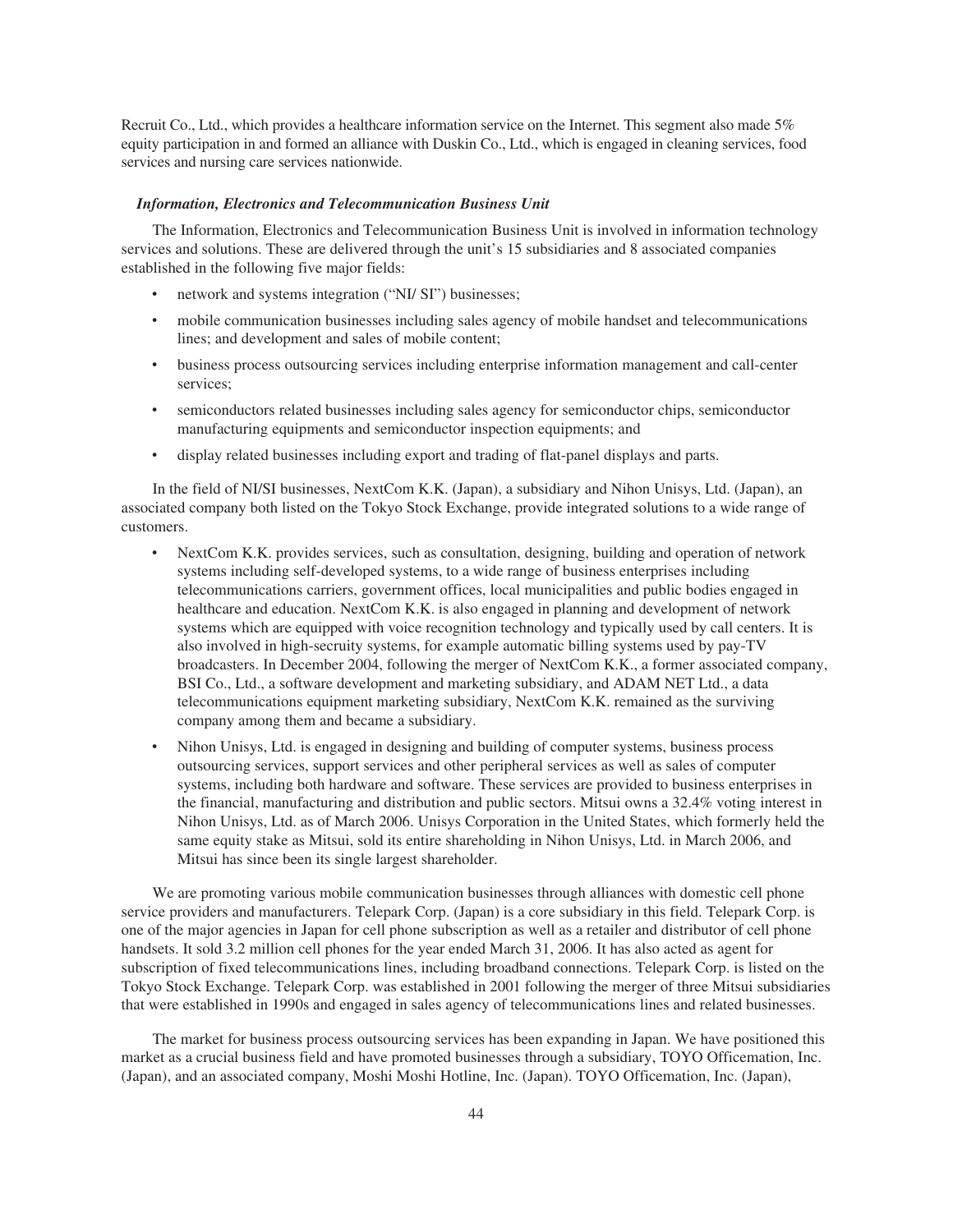Recruit Co., Ltd., which provides a healthcare information service on the Internet. This segment also made 5% equity participation in and formed an alliance with Duskin Co., Ltd., which is engaged in cleaning services, food services and nursing care services nationwide.

### *Information, Electronics and Telecommunication Business Unit*

The Information, Electronics and Telecommunication Business Unit is involved in information technology services and solutions. These are delivered through the unit's 15 subsidiaries and 8 associated companies established in the following five major fields:

- network and systems integration ("NI/ SI") businesses;
- mobile communication businesses including sales agency of mobile handset and telecommunications lines; and development and sales of mobile content;
- business process outsourcing services including enterprise information management and call-center services;
- semiconductors related businesses including sales agency for semiconductor chips, semiconductor manufacturing equipments and semiconductor inspection equipments; and
- display related businesses including export and trading of flat-panel displays and parts.

In the field of NI/SI businesses, NextCom K.K. (Japan), a subsidiary and Nihon Unisys, Ltd. (Japan), an associated company both listed on the Tokyo Stock Exchange, provide integrated solutions to a wide range of customers.

- NextCom K.K. provides services, such as consultation, designing, building and operation of network systems including self-developed systems, to a wide range of business enterprises including telecommunications carriers, government offices, local municipalities and public bodies engaged in healthcare and education. NextCom K.K. is also engaged in planning and development of network systems which are equipped with voice recognition technology and typically used by call centers. It is also involved in high-secruity systems, for example automatic billing systems used by pay-TV broadcasters. In December 2004, following the merger of NextCom K.K., a former associated company, BSI Co., Ltd., a software development and marketing subsidiary, and ADAM NET Ltd., a data telecommunications equipment marketing subsidiary, NextCom K.K. remained as the surviving company among them and became a subsidiary.
- Nihon Unisys, Ltd. is engaged in designing and building of computer systems, business process outsourcing services, support services and other peripheral services as well as sales of computer systems, including both hardware and software. These services are provided to business enterprises in the financial, manufacturing and distribution and public sectors. Mitsui owns a 32.4% voting interest in Nihon Unisys, Ltd. as of March 2006. Unisys Corporation in the United States, which formerly held the same equity stake as Mitsui, sold its entire shareholding in Nihon Unisys, Ltd. in March 2006, and Mitsui has since been its single largest shareholder.

We are promoting various mobile communication businesses through alliances with domestic cell phone service providers and manufacturers. Telepark Corp. (Japan) is a core subsidiary in this field. Telepark Corp. is one of the major agencies in Japan for cell phone subscription as well as a retailer and distributor of cell phone handsets. It sold 3.2 million cell phones for the year ended March 31, 2006. It has also acted as agent for subscription of fixed telecommunications lines, including broadband connections. Telepark Corp. is listed on the Tokyo Stock Exchange. Telepark Corp. was established in 2001 following the merger of three Mitsui subsidiaries that were established in 1990s and engaged in sales agency of telecommunications lines and related businesses.

The market for business process outsourcing services has been expanding in Japan. We have positioned this market as a crucial business field and have promoted businesses through a subsidiary, TOYO Officemation, Inc. (Japan), and an associated company, Moshi Moshi Hotline, Inc. (Japan). TOYO Officemation, Inc. (Japan),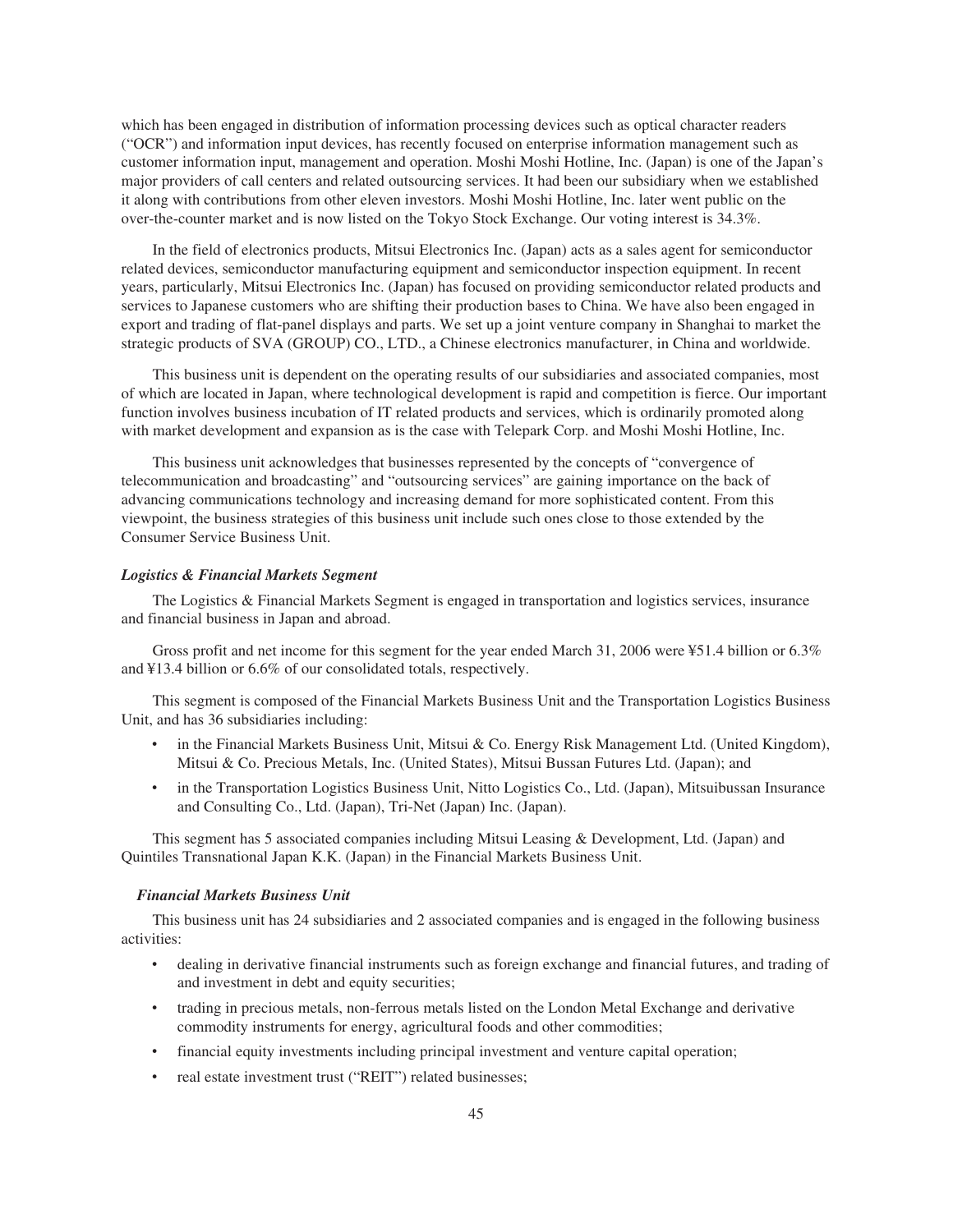which has been engaged in distribution of information processing devices such as optical character readers ("OCR") and information input devices, has recently focused on enterprise information management such as customer information input, management and operation. Moshi Moshi Hotline, Inc. (Japan) is one of the Japan's major providers of call centers and related outsourcing services. It had been our subsidiary when we established it along with contributions from other eleven investors. Moshi Moshi Hotline, Inc. later went public on the over-the-counter market and is now listed on the Tokyo Stock Exchange. Our voting interest is 34.3%.

In the field of electronics products, Mitsui Electronics Inc. (Japan) acts as a sales agent for semiconductor related devices, semiconductor manufacturing equipment and semiconductor inspection equipment. In recent years, particularly, Mitsui Electronics Inc. (Japan) has focused on providing semiconductor related products and services to Japanese customers who are shifting their production bases to China. We have also been engaged in export and trading of flat-panel displays and parts. We set up a joint venture company in Shanghai to market the strategic products of SVA (GROUP) CO., LTD., a Chinese electronics manufacturer, in China and worldwide.

This business unit is dependent on the operating results of our subsidiaries and associated companies, most of which are located in Japan, where technological development is rapid and competition is fierce. Our important function involves business incubation of IT related products and services, which is ordinarily promoted along with market development and expansion as is the case with Telepark Corp. and Moshi Moshi Hotline, Inc.

This business unit acknowledges that businesses represented by the concepts of "convergence of telecommunication and broadcasting" and "outsourcing services" are gaining importance on the back of advancing communications technology and increasing demand for more sophisticated content. From this viewpoint, the business strategies of this business unit include such ones close to those extended by the Consumer Service Business Unit.

### *Logistics & Financial Markets Segment*

The Logistics & Financial Markets Segment is engaged in transportation and logistics services, insurance and financial business in Japan and abroad.

Gross profit and net income for this segment for the year ended March 31, 2006 were ¥51.4 billion or 6.3% and ¥13.4 billion or 6.6% of our consolidated totals, respectively.

This segment is composed of the Financial Markets Business Unit and the Transportation Logistics Business Unit, and has 36 subsidiaries including:

- in the Financial Markets Business Unit, Mitsui & Co. Energy Risk Management Ltd. (United Kingdom), Mitsui & Co. Precious Metals, Inc. (United States), Mitsui Bussan Futures Ltd. (Japan); and
- in the Transportation Logistics Business Unit, Nitto Logistics Co., Ltd. (Japan), Mitsuibussan Insurance and Consulting Co., Ltd. (Japan), Tri-Net (Japan) Inc. (Japan).

This segment has 5 associated companies including Mitsui Leasing & Development, Ltd. (Japan) and Quintiles Transnational Japan K.K. (Japan) in the Financial Markets Business Unit.

#### *Financial Markets Business Unit*

This business unit has 24 subsidiaries and 2 associated companies and is engaged in the following business activities:

- dealing in derivative financial instruments such as foreign exchange and financial futures, and trading of and investment in debt and equity securities;
- trading in precious metals, non-ferrous metals listed on the London Metal Exchange and derivative commodity instruments for energy, agricultural foods and other commodities;
- financial equity investments including principal investment and venture capital operation;
- real estate investment trust ("REIT") related businesses;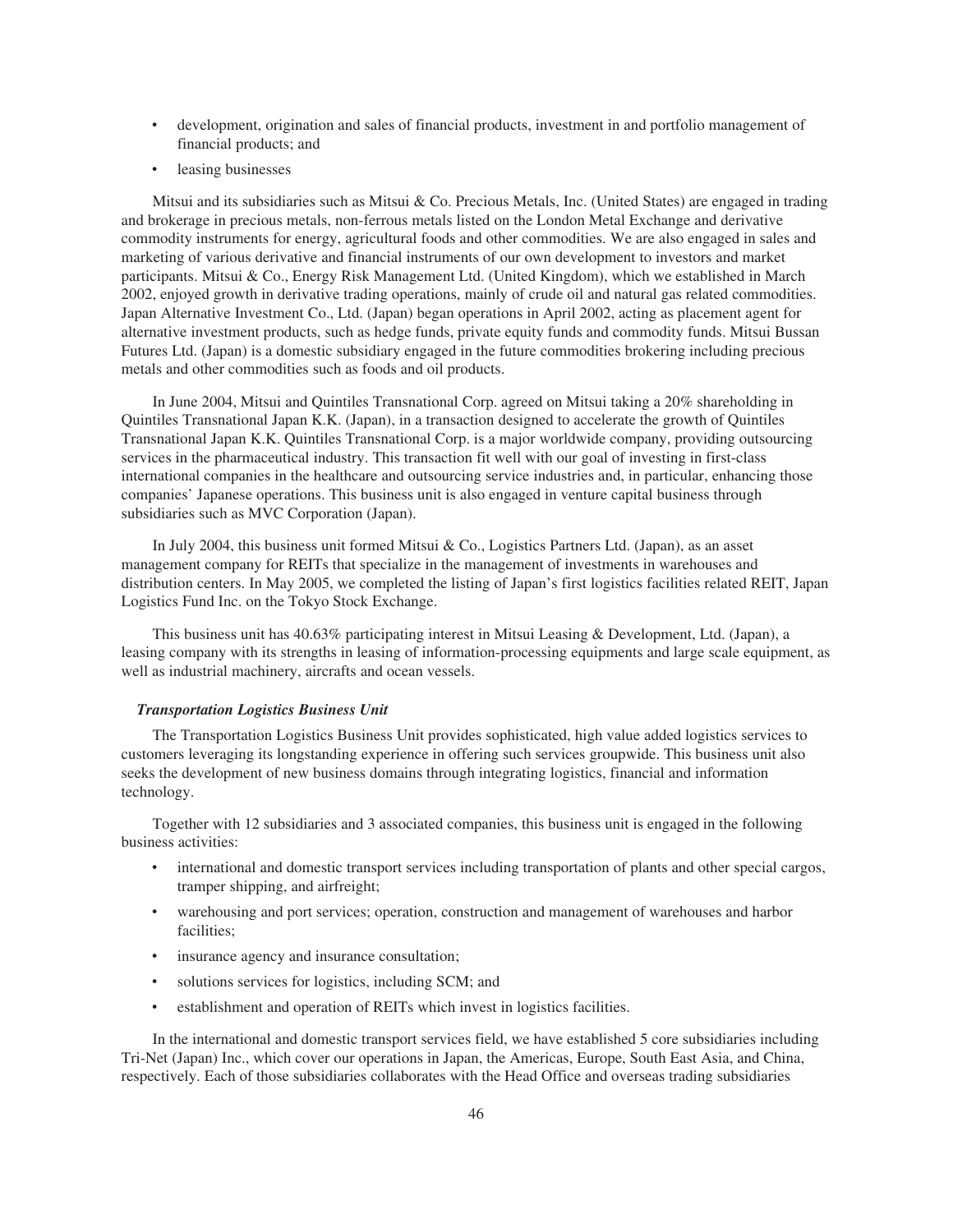- development, origination and sales of financial products, investment in and portfolio management of financial products; and
- leasing businesses

Mitsui and its subsidiaries such as Mitsui & Co. Precious Metals, Inc. (United States) are engaged in trading and brokerage in precious metals, non-ferrous metals listed on the London Metal Exchange and derivative commodity instruments for energy, agricultural foods and other commodities. We are also engaged in sales and marketing of various derivative and financial instruments of our own development to investors and market participants. Mitsui & Co., Energy Risk Management Ltd. (United Kingdom), which we established in March 2002, enjoyed growth in derivative trading operations, mainly of crude oil and natural gas related commodities. Japan Alternative Investment Co., Ltd. (Japan) began operations in April 2002, acting as placement agent for alternative investment products, such as hedge funds, private equity funds and commodity funds. Mitsui Bussan Futures Ltd. (Japan) is a domestic subsidiary engaged in the future commodities brokering including precious metals and other commodities such as foods and oil products.

In June 2004, Mitsui and Quintiles Transnational Corp. agreed on Mitsui taking a 20% shareholding in Quintiles Transnational Japan K.K. (Japan), in a transaction designed to accelerate the growth of Quintiles Transnational Japan K.K. Quintiles Transnational Corp. is a major worldwide company, providing outsourcing services in the pharmaceutical industry. This transaction fit well with our goal of investing in first-class international companies in the healthcare and outsourcing service industries and, in particular, enhancing those companies' Japanese operations. This business unit is also engaged in venture capital business through subsidiaries such as MVC Corporation (Japan).

In July 2004, this business unit formed Mitsui & Co., Logistics Partners Ltd. (Japan), as an asset management company for REITs that specialize in the management of investments in warehouses and distribution centers. In May 2005, we completed the listing of Japan's first logistics facilities related REIT, Japan Logistics Fund Inc. on the Tokyo Stock Exchange.

This business unit has 40.63% participating interest in Mitsui Leasing & Development, Ltd. (Japan), a leasing company with its strengths in leasing of information-processing equipments and large scale equipment, as well as industrial machinery, aircrafts and ocean vessels.

***Transportation Logistics Business Unit***

The Transportation Logistics Business Unit provides sophisticated, high value added logistics services to customers leveraging its longstanding experience in offering such services groupwide. This business unit also seeks the development of new business domains through integrating logistics, financial and information technology.

Together with 12 subsidiaries and 3 associated companies, this business unit is engaged in the following business activities:

- international and domestic transport services including transportation of plants and other special cargos, tramper shipping, and airfreight;
- warehousing and port services; operation, construction and management of warehouses and harbor facilities;
- insurance agency and insurance consultation;
- solutions services for logistics, including SCM; and
- establishment and operation of REITs which invest in logistics facilities.

In the international and domestic transport services field, we have established 5 core subsidiaries including Tri-Net (Japan) Inc., which cover our operations in Japan, the Americas, Europe, South East Asia, and China, respectively. Each of those subsidiaries collaborates with the Head Office and overseas trading subsidiaries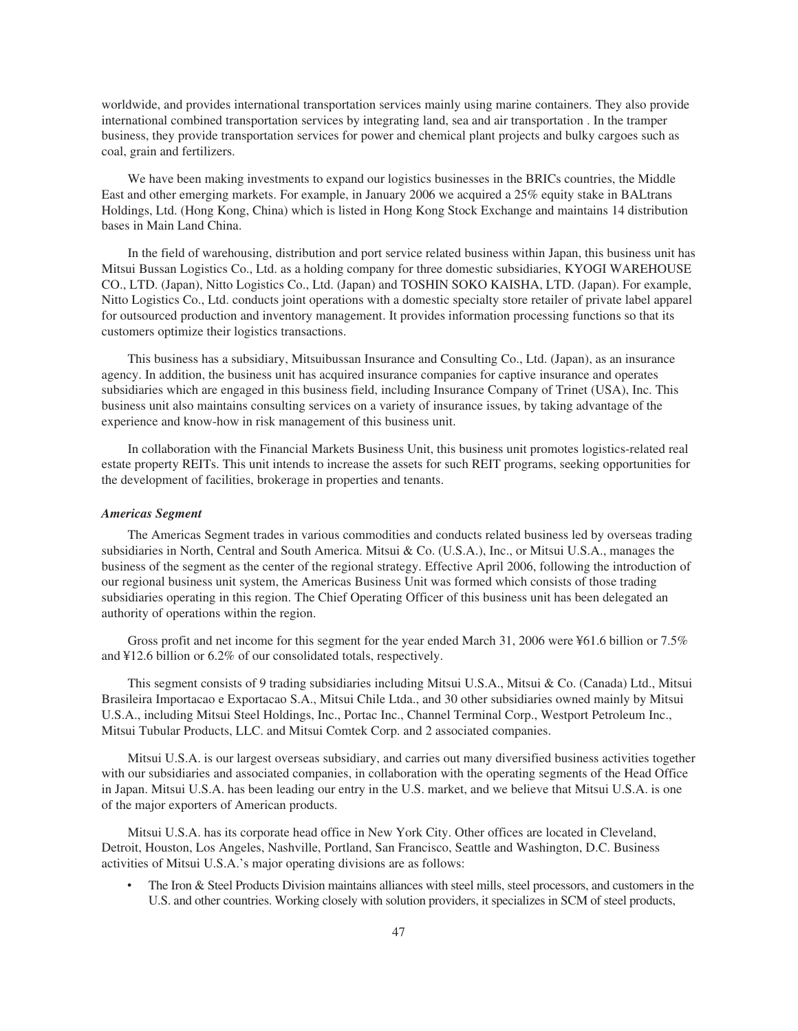worldwide, and provides international transportation services mainly using marine containers. They also provide international combined transportation services by integrating land, sea and air transportation . In the tramper business, they provide transportation services for power and chemical plant projects and bulky cargoes such as coal, grain and fertilizers.

We have been making investments to expand our logistics businesses in the BRICs countries, the Middle East and other emerging markets. For example, in January 2006 we acquired a 25% equity stake in BALtrans Holdings, Ltd. (Hong Kong, China) which is listed in Hong Kong Stock Exchange and maintains 14 distribution bases in Main Land China.

In the field of warehousing, distribution and port service related business within Japan, this business unit has Mitsui Bussan Logistics Co., Ltd. as a holding company for three domestic subsidiaries, KYOGI WAREHOUSE CO., LTD. (Japan), Nitto Logistics Co., Ltd. (Japan) and TOSHIN SOKO KAISHA, LTD. (Japan). For example, Nitto Logistics Co., Ltd. conducts joint operations with a domestic specialty store retailer of private label apparel for outsourced production and inventory management. It provides information processing functions so that its customers optimize their logistics transactions.

This business has a subsidiary, Mitsuibussan Insurance and Consulting Co., Ltd. (Japan), as an insurance agency. In addition, the business unit has acquired insurance companies for captive insurance and operates subsidiaries which are engaged in this business field, including Insurance Company of Trinet (USA), Inc. This business unit also maintains consulting services on a variety of insurance issues, by taking advantage of the experience and know-how in risk management of this business unit.

In collaboration with the Financial Markets Business Unit, this business unit promotes logistics-related real estate property REITs. This unit intends to increase the assets for such REIT programs, seeking opportunities for the development of facilities, brokerage in properties and tenants.

***Americas Segment***

The Americas Segment trades in various commodities and conducts related business led by overseas trading subsidiaries in North, Central and South America. Mitsui & Co. (U.S.A.), Inc., or Mitsui U.S.A., manages the business of the segment as the center of the regional strategy. Effective April 2006, following the introduction of our regional business unit system, the Americas Business Unit was formed which consists of those trading subsidiaries operating in this region. The Chief Operating Officer of this business unit has been delegated an authority of operations within the region.

Gross profit and net income for this segment for the year ended March 31, 2006 were ¥61.6 billion or 7.5% and ¥12.6 billion or 6.2% of our consolidated totals, respectively.

This segment consists of 9 trading subsidiaries including Mitsui U.S.A., Mitsui & Co. (Canada) Ltd., Mitsui Brasileira Importacao e Exportacao S.A., Mitsui Chile Ltda., and 30 other subsidiaries owned mainly by Mitsui U.S.A., including Mitsui Steel Holdings, Inc., Portac Inc., Channel Terminal Corp., Westport Petroleum Inc., Mitsui Tubular Products, LLC. and Mitsui Comtek Corp. and 2 associated companies.

Mitsui U.S.A. is our largest overseas subsidiary, and carries out many diversified business activities together with our subsidiaries and associated companies, in collaboration with the operating segments of the Head Office in Japan. Mitsui U.S.A. has been leading our entry in the U.S. market, and we believe that Mitsui U.S.A. is one of the major exporters of American products.

Mitsui U.S.A. has its corporate head office in New York City. Other offices are located in Cleveland, Detroit, Houston, Los Angeles, Nashville, Portland, San Francisco, Seattle and Washington, D.C. Business activities of Mitsui U.S.A.'s major operating divisions are as follows:

- The Iron & Steel Products Division maintains alliances with steel mills, steel processors, and customers in the U.S. and other countries. Working closely with solution providers, it specializes in SCM of steel products,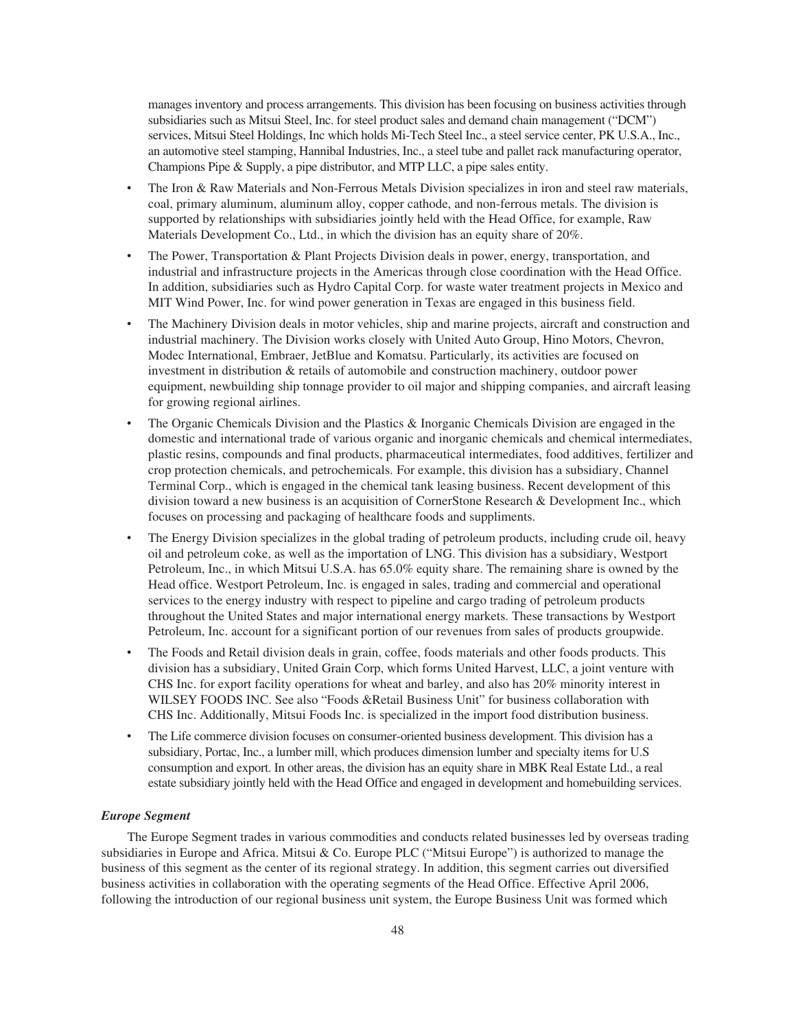manages inventory and process arrangements. This division has been focusing on business activities through subsidiaries such as Mitsui Steel, Inc. for steel product sales and demand chain management ("DCM") services, Mitsui Steel Holdings, Inc which holds Mi-Tech Steel Inc., a steel service center, PK U.S.A., Inc., an automotive steel stamping, Hannibal Industries, Inc., a steel tube and pallet rack manufacturing operator, Champions Pipe & Supply, a pipe distributor, and MTP LLC, a pipe sales entity.

- The Iron & Raw Materials and Non-Ferrous Metals Division specializes in iron and steel raw materials, coal, primary aluminum, aluminum alloy, copper cathode, and non-ferrous metals. The division is supported by relationships with subsidiaries jointly held with the Head Office, for example, Raw Materials Development Co., Ltd., in which the division has an equity share of 20%.
- The Power, Transportation & Plant Projects Division deals in power, energy, transportation, and industrial and infrastructure projects in the Americas through close coordination with the Head Office. In addition, subsidiaries such as Hydro Capital Corp. for waste water treatment projects in Mexico and MIT Wind Power, Inc. for wind power generation in Texas are engaged in this business field.
- The Machinery Division deals in motor vehicles, ship and marine projects, aircraft and construction and industrial machinery. The Division works closely with United Auto Group, Hino Motors, Chevron, Modec International, Embraer, JetBlue and Komatsu. Particularly, its activities are focused on investment in distribution & retails of automobile and construction machinery, outdoor power equipment, newbuilding ship tonnage provider to oil major and shipping companies, and aircraft leasing for growing regional airlines.
- The Organic Chemicals Division and the Plastics & Inorganic Chemicals Division are engaged in the domestic and international trade of various organic and inorganic chemicals and chemical intermediates, plastic resins, compounds and final products, pharmaceutical intermediates, food additives, fertilizer and crop protection chemicals, and petrochemicals. For example, this division has a subsidiary, Channel Terminal Corp., which is engaged in the chemical tank leasing business. Recent development of this division toward a new business is an acquisition of CornerStone Research & Development Inc., which focuses on processing and packaging of healthcare foods and suppliments.
- The Energy Division specializes in the global trading of petroleum products, including crude oil, heavy oil and petroleum coke, as well as the importation of LNG. This division has a subsidiary, Westport Petroleum, Inc., in which Mitsui U.S.A. has 65.0% equity share. The remaining share is owned by the Head office. Westport Petroleum, Inc. is engaged in sales, trading and commercial and operational services to the energy industry with respect to pipeline and cargo trading of petroleum products throughout the United States and major international energy markets. These transactions by Westport Petroleum, Inc. account for a significant portion of our revenues from sales of products groupwide.
- The Foods and Retail division deals in grain, coffee, foods materials and other foods products. This division has a subsidiary, United Grain Corp, which forms United Harvest, LLC, a joint venture with CHS Inc. for export facility operations for wheat and barley, and also has 20% minority interest in WILSEY FOODS INC. See also "Foods &Retail Business Unit" for business collaboration with CHS Inc. Additionally, Mitsui Foods Inc. is specialized in the import food distribution business.
- The Life commerce division focuses on consumer-oriented business development. This division has a subsidiary, Portac, Inc., a lumber mill, which produces dimension lumber and specialty items for U.S consumption and export. In other areas, the division has an equity share in MBK Real Estate Ltd., a real estate subsidiary jointly held with the Head Office and engaged in development and homebuilding services.

***Europe Segment***

The Europe Segment trades in various commodities and conducts related businesses led by overseas trading subsidiaries in Europe and Africa. Mitsui & Co. Europe PLC ("Mitsui Europe") is authorized to manage the business of this segment as the center of its regional strategy. In addition, this segment carries out diversified business activities in collaboration with the operating segments of the Head Office. Effective April 2006, following the introduction of our regional business unit system, the Europe Business Unit was formed which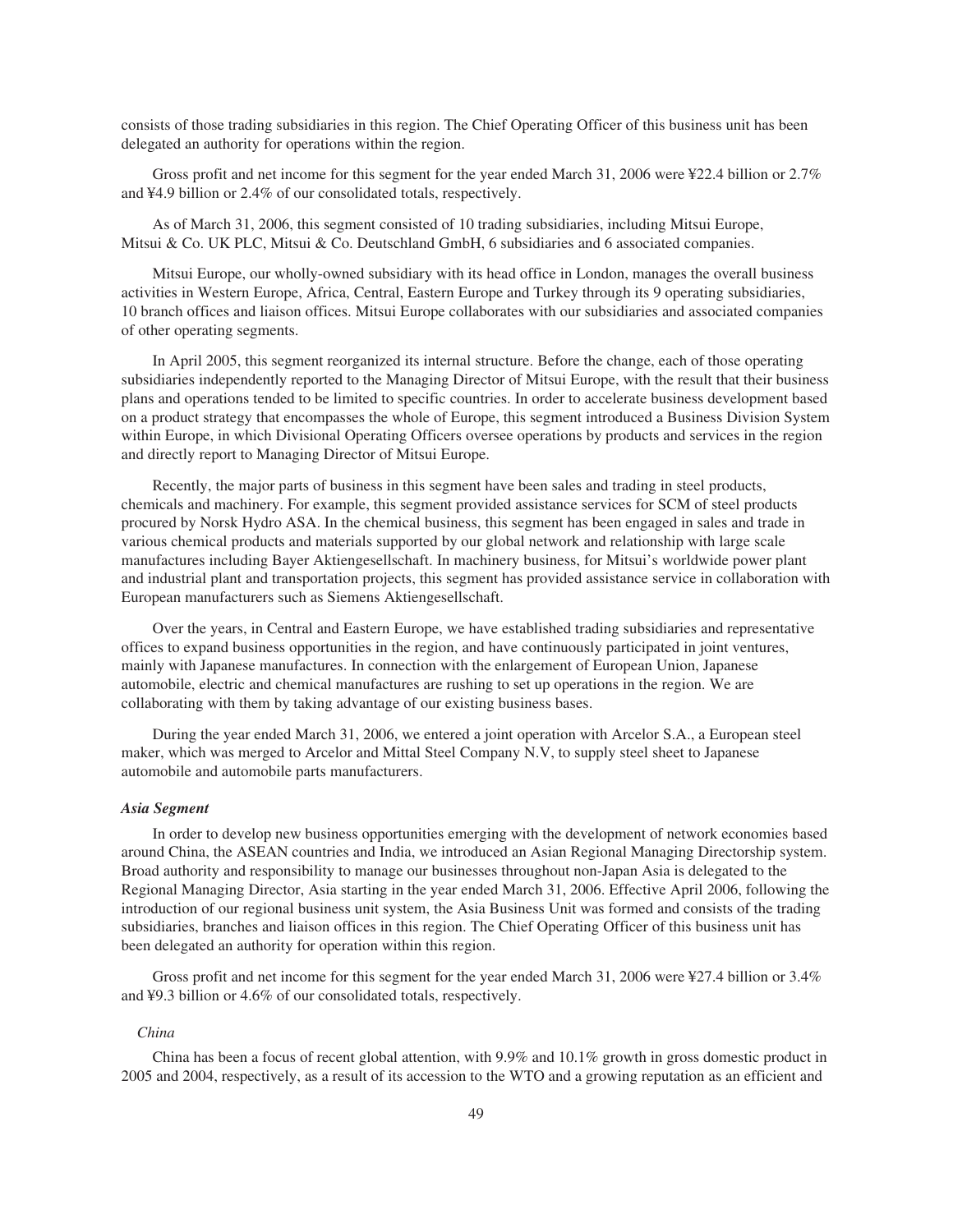consists of those trading subsidiaries in this region. The Chief Operating Officer of this business unit has been delegated an authority for operations within the region.

Gross profit and net income for this segment for the year ended March 31, 2006 were ¥22.4 billion or 2.7% and ¥4.9 billion or 2.4% of our consolidated totals, respectively.

As of March 31, 2006, this segment consisted of 10 trading subsidiaries, including Mitsui Europe, Mitsui & Co. UK PLC, Mitsui & Co. Deutschland GmbH, 6 subsidiaries and 6 associated companies.

Mitsui Europe, our wholly-owned subsidiary with its head office in London, manages the overall business activities in Western Europe, Africa, Central, Eastern Europe and Turkey through its 9 operating subsidiaries, 10 branch offices and liaison offices. Mitsui Europe collaborates with our subsidiaries and associated companies of other operating segments.

In April 2005, this segment reorganized its internal structure. Before the change, each of those operating subsidiaries independently reported to the Managing Director of Mitsui Europe, with the result that their business plans and operations tended to be limited to specific countries. In order to accelerate business development based on a product strategy that encompasses the whole of Europe, this segment introduced a Business Division System within Europe, in which Divisional Operating Officers oversee operations by products and services in the region and directly report to Managing Director of Mitsui Europe.

Recently, the major parts of business in this segment have been sales and trading in steel products, chemicals and machinery. For example, this segment provided assistance services for SCM of steel products procured by Norsk Hydro ASA. In the chemical business, this segment has been engaged in sales and trade in various chemical products and materials supported by our global network and relationship with large scale manufactures including Bayer Aktiengesellschaft. In machinery business, for Mitsui's worldwide power plant and industrial plant and transportation projects, this segment has provided assistance service in collaboration with European manufacturers such as Siemens Aktiengesellschaft.

Over the years, in Central and Eastern Europe, we have established trading subsidiaries and representative offices to expand business opportunities in the region, and have continuously participated in joint ventures, mainly with Japanese manufactures. In connection with the enlargement of European Union, Japanese automobile, electric and chemical manufactures are rushing to set up operations in the region. We are collaborating with them by taking advantage of our existing business bases.

During the year ended March 31, 2006, we entered a joint operation with Arcelor S.A., a European steel maker, which was merged to Arcelor and Mittal Steel Company N.V, to supply steel sheet to Japanese automobile and automobile parts manufacturers.

### *Asia Segment*

In order to develop new business opportunities emerging with the development of network economies based around China, the ASEAN countries and India, we introduced an Asian Regional Managing Directorship system. Broad authority and responsibility to manage our businesses throughout non-Japan Asia is delegated to the Regional Managing Director, Asia starting in the year ended March 31, 2006. Effective April 2006, following the introduction of our regional business unit system, the Asia Business Unit was formed and consists of the trading subsidiaries, branches and liaison offices in this region. The Chief Operating Officer of this business unit has been delegated an authority for operation within this region.

Gross profit and net income for this segment for the year ended March 31, 2006 were ¥27.4 billion or 3.4% and ¥9.3 billion or 4.6% of our consolidated totals, respectively.

#### *China*

China has been a focus of recent global attention, with 9.9% and 10.1% growth in gross domestic product in 2005 and 2004, respectively, as a result of its accession to the WTO and a growing reputation as an efficient and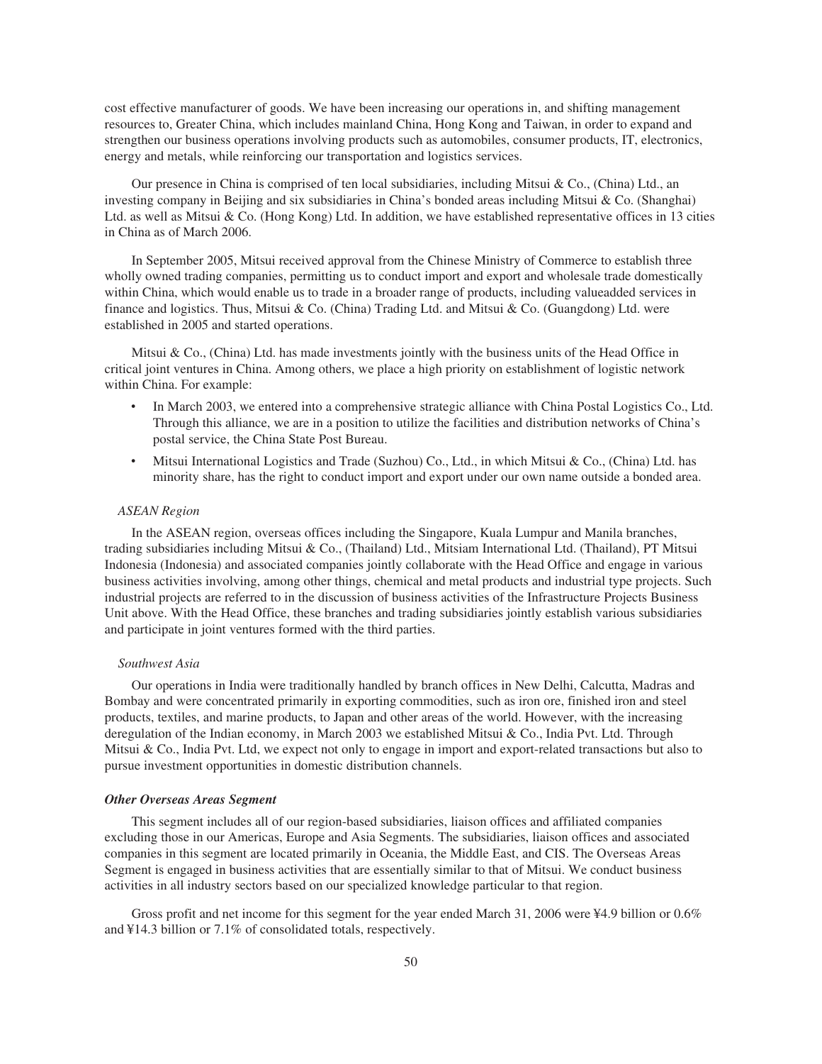cost effective manufacturer of goods. We have been increasing our operations in, and shifting management resources to, Greater China, which includes mainland China, Hong Kong and Taiwan, in order to expand and strengthen our business operations involving products such as automobiles, consumer products, IT, electronics, energy and metals, while reinforcing our transportation and logistics services.

Our presence in China is comprised of ten local subsidiaries, including Mitsui & Co., (China) Ltd., an investing company in Beijing and six subsidiaries in China's bonded areas including Mitsui & Co. (Shanghai) Ltd. as well as Mitsui & Co. (Hong Kong) Ltd. In addition, we have established representative offices in 13 cities in China as of March 2006.

In September 2005, Mitsui received approval from the Chinese Ministry of Commerce to establish three wholly owned trading companies, permitting us to conduct import and export and wholesale trade domestically within China, which would enable us to trade in a broader range of products, including valueadded services in finance and logistics. Thus, Mitsui & Co. (China) Trading Ltd. and Mitsui & Co. (Guangdong) Ltd. were established in 2005 and started operations.

Mitsui & Co., (China) Ltd. has made investments jointly with the business units of the Head Office in critical joint ventures in China. Among others, we place a high priority on establishment of logistic network within China. For example:

- In March 2003, we entered into a comprehensive strategic alliance with China Postal Logistics Co., Ltd. Through this alliance, we are in a position to utilize the facilities and distribution networks of China's postal service, the China State Post Bureau.
- Mitsui International Logistics and Trade (Suzhou) Co., Ltd., in which Mitsui & Co., (China) Ltd. has minority share, has the right to conduct import and export under our own name outside a bonded area.

*ASEAN Region*

In the ASEAN region, overseas offices including the Singapore, Kuala Lumpur and Manila branches, trading subsidiaries including Mitsui & Co., (Thailand) Ltd., Mitsiam International Ltd. (Thailand), PT Mitsui Indonesia (Indonesia) and associated companies jointly collaborate with the Head Office and engage in various business activities involving, among other things, chemical and metal products and industrial type projects. Such industrial projects are referred to in the discussion of business activities of the Infrastructure Projects Business Unit above. With the Head Office, these branches and trading subsidiaries jointly establish various subsidiaries and participate in joint ventures formed with the third parties.

*Southwest Asia*

Our operations in India were traditionally handled by branch offices in New Delhi, Calcutta, Madras and Bombay and were concentrated primarily in exporting commodities, such as iron ore, finished iron and steel products, textiles, and marine products, to Japan and other areas of the world. However, with the increasing deregulation of the Indian economy, in March 2003 we established Mitsui & Co., India Pvt. Ltd. Through Mitsui & Co., India Pvt. Ltd, we expect not only to engage in import and export-related transactions but also to pursue investment opportunities in domestic distribution channels.

***Other Overseas Areas Segment***

This segment includes all of our region-based subsidiaries, liaison offices and affiliated companies excluding those in our Americas, Europe and Asia Segments. The subsidiaries, liaison offices and associated companies in this segment are located primarily in Oceania, the Middle East, and CIS. The Overseas Areas Segment is engaged in business activities that are essentially similar to that of Mitsui. We conduct business activities in all industry sectors based on our specialized knowledge particular to that region.

Gross profit and net income for this segment for the year ended March 31, 2006 were ¥4.9 billion or 0.6% and ¥14.3 billion or 7.1% of consolidated totals, respectively.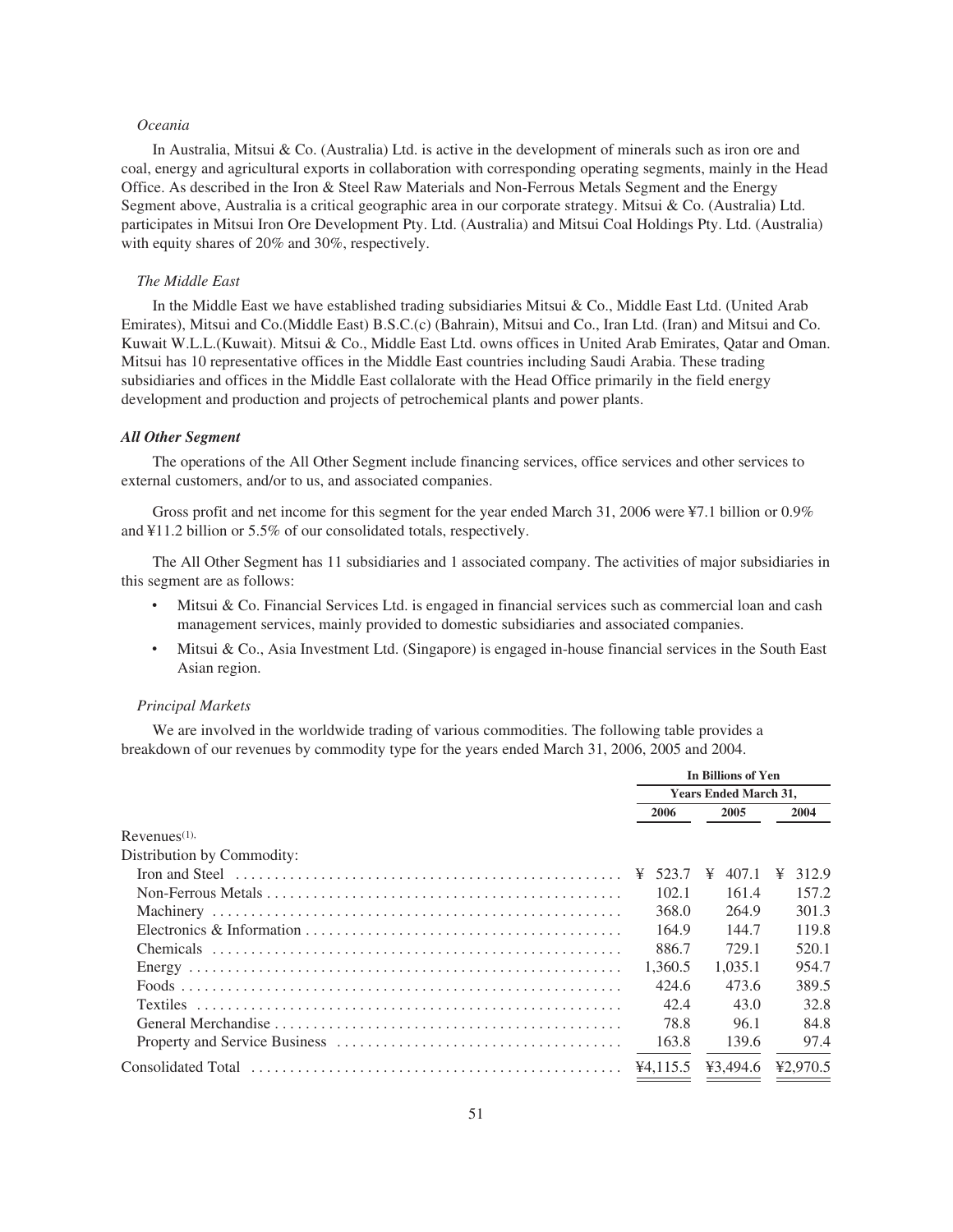*Oceania*

In Australia, Mitsui & Co. (Australia) Ltd. is active in the development of minerals such as iron ore and coal, energy and agricultural exports in collaboration with corresponding operating segments, mainly in the Head Office. As described in the Iron & Steel Raw Materials and Non-Ferrous Metals Segment and the Energy Segment above, Australia is a critical geographic area in our corporate strategy. Mitsui & Co. (Australia) Ltd. participates in Mitsui Iron Ore Development Pty. Ltd. (Australia) and Mitsui Coal Holdings Pty. Ltd. (Australia) with equity shares of 20% and 30%, respectively.

*The Middle East*

In the Middle East we have established trading subsidiaries Mitsui & Co., Middle East Ltd. (United Arab Emirates), Mitsui and Co.(Middle East) B.S.C.(c) (Bahrain), Mitsui and Co., Iran Ltd. (Iran) and Mitsui and Co. Kuwait W.L.L.(Kuwait). Mitsui & Co., Middle East Ltd. owns offices in United Arab Emirates, Qatar and Oman. Mitsui has 10 representative offices in the Middle East countries including Saudi Arabia. These trading subsidiaries and offices in the Middle East collalorate with the Head Office primarily in the field energy development and production and projects of petrochemical plants and power plants.

***All Other Segment***

The operations of the All Other Segment include financing services, office services and other services to external customers, and/or to us, and associated companies.

Gross profit and net income for this segment for the year ended March 31, 2006 were ¥7.1 billion or 0.9% and ¥11.2 billion or 5.5% of our consolidated totals, respectively.

The All Other Segment has 11 subsidiaries and 1 associated company. The activities of major subsidiaries in this segment are as follows:

- Mitsui & Co. Financial Services Ltd. is engaged in financial services such as commercial loan and cash management services, mainly provided to domestic subsidiaries and associated companies.
- Mitsui & Co., Asia Investment Ltd. (Singapore) is engaged in-house financial services in the South East Asian region.

*Principal Markets*

We are involved in the worldwide trading of various commodities. The following table provides a breakdown of our revenues by commodity type for the years ended March 31, 2006, 2005 and 2004.

| | In Billions of Yen | | |
|---|---|---|---|
| | Years Ended March 31, | | |
| | 2006 | 2005 | 2004 |
| Revenues[(1)] | | | |
| Distribution by Commodity: | | | |
| Iron and Steel | ¥ 523.7 | ¥ 407.1 | ¥ 312.9 |
| Non-Ferrous Metals | 102.1 | 161.4 | 157.2 |
| Machinery | 368.0 | 264.9 | 301.3 |
| Electronics & Information | 164.9 | 144.7 | 119.8 |
| Chemicals | 886.7 | 729.1 | 520.1 |
| Energy | 1,360.5 | 1,035.1 | 954.7 |
| Foods | 424.6 | 473.6 | 389.5 |
| Textiles | 42.4 | 43.0 | 32.8 |
| General Merchandise | 78.8 | 96.1 | 84.8 |
| Property and Service Business | 163.8 | 139.6 | 97.4 |
| Consolidated Total | ¥4,115.5 | ¥3,494.6 | ¥2,970.5 |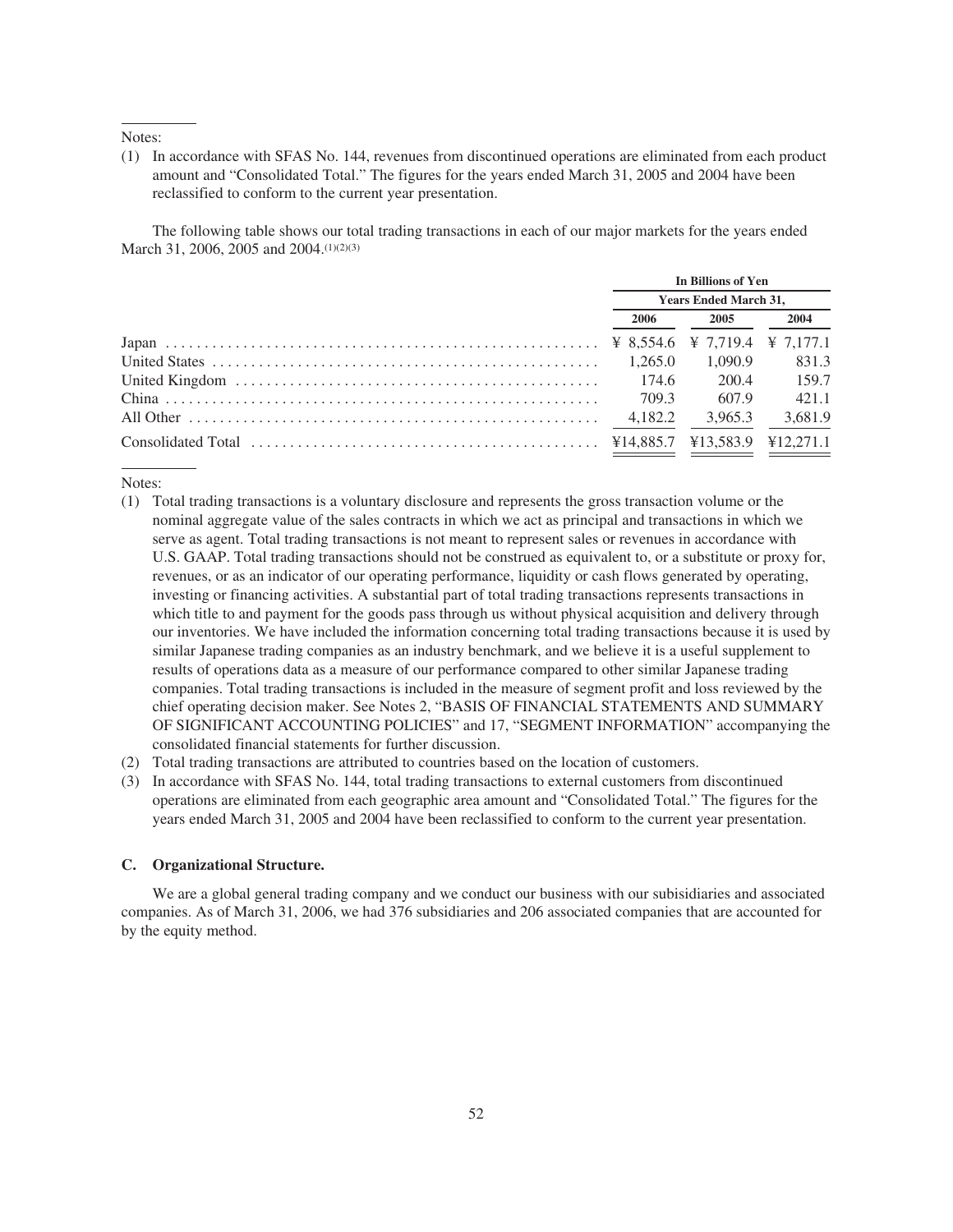Notes:

(1) In accordance with SFAS No. 144, revenues from discontinued operations are eliminated from each product amount and "Consolidated Total." The figures for the years ended March 31, 2005 and 2004 have been reclassified to conform to the current year presentation.

The following table shows our total trading transactions in each of our major markets for the years ended March 31, 2006, 2005 and 2004.(1)(2)(3)

| | In Billions of Yen | | |
|---|---|---|---|
| | Years Ended March 31, | | |
| | 2006 | 2005 | 2004 |
| Japan | ¥ 8,554.6 | ¥ 7,719.4 | ¥ 7,177.1 |
| United States | 1,265.0 | 1,090.9 | 831.3 |
| United Kingdom | 174.6 | 200.4 | 159.7 |
| China | 709.3 | 607.9 | 421.1 |
| All Other | 4,182.2 | 3,965.3 | 3,681.9 |
| Consolidated Total | ¥14,885.7 | ¥13,583.9 | ¥12,271.1 |

Notes:

(1) Total trading transactions is a voluntary disclosure and represents the gross transaction volume or the nominal aggregate value of the sales contracts in which we act as principal and transactions in which we serve as agent. Total trading transactions is not meant to represent sales or revenues in accordance with U.S. GAAP. Total trading transactions should not be construed as equivalent to, or a substitute or proxy for, revenues, or as an indicator of our operating performance, liquidity or cash flows generated by operating, investing or financing activities. A substantial part of total trading transactions represents transactions in which title to and payment for the goods pass through us without physical acquisition and delivery through our inventories. We have included the information concerning total trading transactions because it is used by similar Japanese trading companies as an industry benchmark, and we believe it is a useful supplement to results of operations data as a measure of our performance compared to other similar Japanese trading companies. Total trading transactions is included in the measure of segment profit and loss reviewed by the chief operating decision maker. See Notes 2, "BASIS OF FINANCIAL STATEMENTS AND SUMMARY OF SIGNIFICANT ACCOUNTING POLICIES" and 17, "SEGMENT INFORMATION" accompanying the consolidated financial statements for further discussion.

(2) Total trading transactions are attributed to countries based on the location of customers.

(3) In accordance with SFAS No. 144, total trading transactions to external customers from discontinued operations are eliminated from each geographic area amount and "Consolidated Total." The figures for the years ended March 31, 2005 and 2004 have been reclassified to conform to the current year presentation.

### C. Organizational Structure.

We are a global general trading company and we conduct our business with our subisidiaries and associated companies. As of March 31, 2006, we had 376 subsidiaries and 206 associated companies that are accounted for by the equity method.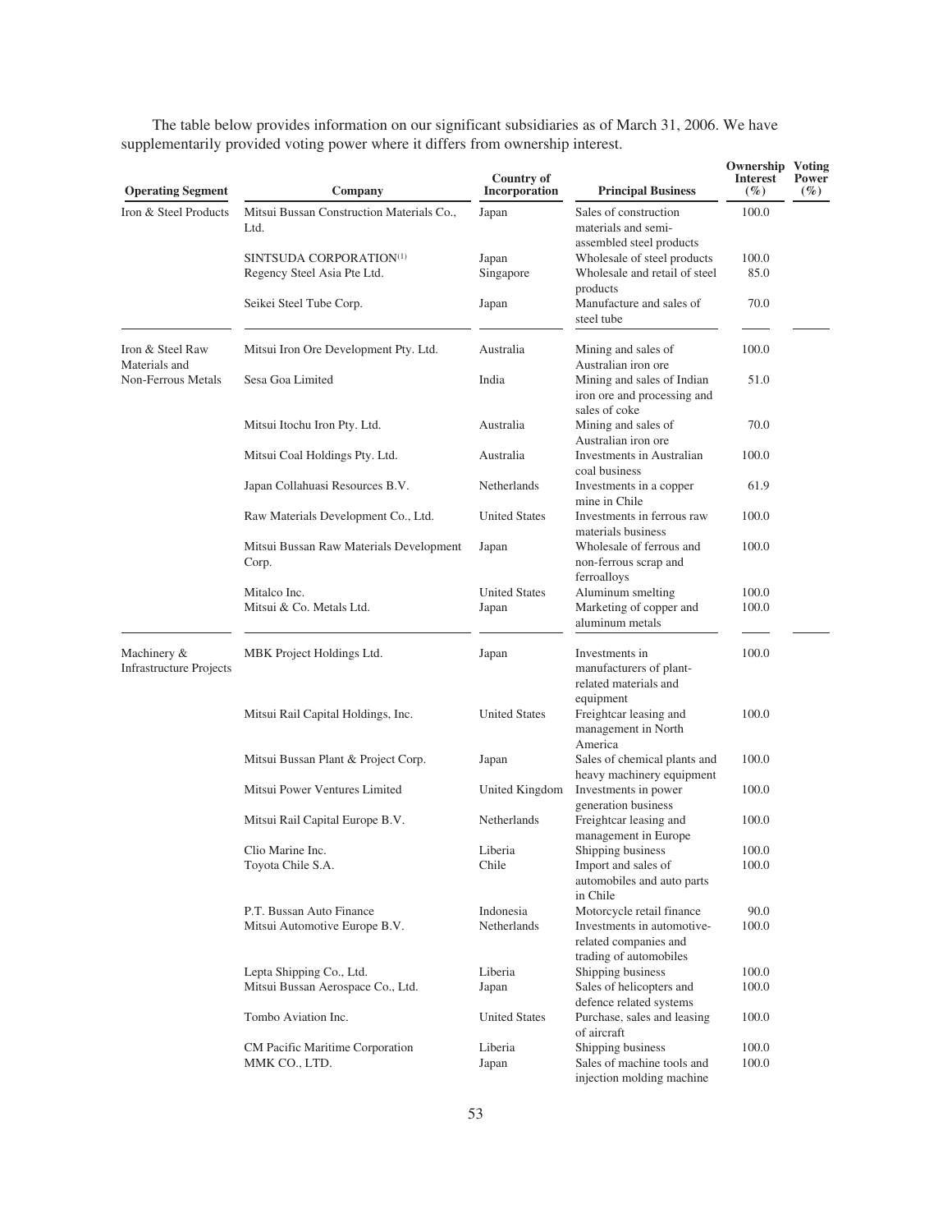The table below provides information on our significant subsidiaries as of March 31, 2006. We have supplementarily provided voting power where it differs from ownership interest.

| Operating Segment | Company | Country of Incorporation | Principal Business | Ownership Interest (%) | Voting Power (%) |
|---|---|---|---|---|---|
| Iron & Steel Products | Mitsui Bussan Construction Materials Co., Ltd. | Japan | Sales of construction materials and semi-assembled steel products | 100.0 | |
| | SINTSUDA CORPORATION[1] | Japan | Wholesale of steel products | 100.0 | |
| | Regency Steel Asia Pte Ltd. | Singapore | Wholesale and retail of steel products | 85.0 | |
| | Seikei Steel Tube Corp. | Japan | Manufacture and sales of steel tube | 70.0 | |
| Iron & Steel Raw Materials and Non-Ferrous Metals | Mitsui Iron Ore Development Pty. Ltd. | Australia | Mining and sales of Australian iron ore | 100.0 | |
| | Sesa Goa Limited | India | Mining and sales of Indian iron ore and processing and sales of coke | 51.0 | |
| | Mitsui Itochu Iron Pty. Ltd. | Australia | Mining and sales of Australian iron ore | 70.0 | |
| | Mitsui Coal Holdings Pty. Ltd. | Australia | Investments in Australian coal business | 100.0 | |
| | Japan Collahuasi Resources B.V. | Netherlands | Investments in a copper mine in Chile | 61.9 | |
| | Raw Materials Development Co., Ltd. | United States | Investments in ferrous raw materials business | 100.0 | |
| | Mitsui Bussan Raw Materials Development Corp. | Japan | Wholesale of ferrous and non-ferrous scrap and ferroalloys | 100.0 | |
| | Mitalco Inc. | United States | Aluminum smelting | 100.0 | |
| | Mitsui & Co. Metals Ltd. | Japan | Marketing of copper and aluminum metals | 100.0 | |
| Machinery & Infrastructure Projects | MBK Project Holdings Ltd. | Japan | Investments in manufacturers of plant-related materials and equipment | 100.0 | |
| | Mitsui Rail Capital Holdings, Inc. | United States | Freightcar leasing and management in North America | 100.0 | |
| | Mitsui Bussan Plant & Project Corp. | Japan | Sales of chemical plants and heavy machinery equipment | 100.0 | |
| | Mitsui Power Ventures Limited | United Kingdom | Investments in power generation business | 100.0 | |
| | Mitsui Rail Capital Europe B.V. | Netherlands | Freightcar leasing and management in Europe | 100.0 | |
| | Clio Marine Inc. | Liberia | Shipping business | 100.0 | |
| | Toyota Chile S.A. | Chile | Import and sales of automobiles and auto parts in Chile | 100.0 | |
| | P.T. Bussan Auto Finance | Indonesia | Motorcycle retail finance | 90.0 | |
| | Mitsui Automotive Europe B.V. | Netherlands | Investments in automotive-related companies and trading of automobiles | 100.0 | |
| | Lepta Shipping Co., Ltd. | Liberia | Shipping business | 100.0 | |
| | Mitsui Bussan Aerospace Co., Ltd. | Japan | Sales of helicopters and defence related systems | 100.0 | |
| | Tombo Aviation Inc. | United States | Purchase, sales and leasing of aircraft | 100.0 | |
| | CM Pacific Maritime Corporation | Liberia | Shipping business | 100.0 | |
| | MMK CO., LTD. | Japan | Sales of machine tools and injection molding machine | 100.0 | |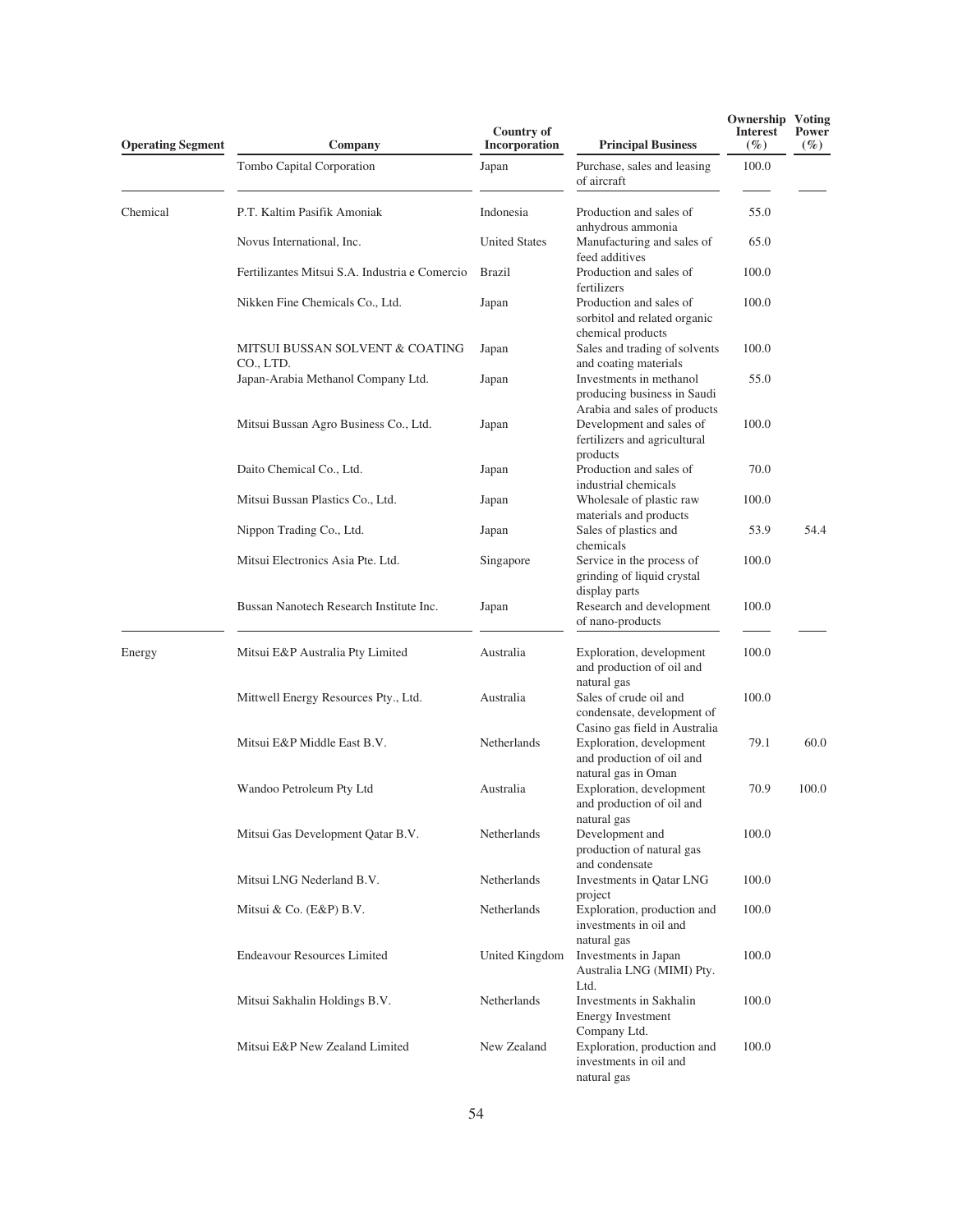| Operating Segment | Company | Country of Incorporation | Principal Business | Ownership Interest (%) | Voting Power (%) |
|---|---|---|---|---|---|
| | Tombo Capital Corporation | Japan | Purchase, sales and leasing of aircraft | 100.0 | |
| Chemical | P.T. Kaltim Pasifik Amoniak | Indonesia | Production and sales of anhydrous ammonia | 55.0 | |
| | Novus International, Inc. | United States | Manufacturing and sales of feed additives | 65.0 | |
| | Fertilizantes Mitsui S.A. Industria e Comercio | Brazil | Production and sales of fertilizers | 100.0 | |
| | Nikken Fine Chemicals Co., Ltd. | Japan | Production and sales of sorbitol and related organic chemical products | 100.0 | |
| | MITSUI BUSSAN SOLVENT & COATING CO., LTD. | Japan | Sales and trading of solvents and coating materials | 100.0 | |
| | Japan-Arabia Methanol Company Ltd. | Japan | Investments in methanol producing business in Saudi Arabia and sales of products | 55.0 | |
| | Mitsui Bussan Agro Business Co., Ltd. | Japan | Development and sales of fertilizers and agricultural products | 100.0 | |
| | Daito Chemical Co., Ltd. | Japan | Production and sales of industrial chemicals | 70.0 | |
| | Mitsui Bussan Plastics Co., Ltd. | Japan | Wholesale of plastic raw materials and products | 100.0 | |
| | Nippon Trading Co., Ltd. | Japan | Sales of plastics and chemicals | 53.9 | 54.4 |
| | Mitsui Electronics Asia Pte. Ltd. | Singapore | Service in the process of grinding of liquid crystal display parts | 100.0 | |
| | Bussan Nanotech Research Institute Inc. | Japan | Research and development of nano-products | 100.0 | |
| Energy | Mitsui E&P Australia Pty Limited | Australia | Exploration, development and production of oil and natural gas | 100.0 | |
| | Mittwell Energy Resources Pty., Ltd. | Australia | Sales of crude oil and condensate, development of Casino gas field in Australia | 100.0 | |
| | Mitsui E&P Middle East B.V. | Netherlands | Exploration, development and production of oil and natural gas in Oman | 79.1 | 60.0 |
| | Wandoo Petroleum Pty Ltd | Australia | Exploration, development and production of oil and natural gas | 70.9 | 100.0 |
| | Mitsui Gas Development Qatar B.V. | Netherlands | Development and production of natural gas and condensate | 100.0 | |
| | Mitsui LNG Nederland B.V. | Netherlands | Investments in Qatar LNG project | 100.0 | |
| | Mitsui & Co. (E&P) B.V. | Netherlands | Exploration, production and investments in oil and natural gas | 100.0 | |
| | Endeavour Resources Limited | United Kingdom | Investments in Japan Australia LNG (MIMI) Pty. Ltd. | 100.0 | |
| | Mitsui Sakhalin Holdings B.V. | Netherlands | Investments in Sakhalin Energy Investment Company Ltd. | 100.0 | |
| | Mitsui E&P New Zealand Limited | New Zealand | Exploration, production and investments in oil and natural gas | 100.0 | |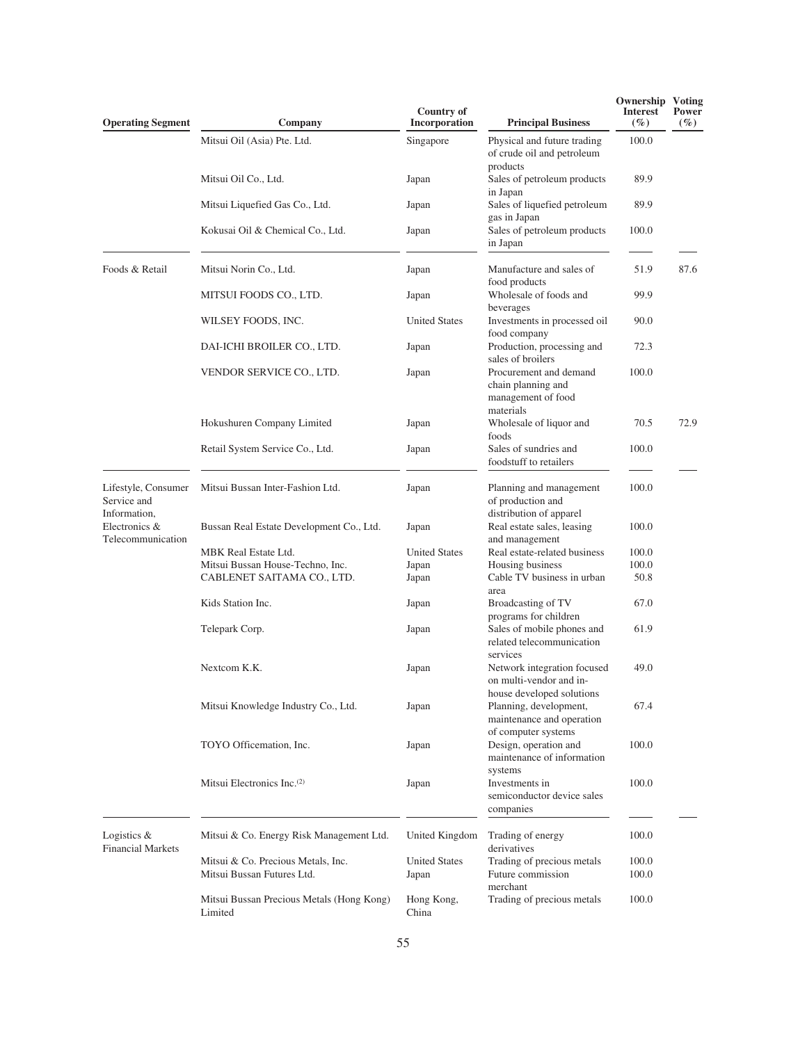| Operating Segment | Company | Country of Incorporation | Principal Business | Ownership Interest (%) | Voting Power (%) |
|---|---|---|---|---|---|
| | Mitsui Oil (Asia) Pte. Ltd. | Singapore | Physical and future trading of crude oil and petroleum products | 100.0 | |
| | Mitsui Oil Co., Ltd. | Japan | Sales of petroleum products in Japan | 89.9 | |
| | Mitsui Liquefied Gas Co., Ltd. | Japan | Sales of liquefied petroleum gas in Japan | 89.9 | |
| | Kokusai Oil & Chemical Co., Ltd. | Japan | Sales of petroleum products in Japan | 100.0 | |
| Foods & Retail | Mitsui Norin Co., Ltd. | Japan | Manufacture and sales of food products | 51.9 | 87.6 |
| | MITSUI FOODS CO., LTD. | Japan | Wholesale of foods and beverages | 99.9 | |
| | WILSEY FOODS, INC. | United States | Investments in processed oil food company | 90.0 | |
| | DAI-ICHI BROILER CO., LTD. | Japan | Production, processing and sales of broilers | 72.3 | |
| | VENDOR SERVICE CO., LTD. | Japan | Procurement and demand chain planning and management of food materials | 100.0 | |
| | Hokushuren Company Limited | Japan | Wholesale of liquor and foods | 70.5 | 72.9 |
| | Retail System Service Co., Ltd. | Japan | Sales of sundries and foodstuff to retailers | 100.0 | |
| Lifestyle, Consumer Service and Information, Electronics & Telecommunication | Mitsui Bussan Inter-Fashion Ltd. | Japan | Planning and management of production and distribution of apparel | 100.0 | |
| | Bussan Real Estate Development Co., Ltd. | Japan | Real estate sales, leasing and management | 100.0 | |
| | MBK Real Estate Ltd. | United States | Real estate-related business | 100.0 | |
| | Mitsui Bussan House-Techno, Inc. | Japan | Housing business | 100.0 | |
| | CABLENET SAITAMA CO., LTD. | Japan | Cable TV business in urban area | 50.8 | |
| | Kids Station Inc. | Japan | Broadcasting of TV programs for children | 67.0 | |
| | Telepark Corp. | Japan | Sales of mobile phones and related telecommunication services | 61.9 | |
| | Nextcom K.K. | Japan | Network integration focused on multi-vendor and in-house developed solutions | 49.0 | |
| | Mitsui Knowledge Industry Co., Ltd. | Japan | Planning, development, maintenance and operation of computer systems | 67.4 | |
| | TOYO Officemation, Inc. | Japan | Design, operation and maintenance of information systems | 100.0 | |
| | Mitsui Electronics Inc.[(2)] | Japan | Investments in semiconductor device sales companies | 100.0 | |
| Logistics & Financial Markets | Mitsui & Co. Energy Risk Management Ltd. | United Kingdom | Trading of energy derivatives | 100.0 | |
| | Mitsui & Co. Precious Metals, Inc. | United States | Trading of precious metals | 100.0 | |
| | Mitsui Bussan Futures Ltd. | Japan | Future commission merchant | 100.0 | |
| | Mitsui Bussan Precious Metals (Hong Kong) Limited | Hong Kong, China | Trading of precious metals | 100.0 | |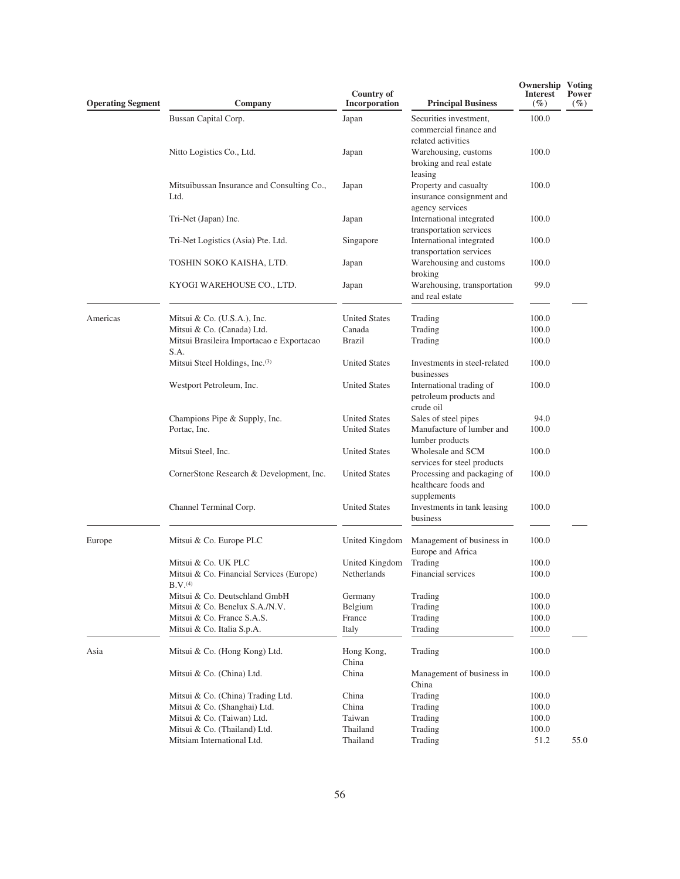| Operating Segment | Company | Country of Incorporation | Principal Business | Ownership Interest (%) | Voting Power (%) |
|---|---|---|---|---|---|
| | Bussan Capital Corp. | Japan | Securities investment, commercial finance and related activities | 100.0 | |
| | Nitto Logistics Co., Ltd. | Japan | Warehousing, customs broking and real estate leasing | 100.0 | |
| | Mitsuibussan Insurance and Consulting Co., Ltd. | Japan | Property and casualty insurance consignment and agency services | 100.0 | |
| | Tri-Net (Japan) Inc. | Japan | International integrated transportation services | 100.0 | |
| | Tri-Net Logistics (Asia) Pte. Ltd. | Singapore | International integrated transportation services | 100.0 | |
| | TOSHIN SOKO KAISHA, LTD. | Japan | Warehousing and customs broking | 100.0 | |
| | KYOGI WAREHOUSE CO., LTD. | Japan | Warehousing, transportation and real estate | 99.0 | |
| Americas | Mitsui & Co. (U.S.A.), Inc. | United States | Trading | 100.0 | |
| | Mitsui & Co. (Canada) Ltd. | Canada | Trading | 100.0 | |
| | Mitsui Brasileira Importacao e Exportacao S.A. | Brazil | Trading | 100.0 | |
| | Mitsui Steel Holdings, Inc.[3] | United States | Investments in steel-related businesses | 100.0 | |
| | Westport Petroleum, Inc. | United States | International trading of petroleum products and crude oil | 100.0 | |
| | Champions Pipe & Supply, Inc. | United States | Sales of steel pipes | 94.0 | |
| | Portac, Inc. | United States | Manufacture of lumber and lumber products | 100.0 | |
| | Mitsui Steel, Inc. | United States | Wholesale and SCM services for steel products | 100.0 | |
| | CornerStone Research & Development, Inc. | United States | Processing and packaging of healthcare foods and supplements | 100.0 | |
| | Channel Terminal Corp. | United States | Investments in tank leasing business | 100.0 | |
| Europe | Mitsui & Co. Europe PLC | United Kingdom | Management of business in Europe and Africa | 100.0 | |
| | Mitsui & Co. UK PLC | United Kingdom | Trading | 100.0 | |
| | Mitsui & Co. Financial Services (Europe) B.V.[4] | Netherlands | Financial services | 100.0 | |
| | Mitsui & Co. Deutschland GmbH | Germany | Trading | 100.0 | |
| | Mitsui & Co. Benelux S.A./N.V. | Belgium | Trading | 100.0 | |
| | Mitsui & Co. France S.A.S. | France | Trading | 100.0 | |
| | Mitsui & Co. Italia S.p.A. | Italy | Trading | 100.0 | |
| Asia | Mitsui & Co. (Hong Kong) Ltd. | Hong Kong, China | Trading | 100.0 | |
| | Mitsui & Co. (China) Ltd. | China | Management of business in China | 100.0 | |
| | Mitsui & Co. (China) Trading Ltd. | China | Trading | 100.0 | |
| | Mitsui & Co. (Shanghai) Ltd. | China | Trading | 100.0 | |
| | Mitsui & Co. (Taiwan) Ltd. | Taiwan | Trading | 100.0 | |
| | Mitsui & Co. (Thailand) Ltd. | Thailand | Trading | 100.0 | |
| | Mitsiam International Ltd. | Thailand | Trading | 51.2 | 55.0 |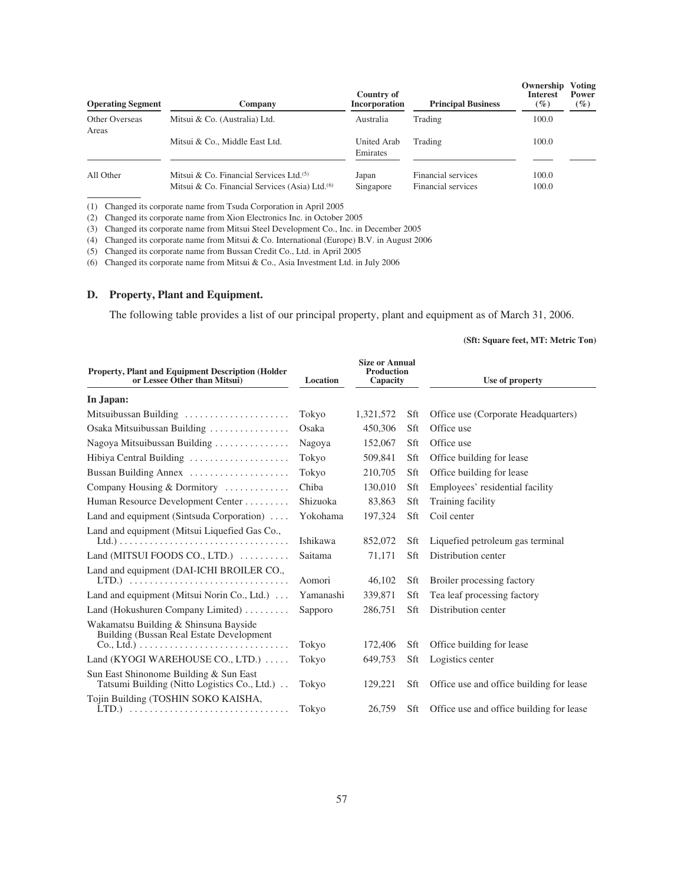| Operating Segment | Company | Country of Incorporation | Principal Business | Ownership Interest (%) | Voting Power (%) |
|---|---|---|---|---|---|
| Other Overseas Areas | Mitsui & Co. (Australia) Ltd. | Australia | Trading | 100.0 | |
| | Mitsui & Co., Middle East Ltd. | United Arab Emirates | Trading | 100.0 | |
| All Other | Mitsui & Co. Financial Services Ltd.(5) | Japan | Financial services | 100.0 | |
| | Mitsui & Co. Financial Services (Asia) Ltd.(6) | Singapore | Financial services | 100.0 | |

(1) Changed its corporate name from Tsuda Corporation in April 2005

(2) Changed its corporate name from Xion Electronics Inc. in October 2005

(3) Changed its corporate name from Mitsui Steel Development Co., Inc. in December 2005

(4) Changed its corporate name from Mitsui & Co. International (Europe) B.V. in August 2006

(5) Changed its corporate name from Bussan Credit Co., Ltd. in April 2005

(6) Changed its corporate name from Mitsui & Co., Asia Investment Ltd. in July 2006

## D. Property, Plant and Equipment.

The following table provides a list of our principal property, plant and equipment as of March 31, 2006.

**(Sft: Square feet, MT: Metric Ton)**

| Property, Plant and Equipment Description (Holder or Lessee Other than Mitsui) | Location | Size or Annual Production Capacity | | Use of property |
|---|---|---|---|---|
| **In Japan:** | | | | |
| Mitsuibussan Building | Tokyo | 1,321,572 | Sft | Office use (Corporate Headquarters) |
| Osaka Mitsuibussan Building | Osaka | 450,306 | Sft | Office use |
| Nagoya Mitsuibussan Building | Nagoya | 152,067 | Sft | Office use |
| Hibiya Central Building | Tokyo | 509,841 | Sft | Office building for lease |
| Bussan Building Annex | Tokyo | 210,705 | Sft | Office building for lease |
| Company Housing & Dormitory | Chiba | 130,010 | Sft | Employees' residential facility |
| Human Resource Development Center | Shizuoka | 83,863 | Sft | Training facility |
| Land and equipment (Sintsuda Corporation) | Yokohama | 197,324 | Sft | Coil center |
| Land and equipment (Mitsui Liquefied Gas Co., Ltd.) | Ishikawa | 852,072 | Sft | Liquefied petroleum gas terminal |
| Land (MITSUI FOODS CO., LTD.) | Saitama | 71,171 | Sft | Distribution center |
| Land and equipment (DAI-ICHI BROILER CO., LTD.) | Aomori | 46,102 | Sft | Broiler processing factory |
| Land and equipment (Mitsui Norin Co., Ltd.) | Yamanashi | 339,871 | Sft | Tea leaf processing factory |
| Land (Hokushuren Company Limited) | Sapporo | 286,751 | Sft | Distribution center |
| Wakamatsu Building & Shinsuna Bayside Building (Bussan Real Estate Development Co., Ltd.) | Tokyo | 172,406 | Sft | Office building for lease |
| Land (KYOGI WAREHOUSE CO., LTD.) | Tokyo | 649,753 | Sft | Logistics center |
| Sun East Shinonome Building & Sun East Tatsumi Building (Nitto Logistics Co., Ltd.) | Tokyo | 129,221 | Sft | Office use and office building for lease |
| Tojin Building (TOSHIN SOKO KAISHA, LTD.) | Tokyo | 26,759 | Sft | Office use and office building for lease |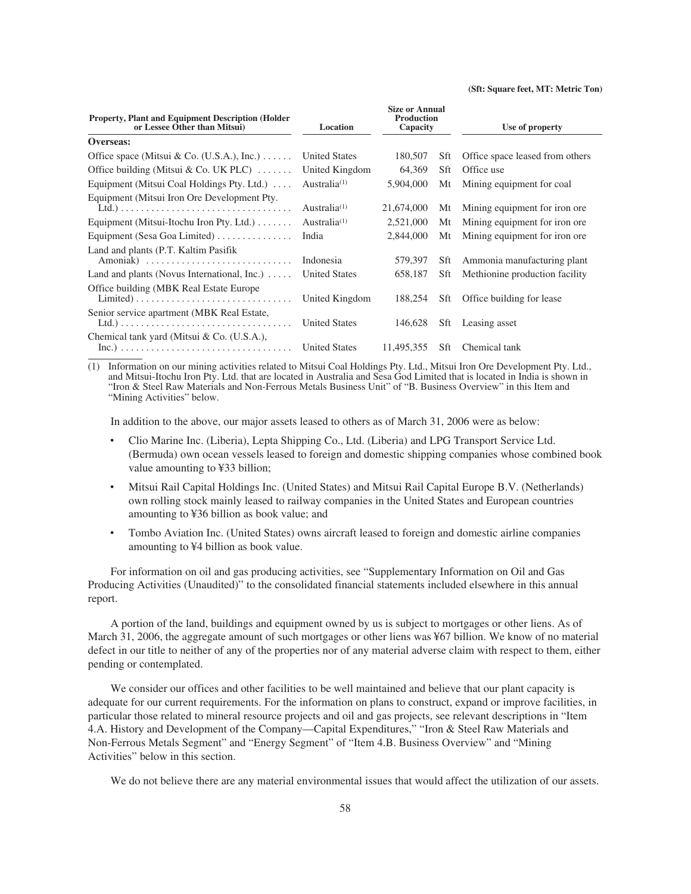(Sft: Square feet, MT: Metric Ton)

| Property, Plant and Equipment Description (Holder or Lessee Other than Mitsui) | Location | Size or Annual Production Capacity | | Use of property |
|---|---|---|---|---|
| **Overseas:** | | | | |
| Office space (Mitsui & Co. (U.S.A.), Inc.) | United States | 180,507 | Sft | Office space leased from others |
| Office building (Mitsui & Co. UK PLC) | United Kingdom | 64,369 | Sft | Office use |
| Equipment (Mitsui Coal Holdings Pty. Ltd.) | Australia[(1)] | 5,904,000 | Mt | Mining equipment for coal |
| Equipment (Mitsui Iron Ore Development Pty. Ltd.) | Australia[(1)] | 21,674,000 | Mt | Mining equipment for iron ore |
| Equipment (Mitsui-Itochu Iron Pty. Ltd.) | Australia[(1)] | 2,521,000 | Mt | Mining equipment for iron ore |
| Equipment (Sesa Goa Limited) | India | 2,844,000 | Mt | Mining equipment for iron ore |
| Land and plants (P.T. Kaltim Pasifik Amoniak) | Indonesia | 579,397 | Sft | Ammonia manufacturing plant |
| Land and plants (Novus International, Inc.) | United States | 658,187 | Sft | Methionine production facility |
| Office building (MBK Real Estate Europe Limited) | United Kingdom | 188,254 | Sft | Office building for lease |
| Senior service apartment (MBK Real Estate, Ltd.) | United States | 146,628 | Sft | Leasing asset |
| Chemical tank yard (Mitsui & Co. (U.S.A.), Inc.) | United States | 11,495,355 | Sft | Chemical tank |

(1) Information on our mining activities related to Mitsui Coal Holdings Pty. Ltd., Mitsui Iron Ore Development Pty. Ltd., and Mitsui-Itochu Iron Pty. Ltd. that are located in Australia and Sesa God Limited that is located in India is shown in "Iron & Steel Raw Materials and Non-Ferrous Metals Business Unit" of "B. Business Overview" in this Item and "Mining Activities" below.

In addition to the above, our major assets leased to others as of March 31, 2006 were as below:

- Clio Marine Inc. (Liberia), Lepta Shipping Co., Ltd. (Liberia) and LPG Transport Service Ltd. (Bermuda) own ocean vessels leased to foreign and domestic shipping companies whose combined book value amounting to ¥33 billion;
- Mitsui Rail Capital Holdings Inc. (United States) and Mitsui Rail Capital Europe B.V. (Netherlands) own rolling stock mainly leased to railway companies in the United States and European countries amounting to ¥36 billion as book value; and
- Tombo Aviation Inc. (United States) owns aircraft leased to foreign and domestic airline companies amounting to ¥4 billion as book value.

For information on oil and gas producing activities, see "Supplementary Information on Oil and Gas Producing Activities (Unaudited)" to the consolidated financial statements included elsewhere in this annual report.

A portion of the land, buildings and equipment owned by us is subject to mortgages or other liens. As of March 31, 2006, the aggregate amount of such mortgages or other liens was ¥67 billion. We know of no material defect in our title to neither of any of the properties nor of any material adverse claim with respect to them, either pending or contemplated.

We consider our offices and other facilities to be well maintained and believe that our plant capacity is adequate for our current requirements. For the information on plans to construct, expand or improve facilities, in particular those related to mineral resource projects and oil and gas projects, see relevant descriptions in "Item 4.A. History and Development of the Company—Capital Expenditures," "Iron & Steel Raw Materials and Non-Ferrous Metals Segment" and "Energy Segment" of "Item 4.B. Business Overview" and "Mining Activities" below in this section.

We do not believe there are any material environmental issues that would affect the utilization of our assets.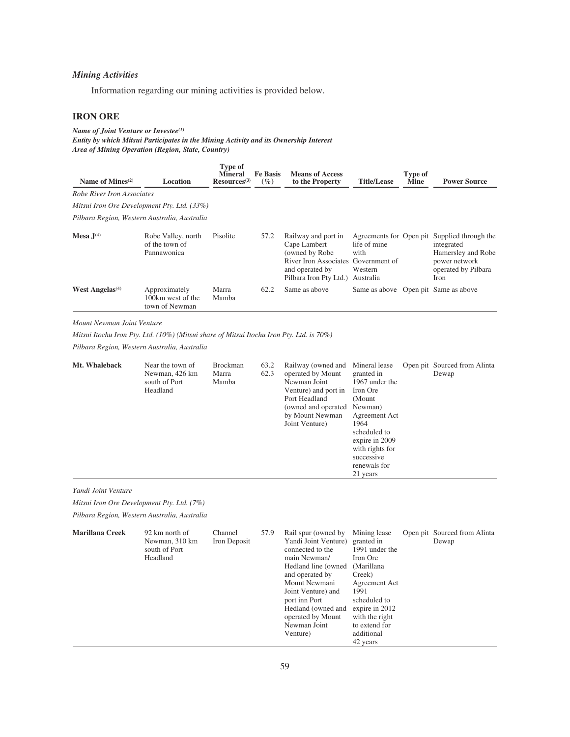### *Mining Activities*

Information regarding our mining activities is provided below.

## IRON ORE

***Name of Joint Venture or Investee[(1)]***
***Entity by which Mitsui Participates in the Mining Activity and its Ownership Interest***
***Area of Mining Operation (Region, State, Country)***

| Name of Mines[(2)] | Location | Type of Mineral Resources[(3)] | Fe Basis (%) | Means of Access to the Property | Title/Lease | Type of Mine | Power Source |
|---|---|---|---|---|---|---|---|
| *Robe River Iron Associates* | | | | | | | |
| *Mitsui Iron Ore Development Pty. Ltd. (33%)* | | | | | | | |
| *Pilbara Region, Western Australia, Australia* | | | | | | | |
| **Mesa J**[(4)] | Robe Valley, north of the town of Pannawonica | Pisolite | 57.2 | Railway and port in Cape Lambert (owned by Robe River Iron Associates and operated by Pilbara Iron Pty Ltd.) | Agreements for life of mine with Government of Western Australia | Open pit | Supplied through the integrated Hamersley and Robe power network operated by Pilbara Iron |
| **West Angelas**[(4)] | Approximately 100km west of the town of Newman | Marra Mamba | 62.2 | Same as above | Same as above | Open pit | Same as above |
| *Mount Newman Joint Venture* | | | | | | | |
| *Mitsui Itochu Iron Pty. Ltd. (10%) (Mitsui share of Mitsui Itochu Iron Pty. Ltd. is 70%)* | | | | | | | |
| *Pilbara Region, Western Australia, Australia* | | | | | | | |
| **Mt. Whaleback** | Near the town of Newman, 426 km south of Port Headland | Brockman<br>Marra Mamba | 63.2<br>62.3 | Railway (owned and operated by Mount Newman Joint Venture) and port in Port Headland (owned and operated by Mount Newman Joint Venture) | Mineral lease granted in 1967 under the Iron Ore (Mount Newman) Agreement Act 1964 scheduled to expire in 2009 with rights for successive renewals for 21 years | Open pit | Sourced from Alinta Dewap |
| *Yandi Joint Venture* | | | | | | | |
| *Mitsui Iron Ore Development Pty. Ltd. (7%)* | | | | | | | |
| *Pilbara Region, Western Australia, Australia* | | | | | | | |
| **Marillana Creek** | 92 km north of Newman, 310 km south of Port Headland | Channel Iron Deposit | 57.9 | Rail spur (owned by Yandi Joint Venture) connected to the main Newman/ Hedland line (owned and operated by Mount Newmani Joint Venture) and port inn Port Hedland (owned and operated by Mount Newman Joint Venture) | Mining lease granted in 1991 under the Iron Ore (Marillana Creek) Agreement Act 1991 scheduled to expire in 2012 with the right to extend for additional 42 years | Open pit | Sourced from Alinta Dewap |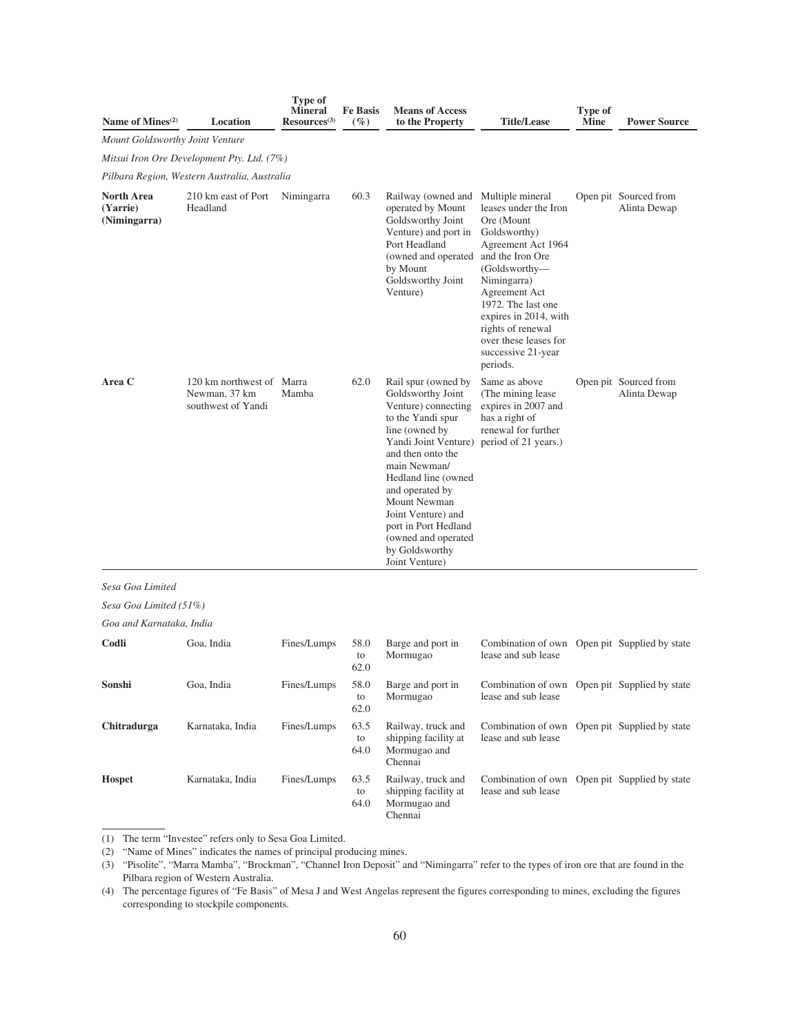| Name of Mines[2] | Location | Type of Mineral Resources[3] | Fe Basis (%) | Means of Access to the Property | Title/Lease | Type of Mine | Power Source |
|---|---|---|---|---|---|---|---|
| *Mount Goldsworthy Joint Venture* | | | | | | | |
| *Mitsui Iron Ore Development Pty. Ltd. (7%)* | | | | | | | |
| *Pilbara Region, Western Australia, Australia* | | | | | | | |
| **North Area (Yarrie) (Nimingarra)** | 210 km east of Port Headland | Nimingarra | 60.3 | Railway (owned and operated by Mount Goldsworthy Joint Venture) and port in Port Headland (owned and operated by Mount Goldsworthy Joint Venture) | Multiple mineral leases under the Iron Ore (Mount Goldsworthy) Agreement Act 1964 and the Iron Ore (Goldsworthy—Nimingarra) Agreement Act 1972. The last one expires in 2014, with rights of renewal over these leases for successive 21-year periods. | Open pit | Sourced from Alinta Dewap |
| **Area C** | 120 km northwest of Newman, 37 km southwest of Yandi | Marra Mamba | 62.0 | Rail spur (owned by Goldsworthy Joint Venture) connecting to the Yandi spur line (owned by Yandi Joint Venture) and then onto the main Newman/Hedland line (owned and operated by Mount Newman Joint Venture) and port in Port Hedland (owned and operated by Goldsworthy Joint Venture) | Same as above (The mining lease expires in 2007 and has a right of renewal for further period of 21 years.) | Open pit | Sourced from Alinta Dewap |
| *Sesa Goa Limited* | | | | | | | |
| *Sesa Goa Limited (51%)* | | | | | | | |
| *Goa and Karnataka, India* | | | | | | | |
| **Codli** | Goa, India | Fines/Lumps | 58.0 to 62.0 | Barge and port in Mormugao | Combination of own lease and sub lease | Open pit | Supplied by state |
| **Sonshi** | Goa, India | Fines/Lumps | 58.0 to 62.0 | Barge and port in Mormugao | Combination of own lease and sub lease | Open pit | Supplied by state |
| **Chitradurga** | Karnataka, India | Fines/Lumps | 63.5 to 64.0 | Railway, truck and shipping facility at Mormugao and Chennai | Combination of own lease and sub lease | Open pit | Supplied by state |
| **Hospet** | Karnataka, India | Fines/Lumps | 63.5 to 64.0 | Railway, truck and shipping facility at Mormugao and Chennai | Combination of own lease and sub lease | Open pit | Supplied by state |

(1) The term "Investee" refers only to Sesa Goa Limited.

(2) "Name of Mines" indicates the names of principal producing mines.

(3) "Pisolite", "Marra Mamba", "Brockman", "Channel Iron Deposit" and "Nimingarra" refer to the types of iron ore that are found in the Pilbara region of Western Australia.

(4) The percentage figures of "Fe Basis" of Mesa J and West Angelas represent the figures corresponding to mines, excluding the figures corresponding to stockpile components.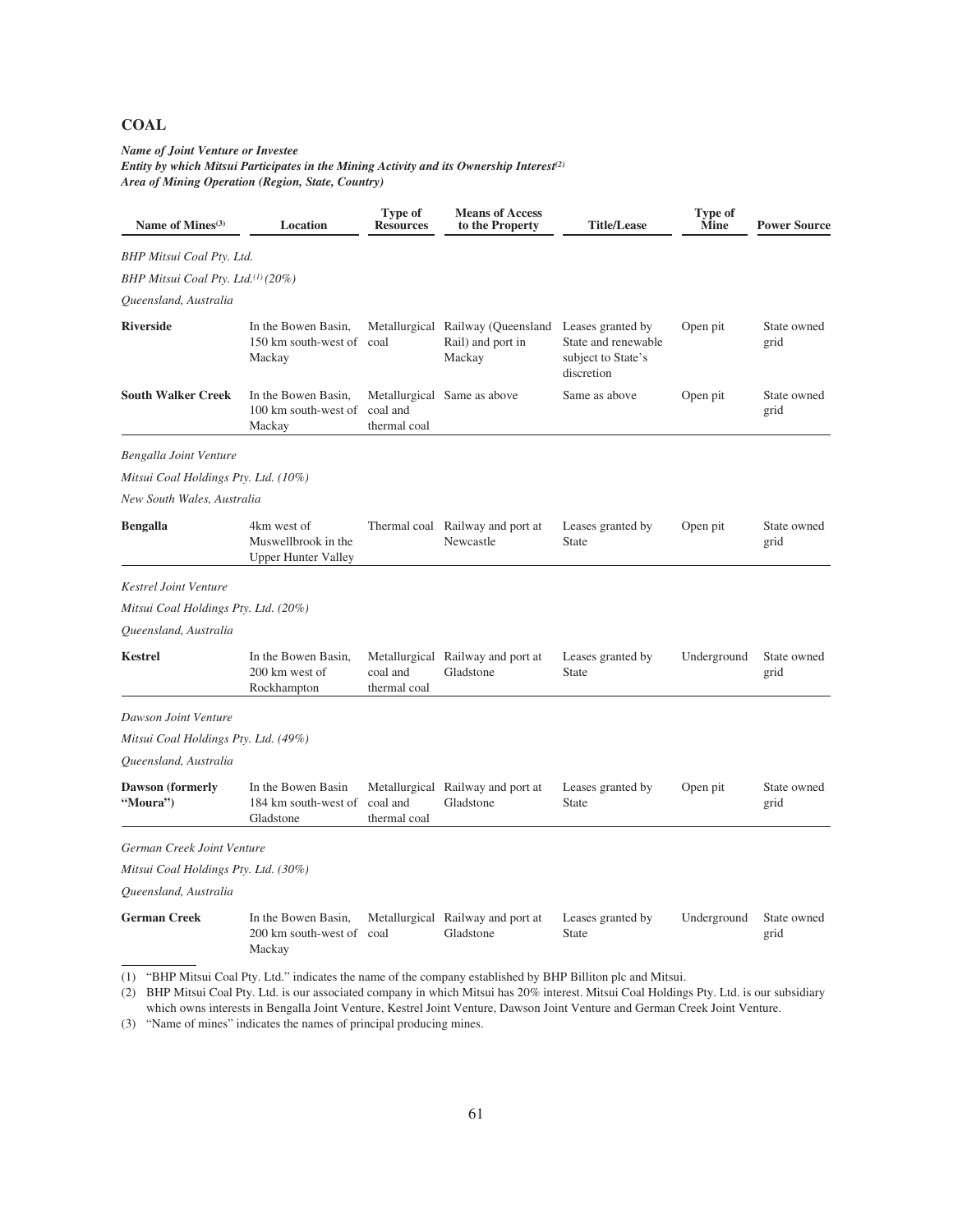## COAL

***Name of Joint Venture or Investee***
***Entity by which Mitsui Participates in the Mining Activity and its Ownership Interest[(2)]***
***Area of Mining Operation (Region, State, Country)***

| Name of Mines[(3)] | Location | Type of Resources | Means of Access to the Property | Title/Lease | Type of Mine | Power Source |
|---|---|---|---|---|---|---|
| *BHP Mitsui Coal Pty. Ltd.* | | | | | | |
| *BHP Mitsui Coal Pty. Ltd.[(1)] (20%)* | | | | | | |
| *Queensland, Australia* | | | | | | |
| **Riverside** | In the Bowen Basin, 150 km south-west of Mackay | Metallurgical coal | Railway (Queensland Rail) and port in Mackay | Leases granted by State and renewable subject to State's discretion | Open pit | State owned grid |
| **South Walker Creek** | In the Bowen Basin, 100 km south-west of Mackay | Metallurgical coal and thermal coal | Same as above | Same as above | Open pit | State owned grid |
| *Bengalla Joint Venture* | | | | | | |
| *Mitsui Coal Holdings Pty. Ltd. (10%)* | | | | | | |
| *New South Wales, Australia* | | | | | | |
| **Bengalla** | 4km west of Muswellbrook in the Upper Hunter Valley | Thermal coal | Railway and port at Newcastle | Leases granted by State | Open pit | State owned grid |
| *Kestrel Joint Venture* | | | | | | |
| *Mitsui Coal Holdings Pty. Ltd. (20%)* | | | | | | |
| *Queensland, Australia* | | | | | | |
| **Kestrel** | In the Bowen Basin, 200 km west of Rockhampton | Metallurgical coal and thermal coal | Railway and port at Gladstone | Leases granted by State | Underground | State owned grid |
| *Dawson Joint Venture* | | | | | | |
| *Mitsui Coal Holdings Pty. Ltd. (49%)* | | | | | | |
| *Queensland, Australia* | | | | | | |
| **Dawson (formerly "Moura")** | In the Bowen Basin 184 km south-west of Gladstone | Metallurgical coal and thermal coal | Railway and port at Gladstone | Leases granted by State | Open pit | State owned grid |
| *German Creek Joint Venture* | | | | | | |
| *Mitsui Coal Holdings Pty. Ltd. (30%)* | | | | | | |
| *Queensland, Australia* | | | | | | |
| **German Creek** | In the Bowen Basin, 200 km south-west of Mackay | Metallurgical coal | Railway and port at Gladstone | Leases granted by State | Underground | State owned grid |

(1) "BHP Mitsui Coal Pty. Ltd." indicates the name of the company established by BHP Billiton plc and Mitsui.

(2) BHP Mitsui Coal Pty. Ltd. is our associated company in which Mitsui has 20% interest. Mitsui Coal Holdings Pty. Ltd. is our subsidiary which owns interests in Bengalla Joint Venture, Kestrel Joint Venture, Dawson Joint Venture and German Creek Joint Venture.

(3) "Name of mines" indicates the names of principal producing mines.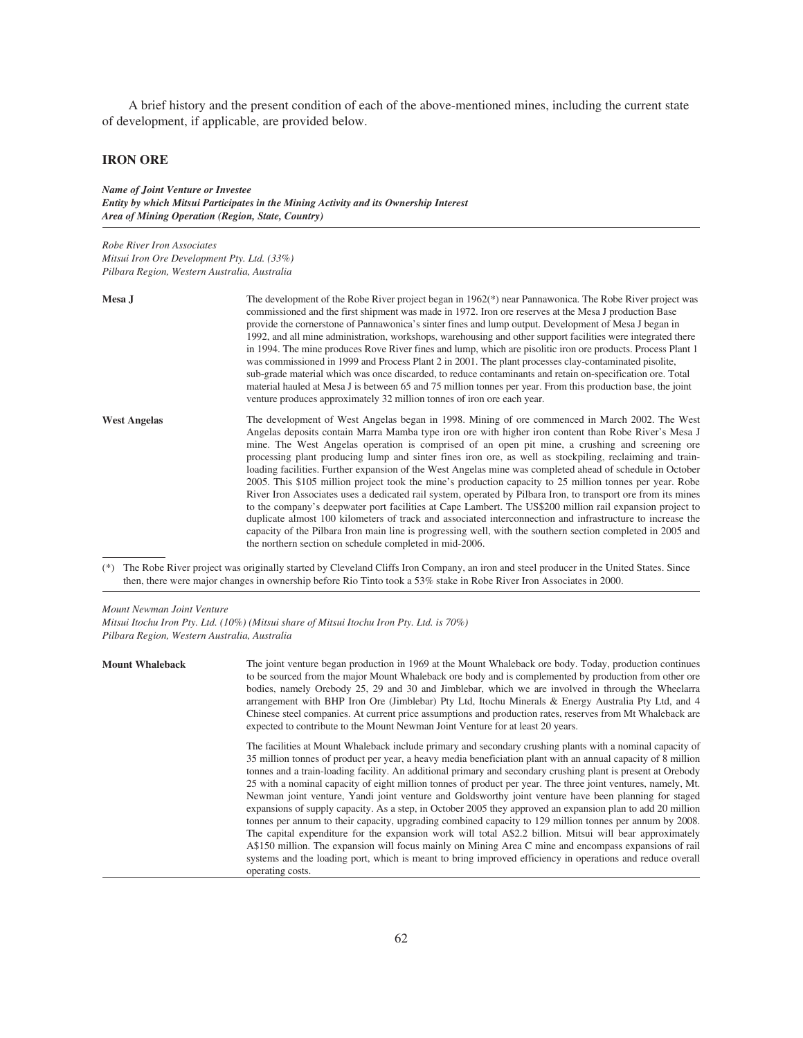A brief history and the present condition of each of the above-mentioned mines, including the current state of development, if applicable, are provided below.

## IRON ORE

***Name of Joint Venture or Investee***
***Entity by which Mitsui Participates in the Mining Activity and its Ownership Interest***
***Area of Mining Operation (Region, State, Country)***

*Robe River Iron Associates*
*Mitsui Iron Ore Development Pty. Ltd. (33%)*
*Pilbara Region, Western Australia, Australia*

**Mesa J**

The development of the Robe River project began in 1962(*) near Pannawonica. The Robe River project was commissioned and the first shipment was made in 1972. Iron ore reserves at the Mesa J production Base provide the cornerstone of Pannawonica's sinter fines and lump output. Development of Mesa J began in 1992, and all mine administration, workshops, warehousing and other support facilities were integrated there in 1994. The mine produces Rove River fines and lump, which are pisolitic iron ore products. Process Plant 1 was commissioned in 1999 and Process Plant 2 in 2001. The plant processes clay-contaminated pisolite, sub-grade material which was once discarded, to reduce contaminants and retain on-specification ore. Total material hauled at Mesa J is between 65 and 75 million tonnes per year. From this production base, the joint venture produces approximately 32 million tonnes of iron ore each year.

**West Angelas**

The development of West Angelas began in 1998. Mining of ore commenced in March 2002. The West Angelas deposits contain Marra Mamba type iron ore with higher iron content than Robe River's Mesa J mine. The West Angelas operation is comprised of an open pit mine, a crushing and screening ore processing plant producing lump and sinter fines iron ore, as well as stockpiling, reclaiming and train-loading facilities. Further expansion of the West Angelas mine was completed ahead of schedule in October 2005. This $105 million project took the mine's production capacity to 25 million tonnes per year. Robe River Iron Associates uses a dedicated rail system, operated by Pilbara Iron, to transport ore from its mines to the company's deepwater port facilities at Cape Lambert. The US$200 million rail expansion project to duplicate almost 100 kilometers of track and associated interconnection and infrastructure to increase the capacity of the Pilbara Iron main line is progressing well, with the southern section completed in 2005 and the northern section on schedule completed in mid-2006.

(*) The Robe River project was originally started by Cleveland Cliffs Iron Company, an iron and steel producer in the United States. Since then, there were major changes in ownership before Rio Tinto took a 53% stake in Robe River Iron Associates in 2000.

*Mount Newman Joint Venture*
*Mitsui Itochu Iron Pty. Ltd. (10%) (Mitsui share of Mitsui Itochu Iron Pty. Ltd. is 70%)*
*Pilbara Region, Western Australia, Australia*

**Mount Whaleback**

The joint venture began production in 1969 at the Mount Whaleback ore body. Today, production continues to be sourced from the major Mount Whaleback ore body and is complemented by production from other ore bodies, namely Orebody 25, 29 and 30 and Jimblebar, which we are involved in through the Wheelarra arrangement with BHP Iron Ore (Jimblebar) Pty Ltd, Itochu Minerals & Energy Australia Pty Ltd, and 4 Chinese steel companies. At current price assumptions and production rates, reserves from Mt Whaleback are expected to contribute to the Mount Newman Joint Venture for at least 20 years.

The facilities at Mount Whaleback include primary and secondary crushing plants with a nominal capacity of 35 million tonnes of product per year, a heavy media beneficiation plant with an annual capacity of 8 million tonnes and a train-loading facility. An additional primary and secondary crushing plant is present at Orebody 25 with a nominal capacity of eight million tonnes of product per year. The three joint ventures, namely, Mt. Newman joint venture, Yandi joint venture and Goldsworthy joint venture have been planning for staged expansions of supply capacity. As a step, in October 2005 they approved an expansion plan to add 20 million tonnes per annum to their capacity, upgrading combined capacity to 129 million tonnes per annum by 2008. The capital expenditure for the expansion work will total A$2.2 billion. Mitsui will bear approximately A$150 million. The expansion will focus mainly on Mining Area C mine and encompass expansions of rail systems and the loading port, which is meant to bring improved efficiency in operations and reduce overall operating costs.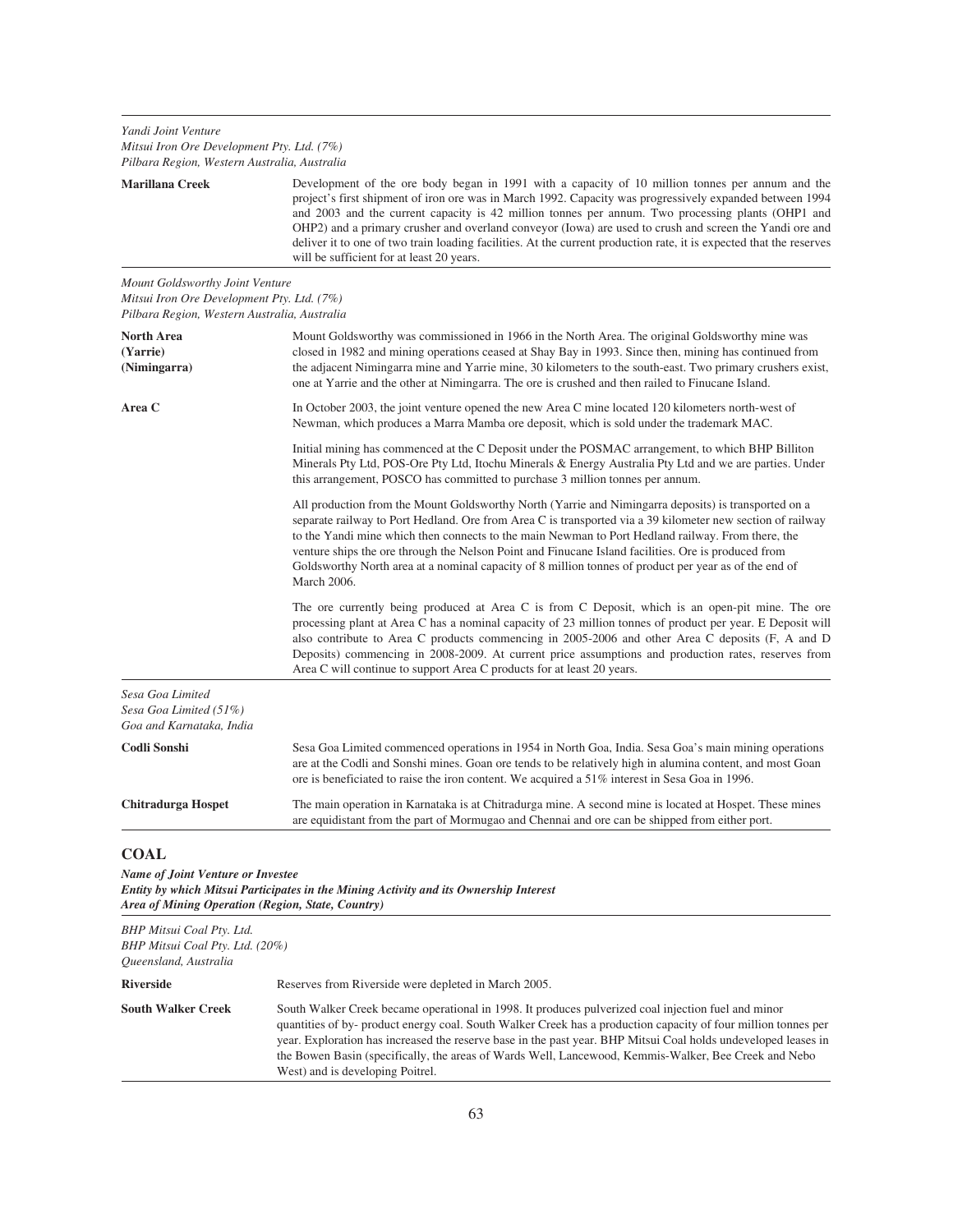*Yandi Joint Venture*
*Mitsui Iron Ore Development Pty. Ltd. (7%)*
*Pilbara Region, Western Australia, Australia*

| | |
|---|---|
| **Marillana Creek** | Development of the ore body began in 1991 with a capacity of 10 million tonnes per annum and the project's first shipment of iron ore was in March 1992. Capacity was progressively expanded between 1994 and 2003 and the current capacity is 42 million tonnes per annum. Two processing plants (OHP1 and OHP2) and a primary crusher and overland conveyor (Iowa) are used to crush and screen the Yandi ore and deliver it to one of two train loading facilities. At the current production rate, it is expected that the reserves will be sufficient for at least 20 years. |

*Mount Goldsworthy Joint Venture*
*Mitsui Iron Ore Development Pty. Ltd. (7%)*
*Pilbara Region, Western Australia, Australia*

| | |
|---|---|
| **North Area (Yarrie) (Nimingarra)** | Mount Goldsworthy was commissioned in 1966 in the North Area. The original Goldsworthy mine was closed in 1982 and mining operations ceased at Shay Bay in 1993. Since then, mining has continued from the adjacent Nimingarra mine and Yarrie mine, 30 kilometers to the south-east. Two primary crushers exist, one at Yarrie and the other at Nimingarra. The ore is crushed and then railed to Finucane Island. |
| **Area C** | In October 2003, the joint venture opened the new Area C mine located 120 kilometers north-west of Newman, which produces a Marra Mamba ore deposit, which is sold under the trademark MAC.<br><br>Initial mining has commenced at the C Deposit under the POSMAC arrangement, to which BHP Billiton Minerals Pty Ltd, POS-Ore Pty Ltd, Itochu Minerals & Energy Australia Pty Ltd and we are parties. Under this arrangement, POSCO has committed to purchase 3 million tonnes per annum.<br><br>All production from the Mount Goldsworthy North (Yarrie and Nimingarra deposits) is transported on a separate railway to Port Hedland. Ore from Area C is transported via a 39 kilometer new section of railway to the Yandi mine which then connects to the main Newman to Port Hedland railway. From there, the venture ships the ore through the Nelson Point and Finucane Island facilities. Ore is produced from Goldsworthy North area at a nominal capacity of 8 million tonnes of product per year as of the end of March 2006.<br><br>The ore currently being produced at Area C is from C Deposit, which is an open-pit mine. The ore processing plant at Area C has a nominal capacity of 23 million tonnes of product per year. E Deposit will also contribute to Area C products commencing in 2005-2006 and other Area C deposits (F, A and D Deposits) commencing in 2008-2009. At current price assumptions and production rates, reserves from Area C will continue to support Area C products for at least 20 years. |

*Sesa Goa Limited*
*Sesa Goa Limited (51%)*
*Goa and Karnataka, India*

| | |
|---|---|
| **Codli Sonshi** | Sesa Goa Limited commenced operations in 1954 in North Goa, India. Sesa Goa's main mining operations are at the Codli and Sonshi mines. Goan ore tends to be relatively high in alumina content, and most Goan ore is beneficiated to raise the iron content. We acquired a 51% interest in Sesa Goa in 1996. |
| **Chitradurga Hospet** | The main operation in Karnataka is at Chitradurga mine. A second mine is located at Hospet. These mines are equidistant from the part of Mormugao and Chennai and ore can be shipped from either port. |

## COAL

***Name of Joint Venture or Investee***
***Entity by which Mitsui Participates in the Mining Activity and its Ownership Interest***
***Area of Mining Operation (Region, State, Country)***

*BHP Mitsui Coal Pty. Ltd.*
*BHP Mitsui Coal Pty. Ltd. (20%)*
*Queensland, Australia*

| | |
|---|---|
| **Riverside** | Reserves from Riverside were depleted in March 2005. |
| **South Walker Creek** | South Walker Creek became operational in 1998. It produces pulverized coal injection fuel and minor quantities of by- product energy coal. South Walker Creek has a production capacity of four million tonnes per year. Exploration has increased the reserve base in the past year. BHP Mitsui Coal holds undeveloped leases in the Bowen Basin (specifically, the areas of Wards Well, Lancewood, Kemmis-Walker, Bee Creek and Nebo West) and is developing Poitrel. |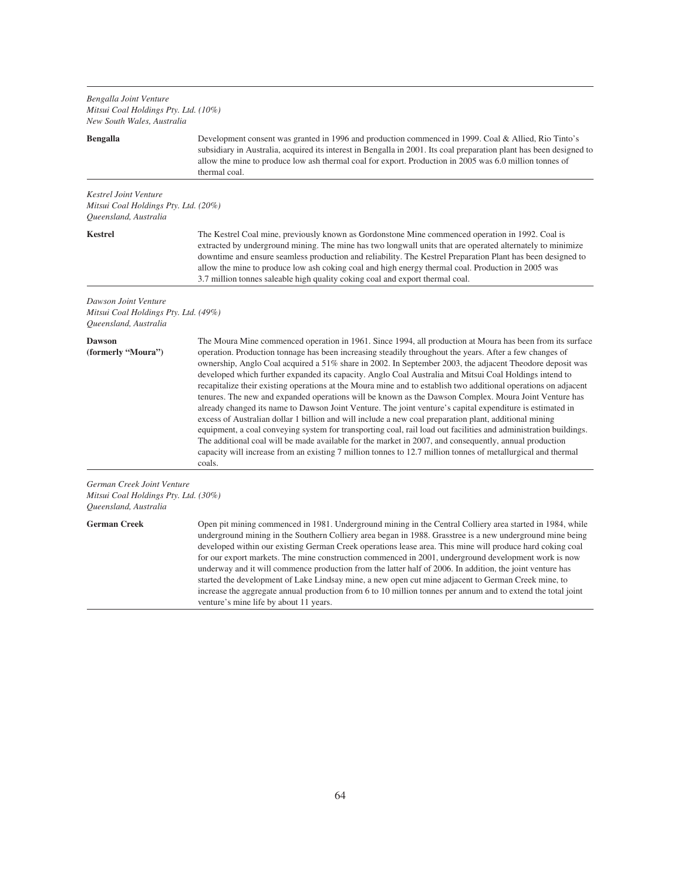*Bengalla Joint Venture*
*Mitsui Coal Holdings Pty. Ltd. (10%)*
*New South Wales, Australia*

| | |
|---|---|
| **Bengalla** | Development consent was granted in 1996 and production commenced in 1999. Coal & Allied, Rio Tinto's subsidiary in Australia, acquired its interest in Bengalla in 2001. Its coal preparation plant has been designed to allow the mine to produce low ash thermal coal for export. Production in 2005 was 6.0 million tonnes of thermal coal. |

*Kestrel Joint Venture*
*Mitsui Coal Holdings Pty. Ltd. (20%)*
*Queensland, Australia*

| | |
|---|---|
| **Kestrel** | The Kestrel Coal mine, previously known as Gordonstone Mine commenced operation in 1992. Coal is extracted by underground mining. The mine has two longwall units that are operated alternately to minimize downtime and ensure seamless production and reliability. The Kestrel Preparation Plant has been designed to allow the mine to produce low ash coking coal and high energy thermal coal. Production in 2005 was 3.7 million tonnes saleable high quality coking coal and export thermal coal. |

*Dawson Joint Venture*
*Mitsui Coal Holdings Pty. Ltd. (49%)*
*Queensland, Australia*

| | |
|---|---|
| **Dawson (formerly "Moura")** | The Moura Mine commenced operation in 1961. Since 1994, all production at Moura has been from its surface operation. Production tonnage has been increasing steadily throughout the years. After a few changes of ownership, Anglo Coal acquired a 51% share in 2002. In September 2003, the adjacent Theodore deposit was developed which further expanded its capacity. Anglo Coal Australia and Mitsui Coal Holdings intend to recapitalize their existing operations at the Moura mine and to establish two additional operations on adjacent tenures. The new and expanded operations will be known as the Dawson Complex. Moura Joint Venture has already changed its name to Dawson Joint Venture. The joint venture's capital expenditure is estimated in excess of Australian dollar 1 billion and will include a new coal preparation plant, additional mining equipment, a coal conveying system for transporting coal, rail load out facilities and administration buildings. The additional coal will be made available for the market in 2007, and consequently, annual production capacity will increase from an existing 7 million tonnes to 12.7 million tonnes of metallurgical and thermal coals. |

*German Creek Joint Venture*
*Mitsui Coal Holdings Pty. Ltd. (30%)*
*Queensland, Australia*

| | |
|---|---|
| **German Creek** | Open pit mining commenced in 1981. Underground mining in the Central Colliery area started in 1984, while underground mining in the Southern Colliery area began in 1988. Grasstree is a new underground mine being developed within our existing German Creek operations lease area. This mine will produce hard coking coal for our export markets. The mine construction commenced in 2001, underground development work is now underway and it will commence production from the latter half of 2006. In addition, the joint venture has started the development of Lake Lindsay mine, a new open cut mine adjacent to German Creek mine, to increase the aggregate annual production from 6 to 10 million tonnes per annum and to extend the total joint venture's mine life by about 11 years. |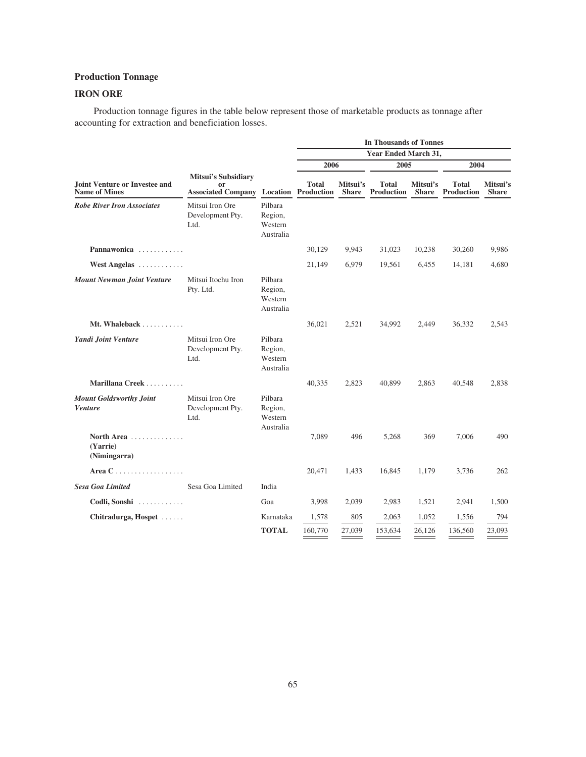## Production Tonnage

### IRON ORE

Production tonment figures in the table below represent those of marketable products as tonnage after accounting for extraction and beneficiation losses.

| | | | In Thousands of Tonnes | | | | | |
|---|---|---|---|---|---|---|---|---|
| | | | Year Ended March 31, | | | | | |
| | | | 2006 | | 2005 | | 2004 | |
| **Joint Venture or Investee and Name of Mines** | **Mitsui's Subsidiary or Associated Company** | **Location** | **Total Production** | **Mitsui's Share** | **Total Production** | **Mitsui's Share** | **Total Production** | **Mitsui's Share** |
| ***Robe River Iron Associates*** | Mitsui Iron Ore Development Pty. Ltd. | Pilbara Region, Western Australia | | | | | | |
| **Pannawonica** | | | 30,129 | 9,943 | 31,023 | 10,238 | 30,260 | 9,986 |
| **West Angelas** | | | 21,149 | 6,979 | 19,561 | 6,455 | 14,181 | 4,680 |
| ***Mount Newman Joint Venture*** | Mitsui Itochu Iron Pty. Ltd. | Pilbara Region, Western Australia | | | | | | |
| **Mt. Whaleback** | | | 36,021 | 2,521 | 34,992 | 2,449 | 36,332 | 2,543 |
| ***Yandi Joint Venture*** | Mitsui Iron Ore Development Pty. Ltd. | Pilbara Region, Western Australia | | | | | | |
| **Marillana Creek** | | | 40,335 | 2,823 | 40,899 | 2,863 | 40,548 | 2,838 |
| ***Mount Goldsworthy Joint Venture*** | Mitsui Iron Ore Development Pty. Ltd. | Pilbara Region, Western Australia | | | | | | |
| **North Area (Yarrie) (Nimingarra)** | | | 7,089 | 496 | 5,268 | 369 | 7,006 | 490 |
| **Area C** | | | 20,471 | 1,433 | 16,845 | 1,179 | 3,736 | 262 |
| ***Sesa Goa Limited*** | Sesa Goa Limited | India | | | | | | |
| **Codli, Sonshi** | | Goa | 3,998 | 2,039 | 2,983 | 1,521 | 2,941 | 1,500 |
| **Chitradurga, Hospet** | | Karnataka | 1,578 | 805 | 2,063 | 1,052 | 1,556 | 794 |
| | | **TOTAL** | 160,770 | 27,039 | 153,634 | 26,126 | 136,560 | 23,093 |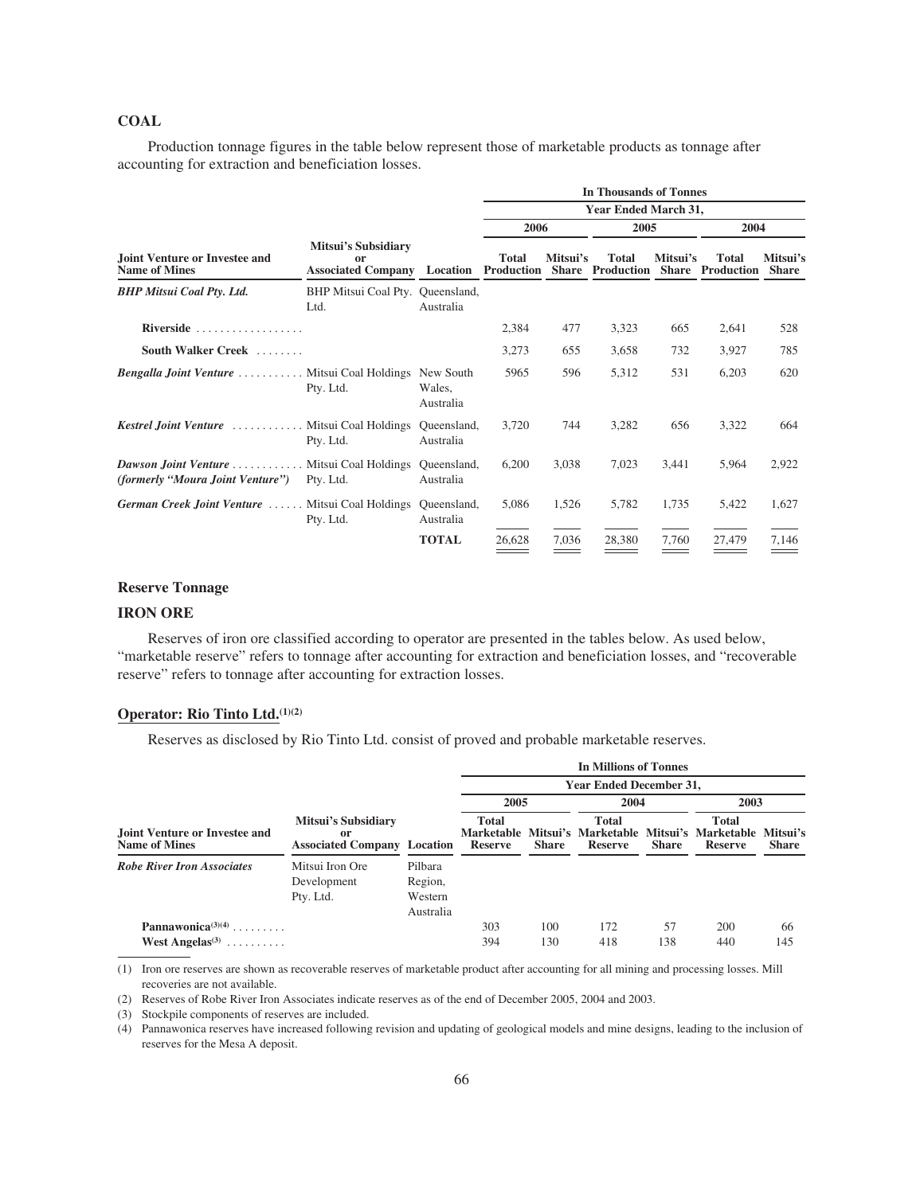**COAL**

Production tonnage figures in the table below represent those of marketable products as tonnage after accounting for extraction and beneficiation losses.

| | | | In Thousands of Tonnes | | | | | |
|---|---|---|---|---|---|---|---|---|
| | | | Year Ended March 31, | | | | | |
| | | | 2006 | | 2005 | | 2004 | |
| Joint Venture or Investee and Name of Mines | Mitsui's Subsidiary or Associated Company | Location | Total Production | Mitsui's Share | Total Production | Mitsui's Share | Total Production | Mitsui's Share |
| ***BHP Mitsui Coal Pty. Ltd.*** | BHP Mitsui Coal Pty. Ltd. | Queensland, Australia | | | | | | |
| **Riverside** | | | 2,384 | 477 | 3,323 | 665 | 2,641 | 528 |
| **South Walker Creek** | | | 3,273 | 655 | 3,658 | 732 | 3,927 | 785 |
| ***Bengalla Joint Venture*** | Mitsui Coal Holdings Pty. Ltd. | New South Wales, Australia | 5965 | 596 | 5,312 | 531 | 6,203 | 620 |
| ***Kestrel Joint Venture*** | Mitsui Coal Holdings Pty. Ltd. | Queensland, Australia | 3,720 | 744 | 3,282 | 656 | 3,322 | 664 |
| ***Dawson Joint Venture (formerly "Moura Joint Venture")*** | Mitsui Coal Holdings Pty. Ltd. | Queensland, Australia | 6,200 | 3,038 | 7,023 | 3,441 | 5,964 | 2,922 |
| ***German Creek Joint Venture*** | Mitsui Coal Holdings Pty. Ltd. | Queensland, Australia | 5,086 | 1,526 | 5,782 | 1,735 | 5,422 | 1,627 |
| | | **TOTAL** | 26,628 | 7,036 | 28,380 | 7,760 | 27,479 | 7,146 |

### Reserve Tonnage

### IRON ORE

Reserves of iron ore classified according to operator are presented in the tables below. As used below, "marketable reserve" refers to tonnage after accounting for extraction and beneficiation losses, and "recoverable reserve" refers to tonnage after accounting for extraction losses.

#### Operator: Rio Tinto Ltd.[(1)(2)]

Reserves as disclosed by Rio Tinto Ltd. consist of proved and probable marketable reserves.

| | | | In Millions of Tonnes | | | | | |
|---|---|---|---|---|---|---|---|---|
| | | | Year Ended December 31, | | | | | |
| | | | 2005 | | 2004 | | 2003 | |
| Joint Venture or Investee and Name of Mines | Mitsui's Subsidiary or Associated Company | Location | Total Marketable Reserve | Mitsui's Share | Total Marketable Reserve | Mitsui's Share | Total Marketable Reserve | Mitsui's Share |
| ***Robe River Iron Associates*** | Mitsui Iron Ore Development Pty. Ltd. | Pilbara Region, Western Australia | | | | | | |
| **Pannawonica**[(3)(4)] | | | 303 | 100 | 172 | 57 | 200 | 66 |
| **West Angelas**[(3)] | | | 394 | 130 | 418 | 138 | 440 | 145 |

(1) Iron ore reserves are shown as recoverable reserves of marketable product after accounting for all mining and processing losses. Mill recoveries are not available.

(2) Reserves of Robe River Iron Associates indicate reserves as of the end of December 2005, 2004 and 2003.

(3) Stockpile components of reserves are included.

(4) Pannawonica reserves have increased following revision and updating of geological models and mine designs, leading to the inclusion of reserves for the Mesa A deposit.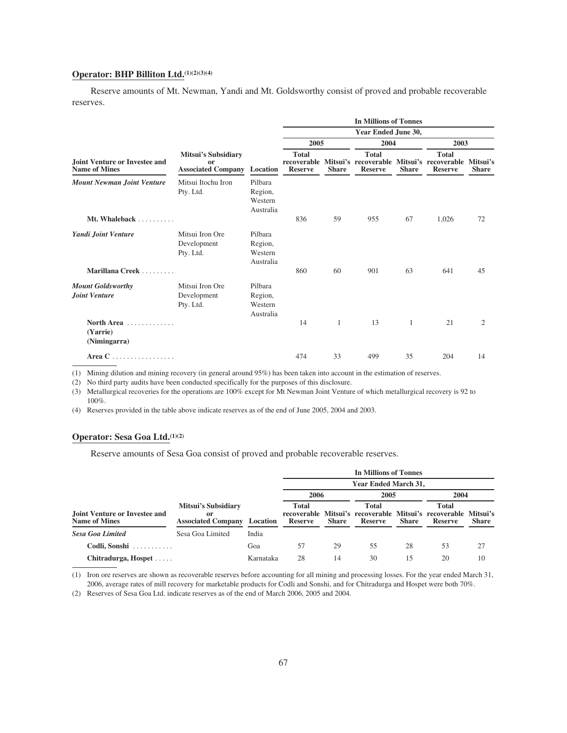**Operator: BHP Billiton Ltd.**[(1)(2)(3)(4)]

Reserve amounts of Mt. Newman, Yandi and Mt. Goldsworthy consist of proved and probable recoverable reserves.

| Joint Venture or Investee and Name of Mines | Mitsui's Subsidiary or Associated Company | Location | In Millions of Tonnes | | | | | |
|---|---|---|---|---|---|---|---|---|
| | | | Year Ended June 30, | | | | | |
| | | | 2005 | | 2004 | | 2003 | |
| | | | Total recoverable Reserve | Mitsui's Share | Total recoverable Reserve | Mitsui's Share | Total recoverable Reserve | Mitsui's Share |
| ***Mount Newman Joint Venture*** | Mitsui Itochu Iron Pty. Ltd. | Pilbara Region, Western Australia | | | | | | |
| **Mt. Whaleback** | | | 836 | 59 | 955 | 67 | 1,026 | 72 |
| ***Yandi Joint Venture*** | Mitsui Iron Ore Development Pty. Ltd. | Pilbara Region, Western Australia | | | | | | |
| **Marillana Creek** | | | 860 | 60 | 901 | 63 | 641 | 45 |
| ***Mount Goldsworthy Joint Venture*** | Mitsui Iron Ore Development Pty. Ltd. | Pilbara Region, Western Australia | | | | | | |
| **North Area (Yarrie) (Nimingarra)** | | | 14 | 1 | 13 | 1 | 21 | 2 |
| **Area C** | | | 474 | 33 | 499 | 35 | 204 | 14 |

(1) Mining dilution and mining recovery (in general around 95%) has been taken into account in the estimation of reserves.

(2) No third party audits have been conducted specifically for the purposes of this disclosure.

(3) Metallurgical recoveries for the operations are 100% except for Mt Newman Joint Venture of which metallurgical recovery is 92 to 100%.

(4) Reserves provided in the table above indicate reserves as of the end of June 2005, 2004 and 2003.

**Operator: Sesa Goa Ltd.**[(1)(2)]

Reserve amounts of Sesa Goa consist of proved and probable recoverable reserves.

| Joint Venture or Investee and Name of Mines | Mitsui's Subsidiary or Associated Company | Location | In Millions of Tonnes | | | | | |
|---|---|---|---|---|---|---|---|---|
| | | | Year Ended March 31, | | | | | |
| | | | 2006 | | 2005 | | 2004 | |
| | | | Total recoverable Reserve | Mitsui's Share | Total recoverable Reserve | Mitsui's Share | Total recoverable Reserve | Mitsui's Share |
| ***Sesa Goa Limited*** | Sesa Goa Limited | India | | | | | | |
| **Codli, Sonshi** | | Goa | 57 | 29 | 55 | 28 | 53 | 27 |
| **Chitradurga, Hospet** | | Karnataka | 28 | 14 | 30 | 15 | 20 | 10 |

(1) Iron ore reserves are shown as recoverable reserves before accounting for all mining and processing losses. For the year ended March 31, 2006, average rates of mill recovery for marketable products for Codli and Sonshi, and for Chitradurga and Hospet were both 70%.

(2) Reserves of Sesa Goa Ltd. indicate reserves as of the end of March 2006, 2005 and 2004.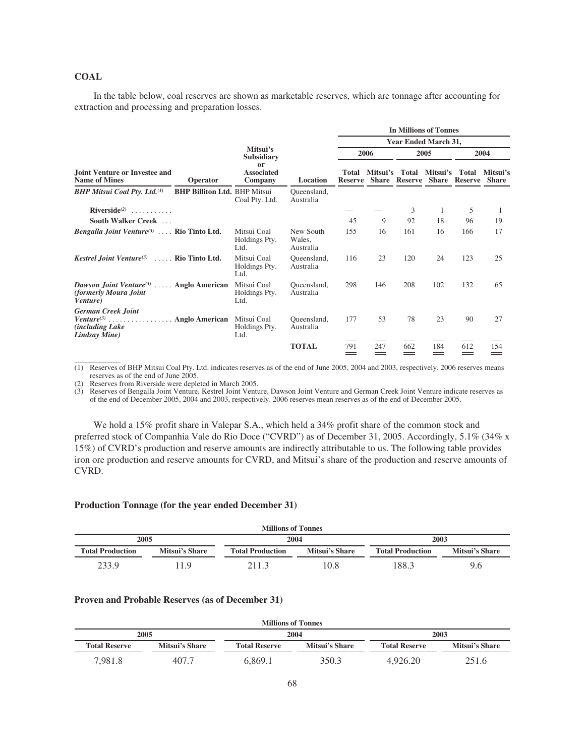## COAL

In the table below, coal reserves are shown as marketable reserves, which are tonnage after accounting for extraction and processing and preparation losses.

| Joint Venture or Investee and Name of Mines | Operator | Mitsui's Subsidiary or Associated Company | Location | 2006 Total Reserve | 2006 Mitsui's Share | 2005 Total Reserve | 2005 Mitsui's Share | 2004 Total Reserve | 2004 Mitsui's Share |
|---|---|---|---|---|---|---|---|---|---|
| | | | | In Millions of Tonnes — Year Ended March 31, | | | | | |
| ***BHP Mitsui Coal Pty. Ltd.***[(1)] | **BHP Billiton Ltd.** | BHP Mitsui Coal Pty. Ltd. | Queensland, Australia | | | | | | |
| **Riverside**[(2)] | | | | — | — | 3 | 1 | 5 | 1 |
| **South Walker Creek** | | | | 45 | 9 | 92 | 18 | 96 | 19 |
| ***Bengalla Joint Venture***[(3)] | **Rio Tinto Ltd.** | Mitsui Coal Holdings Pty. Ltd. | New South Wales, Australia | 155 | 16 | 161 | 16 | 166 | 17 |
| ***Kestrel Joint Venture***[(3)] | **Rio Tinto Ltd.** | Mitsui Coal Holdings Pty. Ltd. | Queensland, Australia | 116 | 23 | 120 | 24 | 123 | 25 |
| ***Dawson Joint Venture***[(3)] ***(formerly Moura Joint Venture)*** | **Anglo American** | Mitsui Coal Holdings Pty. Ltd. | Queensland, Australia | 298 | 146 | 208 | 102 | 132 | 65 |
| ***German Creek Joint Venture***[(3)] ***(including Lake Lindsay Mine)*** | **Anglo American** | Mitsui Coal Holdings Pty. Ltd. | Queensland, Australia | 177 | 53 | 78 | 23 | 90 | 27 |
| | | | **TOTAL** | 791 | 247 | 662 | 184 | 612 | 154 |

(1) Reserves of BHP Mitsui Coal Pty. Ltd. indicates reserves as of the end of June 2005, 2004 and 2003, respectively. 2006 reserves means reserves as of the end of June 2005.

(2) Reserves from Riverside were depleted in March 2005.

(3) Reserves of Bengalla Joint Venture, Kestrel Joint Venture, Dawson Joint Venture and German Creek Joint Venture indicate reserves as of the end of December 2005, 2004 and 2003, respectively. 2006 reserves mean reserves as of the end of December 2005.

We hold a 15% profit share in Valepar S.A., which held a 34% profit share of the common stock and preferred stock of Companhia Vale do Rio Doce ("CVRD") as of December 31, 2005. Accordingly, 5.1% (34% x 15%) of CVRD's production and reserve amounts are indirectly attributable to us. The following table provides iron ore production and reserve amounts for CVRD, and Mitsui's share of the production and reserve amounts of CVRD.

### Production Tonnage (for the year ended December 31)

| Millions of Tonnes | | | | | |
|---|---|---|---|---|---|
| 2005 | | 2004 | | 2003 | |
| Total Production | Mitsui's Share | Total Production | Mitsui's Share | Total Production | Mitsui's Share |
| 233.9 | 11.9 | 211.3 | 10.8 | 188.3 | 9.6 |

### Proven and Probable Reserves (as of December 31)

| Millions of Tonnes | | | | | |
|---|---|---|---|---|---|
| 2005 | | 2004 | | 2003 | |
| Total Reserve | Mitsui's Share | Total Reserve | Mitsui's Share | Total Reserve | Mitsui's Share |
| 7,981.8 | 407.7 | 6,869.1 | 350.3 | 4,926.20 | 251.6 |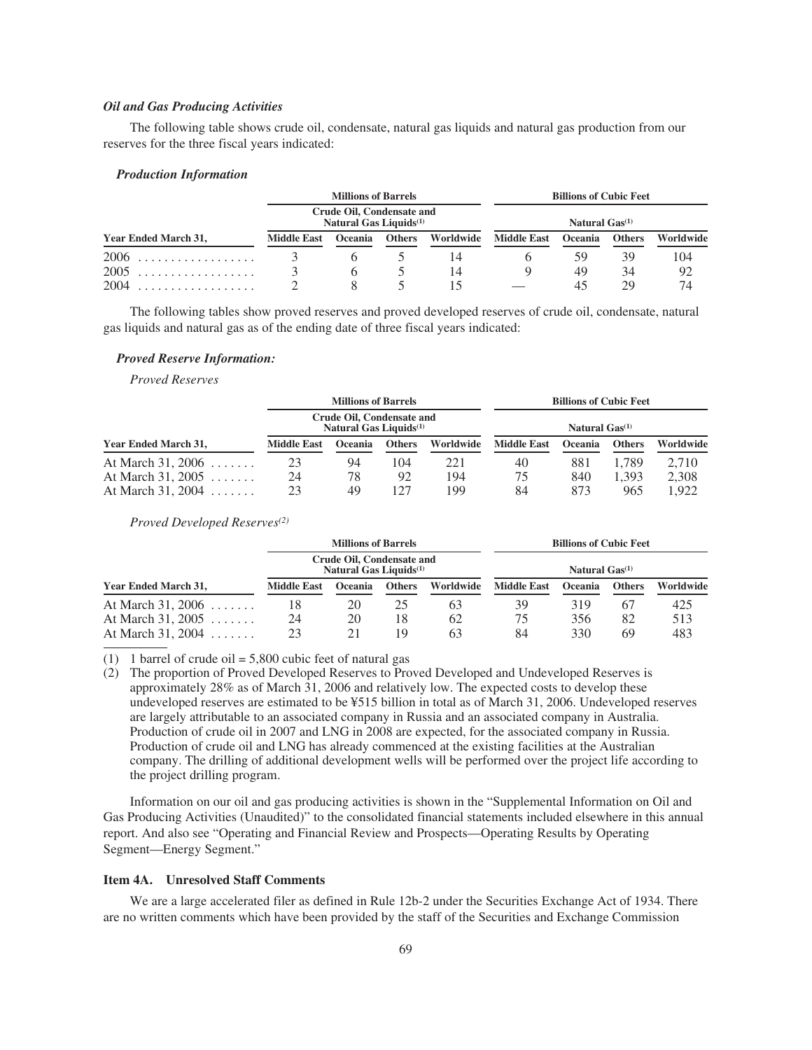### *Oil and Gas Producing Activities*

The following table shows crude oil, condensate, natural gas liquids and natural gas production from our reserves for the three fiscal years indicated:

#### *Production Information*

| | Millions of Barrels | | | | Billions of Cubic Feet | | | |
|---|---|---|---|---|---|---|---|---|
| | Crude Oil, Condensate and Natural Gas Liquids(1) | | | | Natural Gas(1) | | | |
| **Year Ended March 31,** | **Middle East** | **Oceania** | **Others** | **Worldwide** | **Middle East** | **Oceania** | **Others** | **Worldwide** |
| 2006 | 3 | 6 | 5 | 14 | 6 | 59 | 39 | 104 |
| 2005 | 3 | 6 | 5 | 14 | 9 | 49 | 34 | 92 |
| 2004 | 2 | 8 | 5 | 15 | — | 45 | 29 | 74 |

The following tables show proved reserves and proved developed reserves of crude oil, condensate, natural gas liquids and natural gas as of the ending date of three fiscal years indicated:

#### *Proved Reserve Information:*

*Proved Reserves*

| | Millions of Barrels | | | | Billions of Cubic Feet | | | |
|---|---|---|---|---|---|---|---|---|
| | Crude Oil, Condensate and Natural Gas Liquids(1) | | | | Natural Gas(1) | | | |
| **Year Ended March 31,** | **Middle East** | **Oceania** | **Others** | **Worldwide** | **Middle East** | **Oceania** | **Others** | **Worldwide** |
| At March 31, 2006 | 23 | 94 | 104 | 221 | 40 | 881 | 1,789 | 2,710 |
| At March 31, 2005 | 24 | 78 | 92 | 194 | 75 | 840 | 1,393 | 2,308 |
| At March 31, 2004 | 23 | 49 | 127 | 199 | 84 | 873 | 965 | 1,922 |

*Proved Developed Reserves(2)*

| | Millions of Barrels | | | | Billions of Cubic Feet | | | |
|---|---|---|---|---|---|---|---|---|
| | Crude Oil, Condensate and Natural Gas Liquids(1) | | | | Natural Gas(1) | | | |
| **Year Ended March 31,** | **Middle East** | **Oceania** | **Others** | **Worldwide** | **Middle East** | **Oceania** | **Others** | **Worldwide** |
| At March 31, 2006 | 18 | 20 | 25 | 63 | 39 | 319 | 67 | 425 |
| At March 31, 2005 | 24 | 20 | 18 | 62 | 75 | 356 | 82 | 513 |
| At March 31, 2004 | 23 | 21 | 19 | 63 | 84 | 330 | 69 | 483 |

(1) 1 barrel of crude oil = 5,800 cubic feet of natural gas

(2) The proportion of Proved Developed Reserves to Proved Developed and Undeveloped Reserves is approximately 28% as of March 31, 2006 and relatively low. The expected costs to develop these undeveloped reserves are estimated to be ¥515 billion in total as of March 31, 2006. Undeveloped reserves are largely attributable to an associated company in Russia and an associated company in Australia. Production of crude oil in 2007 and LNG in 2008 are expected, for the associated company in Russia. Production of crude oil and LNG has already commenced at the existing facilities at the Australian company. The drilling of additional development wells will be performed over the project life according to the project drilling program.

Information on our oil and gas producing activities is shown in the "Supplemental Information on Oil and Gas Producing Activities (Unaudited)" to the consolidated financial statements included elsewhere in this annual report. And also see "Operating and Financial Review and Prospects—Operating Results by Operating Segment—Energy Segment."

### Item 4A. Unresolved Staff Comments

We are a large accelerated filer as defined in Rule 12b-2 under the Securities Exchange Act of 1934. There are no written comments which have been provided by the staff of the Securities and Exchange Commission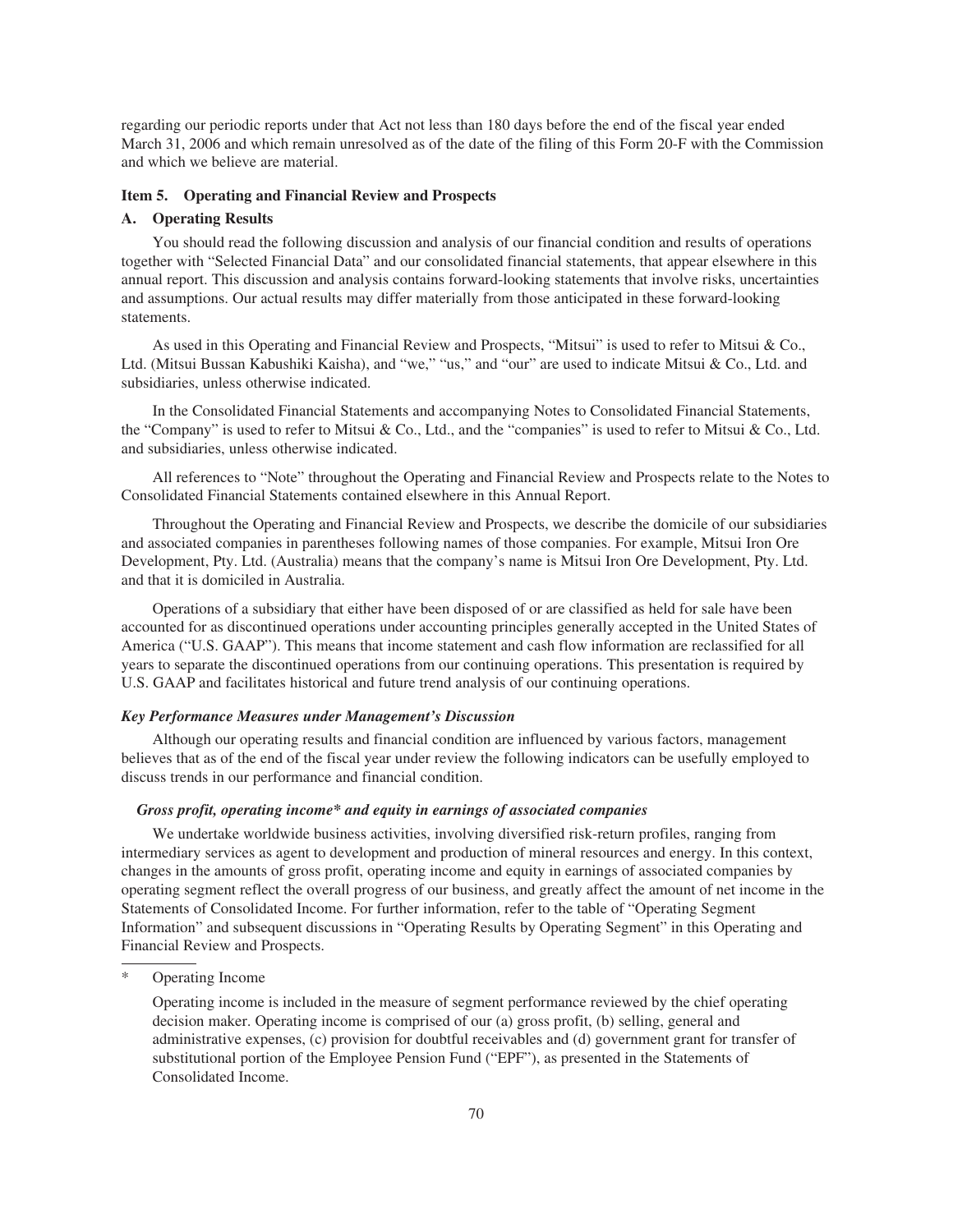regarding our periodic reports under that Act not less than 180 days before the end of the fiscal year ended March 31, 2006 and which remain unresolved as of the date of the filing of this Form 20-F with the Commission and which we believe are material.

### Item 5. Operating and Financial Review and Prospects

### A. Operating Results

You should read the following discussion and analysis of our financial condition and results of operations together with "Selected Financial Data" and our consolidated financial statements, that appear elsewhere in this annual report. This discussion and analysis contains forward-looking statements that involve risks, uncertainties and assumptions. Our actual results may differ materially from those anticipated in these forward-looking statements.

As used in this Operating and Financial Review and Prospects, "Mitsui" is used to refer to Mitsui & Co., Ltd. (Mitsui Bussan Kabushiki Kaisha), and "we," "us," and "our" are used to indicate Mitsui & Co., Ltd. and subsidiaries, unless otherwise indicated.

In the Consolidated Financial Statements and accompanying Notes to Consolidated Financial Statements, the "Company" is used to refer to Mitsui & Co., Ltd., and the "companies" is used to refer to Mitsui & Co., Ltd. and subsidiaries, unless otherwise indicated.

All references to "Note" throughout the Operating and Financial Review and Prospects relate to the Notes to Consolidated Financial Statements contained elsewhere in this Annual Report.

Throughout the Operating and Financial Review and Prospects, we describe the domicile of our subsidiaries and associated companies in parentheses following names of those companies. For example, Mitsui Iron Ore Development, Pty. Ltd. (Australia) means that the company's name is Mitsui Iron Ore Development, Pty. Ltd. and that it is domiciled in Australia.

Operations of a subsidiary that either have been disposed of or are classified as held for sale have been accounted for as discontinued operations under accounting principles generally accepted in the United States of America ("U.S. GAAP"). This means that income statement and cash flow information are reclassified for all years to separate the discontinued operations from our continuing operations. This presentation is required by U.S. GAAP and facilitates historical and future trend analysis of our continuing operations.

#### *Key Performance Measures under Management's Discussion*

Although our operating results and financial condition are influenced by various factors, management believes that as of the end of the fiscal year under review the following indicators can be usefully employed to discuss trends in our performance and financial condition.

##### *Gross profit, operating income\* and equity in earnings of associated companies*

We undertake worldwide business activities, involving diversified risk-return profiles, ranging from intermediary services as agent to development and production of mineral resources and energy. In this context, changes in the amounts of gross profit, operating income and equity in earnings of associated companies by operating segment reflect the overall progress of our business, and greatly affect the amount of net income in the Statements of Consolidated Income. For further information, refer to the table of "Operating Segment Information" and subsequent discussions in "Operating Results by Operating Segment" in this Operating and Financial Review and Prospects.

---

\* Operating Income

Operating income is included in the measure of segment performance reviewed by the chief operating decision maker. Operating income is comprised of our (a) gross profit, (b) selling, general and administrative expenses, (c) provision for doubtful receivables and (d) government grant for transfer of substitutional portion of the Employee Pension Fund ("EPF"), as presented in the Statements of Consolidated Income.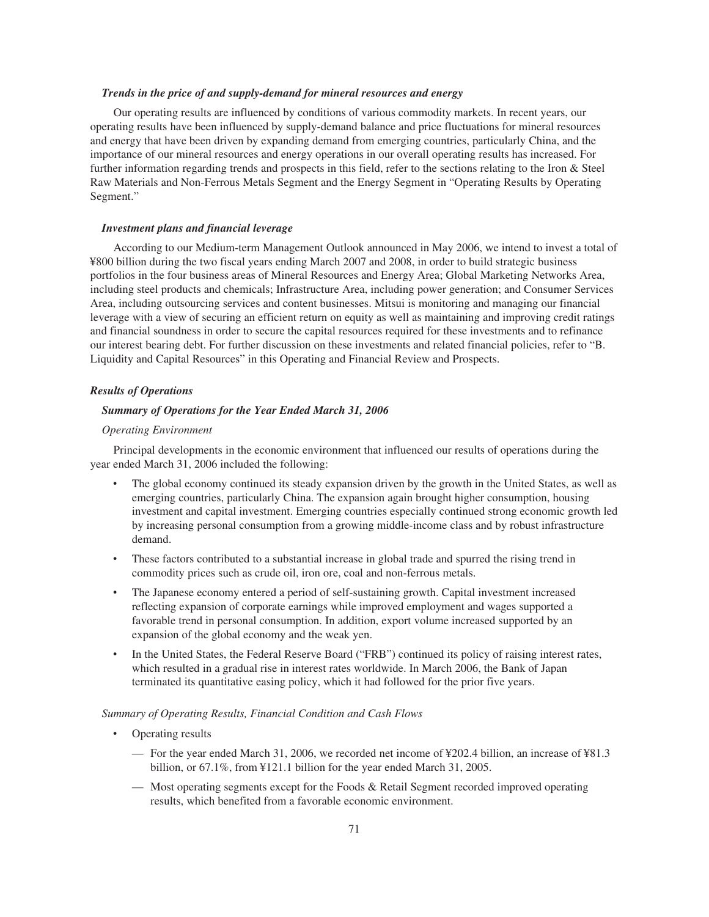***Trends in the price of and supply-demand for mineral resources and energy***

Our operating results are influenced by conditions of various commodity markets. In recent years, our operating results have been influenced by supply-demand balance and price fluctuations for mineral resources and energy that have been driven by expanding demand from emerging countries, particularly China, and the importance of our mineral resources and energy operations in our overall operating results has increased. For further information regarding trends and prospects in this field, refer to the sections relating to the Iron & Steel Raw Materials and Non-Ferrous Metals Segment and the Energy Segment in "Operating Results by Operating Segment."

***Investment plans and financial leverage***

According to our Medium-term Management Outlook announced in May 2006, we intend to invest a total of ¥800 billion during the two fiscal years ending March 2007 and 2008, in order to build strategic business portfolios in the four business areas of Mineral Resources and Energy Area; Global Marketing Networks Area, including steel products and chemicals; Infrastructure Area, including power generation; and Consumer Services Area, including outsourcing services and content businesses. Mitsui is monitoring and managing our financial leverage with a view of securing an efficient return on equity as well as maintaining and improving credit ratings and financial soundness in order to secure the capital resources required for these investments and to refinance our interest bearing debt. For further discussion on these investments and related financial policies, refer to "B. Liquidity and Capital Resources" in this Operating and Financial Review and Prospects.

## *Results of Operations*

### *Summary of Operations for the Year Ended March 31, 2006*

*Operating Environment*

Principal developments in the economic environment that influenced our results of operations during the year ended March 31, 2006 included the following:

- The global economy continued its steady expansion driven by the growth in the United States, as well as emerging countries, particularly China. The expansion again brought higher consumption, housing investment and capital investment. Emerging countries especially continued strong economic growth led by increasing personal consumption from a growing middle-income class and by robust infrastructure demand.
- These factors contributed to a substantial increase in global trade and spurred the rising trend in commodity prices such as crude oil, iron ore, coal and non-ferrous metals.
- The Japanese economy entered a period of self-sustaining growth. Capital investment increased reflecting expansion of corporate earnings while improved employment and wages supported a favorable trend in personal consumption. In addition, export volume increased supported by an expansion of the global economy and the weak yen.
- In the United States, the Federal Reserve Board ("FRB") continued its policy of raising interest rates, which resulted in a gradual rise in interest rates worldwide. In March 2006, the Bank of Japan terminated its quantitative easing policy, which it had followed for the prior five years.

*Summary of Operating Results, Financial Condition and Cash Flows*

- Operating results
  - — For the year ended March 31, 2006, we recorded net income of ¥202.4 billion, an increase of ¥81.3 billion, or 67.1%, from ¥121.1 billion for the year ended March 31, 2005.
  - — Most operating segments except for the Foods & Retail Segment recorded improved operating results, which benefited from a favorable economic environment.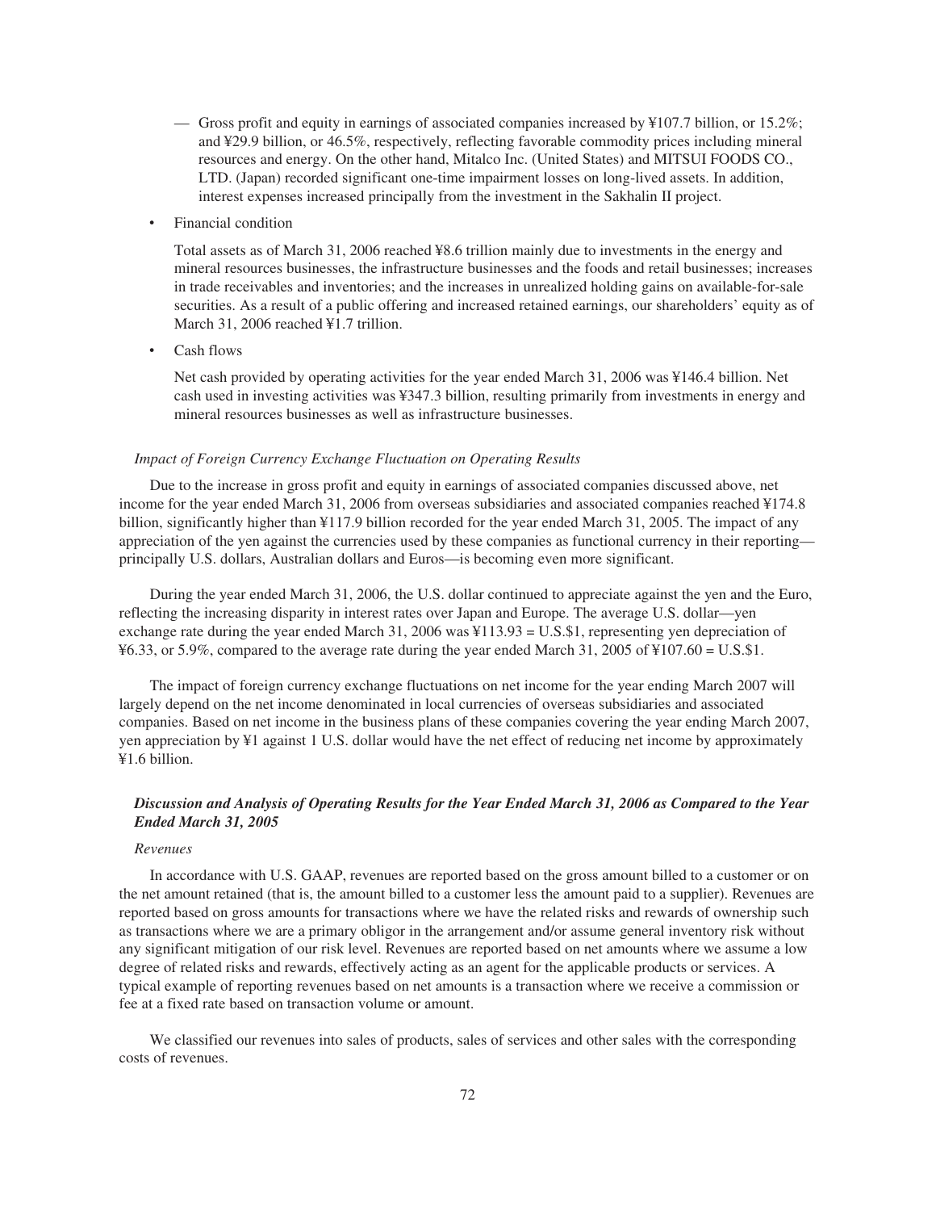- — Gross profit and equity in earnings of associated companies increased by ¥107.7 billion, or 15.2%; and ¥29.9 billion, or 46.5%, respectively, reflecting favorable commodity prices including mineral resources and energy. On the other hand, Mitalco Inc. (United States) and MITSUI FOODS CO., LTD. (Japan) recorded significant one-time impairment losses on long-lived assets. In addition, interest expenses increased principally from the investment in the Sakhalin II project.

- Financial condition

  Total assets as of March 31, 2006 reached ¥8.6 trillion mainly due to investments in the energy and mineral resources businesses, the infrastructure businesses and the foods and retail businesses; increases in trade receivables and inventories; and the increases in unrealized holding gains on available-for-sale securities. As a result of a public offering and increased retained earnings, our shareholders' equity as of March 31, 2006 reached ¥1.7 trillion.

- Cash flows

  Net cash provided by operating activities for the year ended March 31, 2006 was ¥146.4 billion. Net cash used in investing activities was ¥347.3 billion, resulting primarily from investments in energy and mineral resources businesses as well as infrastructure businesses.

*Impact of Foreign Currency Exchange Fluctuation on Operating Results*

Due to the increase in gross profit and equity in earnings of associated companies discussed above, net income for the year ended March 31, 2006 from overseas subsidiaries and associated companies reached ¥174.8 billion, significantly higher than ¥117.9 billion recorded for the year ended March 31, 2005. The impact of any appreciation of the yen against the currencies used by these companies as functional currency in their reporting—principally U.S. dollars, Australian dollars and Euros—is becoming even more significant.

During the year ended March 31, 2006, the U.S. dollar continued to appreciate against the yen and the Euro, reflecting the increasing disparity in interest rates over Japan and Europe. The average U.S. dollar—yen exchange rate during the year ended March 31, 2006 was ¥113.93 = U.S.$1, representing yen depreciation of ¥6.33, or 5.9%, compared to the average rate during the year ended March 31, 2005 of ¥107.60 = U.S.$1.

The impact of foreign currency exchange fluctuations on net income for the year ending March 2007 will largely depend on the net income denominated in local currencies of overseas subsidiaries and associated companies. Based on net income in the business plans of these companies covering the year ending March 2007, yen appreciation by ¥1 against 1 U.S. dollar would have the net effect of reducing net income by approximately ¥1.6 billion.

***Discussion and Analysis of Operating Results for the Year Ended March 31, 2006 as Compared to the Year Ended March 31, 2005***

*Revenues*

In accordance with U.S. GAAP, revenues are reported based on the gross amount billed to a customer or on the net amount retained (that is, the amount billed to a customer less the amount paid to a supplier). Revenues are reported based on gross amounts for transactions where we have the related risks and rewards of ownership such as transactions where we are a primary obligor in the arrangement and/or assume general inventory risk without any significant mitigation of our risk level. Revenues are reported based on net amounts where we assume a low degree of related risks and rewards, effectively acting as an agent for the applicable products or services. A typical example of reporting revenues based on net amounts is a transaction where we receive a commission or fee at a fixed rate based on transaction volume or amount.

We classified our revenues into sales of products, sales of services and other sales with the corresponding costs of revenues.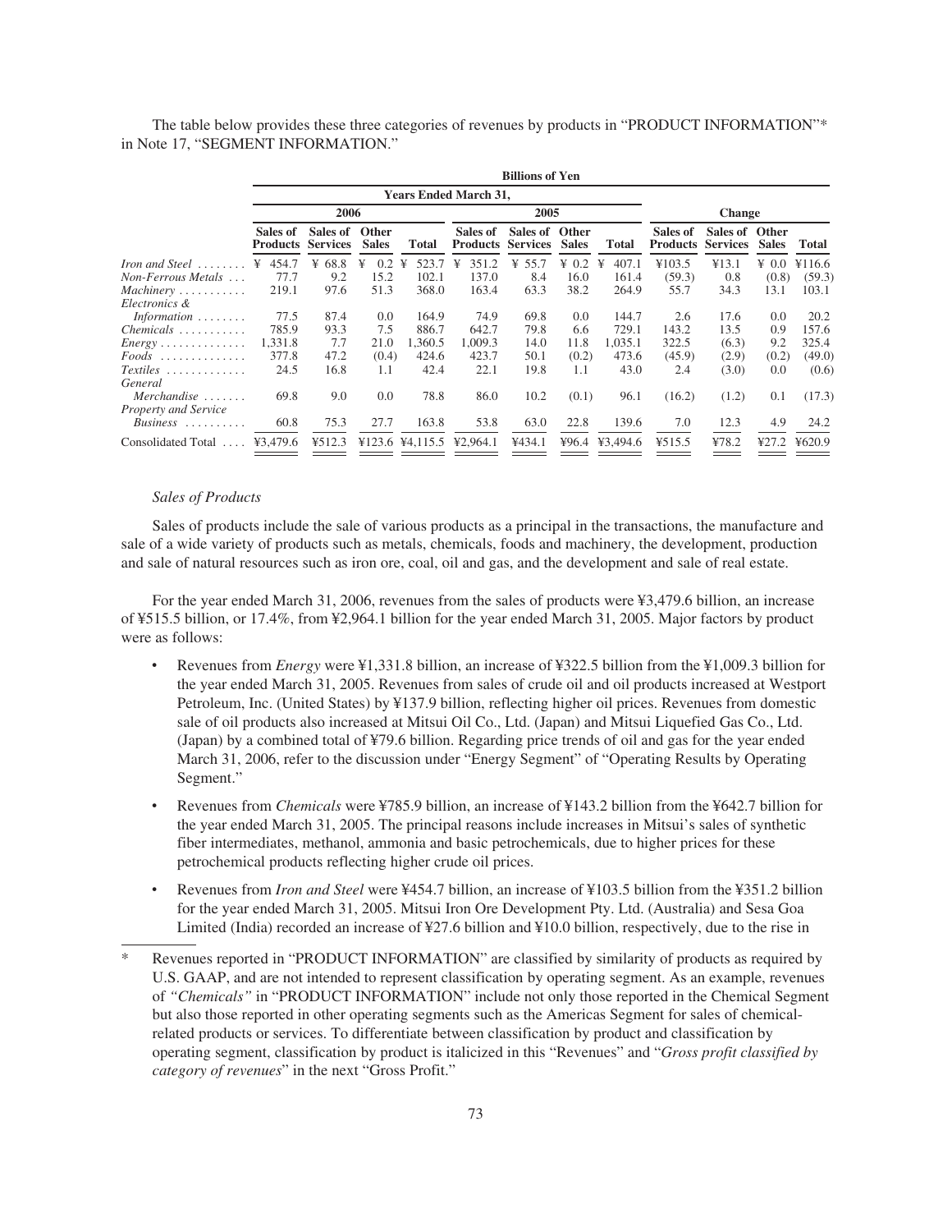The table below provides these three categories of revenues by products in "PRODUCT INFORMATION"* in Note 17, "SEGMENT INFORMATION."

| | Billions of Yen | | | | | | | | | | | |
|---|---|---|---|---|---|---|---|---|---|---|---|---|
| | Years Ended March 31, | | | | | | | | | | | |
| | 2006 | | | | 2005 | | | | Change | | | |
| | Sales of Products | Sales of Services | Other Sales | Total | Sales of Products | Sales of Services | Other Sales | Total | Sales of Products | Sales of Services | Other Sales | Total |
| *Iron and Steel* | ¥ 454.7 | ¥ 68.8 | ¥ 0.2 | ¥ 523.7 | ¥ 351.2 | ¥ 55.7 | ¥ 0.2 | ¥ 407.1 | ¥103.5 | ¥13.1 | ¥ 0.0 | ¥116.6 |
| *Non-Ferrous Metals* | 77.7 | 9.2 | 15.2 | 102.1 | 137.0 | 8.4 | 16.0 | 161.4 | (59.3) | 0.8 | (0.8) | (59.3) |
| *Machinery* | 219.1 | 97.6 | 51.3 | 368.0 | 163.4 | 63.3 | 38.2 | 264.9 | 55.7 | 34.3 | 13.1 | 103.1 |
| *Electronics & Information* | 77.5 | 87.4 | 0.0 | 164.9 | 74.9 | 69.8 | 0.0 | 144.7 | 2.6 | 17.6 | 0.0 | 20.2 |
| *Chemicals* | 785.9 | 93.3 | 7.5 | 886.7 | 642.7 | 79.8 | 6.6 | 729.1 | 143.2 | 13.5 | 0.9 | 157.6 |
| *Energy* | 1,331.8 | 7.7 | 21.0 | 1,360.5 | 1,009.3 | 14.0 | 11.8 | 1,035.1 | 322.5 | (6.3) | 9.2 | 325.4 |
| *Foods* | 377.8 | 47.2 | (0.4) | 424.6 | 423.7 | 50.1 | (0.2) | 473.6 | (45.9) | (2.9) | (0.2) | (49.0) |
| *Textiles* | 24.5 | 16.8 | 1.1 | 42.4 | 22.1 | 19.8 | 1.1 | 43.0 | 2.4 | (3.0) | 0.0 | (0.6) |
| *General Merchandise* | 69.8 | 9.0 | 0.0 | 78.8 | 86.0 | 10.2 | (0.1) | 96.1 | (16.2) | (1.2) | 0.1 | (17.3) |
| *Property and Service Business* | 60.8 | 75.3 | 27.7 | 163.8 | 53.8 | 63.0 | 22.8 | 139.6 | 7.0 | 12.3 | 4.9 | 24.2 |
| Consolidated Total | ¥3,479.6 | ¥512.3 | ¥123.6 | ¥4,115.5 | ¥2,964.1 | ¥434.1 | ¥96.4 | ¥3,494.6 | ¥515.5 | ¥78.2 | ¥27.2 | ¥620.9 |

### *Sales of Products*

Sales of products include the sale of various products as a principal in the transactions, the manufacture and sale of a wide variety of products such as metals, chemicals, foods and machinery, the development, production and sale of natural resources such as iron ore, coal, oil and gas, and the development and sale of real estate.

For the year ended March 31, 2006, revenues from the sales of products were ¥3,479.6 billion, an increase of ¥515.5 billion, or 17.4%, from ¥2,964.1 billion for the year ended March 31, 2005. Major factors by product were as follows:

- Revenues from *Energy* were ¥1,331.8 billion, an increase of ¥322.5 billion from the ¥1,009.3 billion for the year ended March 31, 2005. Revenues from sales of crude oil and oil products increased at Westport Petroleum, Inc. (United States) by ¥137.9 billion, reflecting higher oil prices. Revenues from domestic sale of oil products also increased at Mitsui Oil Co., Ltd. (Japan) and Mitsui Liquefied Gas Co., Ltd. (Japan) by a combined total of ¥79.6 billion. Regarding price trends of oil and gas for the year ended March 31, 2006, refer to the discussion under "Energy Segment" of "Operating Results by Operating Segment."
- Revenues from *Chemicals* were ¥785.9 billion, an increase of ¥143.2 billion from the ¥642.7 billion for the year ended March 31, 2005. The principal reasons include increases in Mitsui's sales of synthetic fiber intermediates, methanol, ammonia and basic petrochemicals, due to higher prices for these petrochemical products reflecting higher crude oil prices.
- Revenues from *Iron and Steel* were ¥454.7 billion, an increase of ¥103.5 billion from the ¥351.2 billion for the year ended March 31, 2005. Mitsui Iron Ore Development Pty. Ltd. (Australia) and Sesa Goa Limited (India) recorded an increase of ¥27.6 billion and ¥10.0 billion, respectively, due to the rise in

---

\* Revenues reported in "PRODUCT INFORMATION" are classified by similarity of products as required by U.S. GAAP, and are not intended to represent classification by operating segment. As an example, revenues of *"Chemicals"* in "PRODUCT INFORMATION" include not only those reported in the Chemical Segment but also those reported in other operating segments such as the Americas Segment for sales of chemical-related products or services. To differentiate between classification by product and classification by operating segment, classification by product is italicized in this "Revenues" and "*Gross profit classified by category of revenues*" in the next "Gross Profit."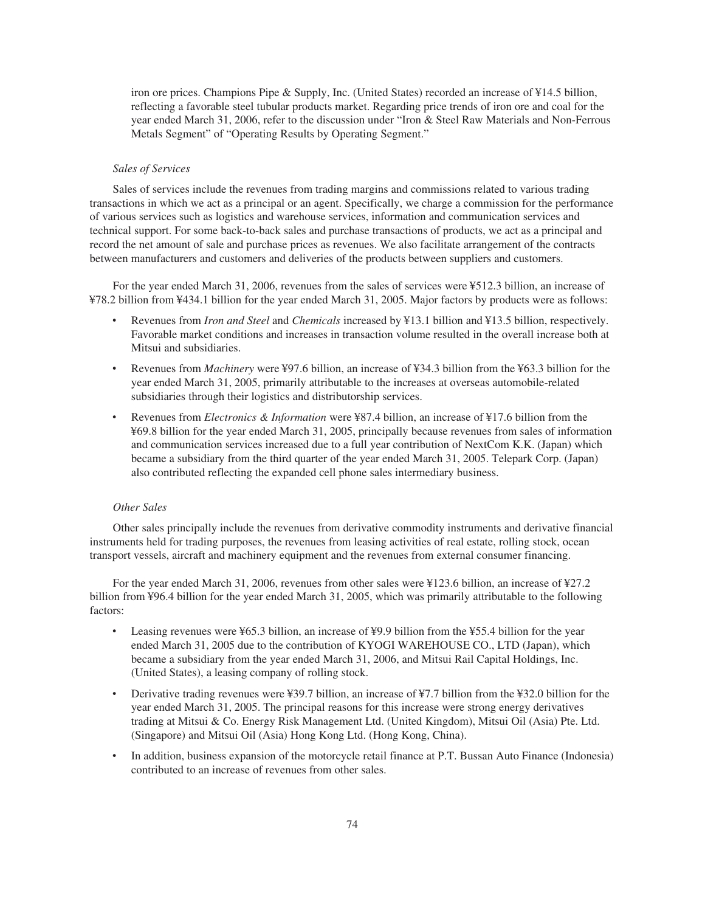iron ore prices. Champions Pipe & Supply, Inc. (United States) recorded an increase of ¥14.5 billion, reflecting a favorable steel tubular products market. Regarding price trends of iron ore and coal for the year ended March 31, 2006, refer to the discussion under "Iron & Steel Raw Materials and Non-Ferrous Metals Segment" of "Operating Results by Operating Segment."

*Sales of Services*

Sales of services include the revenues from trading margins and commissions related to various trading transactions in which we act as a principal or an agent. Specifically, we charge a commission for the performance of various services such as logistics and warehouse services, information and communication services and technical support. For some back-to-back sales and purchase transactions of products, we act as a principal and record the net amount of sale and purchase prices as revenues. We also facilitate arrangement of the contracts between manufacturers and customers and deliveries of the products between suppliers and customers.

For the year ended March 31, 2006, revenues from the sales of services were ¥512.3 billion, an increase of ¥78.2 billion from ¥434.1 billion for the year ended March 31, 2005. Major factors by products were as follows:

- Revenues from *Iron and Steel* and *Chemicals* increased by ¥13.1 billion and ¥13.5 billion, respectively. Favorable market conditions and increases in transaction volume resulted in the overall increase both at Mitsui and subsidiaries.
- Revenues from *Machinery* were ¥97.6 billion, an increase of ¥34.3 billion from the ¥63.3 billion for the year ended March 31, 2005, primarily attributable to the increases at overseas automobile-related subsidiaries through their logistics and distributorship services.
- Revenues from *Electronics & Information* were ¥87.4 billion, an increase of ¥17.6 billion from the ¥69.8 billion for the year ended March 31, 2005, principally because revenues from sales of information and communication services increased due to a full year contribution of NextCom K.K. (Japan) which became a subsidiary from the third quarter of the year ended March 31, 2005. Telepark Corp. (Japan) also contributed reflecting the expanded cell phone sales intermediary business.

*Other Sales*

Other sales principally include the revenues from derivative commodity instruments and derivative financial instruments held for trading purposes, the revenues from leasing activities of real estate, rolling stock, ocean transport vessels, aircraft and machinery equipment and the revenues from external consumer financing.

For the year ended March 31, 2006, revenues from other sales were ¥123.6 billion, an increase of ¥27.2 billion from ¥96.4 billion for the year ended March 31, 2005, which was primarily attributable to the following factors:

- Leasing revenues were ¥65.3 billion, an increase of ¥9.9 billion from the ¥55.4 billion for the year ended March 31, 2005 due to the contribution of KYOGI WAREHOUSE CO., LTD (Japan), which became a subsidiary from the year ended March 31, 2006, and Mitsui Rail Capital Holdings, Inc. (United States), a leasing company of rolling stock.
- Derivative trading revenues were ¥39.7 billion, an increase of ¥7.7 billion from the ¥32.0 billion for the year ended March 31, 2005. The principal reasons for this increase were strong energy derivatives trading at Mitsui & Co. Energy Risk Management Ltd. (United Kingdom), Mitsui Oil (Asia) Pte. Ltd. (Singapore) and Mitsui Oil (Asia) Hong Kong Ltd. (Hong Kong, China).
- In addition, business expansion of the motorcycle retail finance at P.T. Bussan Auto Finance (Indonesia) contributed to an increase of revenues from other sales.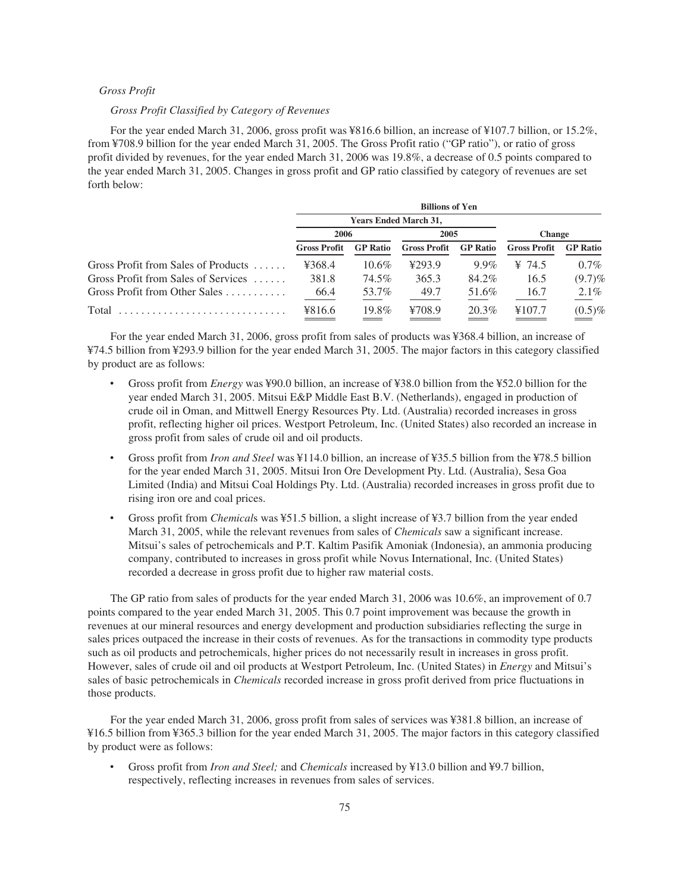*Gross Profit*

*Gross Profit Classified by Category of Revenues*

For the year ended March 31, 2006, gross profit was ¥816.6 billion, an increase of ¥107.7 billion, or 15.2%, from ¥708.9 billion for the year ended March 31, 2005. The Gross Profit ratio ("GP ratio"), or ratio of gross profit divided by revenues, for the year ended March 31, 2006 was 19.8%, a decrease of 0.5 points compared to the year ended March 31, 2005. Changes in gross profit and GP ratio classified by category of revenues are set forth below:

| | Billions of Yen | | | | | |
|---|---|---|---|---|---|---|
| | Years Ended March 31, | | | | | |
| | 2006 | | 2005 | | Change | |
| | Gross Profit | GP Ratio | Gross Profit | GP Ratio | Gross Profit | GP Ratio |
| Gross Profit from Sales of Products | ¥368.4 | 10.6% | ¥293.9 | 9.9% | ¥ 74.5 | 0.7% |
| Gross Profit from Sales of Services | 381.8 | 74.5% | 365.3 | 84.2% | 16.5 | (9.7)% |
| Gross Profit from Other Sales | 66.4 | 53.7% | 49.7 | 51.6% | 16.7 | 2.1% |
| Total | ¥816.6 | 19.8% | ¥708.9 | 20.3% | ¥107.7 | (0.5)% |

For the year ended March 31, 2006, gross profit from sales of products was ¥368.4 billion, an increase of ¥74.5 billion from ¥293.9 billion for the year ended March 31, 2005. The major factors in this category classified by product are as follows:

- Gross profit from *Energy* was ¥90.0 billion, an increase of ¥38.0 billion from the ¥52.0 billion for the year ended March 31, 2005. Mitsui E&P Middle East B.V. (Netherlands), engaged in production of crude oil in Oman, and Mittwell Energy Resources Pty. Ltd. (Australia) recorded increases in gross profit, reflecting higher oil prices. Westport Petroleum, Inc. (United States) also recorded an increase in gross profit from sales of crude oil and oil products.
- Gross profit from *Iron and Steel* was ¥114.0 billion, an increase of ¥35.5 billion from the ¥78.5 billion for the year ended March 31, 2005. Mitsui Iron Ore Development Pty. Ltd. (Australia), Sesa Goa Limited (India) and Mitsui Coal Holdings Pty. Ltd. (Australia) recorded increases in gross profit due to rising iron ore and coal prices.
- Gross profit from *Chemicals* was ¥51.5 billion, a slight increase of ¥3.7 billion from the year ended March 31, 2005, while the relevant revenues from sales of *Chemicals* saw a significant increase. Mitsui's sales of petrochemicals and P.T. Kaltim Pasifik Amoniak (Indonesia), an ammonia producing company, contributed to increases in gross profit while Novus International, Inc. (United States) recorded a decrease in gross profit due to higher raw material costs.

The GP ratio from sales of products for the year ended March 31, 2006 was 10.6%, an improvement of 0.7 points compared to the year ended March 31, 2005. This 0.7 point improvement was because the growth in revenues at our mineral resources and energy development and production subsidiaries reflecting the surge in sales prices outpaced the increase in their costs of revenues. As for the transactions in commodity type products such as oil products and petrochemicals, higher prices do not necessarily result in increases in gross profit. However, sales of crude oil and oil products at Westport Petroleum, Inc. (United States) in *Energy* and Mitsui's sales of basic petrochemicals in *Chemicals* recorded increase in gross profit derived from price fluctuations in those products.

For the year ended March 31, 2006, gross profit from sales of services was ¥381.8 billion, an increase of ¥16.5 billion from ¥365.3 billion for the year ended March 31, 2005. The major factors in this category classified by product were as follows:

- Gross profit from *Iron and Steel;* and *Chemicals* increased by ¥13.0 billion and ¥9.7 billion, respectively, reflecting increases in revenues from sales of services.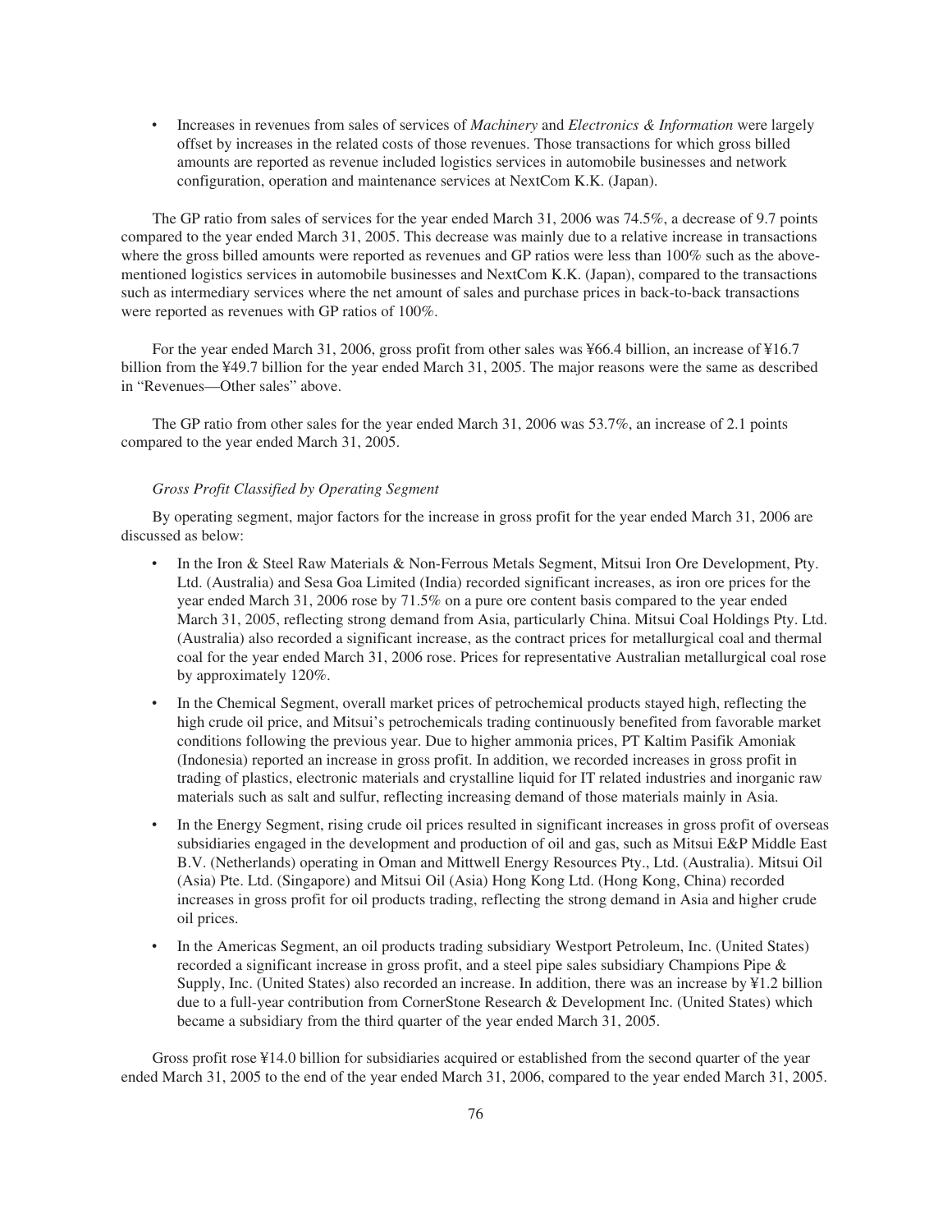- Increases in revenues from sales of services of *Machinery* and *Electronics & Information* were largely offset by increases in the related costs of those revenues. Those transactions for which gross billed amounts are reported as revenue included logistics services in automobile businesses and network configuration, operation and maintenance services at NextCom K.K. (Japan).

The GP ratio from sales of services for the year ended March 31, 2006 was 74.5%, a decrease of 9.7 points compared to the year ended March 31, 2005. This decrease was mainly due to a relative increase in transactions where the gross billed amounts were reported as revenues and GP ratios were less than 100% such as the above-mentioned logistics services in automobile businesses and NextCom K.K. (Japan), compared to the transactions such as intermediary services where the net amount of sales and purchase prices in back-to-back transactions were reported as revenues with GP ratios of 100%.

For the year ended March 31, 2006, gross profit from other sales was ¥66.4 billion, an increase of ¥16.7 billion from the ¥49.7 billion for the year ended March 31, 2005. The major reasons were the same as described in "Revenues—Other sales" above.

The GP ratio from other sales for the year ended March 31, 2006 was 53.7%, an increase of 2.1 points compared to the year ended March 31, 2005.

*Gross Profit Classified by Operating Segment*

By operating segment, major factors for the increase in gross profit for the year ended March 31, 2006 are discussed as below:

- In the Iron & Steel Raw Materials & Non-Ferrous Metals Segment, Mitsui Iron Ore Development, Pty. Ltd. (Australia) and Sesa Goa Limited (India) recorded significant increases, as iron ore prices for the year ended March 31, 2006 rose by 71.5% on a pure ore content basis compared to the year ended March 31, 2005, reflecting strong demand from Asia, particularly China. Mitsui Coal Holdings Pty. Ltd. (Australia) also recorded a significant increase, as the contract prices for metallurgical coal and thermal coal for the year ended March 31, 2006 rose. Prices for representative Australian metallurgical coal rose by approximately 120%.
- In the Chemical Segment, overall market prices of petrochemical products stayed high, reflecting the high crude oil price, and Mitsui's petrochemicals trading continuously benefited from favorable market conditions following the previous year. Due to higher ammonia prices, PT Kaltim Pasifik Amoniak (Indonesia) reported an increase in gross profit. In addition, we recorded increases in gross profit in trading of plastics, electronic materials and crystalline liquid for IT related industries and inorganic raw materials such as salt and sulfur, reflecting increasing demand of those materials mainly in Asia.
- In the Energy Segment, rising crude oil prices resulted in significant increases in gross profit of overseas subsidiaries engaged in the development and production of oil and gas, such as Mitsui E&P Middle East B.V. (Netherlands) operating in Oman and Mittwell Energy Resources Pty., Ltd. (Australia). Mitsui Oil (Asia) Pte. Ltd. (Singapore) and Mitsui Oil (Asia) Hong Kong Ltd. (Hong Kong, China) recorded increases in gross profit for oil products trading, reflecting the strong demand in Asia and higher crude oil prices.
- In the Americas Segment, an oil products trading subsidiary Westport Petroleum, Inc. (United States) recorded a significant increase in gross profit, and a steel pipe sales subsidiary Champions Pipe & Supply, Inc. (United States) also recorded an increase. In addition, there was an increase by ¥1.2 billion due to a full-year contribution from CornerStone Research & Development Inc. (United States) which became a subsidiary from the third quarter of the year ended March 31, 2005.

Gross profit rose ¥14.0 billion for subsidiaries acquired or established from the second quarter of the year ended March 31, 2005 to the end of the year ended March 31, 2006, compared to the year ended March 31, 2005.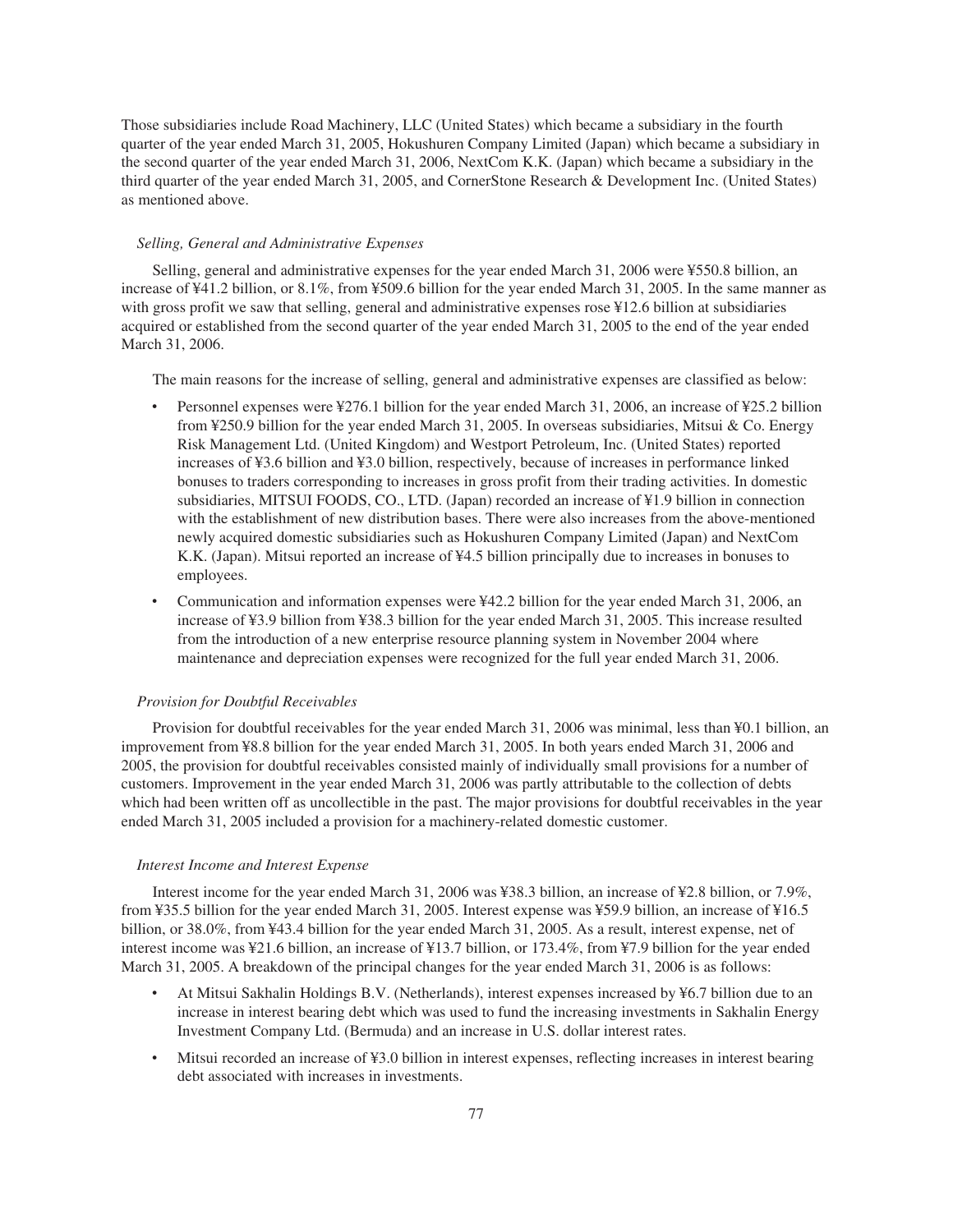Those subsidiaries include Road Machinery, LLC (United States) which became a subsidiary in the fourth quarter of the year ended March 31, 2005, Hokushuren Company Limited (Japan) which became a subsidiary in the second quarter of the year ended March 31, 2006, NextCom K.K. (Japan) which became a subsidiary in the third quarter of the year ended March 31, 2005, and CornerStone Research & Development Inc. (United States) as mentioned above.

*Selling, General and Administrative Expenses*

Selling, general and administrative expenses for the year ended March 31, 2006 were ¥550.8 billion, an increase of ¥41.2 billion, or 8.1%, from ¥509.6 billion for the year ended March 31, 2005. In the same manner as with gross profit we saw that selling, general and administrative expenses rose ¥12.6 billion at subsidiaries acquired or established from the second quarter of the year ended March 31, 2005 to the end of the year ended March 31, 2006.

The main reasons for the increase of selling, general and administrative expenses are classified as below:

- Personnel expenses were ¥276.1 billion for the year ended March 31, 2006, an increase of ¥25.2 billion from ¥250.9 billion for the year ended March 31, 2005. In overseas subsidiaries, Mitsui & Co. Energy Risk Management Ltd. (United Kingdom) and Westport Petroleum, Inc. (United States) reported increases of ¥3.6 billion and ¥3.0 billion, respectively, because of increases in performance linked bonuses to traders corresponding to increases in gross profit from their trading activities. In domestic subsidiaries, MITSUI FOODS, CO., LTD. (Japan) recorded an increase of ¥1.9 billion in connection with the establishment of new distribution bases. There were also increases from the above-mentioned newly acquired domestic subsidiaries such as Hokushuren Company Limited (Japan) and NextCom K.K. (Japan). Mitsui reported an increase of ¥4.5 billion principally due to increases in bonuses to employees.
- Communication and information expenses were ¥42.2 billion for the year ended March 31, 2006, an increase of ¥3.9 billion from ¥38.3 billion for the year ended March 31, 2005. This increase resulted from the introduction of a new enterprise resource planning system in November 2004 where maintenance and depreciation expenses were recognized for the full year ended March 31, 2006.

*Provision for Doubtful Receivables*

Provision for doubtful receivables for the year ended March 31, 2006 was minimal, less than ¥0.1 billion, an improvement from ¥8.8 billion for the year ended March 31, 2005. In both years ended March 31, 2006 and 2005, the provision for doubtful receivables consisted mainly of individually small provisions for a number of customers. Improvement in the year ended March 31, 2006 was partly attributable to the collection of debts which had been written off as uncollectible in the past. The major provisions for doubtful receivables in the year ended March 31, 2005 included a provision for a machinery-related domestic customer.

*Interest Income and Interest Expense*

Interest income for the year ended March 31, 2006 was ¥38.3 billion, an increase of ¥2.8 billion, or 7.9%, from ¥35.5 billion for the year ended March 31, 2005. Interest expense was ¥59.9 billion, an increase of ¥16.5 billion, or 38.0%, from ¥43.4 billion for the year ended March 31, 2005. As a result, interest expense, net of interest income was ¥21.6 billion, an increase of ¥13.7 billion, or 173.4%, from ¥7.9 billion for the year ended March 31, 2005. A breakdown of the principal changes for the year ended March 31, 2006 is as follows:

- At Mitsui Sakhalin Holdings B.V. (Netherlands), interest expenses increased by ¥6.7 billion due to an increase in interest bearing debt which was used to fund the increasing investments in Sakhalin Energy Investment Company Ltd. (Bermuda) and an increase in U.S. dollar interest rates.
- Mitsui recorded an increase of ¥3.0 billion in interest expenses, reflecting increases in interest bearing debt associated with increases in investments.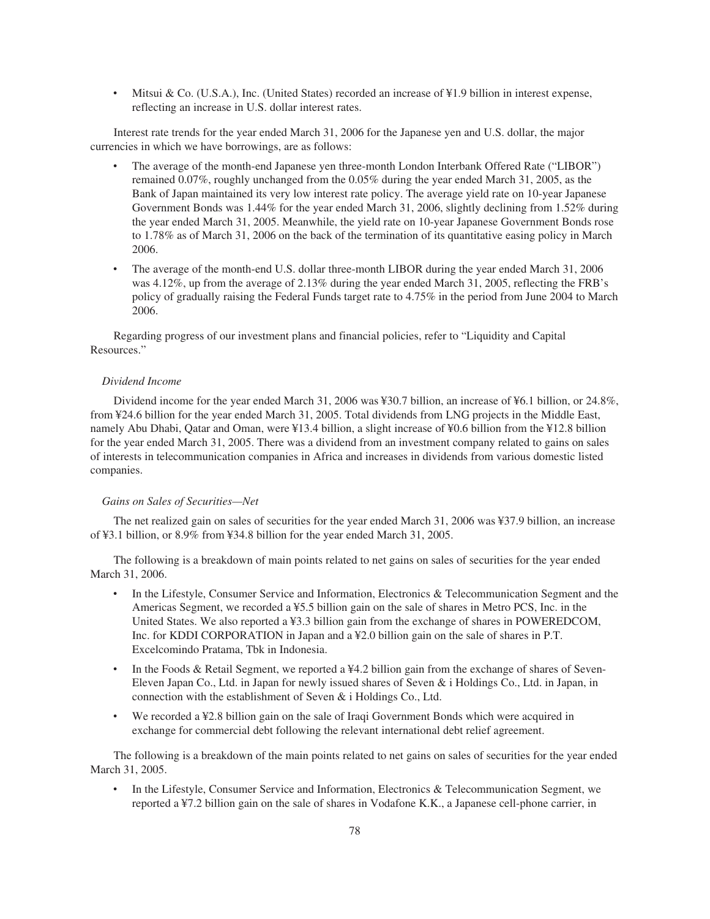- Mitsui & Co. (U.S.A.), Inc. (United States) recorded an increase of ¥1.9 billion in interest expense, reflecting an increase in U.S. dollar interest rates.

Interest rate trends for the year ended March 31, 2006 for the Japanese yen and U.S. dollar, the major currencies in which we have borrowings, are as follows:

- The average of the month-end Japanese yen three-month London Interbank Offered Rate ("LIBOR") remained 0.07%, roughly unchanged from the 0.05% during the year ended March 31, 2005, as the Bank of Japan maintained its very low interest rate policy. The average yield rate on 10-year Japanese Government Bonds was 1.44% for the year ended March 31, 2006, slightly declining from 1.52% during the year ended March 31, 2005. Meanwhile, the yield rate on 10-year Japanese Government Bonds rose to 1.78% as of March 31, 2006 on the back of the termination of its quantitative easing policy in March 2006.
- The average of the month-end U.S. dollar three-month LIBOR during the year ended March 31, 2006 was 4.12%, up from the average of 2.13% during the year ended March 31, 2005, reflecting the FRB's policy of gradually raising the Federal Funds target rate to 4.75% in the period from June 2004 to March 2006.

Regarding progress of our investment plans and financial policies, refer to "Liquidity and Capital Resources."

*Dividend Income*

Dividend income for the year ended March 31, 2006 was ¥30.7 billion, an increase of ¥6.1 billion, or 24.8%, from ¥24.6 billion for the year ended March 31, 2005. Total dividends from LNG projects in the Middle East, namely Abu Dhabi, Qatar and Oman, were ¥13.4 billion, a slight increase of ¥0.6 billion from the ¥12.8 billion for the year ended March 31, 2005. There was a dividend from an investment company related to gains on sales of interests in telecommunication companies in Africa and increases in dividends from various domestic listed companies.

*Gains on Sales of Securities—Net*

The net realized gain on sales of securities for the year ended March 31, 2006 was ¥37.9 billion, an increase of ¥3.1 billion, or 8.9% from ¥34.8 billion for the year ended March 31, 2005.

The following is a breakdown of main points related to net gains on sales of securities for the year ended March 31, 2006.

- In the Lifestyle, Consumer Service and Information, Electronics & Telecommunication Segment and the Americas Segment, we recorded a ¥5.5 billion gain on the sale of shares in Metro PCS, Inc. in the United States. We also reported a ¥3.3 billion gain from the exchange of shares in POWEREDCOM, Inc. for KDDI CORPORATION in Japan and a ¥2.0 billion gain on the sale of shares in P.T. Excelcomindo Pratama, Tbk in Indonesia.
- In the Foods & Retail Segment, we reported a ¥4.2 billion gain from the exchange of shares of Seven-Eleven Japan Co., Ltd. in Japan for newly issued shares of Seven & i Holdings Co., Ltd. in Japan, in connection with the establishment of Seven & i Holdings Co., Ltd.
- We recorded a ¥2.8 billion gain on the sale of Iraqi Government Bonds which were acquired in exchange for commercial debt following the relevant international debt relief agreement.

The following is a breakdown of the main points related to net gains on sales of securities for the year ended March 31, 2005.

- In the Lifestyle, Consumer Service and Information, Electronics & Telecommunication Segment, we reported a ¥7.2 billion gain on the sale of shares in Vodafone K.K., a Japanese cell-phone carrier, in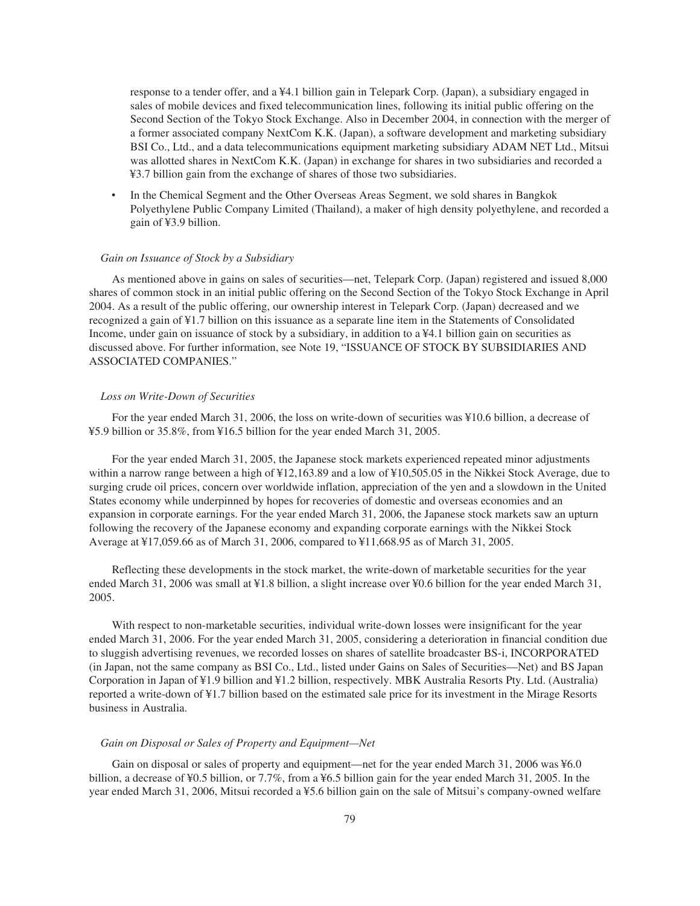response to a tender offer, and a ¥4.1 billion gain in Telepark Corp. (Japan), a subsidiary engaged in sales of mobile devices and fixed telecommunication lines, following its initial public offering on the Second Section of the Tokyo Stock Exchange. Also in December 2004, in connection with the merger of a former associated company NextCom K.K. (Japan), a software development and marketing subsidiary BSI Co., Ltd., and a data telecommunications equipment marketing subsidiary ADAM NET Ltd., Mitsui was allotted shares in NextCom K.K. (Japan) in exchange for shares in two subsidiaries and recorded a ¥3.7 billion gain from the exchange of shares of those two subsidiaries.

- In the Chemical Segment and the Other Overseas Areas Segment, we sold shares in Bangkok Polyethylene Public Company Limited (Thailand), a maker of high density polyethylene, and recorded a gain of ¥3.9 billion.

*Gain on Issuance of Stock by a Subsidiary*

As mentioned above in gains on sales of securities—net, Telepark Corp. (Japan) registered and issued 8,000 shares of common stock in an initial public offering on the Second Section of the Tokyo Stock Exchange in April 2004. As a result of the public offering, our ownership interest in Telepark Corp. (Japan) decreased and we recognized a gain of ¥1.7 billion on this issuance as a separate line item in the Statements of Consolidated Income, under gain on issuance of stock by a subsidiary, in addition to a ¥4.1 billion gain on securities as discussed above. For further information, see Note 19, "ISSUANCE OF STOCK BY SUBSIDIARIES AND ASSOCIATED COMPANIES."

*Loss on Write-Down of Securities*

For the year ended March 31, 2006, the loss on write-down of securities was ¥10.6 billion, a decrease of ¥5.9 billion or 35.8%, from ¥16.5 billion for the year ended March 31, 2005.

For the year ended March 31, 2005, the Japanese stock markets experienced repeated minor adjustments within a narrow range between a high of ¥12,163.89 and a low of ¥10,505.05 in the Nikkei Stock Average, due to surging crude oil prices, concern over worldwide inflation, appreciation of the yen and a slowdown in the United States economy while underpinned by hopes for recoveries of domestic and overseas economies and an expansion in corporate earnings. For the year ended March 31, 2006, the Japanese stock markets saw an upturn following the recovery of the Japanese economy and expanding corporate earnings with the Nikkei Stock Average at ¥17,059.66 as of March 31, 2006, compared to ¥11,668.95 as of March 31, 2005.

Reflecting these developments in the stock market, the write-down of marketable securities for the year ended March 31, 2006 was small at ¥1.8 billion, a slight increase over ¥0.6 billion for the year ended March 31, 2005.

With respect to non-marketable securities, individual write-down losses were insignificant for the year ended March 31, 2006. For the year ended March 31, 2005, considering a deterioration in financial condition due to sluggish advertising revenues, we recorded losses on shares of satellite broadcaster BS-i, INCORPORATED (in Japan, not the same company as BSI Co., Ltd., listed under Gains on Sales of Securities—Net) and BS Japan Corporation in Japan of ¥1.9 billion and ¥1.2 billion, respectively. MBK Australia Resorts Pty. Ltd. (Australia) reported a write-down of ¥1.7 billion based on the estimated sale price for its investment in the Mirage Resorts business in Australia.

*Gain on Disposal or Sales of Property and Equipment—Net*

Gain on disposal or sales of property and equipment—net for the year ended March 31, 2006 was ¥6.0 billion, a decrease of ¥0.5 billion, or 7.7%, from a ¥6.5 billion gain for the year ended March 31, 2005. In the year ended March 31, 2006, Mitsui recorded a ¥5.6 billion gain on the sale of Mitsui's company-owned welfare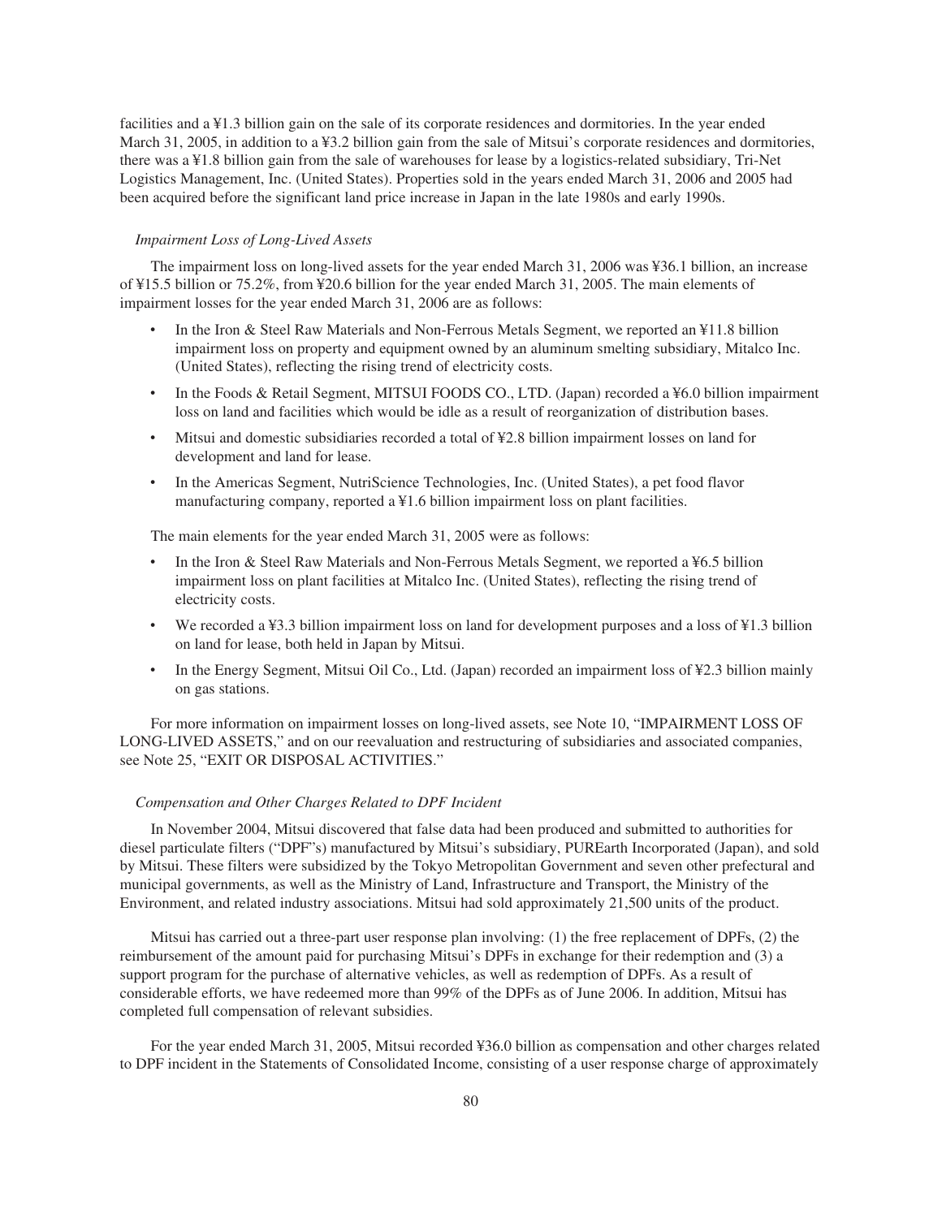facilities and a ¥1.3 billion gain on the sale of its corporate residences and dormitories. In the year ended March 31, 2005, in addition to a ¥3.2 billion gain from the sale of Mitsui's corporate residences and dormitories, there was a ¥1.8 billion gain from the sale of warehouses for lease by a logistics-related subsidiary, Tri-Net Logistics Management, Inc. (United States). Properties sold in the years ended March 31, 2006 and 2005 had been acquired before the significant land price increase in Japan in the late 1980s and early 1990s.

*Impairment Loss of Long-Lived Assets*

The impairment loss on long-lived assets for the year ended March 31, 2006 was ¥36.1 billion, an increase of ¥15.5 billion or 75.2%, from ¥20.6 billion for the year ended March 31, 2005. The main elements of impairment losses for the year ended March 31, 2006 are as follows:

- In the Iron & Steel Raw Materials and Non-Ferrous Metals Segment, we reported an ¥11.8 billion impairment loss on property and equipment owned by an aluminum smelting subsidiary, Mitalco Inc. (United States), reflecting the rising trend of electricity costs.
- In the Foods & Retail Segment, MITSUI FOODS CO., LTD. (Japan) recorded a ¥6.0 billion impairment loss on land and facilities which would be idle as a result of reorganization of distribution bases.
- Mitsui and domestic subsidiaries recorded a total of ¥2.8 billion impairment losses on land for development and land for lease.
- In the Americas Segment, NutriScience Technologies, Inc. (United States), a pet food flavor manufacturing company, reported a ¥1.6 billion impairment loss on plant facilities.

The main elements for the year ended March 31, 2005 were as follows:

- In the Iron & Steel Raw Materials and Non-Ferrous Metals Segment, we reported a ¥6.5 billion impairment loss on plant facilities at Mitalco Inc. (United States), reflecting the rising trend of electricity costs.
- We recorded a ¥3.3 billion impairment loss on land for development purposes and a loss of ¥1.3 billion on land for lease, both held in Japan by Mitsui.
- In the Energy Segment, Mitsui Oil Co., Ltd. (Japan) recorded an impairment loss of ¥2.3 billion mainly on gas stations.

For more information on impairment losses on long-lived assets, see Note 10, "IMPAIRMENT LOSS OF LONG-LIVED ASSETS," and on our reevaluation and restructuring of subsidiaries and associated companies, see Note 25, "EXIT OR DISPOSAL ACTIVITIES."

*Compensation and Other Charges Related to DPF Incident*

In November 2004, Mitsui discovered that false data had been produced and submitted to authorities for diesel particulate filters ("DPF"s) manufactured by Mitsui's subsidiary, PUREarth Incorporated (Japan), and sold by Mitsui. These filters were subsidized by the Tokyo Metropolitan Government and seven other prefectural and municipal governments, as well as the Ministry of Land, Infrastructure and Transport, the Ministry of the Environment, and related industry associations. Mitsui had sold approximately 21,500 units of the product.

Mitsui has carried out a three-part user response plan involving: (1) the free replacement of DPFs, (2) the reimbursement of the amount paid for purchasing Mitsui's DPFs in exchange for their redemption and (3) a support program for the purchase of alternative vehicles, as well as redemption of DPFs. As a result of considerable efforts, we have redeemed more than 99% of the DPFs as of June 2006. In addition, Mitsui has completed full compensation of relevant subsidies.

For the year ended March 31, 2005, Mitsui recorded ¥36.0 billion as compensation and other charges related to DPF incident in the Statements of Consolidated Income, consisting of a user response charge of approximately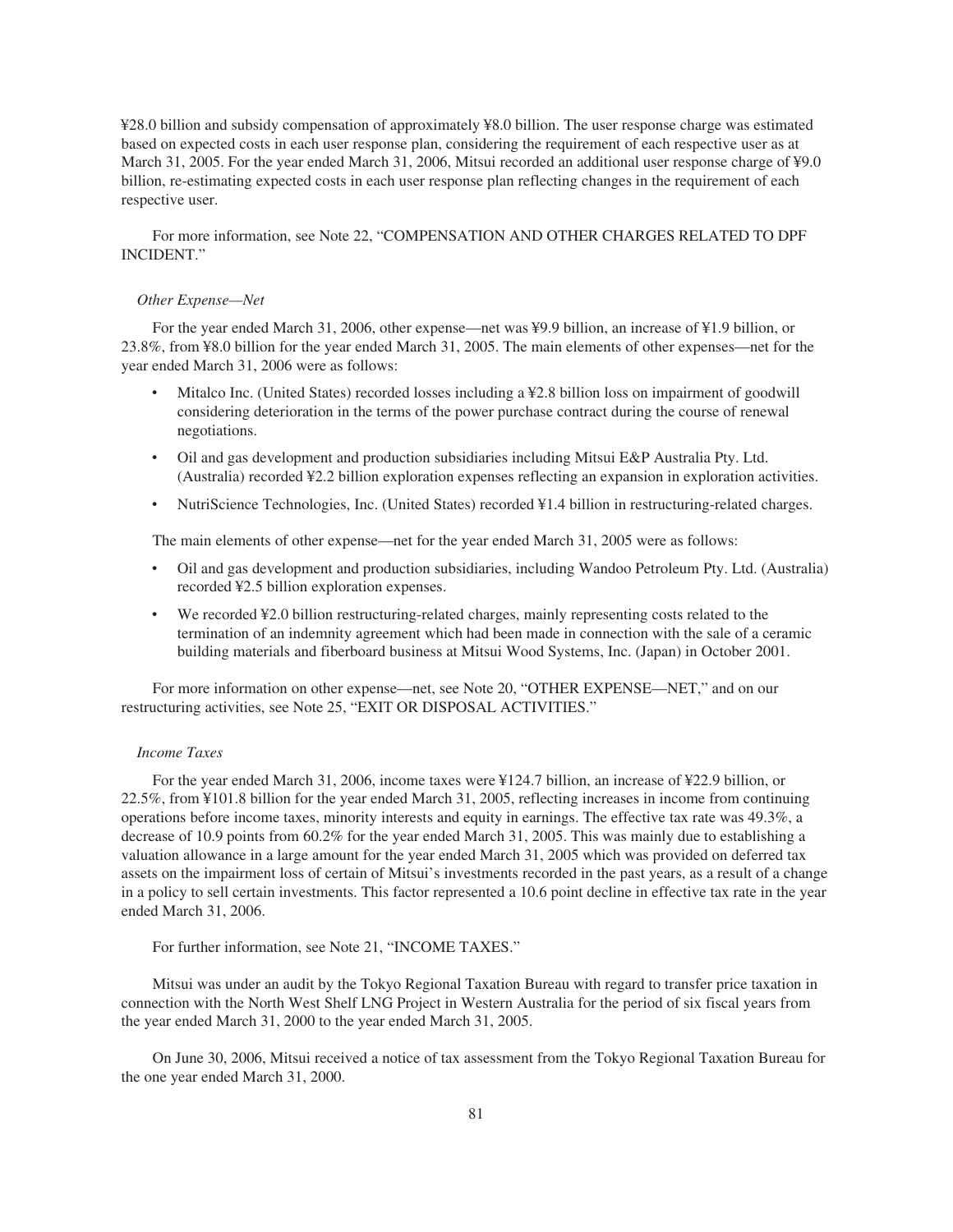¥28.0 billion and subsidy compensation of approximately ¥8.0 billion. The user response charge was estimated based on expected costs in each user response plan, considering the requirement of each respective user as at March 31, 2005. For the year ended March 31, 2006, Mitsui recorded an additional user response charge of ¥9.0 billion, re-estimating expected costs in each user response plan reflecting changes in the requirement of each respective user.

For more information, see Note 22, "COMPENSATION AND OTHER CHARGES RELATED TO DPF INCIDENT."

*Other Expense—Net*

For the year ended March 31, 2006, other expense—net was ¥9.9 billion, an increase of ¥1.9 billion, or 23.8%, from ¥8.0 billion for the year ended March 31, 2005. The main elements of other expenses—net for the year ended March 31, 2006 were as follows:

- Mitalco Inc. (United States) recorded losses including a ¥2.8 billion loss on impairment of goodwill considering deterioration in the terms of the power purchase contract during the course of renewal negotiations.
- Oil and gas development and production subsidiaries including Mitsui E&P Australia Pty. Ltd. (Australia) recorded ¥2.2 billion exploration expenses reflecting an expansion in exploration activities.
- NutriScience Technologies, Inc. (United States) recorded ¥1.4 billion in restructuring-related charges.

The main elements of other expense—net for the year ended March 31, 2005 were as follows:

- Oil and gas development and production subsidiaries, including Wandoo Petroleum Pty. Ltd. (Australia) recorded ¥2.5 billion exploration expenses.
- We recorded ¥2.0 billion restructuring-related charges, mainly representing costs related to the termination of an indemnity agreement which had been made in connection with the sale of a ceramic building materials and fiberboard business at Mitsui Wood Systems, Inc. (Japan) in October 2001.

For more information on other expense—net, see Note 20, "OTHER EXPENSE—NET," and on our restructuring activities, see Note 25, "EXIT OR DISPOSAL ACTIVITIES."

*Income Taxes*

For the year ended March 31, 2006, income taxes were ¥124.7 billion, an increase of ¥22.9 billion, or 22.5%, from ¥101.8 billion for the year ended March 31, 2005, reflecting increases in income from continuing operations before income taxes, minority interests and equity in earnings. The effective tax rate was 49.3%, a decrease of 10.9 points from 60.2% for the year ended March 31, 2005. This was mainly due to establishing a valuation allowance in a large amount for the year ended March 31, 2005 which was provided on deferred tax assets on the impairment loss of certain of Mitsui's investments recorded in the past years, as a result of a change in a policy to sell certain investments. This factor represented a 10.6 point decline in effective tax rate in the year ended March 31, 2006.

For further information, see Note 21, "INCOME TAXES."

Mitsui was under an audit by the Tokyo Regional Taxation Bureau with regard to transfer price taxation in connection with the North West Shelf LNG Project in Western Australia for the period of six fiscal years from the year ended March 31, 2000 to the year ended March 31, 2005.

On June 30, 2006, Mitsui received a notice of tax assessment from the Tokyo Regional Taxation Bureau for the one year ended March 31, 2000.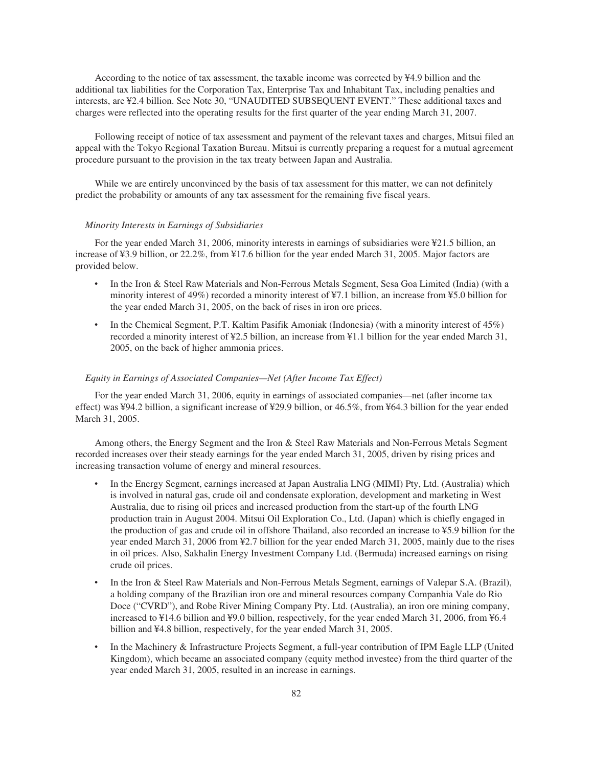According to the notice of tax assessment, the taxable income was corrected by ¥4.9 billion and the additional tax liabilities for the Corporation Tax, Enterprise Tax and Inhabitant Tax, including penalties and interests, are ¥2.4 billion. See Note 30, "UNAUDITED SUBSEQUENT EVENT." These additional taxes and charges were reflected into the operating results for the first quarter of the year ending March 31, 2007.

Following receipt of notice of tax assessment and payment of the relevant taxes and charges, Mitsui filed an appeal with the Tokyo Regional Taxation Bureau. Mitsui is currently preparing a request for a mutual agreement procedure pursuant to the provision in the tax treaty between Japan and Australia.

While we are entirely unconvinced by the basis of tax assessment for this matter, we can not definitely predict the probability or amounts of any tax assessment for the remaining five fiscal years.

*Minority Interests in Earnings of Subsidiaries*

For the year ended March 31, 2006, minority interests in earnings of subsidiaries were ¥21.5 billion, an increase of ¥3.9 billion, or 22.2%, from ¥17.6 billion for the year ended March 31, 2005. Major factors are provided below.

- In the Iron & Steel Raw Materials and Non-Ferrous Metals Segment, Sesa Goa Limited (India) (with a minority interest of 49%) recorded a minority interest of ¥7.1 billion, an increase from ¥5.0 billion for the year ended March 31, 2005, on the back of rises in iron ore prices.
- In the Chemical Segment, P.T. Kaltim Pasifik Amoniak (Indonesia) (with a minority interest of 45%) recorded a minority interest of ¥2.5 billion, an increase from ¥1.1 billion for the year ended March 31, 2005, on the back of higher ammonia prices.

*Equity in Earnings of Associated Companies—Net (After Income Tax Effect)*

For the year ended March 31, 2006, equity in earnings of associated companies—net (after income tax effect) was ¥94.2 billion, a significant increase of ¥29.9 billion, or 46.5%, from ¥64.3 billion for the year ended March 31, 2005.

Among others, the Energy Segment and the Iron & Steel Raw Materials and Non-Ferrous Metals Segment recorded increases over their steady earnings for the year ended March 31, 2005, driven by rising prices and increasing transaction volume of energy and mineral resources.

- In the Energy Segment, earnings increased at Japan Australia LNG (MIMI) Pty, Ltd. (Australia) which is involved in natural gas, crude oil and condensate exploration, development and marketing in West Australia, due to rising oil prices and increased production from the start-up of the fourth LNG production train in August 2004. Mitsui Oil Exploration Co., Ltd. (Japan) which is chiefly engaged in the production of gas and crude oil in offshore Thailand, also recorded an increase to ¥5.9 billion for the year ended March 31, 2006 from ¥2.7 billion for the year ended March 31, 2005, mainly due to the rises in oil prices. Also, Sakhalin Energy Investment Company Ltd. (Bermuda) increased earnings on rising crude oil prices.
- In the Iron & Steel Raw Materials and Non-Ferrous Metals Segment, earnings of Valepar S.A. (Brazil), a holding company of the Brazilian iron ore and mineral resources company Companhia Vale do Rio Doce ("CVRD"), and Robe River Mining Company Pty. Ltd. (Australia), an iron ore mining company, increased to ¥14.6 billion and ¥9.0 billion, respectively, for the year ended March 31, 2006, from ¥6.4 billion and ¥4.8 billion, respectively, for the year ended March 31, 2005.
- In the Machinery & Infrastructure Projects Segment, a full-year contribution of IPM Eagle LLP (United Kingdom), which became an associated company (equity method investee) from the third quarter of the year ended March 31, 2005, resulted in an increase in earnings.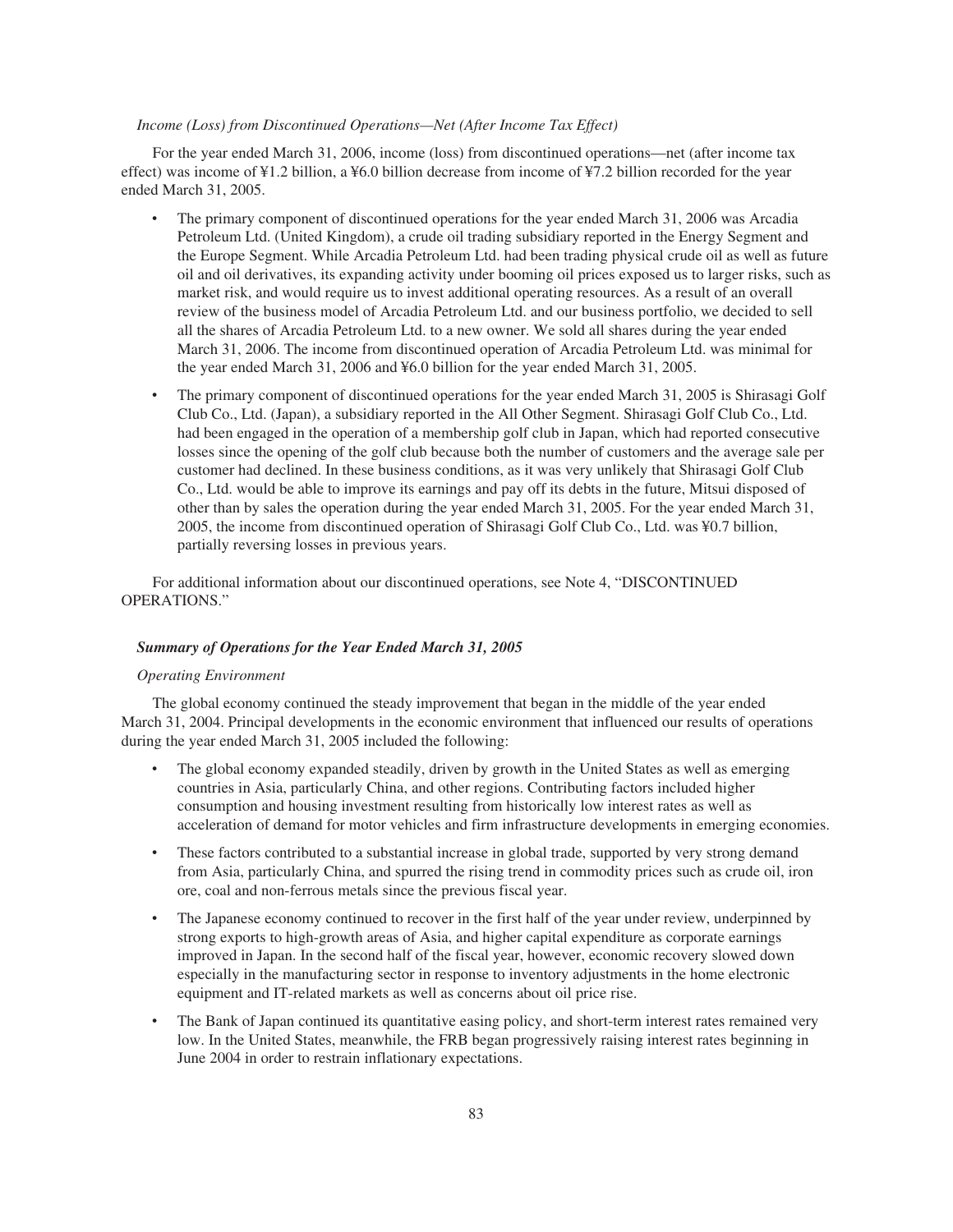*Income (Loss) from Discontinued Operations—Net (After Income Tax Effect)*

For the year ended March 31, 2006, income (loss) from discontinued operations—net (after income tax effect) was income of ¥1.2 billion, a ¥6.0 billion decrease from income of ¥7.2 billion recorded for the year ended March 31, 2005.

- The primary component of discontinued operations for the year ended March 31, 2006 was Arcadia Petroleum Ltd. (United Kingdom), a crude oil trading subsidiary reported in the Energy Segment and the Europe Segment. While Arcadia Petroleum Ltd. had been trading physical crude oil as well as future oil and oil derivatives, its expanding activity under booming oil prices exposed us to larger risks, such as market risk, and would require us to invest additional operating resources. As a result of an overall review of the business model of Arcadia Petroleum Ltd. and our business portfolio, we decided to sell all the shares of Arcadia Petroleum Ltd. to a new owner. We sold all shares during the year ended March 31, 2006. The income from discontinued operation of Arcadia Petroleum Ltd. was minimal for the year ended March 31, 2006 and ¥6.0 billion for the year ended March 31, 2005.
- The primary component of discontinued operations for the year ended March 31, 2005 is Shirasagi Golf Club Co., Ltd. (Japan), a subsidiary reported in the All Other Segment. Shirasagi Golf Club Co., Ltd. had been engaged in the operation of a membership golf club in Japan, which had reported consecutive losses since the opening of the golf club because both the number of customers and the average sale per customer had declined. In these business conditions, as it was very unlikely that Shirasagi Golf Club Co., Ltd. would be able to improve its earnings and pay off its debts in the future, Mitsui disposed of other than by sales the operation during the year ended March 31, 2005. For the year ended March 31, 2005, the income from discontinued operation of Shirasagi Golf Club Co., Ltd. was ¥0.7 billion, partially reversing losses in previous years.

For additional information about our discontinued operations, see Note 4, "DISCONTINUED OPERATIONS."

### *Summary of Operations for the Year Ended March 31, 2005*

*Operating Environment*

The global economy continued the steady improvement that began in the middle of the year ended March 31, 2004. Principal developments in the economic environment that influenced our results of operations during the year ended March 31, 2005 included the following:

- The global economy expanded steadily, driven by growth in the United States as well as emerging countries in Asia, particularly China, and other regions. Contributing factors included higher consumption and housing investment resulting from historically low interest rates as well as acceleration of demand for motor vehicles and firm infrastructure developments in emerging economies.
- These factors contributed to a substantial increase in global trade, supported by very strong demand from Asia, particularly China, and spurred the rising trend in commodity prices such as crude oil, iron ore, coal and non-ferrous metals since the previous fiscal year.
- The Japanese economy continued to recover in the first half of the year under review, underpinned by strong exports to high-growth areas of Asia, and higher capital expenditure as corporate earnings improved in Japan. In the second half of the fiscal year, however, economic recovery slowed down especially in the manufacturing sector in response to inventory adjustments in the home electronic equipment and IT-related markets as well as concerns about oil price rise.
- The Bank of Japan continued its quantitative easing policy, and short-term interest rates remained very low. In the United States, meanwhile, the FRB began progressively raising interest rates beginning in June 2004 in order to restrain inflationary expectations.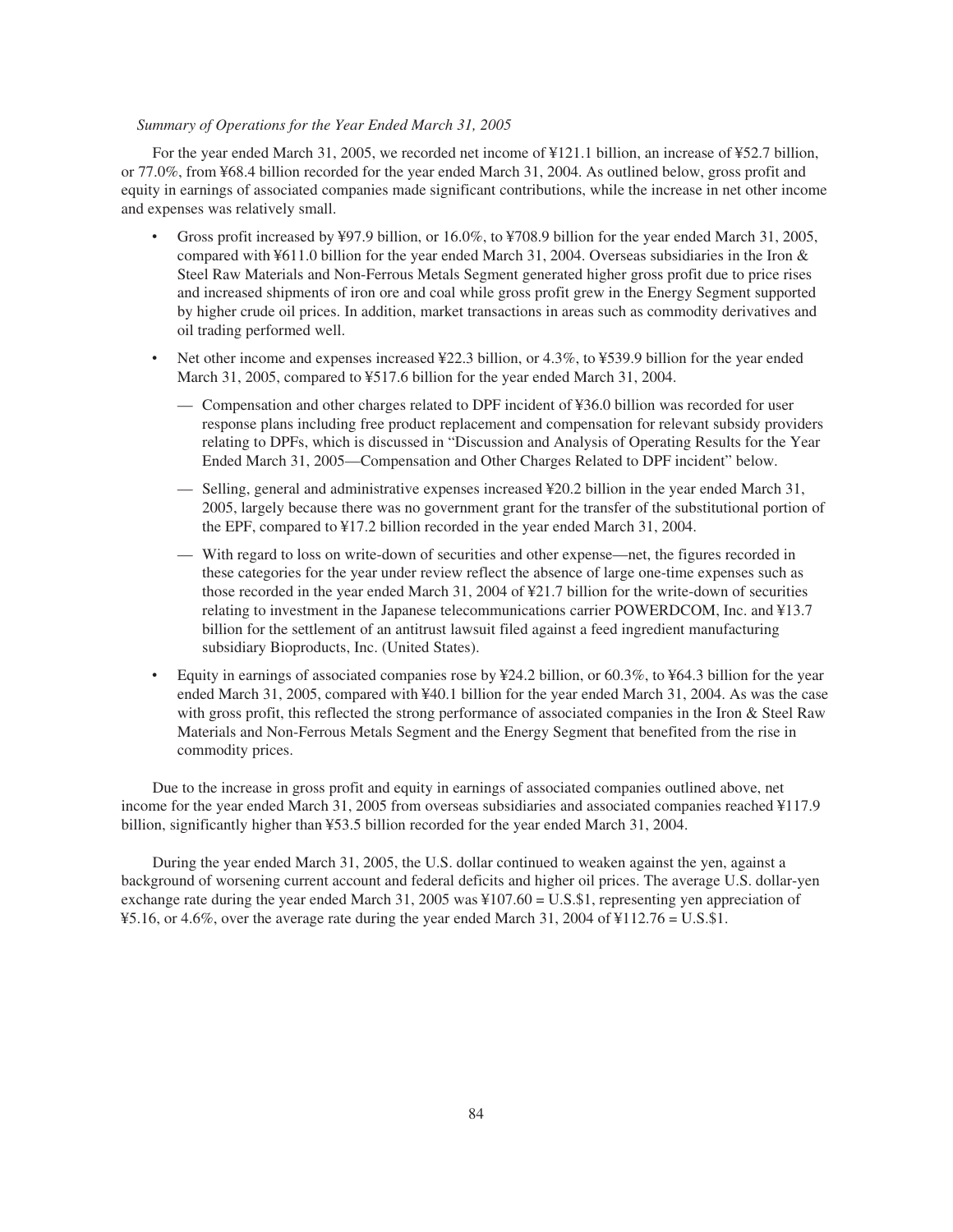*Summary of Operations for the Year Ended March 31, 2005*

For the year ended March 31, 2005, we recorded net income of ¥121.1 billion, an increase of ¥52.7 billion, or 77.0%, from ¥68.4 billion recorded for the year ended March 31, 2004. As outlined below, gross profit and equity in earnings of associated companies made significant contributions, while the increase in net other income and expenses was relatively small.

- Gross profit increased by ¥97.9 billion, or 16.0%, to ¥708.9 billion for the year ended March 31, 2005, compared with ¥611.0 billion for the year ended March 31, 2004. Overseas subsidiaries in the Iron & Steel Raw Materials and Non-Ferrous Metals Segment generated higher gross profit due to price rises and increased shipments of iron ore and coal while gross profit grew in the Energy Segment supported by higher crude oil prices. In addition, market transactions in areas such as commodity derivatives and oil trading performed well.
- Net other income and expenses increased ¥22.3 billion, or 4.3%, to ¥539.9 billion for the year ended March 31, 2005, compared to ¥517.6 billion for the year ended March 31, 2004.
  - — Compensation and other charges related to DPF incident of ¥36.0 billion was recorded for user response plans including free product replacement and compensation for relevant subsidy providers relating to DPFs, which is discussed in "Discussion and Analysis of Operating Results for the Year Ended March 31, 2005—Compensation and Other Charges Related to DPF incident" below.
  - — Selling, general and administrative expenses increased ¥20.2 billion in the year ended March 31, 2005, largely because there was no government grant for the transfer of the substitutional portion of the EPF, compared to ¥17.2 billion recorded in the year ended March 31, 2004.
  - — With regard to loss on write-down of securities and other expense—net, the figures recorded in these categories for the year under review reflect the absence of large one-time expenses such as those recorded in the year ended March 31, 2004 of ¥21.7 billion for the write-down of securities relating to investment in the Japanese telecommunications carrier POWERDCOM, Inc. and ¥13.7 billion for the settlement of an antitrust lawsuit filed against a feed ingredient manufacturing subsidiary Bioproducts, Inc. (United States).
- Equity in earnings of associated companies rose by ¥24.2 billion, or 60.3%, to ¥64.3 billion for the year ended March 31, 2005, compared with ¥40.1 billion for the year ended March 31, 2004. As was the case with gross profit, this reflected the strong performance of associated companies in the Iron & Steel Raw Materials and Non-Ferrous Metals Segment and the Energy Segment that benefited from the rise in commodity prices.

Due to the increase in gross profit and equity in earnings of associated companies outlined above, net income for the year ended March 31, 2005 from overseas subsidiaries and associated companies reached ¥117.9 billion, significantly higher than ¥53.5 billion recorded for the year ended March 31, 2004.

During the year ended March 31, 2005, the U.S. dollar continued to weaken against the yen, against a background of worsening current account and federal deficits and higher oil prices. The average U.S. dollar-yen exchange rate during the year ended March 31, 2005 was ¥107.60 = U.S.$1, representing yen appreciation of ¥5.16, or 4.6%, over the average rate during the year ended March 31, 2004 of ¥112.76 = U.S.$1.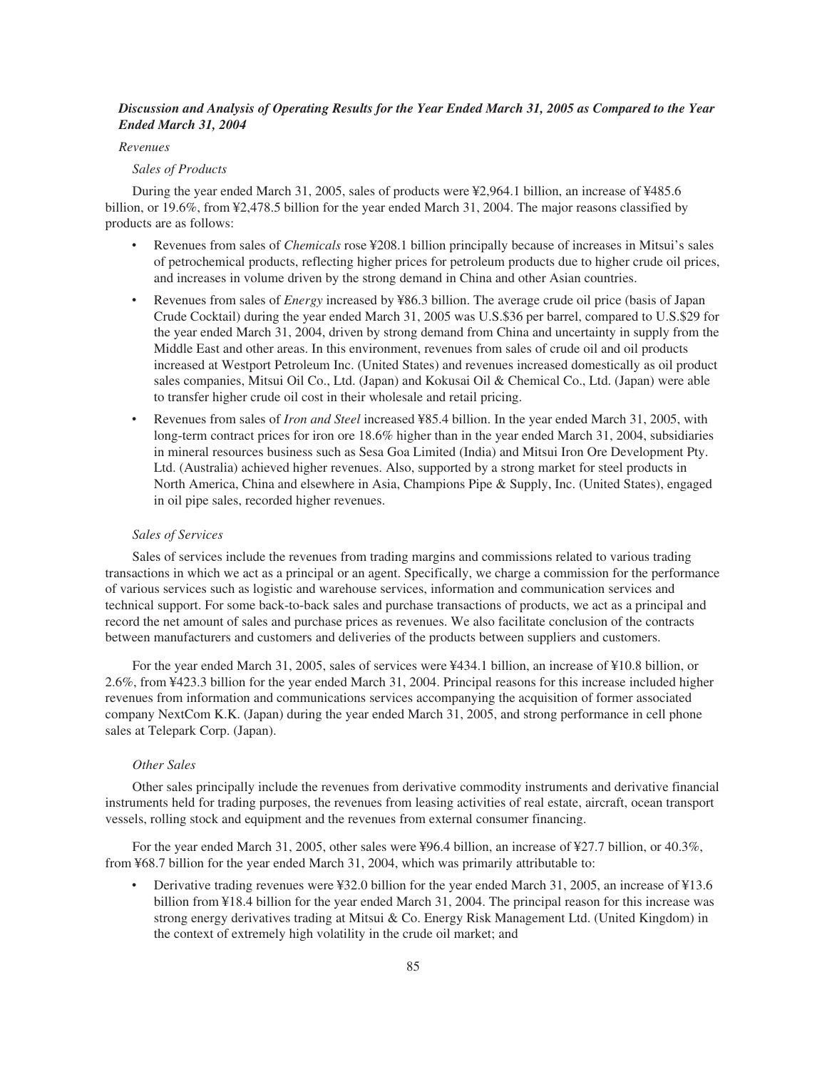### *Discussion and Analysis of Operating Results for the Year Ended March 31, 2005 as Compared to the Year Ended March 31, 2004*

*Revenues*

*Sales of Products*

During the year ended March 31, 2005, sales of products were ¥2,964.1 billion, an increase of ¥485.6 billion, or 19.6%, from ¥2,478.5 billion for the year ended March 31, 2004. The major reasons classified by products are as follows:

- Revenues from sales of *Chemicals* rose ¥208.1 billion principally because of increases in Mitsui's sales of petrochemical products, reflecting higher prices for petroleum products due to higher crude oil prices, and increases in volume driven by the strong demand in China and other Asian countries.
- Revenues from sales of *Energy* increased by ¥86.3 billion. The average crude oil price (basis of Japan Crude Cocktail) during the year ended March 31, 2005 was U.S.$36 per barrel, compared to U.S.$29 for the year ended March 31, 2004, driven by strong demand from China and uncertainty in supply from the Middle East and other areas. In this environment, revenues from sales of crude oil and oil products increased at Westport Petroleum Inc. (United States) and revenues increased domestically as oil product sales companies, Mitsui Oil Co., Ltd. (Japan) and Kokusai Oil & Chemical Co., Ltd. (Japan) were able to transfer higher crude oil cost in their wholesale and retail pricing.
- Revenues from sales of *Iron and Steel* increased ¥85.4 billion. In the year ended March 31, 2005, with long-term contract prices for iron ore 18.6% higher than in the year ended March 31, 2004, subsidiaries in mineral resources business such as Sesa Goa Limited (India) and Mitsui Iron Ore Development Pty. Ltd. (Australia) achieved higher revenues. Also, supported by a strong market for steel products in North America, China and elsewhere in Asia, Champions Pipe & Supply, Inc. (United States), engaged in oil pipe sales, recorded higher revenues.

*Sales of Services*

Sales of services include the revenues from trading margins and commissions related to various trading transactions in which we act as a principal or an agent. Specifically, we charge a commission for the performance of various services such as logistic and warehouse services, information and communication services and technical support. For some back-to-back sales and purchase transactions of products, we act as a principal and record the net amount of sales and purchase prices as revenues. We also facilitate conclusion of the contracts between manufacturers and customers and deliveries of the products between suppliers and customers.

For the year ended March 31, 2005, sales of services were ¥434.1 billion, an increase of ¥10.8 billion, or 2.6%, from ¥423.3 billion for the year ended March 31, 2004. Principal reasons for this increase included higher revenues from information and communications services accompanying the acquisition of former associated company NextCom K.K. (Japan) during the year ended March 31, 2005, and strong performance in cell phone sales at Telepark Corp. (Japan).

*Other Sales*

Other sales principally include the revenues from derivative commodity instruments and derivative financial instruments held for trading purposes, the revenues from leasing activities of real estate, aircraft, ocean transport vessels, rolling stock and equipment and the revenues from external consumer financing.

For the year ended March 31, 2005, other sales were ¥96.4 billion, an increase of ¥27.7 billion, or 40.3%, from ¥68.7 billion for the year ended March 31, 2004, which was primarily attributable to:

- Derivative trading revenues were ¥32.0 billion for the year ended March 31, 2005, an increase of ¥13.6 billion from ¥18.4 billion for the year ended March 31, 2004. The principal reason for this increase was strong energy derivatives trading at Mitsui & Co. Energy Risk Management Ltd. (United Kingdom) in the context of extremely high volatility in the crude oil market; and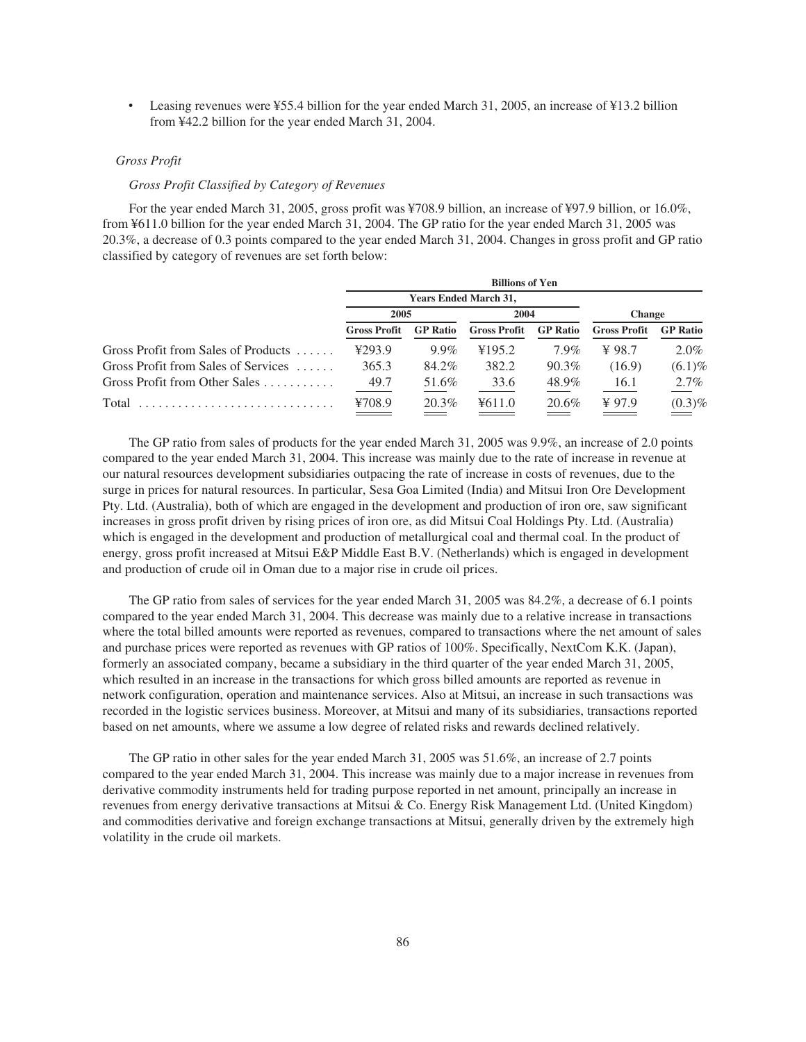- Leasing revenues were ¥55.4 billion for the year ended March 31, 2005, an increase of ¥13.2 billion from ¥42.2 billion for the year ended March 31, 2004.

*Gross Profit*

*Gross Profit Classified by Category of Revenues*

For the year ended March 31, 2005, gross profit was ¥708.9 billion, an increase of ¥97.9 billion, or 16.0%, from ¥611.0 billion for the year ended March 31, 2004. The GP ratio for the year ended March 31, 2005 was 20.3%, a decrease of 0.3 points compared to the year ended March 31, 2004. Changes in gross profit and GP ratio classified by category of revenues are set forth below:

| | Billions of Yen | | | | | |
|---|---|---|---|---|---|---|
| | Years Ended March 31, | | | | | |
| | 2005 | | 2004 | | Change | |
| | Gross Profit | GP Ratio | Gross Profit | GP Ratio | Gross Profit | GP Ratio |
| Gross Profit from Sales of Products | ¥293.9 | 9.9% | ¥195.2 | 7.9% | ¥ 98.7 | 2.0% |
| Gross Profit from Sales of Services | 365.3 | 84.2% | 382.2 | 90.3% | (16.9) | (6.1)% |
| Gross Profit from Other Sales | 49.7 | 51.6% | 33.6 | 48.9% | 16.1 | 2.7% |
| Total | ¥708.9 | 20.3% | ¥611.0 | 20.6% | ¥ 97.9 | (0.3)% |

The GP ratio from sales of products for the year ended March 31, 2005 was 9.9%, an increase of 2.0 points compared to the year ended March 31, 2004. This increase was mainly due to the rate of increase in revenue at our natural resources development subsidiaries outpacing the rate of increase in costs of revenues, due to the surge in prices for natural resources. In particular, Sesa Goa Limited (India) and Mitsui Iron Ore Development Pty. Ltd. (Australia), both of which are engaged in the development and production of iron ore, saw significant increases in gross profit driven by rising prices of iron ore, as did Mitsui Coal Holdings Pty. Ltd. (Australia) which is engaged in the development and production of metallurgical coal and thermal coal. In the product of energy, gross profit increased at Mitsui E&P Middle East B.V. (Netherlands) which is engaged in development and production of crude oil in Oman due to a major rise in crude oil prices.

The GP ratio from sales of services for the year ended March 31, 2005 was 84.2%, a decrease of 6.1 points compared to the year ended March 31, 2004. This decrease was mainly due to a relative increase in transactions where the total billed amounts were reported as revenues, compared to transactions where the net amount of sales and purchase prices were reported as revenues with GP ratios of 100%. Specifically, NextCom K.K. (Japan), formerly an associated company, became a subsidiary in the third quarter of the year ended March 31, 2005, which resulted in an increase in the transactions for which gross billed amounts are reported as revenue in network configuration, operation and maintenance services. Also at Mitsui, an increase in such transactions was recorded in the logistic services business. Moreover, at Mitsui and many of its subsidiaries, transactions reported based on net amounts, where we assume a low degree of related risks and rewards declined relatively.

The GP ratio in other sales for the year ended March 31, 2005 was 51.6%, an increase of 2.7 points compared to the year ended March 31, 2004. This increase was mainly due to a major increase in revenues from derivative commodity instruments held for trading purpose reported in net amount, principally an increase in revenues from energy derivative transactions at Mitsui & Co. Energy Risk Management Ltd. (United Kingdom) and commodities derivative and foreign exchange transactions at Mitsui, generally driven by the extremely high volatility in the crude oil markets.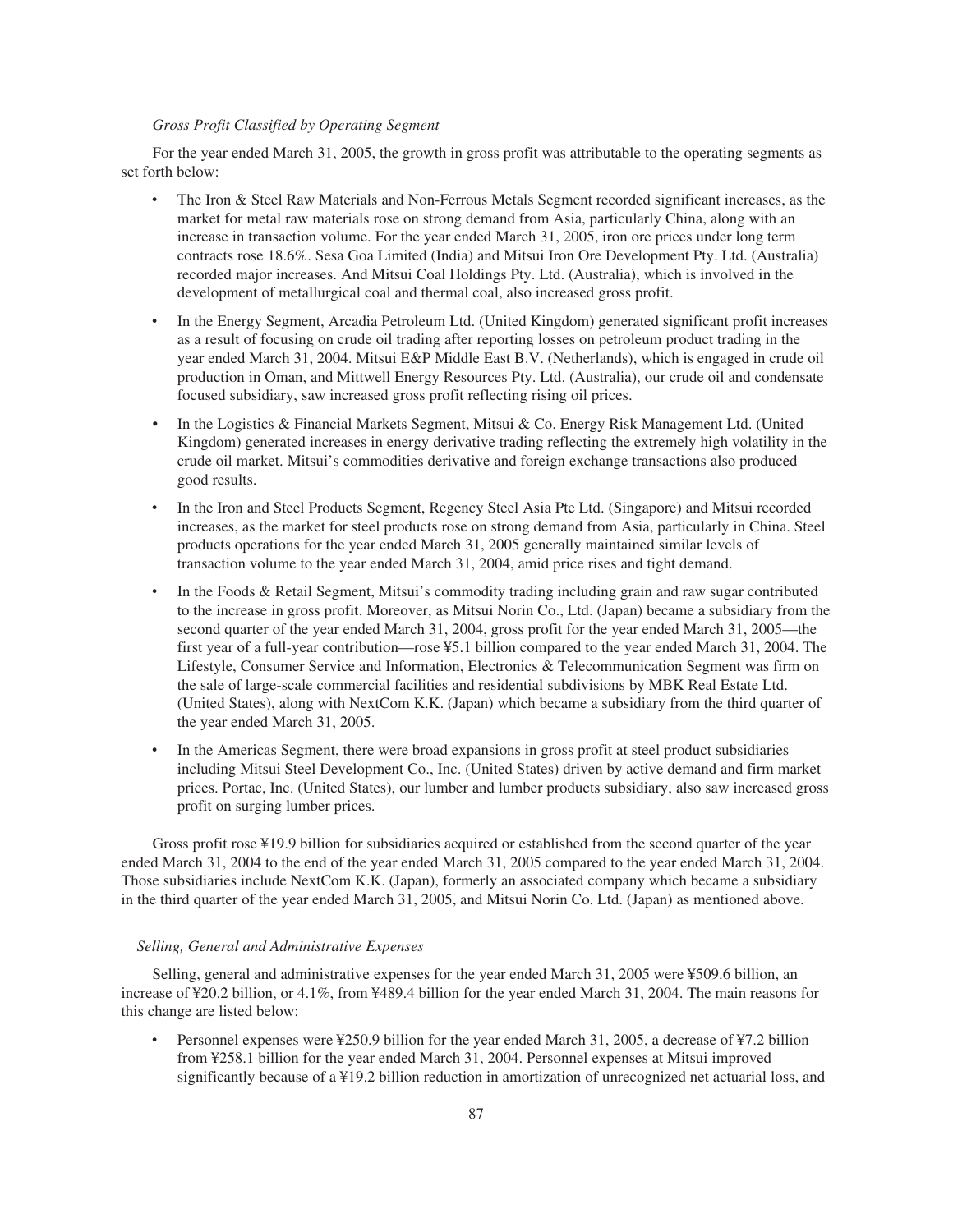*Gross Profit Classified by Operating Segment*

For the year ended March 31, 2005, the growth in gross profit was attributable to the operating segments as set forth below:

- The Iron & Steel Raw Materials and Non-Ferrous Metals Segment recorded significant increases, as the market for metal raw materials rose on strong demand from Asia, particularly China, along with an increase in transaction volume. For the year ended March 31, 2005, iron ore prices under long term contracts rose 18.6%. Sesa Goa Limited (India) and Mitsui Iron Ore Development Pty. Ltd. (Australia) recorded major increases. And Mitsui Coal Holdings Pty. Ltd. (Australia), which is involved in the development of metallurgical coal and thermal coal, also increased gross profit.
- In the Energy Segment, Arcadia Petroleum Ltd. (United Kingdom) generated significant profit increases as a result of focusing on crude oil trading after reporting losses on petroleum product trading in the year ended March 31, 2004. Mitsui E&P Middle East B.V. (Netherlands), which is engaged in crude oil production in Oman, and Mittwell Energy Resources Pty. Ltd. (Australia), our crude oil and condensate focused subsidiary, saw increased gross profit reflecting rising oil prices.
- In the Logistics & Financial Markets Segment, Mitsui & Co. Energy Risk Management Ltd. (United Kingdom) generated increases in energy derivative trading reflecting the extremely high volatility in the crude oil market. Mitsui's commodities derivative and foreign exchange transactions also produced good results.
- In the Iron and Steel Products Segment, Regency Steel Asia Pte Ltd. (Singapore) and Mitsui recorded increases, as the market for steel products rose on strong demand from Asia, particularly in China. Steel products operations for the year ended March 31, 2005 generally maintained similar levels of transaction volume to the year ended March 31, 2004, amid price rises and tight demand.
- In the Foods & Retail Segment, Mitsui's commodity trading including grain and raw sugar contributed to the increase in gross profit. Moreover, as Mitsui Norin Co., Ltd. (Japan) became a subsidiary from the second quarter of the year ended March 31, 2004, gross profit for the year ended March 31, 2005—the first year of a full-year contribution—rose ¥5.1 billion compared to the year ended March 31, 2004. The Lifestyle, Consumer Service and Information, Electronics & Telecommunication Segment was firm on the sale of large-scale commercial facilities and residential subdivisions by MBK Real Estate Ltd. (United States), along with NextCom K.K. (Japan) which became a subsidiary from the third quarter of the year ended March 31, 2005.
- In the Americas Segment, there were broad expansions in gross profit at steel product subsidiaries including Mitsui Steel Development Co., Inc. (United States) driven by active demand and firm market prices. Portac, Inc. (United States), our lumber and lumber products subsidiary, also saw increased gross profit on surging lumber prices.

Gross profit rose ¥19.9 billion for subsidiaries acquired or established from the second quarter of the year ended March 31, 2004 to the end of the year ended March 31, 2005 compared to the year ended March 31, 2004. Those subsidiaries include NextCom K.K. (Japan), formerly an associated company which became a subsidiary in the third quarter of the year ended March 31, 2005, and Mitsui Norin Co. Ltd. (Japan) as mentioned above.

*Selling, General and Administrative Expenses*

Selling, general and administrative expenses for the year ended March 31, 2005 were ¥509.6 billion, an increase of ¥20.2 billion, or 4.1%, from ¥489.4 billion for the year ended March 31, 2004. The main reasons for this change are listed below:

- Personnel expenses were ¥250.9 billion for the year ended March 31, 2005, a decrease of ¥7.2 billion from ¥258.1 billion for the year ended March 31, 2004. Personnel expenses at Mitsui improved significantly because of a ¥19.2 billion reduction in amortization of unrecognized net actuarial loss, and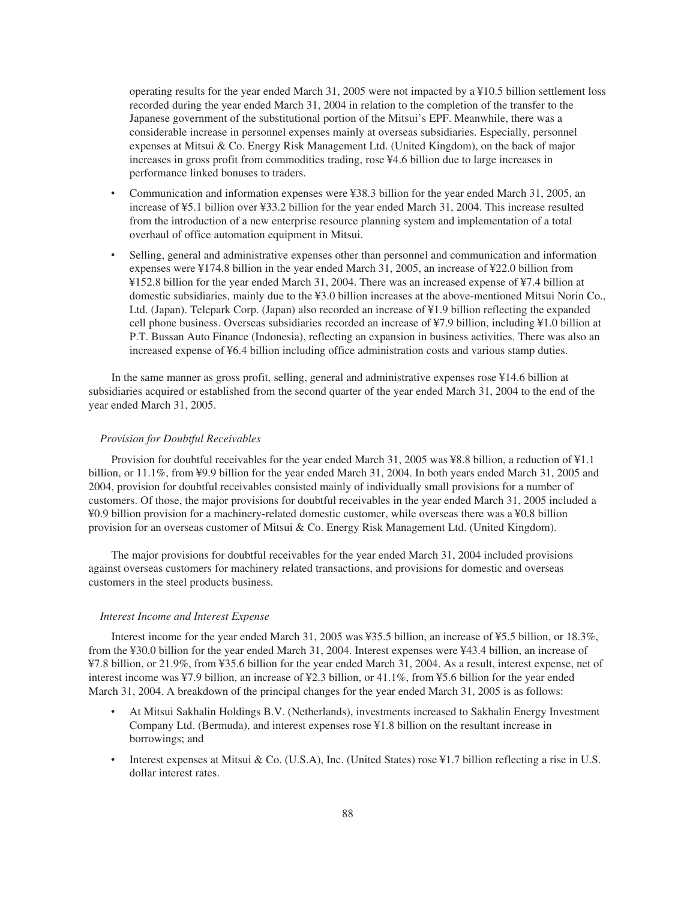operating results for the year ended March 31, 2005 were not impacted by a ¥10.5 billion settlement loss recorded during the year ended March 31, 2004 in relation to the completion of the transfer to the Japanese government of the substitutional portion of the Mitsui's EPF. Meanwhile, there was a considerable increase in personnel expenses mainly at overseas subsidiaries. Especially, personnel expenses at Mitsui & Co. Energy Risk Management Ltd. (United Kingdom), on the back of major increases in gross profit from commodities trading, rose ¥4.6 billion due to large increases in performance linked bonuses to traders.

- Communication and information expenses were ¥38.3 billion for the year ended March 31, 2005, an increase of ¥5.1 billion over ¥33.2 billion for the year ended March 31, 2004. This increase resulted from the introduction of a new enterprise resource planning system and implementation of a total overhaul of office automation equipment in Mitsui.
- Selling, general and administrative expenses other than personnel and communication and information expenses were ¥174.8 billion in the year ended March 31, 2005, an increase of ¥22.0 billion from ¥152.8 billion for the year ended March 31, 2004. There was an increased expense of ¥7.4 billion at domestic subsidiaries, mainly due to the ¥3.0 billion increases at the above-mentioned Mitsui Norin Co., Ltd. (Japan). Telepark Corp. (Japan) also recorded an increase of ¥1.9 billion reflecting the expanded cell phone business. Overseas subsidiaries recorded an increase of ¥7.9 billion, including ¥1.0 billion at P.T. Bussan Auto Finance (Indonesia), reflecting an expansion in business activities. There was also an increased expense of ¥6.4 billion including office administration costs and various stamp duties.

In the same manner as gross profit, selling, general and administrative expenses rose ¥14.6 billion at subsidiaries acquired or established from the second quarter of the year ended March 31, 2004 to the end of the year ended March 31, 2005.

*Provision for Doubtful Receivables*

Provision for doubtful receivables for the year ended March 31, 2005 was ¥8.8 billion, a reduction of ¥1.1 billion, or 11.1%, from ¥9.9 billion for the year ended March 31, 2004. In both years ended March 31, 2005 and 2004, provision for doubtful receivables consisted mainly of individually small provisions for a number of customers. Of those, the major provisions for doubtful receivables in the year ended March 31, 2005 included a ¥0.9 billion provision for a machinery-related domestic customer, while overseas there was a ¥0.8 billion provision for an overseas customer of Mitsui & Co. Energy Risk Management Ltd. (United Kingdom).

The major provisions for doubtful receivables for the year ended March 31, 2004 included provisions against overseas customers for machinery related transactions, and provisions for domestic and overseas customers in the steel products business.

*Interest Income and Interest Expense*

Interest income for the year ended March 31, 2005 was ¥35.5 billion, an increase of ¥5.5 billion, or 18.3%, from the ¥30.0 billion for the year ended March 31, 2004. Interest expenses were ¥43.4 billion, an increase of ¥7.8 billion, or 21.9%, from ¥35.6 billion for the year ended March 31, 2004. As a result, interest expense, net of interest income was ¥7.9 billion, an increase of ¥2.3 billion, or 41.1%, from ¥5.6 billion for the year ended March 31, 2004. A breakdown of the principal changes for the year ended March 31, 2005 is as follows:

- At Mitsui Sakhalin Holdings B.V. (Netherlands), investments increased to Sakhalin Energy Investment Company Ltd. (Bermuda), and interest expenses rose ¥1.8 billion on the resultant increase in borrowings; and
- Interest expenses at Mitsui & Co. (U.S.A), Inc. (United States) rose ¥1.7 billion reflecting a rise in U.S. dollar interest rates.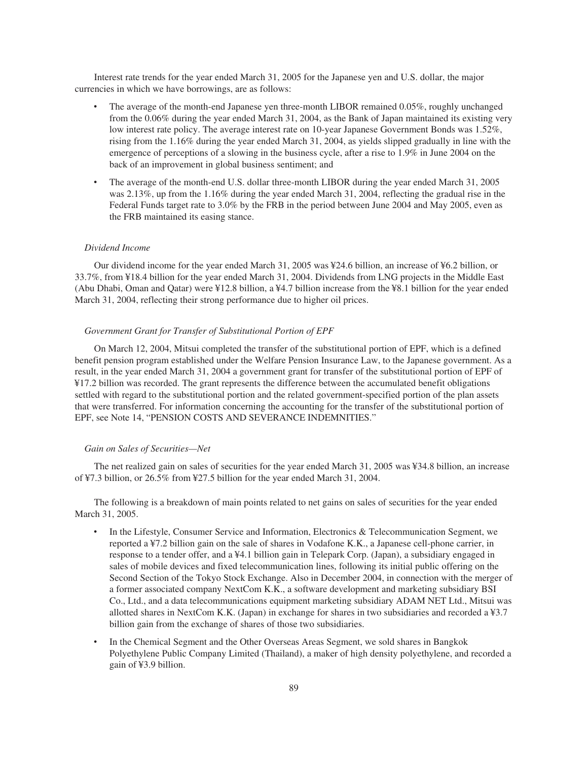Interest rate trends for the year ended March 31, 2005 for the Japanese yen and U.S. dollar, the major currencies in which we have borrowings, are as follows:

- The average of the month-end Japanese yen three-month LIBOR remained 0.05%, roughly unchanged from the 0.06% during the year ended March 31, 2004, as the Bank of Japan maintained its existing very low interest rate policy. The average interest rate on 10-year Japanese Government Bonds was 1.52%, rising from the 1.16% during the year ended March 31, 2004, as yields slipped gradually in line with the emergence of perceptions of a slowing in the business cycle, after a rise to 1.9% in June 2004 on the back of an improvement in global business sentiment; and
- The average of the month-end U.S. dollar three-month LIBOR during the year ended March 31, 2005 was 2.13%, up from the 1.16% during the year ended March 31, 2004, reflecting the gradual rise in the Federal Funds target rate to 3.0% by the FRB in the period between June 2004 and May 2005, even as the FRB maintained its easing stance.

*Dividend Income*

Our dividend income for the year ended March 31, 2005 was ¥24.6 billion, an increase of ¥6.2 billion, or 33.7%, from ¥18.4 billion for the year ended March 31, 2004. Dividends from LNG projects in the Middle East (Abu Dhabi, Oman and Qatar) were ¥12.8 billion, a ¥4.7 billion increase from the ¥8.1 billion for the year ended March 31, 2004, reflecting their strong performance due to higher oil prices.

*Government Grant for Transfer of Substitutional Portion of EPF*

On March 12, 2004, Mitsui completed the transfer of the substitutional portion of EPF, which is a defined benefit pension program established under the Welfare Pension Insurance Law, to the Japanese government. As a result, in the year ended March 31, 2004 a government grant for transfer of the substitutional portion of EPF of ¥17.2 billion was recorded. The grant represents the difference between the accumulated benefit obligations settled with regard to the substitutional portion and the related government-specified portion of the plan assets that were transferred. For information concerning the accounting for the transfer of the substitutional portion of EPF, see Note 14, "PENSION COSTS AND SEVERANCE INDEMNITIES."

*Gain on Sales of Securities—Net*

The net realized gain on sales of securities for the year ended March 31, 2005 was ¥34.8 billion, an increase of ¥7.3 billion, or 26.5% from ¥27.5 billion for the year ended March 31, 2004.

The following is a breakdown of main points related to net gains on sales of securities for the year ended March 31, 2005.

- In the Lifestyle, Consumer Service and Information, Electronics & Telecommunication Segment, we reported a ¥7.2 billion gain on the sale of shares in Vodafone K.K., a Japanese cell-phone carrier, in response to a tender offer, and a ¥4.1 billion gain in Telepark Corp. (Japan), a subsidiary engaged in sales of mobile devices and fixed telecommunication lines, following its initial public offering on the Second Section of the Tokyo Stock Exchange. Also in December 2004, in connection with the merger of a former associated company NextCom K.K., a software development and marketing subsidiary BSI Co., Ltd., and a data telecommunications equipment marketing subsidiary ADAM NET Ltd., Mitsui was allotted shares in NextCom K.K. (Japan) in exchange for shares in two subsidiaries and recorded a ¥3.7 billion gain from the exchange of shares of those two subsidiaries.
- In the Chemical Segment and the Other Overseas Areas Segment, we sold shares in Bangkok Polyethylene Public Company Limited (Thailand), a maker of high density polyethylene, and recorded a gain of ¥3.9 billion.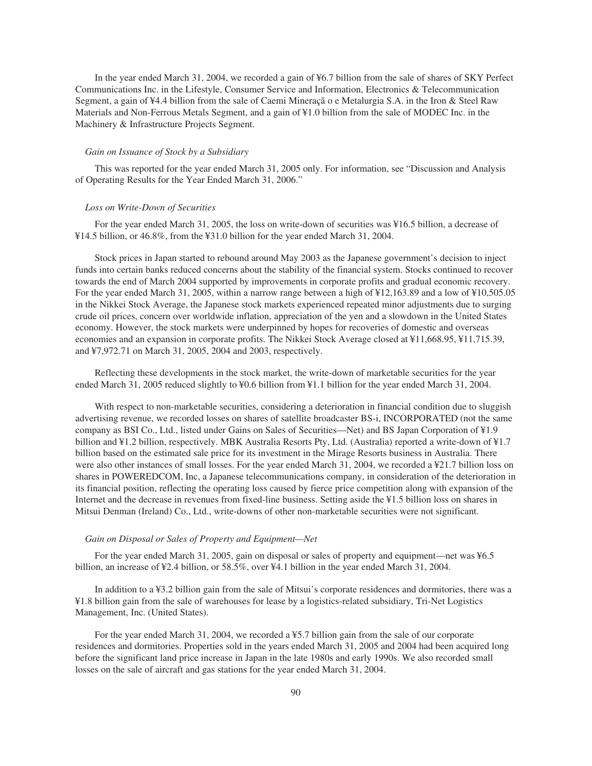In the year ended March 31, 2004, we recorded a gain of ¥6.7 billion from the sale of shares of SKY Perfect Communications Inc. in the Lifestyle, Consumer Service and Information, Electronics & Telecommunication Segment, a gain of ¥4.4 billion from the sale of Caemi Mineraçã o e Metalurgia S.A. in the Iron & Steel Raw Materials and Non-Ferrous Metals Segment, and a gain of ¥1.0 billion from the sale of MODEC Inc. in the Machinery & Infrastructure Projects Segment.

*Gain on Issuance of Stock by a Subsidiary*

This was reported for the year ended March 31, 2005 only. For information, see "Discussion and Analysis of Operating Results for the Year Ended March 31, 2006."

*Loss on Write-Down of Securities*

For the year ended March 31, 2005, the loss on write-down of securities was ¥16.5 billion, a decrease of ¥14.5 billion, or 46.8%, from the ¥31.0 billion for the year ended March 31, 2004.

Stock prices in Japan started to rebound around May 2003 as the Japanese government's decision to inject funds into certain banks reduced concerns about the stability of the financial system. Stocks continued to recover towards the end of March 2004 supported by improvements in corporate profits and gradual economic recovery. For the year ended March 31, 2005, within a narrow range between a high of ¥12,163.89 and a low of ¥10,505.05 in the Nikkei Stock Average, the Japanese stock markets experienced repeated minor adjustments due to surging crude oil prices, concern over worldwide inflation, appreciation of the yen and a slowdown in the United States economy. However, the stock markets were underpinned by hopes for recoveries of domestic and overseas economies and an expansion in corporate profits. The Nikkei Stock Average closed at ¥11,668.95, ¥11,715.39, and ¥7,972.71 on March 31, 2005, 2004 and 2003, respectively.

Reflecting these developments in the stock market, the write-down of marketable securities for the year ended March 31, 2005 reduced slightly to ¥0.6 billion from ¥1.1 billion for the year ended March 31, 2004.

With respect to non-marketable securities, considering a deterioration in financial condition due to sluggish advertising revenue, we recorded losses on shares of satellite broadcaster BS-i, INCORPORATED (not the same company as BSI Co., Ltd., listed under Gains on Sales of Securities—Net) and BS Japan Corporation of ¥1.9 billion and ¥1.2 billion, respectively. MBK Australia Resorts Pty, Ltd. (Australia) reported a write-down of ¥1.7 billion based on the estimated sale price for its investment in the Mirage Resorts business in Australia. There were also other instances of small losses. For the year ended March 31, 2004, we recorded a ¥21.7 billion loss on shares in POWEREDCOM, Inc, a Japanese telecommunications company, in consideration of the deterioration in its financial position, reflecting the operating loss caused by fierce price competition along with expansion of the Internet and the decrease in revenues from fixed-line business. Setting aside the ¥1.5 billion loss on shares in Mitsui Denman (Ireland) Co., Ltd., write-downs of other non-marketable securities were not significant.

*Gain on Disposal or Sales of Property and Equipment—Net*

For the year ended March 31, 2005, gain on disposal or sales of property and equipment—net was ¥6.5 billion, an increase of ¥2.4 billion, or 58.5%, over ¥4.1 billion in the year ended March 31, 2004.

In addition to a ¥3.2 billion gain from the sale of Mitsui's corporate residences and dormitories, there was a ¥1.8 billion gain from the sale of warehouses for lease by a logistics-related subsidiary, Tri-Net Logistics Management, Inc. (United States).

For the year ended March 31, 2004, we recorded a ¥5.7 billion gain from the sale of our corporate residences and dormitories. Properties sold in the years ended March 31, 2005 and 2004 had been acquired long before the significant land price increase in Japan in the late 1980s and early 1990s. We also recorded small losses on the sale of aircraft and gas stations for the year ended March 31, 2004.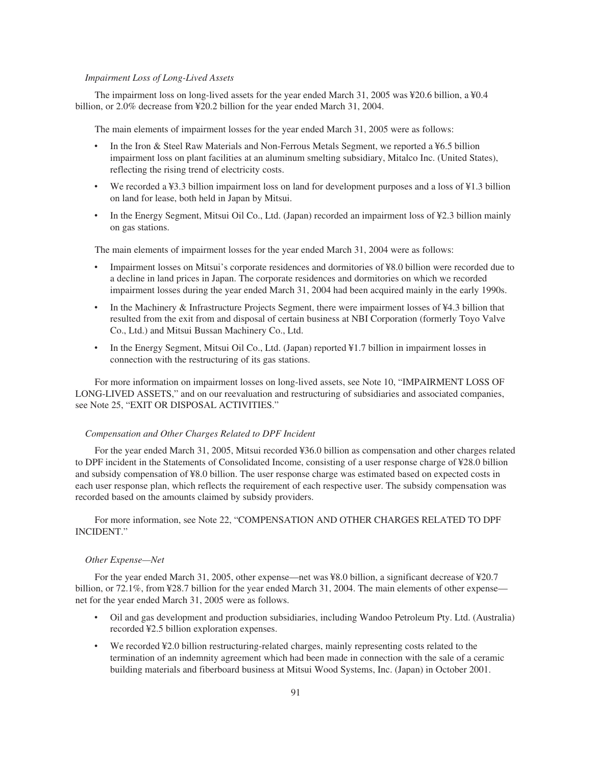*Impairment Loss of Long-Lived Assets*

The impairment loss on long-lived assets for the year ended March 31, 2005 was ¥20.6 billion, a ¥0.4 billion, or 2.0% decrease from ¥20.2 billion for the year ended March 31, 2004.

The main elements of impairment losses for the year ended March 31, 2005 were as follows:

- In the Iron & Steel Raw Materials and Non-Ferrous Metals Segment, we reported a ¥6.5 billion impairment loss on plant facilities at an aluminum smelting subsidiary, Mitalco Inc. (United States), reflecting the rising trend of electricity costs.
- We recorded a ¥3.3 billion impairment loss on land for development purposes and a loss of ¥1.3 billion on land for lease, both held in Japan by Mitsui.
- In the Energy Segment, Mitsui Oil Co., Ltd. (Japan) recorded an impairment loss of ¥2.3 billion mainly on gas stations.

The main elements of impairment losses for the year ended March 31, 2004 were as follows:

- Impairment losses on Mitsui's corporate residences and dormitories of ¥8.0 billion were recorded due to a decline in land prices in Japan. The corporate residences and dormitories on which we recorded impairment losses during the year ended March 31, 2004 had been acquired mainly in the early 1990s.
- In the Machinery & Infrastructure Projects Segment, there were impairment losses of ¥4.3 billion that resulted from the exit from and disposal of certain business at NBI Corporation (formerly Toyo Valve Co., Ltd.) and Mitsui Bussan Machinery Co., Ltd.
- In the Energy Segment, Mitsui Oil Co., Ltd. (Japan) reported ¥1.7 billion in impairment losses in connection with the restructuring of its gas stations.

For more information on impairment losses on long-lived assets, see Note 10, "IMPAIRMENT LOSS OF LONG-LIVED ASSETS," and on our reevaluation and restructuring of subsidiaries and associated companies, see Note 25, "EXIT OR DISPOSAL ACTIVITIES."

*Compensation and Other Charges Related to DPF Incident*

For the year ended March 31, 2005, Mitsui recorded ¥36.0 billion as compensation and other charges related to DPF incident in the Statements of Consolidated Income, consisting of a user response charge of ¥28.0 billion and subsidy compensation of ¥8.0 billion. The user response charge was estimated based on expected costs in each user response plan, which reflects the requirement of each respective user. The subsidy compensation was recorded based on the amounts claimed by subsidy providers.

For more information, see Note 22, "COMPENSATION AND OTHER CHARGES RELATED TO DPF INCIDENT."

*Other Expense—Net*

For the year ended March 31, 2005, other expense—net was ¥8.0 billion, a significant decrease of ¥20.7 billion, or 72.1%, from ¥28.7 billion for the year ended March 31, 2004. The main elements of other expense—net for the year ended March 31, 2005 were as follows.

- Oil and gas development and production subsidiaries, including Wandoo Petroleum Pty. Ltd. (Australia) recorded ¥2.5 billion exploration expenses.
- We recorded ¥2.0 billion restructuring-related charges, mainly representing costs related to the termination of an indemnity agreement which had been made in connection with the sale of a ceramic building materials and fiberboard business at Mitsui Wood Systems, Inc. (Japan) in October 2001.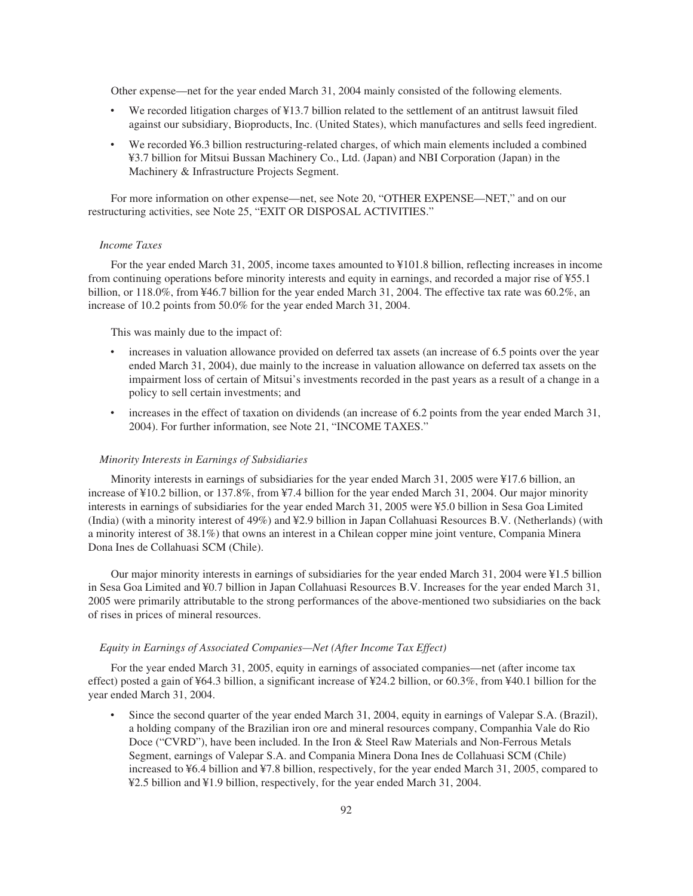Other expense—net for the year ended March 31, 2004 mainly consisted of the following elements.

- We recorded litigation charges of ¥13.7 billion related to the settlement of an antitrust lawsuit filed against our subsidiary, Bioproducts, Inc. (United States), which manufactures and sells feed ingredient.
- We recorded ¥6.3 billion restructuring-related charges, of which main elements included a combined ¥3.7 billion for Mitsui Bussan Machinery Co., Ltd. (Japan) and NBI Corporation (Japan) in the Machinery & Infrastructure Projects Segment.

For more information on other expense—net, see Note 20, "OTHER EXPENSE—NET," and on our restructuring activities, see Note 25, "EXIT OR DISPOSAL ACTIVITIES."

*Income Taxes*

For the year ended March 31, 2005, income taxes amounted to ¥101.8 billion, reflecting increases in income from continuing operations before minority interests and equity in earnings, and recorded a major rise of ¥55.1 billion, or 118.0%, from ¥46.7 billion for the year ended March 31, 2004. The effective tax rate was 60.2%, an increase of 10.2 points from 50.0% for the year ended March 31, 2004.

This was mainly due to the impact of:

- increases in valuation allowance provided on deferred tax assets (an increase of 6.5 points over the year ended March 31, 2004), due mainly to the increase in valuation allowance on deferred tax assets on the impairment loss of certain of Mitsui's investments recorded in the past years as a result of a change in a policy to sell certain investments; and
- increases in the effect of taxation on dividends (an increase of 6.2 points from the year ended March 31, 2004). For further information, see Note 21, "INCOME TAXES."

*Minority Interests in Earnings of Subsidiaries*

Minority interests in earnings of subsidiaries for the year ended March 31, 2005 were ¥17.6 billion, an increase of ¥10.2 billion, or 137.8%, from ¥7.4 billion for the year ended March 31, 2004. Our major minority interests in earnings of subsidiaries for the year ended March 31, 2005 were ¥5.0 billion in Sesa Goa Limited (India) (with a minority interest of 49%) and ¥2.9 billion in Japan Collahuasi Resources B.V. (Netherlands) (with a minority interest of 38.1%) that owns an interest in a Chilean copper mine joint venture, Compania Minera Dona Ines de Collahuasi SCM (Chile).

Our major minority interests in earnings of subsidiaries for the year ended March 31, 2004 were ¥1.5 billion in Sesa Goa Limited and ¥0.7 billion in Japan Collahuasi Resources B.V. Increases for the year ended March 31, 2005 were primarily attributable to the strong performances of the above-mentioned two subsidiaries on the back of rises in prices of mineral resources.

*Equity in Earnings of Associated Companies—Net (After Income Tax Effect)*

For the year ended March 31, 2005, equity in earnings of associated companies—net (after income tax effect) posted a gain of ¥64.3 billion, a significant increase of ¥24.2 billion, or 60.3%, from ¥40.1 billion for the year ended March 31, 2004.

- Since the second quarter of the year ended March 31, 2004, equity in earnings of Valepar S.A. (Brazil), a holding company of the Brazilian iron ore and mineral resources company, Companhia Vale do Rio Doce ("CVRD"), have been included. In the Iron & Steel Raw Materials and Non-Ferrous Metals Segment, earnings of Valepar S.A. and Compania Minera Dona Ines de Collahuasi SCM (Chile) increased to ¥6.4 billion and ¥7.8 billion, respectively, for the year ended March 31, 2005, compared to ¥2.5 billion and ¥1.9 billion, respectively, for the year ended March 31, 2004.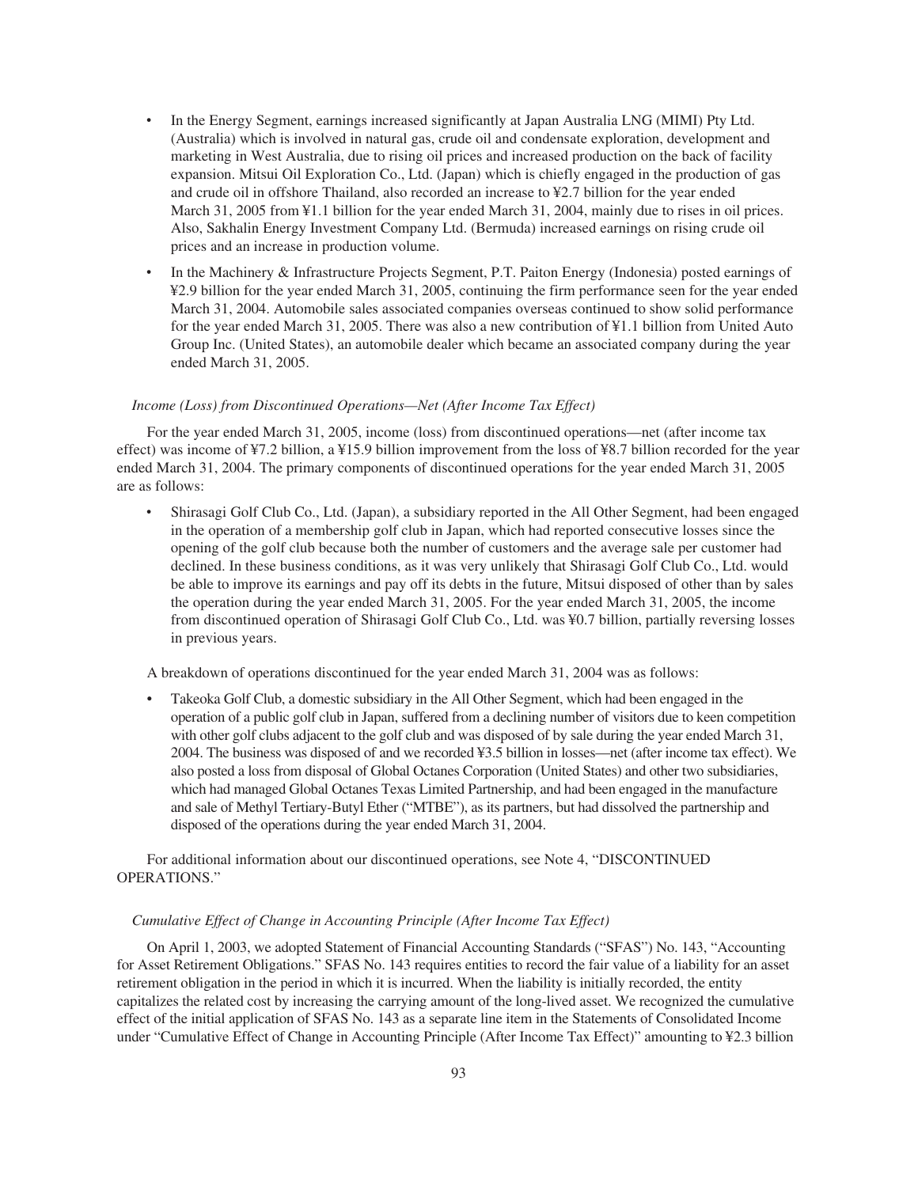- In the Energy Segment, earnings increased significantly at Japan Australia LNG (MIMI) Pty Ltd. (Australia) which is involved in natural gas, crude oil and condensate exploration, development and marketing in West Australia, due to rising oil prices and increased production on the back of facility expansion. Mitsui Oil Exploration Co., Ltd. (Japan) which is chiefly engaged in the production of gas and crude oil in offshore Thailand, also recorded an increase to ¥2.7 billion for the year ended March 31, 2005 from ¥1.1 billion for the year ended March 31, 2004, mainly due to rises in oil prices. Also, Sakhalin Energy Investment Company Ltd. (Bermuda) increased earnings on rising crude oil prices and an increase in production volume.
- In the Machinery & Infrastructure Projects Segment, P.T. Paiton Energy (Indonesia) posted earnings of ¥2.9 billion for the year ended March 31, 2005, continuing the firm performance seen for the year ended March 31, 2004. Automobile sales associated companies overseas continued to show solid performance for the year ended March 31, 2005. There was also a new contribution of ¥1.1 billion from United Auto Group Inc. (United States), an automobile dealer which became an associated company during the year ended March 31, 2005.

*Income (Loss) from Discontinued Operations—Net (After Income Tax Effect)*

For the year ended March 31, 2005, income (loss) from discontinued operations—net (after income tax effect) was income of ¥7.2 billion, a ¥15.9 billion improvement from the loss of ¥8.7 billion recorded for the year ended March 31, 2004. The primary components of discontinued operations for the year ended March 31, 2005 are as follows:

- Shirasagi Golf Club Co., Ltd. (Japan), a subsidiary reported in the All Other Segment, had been engaged in the operation of a membership golf club in Japan, which had reported consecutive losses since the opening of the golf club because both the number of customers and the average sale per customer had declined. In these business conditions, as it was very unlikely that Shirasagi Golf Club Co., Ltd. would be able to improve its earnings and pay off its debts in the future, Mitsui disposed of other than by sales the operation during the year ended March 31, 2005. For the year ended March 31, 2005, the income from discontinued operation of Shirasagi Golf Club Co., Ltd. was ¥0.7 billion, partially reversing losses in previous years.

A breakdown of operations discontinued for the year ended March 31, 2004 was as follows:

- Takeoka Golf Club, a domestic subsidiary in the All Other Segment, which had been engaged in the operation of a public golf club in Japan, suffered from a declining number of visitors due to keen competition with other golf clubs adjacent to the golf club and was disposed of by sale during the year ended March 31, 2004. The business was disposed of and we recorded ¥3.5 billion in losses—net (after income tax effect). We also posted a loss from disposal of Global Octanes Corporation (United States) and other two subsidiaries, which had managed Global Octanes Texas Limited Partnership, and had been engaged in the manufacture and sale of Methyl Tertiary-Butyl Ether ("MTBE"), as its partners, but had dissolved the partnership and disposed of the operations during the year ended March 31, 2004.

For additional information about our discontinued operations, see Note 4, "DISCONTINUED OPERATIONS."

*Cumulative Effect of Change in Accounting Principle (After Income Tax Effect)*

On April 1, 2003, we adopted Statement of Financial Accounting Standards ("SFAS") No. 143, "Accounting for Asset Retirement Obligations." SFAS No. 143 requires entities to record the fair value of a liability for an asset retirement obligation in the period in which it is incurred. When the liability is initially recorded, the entity capitalizes the related cost by increasing the carrying amount of the long-lived asset. We recognized the cumulative effect of the initial application of SFAS No. 143 as a separate line item in the Statements of Consolidated Income under "Cumulative Effect of Change in Accounting Principle (After Income Tax Effect)" amounting to ¥2.3 billion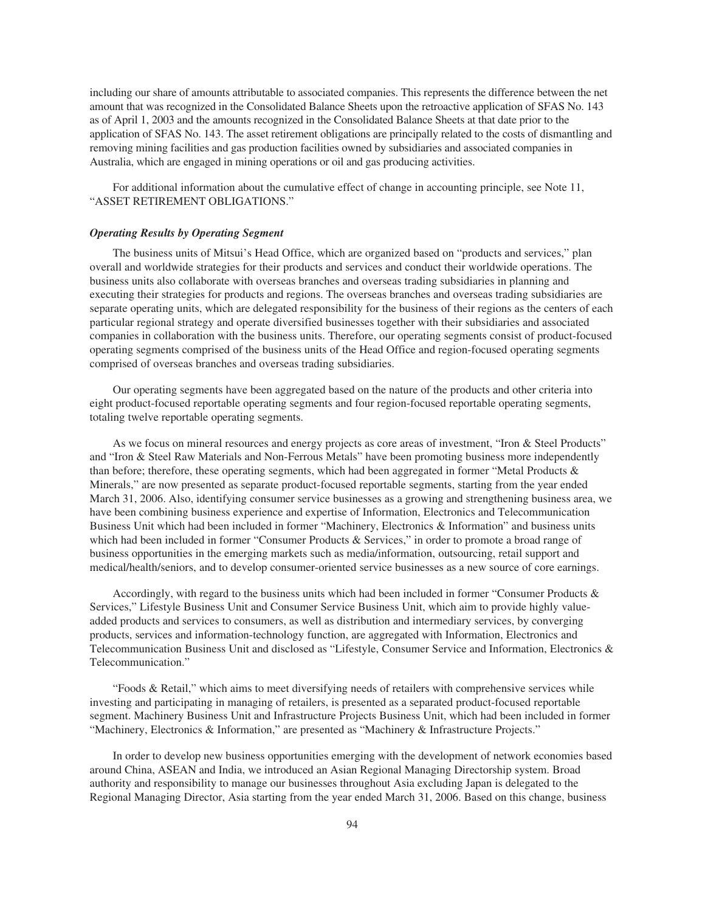including our share of amounts attributable to associated companies. This represents the difference between the net amount that was recognized in the Consolidated Balance Sheets upon the retroactive application of SFAS No. 143 as of April 1, 2003 and the amounts recognized in the Consolidated Balance Sheets at that date prior to the application of SFAS No. 143. The asset retirement obligations are principally related to the costs of dismantling and removing mining facilities and gas production facilities owned by subsidiaries and associated companies in Australia, which are engaged in mining operations or oil and gas producing activities.

For additional information about the cumulative effect of change in accounting principle, see Note 11, "ASSET RETIREMENT OBLIGATIONS."

***Operating Results by Operating Segment***

The business units of Mitsui's Head Office, which are organized based on "products and services," plan overall and worldwide strategies for their products and services and conduct their worldwide operations. The business units also collaborate with overseas branches and overseas trading subsidiaries in planning and executing their strategies for products and regions. The overseas branches and overseas trading subsidiaries are separate operating units, which are delegated responsibility for the business of their regions as the centers of each particular regional strategy and operate diversified businesses together with their subsidiaries and associated companies in collaboration with the business units. Therefore, our operating segments consist of product-focused operating segments comprised of the business units of the Head Office and region-focused operating segments comprised of overseas branches and overseas trading subsidiaries.

Our operating segments have been aggregated based on the nature of the products and other criteria into eight product-focused reportable operating segments and four region-focused reportable operating segments, totaling twelve reportable operating segments.

As we focus on mineral resources and energy projects as core areas of investment, "Iron & Steel Products" and "Iron & Steel Raw Materials and Non-Ferrous Metals" have been promoting business more independently than before; therefore, these operating segments, which had been aggregated in former "Metal Products & Minerals," are now presented as separate product-focused reportable segments, starting from the year ended March 31, 2006. Also, identifying consumer service businesses as a growing and strengthening business area, we have been combining business experience and expertise of Information, Electronics and Telecommunication Business Unit which had been included in former "Machinery, Electronics & Information" and business units which had been included in former "Consumer Products & Services," in order to promote a broad range of business opportunities in the emerging markets such as media/information, outsourcing, retail support and medical/health/seniors, and to develop consumer-oriented service businesses as a new source of core earnings.

Accordingly, with regard to the business units which had been included in former "Consumer Products & Services," Lifestyle Business Unit and Consumer Service Business Unit, which aim to provide highly value-added products and services to consumers, as well as distribution and intermediary services, by converging products, services and information-technology function, are aggregated with Information, Electronics and Telecommunication Business Unit and disclosed as "Lifestyle, Consumer Service and Information, Electronics & Telecommunication."

"Foods & Retail," which aims to meet diversifying needs of retailers with comprehensive services while investing and participating in managing of retailers, is presented as a separated product-focused reportable segment. Machinery Business Unit and Infrastructure Projects Business Unit, which had been included in former "Machinery, Electronics & Information," are presented as "Machinery & Infrastructure Projects."

In order to develop new business opportunities emerging with the development of network economies based around China, ASEAN and India, we introduced an Asian Regional Managing Directorship system. Broad authority and responsibility to manage our businesses throughout Asia excluding Japan is delegated to the Regional Managing Director, Asia starting from the year ended March 31, 2006. Based on this change, business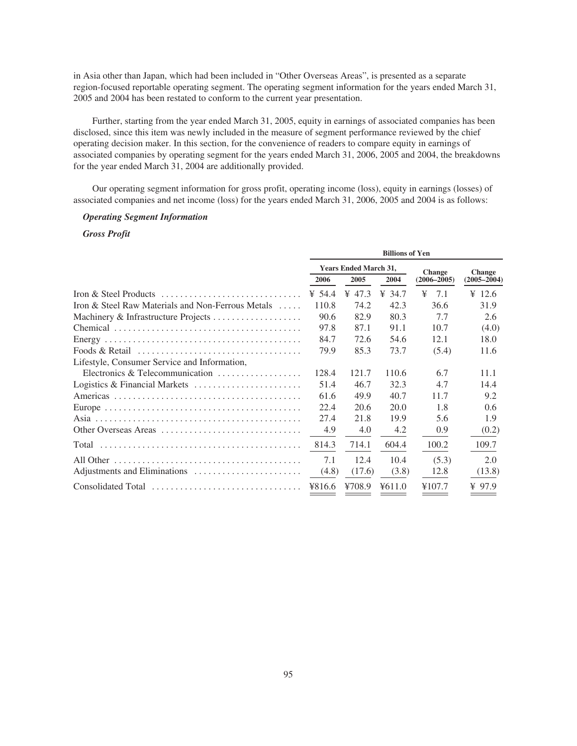in Asia other than Japan, which had been included in "Other Overseas Areas", is presented as a separate region-focused reportable operating segment. The operating segment information for the years ended March 31, 2005 and 2004 has been restated to conform to the current year presentation.

Further, starting from the year ended March 31, 2005, equity in earnings of associated companies has been disclosed, since this item was newly included in the measure of segment performance reviewed by the chief operating decision maker. In this section, for the convenience of readers to compare equity in earnings of associated companies by operating segment for the years ended March 31, 2006, 2005 and 2004, the breakdowns for the year ended March 31, 2004 are additionally provided.

Our operating segment information for gross profit, operating income (loss), equity in earnings (losses) of associated companies and net income (loss) for the years ended March 31, 2006, 2005 and 2004 is as follows:

***Operating Segment Information***

***Gross Profit***

| | Billions of Yen | | | | |
|---|---|---|---|---|---|
| | Years Ended March 31, | | | Change | Change |
| | 2006 | 2005 | 2004 | (2006–2005) | (2005–2004) |
| Iron & Steel Products | ¥ 54.4 | ¥ 47.3 | ¥ 34.7 | ¥ 7.1 | ¥ 12.6 |
| Iron & Steel Raw Materials and Non-Ferrous Metals | 110.8 | 74.2 | 42.3 | 36.6 | 31.9 |
| Machinery & Infrastructure Projects | 90.6 | 82.9 | 80.3 | 7.7 | 2.6 |
| Chemical | 97.8 | 87.1 | 91.1 | 10.7 | (4.0) |
| Energy | 84.7 | 72.6 | 54.6 | 12.1 | 18.0 |
| Foods & Retail | 79.9 | 85.3 | 73.7 | (5.4) | 11.6 |
| Lifestyle, Consumer Service and Information, Electronics & Telecommunication | 128.4 | 121.7 | 110.6 | 6.7 | 11.1 |
| Logistics & Financial Markets | 51.4 | 46.7 | 32.3 | 4.7 | 14.4 |
| Americas | 61.6 | 49.9 | 40.7 | 11.7 | 9.2 |
| Europe | 22.4 | 20.6 | 20.0 | 1.8 | 0.6 |
| Asia | 27.4 | 21.8 | 19.9 | 5.6 | 1.9 |
| Other Overseas Areas | 4.9 | 4.0 | 4.2 | 0.9 | (0.2) |
| Total | 814.3 | 714.1 | 604.4 | 100.2 | 109.7 |
| All Other | 7.1 | 12.4 | 10.4 | (5.3) | 2.0 |
| Adjustments and Eliminations | (4.8) | (17.6) | (3.8) | 12.8 | (13.8) |
| Consolidated Total | ¥816.6 | ¥708.9 | ¥611.0 | ¥107.7 | ¥ 97.9 |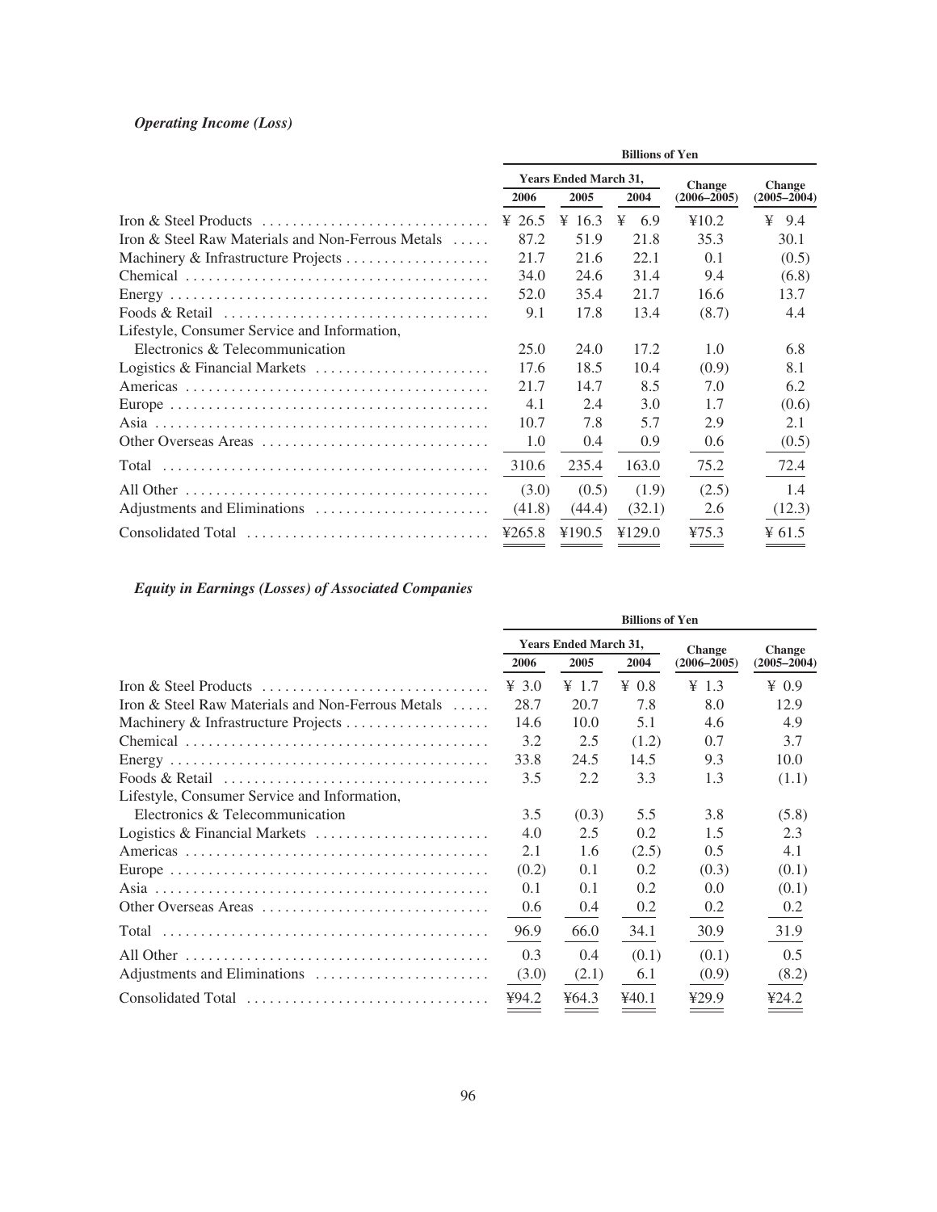*Operating Income (Loss)*

| | Billions of Yen | | | | |
|---|---|---|---|---|---|
| | Years Ended March 31, | | | Change | Change |
| | 2006 | 2005 | 2004 | (2006–2005) | (2005–2004) |
| Iron & Steel Products | ¥ 26.5 | ¥ 16.3 | ¥ 6.9 | ¥10.2 | ¥ 9.4 |
| Iron & Steel Raw Materials and Non-Ferrous Metals | 87.2 | 51.9 | 21.8 | 35.3 | 30.1 |
| Machinery & Infrastructure Projects | 21.7 | 21.6 | 22.1 | 0.1 | (0.5) |
| Chemical | 34.0 | 24.6 | 31.4 | 9.4 | (6.8) |
| Energy | 52.0 | 35.4 | 21.7 | 16.6 | 13.7 |
| Foods & Retail | 9.1 | 17.8 | 13.4 | (8.7) | 4.4 |
| Lifestyle, Consumer Service and Information, Electronics & Telecommunication | 25.0 | 24.0 | 17.2 | 1.0 | 6.8 |
| Logistics & Financial Markets | 17.6 | 18.5 | 10.4 | (0.9) | 8.1 |
| Americas | 21.7 | 14.7 | 8.5 | 7.0 | 6.2 |
| Europe | 4.1 | 2.4 | 3.0 | 1.7 | (0.6) |
| Asia | 10.7 | 7.8 | 5.7 | 2.9 | 2.1 |
| Other Overseas Areas | 1.0 | 0.4 | 0.9 | 0.6 | (0.5) |
| Total | 310.6 | 235.4 | 163.0 | 75.2 | 72.4 |
| All Other | (3.0) | (0.5) | (1.9) | (2.5) | 1.4 |
| Adjustments and Eliminations | (41.8) | (44.4) | (32.1) | 2.6 | (12.3) |
| Consolidated Total | ¥265.8 | ¥190.5 | ¥129.0 | ¥75.3 | ¥ 61.5 |

*Equity in Earnings (Losses) of Associated Companies*

| | Billions of Yen | | | | |
|---|---|---|---|---|---|
| | Years Ended March 31, | | | Change | Change |
| | 2006 | 2005 | 2004 | (2006–2005) | (2005–2004) |
| Iron & Steel Products | ¥ 3.0 | ¥ 1.7 | ¥ 0.8 | ¥ 1.3 | ¥ 0.9 |
| Iron & Steel Raw Materials and Non-Ferrous Metals | 28.7 | 20.7 | 7.8 | 8.0 | 12.9 |
| Machinery & Infrastructure Projects | 14.6 | 10.0 | 5.1 | 4.6 | 4.9 |
| Chemical | 3.2 | 2.5 | (1.2) | 0.7 | 3.7 |
| Energy | 33.8 | 24.5 | 14.5 | 9.3 | 10.0 |
| Foods & Retail | 3.5 | 2.2 | 3.3 | 1.3 | (1.1) |
| Lifestyle, Consumer Service and Information, Electronics & Telecommunication | 3.5 | (0.3) | 5.5 | 3.8 | (5.8) |
| Logistics & Financial Markets | 4.0 | 2.5 | 0.2 | 1.5 | 2.3 |
| Americas | 2.1 | 1.6 | (2.5) | 0.5 | 4.1 |
| Europe | (0.2) | 0.1 | 0.2 | (0.3) | (0.1) |
| Asia | 0.1 | 0.1 | 0.2 | 0.0 | (0.1) |
| Other Overseas Areas | 0.6 | 0.4 | 0.2 | 0.2 | 0.2 |
| Total | 96.9 | 66.0 | 34.1 | 30.9 | 31.9 |
| All Other | 0.3 | 0.4 | (0.1) | (0.1) | 0.5 |
| Adjustments and Eliminations | (3.0) | (2.1) | 6.1 | (0.9) | (8.2) |
| Consolidated Total | ¥94.2 | ¥64.3 | ¥40.1 | ¥29.9 | ¥24.2 |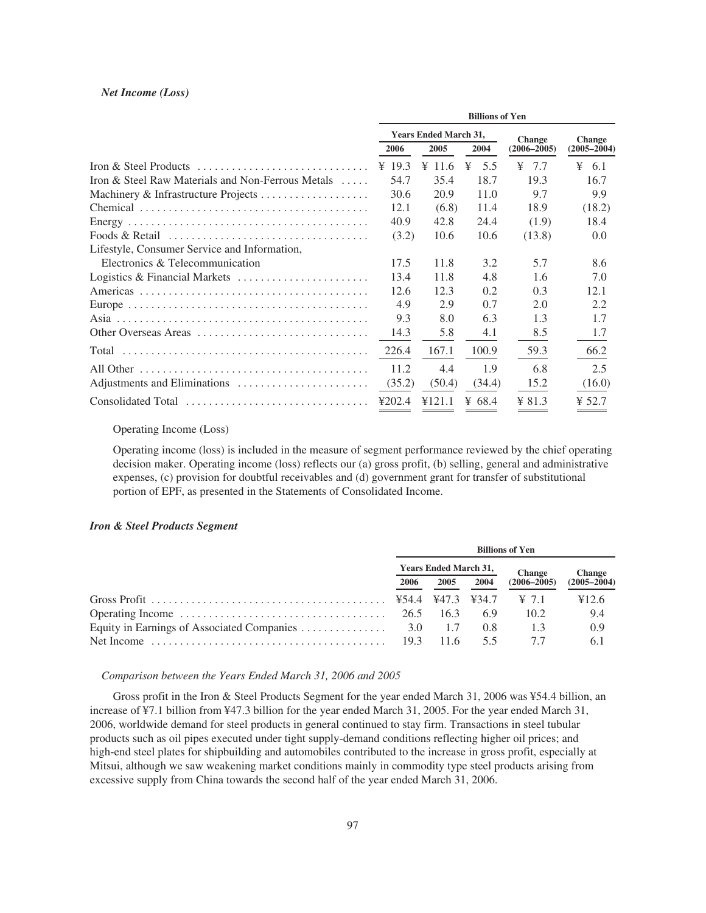*Net Income (Loss)*

| | Billions of Yen | | | | |
|---|---|---|---|---|---|
| | Years Ended March 31, | | | Change | Change |
| | 2006 | 2005 | 2004 | (2006–2005) | (2005–2004) |
| Iron & Steel Products | ¥ 19.3 | ¥ 11.6 | ¥ 5.5 | ¥ 7.7 | ¥ 6.1 |
| Iron & Steel Raw Materials and Non-Ferrous Metals | 54.7 | 35.4 | 18.7 | 19.3 | 16.7 |
| Machinery & Infrastructure Projects | 30.6 | 20.9 | 11.0 | 9.7 | 9.9 |
| Chemical | 12.1 | (6.8) | 11.4 | 18.9 | (18.2) |
| Energy | 40.9 | 42.8 | 24.4 | (1.9) | 18.4 |
| Foods & Retail | (3.2) | 10.6 | 10.6 | (13.8) | 0.0 |
| Lifestyle, Consumer Service and Information, Electronics & Telecommunication | 17.5 | 11.8 | 3.2 | 5.7 | 8.6 |
| Logistics & Financial Markets | 13.4 | 11.8 | 4.8 | 1.6 | 7.0 |
| Americas | 12.6 | 12.3 | 0.2 | 0.3 | 12.1 |
| Europe | 4.9 | 2.9 | 0.7 | 2.0 | 2.2 |
| Asia | 9.3 | 8.0 | 6.3 | 1.3 | 1.7 |
| Other Overseas Areas | 14.3 | 5.8 | 4.1 | 8.5 | 1.7 |
| Total | 226.4 | 167.1 | 100.9 | 59.3 | 66.2 |
| All Other | 11.2 | 4.4 | 1.9 | 6.8 | 2.5 |
| Adjustments and Eliminations | (35.2) | (50.4) | (34.4) | 15.2 | (16.0) |
| Consolidated Total | ¥202.4 | ¥121.1 | ¥ 68.4 | ¥ 81.3 | ¥ 52.7 |

Operating Income (Loss)

Operating income (loss) is included in the measure of segment performance reviewed by the chief operating decision maker. Operating income (loss) reflects our (a) gross profit, (b) selling, general and administrative expenses, (c) provision for doubtful receivables and (d) government grant for transfer of substitutional portion of EPF, as presented in the Statements of Consolidated Income.

### *Iron & Steel Products Segment*

| | Billions of Yen | | | | |
|---|---|---|---|---|---|
| | Years Ended March 31, | | | Change | Change |
| | 2006 | 2005 | 2004 | (2006–2005) | (2005–2004) |
| Gross Profit | ¥54.4 | ¥47.3 | ¥34.7 | ¥ 7.1 | ¥12.6 |
| Operating Income | 26.5 | 16.3 | 6.9 | 10.2 | 9.4 |
| Equity in Earnings of Associated Companies | 3.0 | 1.7 | 0.8 | 1.3 | 0.9 |
| Net Income | 19.3 | 11.6 | 5.5 | 7.7 | 6.1 |

*Comparison between the Years Ended March 31, 2006 and 2005*

Gross profit in the Iron & Steel Products Segment for the year ended March 31, 2006 was ¥54.4 billion, an increase of ¥7.1 billion from ¥47.3 billion for the year ended March 31, 2005. For the year ended March 31, 2006, worldwide demand for steel products in general continued to stay firm. Transactions in steel tubular products such as oil pipes executed under tight supply-demand conditions reflecting higher oil prices; and high-end steel plates for shipbuilding and automobiles contributed to the increase in gross profit, especially at Mitsui, although we saw weakening market conditions mainly in commodity type steel products arising from excessive supply from China towards the second half of the year ended March 31, 2006.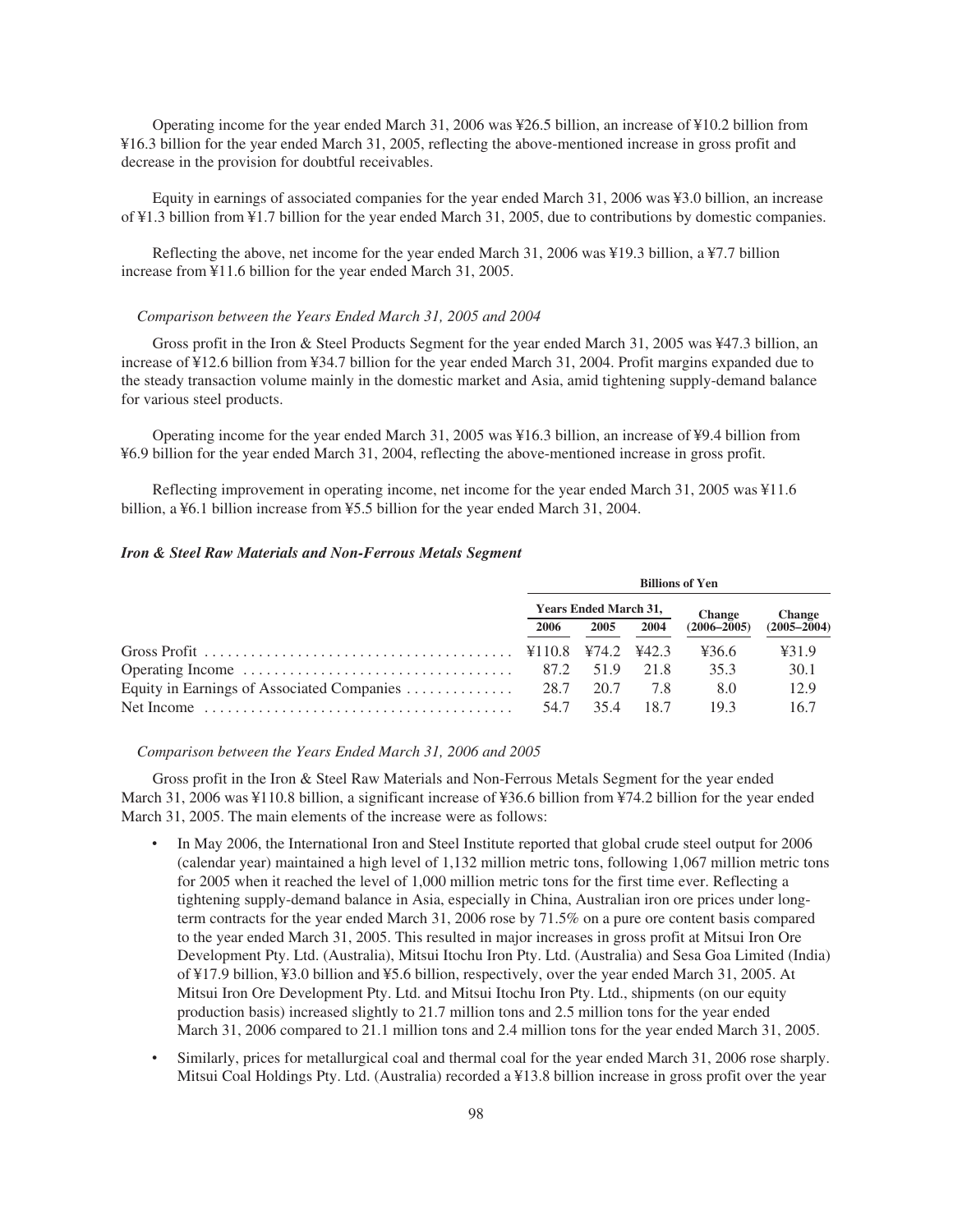Operating income for the year ended March 31, 2006 was ¥26.5 billion, an increase of ¥10.2 billion from ¥16.3 billion for the year ended March 31, 2005, reflecting the above-mentioned increase in gross profit and decrease in the provision for doubtful receivables.

Equity in earnings of associated companies for the year ended March 31, 2006 was ¥3.0 billion, an increase of ¥1.3 billion from ¥1.7 billion for the year ended March 31, 2005, due to contributions by domestic companies.

Reflecting the above, net income for the year ended March 31, 2006 was ¥19.3 billion, a ¥7.7 billion increase from ¥11.6 billion for the year ended March 31, 2005.

*Comparison between the Years Ended March 31, 2005 and 2004*

Gross profit in the Iron & Steel Products Segment for the year ended March 31, 2005 was ¥47.3 billion, an increase of ¥12.6 billion from ¥34.7 billion for the year ended March 31, 2004. Profit margins expanded due to the steady transaction volume mainly in the domestic market and Asia, amid tightening supply-demand balance for various steel products.

Operating income for the year ended March 31, 2005 was ¥16.3 billion, an increase of ¥9.4 billion from ¥6.9 billion for the year ended March 31, 2004, reflecting the above-mentioned increase in gross profit.

Reflecting improvement in operating income, net income for the year ended March 31, 2005 was ¥11.6 billion, a ¥6.1 billion increase from ¥5.5 billion for the year ended March 31, 2004.

### *Iron & Steel Raw Materials and Non-Ferrous Metals Segment*

| | Billions of Yen | | | | |
|---|---|---|---|---|---|
| | Years Ended March 31, | | | Change | Change |
| | 2006 | 2005 | 2004 | (2006–2005) | (2005–2004) |
| Gross Profit | ¥110.8 | ¥74.2 | ¥42.3 | ¥36.6 | ¥31.9 |
| Operating Income | 87.2 | 51.9 | 21.8 | 35.3 | 30.1 |
| Equity in Earnings of Associated Companies | 28.7 | 20.7 | 7.8 | 8.0 | 12.9 |
| Net Income | 54.7 | 35.4 | 18.7 | 19.3 | 16.7 |

*Comparison between the Years Ended March 31, 2006 and 2005*

Gross profit in the Iron & Steel Raw Materials and Non-Ferrous Metals Segment for the year ended March 31, 2006 was ¥110.8 billion, a significant increase of ¥36.6 billion from ¥74.2 billion for the year ended March 31, 2005. The main elements of the increase were as follows:

- In May 2006, the International Iron and Steel Institute reported that global crude steel output for 2006 (calendar year) maintained a high level of 1,132 million metric tons, following 1,067 million metric tons for 2005 when it reached the level of 1,000 million metric tons for the first time ever. Reflecting a tightening supply-demand balance in Asia, especially in China, Australian iron ore prices under long-term contracts for the year ended March 31, 2006 rose by 71.5% on a pure ore content basis compared to the year ended March 31, 2005. This resulted in major increases in gross profit at Mitsui Iron Ore Development Pty. Ltd. (Australia), Mitsui Itochu Iron Pty. Ltd. (Australia) and Sesa Goa Limited (India) of ¥17.9 billion, ¥3.0 billion and ¥5.6 billion, respectively, over the year ended March 31, 2005. At Mitsui Iron Ore Development Pty. Ltd. and Mitsui Itochu Iron Pty. Ltd., shipments (on our equity production basis) increased slightly to 21.7 million tons and 2.5 million tons for the year ended March 31, 2006 compared to 21.1 million tons and 2.4 million tons for the year ended March 31, 2005.
- Similarly, prices for metallurgical coal and thermal coal for the year ended March 31, 2006 rose sharply. Mitsui Coal Holdings Pty. Ltd. (Australia) recorded a ¥13.8 billion increase in gross profit over the year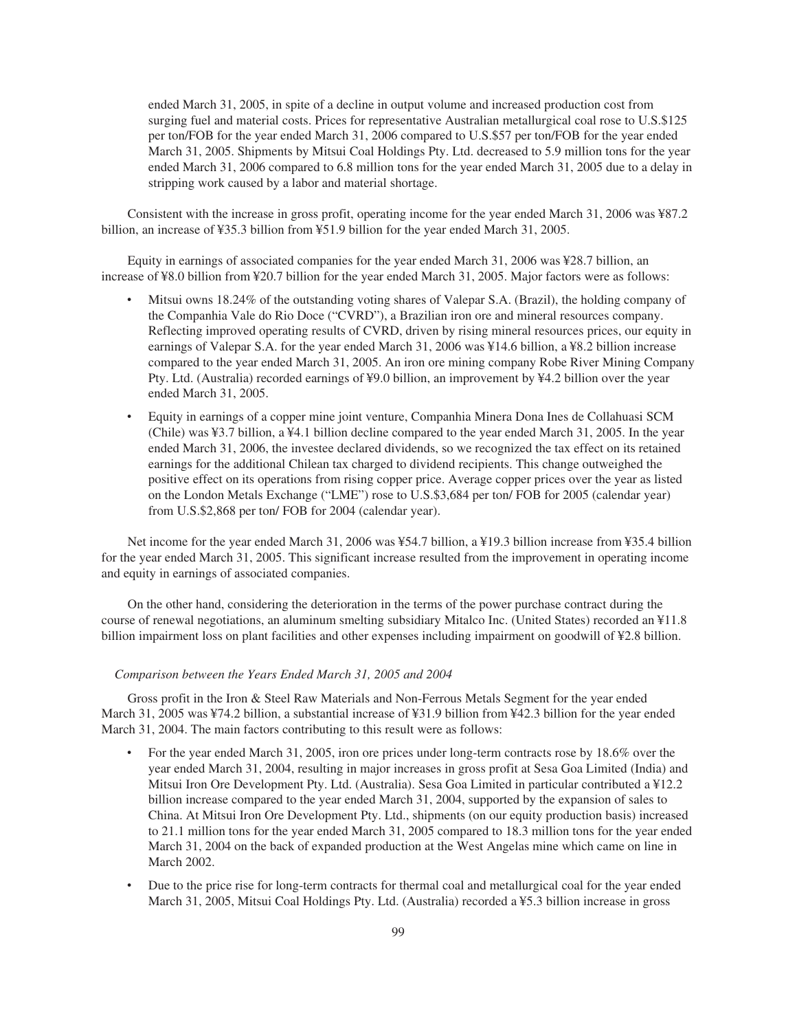ended March 31, 2005, in spite of a decline in output volume and increased production cost from surging fuel and material costs. Prices for representative Australian metallurgical coal rose to U.S.$125 per ton/FOB for the year ended March 31, 2006 compared to U.S.$57 per ton/FOB for the year ended March 31, 2005. Shipments by Mitsui Coal Holdings Pty. Ltd. decreased to 5.9 million tons for the year ended March 31, 2006 compared to 6.8 million tons for the year ended March 31, 2005 due to a delay in stripping work caused by a labor and material shortage.

Consistent with the increase in gross profit, operating income for the year ended March 31, 2006 was ¥87.2 billion, an increase of ¥35.3 billion from ¥51.9 billion for the year ended March 31, 2005.

Equity in earnings of associated companies for the year ended March 31, 2006 was ¥28.7 billion, an increase of ¥8.0 billion from ¥20.7 billion for the year ended March 31, 2005. Major factors were as follows:

- Mitsui owns 18.24% of the outstanding voting shares of Valepar S.A. (Brazil), the holding company of the Companhia Vale do Rio Doce ("CVRD"), a Brazilian iron ore and mineral resources company. Reflecting improved operating results of CVRD, driven by rising mineral resources prices, our equity in earnings of Valepar S.A. for the year ended March 31, 2006 was ¥14.6 billion, a ¥8.2 billion increase compared to the year ended March 31, 2005. An iron ore mining company Robe River Mining Company Pty. Ltd. (Australia) recorded earnings of ¥9.0 billion, an improvement by ¥4.2 billion over the year ended March 31, 2005.
- Equity in earnings of a copper mine joint venture, Companhia Minera Dona Ines de Collahuasi SCM (Chile) was ¥3.7 billion, a ¥4.1 billion decline compared to the year ended March 31, 2005. In the year ended March 31, 2006, the investee declared dividends, so we recognized the tax effect on its retained earnings for the additional Chilean tax charged to dividend recipients. This change outweighed the positive effect on its operations from rising copper price. Average copper prices over the year as listed on the London Metals Exchange ("LME") rose to U.S.$3,684 per ton/ FOB for 2005 (calendar year) from U.S.$2,868 per ton/ FOB for 2004 (calendar year).

Net income for the year ended March 31, 2006 was ¥54.7 billion, a ¥19.3 billion increase from ¥35.4 billion for the year ended March 31, 2005. This significant increase resulted from the improvement in operating income and equity in earnings of associated companies.

On the other hand, considering the deterioration in the terms of the power purchase contract during the course of renewal negotiations, an aluminum smelting subsidiary Mitalco Inc. (United States) recorded an ¥11.8 billion impairment loss on plant facilities and other expenses including impairment on goodwill of ¥2.8 billion.

*Comparison between the Years Ended March 31, 2005 and 2004*

Gross profit in the Iron & Steel Raw Materials and Non-Ferrous Metals Segment for the year ended March 31, 2005 was ¥74.2 billion, a substantial increase of ¥31.9 billion from ¥42.3 billion for the year ended March 31, 2004. The main factors contributing to this result were as follows:

- For the year ended March 31, 2005, iron ore prices under long-term contracts rose by 18.6% over the year ended March 31, 2004, resulting in major increases in gross profit at Sesa Goa Limited (India) and Mitsui Iron Ore Development Pty. Ltd. (Australia). Sesa Goa Limited in particular contributed a ¥12.2 billion increase compared to the year ended March 31, 2004, supported by the expansion of sales to China. At Mitsui Iron Ore Development Pty. Ltd., shipments (on our equity production basis) increased to 21.1 million tons for the year ended March 31, 2005 compared to 18.3 million tons for the year ended March 31, 2004 on the back of expanded production at the West Angelas mine which came on line in March 2002.
- Due to the price rise for long-term contracts for thermal coal and metallurgical coal for the year ended March 31, 2005, Mitsui Coal Holdings Pty. Ltd. (Australia) recorded a ¥5.3 billion increase in gross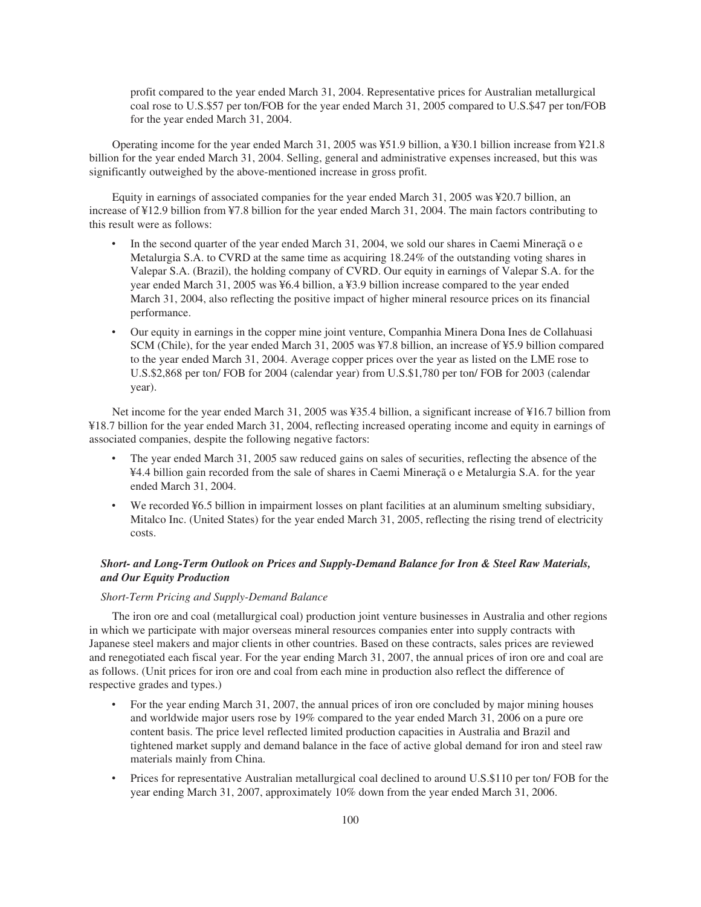profit compared to the year ended March 31, 2004. Representative prices for Australian metallurgical coal rose to U.S.$57 per ton/FOB for the year ended March 31, 2005 compared to U.S.$47 per ton/FOB for the year ended March 31, 2004.

Operating income for the year ended March 31, 2005 was ¥51.9 billion, a ¥30.1 billion increase from ¥21.8 billion for the year ended March 31, 2004. Selling, general and administrative expenses increased, but this was significantly outweighed by the above-mentioned increase in gross profit.

Equity in earnings of associated companies for the year ended March 31, 2005 was ¥20.7 billion, an increase of ¥12.9 billion from ¥7.8 billion for the year ended March 31, 2004. The main factors contributing to this result were as follows:

- In the second quarter of the year ended March 31, 2004, we sold our shares in Caemi Mineraçã o e Metalurgia S.A. to CVRD at the same time as acquiring 18.24% of the outstanding voting shares in Valepar S.A. (Brazil), the holding company of CVRD. Our equity in earnings of Valepar S.A. for the year ended March 31, 2005 was ¥6.4 billion, a ¥3.9 billion increase compared to the year ended March 31, 2004, also reflecting the positive impact of higher mineral resource prices on its financial performance.
- Our equity in earnings in the copper mine joint venture, Companhia Minera Dona Ines de Collahuasi SCM (Chile), for the year ended March 31, 2005 was ¥7.8 billion, an increase of ¥5.9 billion compared to the year ended March 31, 2004. Average copper prices over the year as listed on the LME rose to U.S.$2,868 per ton/ FOB for 2004 (calendar year) from U.S.$1,780 per ton/ FOB for 2003 (calendar year).

Net income for the year ended March 31, 2005 was ¥35.4 billion, a significant increase of ¥16.7 billion from ¥18.7 billion for the year ended March 31, 2004, reflecting increased operating income and equity in earnings of associated companies, despite the following negative factors:

- The year ended March 31, 2005 saw reduced gains on sales of securities, reflecting the absence of the ¥4.4 billion gain recorded from the sale of shares in Caemi Mineraçã o e Metalurgia S.A. for the year ended March 31, 2004.
- We recorded ¥6.5 billion in impairment losses on plant facilities at an aluminum smelting subsidiary, Mitalco Inc. (United States) for the year ended March 31, 2005, reflecting the rising trend of electricity costs.

### *Short- and Long-Term Outlook on Prices and Supply-Demand Balance for Iron & Steel Raw Materials, and Our Equity Production*

*Short-Term Pricing and Supply-Demand Balance*

The iron ore and coal (metallurgical coal) production joint venture businesses in Australia and other regions in which we participate with major overseas mineral resources companies enter into supply contracts with Japanese steel makers and major clients in other countries. Based on these contracts, sales prices are reviewed and renegotiated each fiscal year. For the year ending March 31, 2007, the annual prices of iron ore and coal are as follows. (Unit prices for iron ore and coal from each mine in production also reflect the difference of respective grades and types.)

- For the year ending March 31, 2007, the annual prices of iron ore concluded by major mining houses and worldwide major users rose by 19% compared to the year ended March 31, 2006 on a pure ore content basis. The price level reflected limited production capacities in Australia and Brazil and tightened market supply and demand balance in the face of active global demand for iron and steel raw materials mainly from China.
- Prices for representative Australian metallurgical coal declined to around U.S.$110 per ton/ FOB for the year ending March 31, 2007, approximately 10% down from the year ended March 31, 2006.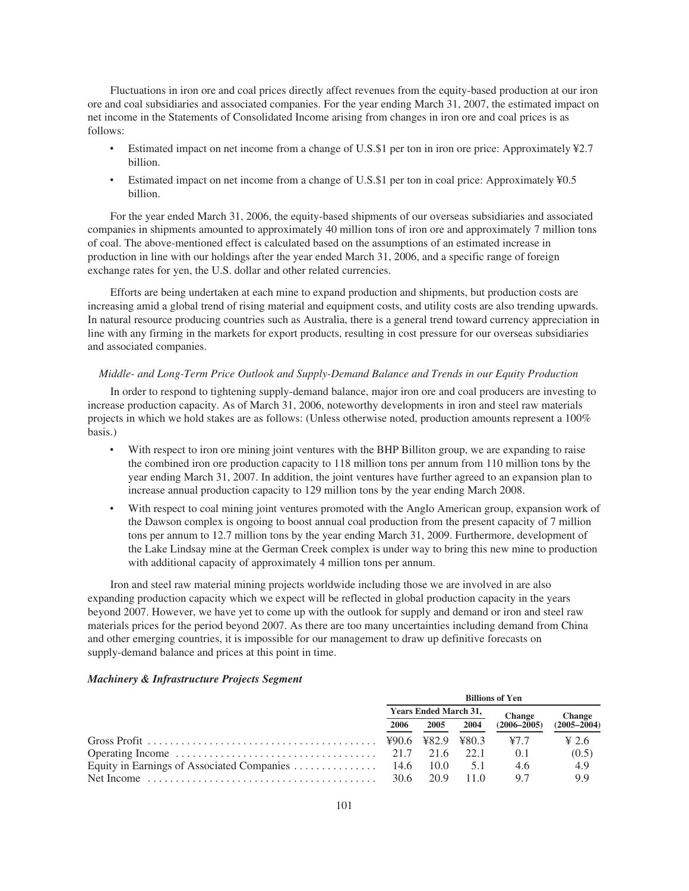Fluctuations in iron ore and coal prices directly affect revenues from the equity-based production at our iron ore and coal subsidiaries and associated companies. For the year ending March 31, 2007, the estimated impact on net income in the Statements of Consolidated Income arising from changes in iron ore and coal prices is as follows:

- Estimated impact on net income from a change of U.S.$1 per ton in iron ore price: Approximately ¥2.7 billion.
- Estimated impact on net income from a change of U.S.$1 per ton in coal price: Approximately ¥0.5 billion.

For the year ended March 31, 2006, the equity-based shipments of our overseas subsidiaries and associated companies in shipments amounted to approximately 40 million tons of iron ore and approximately 7 million tons of coal. The above-mentioned effect is calculated based on the assumptions of an estimated increase in production in line with our holdings after the year ended March 31, 2006, and a specific range of foreign exchange rates for yen, the U.S. dollar and other related currencies.

Efforts are being undertaken at each mine to expand production and shipments, but production costs are increasing amid a global trend of rising material and equipment costs, and utility costs are also trending upwards. In natural resource producing countries such as Australia, there is a general trend toward currency appreciation in line with any firming in the markets for export products, resulting in cost pressure for our overseas subsidiaries and associated companies.

*Middle- and Long-Term Price Outlook and Supply-Demand Balance and Trends in our Equity Production*

In order to respond to tightening supply-demand balance, major iron ore and coal producers are investing to increase production capacity. As of March 31, 2006, noteworthy developments in iron and steel raw materials projects in which we hold stakes are as follows: (Unless otherwise noted, production amounts represent a 100% basis.)

- With respect to iron ore mining joint ventures with the BHP Billiton group, we are expanding to raise the combined iron ore production capacity to 118 million tons per annum from 110 million tons by the year ending March 31, 2007. In addition, the joint ventures have further agreed to an expansion plan to increase annual production capacity to 129 million tons by the year ending March 2008.
- With respect to coal mining joint ventures promoted with the Anglo American group, expansion work of the Dawson complex is ongoing to boost annual coal production from the present capacity of 7 million tons per annum to 12.7 million tons by the year ending March 31, 2009. Furthermore, development of the Lake Lindsay mine at the German Creek complex is under way to bring this new mine to production with additional capacity of approximately 4 million tons per annum.

Iron and steel raw material mining projects worldwide including those we are involved in are also expanding production capacity which we expect will be reflected in global production capacity in the years beyond 2007. However, we have yet to come up with the outlook for supply and demand or iron and steel raw materials prices for the period beyond 2007. As there are too many uncertainties including demand from China and other emerging countries, it is impossible for our management to draw up definitive forecasts on supply-demand balance and prices at this point in time.

***Machinery & Infrastructure Projects Segment***

| | Billions of Yen | | | | |
|---|---|---|---|---|---|
| | Years Ended March 31, | | | Change | Change |
| | 2006 | 2005 | 2004 | (2006–2005) | (2005–2004) |
| Gross Profit | ¥90.6 | ¥82.9 | ¥80.3 | ¥7.7 | ¥ 2.6 |
| Operating Income | 21.7 | 21.6 | 22.1 | 0.1 | (0.5) |
| Equity in Earnings of Associated Companies | 14.6 | 10.0 | 5.1 | 4.6 | 4.9 |
| Net Income | 30.6 | 20.9 | 11.0 | 9.7 | 9.9 |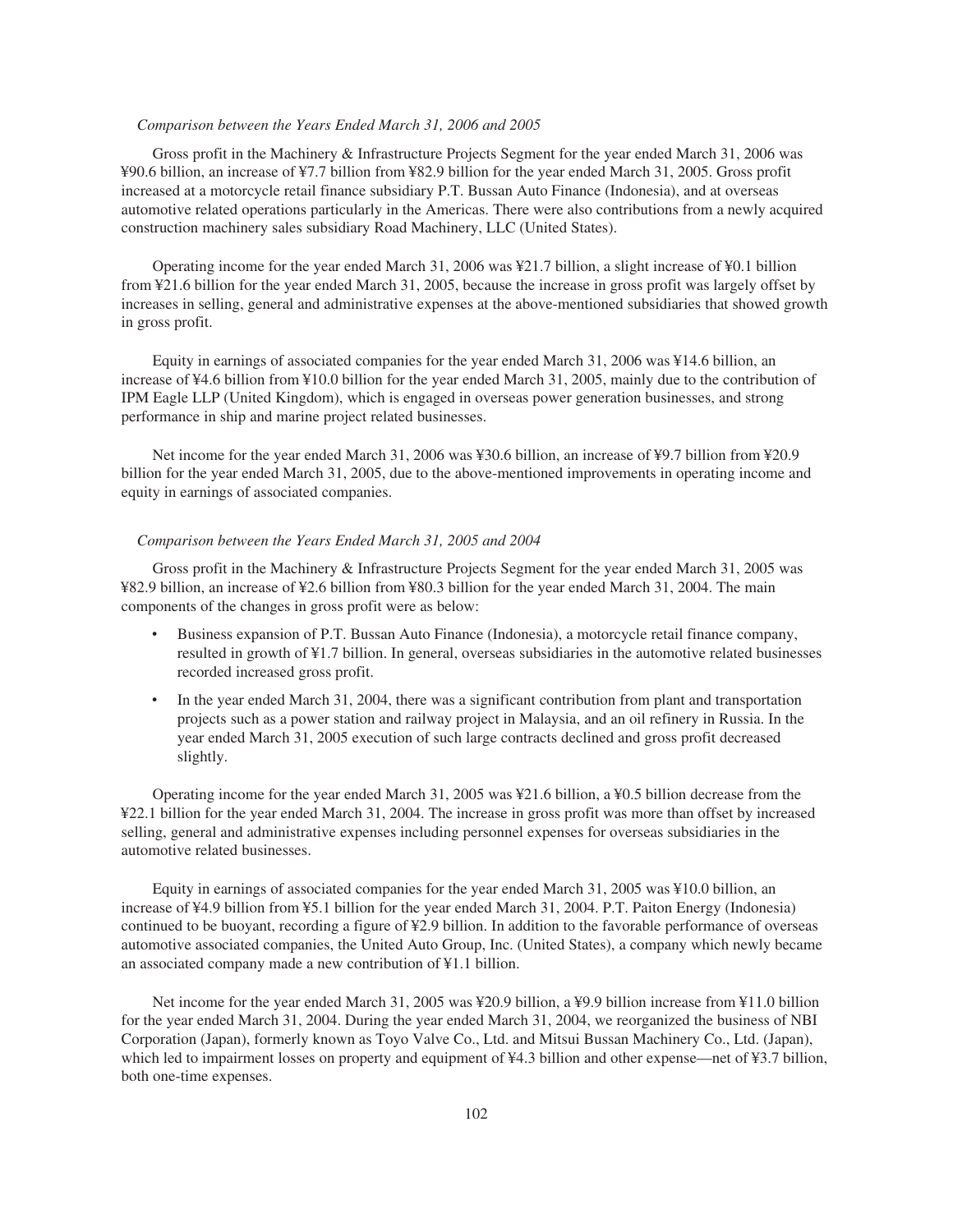*Comparison between the Years Ended March 31, 2006 and 2005*

Gross profit in the Machinery & Infrastructure Projects Segment for the year ended March 31, 2006 was ¥90.6 billion, an increase of ¥7.7 billion from ¥82.9 billion for the year ended March 31, 2005. Gross profit increased at a motorcycle retail finance subsidiary P.T. Bussan Auto Finance (Indonesia), and at overseas automotive related operations particularly in the Americas. There were also contributions from a newly acquired construction machinery sales subsidiary Road Machinery, LLC (United States).

Operating income for the year ended March 31, 2006 was ¥21.7 billion, a slight increase of ¥0.1 billion from ¥21.6 billion for the year ended March 31, 2005, because the increase in gross profit was largely offset by increases in selling, general and administrative expenses at the above-mentioned subsidiaries that showed growth in gross profit.

Equity in earnings of associated companies for the year ended March 31, 2006 was ¥14.6 billion, an increase of ¥4.6 billion from ¥10.0 billion for the year ended March 31, 2005, mainly due to the contribution of IPM Eagle LLP (United Kingdom), which is engaged in overseas power generation businesses, and strong performance in ship and marine project related businesses.

Net income for the year ended March 31, 2006 was ¥30.6 billion, an increase of ¥9.7 billion from ¥20.9 billion for the year ended March 31, 2005, due to the above-mentioned improvements in operating income and equity in earnings of associated companies.

*Comparison between the Years Ended March 31, 2005 and 2004*

Gross profit in the Machinery & Infrastructure Projects Segment for the year ended March 31, 2005 was ¥82.9 billion, an increase of ¥2.6 billion from ¥80.3 billion for the year ended March 31, 2004. The main components of the changes in gross profit were as below:

- Business expansion of P.T. Bussan Auto Finance (Indonesia), a motorcycle retail finance company, resulted in growth of ¥1.7 billion. In general, overseas subsidiaries in the automotive related businesses recorded increased gross profit.
- In the year ended March 31, 2004, there was a significant contribution from plant and transportation projects such as a power station and railway project in Malaysia, and an oil refinery in Russia. In the year ended March 31, 2005 execution of such large contracts declined and gross profit decreased slightly.

Operating income for the year ended March 31, 2005 was ¥21.6 billion, a ¥0.5 billion decrease from the ¥22.1 billion for the year ended March 31, 2004. The increase in gross profit was more than offset by increased selling, general and administrative expenses including personnel expenses for overseas subsidiaries in the automotive related businesses.

Equity in earnings of associated companies for the year ended March 31, 2005 was ¥10.0 billion, an increase of ¥4.9 billion from ¥5.1 billion for the year ended March 31, 2004. P.T. Paiton Energy (Indonesia) continued to be buoyant, recording a figure of ¥2.9 billion. In addition to the favorable performance of overseas automotive associated companies, the United Auto Group, Inc. (United States), a company which newly became an associated company made a new contribution of ¥1.1 billion.

Net income for the year ended March 31, 2005 was ¥20.9 billion, a ¥9.9 billion increase from ¥11.0 billion for the year ended March 31, 2004. During the year ended March 31, 2004, we reorganized the business of NBI Corporation (Japan), formerly known as Toyo Valve Co., Ltd. and Mitsui Bussan Machinery Co., Ltd. (Japan), which led to impairment losses on property and equipment of ¥4.3 billion and other expense—net of ¥3.7 billion, both one-time expenses.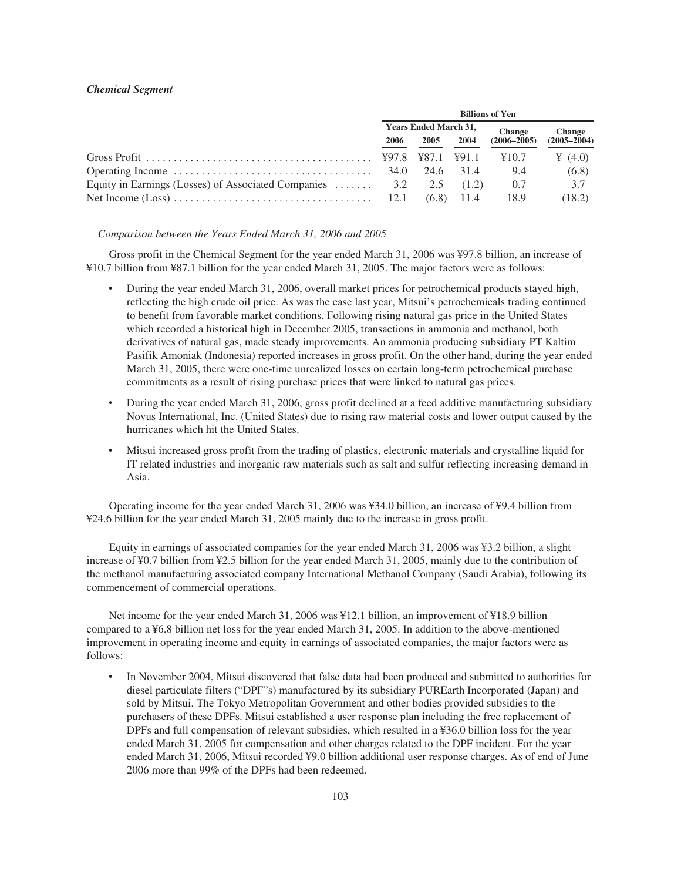*Chemical Segment*

| | Billions of Yen | | | | |
|---|---|---|---|---|---|
| | Years Ended March 31, | | | Change | Change |
| | 2006 | 2005 | 2004 | (2006–2005) | (2005–2004) |
| Gross Profit | ¥97.8 | ¥87.1 | ¥91.1 | ¥10.7 | ¥ (4.0) |
| Operating Income | 34.0 | 24.6 | 31.4 | 9.4 | (6.8) |
| Equity in Earnings (Losses) of Associated Companies | 3.2 | 2.5 | (1.2) | 0.7 | 3.7 |
| Net Income (Loss) | 12.1 | (6.8) | 11.4 | 18.9 | (18.2) |

*Comparison between the Years Ended March 31, 2006 and 2005*

Gross profit in the Chemical Segment for the year ended March 31, 2006 was ¥97.8 billion, an increase of ¥10.7 billion from ¥87.1 billion for the year ended March 31, 2005. The major factors were as follows:

- During the year ended March 31, 2006, overall market prices for petrochemical products stayed high, reflecting the high crude oil price. As was the case last year, Mitsui's petrochemicals trading continued to benefit from favorable market conditions. Following rising natural gas price in the United States which recorded a historical high in December 2005, transactions in ammonia and methanol, both derivatives of natural gas, made steady improvements. An ammonia producing subsidiary PT Kaltim Pasifik Amoniak (Indonesia) reported increases in gross profit. On the other hand, during the year ended March 31, 2005, there were one-time unrealized losses on certain long-term petrochemical purchase commitments as a result of rising purchase prices that were linked to natural gas prices.
- During the year ended March 31, 2006, gross profit declined at a feed additive manufacturing subsidiary Novus International, Inc. (United States) due to rising raw material costs and lower output caused by the hurricanes which hit the United States.
- Mitsui increased gross profit from the trading of plastics, electronic materials and crystalline liquid for IT related industries and inorganic raw materials such as salt and sulfur reflecting increasing demand in Asia.

Operating income for the year ended March 31, 2006 was ¥34.0 billion, an increase of ¥9.4 billion from ¥24.6 billion for the year ended March 31, 2005 mainly due to the increase in gross profit.

Equity in earnings of associated companies for the year ended March 31, 2006 was ¥3.2 billion, a slight increase of ¥0.7 billion from ¥2.5 billion for the year ended March 31, 2005, mainly due to the contribution of the methanol manufacturing associated company International Methanol Company (Saudi Arabia), following its commencement of commercial operations.

Net income for the year ended March 31, 2006 was ¥12.1 billion, an improvement of ¥18.9 billion compared to a ¥6.8 billion net loss for the year ended March 31, 2005. In addition to the above-mentioned improvement in operating income and equity in earnings of associated companies, the major factors were as follows:

- In November 2004, Mitsui discovered that false data had been produced and submitted to authorities for diesel particulate filters ("DPF"s) manufactured by its subsidiary PUREarth Incorporated (Japan) and sold by Mitsui. The Tokyo Metropolitan Government and other bodies provided subsidies to the purchasers of these DPFs. Mitsui established a user response plan including the free replacement of DPFs and full compensation of relevant subsidies, which resulted in a ¥36.0 billion loss for the year ended March 31, 2005 for compensation and other charges related to the DPF incident. For the year ended March 31, 2006, Mitsui recorded ¥9.0 billion additional user response charges. As of end of June 2006 more than 99% of the DPFs had been redeemed.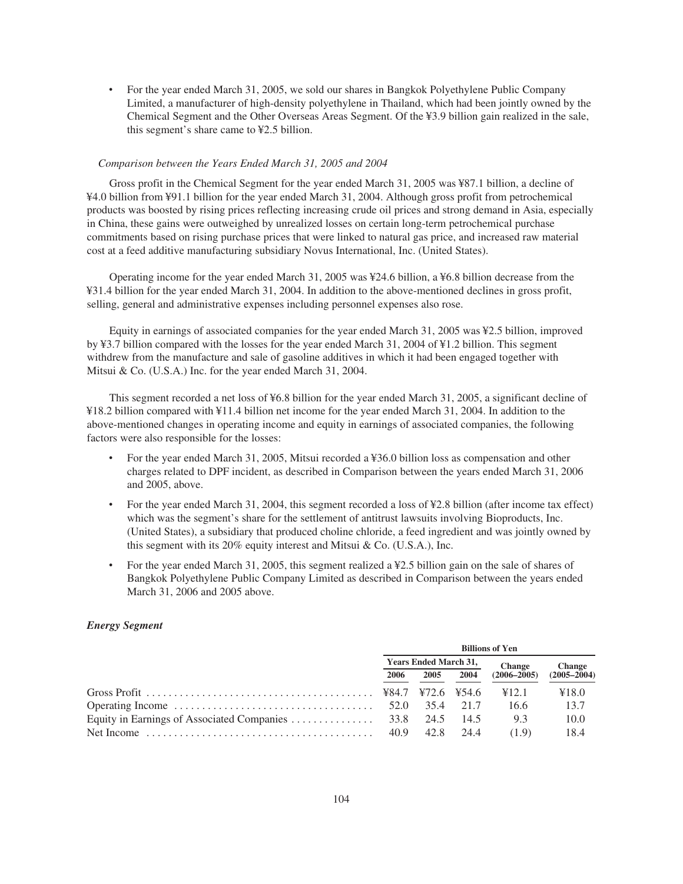- For the year ended March 31, 2005, we sold our shares in Bangkok Polyethylene Public Company Limited, a manufacturer of high-density polyethylene in Thailand, which had been jointly owned by the Chemical Segment and the Other Overseas Areas Segment. Of the ¥3.9 billion gain realized in the sale, this segment's share came to ¥2.5 billion.

*Comparison between the Years Ended March 31, 2005 and 2004*

Gross profit in the Chemical Segment for the year ended March 31, 2005 was ¥87.1 billion, a decline of ¥4.0 billion from ¥91.1 billion for the year ended March 31, 2004. Although gross profit from petrochemical products was boosted by rising prices reflecting increasing crude oil prices and strong demand in Asia, especially in China, these gains were outweighed by unrealized losses on certain long-term petrochemical purchase commitments based on rising purchase prices that were linked to natural gas price, and increased raw material cost at a feed additive manufacturing subsidiary Novus International, Inc. (United States).

Operating income for the year ended March 31, 2005 was ¥24.6 billion, a ¥6.8 billion decrease from the ¥31.4 billion for the year ended March 31, 2004. In addition to the above-mentioned declines in gross profit, selling, general and administrative expenses including personnel expenses also rose.

Equity in earnings of associated companies for the year ended March 31, 2005 was ¥2.5 billion, improved by ¥3.7 billion compared with the losses for the year ended March 31, 2004 of ¥1.2 billion. This segment withdrew from the manufacture and sale of gasoline additives in which it had been engaged together with Mitsui & Co. (U.S.A.) Inc. for the year ended March 31, 2004.

This segment recorded a net loss of ¥6.8 billion for the year ended March 31, 2005, a significant decline of ¥18.2 billion compared with ¥11.4 billion net income for the year ended March 31, 2004. In addition to the above-mentioned changes in operating income and equity in earnings of associated companies, the following factors were also responsible for the losses:

- For the year ended March 31, 2005, Mitsui recorded a ¥36.0 billion loss as compensation and other charges related to DPF incident, as described in Comparison between the years ended March 31, 2006 and 2005, above.
- For the year ended March 31, 2004, this segment recorded a loss of ¥2.8 billion (after income tax effect) which was the segment's share for the settlement of antitrust lawsuits involving Bioproducts, Inc. (United States), a subsidiary that produced choline chloride, a feed ingredient and was jointly owned by this segment with its 20% equity interest and Mitsui & Co. (U.S.A.), Inc.
- For the year ended March 31, 2005, this segment realized a ¥2.5 billion gain on the sale of shares of Bangkok Polyethylene Public Company Limited as described in Comparison between the years ended March 31, 2006 and 2005 above.

***Energy Segment***

| | Billions of Yen | | | | |
|---|---|---|---|---|---|
| | Years Ended March 31, | | | Change | Change |
| | 2006 | 2005 | 2004 | (2006–2005) | (2005–2004) |
| Gross Profit | ¥84.7 | ¥72.6 | ¥54.6 | ¥12.1 | ¥18.0 |
| Operating Income | 52.0 | 35.4 | 21.7 | 16.6 | 13.7 |
| Equity in Earnings of Associated Companies | 33.8 | 24.5 | 14.5 | 9.3 | 10.0 |
| Net Income | 40.9 | 42.8 | 24.4 | (1.9) | 18.4 |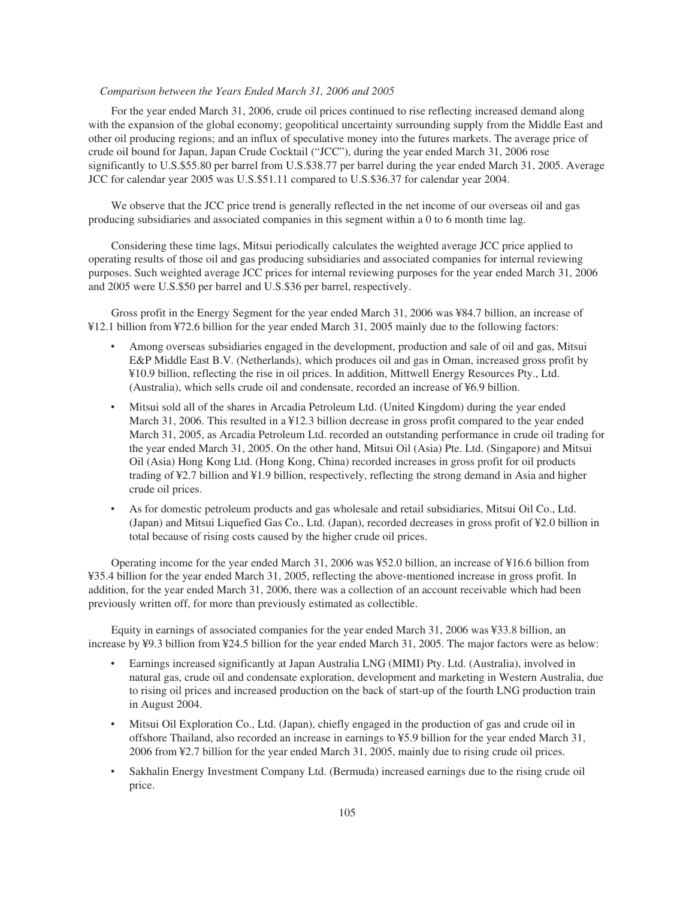*Comparison between the Years Ended March 31, 2006 and 2005*

For the year ended March 31, 2006, crude oil prices continued to rise reflecting increased demand along with the expansion of the global economy; geopolitical uncertainty surrounding supply from the Middle East and other oil producing regions; and an influx of speculative money into the futures markets. The average price of crude oil bound for Japan, Japan Crude Cocktail ("JCC"), during the year ended March 31, 2006 rose significantly to U.S.$55.80 per barrel from U.S.$38.77 per barrel during the year ended March 31, 2005. Average JCC for calendar year 2005 was U.S.$51.11 compared to U.S.$36.37 for calendar year 2004.

We observe that the JCC price trend is generally reflected in the net income of our overseas oil and gas producing subsidiaries and associated companies in this segment within a 0 to 6 month time lag.

Considering these time lags, Mitsui periodically calculates the weighted average JCC price applied to operating results of those oil and gas producing subsidiaries and associated companies for internal reviewing purposes. Such weighted average JCC prices for internal reviewing purposes for the year ended March 31, 2006 and 2005 were U.S.$50 per barrel and U.S.$36 per barrel, respectively.

Gross profit in the Energy Segment for the year ended March 31, 2006 was ¥84.7 billion, an increase of ¥12.1 billion from ¥72.6 billion for the year ended March 31, 2005 mainly due to the following factors:

- Among overseas subsidiaries engaged in the development, production and sale of oil and gas, Mitsui E&P Middle East B.V. (Netherlands), which produces oil and gas in Oman, increased gross profit by ¥10.9 billion, reflecting the rise in oil prices. In addition, Mittwell Energy Resources Pty., Ltd. (Australia), which sells crude oil and condensate, recorded an increase of ¥6.9 billion.
- Mitsui sold all of the shares in Arcadia Petroleum Ltd. (United Kingdom) during the year ended March 31, 2006. This resulted in a ¥12.3 billion decrease in gross profit compared to the year ended March 31, 2005, as Arcadia Petroleum Ltd. recorded an outstanding performance in crude oil trading for the year ended March 31, 2005. On the other hand, Mitsui Oil (Asia) Pte. Ltd. (Singapore) and Mitsui Oil (Asia) Hong Kong Ltd. (Hong Kong, China) recorded increases in gross profit for oil products trading of ¥2.7 billion and ¥1.9 billion, respectively, reflecting the strong demand in Asia and higher crude oil prices.
- As for domestic petroleum products and gas wholesale and retail subsidiaries, Mitsui Oil Co., Ltd. (Japan) and Mitsui Liquefied Gas Co., Ltd. (Japan), recorded decreases in gross profit of ¥2.0 billion in total because of rising costs caused by the higher crude oil prices.

Operating income for the year ended March 31, 2006 was ¥52.0 billion, an increase of ¥16.6 billion from ¥35.4 billion for the year ended March 31, 2005, reflecting the above-mentioned increase in gross profit. In addition, for the year ended March 31, 2006, there was a collection of an account receivable which had been previously written off, for more than previously estimated as collectible.

Equity in earnings of associated companies for the year ended March 31, 2006 was ¥33.8 billion, an increase by ¥9.3 billion from ¥24.5 billion for the year ended March 31, 2005. The major factors were as below:

- Earnings increased significantly at Japan Australia LNG (MIMI) Pty. Ltd. (Australia), involved in natural gas, crude oil and condensate exploration, development and marketing in Western Australia, due to rising oil prices and increased production on the back of start-up of the fourth LNG production train in August 2004.
- Mitsui Oil Exploration Co., Ltd. (Japan), chiefly engaged in the production of gas and crude oil in offshore Thailand, also recorded an increase in earnings to ¥5.9 billion for the year ended March 31, 2006 from ¥2.7 billion for the year ended March 31, 2005, mainly due to rising crude oil prices.
- Sakhalin Energy Investment Company Ltd. (Bermuda) increased earnings due to the rising crude oil price.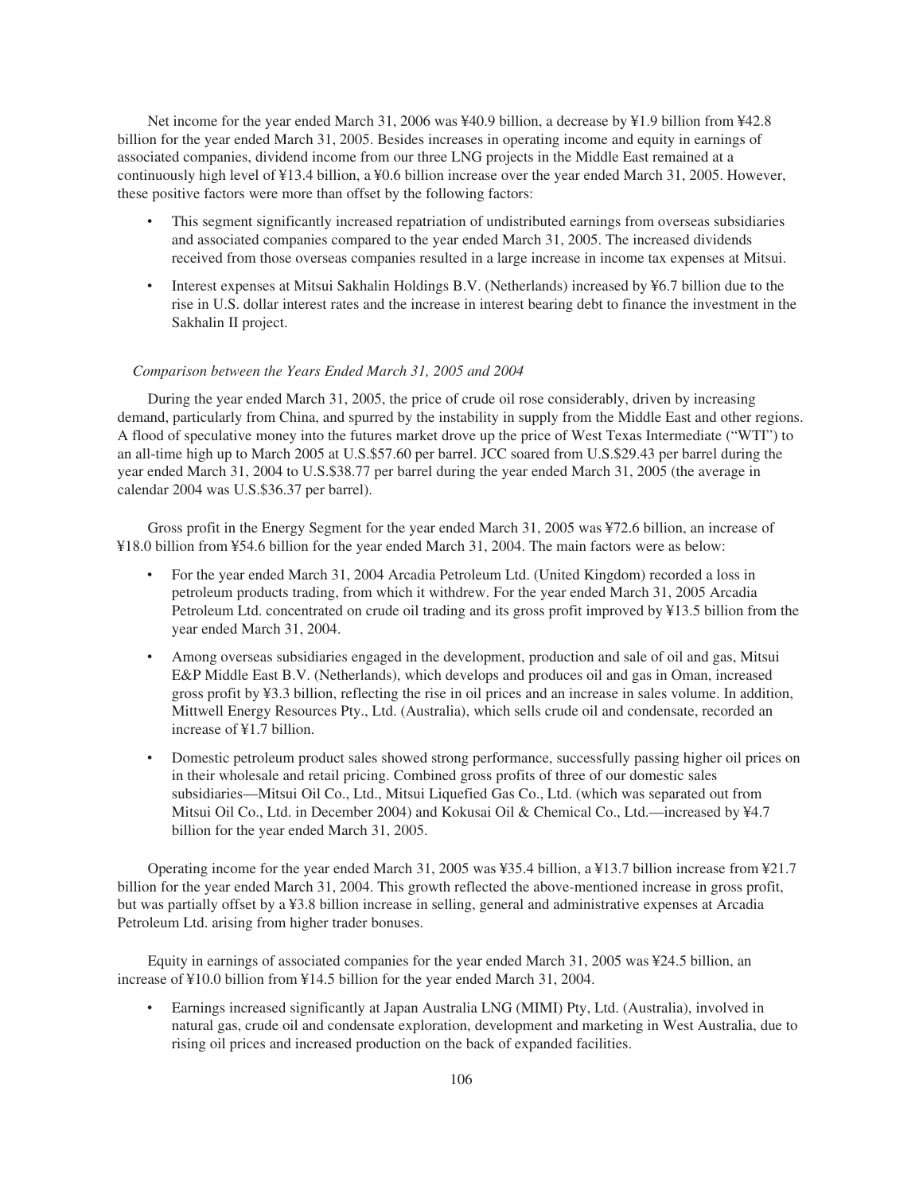Net income for the year ended March 31, 2006 was ¥40.9 billion, a decrease by ¥1.9 billion from ¥42.8 billion for the year ended March 31, 2005. Besides increases in operating income and equity in earnings of associated companies, dividend income from our three LNG projects in the Middle East remained at a continuously high level of ¥13.4 billion, a ¥0.6 billion increase over the year ended March 31, 2005. However, these positive factors were more than offset by the following factors:

- This segment significantly increased repatriation of undistributed earnings from overseas subsidiaries and associated companies compared to the year ended March 31, 2005. The increased dividends received from those overseas companies resulted in a large increase in income tax expenses at Mitsui.
- Interest expenses at Mitsui Sakhalin Holdings B.V. (Netherlands) increased by ¥6.7 billion due to the rise in U.S. dollar interest rates and the increase in interest bearing debt to finance the investment in the Sakhalin II project.

*Comparison between the Years Ended March 31, 2005 and 2004*

During the year ended March 31, 2005, the price of crude oil rose considerably, driven by increasing demand, particularly from China, and spurred by the instability in supply from the Middle East and other regions. A flood of speculative money into the futures market drove up the price of West Texas Intermediate ("WTI") to an all-time high up to March 2005 at U.S.$57.60 per barrel. JCC soared from U.S.$29.43 per barrel during the year ended March 31, 2004 to U.S.$38.77 per barrel during the year ended March 31, 2005 (the average in calendar 2004 was U.S.$36.37 per barrel).

Gross profit in the Energy Segment for the year ended March 31, 2005 was ¥72.6 billion, an increase of ¥18.0 billion from ¥54.6 billion for the year ended March 31, 2004. The main factors were as below:

- For the year ended March 31, 2004 Arcadia Petroleum Ltd. (United Kingdom) recorded a loss in petroleum products trading, from which it withdrew. For the year ended March 31, 2005 Arcadia Petroleum Ltd. concentrated on crude oil trading and its gross profit improved by ¥13.5 billion from the year ended March 31, 2004.
- Among overseas subsidiaries engaged in the development, production and sale of oil and gas, Mitsui E&P Middle East B.V. (Netherlands), which develops and produces oil and gas in Oman, increased gross profit by ¥3.3 billion, reflecting the rise in oil prices and an increase in sales volume. In addition, Mittwell Energy Resources Pty., Ltd. (Australia), which sells crude oil and condensate, recorded an increase of ¥1.7 billion.
- Domestic petroleum product sales showed strong performance, successfully passing higher oil prices on in their wholesale and retail pricing. Combined gross profits of three of our domestic sales subsidiaries—Mitsui Oil Co., Ltd., Mitsui Liquefied Gas Co., Ltd. (which was separated out from Mitsui Oil Co., Ltd. in December 2004) and Kokusai Oil & Chemical Co., Ltd.—increased by ¥4.7 billion for the year ended March 31, 2005.

Operating income for the year ended March 31, 2005 was ¥35.4 billion, a ¥13.7 billion increase from ¥21.7 billion for the year ended March 31, 2004. This growth reflected the above-mentioned increase in gross profit, but was partially offset by a ¥3.8 billion increase in selling, general and administrative expenses at Arcadia Petroleum Ltd. arising from higher trader bonuses.

Equity in earnings of associated companies for the year ended March 31, 2005 was ¥24.5 billion, an increase of ¥10.0 billion from ¥14.5 billion for the year ended March 31, 2004.

- Earnings increased significantly at Japan Australia LNG (MIMI) Pty, Ltd. (Australia), involved in natural gas, crude oil and condensate exploration, development and marketing in West Australia, due to rising oil prices and increased production on the back of expanded facilities.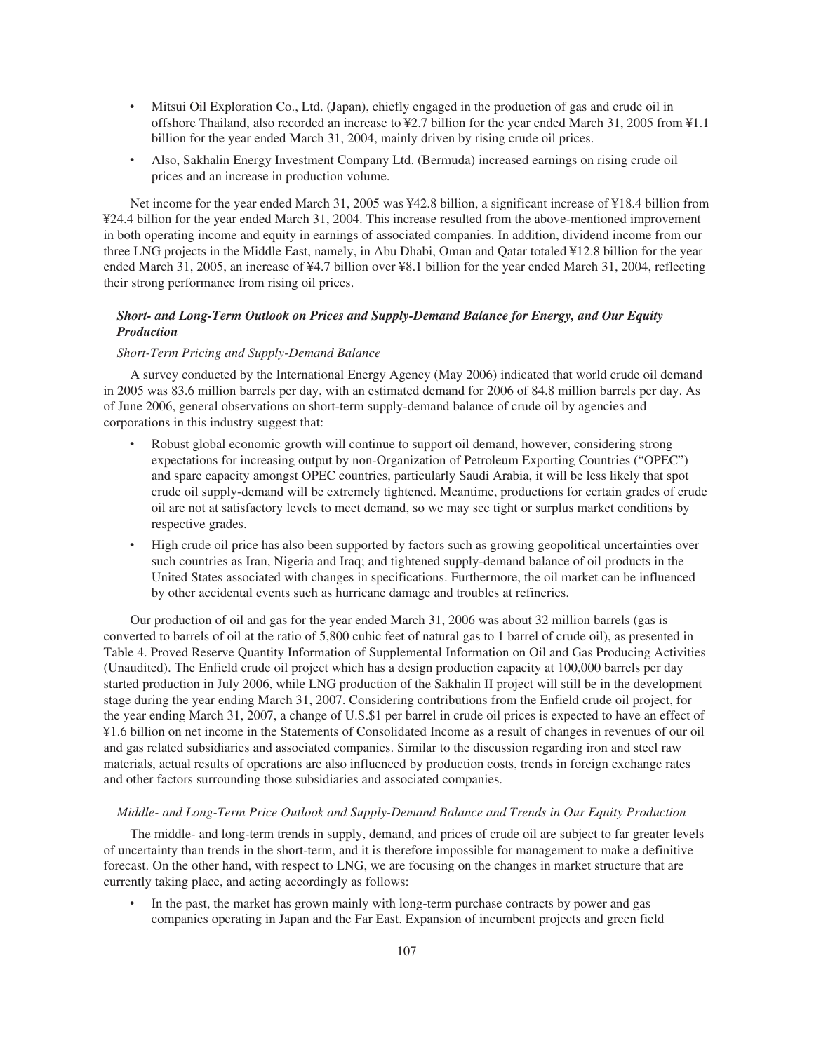- Mitsui Oil Exploration Co., Ltd. (Japan), chiefly engaged in the production of gas and crude oil in offshore Thailand, also recorded an increase to ¥2.7 billion for the year ended March 31, 2005 from ¥1.1 billion for the year ended March 31, 2004, mainly driven by rising crude oil prices.
- Also, Sakhalin Energy Investment Company Ltd. (Bermuda) increased earnings on rising crude oil prices and an increase in production volume.

Net income for the year ended March 31, 2005 was ¥42.8 billion, a significant increase of ¥18.4 billion from ¥24.4 billion for the year ended March 31, 2004. This increase resulted from the above-mentioned improvement in both operating income and equity in earnings of associated companies. In addition, dividend income from our three LNG projects in the Middle East, namely, in Abu Dhabi, Oman and Qatar totaled ¥12.8 billion for the year ended March 31, 2005, an increase of ¥4.7 billion over ¥8.1 billion for the year ended March 31, 2004, reflecting their strong performance from rising oil prices.

### *Short- and Long-Term Outlook on Prices and Supply-Demand Balance for Energy, and Our Equity Production*

#### *Short-Term Pricing and Supply-Demand Balance*

A survey conducted by the International Energy Agency (May 2006) indicated that world crude oil demand in 2005 was 83.6 million barrels per day, with an estimated demand for 2006 of 84.8 million barrels per day. As of June 2006, general observations on short-term supply-demand balance of crude oil by agencies and corporations in this industry suggest that:

- Robust global economic growth will continue to support oil demand, however, considering strong expectations for increasing output by non-Organization of Petroleum Exporting Countries ("OPEC") and spare capacity amongst OPEC countries, particularly Saudi Arabia, it will be less likely that spot crude oil supply-demand will be extremely tightened. Meantime, productions for certain grades of crude oil are not at satisfactory levels to meet demand, so we may see tight or surplus market conditions by respective grades.
- High crude oil price has also been supported by factors such as growing geopolitical uncertainties over such countries as Iran, Nigeria and Iraq; and tightened supply-demand balance of oil products in the United States associated with changes in specifications. Furthermore, the oil market can be influenced by other accidental events such as hurricane damage and troubles at refineries.

Our production of oil and gas for the year ended March 31, 2006 was about 32 million barrels (gas is converted to barrels of oil at the ratio of 5,800 cubic feet of natural gas to 1 barrel of crude oil), as presented in Table 4. Proved Reserve Quantity Information of Supplemental Information on Oil and Gas Producing Activities (Unaudited). The Enfield crude oil project which has a design production capacity at 100,000 barrels per day started production in July 2006, while LNG production of the Sakhalin II project will still be in the development stage during the year ending March 31, 2007. Considering contributions from the Enfield crude oil project, for the year ending March 31, 2007, a change of U.S.$1 per barrel in crude oil prices is expected to have an effect of ¥1.6 billion on net income in the Statements of Consolidated Income as a result of changes in revenues of our oil and gas related subsidiaries and associated companies. Similar to the discussion regarding iron and steel raw materials, actual results of operations are also influenced by production costs, trends in foreign exchange rates and other factors surrounding those subsidiaries and associated companies.

#### *Middle- and Long-Term Price Outlook and Supply-Demand Balance and Trends in Our Equity Production*

The middle- and long-term trends in supply, demand, and prices of crude oil are subject to far greater levels of uncertainty than trends in the short-term, and it is therefore impossible for management to make a definitive forecast. On the other hand, with respect to LNG, we are focusing on the changes in market structure that are currently taking place, and acting accordingly as follows:

- In the past, the market has grown mainly with long-term purchase contracts by power and gas companies operating in Japan and the Far East. Expansion of incumbent projects and green field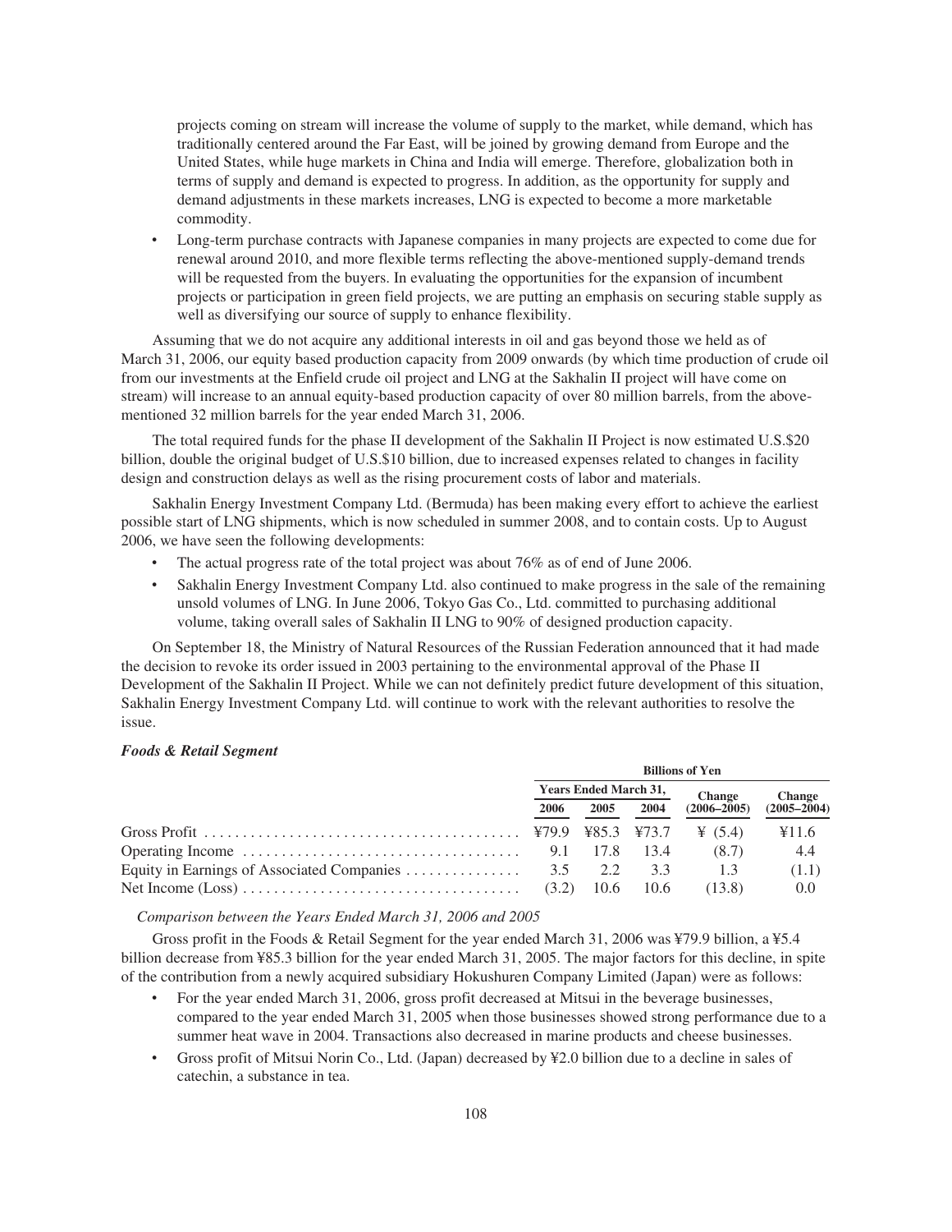projects coming on stream will increase the volume of supply to the market, while demand, which has traditionally centered around the Far East, will be joined by growing demand from Europe and the United States, while huge markets in China and India will emerge. Therefore, globalization both in terms of supply and demand is expected to progress. In addition, as the opportunity for supply and demand adjustments in these markets increases, LNG is expected to become a more marketable commodity.

- Long-term purchase contracts with Japanese companies in many projects are expected to come due for renewal around 2010, and more flexible terms reflecting the above-mentioned supply-demand trends will be requested from the buyers. In evaluating the opportunities for the expansion of incumbent projects or participation in green field projects, we are putting an emphasis on securing stable supply as well as diversifying our source of supply to enhance flexibility.

Assuming that we do not acquire any additional interests in oil and gas beyond those we held as of March 31, 2006, our equity based production capacity from 2009 onwards (by which time production of crude oil from our investments at the Enfield crude oil project and LNG at the Sakhalin II project will have come on stream) will increase to an annual equity-based production capacity of over 80 million barrels, from the above-mentioned 32 million barrels for the year ended March 31, 2006.

The total required funds for the phase II development of the Sakhalin II Project is now estimated U.S.$20 billion, double the original budget of U.S.$10 billion, due to increased expenses related to changes in facility design and construction delays as well as the rising procurement costs of labor and materials.

Sakhalin Energy Investment Company Ltd. (Bermuda) has been making every effort to achieve the earliest possible start of LNG shipments, which is now scheduled in summer 2008, and to contain costs. Up to August 2006, we have seen the following developments:

- The actual progress rate of the total project was about 76% as of end of June 2006.
- Sakhalin Energy Investment Company Ltd. also continued to make progress in the sale of the remaining unsold volumes of LNG. In June 2006, Tokyo Gas Co., Ltd. committed to purchasing additional volume, taking overall sales of Sakhalin II LNG to 90% of designed production capacity.

On September 18, the Ministry of Natural Resources of the Russian Federation announced that it had made the decision to revoke its order issued in 2003 pertaining to the environmental approval of the Phase II Development of the Sakhalin II Project. While we can not definitely predict future development of this situation, Sakhalin Energy Investment Company Ltd. will continue to work with the relevant authorities to resolve the issue.

### *Foods & Retail Segment*

| | Billions of Yen | | | | |
|---|---|---|---|---|---|
| | Years Ended March 31, | | | Change | Change |
| | 2006 | 2005 | 2004 | (2006–2005) | (2005–2004) |
| Gross Profit | ¥79.9 | ¥85.3 | ¥73.7 | ¥ (5.4) | ¥11.6 |
| Operating Income | 9.1 | 17.8 | 13.4 | (8.7) | 4.4 |
| Equity in Earnings of Associated Companies | 3.5 | 2.2 | 3.3 | 1.3 | (1.1) |
| Net Income (Loss) | (3.2) | 10.6 | 10.6 | (13.8) | 0.0 |

*Comparison between the Years Ended March 31, 2006 and 2005*

Gross profit in the Foods & Retail Segment for the year ended March 31, 2006 was ¥79.9 billion, a ¥5.4 billion decrease from ¥85.3 billion for the year ended March 31, 2005. The major factors for this decline, in spite of the contribution from a newly acquired subsidiary Hokushuren Company Limited (Japan) were as follows:

- For the year ended March 31, 2006, gross profit decreased at Mitsui in the beverage businesses, compared to the year ended March 31, 2005 when those businesses showed strong performance due to a summer heat wave in 2004. Transactions also decreased in marine products and cheese businesses.
- Gross profit of Mitsui Norin Co., Ltd. (Japan) decreased by ¥2.0 billion due to a decline in sales of catechin, a substance in tea.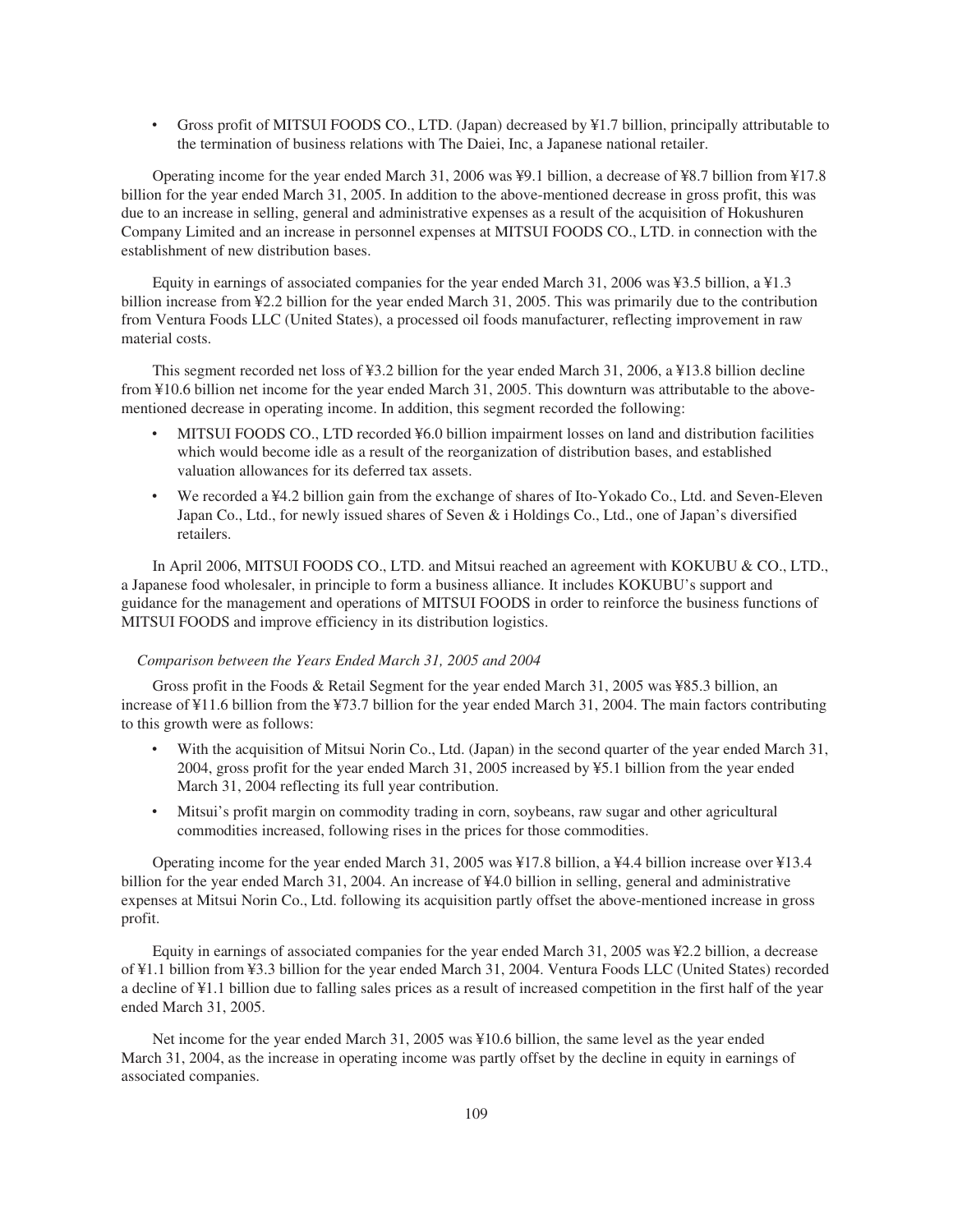- Gross profit of MITSUI FOODS CO., LTD. (Japan) decreased by ¥1.7 billion, principally attributable to the termination of business relations with The Daiei, Inc, a Japanese national retailer.

Operating income for the year ended March 31, 2006 was ¥9.1 billion, a decrease of ¥8.7 billion from ¥17.8 billion for the year ended March 31, 2005. In addition to the above-mentioned decrease in gross profit, this was due to an increase in selling, general and administrative expenses as a result of the acquisition of Hokushuren Company Limited and an increase in personnel expenses at MITSUI FOODS CO., LTD. in connection with the establishment of new distribution bases.

Equity in earnings of associated companies for the year ended March 31, 2006 was ¥3.5 billion, a ¥1.3 billion increase from ¥2.2 billion for the year ended March 31, 2005. This was primarily due to the contribution from Ventura Foods LLC (United States), a processed oil foods manufacturer, reflecting improvement in raw material costs.

This segment recorded net loss of ¥3.2 billion for the year ended March 31, 2006, a ¥13.8 billion decline from ¥10.6 billion net income for the year ended March 31, 2005. This downturn was attributable to the above-mentioned decrease in operating income. In addition, this segment recorded the following:

- MITSUI FOODS CO., LTD recorded ¥6.0 billion impairment losses on land and distribution facilities which would become idle as a result of the reorganization of distribution bases, and established valuation allowances for its deferred tax assets.
- We recorded a ¥4.2 billion gain from the exchange of shares of Ito-Yokado Co., Ltd. and Seven-Eleven Japan Co., Ltd., for newly issued shares of Seven & i Holdings Co., Ltd., one of Japan's diversified retailers.

In April 2006, MITSUI FOODS CO., LTD. and Mitsui reached an agreement with KOKUBU & CO., LTD., a Japanese food wholesaler, in principle to form a business alliance. It includes KOKUBU's support and guidance for the management and operations of MITSUI FOODS in order to reinforce the business functions of MITSUI FOODS and improve efficiency in its distribution logistics.

*Comparison between the Years Ended March 31, 2005 and 2004*

Gross profit in the Foods & Retail Segment for the year ended March 31, 2005 was ¥85.3 billion, an increase of ¥11.6 billion from the ¥73.7 billion for the year ended March 31, 2004. The main factors contributing to this growth were as follows:

- With the acquisition of Mitsui Norin Co., Ltd. (Japan) in the second quarter of the year ended March 31, 2004, gross profit for the year ended March 31, 2005 increased by ¥5.1 billion from the year ended March 31, 2004 reflecting its full year contribution.
- Mitsui's profit margin on commodity trading in corn, soybeans, raw sugar and other agricultural commodities increased, following rises in the prices for those commodities.

Operating income for the year ended March 31, 2005 was ¥17.8 billion, a ¥4.4 billion increase over ¥13.4 billion for the year ended March 31, 2004. An increase of ¥4.0 billion in selling, general and administrative expenses at Mitsui Norin Co., Ltd. following its acquisition partly offset the above-mentioned increase in gross profit.

Equity in earnings of associated companies for the year ended March 31, 2005 was ¥2.2 billion, a decrease of ¥1.1 billion from ¥3.3 billion for the year ended March 31, 2004. Ventura Foods LLC (United States) recorded a decline of ¥1.1 billion due to falling sales prices as a result of increased competition in the first half of the year ended March 31, 2005.

Net income for the year ended March 31, 2005 was ¥10.6 billion, the same level as the year ended March 31, 2004, as the increase in operating income was partly offset by the decline in equity in earnings of associated companies.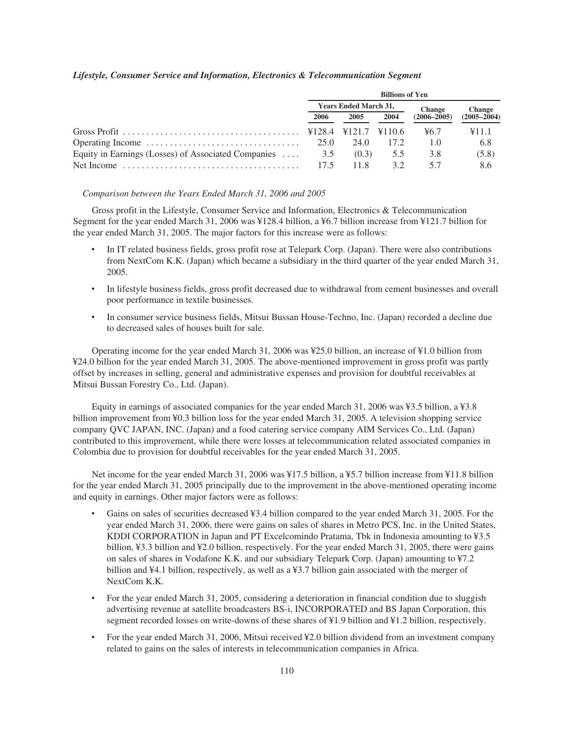### *Lifestyle, Consumer Service and Information, Electronics & Telecommunication Segment*

| | Billions of Yen | | | | |
|---|---|---|---|---|---|
| | Years Ended March 31, | | | Change | Change |
| | 2006 | 2005 | 2004 | (2006–2005) | (2005–2004) |
| Gross Profit | ¥128.4 | ¥121.7 | ¥110.6 | ¥6.7 | ¥11.1 |
| Operating Income | 25.0 | 24.0 | 17.2 | 1.0 | 6.8 |
| Equity in Earnings (Losses) of Associated Companies | 3.5 | (0.3) | 5.5 | 3.8 | (5.8) |
| Net Income | 17.5 | 11.8 | 3.2 | 5.7 | 8.6 |

*Comparison between the Years Ended March 31, 2006 and 2005*

Gross profit in the Lifestyle, Consumer Service and Information, Electronics & Telecommunication Segment for the year ended March 31, 2006 was ¥128.4 billion, a ¥6.7 billion increase from ¥121.7 billion for the year ended March 31, 2005. The major factors for this increase were as follows:

- In IT related business fields, gross profit rose at Telepark Corp. (Japan). There were also contributions from NextCom K.K. (Japan) which became a subsidiary in the third quarter of the year ended March 31, 2005.
- In lifestyle business fields, gross profit decreased due to withdrawal from cement businesses and overall poor performance in textile businesses.
- In consumer service business fields, Mitsui Bussan House-Techno, Inc. (Japan) recorded a decline due to decreased sales of houses built for sale.

Operating income for the year ended March 31, 2006 was ¥25.0 billion, an increase of ¥1.0 billion from ¥24.0 billion for the year ended March 31, 2005. The above-mentioned improvement in gross profit was partly offset by increases in selling, general and administrative expenses and provision for doubtful receivables at Mitsui Bussan Forestry Co., Ltd. (Japan).

Equity in earnings of associated companies for the year ended March 31, 2006 was ¥3.5 billion, a ¥3.8 billion improvement from ¥0.3 billion loss for the year ended March 31, 2005. A television shopping service company QVC JAPAN, INC. (Japan) and a food catering service company AIM Services Co., Ltd. (Japan) contributed to this improvement, while there were losses at telecommunication related associated companies in Colombia due to provision for doubtful receivables for the year ended March 31, 2005.

Net income for the year ended March 31, 2006 was ¥17.5 billion, a ¥5.7 billion increase from ¥11.8 billion for the year ended March 31, 2005 principally due to the improvement in the above-mentioned operating income and equity in earnings. Other major factors were as follows:

- Gains on sales of securities decreased ¥3.4 billion compared to the year ended March 31, 2005. For the year ended March 31, 2006, there were gains on sales of shares in Metro PCS, Inc. in the United States, KDDI CORPORATION in Japan and PT Excelcomindo Pratama, Tbk in Indonesia amounting to ¥3.5 billion, ¥3.3 billion and ¥2.0 billion, respectively. For the year ended March 31, 2005, there were gains on sales of shares in Vodafone K.K. and our subsidiary Telepark Corp. (Japan) amounting to ¥7.2 billion and ¥4.1 billion, respectively, as well as a ¥3.7 billion gain associated with the merger of NextCom K.K.
- For the year ended March 31, 2005, considering a deterioration in financial condition due to sluggish advertising revenue at satellite broadcasters BS-i, INCORPORATED and BS Japan Corporation, this segment recorded losses on write-downs of these shares of ¥1.9 billion and ¥1.2 billion, respectively.
- For the year ended March 31, 2006, Mitsui received ¥2.0 billion dividend from an investment company related to gains on the sales of interests in telecommunication companies in Africa.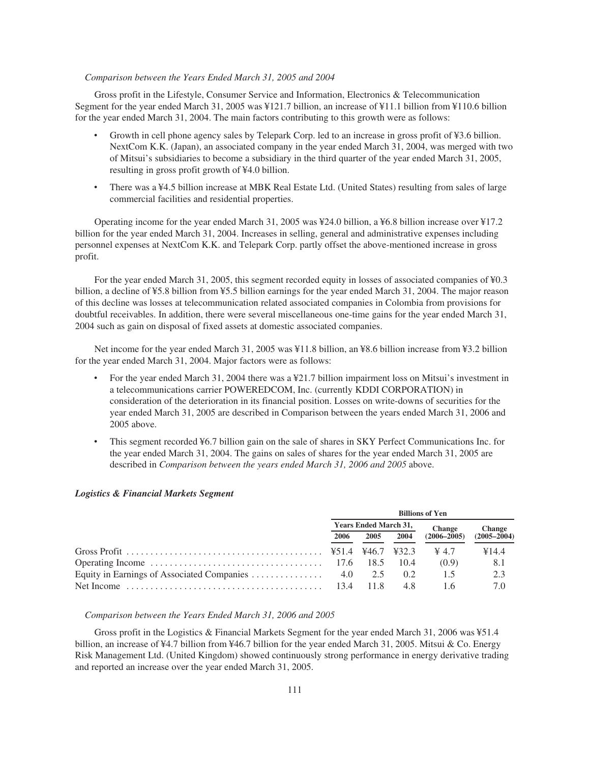*Comparison between the Years Ended March 31, 2005 and 2004*

Gross profit in the Lifestyle, Consumer Service and Information, Electronics & Telecommunication Segment for the year ended March 31, 2005 was ¥121.7 billion, an increase of ¥11.1 billion from ¥110.6 billion for the year ended March 31, 2004. The main factors contributing to this growth were as follows:

- Growth in cell phone agency sales by Telepark Corp. led to an increase in gross profit of ¥3.6 billion. NextCom K.K. (Japan), an associated company in the year ended March 31, 2004, was merged with two of Mitsui's subsidiaries to become a subsidiary in the third quarter of the year ended March 31, 2005, resulting in gross profit growth of ¥4.0 billion.
- There was a ¥4.5 billion increase at MBK Real Estate Ltd. (United States) resulting from sales of large commercial facilities and residential properties.

Operating income for the year ended March 31, 2005 was ¥24.0 billion, a ¥6.8 billion increase over ¥17.2 billion for the year ended March 31, 2004. Increases in selling, general and administrative expenses including personnel expenses at NextCom K.K. and Telepark Corp. partly offset the above-mentioned increase in gross profit.

For the year ended March 31, 2005, this segment recorded equity in losses of associated companies of ¥0.3 billion, a decline of ¥5.8 billion from ¥5.5 billion earnings for the year ended March 31, 2004. The major reason of this decline was losses at telecommunication related associated companies in Colombia from provisions for doubtful receivables. In addition, there were several miscellaneous one-time gains for the year ended March 31, 2004 such as gain on disposal of fixed assets at domestic associated companies.

Net income for the year ended March 31, 2005 was ¥11.8 billion, an ¥8.6 billion increase from ¥3.2 billion for the year ended March 31, 2004. Major factors were as follows:

- For the year ended March 31, 2004 there was a ¥21.7 billion impairment loss on Mitsui's investment in a telecommunications carrier POWEREDCOM, Inc. (currently KDDI CORPORATION) in consideration of the deterioration in its financial position. Losses on write-downs of securities for the year ended March 31, 2005 are described in Comparison between the years ended March 31, 2006 and 2005 above.
- This segment recorded ¥6.7 billion gain on the sale of shares in SKY Perfect Communications Inc. for the year ended March 31, 2004. The gains on sales of shares for the year ended March 31, 2005 are described in *Comparison between the years ended March 31, 2006 and 2005* above.

### *Logistics & Financial Markets Segment*

| | Billions of Yen | | | | |
|---|---|---|---|---|---|
| | Years Ended March 31, | | | Change | Change |
| | 2006 | 2005 | 2004 | (2006–2005) | (2005–2004) |
| Gross Profit | ¥51.4 | ¥46.7 | ¥32.3 | ¥ 4.7 | ¥14.4 |
| Operating Income | 17.6 | 18.5 | 10.4 | (0.9) | 8.1 |
| Equity in Earnings of Associated Companies | 4.0 | 2.5 | 0.2 | 1.5 | 2.3 |
| Net Income | 13.4 | 11.8 | 4.8 | 1.6 | 7.0 |

*Comparison between the Years Ended March 31, 2006 and 2005*

Gross profit in the Logistics & Financial Markets Segment for the year ended March 31, 2006 was ¥51.4 billion, an increase of ¥4.7 billion from ¥46.7 billion for the year ended March 31, 2005. Mitsui & Co. Energy Risk Management Ltd. (United Kingdom) showed continuously strong performance in energy derivative trading and reported an increase over the year ended March 31, 2005.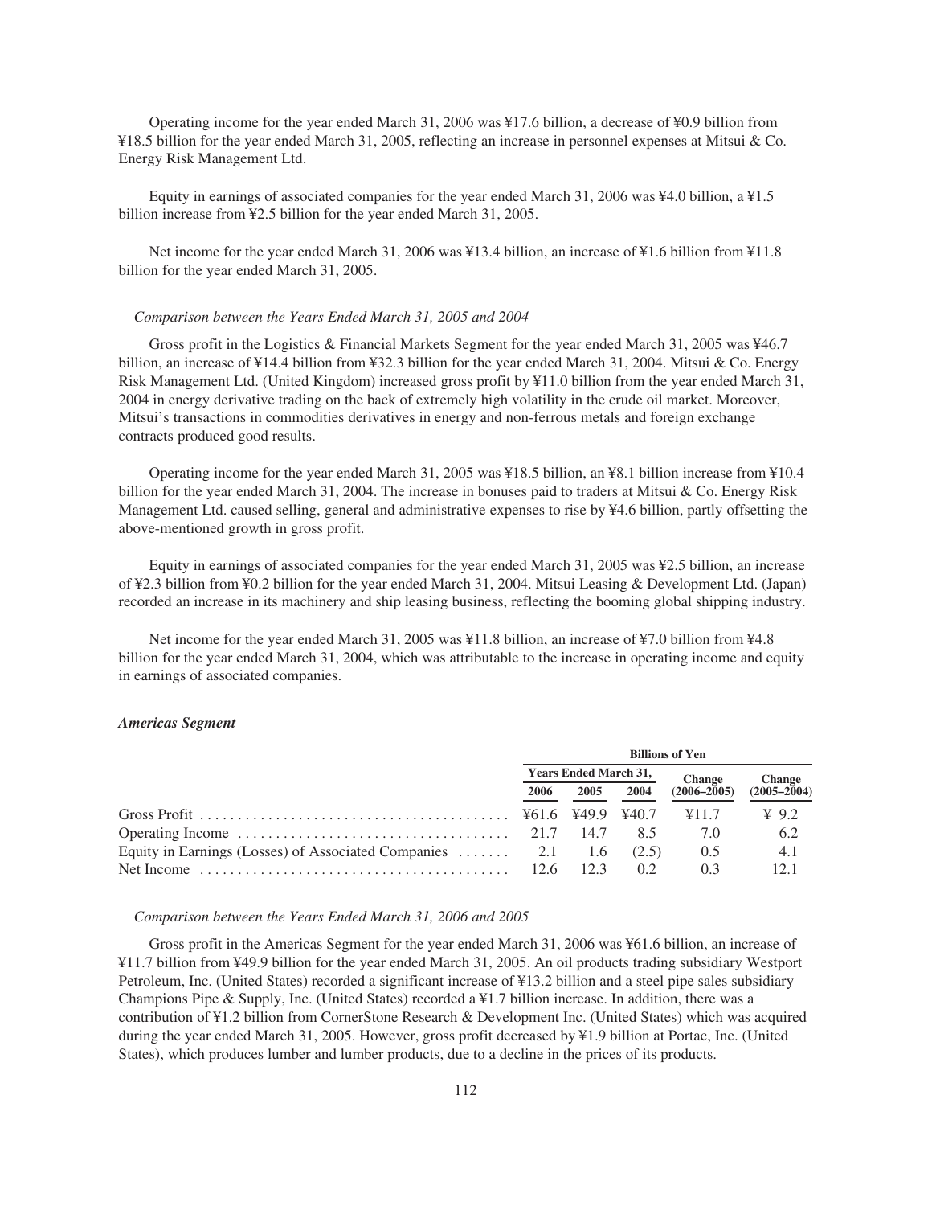Operating income for the year ended March 31, 2006 was ¥17.6 billion, a decrease of ¥0.9 billion from ¥18.5 billion for the year ended March 31, 2005, reflecting an increase in personnel expenses at Mitsui & Co. Energy Risk Management Ltd.

Equity in earnings of associated companies for the year ended March 31, 2006 was ¥4.0 billion, a ¥1.5 billion increase from ¥2.5 billion for the year ended March 31, 2005.

Net income for the year ended March 31, 2006 was ¥13.4 billion, an increase of ¥1.6 billion from ¥11.8 billion for the year ended March 31, 2005.

*Comparison between the Years Ended March 31, 2005 and 2004*

Gross profit in the Logistics & Financial Markets Segment for the year ended March 31, 2005 was ¥46.7 billion, an increase of ¥14.4 billion from ¥32.3 billion for the year ended March 31, 2004. Mitsui & Co. Energy Risk Management Ltd. (United Kingdom) increased gross profit by ¥11.0 billion from the year ended March 31, 2004 in energy derivative trading on the back of extremely high volatility in the crude oil market. Moreover, Mitsui's transactions in commodities derivatives in energy and non-ferrous metals and foreign exchange contracts produced good results.

Operating income for the year ended March 31, 2005 was ¥18.5 billion, an ¥8.1 billion increase from ¥10.4 billion for the year ended March 31, 2004. The increase in bonuses paid to traders at Mitsui & Co. Energy Risk Management Ltd. caused selling, general and administrative expenses to rise by ¥4.6 billion, partly offsetting the above-mentioned growth in gross profit.

Equity in earnings of associated companies for the year ended March 31, 2005 was ¥2.5 billion, an increase of ¥2.3 billion from ¥0.2 billion for the year ended March 31, 2004. Mitsui Leasing & Development Ltd. (Japan) recorded an increase in its machinery and ship leasing business, reflecting the booming global shipping industry.

Net income for the year ended March 31, 2005 was ¥11.8 billion, an increase of ¥7.0 billion from ¥4.8 billion for the year ended March 31, 2004, which was attributable to the increase in operating income and equity in earnings of associated companies.

***Americas Segment***

| | Billions of Yen | | | | |
|---|---|---|---|---|---|
| | Years Ended March 31, | | | Change | Change |
| | 2006 | 2005 | 2004 | (2006–2005) | (2005–2004) |
| Gross Profit | ¥61.6 | ¥49.9 | ¥40.7 | ¥11.7 | ¥ 9.2 |
| Operating Income | 21.7 | 14.7 | 8.5 | 7.0 | 6.2 |
| Equity in Earnings (Losses) of Associated Companies | 2.1 | 1.6 | (2.5) | 0.5 | 4.1 |
| Net Income | 12.6 | 12.3 | 0.2 | 0.3 | 12.1 |

*Comparison between the Years Ended March 31, 2006 and 2005*

Gross profit in the Americas Segment for the year ended March 31, 2006 was ¥61.6 billion, an increase of ¥11.7 billion from ¥49.9 billion for the year ended March 31, 2005. An oil products trading subsidiary Westport Petroleum, Inc. (United States) recorded a significant increase of ¥13.2 billion and a steel pipe sales subsidiary Champions Pipe & Supply, Inc. (United States) recorded a ¥1.7 billion increase. In addition, there was a contribution of ¥1.2 billion from CornerStone Research & Development Inc. (United States) which was acquired during the year ended March 31, 2005. However, gross profit decreased by ¥1.9 billion at Portac, Inc. (United States), which produces lumber and lumber products, due to a decline in the prices of its products.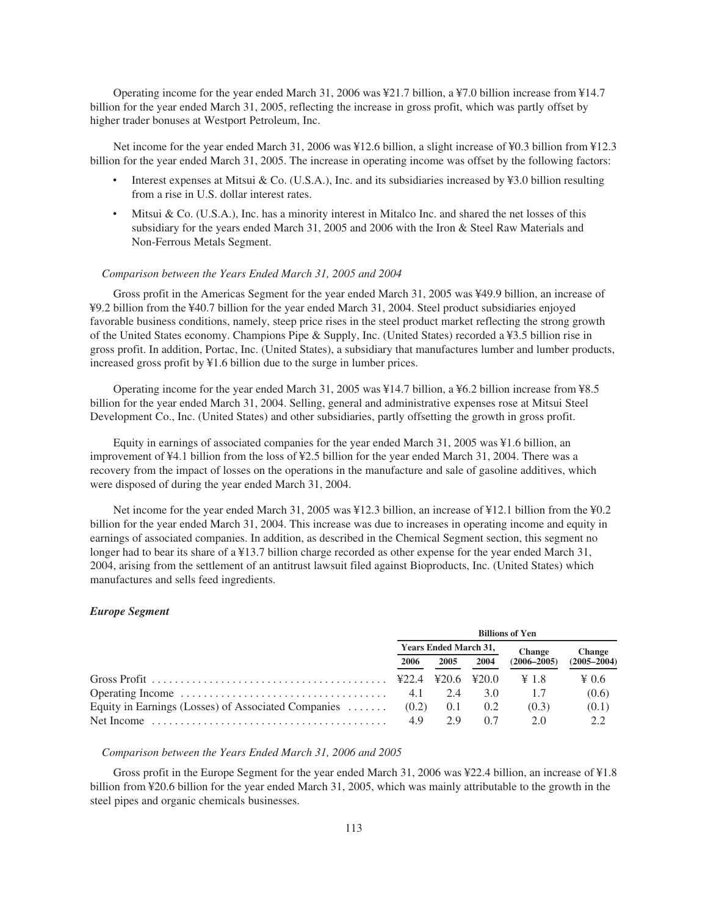Operating income for the year ended March 31, 2006 was ¥21.7 billion, a ¥7.0 billion increase from ¥14.7 billion for the year ended March 31, 2005, reflecting the increase in gross profit, which was partly offset by higher trader bonuses at Westport Petroleum, Inc.

Net income for the year ended March 31, 2006 was ¥12.6 billion, a slight increase of ¥0.3 billion from ¥12.3 billion for the year ended March 31, 2005. The increase in operating income was offset by the following factors:

- Interest expenses at Mitsui & Co. (U.S.A.), Inc. and its subsidiaries increased by ¥3.0 billion resulting from a rise in U.S. dollar interest rates.
- Mitsui & Co. (U.S.A.), Inc. has a minority interest in Mitalco Inc. and shared the net losses of this subsidiary for the years ended March 31, 2005 and 2006 with the Iron & Steel Raw Materials and Non-Ferrous Metals Segment.

*Comparison between the Years Ended March 31, 2005 and 2004*

Gross profit in the Americas Segment for the year ended March 31, 2005 was ¥49.9 billion, an increase of ¥9.2 billion from the ¥40.7 billion for the year ended March 31, 2004. Steel product subsidiaries enjoyed favorable business conditions, namely, steep price rises in the steel product market reflecting the strong growth of the United States economy. Champions Pipe & Supply, Inc. (United States) recorded a ¥3.5 billion rise in gross profit. In addition, Portac, Inc. (United States), a subsidiary that manufactures lumber and lumber products, increased gross profit by ¥1.6 billion due to the surge in lumber prices.

Operating income for the year ended March 31, 2005 was ¥14.7 billion, a ¥6.2 billion increase from ¥8.5 billion for the year ended March 31, 2004. Selling, general and administrative expenses rose at Mitsui Steel Development Co., Inc. (United States) and other subsidiaries, partly offsetting the growth in gross profit.

Equity in earnings of associated companies for the year ended March 31, 2005 was ¥1.6 billion, an improvement of ¥4.1 billion from the loss of ¥2.5 billion for the year ended March 31, 2004. There was a recovery from the impact of losses on the operations in the manufacture and sale of gasoline additives, which were disposed of during the year ended March 31, 2004.

Net income for the year ended March 31, 2005 was ¥12.3 billion, an increase of ¥12.1 billion from the ¥0.2 billion for the year ended March 31, 2004. This increase was due to increases in operating income and equity in earnings of associated companies. In addition, as described in the Chemical Segment section, this segment no longer had to bear its share of a ¥13.7 billion charge recorded as other expense for the year ended March 31, 2004, arising from the settlement of an antitrust lawsuit filed against Bioproducts, Inc. (United States) which manufactures and sells feed ingredients.

### *Europe Segment*

| | Billions of Yen | | | | |
|---|---|---|---|---|---|
| | Years Ended March 31, | | | Change | Change |
| | 2006 | 2005 | 2004 | (2006–2005) | (2005–2004) |
| Gross Profit | ¥22.4 | ¥20.6 | ¥20.0 | ¥ 1.8 | ¥ 0.6 |
| Operating Income | 4.1 | 2.4 | 3.0 | 1.7 | (0.6) |
| Equity in Earnings (Losses) of Associated Companies | (0.2) | 0.1 | 0.2 | (0.3) | (0.1) |
| Net Income | 4.9 | 2.9 | 0.7 | 2.0 | 2.2 |

*Comparison between the Years Ended March 31, 2006 and 2005*

Gross profit in the Europe Segment for the year ended March 31, 2006 was ¥22.4 billion, an increase of ¥1.8 billion from ¥20.6 billion for the year ended March 31, 2005, which was mainly attributable to the growth in the steel pipes and organic chemicals businesses.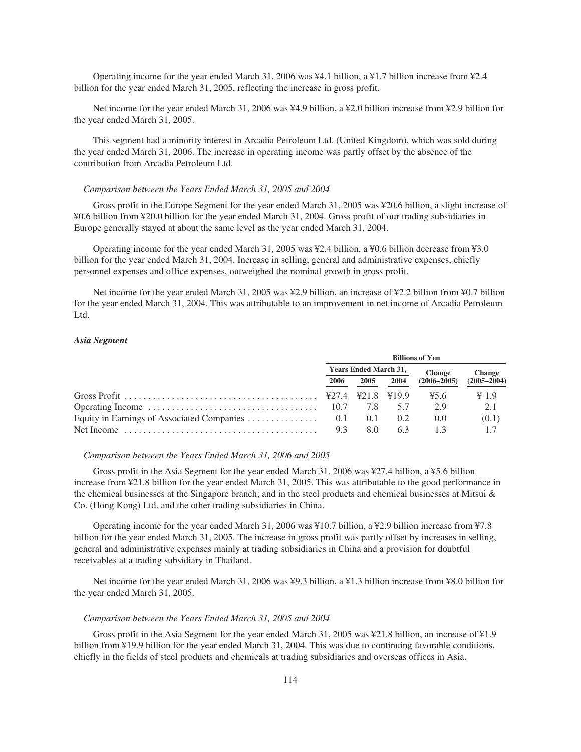Operating income for the year ended March 31, 2006 was ¥4.1 billion, a ¥1.7 billion increase from ¥2.4 billion for the year ended March 31, 2005, reflecting the increase in gross profit.

Net income for the year ended March 31, 2006 was ¥4.9 billion, a ¥2.0 billion increase from ¥2.9 billion for the year ended March 31, 2005.

This segment had a minority interest in Arcadia Petroleum Ltd. (United Kingdom), which was sold during the year ended March 31, 2006. The increase in operating income was partly offset by the absence of the contribution from Arcadia Petroleum Ltd.

*Comparison between the Years Ended March 31, 2005 and 2004*

Gross profit in the Europe Segment for the year ended March 31, 2005 was ¥20.6 billion, a slight increase of ¥0.6 billion from ¥20.0 billion for the year ended March 31, 2004. Gross profit of our trading subsidiaries in Europe generally stayed at about the same level as the year ended March 31, 2004.

Operating income for the year ended March 31, 2005 was ¥2.4 billion, a ¥0.6 billion decrease from ¥3.0 billion for the year ended March 31, 2004. Increase in selling, general and administrative expenses, chiefly personnel expenses and office expenses, outweighed the nominal growth in gross profit.

Net income for the year ended March 31, 2005 was ¥2.9 billion, an increase of ¥2.2 billion from ¥0.7 billion for the year ended March 31, 2004. This was attributable to an improvement in net income of Arcadia Petroleum Ltd.

***Asia Segment***

| | Billions of Yen | | | | |
|---|---|---|---|---|---|
| | Years Ended March 31, | | | Change | Change |
| | 2006 | 2005 | 2004 | (2006–2005) | (2005–2004) |
| Gross Profit | ¥27.4 | ¥21.8 | ¥19.9 | ¥5.6 | ¥ 1.9 |
| Operating Income | 10.7 | 7.8 | 5.7 | 2.9 | 2.1 |
| Equity in Earnings of Associated Companies | 0.1 | 0.1 | 0.2 | 0.0 | (0.1) |
| Net Income | 9.3 | 8.0 | 6.3 | 1.3 | 1.7 |

*Comparison between the Years Ended March 31, 2006 and 2005*

Gross profit in the Asia Segment for the year ended March 31, 2006 was ¥27.4 billion, a ¥5.6 billion increase from ¥21.8 billion for the year ended March 31, 2005. This was attributable to the good performance in the chemical businesses at the Singapore branch; and in the steel products and chemical businesses at Mitsui & Co. (Hong Kong) Ltd. and the other trading subsidiaries in China.

Operating income for the year ended March 31, 2006 was ¥10.7 billion, a ¥2.9 billion increase from ¥7.8 billion for the year ended March 31, 2005. The increase in gross profit was partly offset by increases in selling, general and administrative expenses mainly at trading subsidiaries in China and a provision for doubtful receivables at a trading subsidiary in Thailand.

Net income for the year ended March 31, 2006 was ¥9.3 billion, a ¥1.3 billion increase from ¥8.0 billion for the year ended March 31, 2005.

*Comparison between the Years Ended March 31, 2005 and 2004*

Gross profit in the Asia Segment for the year ended March 31, 2005 was ¥21.8 billion, an increase of ¥1.9 billion from ¥19.9 billion for the year ended March 31, 2004. This was due to continuing favorable conditions, chiefly in the fields of steel products and chemicals at trading subsidiaries and overseas offices in Asia.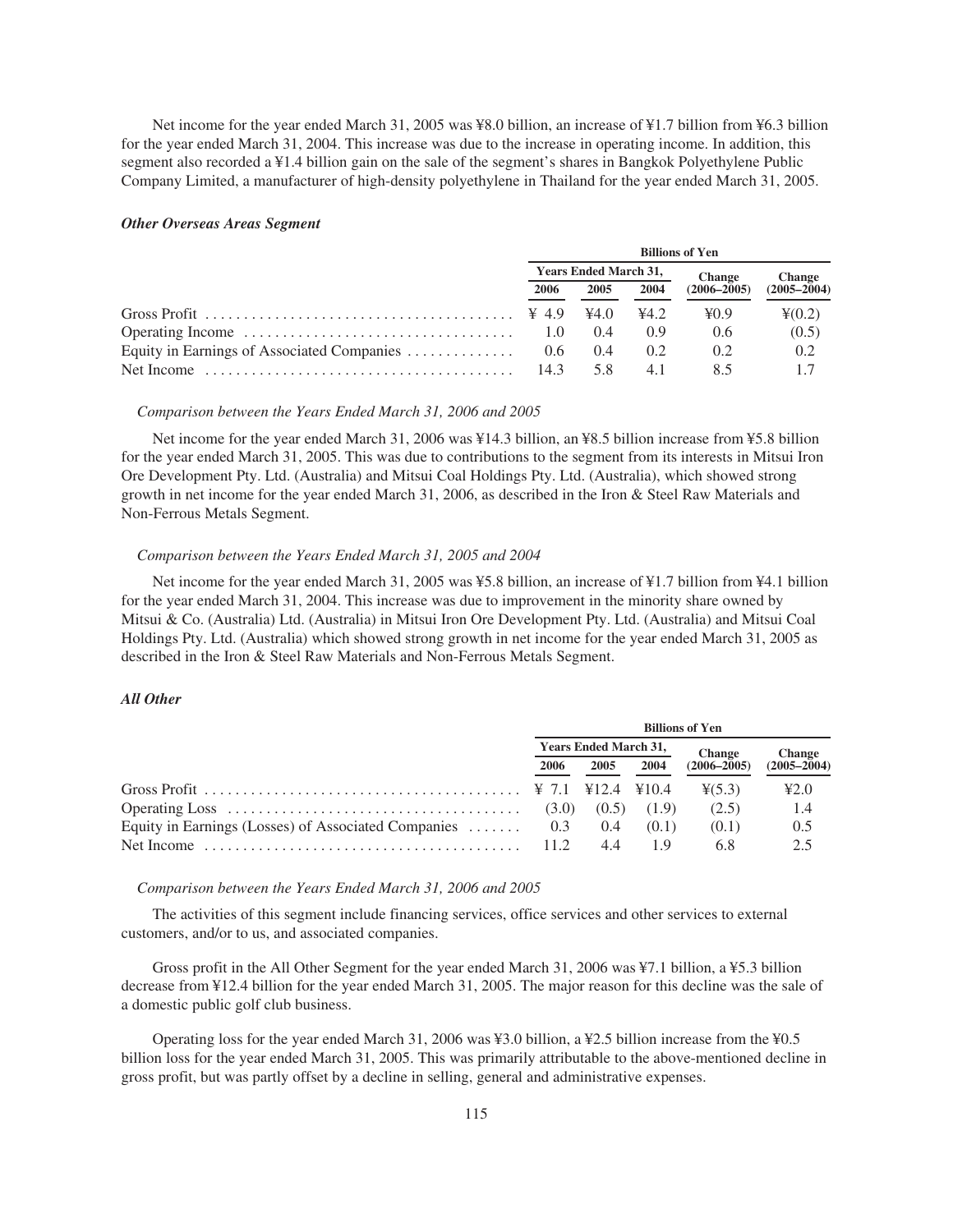Net income for the year ended March 31, 2005 was ¥8.0 billion, an increase of ¥1.7 billion from ¥6.3 billion for the year ended March 31, 2004. This increase was due to the increase in operating income. In addition, this segment also recorded a ¥1.4 billion gain on the sale of the segment's shares in Bangkok Polyethylene Public Company Limited, a manufacturer of high-density polyethylene in Thailand for the year ended March 31, 2005.

### *Other Overseas Areas Segment*

| | Billions of Yen | | | | |
|---|---|---|---|---|---|
| | Years Ended March 31, | | | Change | Change |
| | 2006 | 2005 | 2004 | (2006–2005) | (2005–2004) |
| Gross Profit | ¥ 4.9 | ¥4.0 | ¥4.2 | ¥0.9 | ¥(0.2) |
| Operating Income | 1.0 | 0.4 | 0.9 | 0.6 | (0.5) |
| Equity in Earnings of Associated Companies | 0.6 | 0.4 | 0.2 | 0.2 | 0.2 |
| Net Income | 14.3 | 5.8 | 4.1 | 8.5 | 1.7 |

*Comparison between the Years Ended March 31, 2006 and 2005*

Net income for the year ended March 31, 2006 was ¥14.3 billion, an ¥8.5 billion increase from ¥5.8 billion for the year ended March 31, 2005. This was due to contributions to the segment from its interests in Mitsui Iron Ore Development Pty. Ltd. (Australia) and Mitsui Coal Holdings Pty. Ltd. (Australia), which showed strong growth in net income for the year ended March 31, 2006, as described in the Iron & Steel Raw Materials and Non-Ferrous Metals Segment.

*Comparison between the Years Ended March 31, 2005 and 2004*

Net income for the year ended March 31, 2005 was ¥5.8 billion, an increase of ¥1.7 billion from ¥4.1 billion for the year ended March 31, 2004. This increase was due to improvement in the minority share owned by Mitsui & Co. (Australia) Ltd. (Australia) in Mitsui Iron Ore Development Pty. Ltd. (Australia) and Mitsui Coal Holdings Pty. Ltd. (Australia) which showed strong growth in net income for the year ended March 31, 2005 as described in the Iron & Steel Raw Materials and Non-Ferrous Metals Segment.

### *All Other*

| | Billions of Yen | | | | |
|---|---|---|---|---|---|
| | Years Ended March 31, | | | Change | Change |
| | 2006 | 2005 | 2004 | (2006–2005) | (2005–2004) |
| Gross Profit | ¥ 7.1 | ¥12.4 | ¥10.4 | ¥(5.3) | ¥2.0 |
| Operating Loss | (3.0) | (0.5) | (1.9) | (2.5) | 1.4 |
| Equity in Earnings (Losses) of Associated Companies | 0.3 | 0.4 | (0.1) | (0.1) | 0.5 |
| Net Income | 11.2 | 4.4 | 1.9 | 6.8 | 2.5 |

*Comparison between the Years Ended March 31, 2006 and 2005*

The activities of this segment include financing services, office services and other services to external customers, and/or to us, and associated companies.

Gross profit in the All Other Segment for the year ended March 31, 2006 was ¥7.1 billion, a ¥5.3 billion decrease from ¥12.4 billion for the year ended March 31, 2005. The major reason for this decline was the sale of a domestic public golf club business.

Operating loss for the year ended March 31, 2006 was ¥3.0 billion, a ¥2.5 billion increase from the ¥0.5 billion loss for the year ended March 31, 2005. This was primarily attributable to the above-mentioned decline in gross profit, but was partly offset by a decline in selling, general and administrative expenses.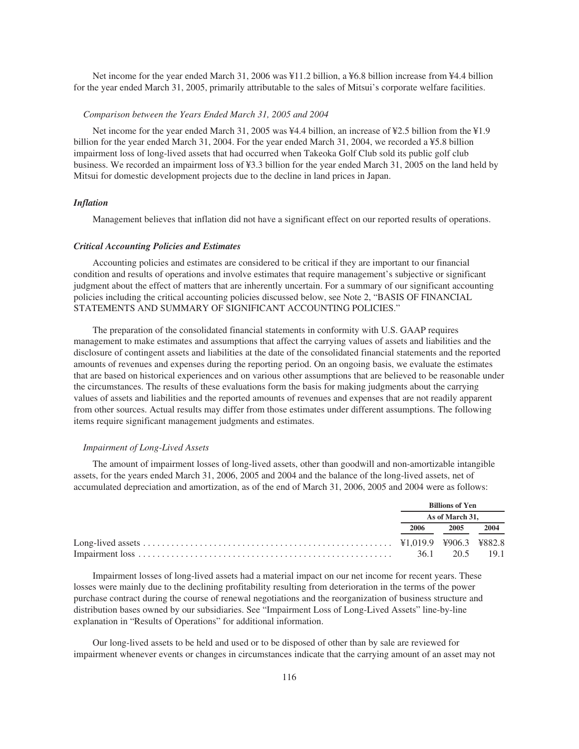Net income for the year ended March 31, 2006 was ¥11.2 billion, a ¥6.8 billion increase from ¥4.4 billion for the year ended March 31, 2005, primarily attributable to the sales of Mitsui's corporate welfare facilities.

*Comparison between the Years Ended March 31, 2005 and 2004*

Net income for the year ended March 31, 2005 was ¥4.4 billion, an increase of ¥2.5 billion from the ¥1.9 billion for the year ended March 31, 2004. For the year ended March 31, 2004, we recorded a ¥5.8 billion impairment loss of long-lived assets that had occurred when Takeoka Golf Club sold its public golf club business. We recorded an impairment loss of ¥3.3 billion for the year ended March 31, 2005 on the land held by Mitsui for domestic development projects due to the decline in land prices in Japan.

***Inflation***

Management believes that inflation did not have a significant effect on our reported results of operations.

***Critical Accounting Policies and Estimates***

Accounting policies and estimates are considered to be critical if they are important to our financial condition and results of operations and involve estimates that require management's subjective or significant judgment about the effect of matters that are inherently uncertain. For a summary of our significant accounting policies including the critical accounting policies discussed below, see Note 2, "BASIS OF FINANCIAL STATEMENTS AND SUMMARY OF SIGNIFICANT ACCOUNTING POLICIES."

The preparation of the consolidated financial statements in conformity with U.S. GAAP requires management to make estimates and assumptions that affect the carrying values of assets and liabilities and the disclosure of contingent assets and liabilities at the date of the consolidated financial statements and the reported amounts of revenues and expenses during the reporting period. On an ongoing basis, we evaluate the estimates that are based on historical experiences and on various other assumptions that are believed to be reasonable under the circumstances. The results of these evaluations form the basis for making judgments about the carrying values of assets and liabilities and the reported amounts of revenues and expenses that are not readily apparent from other sources. Actual results may differ from those estimates under different assumptions. The following items require significant management judgments and estimates.

*Impairment of Long-Lived Assets*

The amount of impairment losses of long-lived assets, other than goodwill and non-amortizable intangible assets, for the years ended March 31, 2006, 2005 and 2004 and the balance of the long-lived assets, net of accumulated depreciation and amortization, as of the end of March 31, 2006, 2005 and 2004 were as follows:

| | Billions of Yen | | |
|---|---|---|---|
| | As of March 31, | | |
| | 2006 | 2005 | 2004 |
| Long-lived assets | ¥1,019.9 | ¥906.3 | ¥882.8 |
| Impairment loss | 36.1 | 20.5 | 19.1 |

Impairment losses of long-lived assets had a material impact on our net income for recent years. These losses were mainly due to the declining profitability resulting from deterioration in the terms of the power purchase contract during the course of renewal negotiations and the reorganization of business structure and distribution bases owned by our subsidiaries. See "Impairment Loss of Long-Lived Assets" line-by-line explanation in "Results of Operations" for additional information.

Our long-lived assets to be held and used or to be disposed of other than by sale are reviewed for impairment whenever events or changes in circumstances indicate that the carrying amount of an asset may not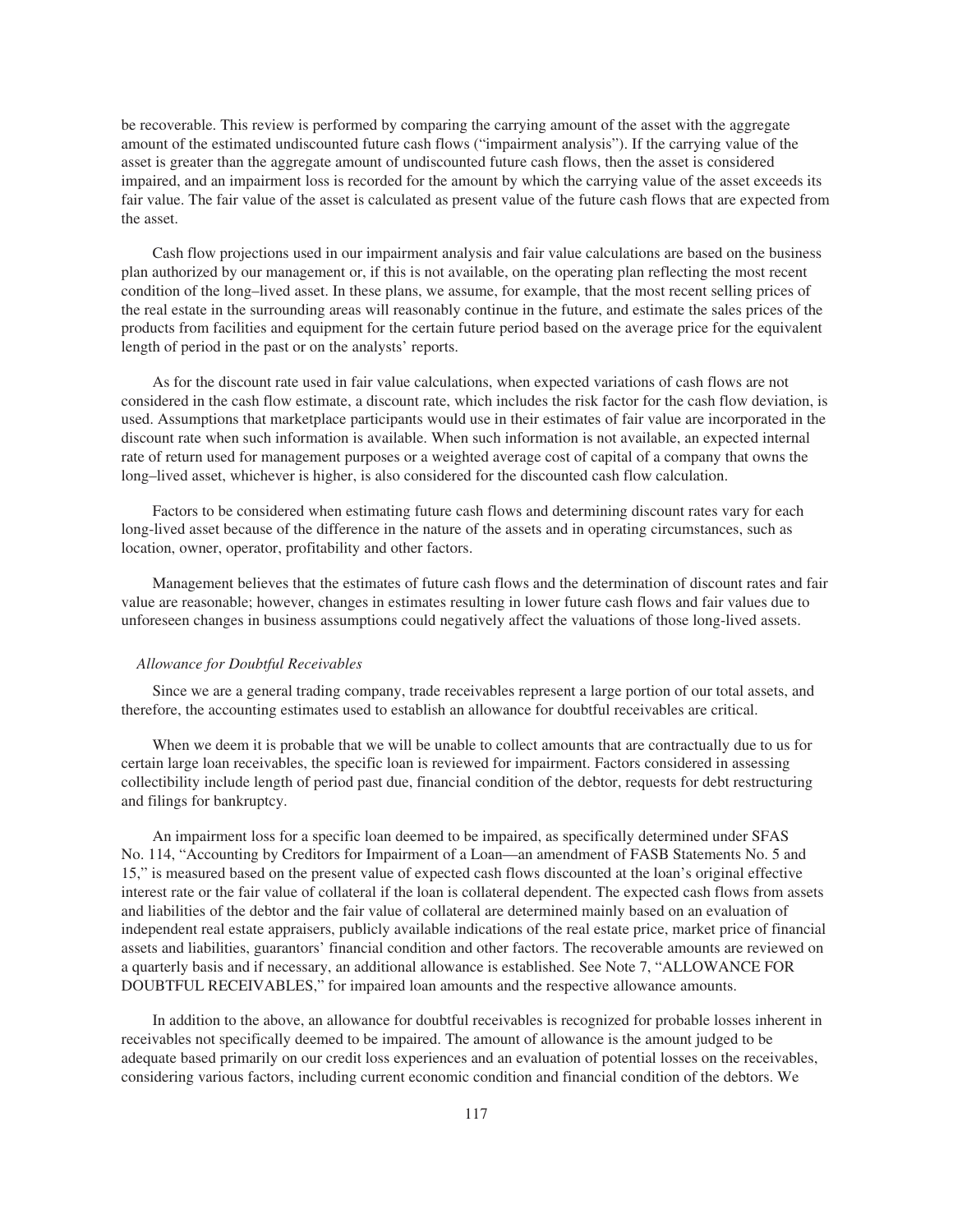be recoverable. This review is performed by comparing the carrying amount of the asset with the aggregate amount of the estimated undiscounted future cash flows ("impairment analysis"). If the carrying value of the asset is greater than the aggregate amount of undiscounted future cash flows, then the asset is considered impaired, and an impairment loss is recorded for the amount by which the carrying value of the asset exceeds its fair value. The fair value of the asset is calculated as present value of the future cash flows that are expected from the asset.

Cash flow projections used in our impairment analysis and fair value calculations are based on the business plan authorized by our management or, if this is not available, on the operating plan reflecting the most recent condition of the long–lived asset. In these plans, we assume, for example, that the most recent selling prices of the real estate in the surrounding areas will reasonably continue in the future, and estimate the sales prices of the products from facilities and equipment for the certain future period based on the average price for the equivalent length of period in the past or on the analysts' reports.

As for the discount rate used in fair value calculations, when expected variations of cash flows are not considered in the cash flow estimate, a discount rate, which includes the risk factor for the cash flow deviation, is used. Assumptions that marketplace participants would use in their estimates of fair value are incorporated in the discount rate when such information is available. When such information is not available, an expected internal rate of return used for management purposes or a weighted average cost of capital of a company that owns the long–lived asset, whichever is higher, is also considered for the discounted cash flow calculation.

Factors to be considered when estimating future cash flows and determining discount rates vary for each long-lived asset because of the difference in the nature of the assets and in operating circumstances, such as location, owner, operator, profitability and other factors.

Management believes that the estimates of future cash flows and the determination of discount rates and fair value are reasonable; however, changes in estimates resulting in lower future cash flows and fair values due to unforeseen changes in business assumptions could negatively affect the valuations of those long-lived assets.

*Allowance for Doubtful Receivables*

Since we are a general trading company, trade receivables represent a large portion of our total assets, and therefore, the accounting estimates used to establish an allowance for doubtful receivables are critical.

When we deem it is probable that we will be unable to collect amounts that are contractually due to us for certain large loan receivables, the specific loan is reviewed for impairment. Factors considered in assessing collectibility include length of period past due, financial condition of the debtor, requests for debt restructuring and filings for bankruptcy.

An impairment loss for a specific loan deemed to be impaired, as specifically determined under SFAS No. 114, "Accounting by Creditors for Impairment of a Loan—an amendment of FASB Statements No. 5 and 15," is measured based on the present value of expected cash flows discounted at the loan's original effective interest rate or the fair value of collateral if the loan is collateral dependent. The expected cash flows from assets and liabilities of the debtor and the fair value of collateral are determined mainly based on an evaluation of independent real estate appraisers, publicly available indications of the real estate price, market price of financial assets and liabilities, guarantors' financial condition and other factors. The recoverable amounts are reviewed on a quarterly basis and if necessary, an additional allowance is established. See Note 7, "ALLOWANCE FOR DOUBTFUL RECEIVABLES," for impaired loan amounts and the respective allowance amounts.

In addition to the above, an allowance for doubtful receivables is recognized for probable losses inherent in receivables not specifically deemed to be impaired. The amount of allowance is the amount judged to be adequate based primarily on our credit loss experiences and an evaluation of potential losses on the receivables, considering various factors, including current economic condition and financial condition of the debtors. We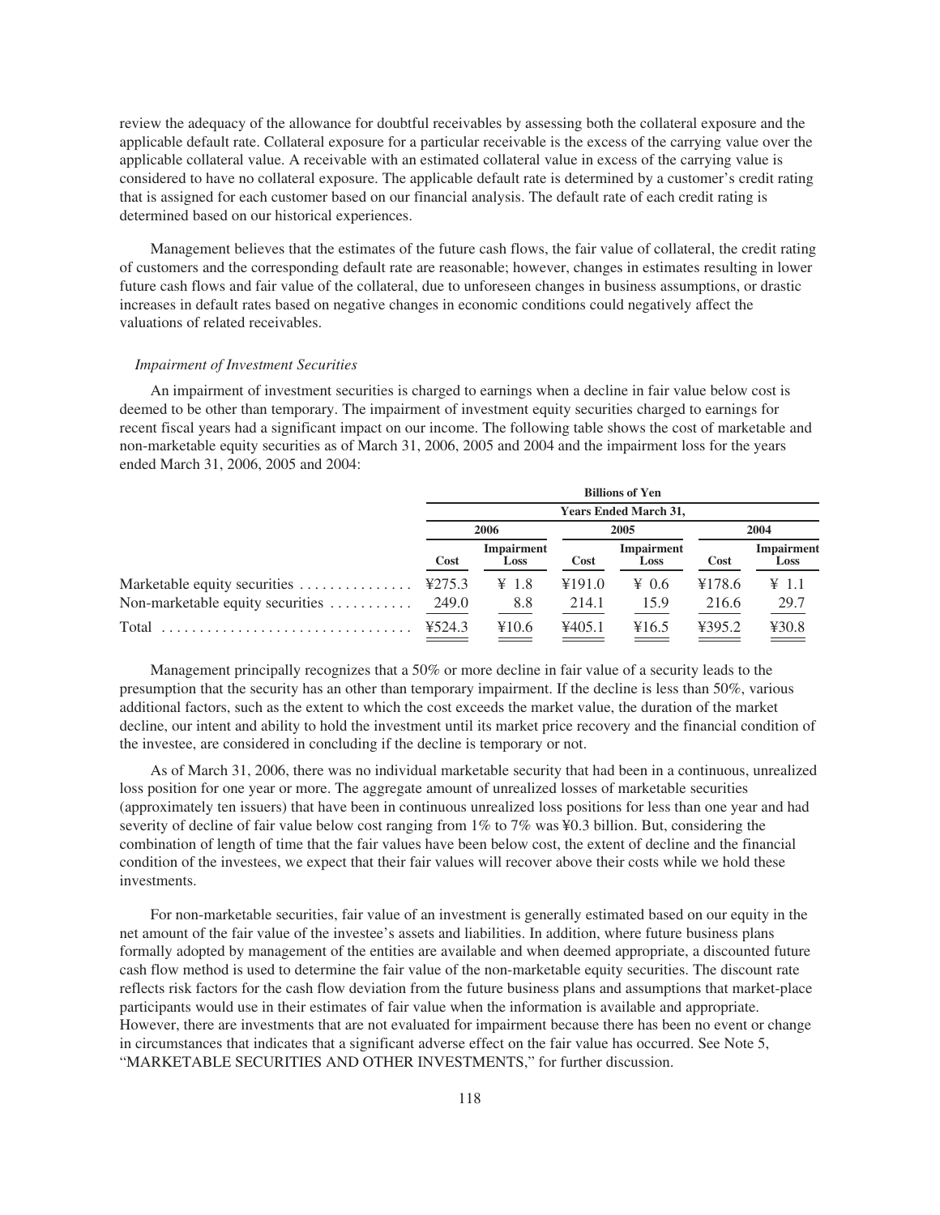review the adequacy of the allowance for doubtful receivables by assessing both the collateral exposure and the applicable default rate. Collateral exposure for a particular receivable is the excess of the carrying value over the applicable collateral value. A receivable with an estimated collateral value in excess of the carrying value is considered to have no collateral exposure. The applicable default rate is determined by a customer's credit rating that is assigned for each customer based on our financial analysis. The default rate of each credit rating is determined based on our historical experiences.

Management believes that the estimates of the future cash flows, the fair value of collateral, the credit rating of customers and the corresponding default rate are reasonable; however, changes in estimates resulting in lower future cash flows and fair value of the collateral, due to unforeseen changes in business assumptions, or drastic increases in default rates based on negative changes in economic conditions could negatively affect the valuations of related receivables.

*Impairment of Investment Securities*

An impairment of investment securities is charged to earnings when a decline in fair value below cost is deemed to be other than temporary. The impairment of investment equity securities charged to earnings for recent fiscal years had a significant impact on our income. The following table shows the cost of marketable and non-marketable equity securities as of March 31, 2006, 2005 and 2004 and the impairment loss for the years ended March 31, 2006, 2005 and 2004:

| | Billions of Yen | | | | | |
|---|---|---|---|---|---|---|
| | Years Ended March 31, | | | | | |
| | 2006 | | 2005 | | 2004 | |
| | Cost | Impairment Loss | Cost | Impairment Loss | Cost | Impairment Loss |
| Marketable equity securities | ¥275.3 | ¥ 1.8 | ¥191.0 | ¥ 0.6 | ¥178.6 | ¥ 1.1 |
| Non-marketable equity securities | 249.0 | 8.8 | 214.1 | 15.9 | 216.6 | 29.7 |
| Total | ¥524.3 | ¥10.6 | ¥405.1 | ¥16.5 | ¥395.2 | ¥30.8 |

Management principally recognizes that a 50% or more decline in fair value of a security leads to the presumption that the security has an other than temporary impairment. If the decline is less than 50%, various additional factors, such as the extent to which the cost exceeds the market value, the duration of the market decline, our intent and ability to hold the investment until its market price recovery and the financial condition of the investee, are considered in concluding if the decline is temporary or not.

As of March 31, 2006, there was no individual marketable security that had been in a continuous, unrealized loss position for one year or more. The aggregate amount of unrealized losses of marketable securities (approximately ten issuers) that have been in continuous unrealized loss positions for less than one year and had severity of decline of fair value below cost ranging from 1% to 7% was ¥0.3 billion. But, considering the combination of length of time that the fair values have been below cost, the extent of decline and the financial condition of the investees, we expect that their fair values will recover above their costs while we hold these investments.

For non-marketable securities, fair value of an investment is generally estimated based on our equity in the net amount of the fair value of the investee's assets and liabilities. In addition, where future business plans formally adopted by management of the entities are available and when deemed appropriate, a discounted future cash flow method is used to determine the fair value of the non-marketable equity securities. The discount rate reflects risk factors for the cash flow deviation from the future business plans and assumptions that market-place participants would use in their estimates of fair value when the information is available and appropriate. However, there are investments that are not evaluated for impairment because there has been no event or change in circumstances that indicates that a significant adverse effect on the fair value has occurred. See Note 5, "MARKETABLE SECURITIES AND OTHER INVESTMENTS," for further discussion.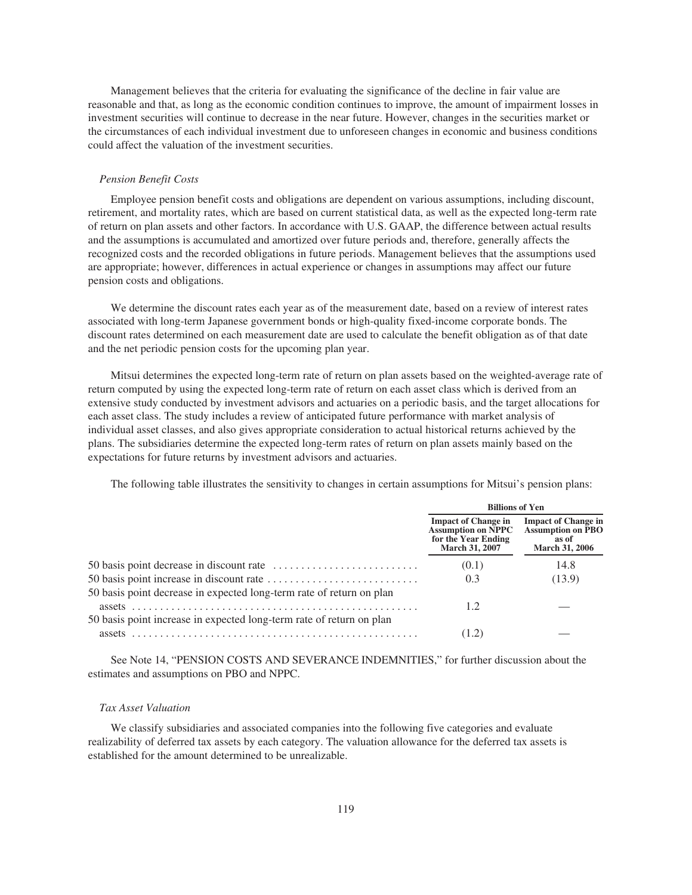Management believes that the criteria for evaluating the significance of the decline in fair value are reasonable and that, as long as the economic condition continues to improve, the amount of impairment losses in investment securities will continue to decrease in the near future. However, changes in the securities market or the circumstances of each individual investment due to unforeseen changes in economic and business conditions could affect the valuation of the investment securities.

*Pension Benefit Costs*

Employee pension benefit costs and obligations are dependent on various assumptions, including discount, retirement, and mortality rates, which are based on current statistical data, as well as the expected long-term rate of return on plan assets and other factors. In accordance with U.S. GAAP, the difference between actual results and the assumptions is accumulated and amortized over future periods and, therefore, generally affects the recognized costs and the recorded obligations in future periods. Management believes that the assumptions used are appropriate; however, differences in actual experience or changes in assumptions may affect our future pension costs and obligations.

We determine the discount rates each year as of the measurement date, based on a review of interest rates associated with long-term Japanese government bonds or high-quality fixed-income corporate bonds. The discount rates determined on each measurement date are used to calculate the benefit obligation as of that date and the net periodic pension costs for the upcoming plan year.

Mitsui determines the expected long-term rate of return on plan assets based on the weighted-average rate of return computed by using the expected long-term rate of return on each asset class which is derived from an extensive study conducted by investment advisors and actuaries on a periodic basis, and the target allocations for each asset class. The study includes a review of anticipated future performance with market analysis of individual asset classes, and also gives appropriate consideration to actual historical returns achieved by the plans. The subsidiaries determine the expected long-term rates of return on plan assets mainly based on the expectations for future returns by investment advisors and actuaries.

The following table illustrates the sensitivity to changes in certain assumptions for Mitsui's pension plans:

| | Billions of Yen | |
|---|---|---|
| | Impact of Change in Assumption on NPPC for the Year Ending March 31, 2007 | Impact of Change in Assumption on PBO as of March 31, 2006 |
| 50 basis point decrease in discount rate | (0.1) | 14.8 |
| 50 basis point increase in discount rate | 0.3 | (13.9) |
| 50 basis point decrease in expected long-term rate of return on plan assets | 1.2 | — |
| 50 basis point increase in expected long-term rate of return on plan assets | (1.2) | — |

See Note 14, "PENSION COSTS AND SEVERANCE INDEMNITIES," for further discussion about the estimates and assumptions on PBO and NPPC.

*Tax Asset Valuation*

We classify subsidiaries and associated companies into the following five categories and evaluate realizability of deferred tax assets by each category. The valuation allowance for the deferred tax assets is established for the amount determined to be unrealizable.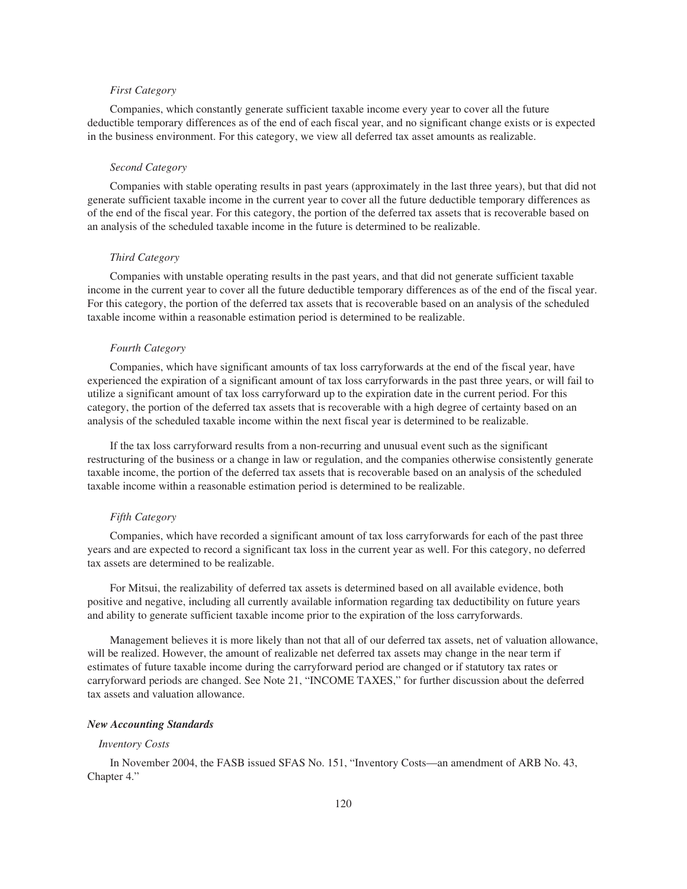*First Category*

Companies, which constantly generate sufficient taxable income every year to cover all the future deductible temporary differences as of the end of each fiscal year, and no significant change exists or is expected in the business environment. For this category, we view all deferred tax asset amounts as realizable.

*Second Category*

Companies with stable operating results in past years (approximately in the last three years), but that did not generate sufficient taxable income in the current year to cover all the future deductible temporary differences as of the end of the fiscal year. For this category, the portion of the deferred tax assets that is recoverable based on an analysis of the scheduled taxable income in the future is determined to be realizable.

*Third Category*

Companies with unstable operating results in the past years, and that did not generate sufficient taxable income in the current year to cover all the future deductible temporary differences as of the end of the fiscal year. For this category, the portion of the deferred tax assets that is recoverable based on an analysis of the scheduled taxable income within a reasonable estimation period is determined to be realizable.

*Fourth Category*

Companies, which have significant amounts of tax loss carryforwards at the end of the fiscal year, have experienced the expiration of a significant amount of tax loss carryforwards in the past three years, or will fail to utilize a significant amount of tax loss carryforward up to the expiration date in the current period. For this category, the portion of the deferred tax assets that is recoverable with a high degree of certainty based on an analysis of the scheduled taxable income within the next fiscal year is determined to be realizable.

If the tax loss carryforward results from a non-recurring and unusual event such as the significant restructuring of the business or a change in law or regulation, and the companies otherwise consistently generate taxable income, the portion of the deferred tax assets that is recoverable based on an analysis of the scheduled taxable income within a reasonable estimation period is determined to be realizable.

*Fifth Category*

Companies, which have recorded a significant amount of tax loss carryforwards for each of the past three years and are expected to record a significant tax loss in the current year as well. For this category, no deferred tax assets are determined to be realizable.

For Mitsui, the realizability of deferred tax assets is determined based on all available evidence, both positive and negative, including all currently available information regarding tax deductibility on future years and ability to generate sufficient taxable income prior to the expiration of the loss carryforwards.

Management believes it is more likely than not that all of our deferred tax assets, net of valuation allowance, will be realized. However, the amount of realizable net deferred tax assets may change in the near term if estimates of future taxable income during the carryforward period are changed or if statutory tax rates or carryforward periods are changed. See Note 21, "INCOME TAXES," for further discussion about the deferred tax assets and valuation allowance.

***New Accounting Standards***

*Inventory Costs*

In November 2004, the FASB issued SFAS No. 151, "Inventory Costs—an amendment of ARB No. 43, Chapter 4."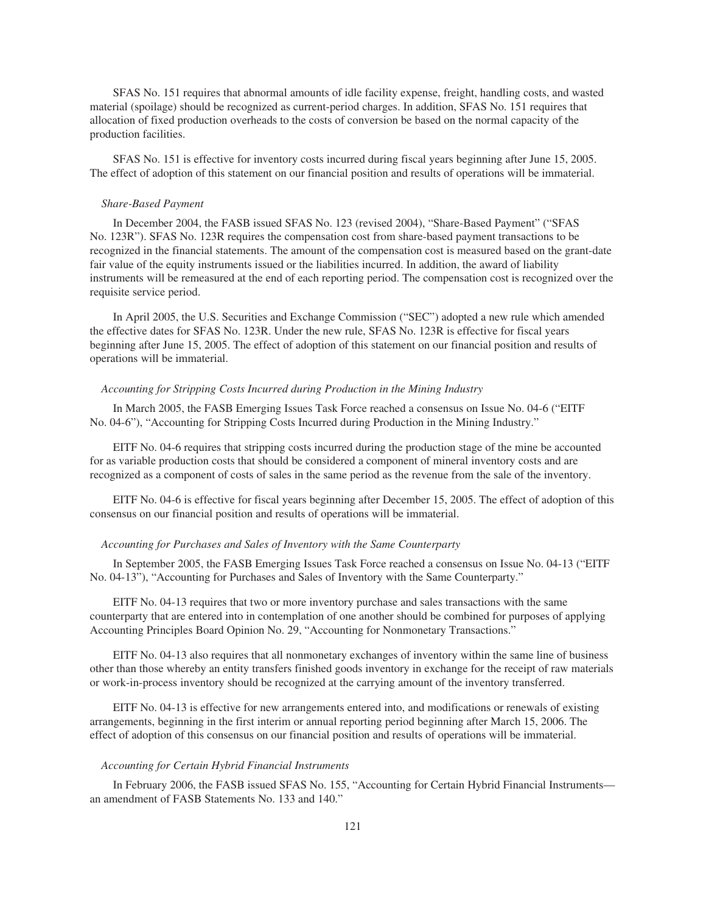SFAS No. 151 requires that abnormal amounts of idle facility expense, freight, handling costs, and wasted material (spoilage) should be recognized as current-period charges. In addition, SFAS No. 151 requires that allocation of fixed production overheads to the costs of conversion be based on the normal capacity of the production facilities.

SFAS No. 151 is effective for inventory costs incurred during fiscal years beginning after June 15, 2005. The effect of adoption of this statement on our financial position and results of operations will be immaterial.

*Share-Based Payment*

In December 2004, the FASB issued SFAS No. 123 (revised 2004), "Share-Based Payment" ("SFAS No. 123R"). SFAS No. 123R requires the compensation cost from share-based payment transactions to be recognized in the financial statements. The amount of the compensation cost is measured based on the grant-date fair value of the equity instruments issued or the liabilities incurred. In addition, the award of liability instruments will be remeasured at the end of each reporting period. The compensation cost is recognized over the requisite service period.

In April 2005, the U.S. Securities and Exchange Commission ("SEC") adopted a new rule which amended the effective dates for SFAS No. 123R. Under the new rule, SFAS No. 123R is effective for fiscal years beginning after June 15, 2005. The effect of adoption of this statement on our financial position and results of operations will be immaterial.

*Accounting for Stripping Costs Incurred during Production in the Mining Industry*

In March 2005, the FASB Emerging Issues Task Force reached a consensus on Issue No. 04-6 ("EITF No. 04-6"), "Accounting for Stripping Costs Incurred during Production in the Mining Industry."

EITF No. 04-6 requires that stripping costs incurred during the production stage of the mine be accounted for as variable production costs that should be considered a component of mineral inventory costs and are recognized as a component of costs of sales in the same period as the revenue from the sale of the inventory.

EITF No. 04-6 is effective for fiscal years beginning after December 15, 2005. The effect of adoption of this consensus on our financial position and results of operations will be immaterial.

*Accounting for Purchases and Sales of Inventory with the Same Counterparty*

In September 2005, the FASB Emerging Issues Task Force reached a consensus on Issue No. 04-13 ("EITF No. 04-13"), "Accounting for Purchases and Sales of Inventory with the Same Counterparty."

EITF No. 04-13 requires that two or more inventory purchase and sales transactions with the same counterparty that are entered into in contemplation of one another should be combined for purposes of applying Accounting Principles Board Opinion No. 29, "Accounting for Nonmonetary Transactions."

EITF No. 04-13 also requires that all nonmonetary exchanges of inventory within the same line of business other than those whereby an entity transfers finished goods inventory in exchange for the receipt of raw materials or work-in-process inventory should be recognized at the carrying amount of the inventory transferred.

EITF No. 04-13 is effective for new arrangements entered into, and modifications or renewals of existing arrangements, beginning in the first interim or annual reporting period beginning after March 15, 2006. The effect of adoption of this consensus on our financial position and results of operations will be immaterial.

*Accounting for Certain Hybrid Financial Instruments*

In February 2006, the FASB issued SFAS No. 155, "Accounting for Certain Hybrid Financial Instruments—an amendment of FASB Statements No. 133 and 140."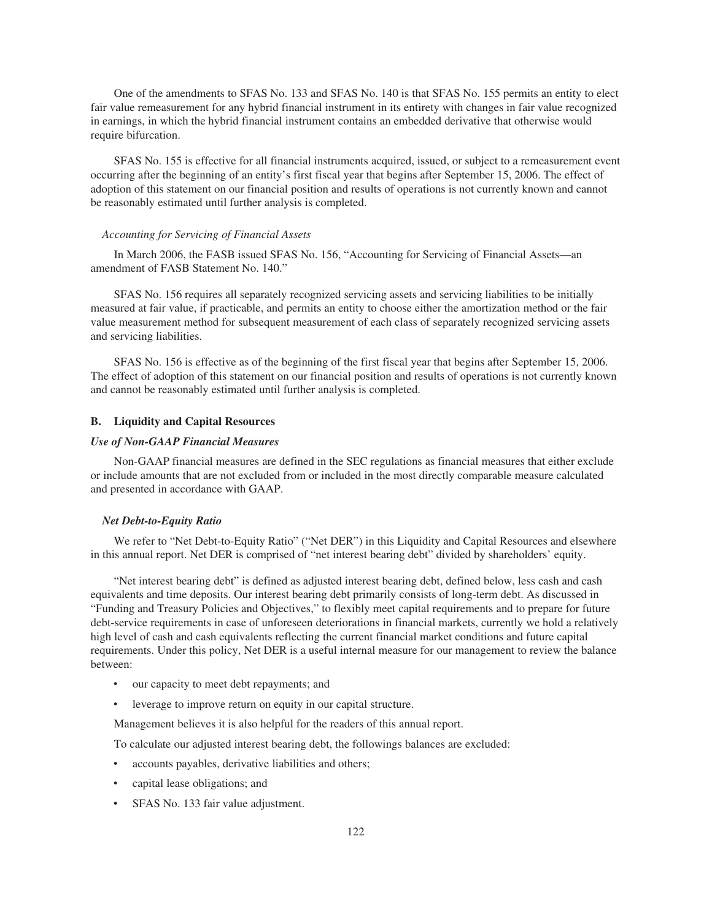One of the amendments to SFAS No. 133 and SFAS No. 140 is that SFAS No. 155 permits an entity to elect fair value remeasurement for any hybrid financial instrument in its entirety with changes in fair value recognized in earnings, in which the hybrid financial instrument contains an embedded derivative that otherwise would require bifurcation.

SFAS No. 155 is effective for all financial instruments acquired, issued, or subject to a remeasurement event occurring after the beginning of an entity's first fiscal year that begins after September 15, 2006. The effect of adoption of this statement on our financial position and results of operations is not currently known and cannot be reasonably estimated until further analysis is completed.

*Accounting for Servicing of Financial Assets*

In March 2006, the FASB issued SFAS No. 156, "Accounting for Servicing of Financial Assets—an amendment of FASB Statement No. 140."

SFAS No. 156 requires all separately recognized servicing assets and servicing liabilities to be initially measured at fair value, if practicable, and permits an entity to choose either the amortization method or the fair value measurement method for subsequent measurement of each class of separately recognized servicing assets and servicing liabilities.

SFAS No. 156 is effective as of the beginning of the first fiscal year that begins after September 15, 2006. The effect of adoption of this statement on our financial position and results of operations is not currently known and cannot be reasonably estimated until further analysis is completed.

## B. Liquidity and Capital Resources

***Use of Non-GAAP Financial Measures***

Non-GAAP financial measures are defined in the SEC regulations as financial measures that either exclude or include amounts that are not excluded from or included in the most directly comparable measure calculated and presented in accordance with GAAP.

***Net Debt-to-Equity Ratio***

We refer to "Net Debt-to-Equity Ratio" ("Net DER") in this Liquidity and Capital Resources and elsewhere in this annual report. Net DER is comprised of "net interest bearing debt" divided by shareholders' equity.

"Net interest bearing debt" is defined as adjusted interest bearing debt, defined below, less cash and cash equivalents and time deposits. Our interest bearing debt primarily consists of long-term debt. As discussed in "Funding and Treasury Policies and Objectives," to flexibly meet capital requirements and to prepare for future debt-service requirements in case of unforeseen deteriorations in financial markets, currently we hold a relatively high level of cash and cash equivalents reflecting the current financial market conditions and future capital requirements. Under this policy, Net DER is a useful internal measure for our management to review the balance between:

- our capacity to meet debt repayments; and
- leverage to improve return on equity in our capital structure.

Management believes it is also helpful for the readers of this annual report.

To calculate our adjusted interest bearing debt, the followings balances are excluded:

- accounts payables, derivative liabilities and others;
- capital lease obligations; and
- SFAS No. 133 fair value adjustment.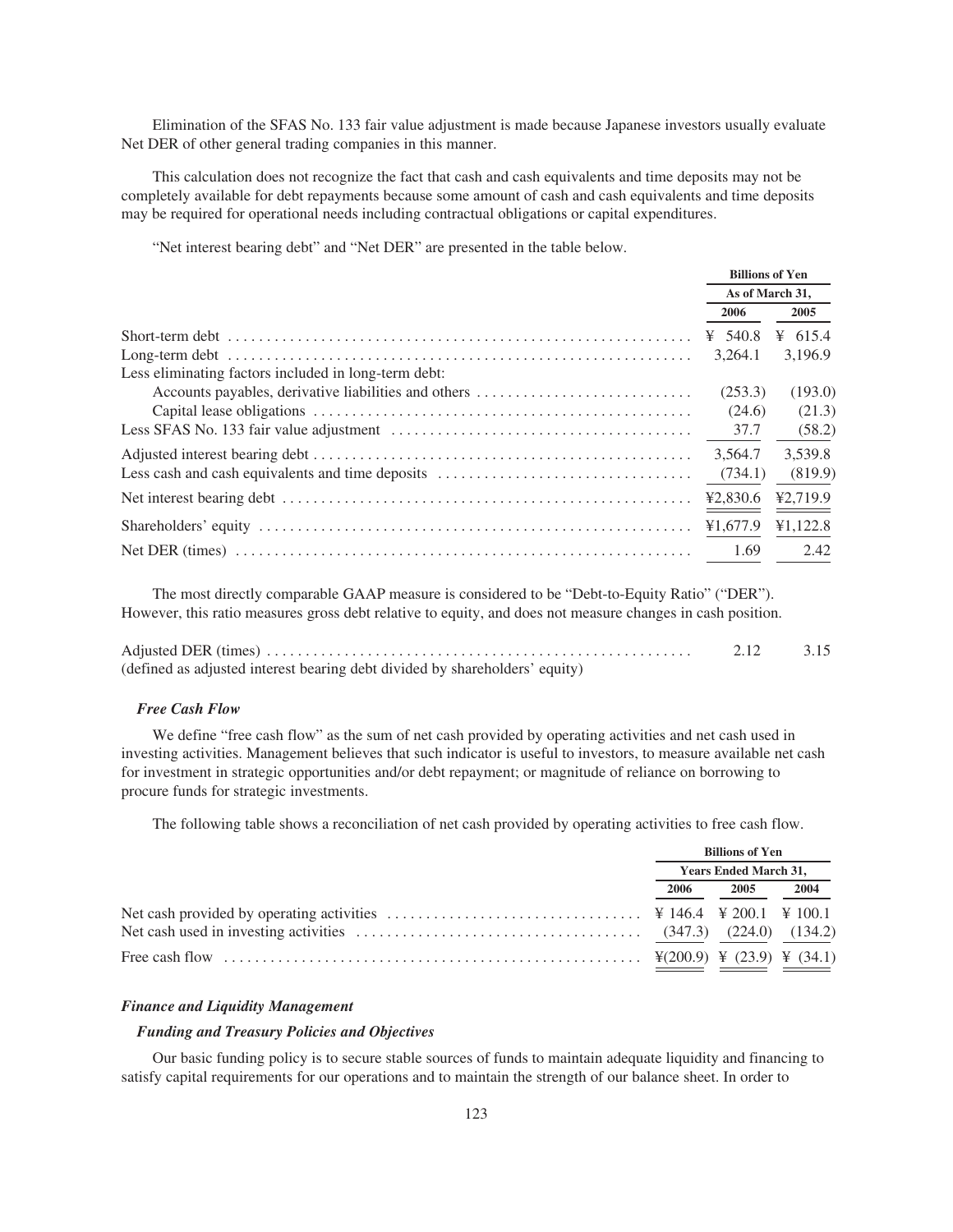Elimination of the SFAS No. 133 fair value adjustment is made because Japanese investors usually evaluate Net DER of other general trading companies in this manner.

This calculation does not recognize the fact that cash and cash equivalents and time deposits may not be completely available for debt repayments because some amount of cash and cash equivalents and time deposits may be required for operational needs including contractual obligations or capital expenditures.

"Net interest bearing debt" and "Net DER" are presented in the table below.

| | Billions of Yen | |
|---|---|---|
| | As of March 31, | |
| | 2006 | 2005 |
| Short-term debt | ¥ 540.8 | ¥ 615.4 |
| Long-term debt | 3,264.1 | 3,196.9 |
| Less eliminating factors included in long-term debt: | | |
| Accounts payables, derivative liabilities and others | (253.3) | (193.0) |
| Capital lease obligations | (24.6) | (21.3) |
| Less SFAS No. 133 fair value adjustment | 37.7 | (58.2) |
| Adjusted interest bearing debt | 3,564.7 | 3,539.8 |
| Less cash and cash equivalents and time deposits | (734.1) | (819.9) |
| Net interest bearing debt | ¥2,830.6 | ¥2,719.9 |
| Shareholders' equity | ¥1,677.9 | ¥1,122.8 |
| Net DER (times) | 1.69 | 2.42 |

The most directly comparable GAAP measure is considered to be "Debt-to-Equity Ratio" ("DER"). However, this ratio measures gross debt relative to equity, and does not measure changes in cash position.

| | 2006 | 2005 |
|---|---|---|
| Adjusted DER (times)<br>(defined as adjusted interest bearing debt divided by shareholders' equity) | 2.12 | 3.15 |

### *Free Cash Flow*

We define "free cash flow" as the sum of net cash provided by operating activities and net cash used in investing activities. Management believes that such indicator is useful to investors, to measure available net cash for investment in strategic opportunities and/or debt repayment; or magnitude of reliance on borrowing to procure funds for strategic investments.

The following table shows a reconciliation of net cash provided by operating activities to free cash flow.

| | Billions of Yen | | |
|---|---|---|---|
| | Years Ended March 31, | | |
| | 2006 | 2005 | 2004 |
| Net cash provided by operating activities | ¥ 146.4 | ¥ 200.1 | ¥ 100.1 |
| Net cash used in investing activities | (347.3) | (224.0) | (134.2) |
| Free cash flow | ¥(200.9) | ¥ (23.9) | ¥ (34.1) |

### *Finance and Liquidity Management*

#### *Funding and Treasury Policies and Objectives*

Our basic funding policy is to secure stable sources of funds to maintain adequate liquidity and financing to satisfy capital requirements for our operations and to maintain the strength of our balance sheet. In order to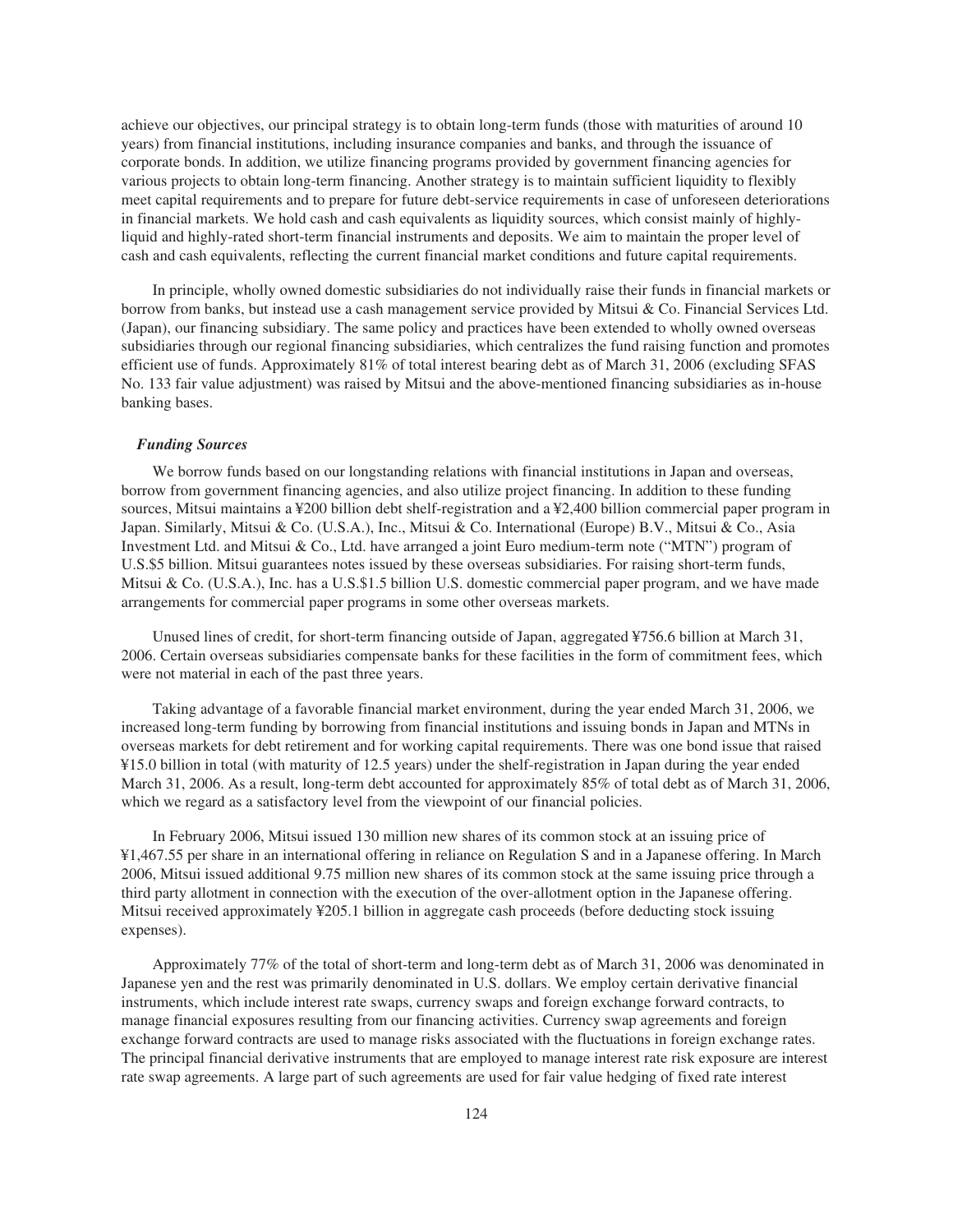achieve our objectives, our principal strategy is to obtain long-term funds (those with maturities of around 10 years) from financial institutions, including insurance companies and banks, and through the issuance of corporate bonds. In addition, we utilize financing programs provided by government financing agencies for various projects to obtain long-term financing. Another strategy is to maintain sufficient liquidity to flexibly meet capital requirements and to prepare for future debt-service requirements in case of unforeseen deteriorations in financial markets. We hold cash and cash equivalents as liquidity sources, which consist mainly of highly-liquid and highly-rated short-term financial instruments and deposits. We aim to maintain the proper level of cash and cash equivalents, reflecting the current financial market conditions and future capital requirements.

In principle, wholly owned domestic subsidiaries do not individually raise their funds in financial markets or borrow from banks, but instead use a cash management service provided by Mitsui & Co. Financial Services Ltd. (Japan), our financing subsidiary. The same policy and practices have been extended to wholly owned overseas subsidiaries through our regional financing subsidiaries, which centralizes the fund raising function and promotes efficient use of funds. Approximately 81% of total interest bearing debt as of March 31, 2006 (excluding SFAS No. 133 fair value adjustment) was raised by Mitsui and the above-mentioned financing subsidiaries as in-house banking bases.

***Funding Sources***

We borrow funds based on our longstanding relations with financial institutions in Japan and overseas, borrow from government financing agencies, and also utilize project financing. In addition to these funding sources, Mitsui maintains a ¥200 billion debt shelf-registration and a ¥2,400 billion commercial paper program in Japan. Similarly, Mitsui & Co. (U.S.A.), Inc., Mitsui & Co. International (Europe) B.V., Mitsui & Co., Asia Investment Ltd. and Mitsui & Co., Ltd. have arranged a joint Euro medium-term note ("MTN") program of U.S.$5 billion. Mitsui guarantees notes issued by these overseas subsidiaries. For raising short-term funds, Mitsui & Co. (U.S.A.), Inc. has a U.S.$1.5 billion U.S. domestic commercial paper program, and we have made arrangements for commercial paper programs in some other overseas markets.

Unused lines of credit, for short-term financing outside of Japan, aggregated ¥756.6 billion at March 31, 2006. Certain overseas subsidiaries compensate banks for these facilities in the form of commitment fees, which were not material in each of the past three years.

Taking advantage of a favorable financial market environment, during the year ended March 31, 2006, we increased long-term funding by borrowing from financial institutions and issuing bonds in Japan and MTNs in overseas markets for debt retirement and for working capital requirements. There was one bond issue that raised ¥15.0 billion in total (with maturity of 12.5 years) under the shelf-registration in Japan during the year ended March 31, 2006. As a result, long-term debt accounted for approximately 85% of total debt as of March 31, 2006, which we regard as a satisfactory level from the viewpoint of our financial policies.

In February 2006, Mitsui issued 130 million new shares of its common stock at an issuing price of ¥1,467.55 per share in an international offering in reliance on Regulation S and in a Japanese offering. In March 2006, Mitsui issued additional 9.75 million new shares of its common stock at the same issuing price through a third party allotment in connection with the execution of the over-allotment option in the Japanese offering. Mitsui received approximately ¥205.1 billion in aggregate cash proceeds (before deducting stock issuing expenses).

Approximately 77% of the total of short-term and long-term debt as of March 31, 2006 was denominated in Japanese yen and the rest was primarily denominated in U.S. dollars. We employ certain derivative financial instruments, which include interest rate swaps, currency swaps and foreign exchange forward contracts, to manage financial exposures resulting from our financing activities. Currency swap agreements and foreign exchange forward contracts are used to manage risks associated with the fluctuations in foreign exchange rates. The principal financial derivative instruments that are employed to manage interest rate risk exposure are interest rate swap agreements. A large part of such agreements are used for fair value hedging of fixed rate interest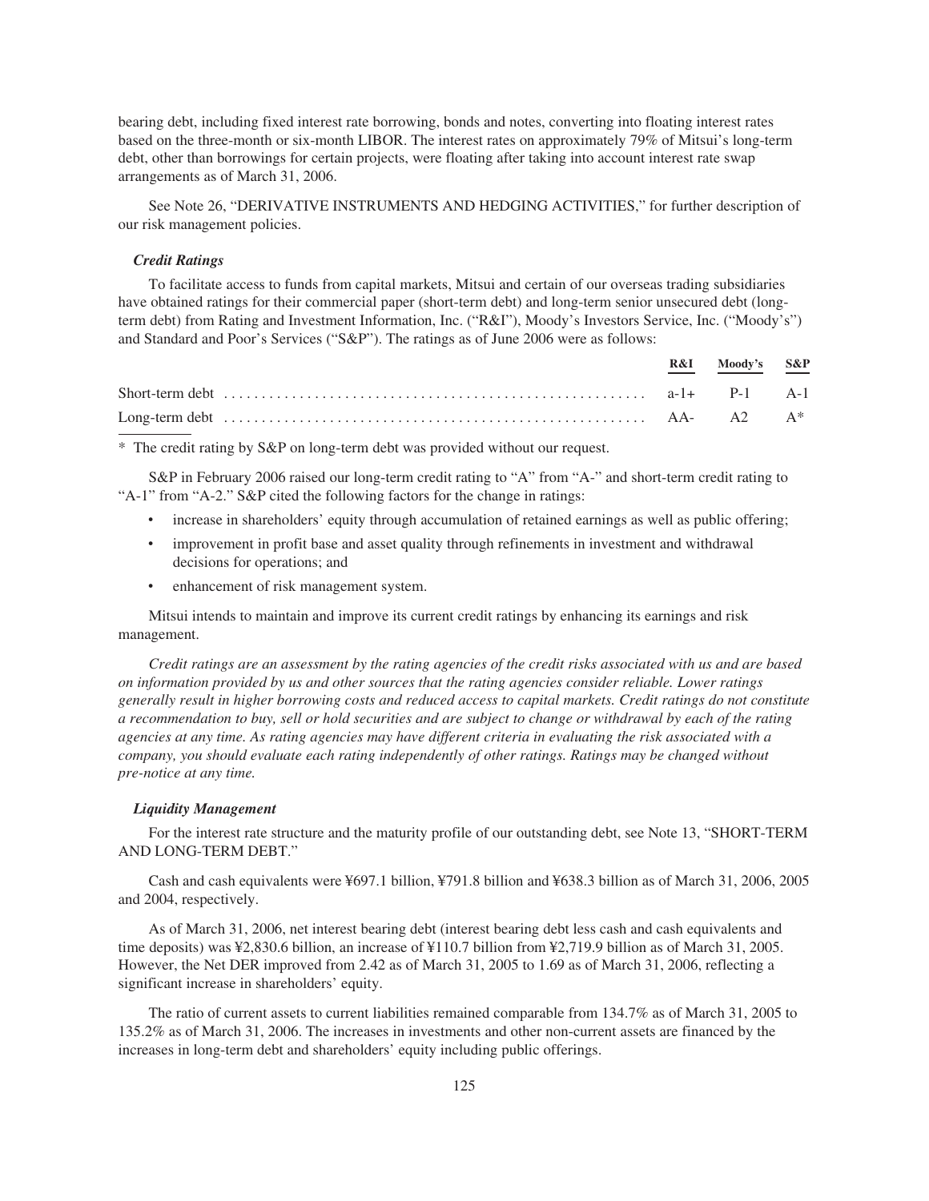bearing debt, including fixed interest rate borrowing, bonds and notes, converting into floating interest rates based on the three-month or six-month LIBOR. The interest rates on approximately 79% of Mitsui's long-term debt, other than borrowings for certain projects, were floating after taking into account interest rate swap arrangements as of March 31, 2006.

See Note 26, "DERIVATIVE INSTRUMENTS AND HEDGING ACTIVITIES," for further description of our risk management policies.

### *Credit Ratings*

To facilitate access to funds from capital markets, Mitsui and certain of our overseas trading subsidiaries have obtained ratings for their commercial paper (short-term debt) and long-term senior unsecured debt (long-term debt) from Rating and Investment Information, Inc. ("R&I"), Moody's Investors Service, Inc. ("Moody's") and Standard and Poor's Services ("S&P"). The ratings as of June 2006 were as follows:

| | R&I | Moody's | S&P |
|---|---|---|---|
| Short-term debt | a-1+ | P-1 | A-1 |
| Long-term debt | AA- | A2 | A* |

\* The credit rating by S&P on long-term debt was provided without our request.

S&P in February 2006 raised our long-term credit rating to "A" from "A-" and short-term credit rating to "A-1" from "A-2." S&P cited the following factors for the change in ratings:

- increase in shareholders' equity through accumulation of retained earnings as well as public offering;
- improvement in profit base and asset quality through refinements in investment and withdrawal decisions for operations; and
- enhancement of risk management system.

Mitsui intends to maintain and improve its current credit ratings by enhancing its earnings and risk management.

*Credit ratings are an assessment by the rating agencies of the credit risks associated with us and are based on information provided by us and other sources that the rating agencies consider reliable. Lower ratings generally result in higher borrowing costs and reduced access to capital markets. Credit ratings do not constitute a recommendation to buy, sell or hold securities and are subject to change or withdrawal by each of the rating agencies at any time. As rating agencies may have different criteria in evaluating the risk associated with a company, you should evaluate each rating independently of other ratings. Ratings may be changed without pre-notice at any time.*

### *Liquidity Management*

For the interest rate structure and the maturity profile of our outstanding debt, see Note 13, "SHORT-TERM AND LONG-TERM DEBT."

Cash and cash equivalents were ¥697.1 billion, ¥791.8 billion and ¥638.3 billion as of March 31, 2006, 2005 and 2004, respectively.

As of March 31, 2006, net interest bearing debt (interest bearing debt less cash and cash equivalents and time deposits) was ¥2,830.6 billion, an increase of ¥110.7 billion from ¥2,719.9 billion as of March 31, 2005. However, the Net DER improved from 2.42 as of March 31, 2005 to 1.69 as of March 31, 2006, reflecting a significant increase in shareholders' equity.

The ratio of current assets to current liabilities remained comparable from 134.7% as of March 31, 2005 to 135.2% as of March 31, 2006. The increases in investments and other non-current assets are financed by the increases in long-term debt and shareholders' equity including public offerings.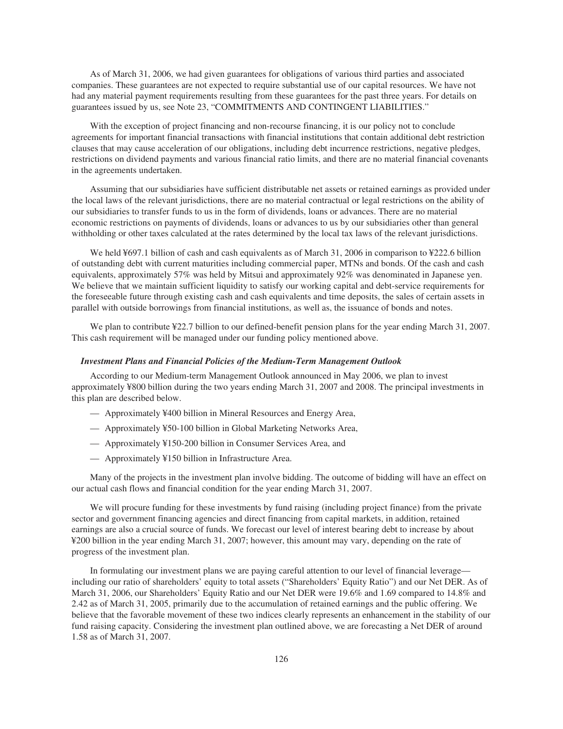As of March 31, 2006, we had given guarantees for obligations of various third parties and associated companies. These guarantees are not expected to require substantial use of our capital resources. We have not had any material payment requirements resulting from these guarantees for the past three years. For details on guarantees issued by us, see Note 23, "COMMITMENTS AND CONTINGENT LIABILITIES."

With the exception of project financing and non-recourse financing, it is our policy not to conclude agreements for important financial transactions with financial institutions that contain additional debt restriction clauses that may cause acceleration of our obligations, including debt incurrence restrictions, negative pledges, restrictions on dividend payments and various financial ratio limits, and there are no material financial covenants in the agreements undertaken.

Assuming that our subsidiaries have sufficient distributable net assets or retained earnings as provided under the local laws of the relevant jurisdictions, there are no material contractual or legal restrictions on the ability of our subsidiaries to transfer funds to us in the form of dividends, loans or advances. There are no material economic restrictions on payments of dividends, loans or advances to us by our subsidiaries other than general withholding or other taxes calculated at the rates determined by the local tax laws of the relevant jurisdictions.

We held ¥697.1 billion of cash and cash equivalents as of March 31, 2006 in comparison to ¥222.6 billion of outstanding debt with current maturities including commercial paper, MTNs and bonds. Of the cash and cash equivalents, approximately 57% was held by Mitsui and approximately 92% was denominated in Japanese yen. We believe that we maintain sufficient liquidity to satisfy our working capital and debt-service requirements for the foreseeable future through existing cash and cash equivalents and time deposits, the sales of certain assets in parallel with outside borrowings from financial institutions, as well as, the issuance of bonds and notes.

We plan to contribute ¥22.7 billion to our defined-benefit pension plans for the year ending March 31, 2007. This cash requirement will be managed under our funding policy mentioned above.

***Investment Plans and Financial Policies of the Medium-Term Management Outlook***

According to our Medium-term Management Outlook announced in May 2006, we plan to invest approximately ¥800 billion during the two years ending March 31, 2007 and 2008. The principal investments in this plan are described below.

- Approximately ¥400 billion in Mineral Resources and Energy Area,
- Approximately ¥50-100 billion in Global Marketing Networks Area,
- Approximately ¥150-200 billion in Consumer Services Area, and
- Approximately ¥150 billion in Infrastructure Area.

Many of the projects in the investment plan involve bidding. The outcome of bidding will have an effect on our actual cash flows and financial condition for the year ending March 31, 2007.

We will procure funding for these investments by fund raising (including project finance) from the private sector and government financing agencies and direct financing from capital markets, in addition, retained earnings are also a crucial source of funds. We forecast our level of interest bearing debt to increase by about ¥200 billion in the year ending March 31, 2007; however, this amount may vary, depending on the rate of progress of the investment plan.

In formulating our investment plans we are paying careful attention to our level of financial leverage—including our ratio of shareholders' equity to total assets ("Shareholders' Equity Ratio") and our Net DER. As of March 31, 2006, our Shareholders' Equity Ratio and our Net DER were 19.6% and 1.69 compared to 14.8% and 2.42 as of March 31, 2005, primarily due to the accumulation of retained earnings and the public offering. We believe that the favorable movement of these two indices clearly represents an enhancement in the stability of our fund raising capacity. Considering the investment plan outlined above, we are forecasting a Net DER of around 1.58 as of March 31, 2007.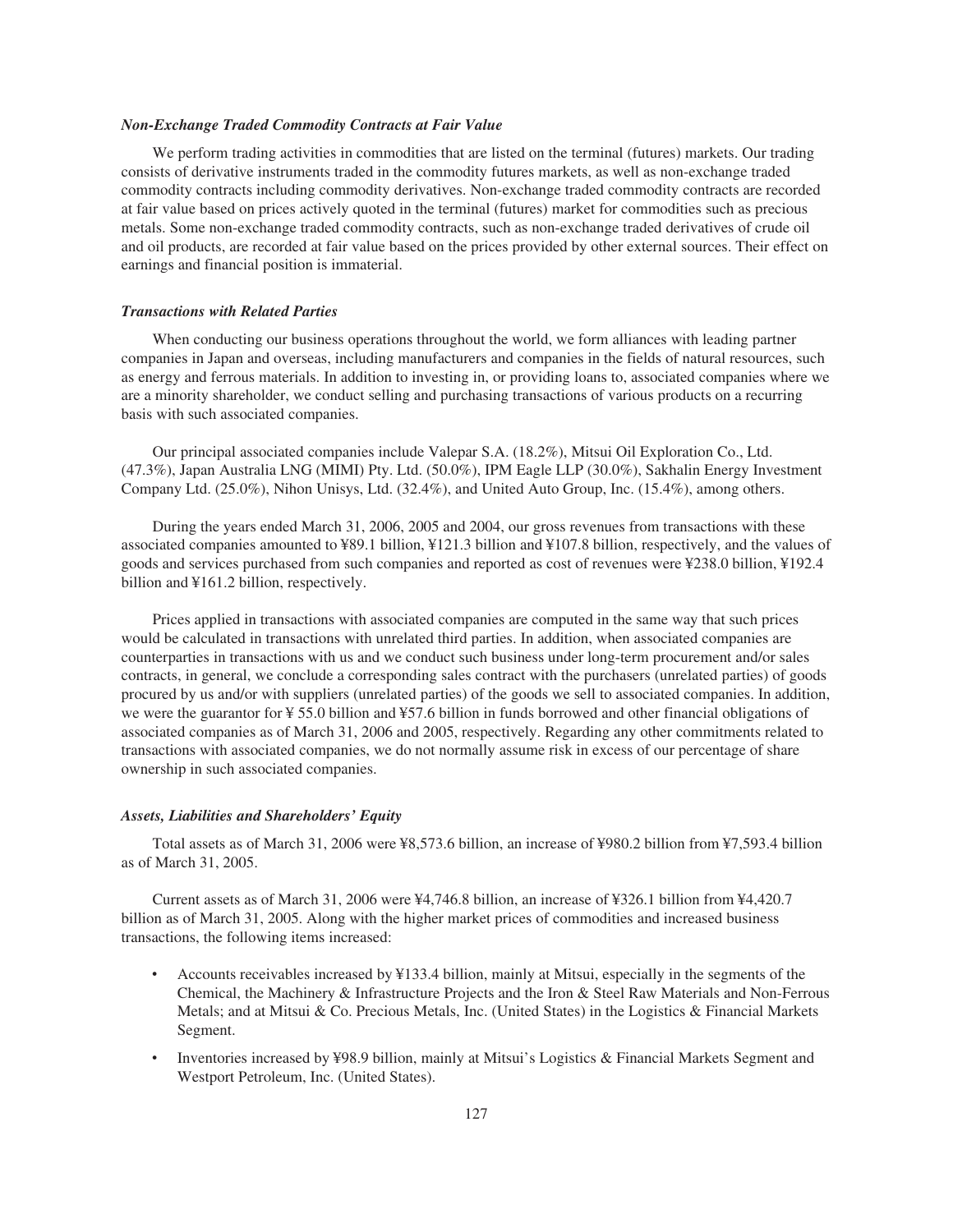### *Non-Exchange Traded Commodity Contracts at Fair Value*

We perform trading activities in commodities that are listed on the terminal (futures) markets. Our trading consists of derivative instruments traded in the commodity futures markets, as well as non-exchange traded commodity contracts including commodity derivatives. Non-exchange traded commodity contracts are recorded at fair value based on prices actively quoted in the terminal (futures) market for commodities such as precious metals. Some non-exchange traded commodity contracts, such as non-exchange traded derivatives of crude oil and oil products, are recorded at fair value based on the prices provided by other external sources. Their effect on earnings and financial position is immaterial.

### *Transactions with Related Parties*

When conducting our business operations throughout the world, we form alliances with leading partner companies in Japan and overseas, including manufacturers and companies in the fields of natural resources, such as energy and ferrous materials. In addition to investing in, or providing loans to, associated companies where we are a minority shareholder, we conduct selling and purchasing transactions of various products on a recurring basis with such associated companies.

Our principal associated companies include Valepar S.A. (18.2%), Mitsui Oil Exploration Co., Ltd. (47.3%), Japan Australia LNG (MIMI) Pty. Ltd. (50.0%), IPM Eagle LLP (30.0%), Sakhalin Energy Investment Company Ltd. (25.0%), Nihon Unisys, Ltd. (32.4%), and United Auto Group, Inc. (15.4%), among others.

During the years ended March 31, 2006, 2005 and 2004, our gross revenues from transactions with these associated companies amounted to ¥89.1 billion, ¥121.3 billion and ¥107.8 billion, respectively, and the values of goods and services purchased from such companies and reported as cost of revenues were ¥238.0 billion, ¥192.4 billion and ¥161.2 billion, respectively.

Prices applied in transactions with associated companies are computed in the same way that such prices would be calculated in transactions with unrelated third parties. In addition, when associated companies are counterparties in transactions with us and we conduct such business under long-term procurement and/or sales contracts, in general, we conclude a corresponding sales contract with the purchasers (unrelated parties) of goods procured by us and/or with suppliers (unrelated parties) of the goods we sell to associated companies. In addition, we were the guarantor for ¥ 55.0 billion and ¥57.6 billion in funds borrowed and other financial obligations of associated companies as of March 31, 2006 and 2005, respectively. Regarding any other commitments related to transactions with associated companies, we do not normally assume risk in excess of our percentage of share ownership in such associated companies.

### *Assets, Liabilities and Shareholders' Equity*

Total assets as of March 31, 2006 were ¥8,573.6 billion, an increase of ¥980.2 billion from ¥7,593.4 billion as of March 31, 2005.

Current assets as of March 31, 2006 were ¥4,746.8 billion, an increase of ¥326.1 billion from ¥4,420.7 billion as of March 31, 2005. Along with the higher market prices of commodities and increased business transactions, the following items increased:

- Accounts receivables increased by ¥133.4 billion, mainly at Mitsui, especially in the segments of the Chemical, the Machinery & Infrastructure Projects and the Iron & Steel Raw Materials and Non-Ferrous Metals; and at Mitsui & Co. Precious Metals, Inc. (United States) in the Logistics & Financial Markets Segment.
- Inventories increased by ¥98.9 billion, mainly at Mitsui's Logistics & Financial Markets Segment and Westport Petroleum, Inc. (United States).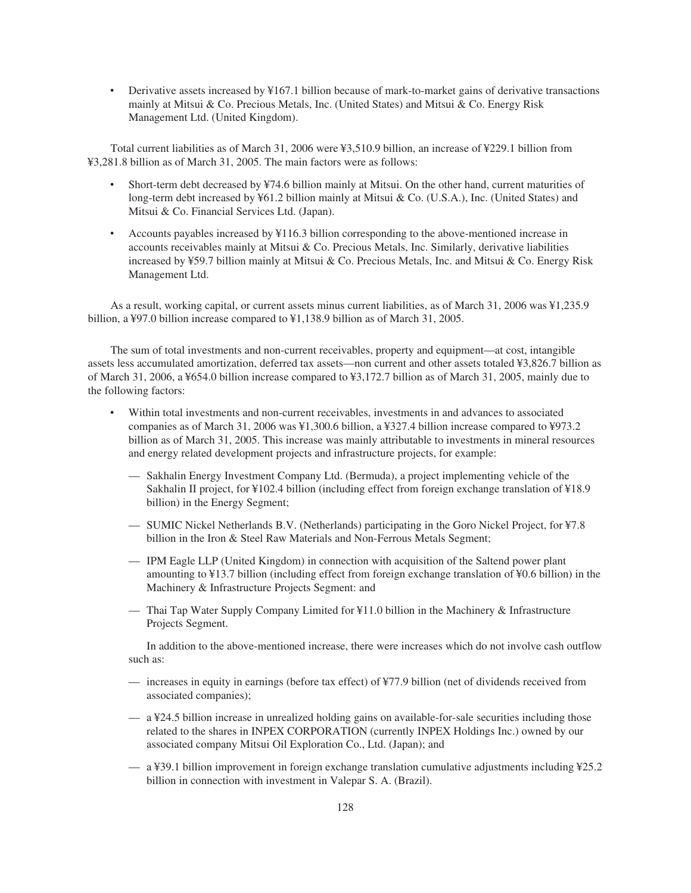- Derivative assets increased by ¥167.1 billion because of mark-to-market gains of derivative transactions mainly at Mitsui & Co. Precious Metals, Inc. (United States) and Mitsui & Co. Energy Risk Management Ltd. (United Kingdom).

Total current liabilities as of March 31, 2006 were ¥3,510.9 billion, an increase of ¥229.1 billion from ¥3,281.8 billion as of March 31, 2005. The main factors were as follows:

- Short-term debt decreased by ¥74.6 billion mainly at Mitsui. On the other hand, current maturities of long-term debt increased by ¥61.2 billion mainly at Mitsui & Co. (U.S.A.), Inc. (United States) and Mitsui & Co. Financial Services Ltd. (Japan).
- Accounts payables increased by ¥116.3 billion corresponding to the above-mentioned increase in accounts receivables mainly at Mitsui & Co. Precious Metals, Inc. Similarly, derivative liabilities increased by ¥59.7 billion mainly at Mitsui & Co. Precious Metals, Inc. and Mitsui & Co. Energy Risk Management Ltd.

As a result, working capital, or current assets minus current liabilities, as of March 31, 2006 was ¥1,235.9 billion, a ¥97.0 billion increase compared to ¥1,138.9 billion as of March 31, 2005.

The sum of total investments and non-current receivables, property and equipment—at cost, intangible assets less accumulated amortization, deferred tax assets—non current and other assets totaled ¥3,826.7 billion as of March 31, 2006, a ¥654.0 billion increase compared to ¥3,172.7 billion as of March 31, 2005, mainly due to the following factors:

- Within total investments and non-current receivables, investments in and advances to associated companies as of March 31, 2006 was ¥1,300.6 billion, a ¥327.4 billion increase compared to ¥973.2 billion as of March 31, 2005. This increase was mainly attributable to investments in mineral resources and energy related development projects and infrastructure projects, for example:

  — Sakhalin Energy Investment Company Ltd. (Bermuda), a project implementing vehicle of the Sakhalin II project, for ¥102.4 billion (including effect from foreign exchange translation of ¥18.9 billion) in the Energy Segment;

  — SUMIC Nickel Netherlands B.V. (Netherlands) participating in the Goro Nickel Project, for ¥7.8 billion in the Iron & Steel Raw Materials and Non-Ferrous Metals Segment;

  — IPM Eagle LLP (United Kingdom) in connection with acquisition of the Saltend power plant amounting to ¥13.7 billion (including effect from foreign exchange translation of ¥0.6 billion) in the Machinery & Infrastructure Projects Segment: and

  — Thai Tap Water Supply Company Limited for ¥11.0 billion in the Machinery & Infrastructure Projects Segment.

  In addition to the above-mentioned increase, there were increases which do not involve cash outflow such as:

  — increases in equity in earnings (before tax effect) of ¥77.9 billion (net of dividends received from associated companies);

  — a ¥24.5 billion increase in unrealized holding gains on available-for-sale securities including those related to the shares in INPEX CORPORATION (currently INPEX Holdings Inc.) owned by our associated company Mitsui Oil Exploration Co., Ltd. (Japan); and

  — a ¥39.1 billion improvement in foreign exchange translation cumulative adjustments including ¥25.2 billion in connection with investment in Valepar S. A. (Brazil).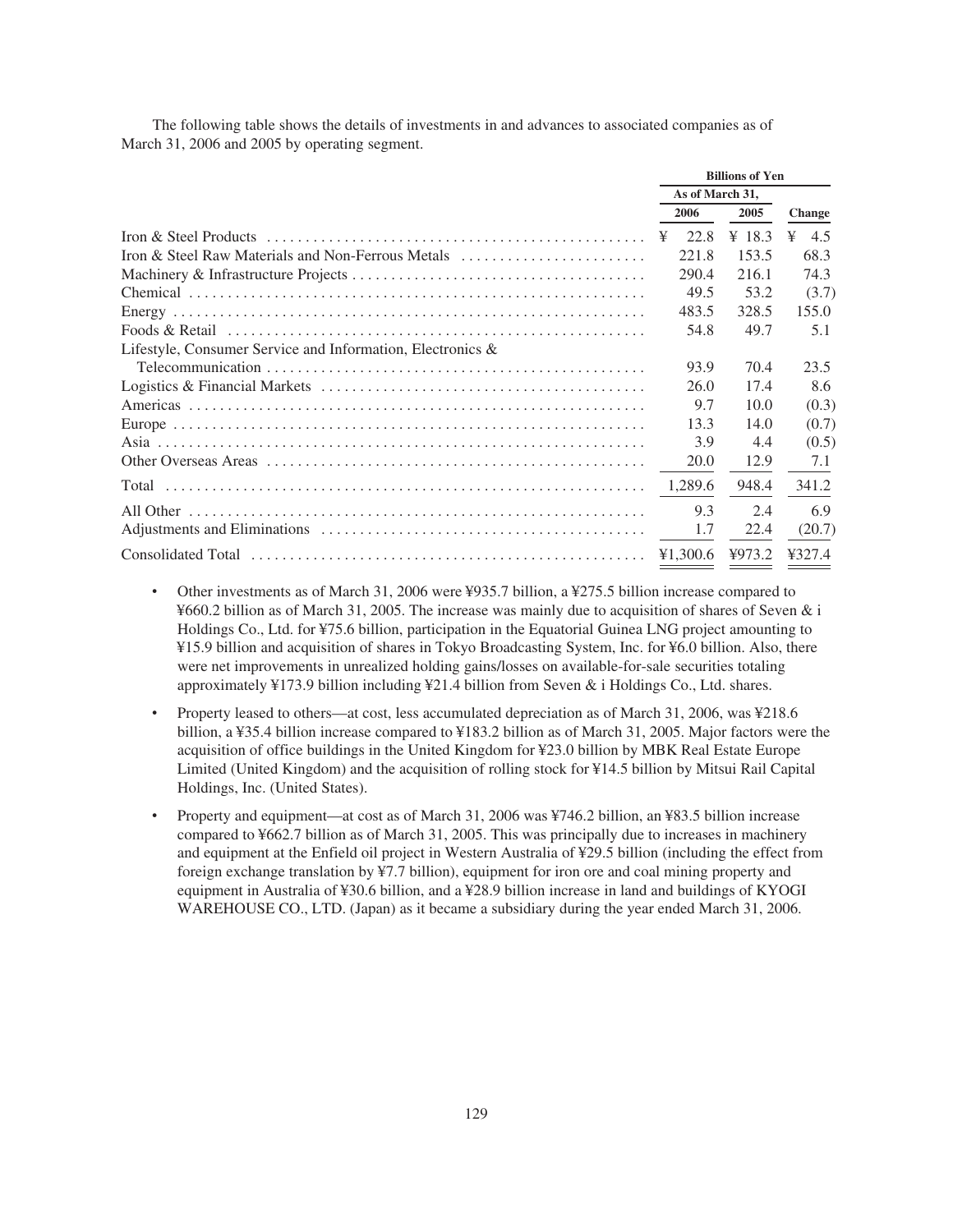The following table shows the details of investments in and advances to associated companies as of March 31, 2006 and 2005 by operating segment.

| | Billions of Yen | | |
|---|---|---|---|
| | As of March 31, | | |
| | 2006 | 2005 | Change |
| Iron & Steel Products | ¥ 22.8 | ¥ 18.3 | ¥ 4.5 |
| Iron & Steel Raw Materials and Non-Ferrous Metals | 221.8 | 153.5 | 68.3 |
| Machinery & Infrastructure Projects | 290.4 | 216.1 | 74.3 |
| Chemical | 49.5 | 53.2 | (3.7) |
| Energy | 483.5 | 328.5 | 155.0 |
| Foods & Retail | 54.8 | 49.7 | 5.1 |
| Lifestyle, Consumer Service and Information, Electronics & Telecommunication | 93.9 | 70.4 | 23.5 |
| Logistics & Financial Markets | 26.0 | 17.4 | 8.6 |
| Americas | 9.7 | 10.0 | (0.3) |
| Europe | 13.3 | 14.0 | (0.7) |
| Asia | 3.9 | 4.4 | (0.5) |
| Other Overseas Areas | 20.0 | 12.9 | 7.1 |
| Total | 1,289.6 | 948.4 | 341.2 |
| All Other | 9.3 | 2.4 | 6.9 |
| Adjustments and Eliminations | 1.7 | 22.4 | (20.7) |
| Consolidated Total | ¥1,300.6 | ¥973.2 | ¥327.4 |

- Other investments as of March 31, 2006 were ¥935.7 billion, a ¥275.5 billion increase compared to ¥660.2 billion as of March 31, 2005. The increase was mainly due to acquisition of shares of Seven & i Holdings Co., Ltd. for ¥75.6 billion, participation in the Equatorial Guinea LNG project amounting to ¥15.9 billion and acquisition of shares in Tokyo Broadcasting System, Inc. for ¥6.0 billion. Also, there were net improvements in unrealized holding gains/losses on available-for-sale securities totaling approximately ¥173.9 billion including ¥21.4 billion from Seven & i Holdings Co., Ltd. shares.
- Property leased to others—at cost, less accumulated depreciation as of March 31, 2006, was ¥218.6 billion, a ¥35.4 billion increase compared to ¥183.2 billion as of March 31, 2005. Major factors were the acquisition of office buildings in the United Kingdom for ¥23.0 billion by MBK Real Estate Europe Limited (United Kingdom) and the acquisition of rolling stock for ¥14.5 billion by Mitsui Rail Capital Holdings, Inc. (United States).
- Property and equipment—at cost as of March 31, 2006 was ¥746.2 billion, an ¥83.5 billion increase compared to ¥662.7 billion as of March 31, 2005. This was principally due to increases in machinery and equipment at the Enfield oil project in Western Australia of ¥29.5 billion (including the effect from foreign exchange translation by ¥7.7 billion), equipment for iron ore and coal mining property and equipment in Australia of ¥30.6 billion, and a ¥28.9 billion increase in land and buildings of KYOGI WAREHOUSE CO., LTD. (Japan) as it became a subsidiary during the year ended March 31, 2006.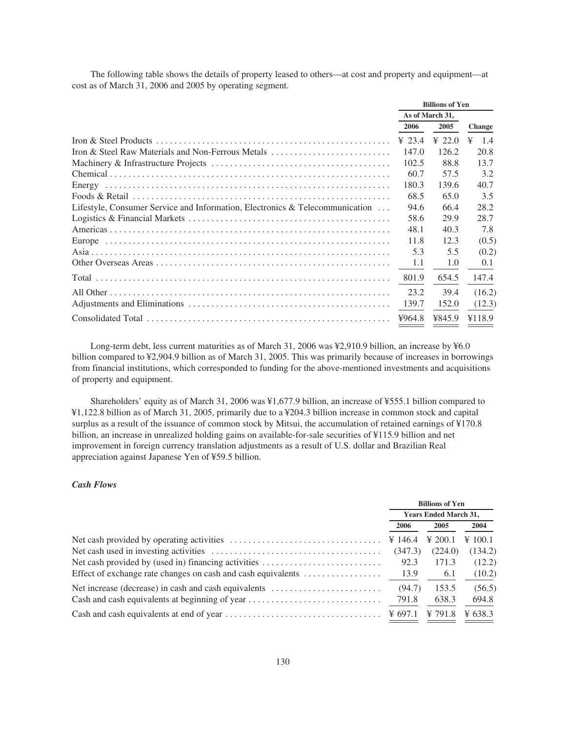The following table shows the details of property leased to others—at cost and property and equipment—at cost as of March 31, 2006 and 2005 by operating segment.

| | Billions of Yen | | |
|---|---|---|---|
| | As of March 31, | | |
| | 2006 | 2005 | Change |
| Iron & Steel Products | ¥ 23.4 | ¥ 22.0 | ¥ 1.4 |
| Iron & Steel Raw Materials and Non-Ferrous Metals | 147.0 | 126.2 | 20.8 |
| Machinery & Infrastructure Projects | 102.5 | 88.8 | 13.7 |
| Chemical | 60.7 | 57.5 | 3.2 |
| Energy | 180.3 | 139.6 | 40.7 |
| Foods & Retail | 68.5 | 65.0 | 3.5 |
| Lifestyle, Consumer Service and Information, Electronics & Telecommunication | 94.6 | 66.4 | 28.2 |
| Logistics & Financial Markets | 58.6 | 29.9 | 28.7 |
| Americas | 48.1 | 40.3 | 7.8 |
| Europe | 11.8 | 12.3 | (0.5) |
| Asia | 5.3 | 5.5 | (0.2) |
| Other Overseas Areas | 1.1 | 1.0 | 0.1 |
| Total | 801.9 | 654.5 | 147.4 |
| All Other | 23.2 | 39.4 | (16.2) |
| Adjustments and Eliminations | 139.7 | 152.0 | (12.3) |
| Consolidated Total | ¥964.8 | ¥845.9 | ¥118.9 |

Long-term debt, less current maturities as of March 31, 2006 was ¥2,910.9 billion, an increase by ¥6.0 billion compared to ¥2,904.9 billion as of March 31, 2005. This was primarily because of increases in borrowings from financial institutions, which corresponded to funding for the above-mentioned investments and acquisitions of property and equipment.

Shareholders' equity as of March 31, 2006 was ¥1,677.9 billion, an increase of ¥555.1 billion compared to ¥1,122.8 billion as of March 31, 2005, primarily due to a ¥204.3 billion increase in common stock and capital surplus as a result of the issuance of common stock by Mitsui, the accumulation of retained earnings of ¥170.8 billion, an increase in unrealized holding gains on available-for-sale securities of ¥115.9 billion and net improvement in foreign currency translation adjustments as a result of U.S. dollar and Brazilian Real appreciation against Japanese Yen of ¥59.5 billion.

***Cash Flows***

| | Billions of Yen | | |
|---|---|---|---|
| | Years Ended March 31, | | |
| | 2006 | 2005 | 2004 |
| Net cash provided by operating activities | ¥ 146.4 | ¥ 200.1 | ¥ 100.1 |
| Net cash used in investing activities | (347.3) | (224.0) | (134.2) |
| Net cash provided by (used in) financing activities | 92.3 | 171.3 | (12.2) |
| Effect of exchange rate changes on cash and cash equivalents | 13.9 | 6.1 | (10.2) |
| Net increase (decrease) in cash and cash equivalents | (94.7) | 153.5 | (56.5) |
| Cash and cash equivalents at beginning of year | 791.8 | 638.3 | 694.8 |
| Cash and cash equivalents at end of year | ¥ 697.1 | ¥ 791.8 | ¥ 638.3 |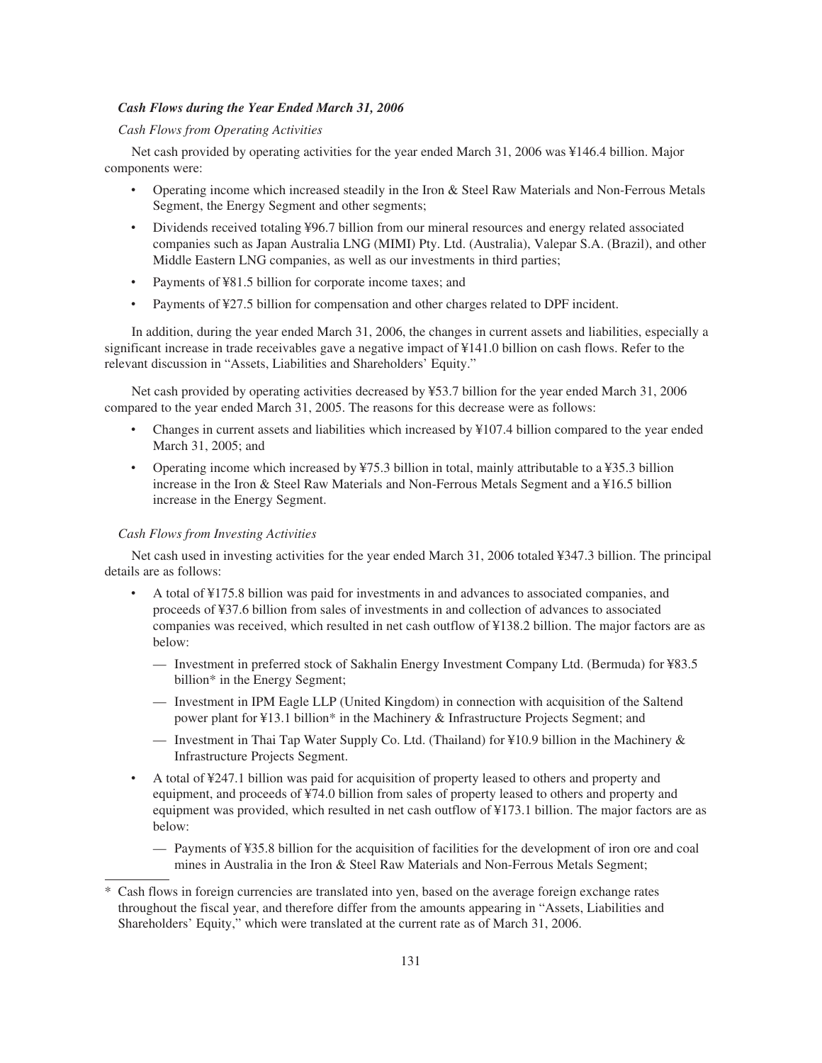### *Cash Flows during the Year Ended March 31, 2006*

*Cash Flows from Operating Activities*

Net cash provided by operating activities for the year ended March 31, 2006 was ¥146.4 billion. Major components were:

- Operating income which increased steadily in the Iron & Steel Raw Materials and Non-Ferrous Metals Segment, the Energy Segment and other segments;
- Dividends received totaling ¥96.7 billion from our mineral resources and energy related associated companies such as Japan Australia LNG (MIMI) Pty. Ltd. (Australia), Valepar S.A. (Brazil), and other Middle Eastern LNG companies, as well as our investments in third parties;
- Payments of ¥81.5 billion for corporate income taxes; and
- Payments of ¥27.5 billion for compensation and other charges related to DPF incident.

In addition, during the year ended March 31, 2006, the changes in current assets and liabilities, especially a significant increase in trade receivables gave a negative impact of ¥141.0 billion on cash flows. Refer to the relevant discussion in "Assets, Liabilities and Shareholders' Equity."

Net cash provided by operating activities decreased by ¥53.7 billion for the year ended March 31, 2006 compared to the year ended March 31, 2005. The reasons for this decrease were as follows:

- Changes in current assets and liabilities which increased by ¥107.4 billion compared to the year ended March 31, 2005; and
- Operating income which increased by ¥75.3 billion in total, mainly attributable to a ¥35.3 billion increase in the Iron & Steel Raw Materials and Non-Ferrous Metals Segment and a ¥16.5 billion increase in the Energy Segment.

*Cash Flows from Investing Activities*

Net cash used in investing activities for the year ended March 31, 2006 totaled ¥347.3 billion. The principal details are as follows:

- A total of ¥175.8 billion was paid for investments in and advances to associated companies, and proceeds of ¥37.6 billion from sales of investments in and collection of advances to associated companies was received, which resulted in net cash outflow of ¥138.2 billion. The major factors are as below:
  - — Investment in preferred stock of Sakhalin Energy Investment Company Ltd. (Bermuda) for ¥83.5 billion* in the Energy Segment;
  - — Investment in IPM Eagle LLP (United Kingdom) in connection with acquisition of the Saltend power plant for ¥13.1 billion* in the Machinery & Infrastructure Projects Segment; and
  - — Investment in Thai Tap Water Supply Co. Ltd. (Thailand) for ¥10.9 billion in the Machinery & Infrastructure Projects Segment.
- A total of ¥247.1 billion was paid for acquisition of property leased to others and property and equipment, and proceeds of ¥74.0 billion from sales of property leased to others and property and equipment was provided, which resulted in net cash outflow of ¥173.1 billion. The major factors are as below:
  - — Payments of ¥35.8 billion for the acquisition of facilities for the development of iron ore and coal mines in Australia in the Iron & Steel Raw Materials and Non-Ferrous Metals Segment;

---

* Cash flows in foreign currencies are translated into yen, based on the average foreign exchange rates throughout the fiscal year, and therefore differ from the amounts appearing in "Assets, Liabilities and Shareholders' Equity," which were translated at the current rate as of March 31, 2006.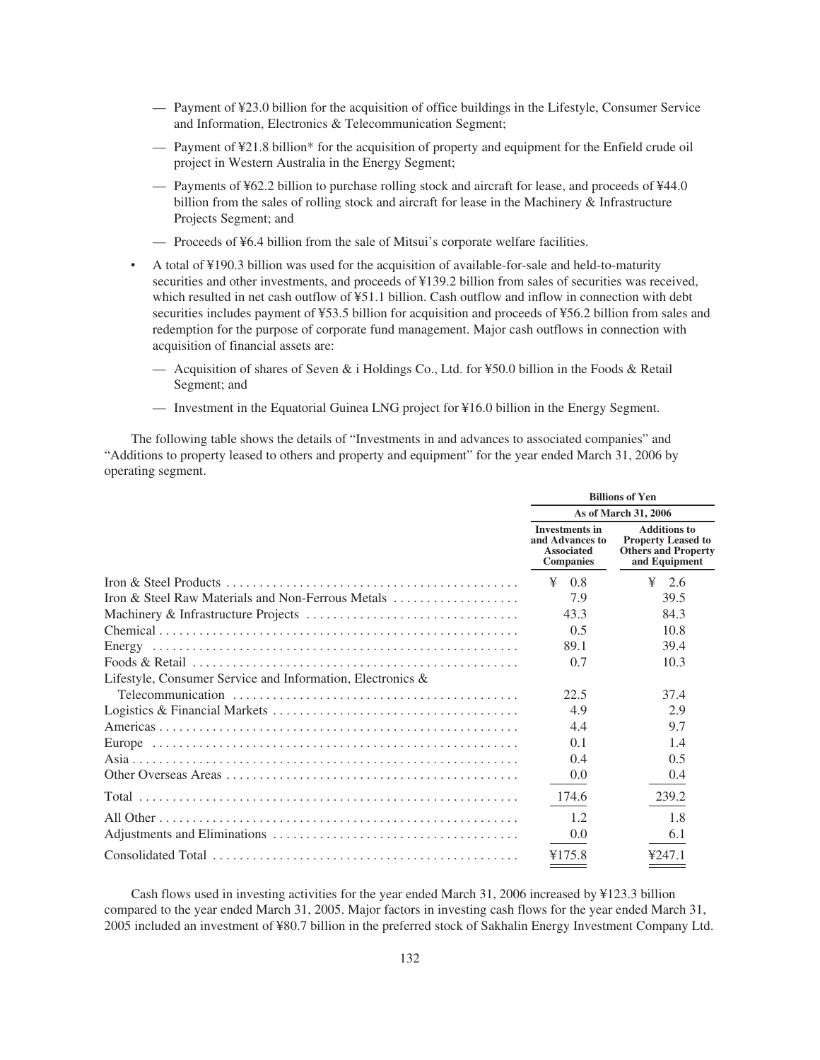— Payment of ¥23.0 billion for the acquisition of office buildings in the Lifestyle, Consumer Service and Information, Electronics & Telecommunication Segment;

— Payment of ¥21.8 billion* for the acquisition of property and equipment for the Enfield crude oil project in Western Australia in the Energy Segment;

— Payments of ¥62.2 billion to purchase rolling stock and aircraft for lease, and proceeds of ¥44.0 billion from the sales of rolling stock and aircraft for lease in the Machinery & Infrastructure Projects Segment; and

— Proceeds of ¥6.4 billion from the sale of Mitsui's corporate welfare facilities.

- A total of ¥190.3 billion was used for the acquisition of available-for-sale and held-to-maturity securities and other investments, and proceeds of ¥139.2 billion from sales of securities was received, which resulted in net cash outflow of ¥51.1 billion. Cash outflow and inflow in connection with debt securities includes payment of ¥53.5 billion for acquisition and proceeds of ¥56.2 billion from sales and redemption for the purpose of corporate fund management. Major cash outflows in connection with acquisition of financial assets are:

  — Acquisition of shares of Seven & i Holdings Co., Ltd. for ¥50.0 billion in the Foods & Retail Segment; and

  — Investment in the Equatorial Guinea LNG project for ¥16.0 billion in the Energy Segment.

The following table shows the details of "Investments in and advances to associated companies" and "Additions to property leased to others and property and equipment" for the year ended March 31, 2006 by operating segment.

| | Billions of Yen | |
|---|---|---|
| | As of March 31, 2006 | |
| | Investments in and Advances to Associated Companies | Additions to Property Leased to Others and Property and Equipment |
| Iron & Steel Products | ¥ 0.8 | ¥ 2.6 |
| Iron & Steel Raw Materials and Non-Ferrous Metals | 7.9 | 39.5 |
| Machinery & Infrastructure Projects | 43.3 | 84.3 |
| Chemical | 0.5 | 10.8 |
| Energy | 89.1 | 39.4 |
| Foods & Retail | 0.7 | 10.3 |
| Lifestyle, Consumer Service and Information, Electronics & Telecommunication | 22.5 | 37.4 |
| Logistics & Financial Markets | 4.9 | 2.9 |
| Americas | 4.4 | 9.7 |
| Europe | 0.1 | 1.4 |
| Asia | 0.4 | 0.5 |
| Other Overseas Areas | 0.0 | 0.4 |
| Total | 174.6 | 239.2 |
| All Other | 1.2 | 1.8 |
| Adjustments and Eliminations | 0.0 | 6.1 |
| Consolidated Total | ¥175.8 | ¥247.1 |

Cash flows used in investing activities for the year ended March 31, 2006 increased by ¥123.3 billion compared to the year ended March 31, 2005. Major factors in investing cash flows for the year ended March 31, 2005 included an investment of ¥80.7 billion in the preferred stock of Sakhalin Energy Investment Company Ltd.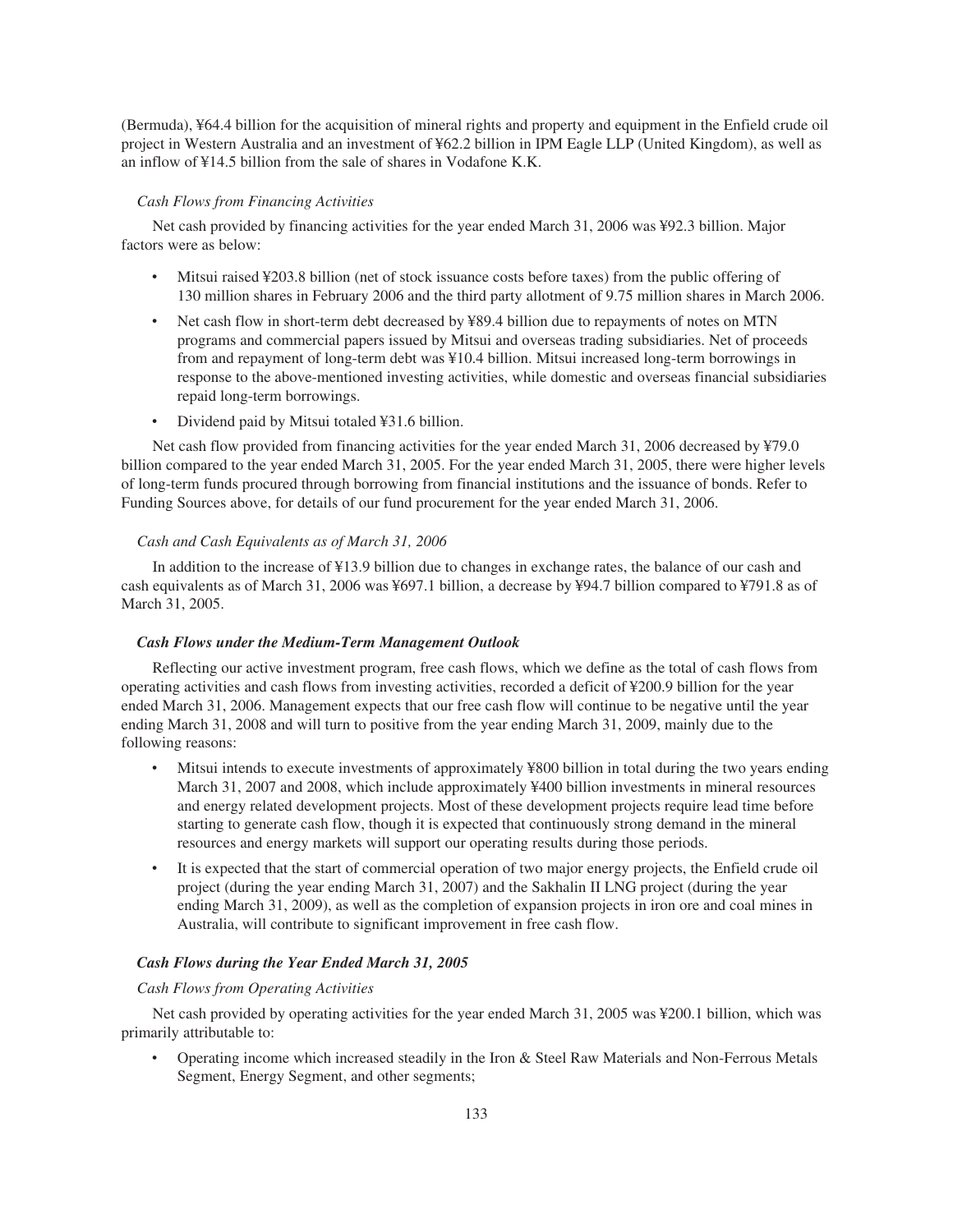(Bermuda), ¥64.4 billion for the acquisition of mineral rights and property and equipment in the Enfield crude oil project in Western Australia and an investment of ¥62.2 billion in IPM Eagle LLP (United Kingdom), as well as an inflow of ¥14.5 billion from the sale of shares in Vodafone K.K.

*Cash Flows from Financing Activities*

Net cash provided by financing activities for the year ended March 31, 2006 was ¥92.3 billion. Major factors were as below:

- Mitsui raised ¥203.8 billion (net of stock issuance costs before taxes) from the public offering of 130 million shares in February 2006 and the third party allotment of 9.75 million shares in March 2006.
- Net cash flow in short-term debt decreased by ¥89.4 billion due to repayments of notes on MTN programs and commercial papers issued by Mitsui and overseas trading subsidiaries. Net of proceeds from and repayment of long-term debt was ¥10.4 billion. Mitsui increased long-term borrowings in response to the above-mentioned investing activities, while domestic and overseas financial subsidiaries repaid long-term borrowings.
- Dividend paid by Mitsui totaled ¥31.6 billion.

Net cash flow provided from financing activities for the year ended March 31, 2006 decreased by ¥79.0 billion compared to the year ended March 31, 2005. For the year ended March 31, 2005, there were higher levels of long-term funds procured through borrowing from financial institutions and the issuance of bonds. Refer to Funding Sources above, for details of our fund procurement for the year ended March 31, 2006.

*Cash and Cash Equivalents as of March 31, 2006*

In addition to the increase of ¥13.9 billion due to changes in exchange rates, the balance of our cash and cash equivalents as of March 31, 2006 was ¥697.1 billion, a decrease by ¥94.7 billion compared to ¥791.8 as of March 31, 2005.

***Cash Flows under the Medium-Term Management Outlook***

Reflecting our active investment program, free cash flows, which we define as the total of cash flows from operating activities and cash flows from investing activities, recorded a deficit of ¥200.9 billion for the year ended March 31, 2006. Management expects that our free cash flow will continue to be negative until the year ending March 31, 2008 and will turn to positive from the year ending March 31, 2009, mainly due to the following reasons:

- Mitsui intends to execute investments of approximately ¥800 billion in total during the two years ending March 31, 2007 and 2008, which include approximately ¥400 billion investments in mineral resources and energy related development projects. Most of these development projects require lead time before starting to generate cash flow, though it is expected that continuously strong demand in the mineral resources and energy markets will support our operating results during those periods.
- It is expected that the start of commercial operation of two major energy projects, the Enfield crude oil project (during the year ending March 31, 2007) and the Sakhalin II LNG project (during the year ending March 31, 2009), as well as the completion of expansion projects in iron ore and coal mines in Australia, will contribute to significant improvement in free cash flow.

***Cash Flows during the Year Ended March 31, 2005***

*Cash Flows from Operating Activities*

Net cash provided by operating activities for the year ended March 31, 2005 was ¥200.1 billion, which was primarily attributable to:

- Operating income which increased steadily in the Iron & Steel Raw Materials and Non-Ferrous Metals Segment, Energy Segment, and other segments;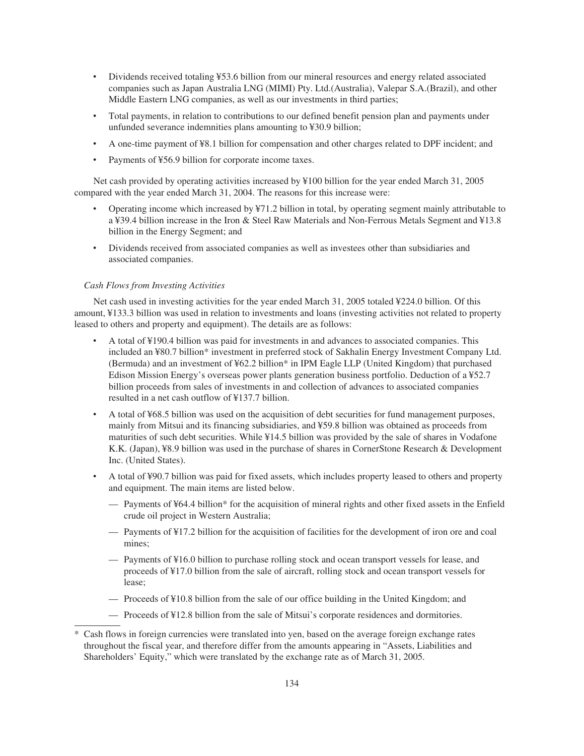- Dividends received totaling ¥53.6 billion from our mineral resources and energy related associated companies such as Japan Australia LNG (MIMI) Pty. Ltd.(Australia), Valepar S.A.(Brazil), and other Middle Eastern LNG companies, as well as our investments in third parties;
- Total payments, in relation to contributions to our defined benefit pension plan and payments under unfunded severance indemnities plans amounting to ¥30.9 billion;
- A one-time payment of ¥8.1 billion for compensation and other charges related to DPF incident; and
- Payments of ¥56.9 billion for corporate income taxes.

Net cash provided by operating activities increased by ¥100 billion for the year ended March 31, 2005 compared with the year ended March 31, 2004. The reasons for this increase were:

- Operating income which increased by ¥71.2 billion in total, by operating segment mainly attributable to a ¥39.4 billion increase in the Iron & Steel Raw Materials and Non-Ferrous Metals Segment and ¥13.8 billion in the Energy Segment; and
- Dividends received from associated companies as well as investees other than subsidiaries and associated companies.

*Cash Flows from Investing Activities*

Net cash used in investing activities for the year ended March 31, 2005 totaled ¥224.0 billion. Of this amount, ¥133.3 billion was used in relation to investments and loans (investing activities not related to property leased to others and property and equipment). The details are as follows:

- A total of ¥190.4 billion was paid for investments in and advances to associated companies. This included an ¥80.7 billion* investment in preferred stock of Sakhalin Energy Investment Company Ltd. (Bermuda) and an investment of ¥62.2 billion* in IPM Eagle LLP (United Kingdom) that purchased Edison Mission Energy's overseas power plants generation business portfolio. Deduction of a ¥52.7 billion proceeds from sales of investments in and collection of advances to associated companies resulted in a net cash outflow of ¥137.7 billion.
- A total of ¥68.5 billion was used on the acquisition of debt securities for fund management purposes, mainly from Mitsui and its financing subsidiaries, and ¥59.8 billion was obtained as proceeds from maturities of such debt securities. While ¥14.5 billion was provided by the sale of shares in Vodafone K.K. (Japan), ¥8.9 billion was used in the purchase of shares in CornerStone Research & Development Inc. (United States).
- A total of ¥90.7 billion was paid for fixed assets, which includes property leased to others and property and equipment. The main items are listed below.
  - — Payments of ¥64.4 billion* for the acquisition of mineral rights and other fixed assets in the Enfield crude oil project in Western Australia;
  - — Payments of ¥17.2 billion for the acquisition of facilities for the development of iron ore and coal mines;
  - — Payments of ¥16.0 billion to purchase rolling stock and ocean transport vessels for lease, and proceeds of ¥17.0 billion from the sale of aircraft, rolling stock and ocean transport vessels for lease;
  - — Proceeds of ¥10.8 billion from the sale of our office building in the United Kingdom; and
  - — Proceeds of ¥12.8 billion from the sale of Mitsui's corporate residences and dormitories.

---

\* Cash flows in foreign currencies were translated into yen, based on the average foreign exchange rates throughout the fiscal year, and therefore differ from the amounts appearing in "Assets, Liabilities and Shareholders' Equity," which were translated by the exchange rate as of March 31, 2005.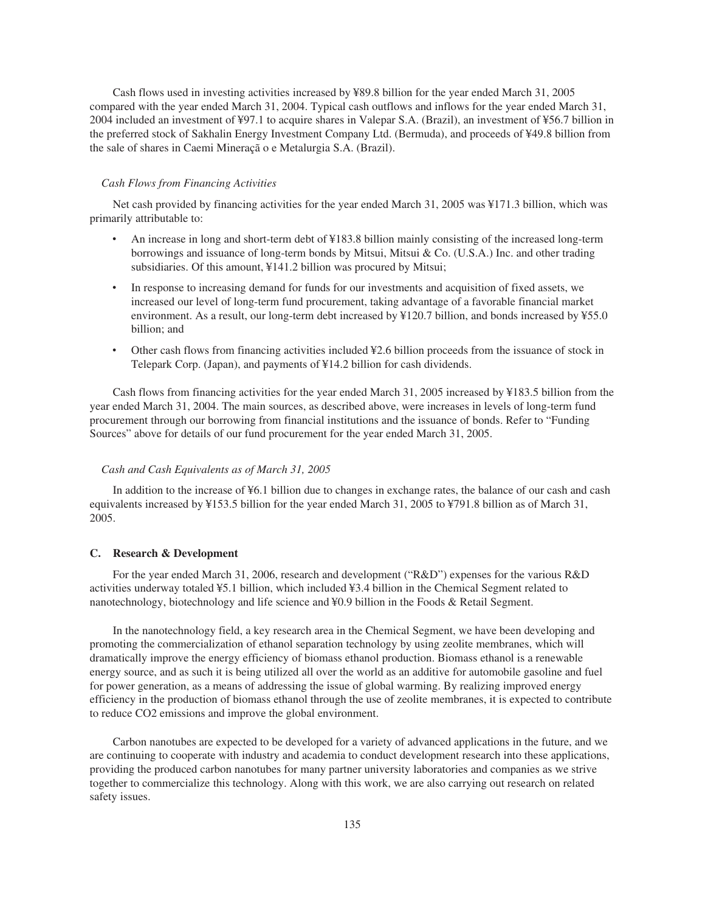Cash flows used in investing activities increased by ¥89.8 billion for the year ended March 31, 2005 compared with the year ended March 31, 2004. Typical cash outflows and inflows for the year ended March 31, 2004 included an investment of ¥97.1 to acquire shares in Valepar S.A. (Brazil), an investment of ¥56.7 billion in the preferred stock of Sakhalin Energy Investment Company Ltd. (Bermuda), and proceeds of ¥49.8 billion from the sale of shares in Caemi Mineraçã o e Metalurgia S.A. (Brazil).

*Cash Flows from Financing Activities*

Net cash provided by financing activities for the year ended March 31, 2005 was ¥171.3 billion, which was primarily attributable to:

- An increase in long and short-term debt of ¥183.8 billion mainly consisting of the increased long-term borrowings and issuance of long-term bonds by Mitsui, Mitsui & Co. (U.S.A.) Inc. and other trading subsidiaries. Of this amount, ¥141.2 billion was procured by Mitsui;
- In response to increasing demand for funds for our investments and acquisition of fixed assets, we increased our level of long-term fund procurement, taking advantage of a favorable financial market environment. As a result, our long-term debt increased by ¥120.7 billion, and bonds increased by ¥55.0 billion; and
- Other cash flows from financing activities included ¥2.6 billion proceeds from the issuance of stock in Telepark Corp. (Japan), and payments of ¥14.2 billion for cash dividends.

Cash flows from financing activities for the year ended March 31, 2005 increased by ¥183.5 billion from the year ended March 31, 2004. The main sources, as described above, were increases in levels of long-term fund procurement through our borrowing from financial institutions and the issuance of bonds. Refer to "Funding Sources" above for details of our fund procurement for the year ended March 31, 2005.

*Cash and Cash Equivalents as of March 31, 2005*

In addition to the increase of ¥6.1 billion due to changes in exchange rates, the balance of our cash and cash equivalents increased by ¥153.5 billion for the year ended March 31, 2005 to ¥791.8 billion as of March 31, 2005.

### C. Research & Development

For the year ended March 31, 2006, research and development ("R&D") expenses for the various R&D activities underway totaled ¥5.1 billion, which included ¥3.4 billion in the Chemical Segment related to nanotechnology, biotechnology and life science and ¥0.9 billion in the Foods & Retail Segment.

In the nanotechnology field, a key research area in the Chemical Segment, we have been developing and promoting the commercialization of ethanol separation technology by using zeolite membranes, which will dramatically improve the energy efficiency of biomass ethanol production. Biomass ethanol is a renewable energy source, and as such it is being utilized all over the world as an additive for automobile gasoline and fuel for power generation, as a means of addressing the issue of global warming. By realizing improved energy efficiency in the production of biomass ethanol through the use of zeolite membranes, it is expected to contribute to reduce $CO_2$ emissions and improve the global environment.

Carbon nanotubes are expected to be developed for a variety of advanced applications in the future, and we are continuing to cooperate with industry and academia to conduct development research into these applications, providing the produced carbon nanotubes for many partner university laboratories and companies as we strive together to commercialize this technology. Along with this work, we are also carrying out research on related safety issues.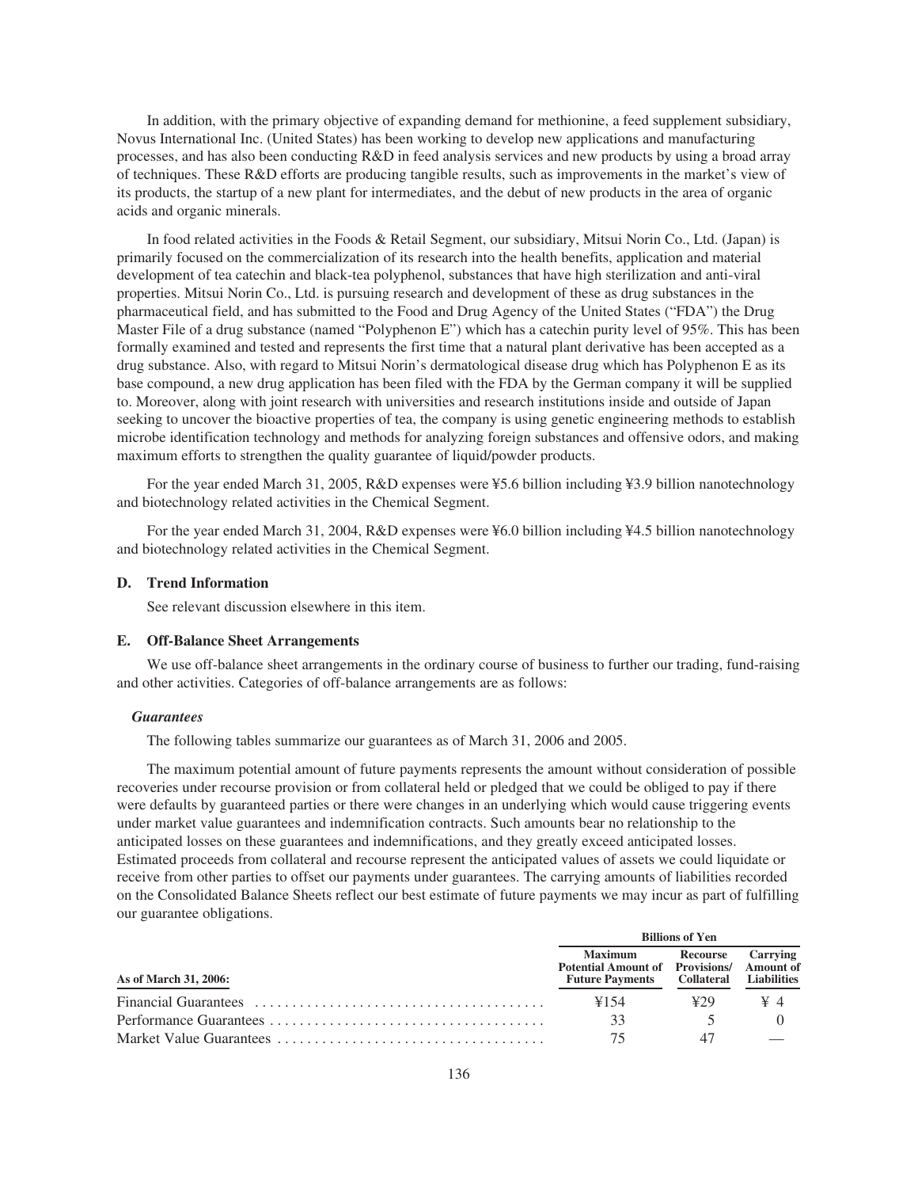In addition, with the primary objective of expanding demand for methionine, a feed supplement subsidiary, Novus International Inc. (United States) has been working to develop new applications and manufacturing processes, and has also been conducting R&D in feed analysis services and new products by using a broad array of techniques. These R&D efforts are producing tangible results, such as improvements in the market's view of its products, the startup of a new plant for intermediates, and the debut of new products in the area of organic acids and organic minerals.

In food related activities in the Foods & Retail Segment, our subsidiary, Mitsui Norin Co., Ltd. (Japan) is primarily focused on the commercialization of its research into the health benefits, application and material development of tea catechin and black-tea polyphenol, substances that have high sterilization and anti-viral properties. Mitsui Norin Co., Ltd. is pursuing research and development of these as drug substances in the pharmaceutical field, and has submitted to the Food and Drug Agency of the United States ("FDA") the Drug Master File of a drug substance (named "Polyphenon E") which has a catechin purity level of 95%. This has been formally examined and tested and represents the first time that a natural plant derivative has been accepted as a drug substance. Also, with regard to Mitsui Norin's dermatological disease drug which has Polyphenon E as its base compound, a new drug application has been filed with the FDA by the German company it will be supplied to. Moreover, along with joint research with universities and research institutions inside and outside of Japan seeking to uncover the bioactive properties of tea, the company is using genetic engineering methods to establish microbe identification technology and methods for analyzing foreign substances and offensive odors, and making maximum efforts to strengthen the quality guarantee of liquid/powder products.

For the year ended March 31, 2005, R&D expenses were ¥5.6 billion including ¥3.9 billion nanotechnology and biotechnology related activities in the Chemical Segment.

For the year ended March 31, 2004, R&D expenses were ¥6.0 billion including ¥4.5 billion nanotechnology and biotechnology related activities in the Chemical Segment.

### D. Trend Information

See relevant discussion elsewhere in this item.

### E. Off-Balance Sheet Arrangements

We use off-balance sheet arrangements in the ordinary course of business to further our trading, fund-raising and other activities. Categories of off-balance arrangements are as follows:

#### *Guarantees*

The following tables summarize our guarantees as of March 31, 2006 and 2005.

The maximum potential amount of future payments represents the amount without consideration of possible recoveries under recourse provision or from collateral held or pledged that we could be obliged to pay if there were defaults by guaranteed parties or there were changes in an underlying which would cause triggering events under market value guarantees and indemnification contracts. Such amounts bear no relationship to the anticipated losses on these guarantees and indemnifications, and they greatly exceed anticipated losses. Estimated proceeds from collateral and recourse represent the anticipated values of assets we could liquidate or receive from other parties to offset our payments under guarantees. The carrying amounts of liabilities recorded on the Consolidated Balance Sheets reflect our best estimate of future payments we may incur as part of fulfilling our guarantee obligations.

| | Billions of Yen | | |
|---|---|---|---|
| **As of March 31, 2006:** | **Maximum Potential Amount of Future Payments** | **Recourse Provisions/ Collateral** | **Carrying Amount of Liabilities** |
| Financial Guarantees | ¥154 | ¥29 | ¥ 4 |
| Performance Guarantees | 33 | 5 | 0 |
| Market Value Guarantees | 75 | 47 | — |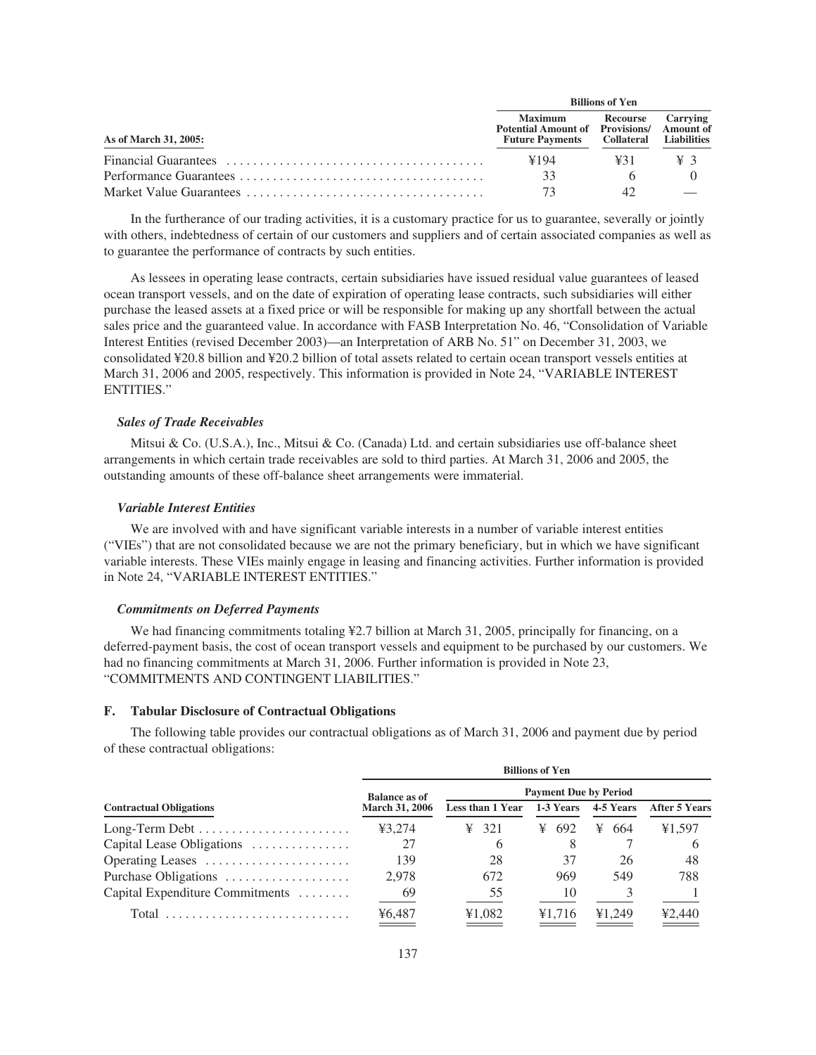| As of March 31, 2005: | Billions of Yen | | |
|---|---|---|---|
| | Maximum Potential Amount of Future Payments | Recourse Provisions/ Collateral | Carrying Amount of Liabilities |
| Financial Guarantees | ¥194 | ¥31 | ¥ 3 |
| Performance Guarantees | 33 | 6 | 0 |
| Market Value Guarantees | 73 | 42 | — |

In the furtherance of our trading activities, it is a customary practice for us to guarantee, severally or jointly with others, indebtedness of certain of our customers and suppliers and of certain associated companies as well as to guarantee the performance of contracts by such entities.

As lessees in operating lease contracts, certain subsidiaries have issued residual value guarantees of leased ocean transport vessels, and on the date of expiration of operating lease contracts, such subsidiaries will either purchase the leased assets at a fixed price or will be responsible for making up any shortfall between the actual sales price and the guaranteed value. In accordance with FASB Interpretation No. 46, "Consolidation of Variable Interest Entities (revised December 2003)—an Interpretation of ARB No. 51" on December 31, 2003, we consolidated ¥20.8 billion and ¥20.2 billion of total assets related to certain ocean transport vessels entities at March 31, 2006 and 2005, respectively. This information is provided in Note 24, "VARIABLE INTEREST ENTITIES."

### *Sales of Trade Receivables*

Mitsui & Co. (U.S.A.), Inc., Mitsui & Co. (Canada) Ltd. and certain subsidiaries use off-balance sheet arrangements in which certain trade receivables are sold to third parties. At March 31, 2006 and 2005, the outstanding amounts of these off-balance sheet arrangements were immaterial.

### *Variable Interest Entities*

We are involved with and have significant variable interests in a number of variable interest entities ("VIEs") that are not consolidated because we are not the primary beneficiary, but in which we have significant variable interests. These VIEs mainly engage in leasing and financing activities. Further information is provided in Note 24, "VARIABLE INTEREST ENTITIES."

### *Commitments on Deferred Payments*

We had financing commitments totaling ¥2.7 billion at March 31, 2005, principally for financing, on a deferred-payment basis, the cost of ocean transport vessels and equipment to be purchased by our customers. We had no financing commitments at March 31, 2006. Further information is provided in Note 23, "COMMITMENTS AND CONTINGENT LIABILITIES."

## F. Tabular Disclosure of Contractual Obligations

The following table provides our contractual obligations as of March 31, 2006 and payment due by period of these contractual obligations:

| Contractual Obligations | Billions of Yen | | | | |
|---|---|---|---|---|---|
| | Balance as of March 31, 2006 | Payment Due by Period | | | |
| | | Less than 1 Year | 1-3 Years | 4-5 Years | After 5 Years |
| Long-Term Debt | ¥3,274 | ¥ 321 | ¥ 692 | ¥ 664 | ¥1,597 |
| Capital Lease Obligations | 27 | 6 | 8 | 7 | 6 |
| Operating Leases | 139 | 28 | 37 | 26 | 48 |
| Purchase Obligations | 2,978 | 672 | 969 | 549 | 788 |
| Capital Expenditure Commitments | 69 | 55 | 10 | 3 | 1 |
| Total | ¥6,487 | ¥1,082 | ¥1,716 | ¥1,249 | ¥2,440 |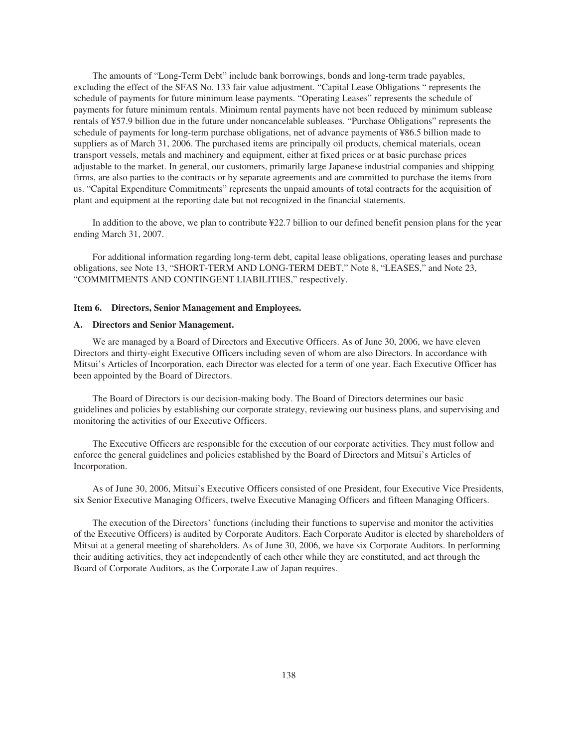The amounts of "Long-Term Debt" include bank borrowings, bonds and long-term trade payables, excluding the effect of the SFAS No. 133 fair value adjustment. "Capital Lease Obligations " represents the schedule of payments for future minimum lease payments. "Operating Leases" represents the schedule of payments for future minimum rentals. Minimum rental payments have not been reduced by minimum sublease rentals of ¥57.9 billion due in the future under noncancelable subleases. "Purchase Obligations" represents the schedule of payments for long-term purchase obligations, net of advance payments of ¥86.5 billion made to suppliers as of March 31, 2006. The purchased items are principally oil products, chemical materials, ocean transport vessels, metals and machinery and equipment, either at fixed prices or at basic purchase prices adjustable to the market. In general, our customers, primarily large Japanese industrial companies and shipping firms, are also parties to the contracts or by separate agreements and are committed to purchase the items from us. "Capital Expenditure Commitments" represents the unpaid amounts of total contracts for the acquisition of plant and equipment at the reporting date but not recognized in the financial statements.

In addition to the above, we plan to contribute ¥22.7 billion to our defined benefit pension plans for the year ending March 31, 2007.

For additional information regarding long-term debt, capital lease obligations, operating leases and purchase obligations, see Note 13, "SHORT-TERM AND LONG-TERM DEBT," Note 8, "LEASES," and Note 23, "COMMITMENTS AND CONTINGENT LIABILITIES," respectively.

## Item 6. Directors, Senior Management and Employees.

### A. Directors and Senior Management.

We are managed by a Board of Directors and Executive Officers. As of June 30, 2006, we have eleven Directors and thirty-eight Executive Officers including seven of whom are also Directors. In accordance with Mitsui's Articles of Incorporation, each Director was elected for a term of one year. Each Executive Officer has been appointed by the Board of Directors.

The Board of Directors is our decision-making body. The Board of Directors determines our basic guidelines and policies by establishing our corporate strategy, reviewing our business plans, and supervising and monitoring the activities of our Executive Officers.

The Executive Officers are responsible for the execution of our corporate activities. They must follow and enforce the general guidelines and policies established by the Board of Directors and Mitsui's Articles of Incorporation.

As of June 30, 2006, Mitsui's Executive Officers consisted of one President, four Executive Vice Presidents, six Senior Executive Managing Officers, twelve Executive Managing Officers and fifteen Managing Officers.

The execution of the Directors' functions (including their functions to supervise and monitor the activities of the Executive Officers) is audited by Corporate Auditors. Each Corporate Auditor is elected by shareholders of Mitsui at a general meeting of shareholders. As of June 30, 2006, we have six Corporate Auditors. In performing their auditing activities, they act independently of each other while they are constituted, and act through the Board of Corporate Auditors, as the Corporate Law of Japan requires.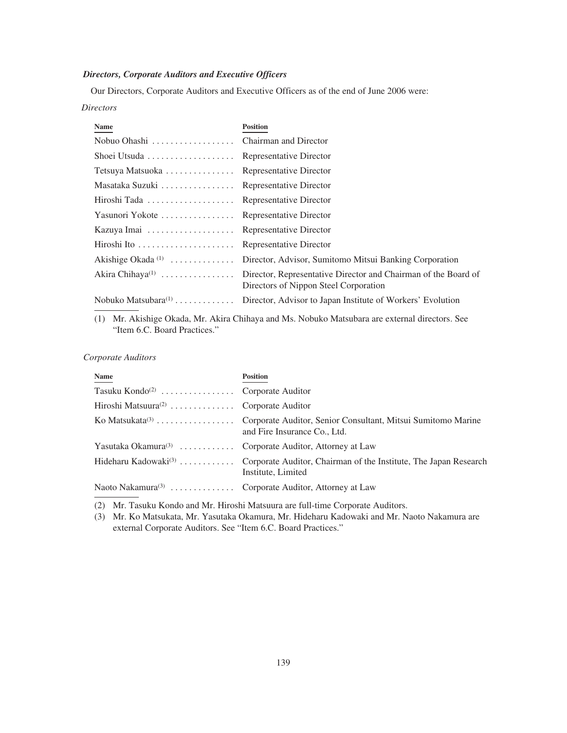### *Directors, Corporate Auditors and Executive Officers*

Our Directors, Corporate Auditors and Executive Officers as of the end of June 2006 were:

*Directors*

| Name | Position |
|---|---|
| Nobuo Ohashi | Chairman and Director |
| Shoei Utsuda | Representative Director |
| Tetsuya Matsuoka | Representative Director |
| Masataka Suzuki | Representative Director |
| Hiroshi Tada | Representative Director |
| Yasunori Yokote | Representative Director |
| Kazuya Imai | Representative Director |
| Hiroshi Ito | Representative Director |
| Akishige Okada [(1)] | Director, Advisor, Sumitomo Mitsui Banking Corporation |
| Akira Chihaya[(1)] | Director, Representative Director and Chairman of the Board of Directors of Nippon Steel Corporation |
| Nobuko Matsubara[(1)] | Director, Advisor to Japan Institute of Workers' Evolution |

(1) Mr. Akishige Okada, Mr. Akira Chihaya and Ms. Nobuko Matsubara are external directors. See "Item 6.C. Board Practices."

*Corporate Auditors*

| Name | Position |
|---|---|
| Tasuku Kondo[(2)] | Corporate Auditor |
| Hiroshi Matsuura[(2)] | Corporate Auditor |
| Ko Matsukata[(3)] | Corporate Auditor, Senior Consultant, Mitsui Sumitomo Marine and Fire Insurance Co., Ltd. |
| Yasutaka Okamura[(3)] | Corporate Auditor, Attorney at Law |
| Hideharu Kadowaki[(3)] | Corporate Auditor, Chairman of the Institute, The Japan Research Institute, Limited |
| Naoto Nakamura[(3)] | Corporate Auditor, Attorney at Law |

(2) Mr. Tasuku Kondo and Mr. Hiroshi Matsuura are full-time Corporate Auditors.

(3) Mr. Ko Matsukata, Mr. Yasutaka Okamura, Mr. Hideharu Kadowaki and Mr. Naoto Nakamura are external Corporate Auditors. See "Item 6.C. Board Practices."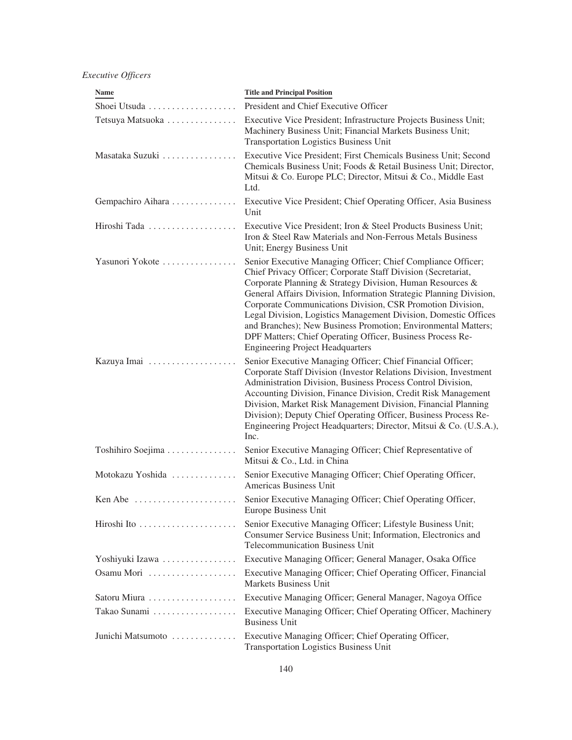*Executive Officers*

| Name | Title and Principal Position |
|---|---|
| Shoei Utsuda | President and Chief Executive Officer |
| Tetsuya Matsuoka | Executive Vice President; Infrastructure Projects Business Unit; Machinery Business Unit; Financial Markets Business Unit; Transportation Logistics Business Unit |
| Masataka Suzuki | Executive Vice President; First Chemicals Business Unit; Second Chemicals Business Unit; Foods & Retail Business Unit; Director, Mitsui & Co. Europe PLC; Director, Mitsui & Co., Middle East Ltd. |
| Gempachiro Aihara | Executive Vice President; Chief Operating Officer, Asia Business Unit |
| Hiroshi Tada | Executive Vice President; Iron & Steel Products Business Unit; Iron & Steel Raw Materials and Non-Ferrous Metals Business Unit; Energy Business Unit |
| Yasunori Yokote | Senior Executive Managing Officer; Chief Compliance Officer; Chief Privacy Officer; Corporate Staff Division (Secretariat, Corporate Planning & Strategy Division, Human Resources & General Affairs Division, Information Strategic Planning Division, Corporate Communications Division, CSR Promotion Division, Legal Division, Logistics Management Division, Domestic Offices and Branches); New Business Promotion; Environmental Matters; DPF Matters; Chief Operating Officer, Business Process Re-Engineering Project Headquarters |
| Kazuya Imai | Senior Executive Managing Officer; Chief Financial Officer; Corporate Staff Division (Investor Relations Division, Investment Administration Division, Business Process Control Division, Accounting Division, Finance Division, Credit Risk Management Division, Market Risk Management Division, Financial Planning Division); Deputy Chief Operating Officer, Business Process Re-Engineering Project Headquarters; Director, Mitsui & Co. (U.S.A.), Inc. |
| Toshihiro Soejima | Senior Executive Managing Officer; Chief Representative of Mitsui & Co., Ltd. in China |
| Motokazu Yoshida | Senior Executive Managing Officer; Chief Operating Officer, Americas Business Unit |
| Ken Abe | Senior Executive Managing Officer; Chief Operating Officer, Europe Business Unit |
| Hiroshi Ito | Senior Executive Managing Officer; Lifestyle Business Unit; Consumer Service Business Unit; Information, Electronics and Telecommunication Business Unit |
| Yoshiyuki Izawa | Executive Managing Officer; General Manager, Osaka Office |
| Osamu Mori | Executive Managing Officer; Chief Operating Officer, Financial Markets Business Unit |
| Satoru Miura | Executive Managing Officer; General Manager, Nagoya Office |
| Takao Sunami | Executive Managing Officer; Chief Operating Officer, Machinery Business Unit |
| Junichi Matsumoto | Executive Managing Officer; Chief Operating Officer, Transportation Logistics Business Unit |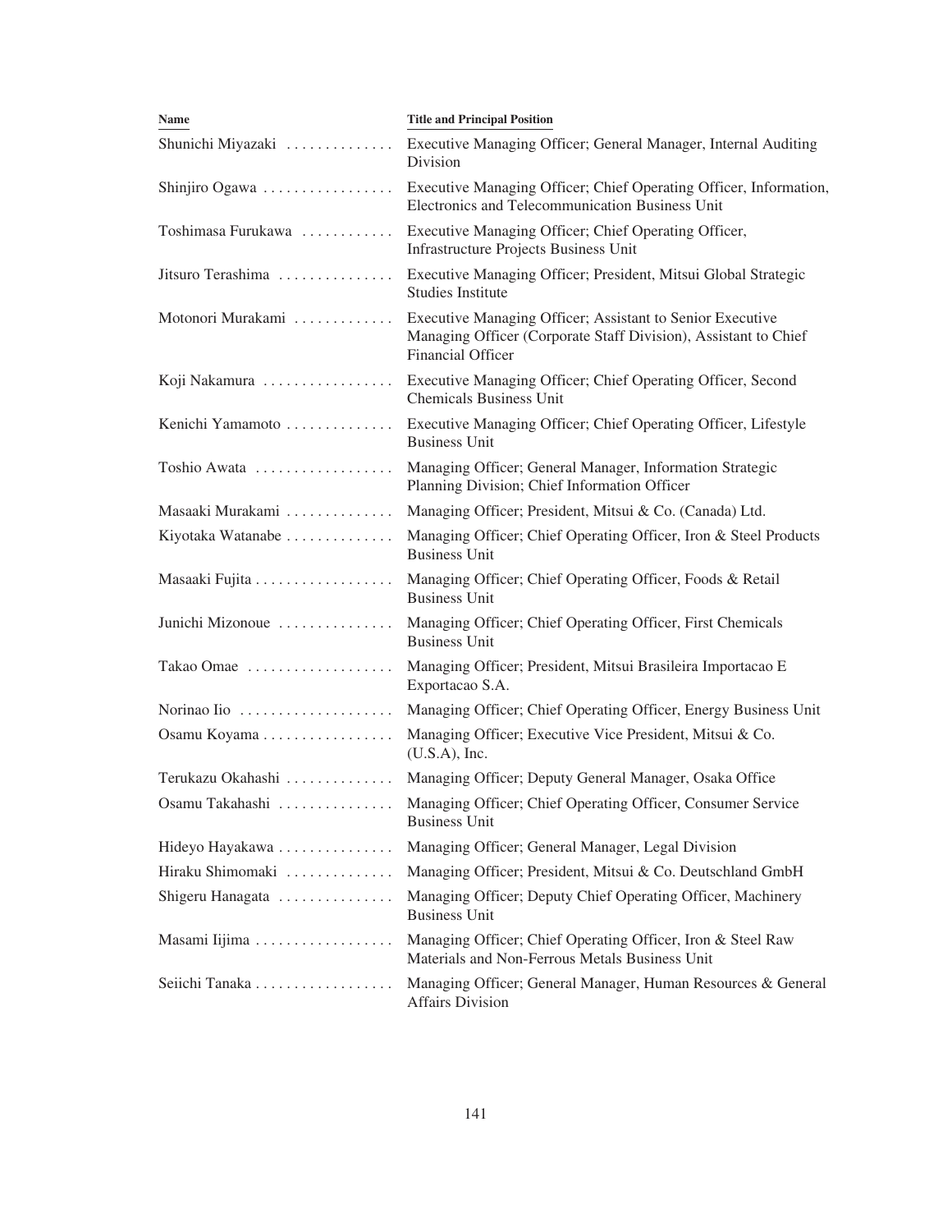| Name | Title and Principal Position |
| --- | --- |
| Shunichi Miyazaki | Executive Managing Officer; General Manager, Internal Auditing Division |
| Shinjiro Ogawa | Executive Managing Officer; Chief Operating Officer, Information, Electronics and Telecommunication Business Unit |
| Toshimasa Furukawa | Executive Managing Officer; Chief Operating Officer, Infrastructure Projects Business Unit |
| Jitsuro Terashima | Executive Managing Officer; President, Mitsui Global Strategic Studies Institute |
| Motonori Murakami | Executive Managing Officer; Assistant to Senior Executive Managing Officer (Corporate Staff Division), Assistant to Chief Financial Officer |
| Koji Nakamura | Executive Managing Officer; Chief Operating Officer, Second Chemicals Business Unit |
| Kenichi Yamamoto | Executive Managing Officer; Chief Operating Officer, Lifestyle Business Unit |
| Toshio Awata | Managing Officer; General Manager, Information Strategic Planning Division; Chief Information Officer |
| Masaaki Murakami | Managing Officer; President, Mitsui & Co. (Canada) Ltd. |
| Kiyotaka Watanabe | Managing Officer; Chief Operating Officer, Iron & Steel Products Business Unit |
| Masaaki Fujita | Managing Officer; Chief Operating Officer, Foods & Retail Business Unit |
| Junichi Mizonoue | Managing Officer; Chief Operating Officer, First Chemicals Business Unit |
| Takao Omae | Managing Officer; President, Mitsui Brasileira Importacao E Exportacao S.A. |
| Norinao Iio | Managing Officer; Chief Operating Officer, Energy Business Unit |
| Osamu Koyama | Managing Officer; Executive Vice President, Mitsui & Co. (U.S.A), Inc. |
| Terukazu Okahashi | Managing Officer; Deputy General Manager, Osaka Office |
| Osamu Takahashi | Managing Officer; Chief Operating Officer, Consumer Service Business Unit |
| Hideyo Hayakawa | Managing Officer; General Manager, Legal Division |
| Hiraku Shimomaki | Managing Officer; President, Mitsui & Co. Deutschland GmbH |
| Shigeru Hanagata | Managing Officer; Deputy Chief Operating Officer, Machinery Business Unit |
| Masami Iijima | Managing Officer; Chief Operating Officer, Iron & Steel Raw Materials and Non-Ferrous Metals Business Unit |
| Seiichi Tanaka | Managing Officer; General Manager, Human Resources & General Affairs Division |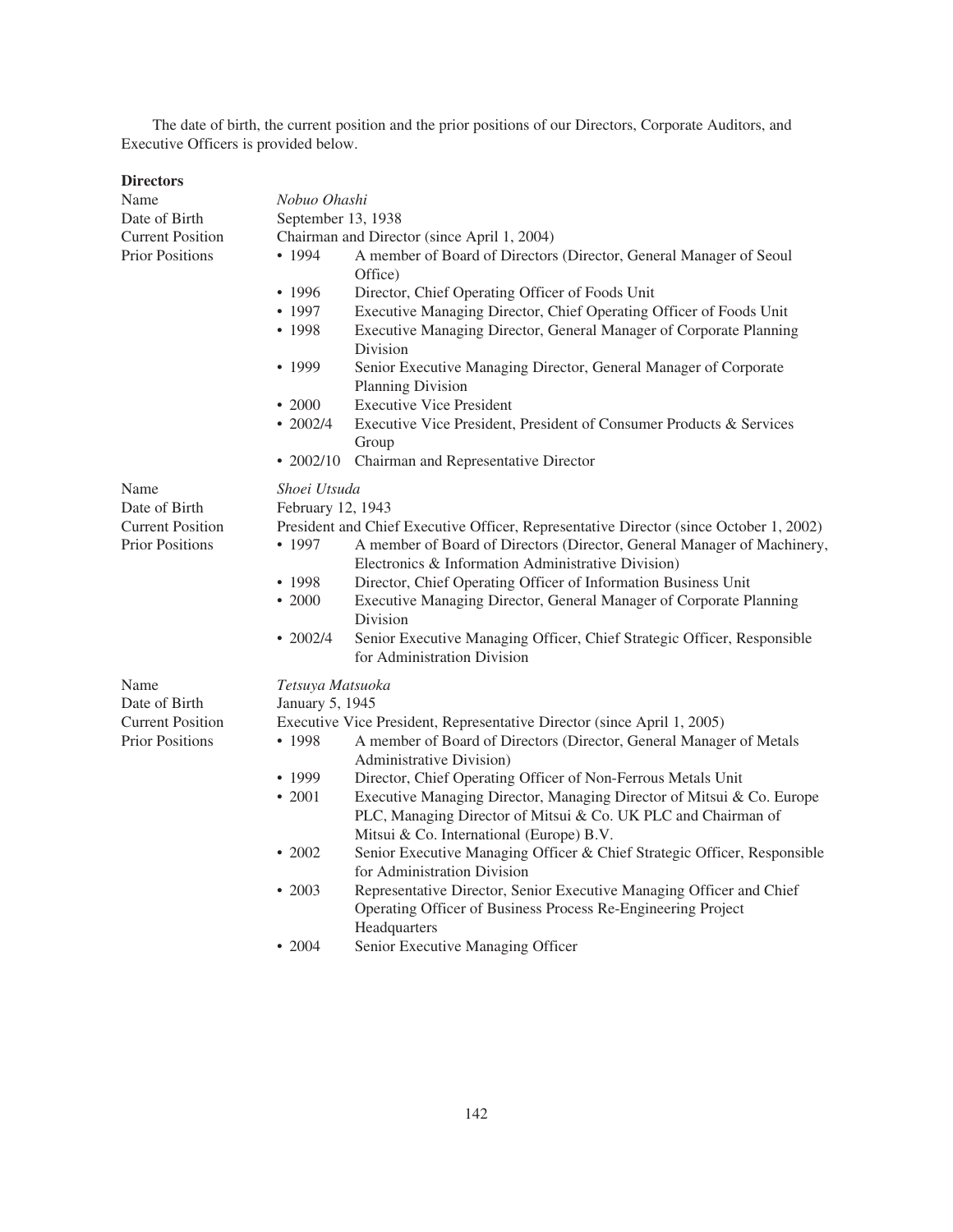The date of birth, the current position and the prior positions of our Directors, Corporate Auditors, and Executive Officers is provided below.

**Directors**

| | | |
|---|---|---|
| Name | *Nobuo Ohashi* | |
| Date of Birth | September 13, 1938 | |
| Current Position | Chairman and Director (since April 1, 2004) | |
| Prior Positions | • 1994 | A member of Board of Directors (Director, General Manager of Seoul Office) |
| | • 1996 | Director, Chief Operating Officer of Foods Unit |
| | • 1997 | Executive Managing Director, Chief Operating Officer of Foods Unit |
| | • 1998 | Executive Managing Director, General Manager of Corporate Planning Division |
| | • 1999 | Senior Executive Managing Director, General Manager of Corporate Planning Division |
| | • 2000 | Executive Vice President |
| | • 2002/4 | Executive Vice President, President of Consumer Products & Services Group |
| | • 2002/10 | Chairman and Representative Director |

| | | |
|---|---|---|
| Name | *Shoei Utsuda* | |
| Date of Birth | February 12, 1943 | |
| Current Position | President and Chief Executive Officer, Representative Director (since October 1, 2002) | |
| Prior Positions | • 1997 | A member of Board of Directors (Director, General Manager of Machinery, Electronics & Information Administrative Division) |
| | • 1998 | Director, Chief Operating Officer of Information Business Unit |
| | • 2000 | Executive Managing Director, General Manager of Corporate Planning Division |
| | • 2002/4 | Senior Executive Managing Officer, Chief Strategic Officer, Responsible for Administration Division |

| | | |
|---|---|---|
| Name | *Tetsuya Matsuoka* | |
| Date of Birth | January 5, 1945 | |
| Current Position | Executive Vice President, Representative Director (since April 1, 2005) | |
| Prior Positions | • 1998 | A member of Board of Directors (Director, General Manager of Metals Administrative Division) |
| | • 1999 | Director, Chief Operating Officer of Non-Ferrous Metals Unit |
| | • 2001 | Executive Managing Director, Managing Director of Mitsui & Co. Europe PLC, Managing Director of Mitsui & Co. UK PLC and Chairman of Mitsui & Co. International (Europe) B.V. |
| | • 2002 | Senior Executive Managing Officer & Chief Strategic Officer, Responsible for Administration Division |
| | • 2003 | Representative Director, Senior Executive Managing Officer and Chief Operating Officer of Business Process Re-Engineering Project Headquarters |
| | • 2004 | Senior Executive Managing Officer |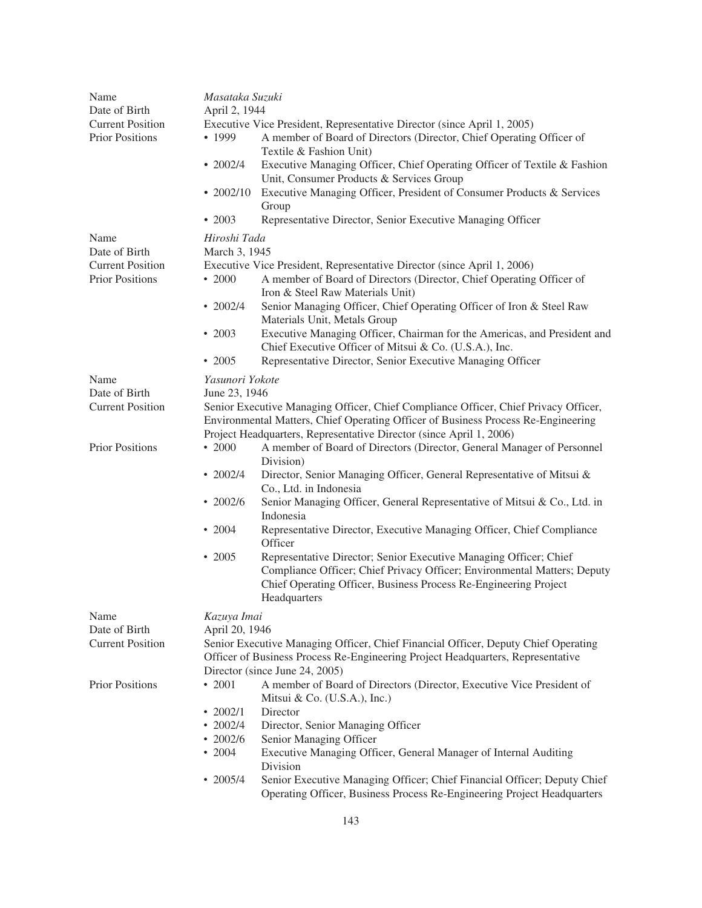| | |
|---|---|
| Name | *Masataka Suzuki* |
| Date of Birth | April 2, 1944 |
| Current Position | Executive Vice President, Representative Director (since April 1, 2005) |
| Prior Positions | • 1999 A member of Board of Directors (Director, Chief Operating Officer of Textile & Fashion Unit) |
| | • 2002/4 Executive Managing Officer, Chief Operating Officer of Textile & Fashion Unit, Consumer Products & Services Group |
| | • 2002/10 Executive Managing Officer, President of Consumer Products & Services Group |
| | • 2003 Representative Director, Senior Executive Managing Officer |

| | |
|---|---|
| Name | *Hiroshi Tada* |
| Date of Birth | March 3, 1945 |
| Current Position | Executive Vice President, Representative Director (since April 1, 2006) |
| Prior Positions | • 2000 A member of Board of Directors (Director, Chief Operating Officer of Iron & Steel Raw Materials Unit) |
| | • 2002/4 Senior Managing Officer, Chief Operating Officer of Iron & Steel Raw Materials Unit, Metals Group |
| | • 2003 Executive Managing Officer, Chairman for the Americas, and President and Chief Executive Officer of Mitsui & Co. (U.S.A.), Inc. |
| | • 2005 Representative Director, Senior Executive Managing Officer |

| | |
|---|---|
| Name | *Yasunori Yokote* |
| Date of Birth | June 23, 1946 |
| Current Position | Senior Executive Managing Officer, Chief Compliance Officer, Chief Privacy Officer, Environmental Matters, Chief Operating Officer of Business Process Re-Engineering Project Headquarters, Representative Director (since April 1, 2006) |
| Prior Positions | • 2000 A member of Board of Directors (Director, General Manager of Personnel Division) |
| | • 2002/4 Director, Senior Managing Officer, General Representative of Mitsui & Co., Ltd. in Indonesia |
| | • 2002/6 Senior Managing Officer, General Representative of Mitsui & Co., Ltd. in Indonesia |
| | • 2004 Representative Director, Executive Managing Officer, Chief Compliance Officer |
| | • 2005 Representative Director; Senior Executive Managing Officer; Chief Compliance Officer; Chief Privacy Officer; Environmental Matters; Deputy Chief Operating Officer, Business Process Re-Engineering Project Headquarters |

| | |
|---|---|
| Name | *Kazuya Imai* |
| Date of Birth | April 20, 1946 |
| Current Position | Senior Executive Managing Officer, Chief Financial Officer, Deputy Chief Operating Officer of Business Process Re-Engineering Project Headquarters, Representative Director (since June 24, 2005) |
| Prior Positions | • 2001 A member of Board of Directors (Director, Executive Vice President of Mitsui & Co. (U.S.A.), Inc.) |
| | • 2002/1 Director |
| | • 2002/4 Director, Senior Managing Officer |
| | • 2002/6 Senior Managing Officer |
| | • 2004 Executive Managing Officer, General Manager of Internal Auditing Division |
| | • 2005/4 Senior Executive Managing Officer; Chief Financial Officer; Deputy Chief Operating Officer, Business Process Re-Engineering Project Headquarters |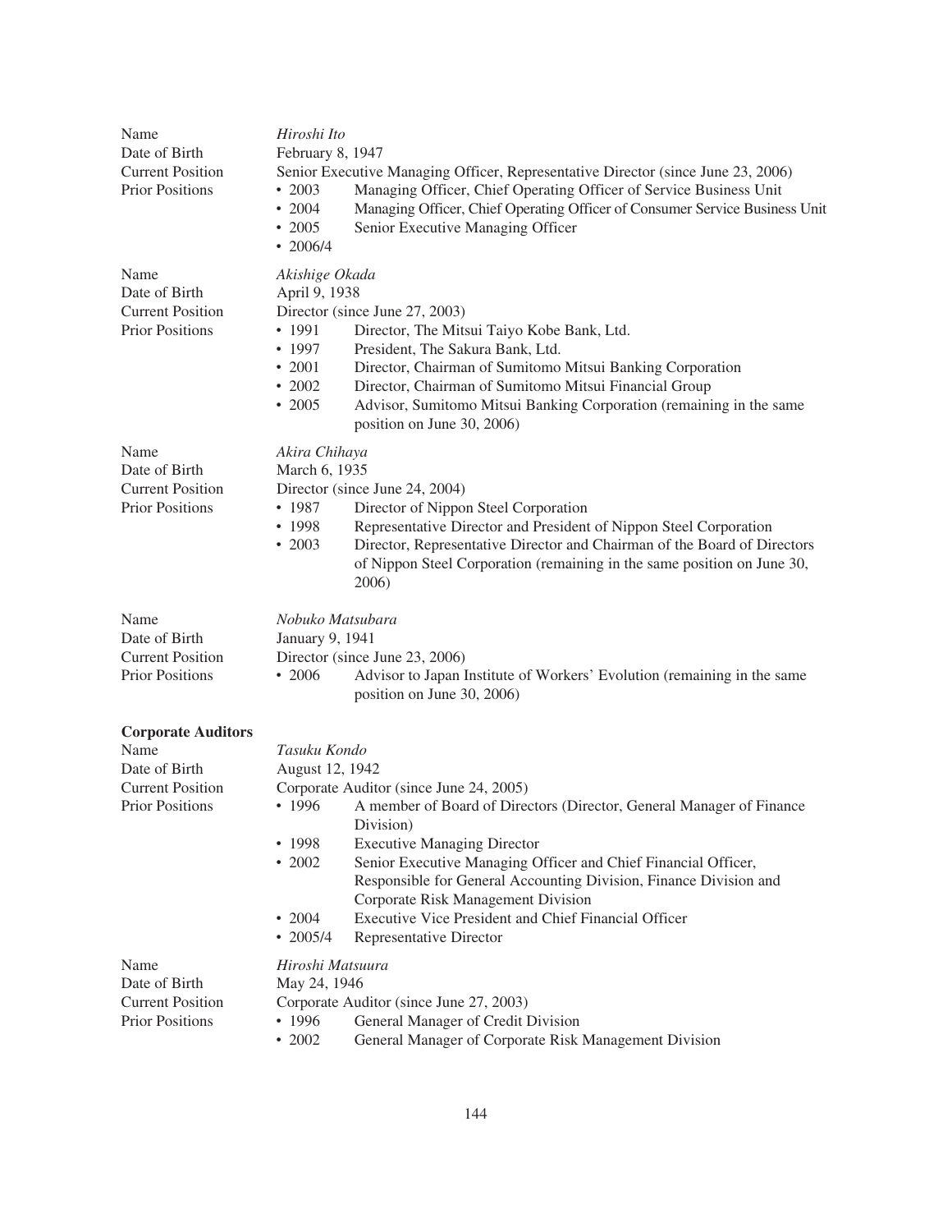| | |
|---|---|
| Name | *Hiroshi Ito* |
| Date of Birth | February 8, 1947 |
| Current Position | Senior Executive Managing Officer, Representative Director (since June 23, 2006) |
| Prior Positions | • 2003 Managing Officer, Chief Operating Officer of Service Business Unit<br>• 2004 Managing Officer, Chief Operating Officer of Consumer Service Business Unit<br>• 2005 Senior Executive Managing Officer<br>• 2006/4 |

| | |
|---|---|
| Name | *Akishige Okada* |
| Date of Birth | April 9, 1938 |
| Current Position | Director (since June 27, 2003) |
| Prior Positions | • 1991 Director, The Mitsui Taiyo Kobe Bank, Ltd.<br>• 1997 President, The Sakura Bank, Ltd.<br>• 2001 Director, Chairman of Sumitomo Mitsui Banking Corporation<br>• 2002 Director, Chairman of Sumitomo Mitsui Financial Group<br>• 2005 Advisor, Sumitomo Mitsui Banking Corporation (remaining in the same position on June 30, 2006) |

| | |
|---|---|
| Name | *Akira Chihaya* |
| Date of Birth | March 6, 1935 |
| Current Position | Director (since June 24, 2004) |
| Prior Positions | • 1987 Director of Nippon Steel Corporation<br>• 1998 Representative Director and President of Nippon Steel Corporation<br>• 2003 Director, Representative Director and Chairman of the Board of Directors of Nippon Steel Corporation (remaining in the same position on June 30, 2006) |

| | |
|---|---|
| Name | *Nobuko Matsubara* |
| Date of Birth | January 9, 1941 |
| Current Position | Director (since June 23, 2006) |
| Prior Positions | • 2006 Advisor to Japan Institute of Workers' Evolution (remaining in the same position on June 30, 2006) |

**Corporate Auditors**

| | |
|---|---|
| Name | *Tasuku Kondo* |
| Date of Birth | August 12, 1942 |
| Current Position | Corporate Auditor (since June 24, 2005) |
| Prior Positions | • 1996 A member of Board of Directors (Director, General Manager of Finance Division)<br>• 1998 Executive Managing Director<br>• 2002 Senior Executive Managing Officer and Chief Financial Officer, Responsible for General Accounting Division, Finance Division and Corporate Risk Management Division<br>• 2004 Executive Vice President and Chief Financial Officer<br>• 2005/4 Representative Director |

| | |
|---|---|
| Name | *Hiroshi Matsuura* |
| Date of Birth | May 24, 1946 |
| Current Position | Corporate Auditor (since June 27, 2003) |
| Prior Positions | • 1996 General Manager of Credit Division<br>• 2002 General Manager of Corporate Risk Management Division |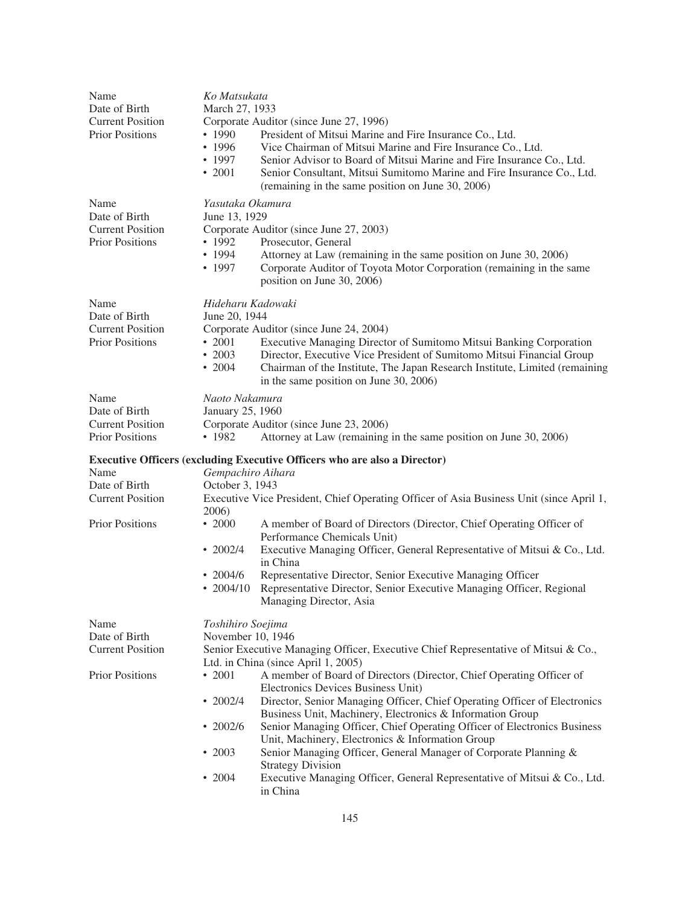| | |
|---|---|
| Name | *Ko Matsukata* |
| Date of Birth | March 27, 1933 |
| Current Position | Corporate Auditor (since June 27, 1996) |
| Prior Positions | • 1990 President of Mitsui Marine and Fire Insurance Co., Ltd.<br>• 1996 Vice Chairman of Mitsui Marine and Fire Insurance Co., Ltd.<br>• 1997 Senior Advisor to Board of Mitsui Marine and Fire Insurance Co., Ltd.<br>• 2001 Senior Consultant, Mitsui Sumitomo Marine and Fire Insurance Co., Ltd. (remaining in the same position on June 30, 2006) |

| | |
|---|---|
| Name | *Yasutaka Okamura* |
| Date of Birth | June 13, 1929 |
| Current Position | Corporate Auditor (since June 27, 2003) |
| Prior Positions | • 1992 Prosecutor, General<br>• 1994 Attorney at Law (remaining in the same position on June 30, 2006)<br>• 1997 Corporate Auditor of Toyota Motor Corporation (remaining in the same position on June 30, 2006) |

| | |
|---|---|
| Name | *Hideharu Kadowaki* |
| Date of Birth | June 20, 1944 |
| Current Position | Corporate Auditor (since June 24, 2004) |
| Prior Positions | • 2001 Executive Managing Director of Sumitomo Mitsui Banking Corporation<br>• 2003 Director, Executive Vice President of Sumitomo Mitsui Financial Group<br>• 2004 Chairman of the Institute, The Japan Research Institute, Limited (remaining in the same position on June 30, 2006) |

| | |
|---|---|
| Name | *Naoto Nakamura* |
| Date of Birth | January 25, 1960 |
| Current Position | Corporate Auditor (since June 23, 2006) |
| Prior Positions | • 1982 Attorney at Law (remaining in the same position on June 30, 2006) |

**Executive Officers (excluding Executive Officers who are also a Director)**

| | |
|---|---|
| Name | *Gempachiro Aihara* |
| Date of Birth | October 3, 1943 |
| Current Position | Executive Vice President, Chief Operating Officer of Asia Business Unit (since April 1, 2006) |
| Prior Positions | • 2000 A member of Board of Directors (Director, Chief Operating Officer of Performance Chemicals Unit)<br>• 2002/4 Executive Managing Officer, General Representative of Mitsui & Co., Ltd. in China<br>• 2004/6 Representative Director, Senior Executive Managing Officer<br>• 2004/10 Representative Director, Senior Executive Managing Officer, Regional Managing Director, Asia |

| | |
|---|---|
| Name | *Toshihiro Soejima* |
| Date of Birth | November 10, 1946 |
| Current Position | Senior Executive Managing Officer, Executive Chief Representative of Mitsui & Co., Ltd. in China (since April 1, 2005) |
| Prior Positions | • 2001 A member of Board of Directors (Director, Chief Operating Officer of Electronics Devices Business Unit)<br>• 2002/4 Director, Senior Managing Officer, Chief Operating Officer of Electronics Business Unit, Machinery, Electronics & Information Group<br>• 2002/6 Senior Managing Officer, Chief Operating Officer of Electronics Business Unit, Machinery, Electronics & Information Group<br>• 2003 Senior Managing Officer, General Manager of Corporate Planning & Strategy Division<br>• 2004 Executive Managing Officer, General Representative of Mitsui & Co., Ltd. in China |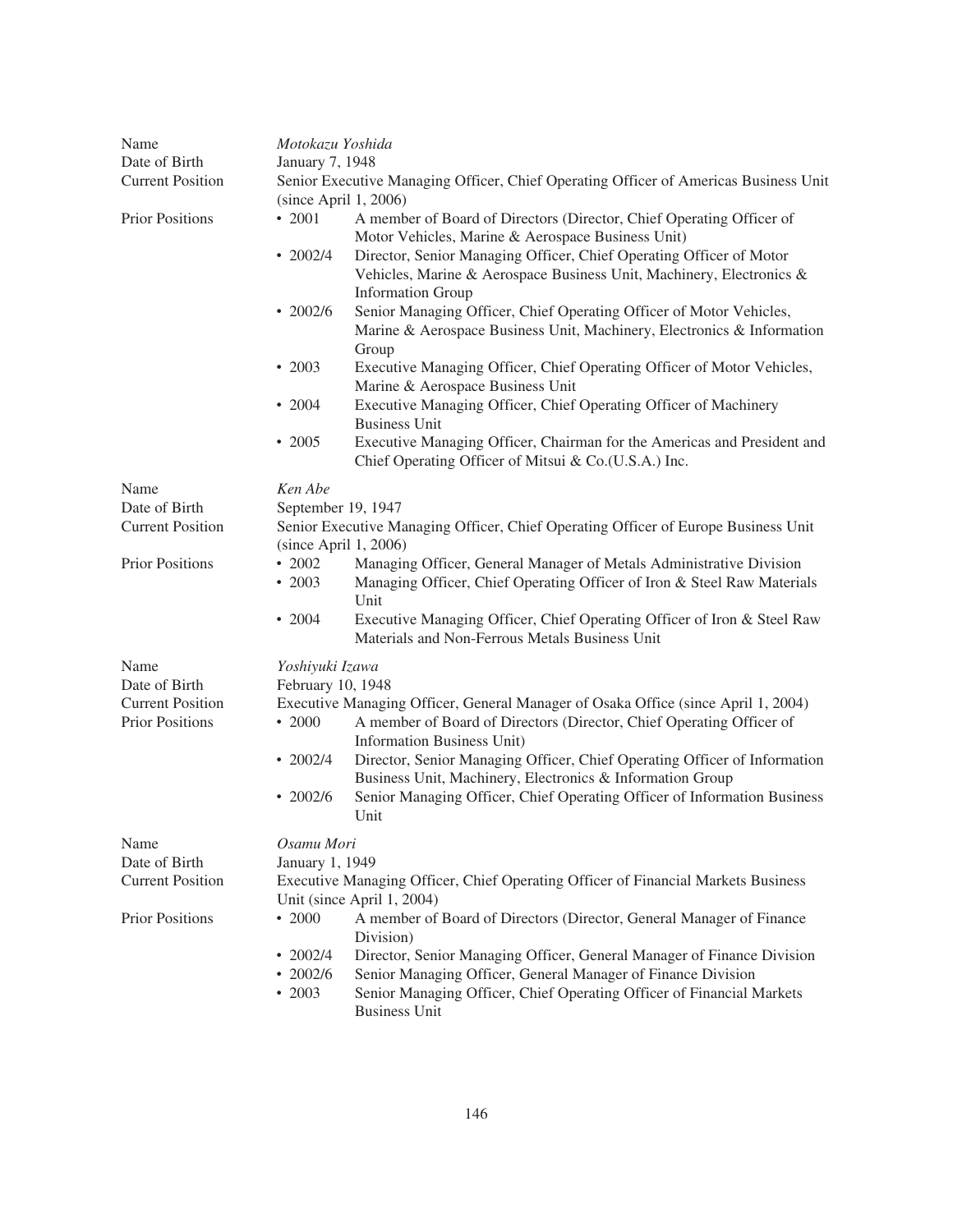| | |
|---|---|
| Name | *Motokazu Yoshida* |
| Date of Birth | January 7, 1948 |
| Current Position | Senior Executive Managing Officer, Chief Operating Officer of Americas Business Unit (since April 1, 2006) |
| Prior Positions | • 2001 A member of Board of Directors (Director, Chief Operating Officer of Motor Vehicles, Marine & Aerospace Business Unit) |
| | • 2002/4 Director, Senior Managing Officer, Chief Operating Officer of Motor Vehicles, Marine & Aerospace Business Unit, Machinery, Electronics & Information Group |
| | • 2002/6 Senior Managing Officer, Chief Operating Officer of Motor Vehicles, Marine & Aerospace Business Unit, Machinery, Electronics & Information Group |
| | • 2003 Executive Managing Officer, Chief Operating Officer of Motor Vehicles, Marine & Aerospace Business Unit |
| | • 2004 Executive Managing Officer, Chief Operating Officer of Machinery Business Unit |
| | • 2005 Executive Managing Officer, Chairman for the Americas and President and Chief Operating Officer of Mitsui & Co.(U.S.A.) Inc. |

| | |
|---|---|
| Name | *Ken Abe* |
| Date of Birth | September 19, 1947 |
| Current Position | Senior Executive Managing Officer, Chief Operating Officer of Europe Business Unit (since April 1, 2006) |
| Prior Positions | • 2002 Managing Officer, General Manager of Metals Administrative Division |
| | • 2003 Managing Officer, Chief Operating Officer of Iron & Steel Raw Materials Unit |
| | • 2004 Executive Managing Officer, Chief Operating Officer of Iron & Steel Raw Materials and Non-Ferrous Metals Business Unit |

| | |
|---|---|
| Name | *Yoshiyuki Izawa* |
| Date of Birth | February 10, 1948 |
| Current Position | Executive Managing Officer, General Manager of Osaka Office (since April 1, 2004) |
| Prior Positions | • 2000 A member of Board of Directors (Director, Chief Operating Officer of Information Business Unit) |
| | • 2002/4 Director, Senior Managing Officer, Chief Operating Officer of Information Business Unit, Machinery, Electronics & Information Group |
| | • 2002/6 Senior Managing Officer, Chief Operating Officer of Information Business Unit |

| | |
|---|---|
| Name | *Osamu Mori* |
| Date of Birth | January 1, 1949 |
| Current Position | Executive Managing Officer, Chief Operating Officer of Financial Markets Business Unit (since April 1, 2004) |
| Prior Positions | • 2000 A member of Board of Directors (Director, General Manager of Finance Division) |
| | • 2002/4 Director, Senior Managing Officer, General Manager of Finance Division |
| | • 2002/6 Senior Managing Officer, General Manager of Finance Division |
| | • 2003 Senior Managing Officer, Chief Operating Officer of Financial Markets Business Unit |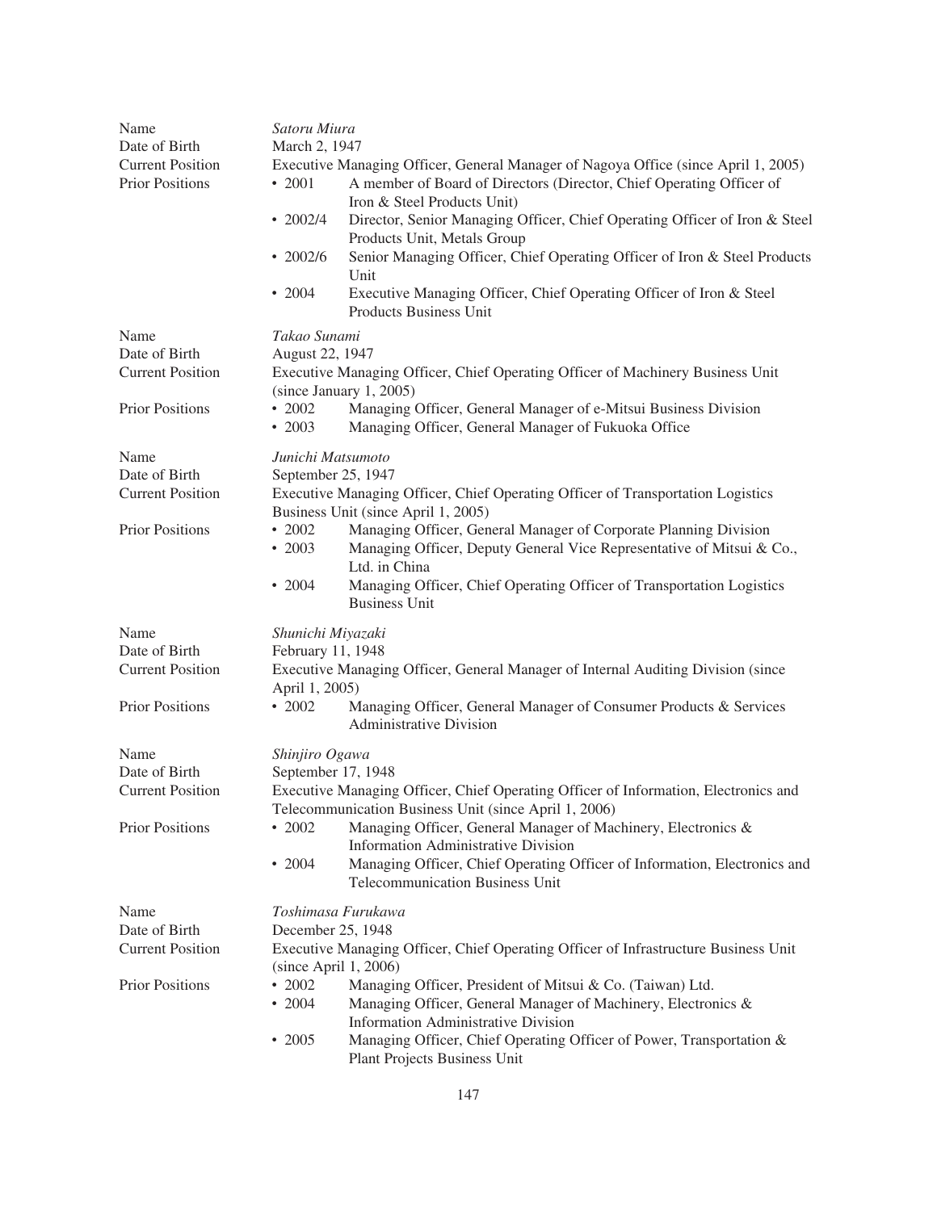| | |
|---|---|
| Name | *Satoru Miura* |
| Date of Birth | March 2, 1947 |
| Current Position | Executive Managing Officer, General Manager of Nagoya Office (since April 1, 2005) |
| Prior Positions | • 2001 A member of Board of Directors (Director, Chief Operating Officer of Iron & Steel Products Unit)<br>• 2002/4 Director, Senior Managing Officer, Chief Operating Officer of Iron & Steel Products Unit, Metals Group<br>• 2002/6 Senior Managing Officer, Chief Operating Officer of Iron & Steel Products Unit<br>• 2004 Executive Managing Officer, Chief Operating Officer of Iron & Steel Products Business Unit |

| | |
|---|---|
| Name | *Takao Sunami* |
| Date of Birth | August 22, 1947 |
| Current Position | Executive Managing Officer, Chief Operating Officer of Machinery Business Unit (since January 1, 2005) |
| Prior Positions | • 2002 Managing Officer, General Manager of e-Mitsui Business Division<br>• 2003 Managing Officer, General Manager of Fukuoka Office |

| | |
|---|---|
| Name | *Junichi Matsumoto* |
| Date of Birth | September 25, 1947 |
| Current Position | Executive Managing Officer, Chief Operating Officer of Transportation Logistics Business Unit (since April 1, 2005) |
| Prior Positions | • 2002 Managing Officer, General Manager of Corporate Planning Division<br>• 2003 Managing Officer, Deputy General Vice Representative of Mitsui & Co., Ltd. in China<br>• 2004 Managing Officer, Chief Operating Officer of Transportation Logistics Business Unit |

| | |
|---|---|
| Name | *Shunichi Miyazaki* |
| Date of Birth | February 11, 1948 |
| Current Position | Executive Managing Officer, General Manager of Internal Auditing Division (since April 1, 2005) |
| Prior Positions | • 2002 Managing Officer, General Manager of Consumer Products & Services Administrative Division |

| | |
|---|---|
| Name | *Shinjiro Ogawa* |
| Date of Birth | September 17, 1948 |
| Current Position | Executive Managing Officer, Chief Operating Officer of Information, Electronics and Telecommunication Business Unit (since April 1, 2006) |
| Prior Positions | • 2002 Managing Officer, General Manager of Machinery, Electronics & Information Administrative Division<br>• 2004 Managing Officer, Chief Operating Officer of Information, Electronics and Telecommunication Business Unit |

| | |
|---|---|
| Name | *Toshimasa Furukawa* |
| Date of Birth | December 25, 1948 |
| Current Position | Executive Managing Officer, Chief Operating Officer of Infrastructure Business Unit (since April 1, 2006) |
| Prior Positions | • 2002 Managing Officer, President of Mitsui & Co. (Taiwan) Ltd.<br>• 2004 Managing Officer, General Manager of Machinery, Electronics & Information Administrative Division<br>• 2005 Managing Officer, Chief Operating Officer of Power, Transportation & Plant Projects Business Unit |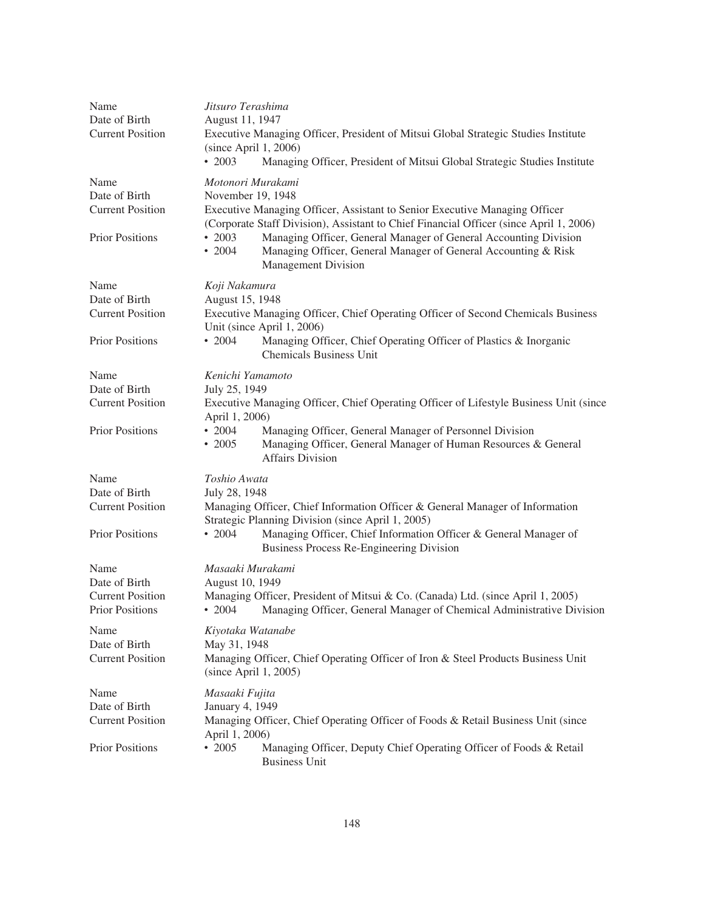| | |
|---|---|
| Name | *Jitsuro Terashima* |
| Date of Birth | August 11, 1947 |
| Current Position | Executive Managing Officer, President of Mitsui Global Strategic Studies Institute (since April 1, 2006)<br>• 2003 Managing Officer, President of Mitsui Global Strategic Studies Institute |
| | |
| Name | *Motonori Murakami* |
| Date of Birth | November 19, 1948 |
| Current Position | Executive Managing Officer, Assistant to Senior Executive Managing Officer (Corporate Staff Division), Assistant to Chief Financial Officer (since April 1, 2006) |
| Prior Positions | • 2003 Managing Officer, General Manager of General Accounting Division<br>• 2004 Managing Officer, General Manager of General Accounting & Risk Management Division |
| | |
| Name | *Koji Nakamura* |
| Date of Birth | August 15, 1948 |
| Current Position | Executive Managing Officer, Chief Operating Officer of Second Chemicals Business Unit (since April 1, 2006) |
| Prior Positions | • 2004 Managing Officer, Chief Operating Officer of Plastics & Inorganic Chemicals Business Unit |
| | |
| Name | *Kenichi Yamamoto* |
| Date of Birth | July 25, 1949 |
| Current Position | Executive Managing Officer, Chief Operating Officer of Lifestyle Business Unit (since April 1, 2006) |
| Prior Positions | • 2004 Managing Officer, General Manager of Personnel Division<br>• 2005 Managing Officer, General Manager of Human Resources & General Affairs Division |
| | |
| Name | *Toshio Awata* |
| Date of Birth | July 28, 1948 |
| Current Position | Managing Officer, Chief Information Officer & General Manager of Information Strategic Planning Division (since April 1, 2005) |
| Prior Positions | • 2004 Managing Officer, Chief Information Officer & General Manager of Business Process Re-Engineering Division |
| | |
| Name | *Masaaki Murakami* |
| Date of Birth | August 10, 1949 |
| Current Position | Managing Officer, President of Mitsui & Co. (Canada) Ltd. (since April 1, 2005) |
| Prior Positions | • 2004 Managing Officer, General Manager of Chemical Administrative Division |
| | |
| Name | *Kiyotaka Watanabe* |
| Date of Birth | May 31, 1948 |
| Current Position | Managing Officer, Chief Operating Officer of Iron & Steel Products Business Unit (since April 1, 2005) |
| | |
| Name | *Masaaki Fujita* |
| Date of Birth | January 4, 1949 |
| Current Position | Managing Officer, Chief Operating Officer of Foods & Retail Business Unit (since April 1, 2006) |
| Prior Positions | • 2005 Managing Officer, Deputy Chief Operating Officer of Foods & Retail Business Unit |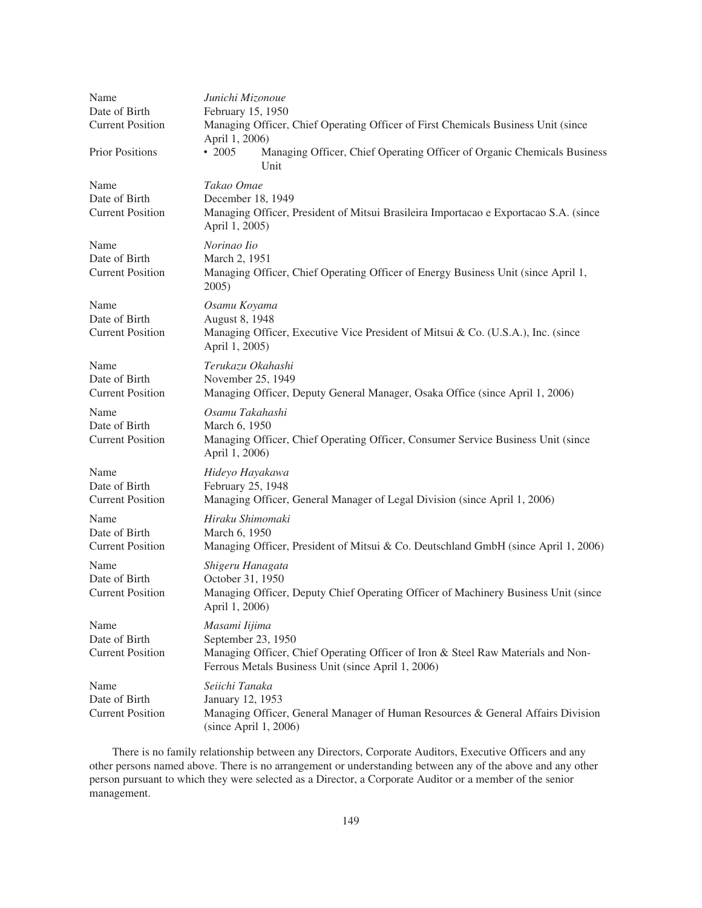| | |
|---|---|
| Name | *Junichi Mizonoue* |
| Date of Birth | February 15, 1950 |
| Current Position | Managing Officer, Chief Operating Officer of First Chemicals Business Unit (since April 1, 2006) |
| Prior Positions | • 2005 Managing Officer, Chief Operating Officer of Organic Chemicals Business Unit |

| | |
|---|---|
| Name | *Takao Omae* |
| Date of Birth | December 18, 1949 |
| Current Position | Managing Officer, President of Mitsui Brasileira Importacao e Exportacao S.A. (since April 1, 2005) |

| | |
|---|---|
| Name | *Norinao Iio* |
| Date of Birth | March 2, 1951 |
| Current Position | Managing Officer, Chief Operating Officer of Energy Business Unit (since April 1, 2005) |

| | |
|---|---|
| Name | *Osamu Koyama* |
| Date of Birth | August 8, 1948 |
| Current Position | Managing Officer, Executive Vice President of Mitsui & Co. (U.S.A.), Inc. (since April 1, 2005) |

| | |
|---|---|
| Name | *Terukazu Okahashi* |
| Date of Birth | November 25, 1949 |
| Current Position | Managing Officer, Deputy General Manager, Osaka Office (since April 1, 2006) |

| | |
|---|---|
| Name | *Osamu Takahashi* |
| Date of Birth | March 6, 1950 |
| Current Position | Managing Officer, Chief Operating Officer, Consumer Service Business Unit (since April 1, 2006) |

| | |
|---|---|
| Name | *Hideyo Hayakawa* |
| Date of Birth | February 25, 1948 |
| Current Position | Managing Officer, General Manager of Legal Division (since April 1, 2006) |

| | |
|---|---|
| Name | *Hiraku Shimomaki* |
| Date of Birth | March 6, 1950 |
| Current Position | Managing Officer, President of Mitsui & Co. Deutschland GmbH (since April 1, 2006) |

| | |
|---|---|
| Name | *Shigeru Hanagata* |
| Date of Birth | October 31, 1950 |
| Current Position | Managing Officer, Deputy Chief Operating Officer of Machinery Business Unit (since April 1, 2006) |

| | |
|---|---|
| Name | *Masami Iijima* |
| Date of Birth | September 23, 1950 |
| Current Position | Managing Officer, Chief Operating Officer of Iron & Steel Raw Materials and Non-Ferrous Metals Business Unit (since April 1, 2006) |

| | |
|---|---|
| Name | *Seiichi Tanaka* |
| Date of Birth | January 12, 1953 |
| Current Position | Managing Officer, General Manager of Human Resources & General Affairs Division (since April 1, 2006) |

There is no family relationship between any Directors, Corporate Auditors, Executive Officers and any other persons named above. There is no arrangement or understanding between any of the above and any other person pursuant to which they were selected as a Director, a Corporate Auditor or a member of the senior management.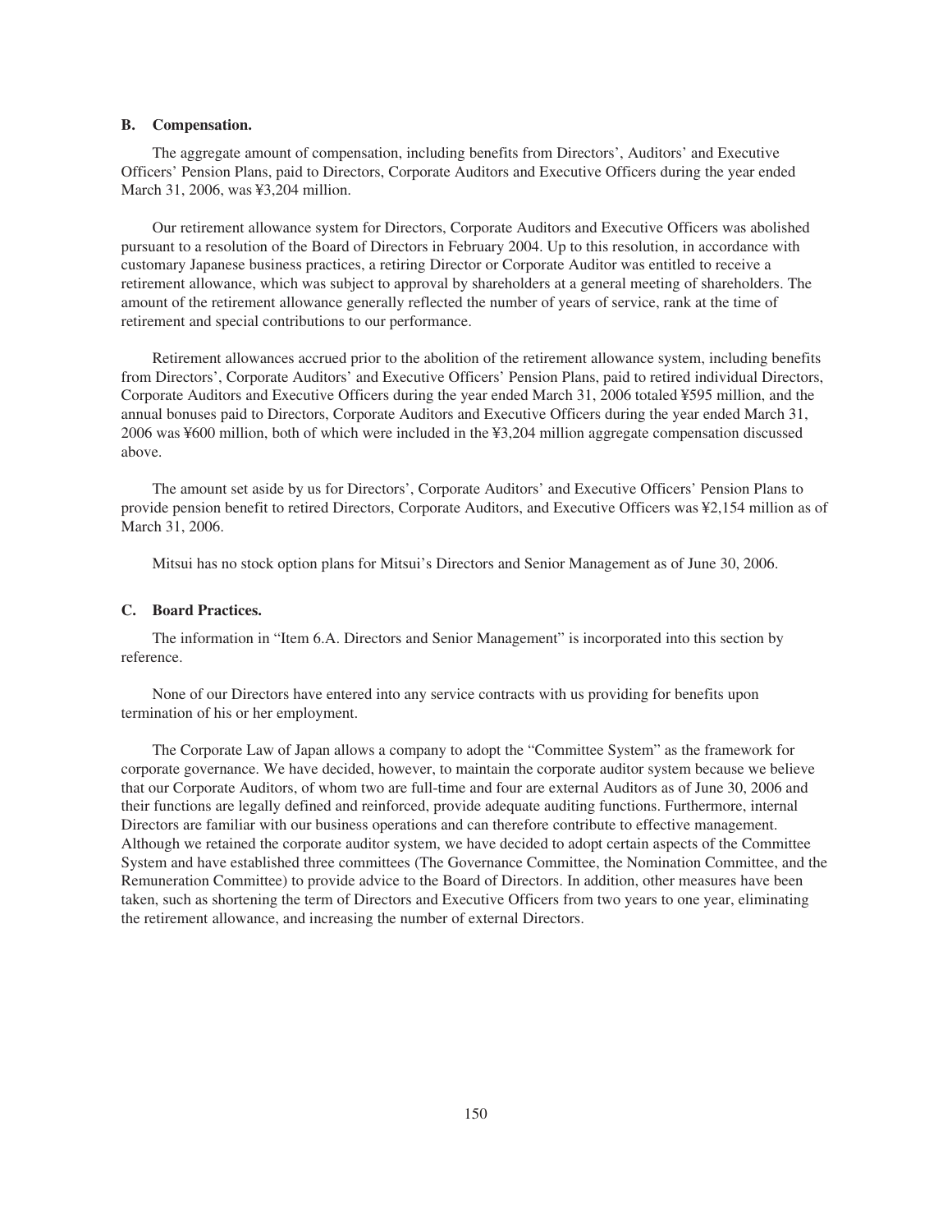### B. Compensation.

The aggregate amount of compensation, including benefits from Directors', Auditors' and Executive Officers' Pension Plans, paid to Directors, Corporate Auditors and Executive Officers during the year ended March 31, 2006, was ¥3,204 million.

Our retirement allowance system for Directors, Corporate Auditors and Executive Officers was abolished pursuant to a resolution of the Board of Directors in February 2004. Up to this resolution, in accordance with customary Japanese business practices, a retiring Director or Corporate Auditor was entitled to receive a retirement allowance, which was subject to approval by shareholders at a general meeting of shareholders. The amount of the retirement allowance generally reflected the number of years of service, rank at the time of retirement and special contributions to our performance.

Retirement allowances accrued prior to the abolition of the retirement allowance system, including benefits from Directors', Corporate Auditors' and Executive Officers' Pension Plans, paid to retired individual Directors, Corporate Auditors and Executive Officers during the year ended March 31, 2006 totaled ¥595 million, and the annual bonuses paid to Directors, Corporate Auditors and Executive Officers during the year ended March 31, 2006 was ¥600 million, both of which were included in the ¥3,204 million aggregate compensation discussed above.

The amount set aside by us for Directors', Corporate Auditors' and Executive Officers' Pension Plans to provide pension benefit to retired Directors, Corporate Auditors, and Executive Officers was ¥2,154 million as of March 31, 2006.

Mitsui has no stock option plans for Mitsui's Directors and Senior Management as of June 30, 2006.

### C. Board Practices.

The information in "Item 6.A. Directors and Senior Management" is incorporated into this section by reference.

None of our Directors have entered into any service contracts with us providing for benefits upon termination of his or her employment.

The Corporate Law of Japan allows a company to adopt the "Committee System" as the framework for corporate governance. We have decided, however, to maintain the corporate auditor system because we believe that our Corporate Auditors, of whom two are full-time and four are external Auditors as of June 30, 2006 and their functions are legally defined and reinforced, provide adequate auditing functions. Furthermore, internal Directors are familiar with our business operations and can therefore contribute to effective management. Although we retained the corporate auditor system, we have decided to adopt certain aspects of the Committee System and have established three committees (The Governance Committee, the Nomination Committee, and the Remuneration Committee) to provide advice to the Board of Directors. In addition, other measures have been taken, such as shortening the term of Directors and Executive Officers from two years to one year, eliminating the retirement allowance, and increasing the number of external Directors.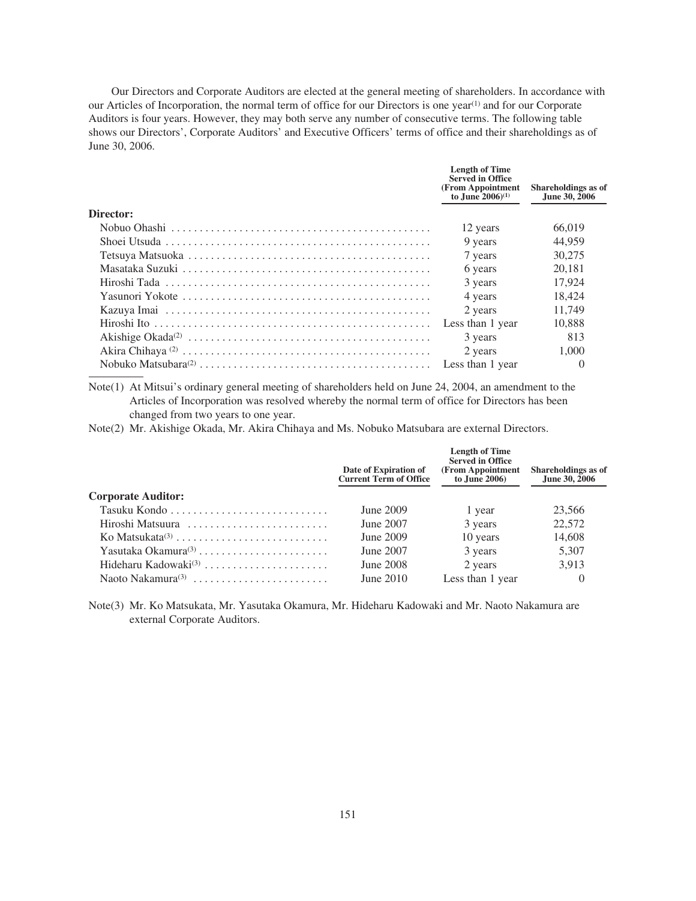Our Directors and Corporate Auditors are elected at the general meeting of shareholders. In accordance with our Articles of Incorporation, the normal term of office for our Directors is one year[1] and for our Corporate Auditors is four years. However, they may both serve any number of consecutive terms. The following table shows our Directors', Corporate Auditors' and Executive Officers' terms of office and their shareholdings as of June 30, 2006.

| | Length of Time Served in Office (From Appointment to June 2006)[1] | Shareholdings as of June 30, 2006 |
|---|---|---|
| **Director:** | | |
| Nobuo Ohashi | 12 years | 66,019 |
| Shoei Utsuda | 9 years | 44,959 |
| Tetsuya Matsuoka | 7 years | 30,275 |
| Masataka Suzuki | 6 years | 20,181 |
| Hiroshi Tada | 3 years | 17,924 |
| Yasunori Yokote | 4 years | 18,424 |
| Kazuya Imai | 2 years | 11,749 |
| Hiroshi Ito | Less than 1 year | 10,888 |
| Akishige Okada[2] | 3 years | 813 |
| Akira Chihaya [2] | 2 years | 1,000 |
| Nobuko Matsubara[2] | Less than 1 year | 0 |

Note(1) At Mitsui's ordinary general meeting of shareholders held on June 24, 2004, an amendment to the Articles of Incorporation was resolved whereby the normal term of office for Directors has been changed from two years to one year.

Note(2) Mr. Akishige Okada, Mr. Akira Chihaya and Ms. Nobuko Matsubara are external Directors.

| | Date of Expiration of Current Term of Office | Length of Time Served in Office (From Appointment to June 2006) | Shareholdings as of June 30, 2006 |
|---|---|---|---|
| **Corporate Auditor:** | | | |
| Tasuku Kondo | June 2009 | 1 year | 23,566 |
| Hiroshi Matsuura | June 2007 | 3 years | 22,572 |
| Ko Matsukata[3] | June 2009 | 10 years | 14,608 |
| Yasutaka Okamura[3] | June 2007 | 3 years | 5,307 |
| Hideharu Kadowaki[3] | June 2008 | 2 years | 3,913 |
| Naoto Nakamura[3] | June 2010 | Less than 1 year | 0 |

Note(3) Mr. Ko Matsukata, Mr. Yasutaka Okamura, Mr. Hideharu Kadowaki and Mr. Naoto Nakamura are external Corporate Auditors.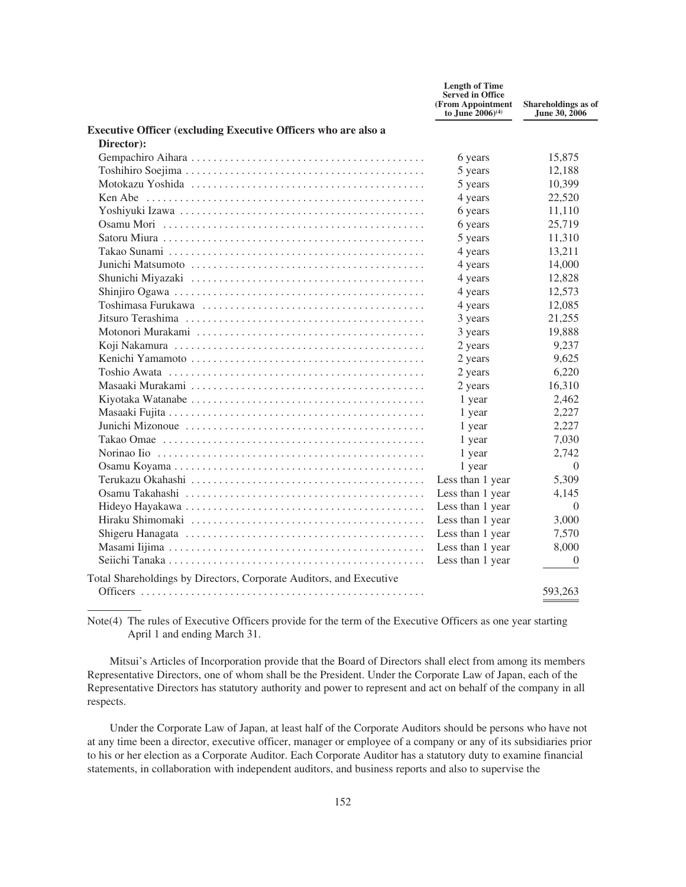| | Length of Time Served in Office (From Appointment to June 2006)[(4)] | Shareholdings as of June 30, 2006 |
|---|---|---|
| **Executive Officer (excluding Executive Officers who are also a Director):** | | |
| Gempachiro Aihara | 6 years | 15,875 |
| Toshihiro Soejima | 5 years | 12,188 |
| Motokazu Yoshida | 5 years | 10,399 |
| Ken Abe | 4 years | 22,520 |
| Yoshiyuki Izawa | 6 years | 11,110 |
| Osamu Mori | 6 years | 25,719 |
| Satoru Miura | 5 years | 11,310 |
| Takao Sunami | 4 years | 13,211 |
| Junichi Matsumoto | 4 years | 14,000 |
| Shunichi Miyazaki | 4 years | 12,828 |
| Shinjiro Ogawa | 4 years | 12,573 |
| Toshimasa Furukawa | 4 years | 12,085 |
| Jitsuro Terashima | 3 years | 21,255 |
| Motonori Murakami | 3 years | 19,888 |
| Koji Nakamura | 2 years | 9,237 |
| Kenichi Yamamoto | 2 years | 9,625 |
| Toshio Awata | 2 years | 6,220 |
| Masaaki Murakami | 2 years | 16,310 |
| Kiyotaka Watanabe | 1 year | 2,462 |
| Masaaki Fujita | 1 year | 2,227 |
| Junichi Mizonoue | 1 year | 2,227 |
| Takao Omae | 1 year | 7,030 |
| Norinao Iio | 1 year | 2,742 |
| Osamu Koyama | 1 year | 0 |
| Terukazu Okahashi | Less than 1 year | 5,309 |
| Osamu Takahashi | Less than 1 year | 4,145 |
| Hideyo Hayakawa | Less than 1 year | 0 |
| Hiraku Shimomaki | Less than 1 year | 3,000 |
| Shigeru Hanagata | Less than 1 year | 7,570 |
| Masami Iijima | Less than 1 year | 8,000 |
| Seiichi Tanaka | Less than 1 year | 0 |
| Total Shareholdings by Directors, Corporate Auditors, and Executive Officers | | 593,263 |

Note(4) The rules of Executive Officers provide for the term of the Executive Officers as one year starting April 1 and ending March 31.

Mitsui's Articles of Incorporation provide that the Board of Directors shall elect from among its members Representative Directors, one of whom shall be the President. Under the Corporate Law of Japan, each of the Representative Directors has statutory authority and power to represent and act on behalf of the company in all respects.

Under the Corporate Law of Japan, at least half of the Corporate Auditors should be persons who have not at any time been a director, executive officer, manager or employee of a company or any of its subsidiaries prior to his or her election as a Corporate Auditor. Each Corporate Auditor has a statutory duty to examine financial statements, in collaboration with independent auditors, and business reports and also to supervise the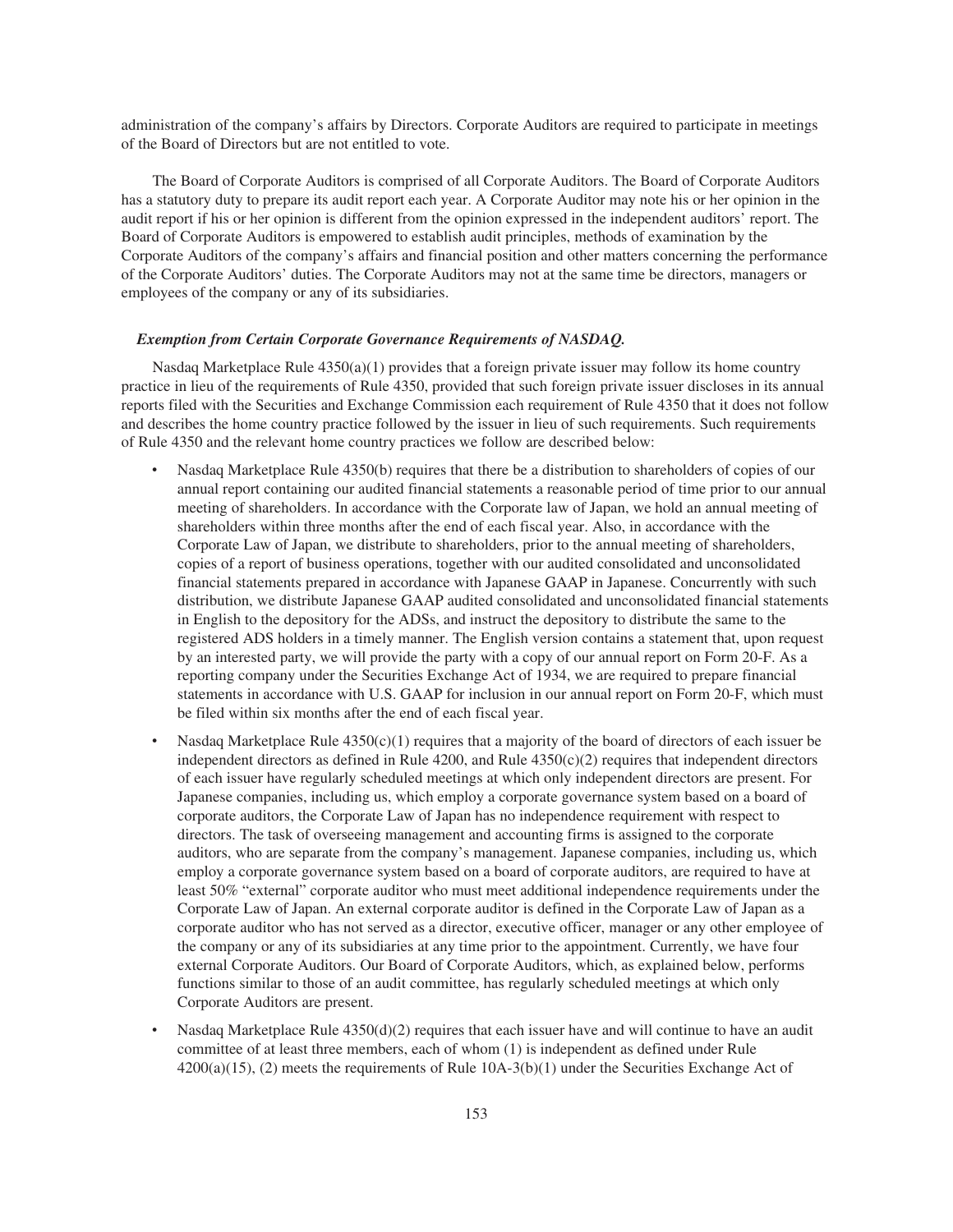administration of the company's affairs by Directors. Corporate Auditors are required to participate in meetings of the Board of Directors but are not entitled to vote.

The Board of Corporate Auditors is comprised of all Corporate Auditors. The Board of Corporate Auditors has a statutory duty to prepare its audit report each year. A Corporate Auditor may note his or her opinion in the audit report if his or her opinion is different from the opinion expressed in the independent auditors' report. The Board of Corporate Auditors is empowered to establish audit principles, methods of examination by the Corporate Auditors of the company's affairs and financial position and other matters concerning the performance of the Corporate Auditors' duties. The Corporate Auditors may not at the same time be directors, managers or employees of the company or any of its subsidiaries.

***Exemption from Certain Corporate Governance Requirements of NASDAQ.***

Nasdaq Marketplace Rule 4350(a)(1) provides that a foreign private issuer may follow its home country practice in lieu of the requirements of Rule 4350, provided that such foreign private issuer discloses in its annual reports filed with the Securities and Exchange Commission each requirement of Rule 4350 that it does not follow and describes the home country practice followed by the issuer in lieu of such requirements. Such requirements of Rule 4350 and the relevant home country practices we follow are described below:

- Nasdaq Marketplace Rule 4350(b) requires that there be a distribution to shareholders of copies of our annual report containing our audited financial statements a reasonable period of time prior to our annual meeting of shareholders. In accordance with the Corporate law of Japan, we hold an annual meeting of shareholders within three months after the end of each fiscal year. Also, in accordance with the Corporate Law of Japan, we distribute to shareholders, prior to the annual meeting of shareholders, copies of a report of business operations, together with our audited consolidated and unconsolidated financial statements prepared in accordance with Japanese GAAP in Japanese. Concurrently with such distribution, we distribute Japanese GAAP audited consolidated and unconsolidated financial statements in English to the depository for the ADSs, and instruct the depository to distribute the same to the registered ADS holders in a timely manner. The English version contains a statement that, upon request by an interested party, we will provide the party with a copy of our annual report on Form 20-F. As a reporting company under the Securities Exchange Act of 1934, we are required to prepare financial statements in accordance with U.S. GAAP for inclusion in our annual report on Form 20-F, which must be filed within six months after the end of each fiscal year.
- Nasdaq Marketplace Rule 4350(c)(1) requires that a majority of the board of directors of each issuer be independent directors as defined in Rule 4200, and Rule 4350(c)(2) requires that independent directors of each issuer have regularly scheduled meetings at which only independent directors are present. For Japanese companies, including us, which employ a corporate governance system based on a board of corporate auditors, the Corporate Law of Japan has no independence requirement with respect to directors. The task of overseeing management and accounting firms is assigned to the corporate auditors, who are separate from the company's management. Japanese companies, including us, which employ a corporate governance system based on a board of corporate auditors, are required to have at least 50% "external" corporate auditor who must meet additional independence requirements under the Corporate Law of Japan. An external corporate auditor is defined in the Corporate Law of Japan as a corporate auditor who has not served as a director, executive officer, manager or any other employee of the company or any of its subsidiaries at any time prior to the appointment. Currently, we have four external Corporate Auditors. Our Board of Corporate Auditors, which, as explained below, performs functions similar to those of an audit committee, has regularly scheduled meetings at which only Corporate Auditors are present.
- Nasdaq Marketplace Rule 4350(d)(2) requires that each issuer have and will continue to have an audit committee of at least three members, each of whom (1) is independent as defined under Rule 4200(a)(15), (2) meets the requirements of Rule 10A-3(b)(1) under the Securities Exchange Act of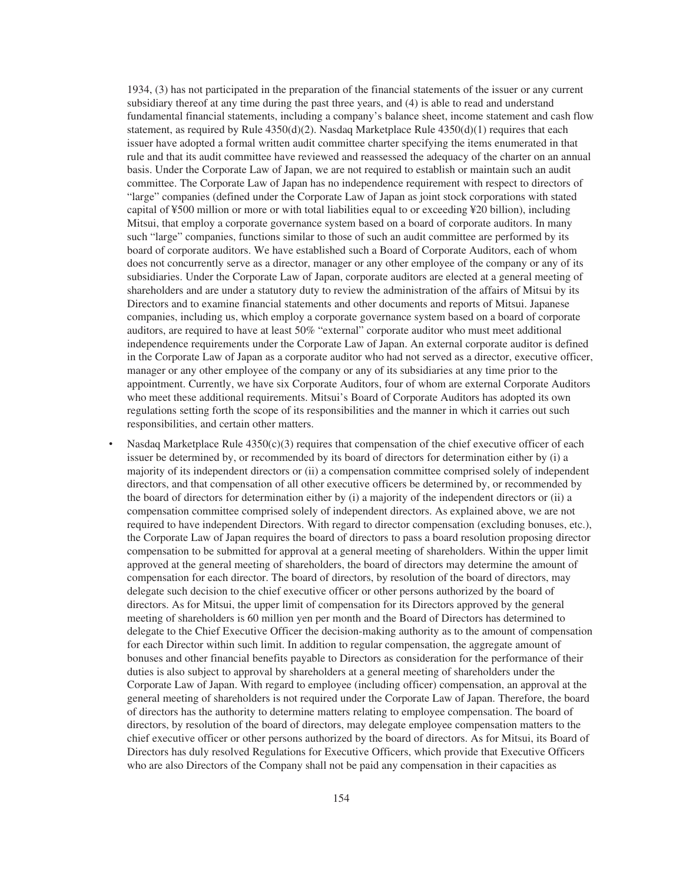1934, (3) has not participated in the preparation of the financial statements of the issuer or any current subsidiary thereof at any time during the past three years, and (4) is able to read and understand fundamental financial statements, including a company's balance sheet, income statement and cash flow statement, as required by Rule 4350(d)(2). Nasdaq Marketplace Rule 4350(d)(1) requires that each issuer have adopted a formal written audit committee charter specifying the items enumerated in that rule and that its audit committee have reviewed and reassessed the adequacy of the charter on an annual basis. Under the Corporate Law of Japan, we are not required to establish or maintain such an audit committee. The Corporate Law of Japan has no independence requirement with respect to directors of "large" companies (defined under the Corporate Law of Japan as joint stock corporations with stated capital of ¥500 million or more or with total liabilities equal to or exceeding ¥20 billion), including Mitsui, that employ a corporate governance system based on a board of corporate auditors. In many such "large" companies, functions similar to those of such an audit committee are performed by its board of corporate auditors. We have established such a Board of Corporate Auditors, each of whom does not concurrently serve as a director, manager or any other employee of the company or any of its subsidiaries. Under the Corporate Law of Japan, corporate auditors are elected at a general meeting of shareholders and are under a statutory duty to review the administration of the affairs of Mitsui by its Directors and to examine financial statements and other documents and reports of Mitsui. Japanese companies, including us, which employ a corporate governance system based on a board of corporate auditors, are required to have at least 50% "external" corporate auditor who must meet additional independence requirements under the Corporate Law of Japan. An external corporate auditor is defined in the Corporate Law of Japan as a corporate auditor who had not served as a director, executive officer, manager or any other employee of the company or any of its subsidiaries at any time prior to the appointment. Currently, we have six Corporate Auditors, four of whom are external Corporate Auditors who meet these additional requirements. Mitsui's Board of Corporate Auditors has adopted its own regulations setting forth the scope of its responsibilities and the manner in which it carries out such responsibilities, and certain other matters.

- Nasdaq Marketplace Rule 4350(c)(3) requires that compensation of the chief executive officer of each issuer be determined by, or recommended by its board of directors for determination either by (i) a majority of its independent directors or (ii) a compensation committee comprised solely of independent directors, and that compensation of all other executive officers be determined by, or recommended by the board of directors for determination either by (i) a majority of the independent directors or (ii) a compensation committee comprised solely of independent directors. As explained above, we are not required to have independent Directors. With regard to director compensation (excluding bonuses, etc.), the Corporate Law of Japan requires the board of directors to pass a board resolution proposing director compensation to be submitted for approval at a general meeting of shareholders. Within the upper limit approved at the general meeting of shareholders, the board of directors may determine the amount of compensation for each director. The board of directors, by resolution of the board of directors, may delegate such decision to the chief executive officer or other persons authorized by the board of directors. As for Mitsui, the upper limit of compensation for its Directors approved by the general meeting of shareholders is 60 million yen per month and the Board of Directors has determined to delegate to the Chief Executive Officer the decision-making authority as to the amount of compensation for each Director within such limit. In addition to regular compensation, the aggregate amount of bonuses and other financial benefits payable to Directors as consideration for the performance of their duties is also subject to approval by shareholders at a general meeting of shareholders under the Corporate Law of Japan. With regard to employee (including officer) compensation, an approval at the general meeting of shareholders is not required under the Corporate Law of Japan. Therefore, the board of directors has the authority to determine matters relating to employee compensation. The board of directors, by resolution of the board of directors, may delegate employee compensation matters to the chief executive officer or other persons authorized by the board of directors. As for Mitsui, its Board of Directors has duly resolved Regulations for Executive Officers, which provide that Executive Officers who are also Directors of the Company shall not be paid any compensation in their capacities as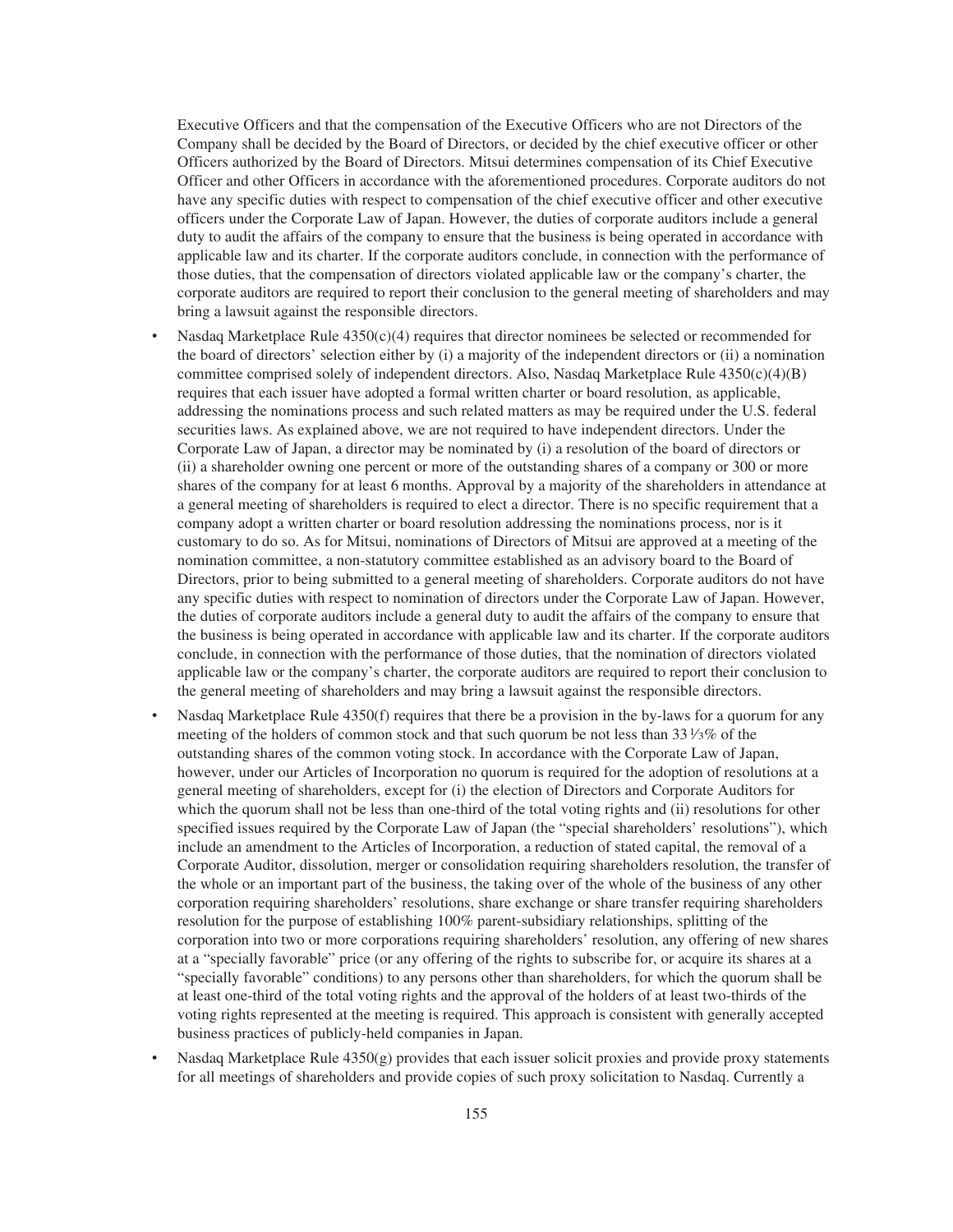Executive Officers and that the compensation of the Executive Officers who are not Directors of the Company shall be decided by the Board of Directors, or decided by the chief executive officer or other Officers authorized by the Board of Directors. Mitsui determines compensation of its Chief Executive Officer and other Officers in accordance with the aforementioned procedures. Corporate auditors do not have any specific duties with respect to compensation of the chief executive officer and other executive officers under the Corporate Law of Japan. However, the duties of corporate auditors include a general duty to audit the affairs of the company to ensure that the business is being operated in accordance with applicable law and its charter. If the corporate auditors conclude, in connection with the performance of those duties, that the compensation of directors violated applicable law or the company's charter, the corporate auditors are required to report their conclusion to the general meeting of shareholders and may bring a lawsuit against the responsible directors.

- Nasdaq Marketplace Rule 4350(c)(4) requires that director nominees be selected or recommended for the board of directors' selection either by (i) a majority of the independent directors or (ii) a nomination committee comprised solely of independent directors. Also, Nasdaq Marketplace Rule 4350(c)(4)(B) requires that each issuer have adopted a formal written charter or board resolution, as applicable, addressing the nominations process and such related matters as may be required under the U.S. federal securities laws. As explained above, we are not required to have independent directors. Under the Corporate Law of Japan, a director may be nominated by (i) a resolution of the board of directors or (ii) a shareholder owning one percent or more of the outstanding shares of a company or 300 or more shares of the company for at least 6 months. Approval by a majority of the shareholders in attendance at a general meeting of shareholders is required to elect a director. There is no specific requirement that a company adopt a written charter or board resolution addressing the nominations process, nor is it customary to do so. As for Mitsui, nominations of Directors of Mitsui are approved at a meeting of the nomination committee, a non-statutory committee established as an advisory board to the Board of Directors, prior to being submitted to a general meeting of shareholders. Corporate auditors do not have any specific duties with respect to nomination of directors under the Corporate Law of Japan. However, the duties of corporate auditors include a general duty to audit the affairs of the company to ensure that the business is being operated in accordance with applicable law and its charter. If the corporate auditors conclude, in connection with the performance of those duties, that the nomination of directors violated applicable law or the company's charter, the corporate auditors are required to report their conclusion to the general meeting of shareholders and may bring a lawsuit against the responsible directors.
- Nasdaq Marketplace Rule 4350(f) requires that there be a provision in the by-laws for a quorum for any meeting of the holders of common stock and that such quorum be not less than 33 1⁄3% of the outstanding shares of the common voting stock. In accordance with the Corporate Law of Japan, however, under our Articles of Incorporation no quorum is required for the adoption of resolutions at a general meeting of shareholders, except for (i) the election of Directors and Corporate Auditors for which the quorum shall not be less than one-third of the total voting rights and (ii) resolutions for other specified issues required by the Corporate Law of Japan (the "special shareholders' resolutions"), which include an amendment to the Articles of Incorporation, a reduction of stated capital, the removal of a Corporate Auditor, dissolution, merger or consolidation requiring shareholders resolution, the transfer of the whole or an important part of the business, the taking over of the whole of the business of any other corporation requiring shareholders' resolutions, share exchange or share transfer requiring shareholders resolution for the purpose of establishing 100% parent-subsidiary relationships, splitting of the corporation into two or more corporations requiring shareholders' resolution, any offering of new shares at a "specially favorable" price (or any offering of the rights to subscribe for, or acquire its shares at a "specially favorable" conditions) to any persons other than shareholders, for which the quorum shall be at least one-third of the total voting rights and the approval of the holders of at least two-thirds of the voting rights represented at the meeting is required. This approach is consistent with generally accepted business practices of publicly-held companies in Japan.
- Nasdaq Marketplace Rule 4350(g) provides that each issuer solicit proxies and provide proxy statements for all meetings of shareholders and provide copies of such proxy solicitation to Nasdaq. Currently a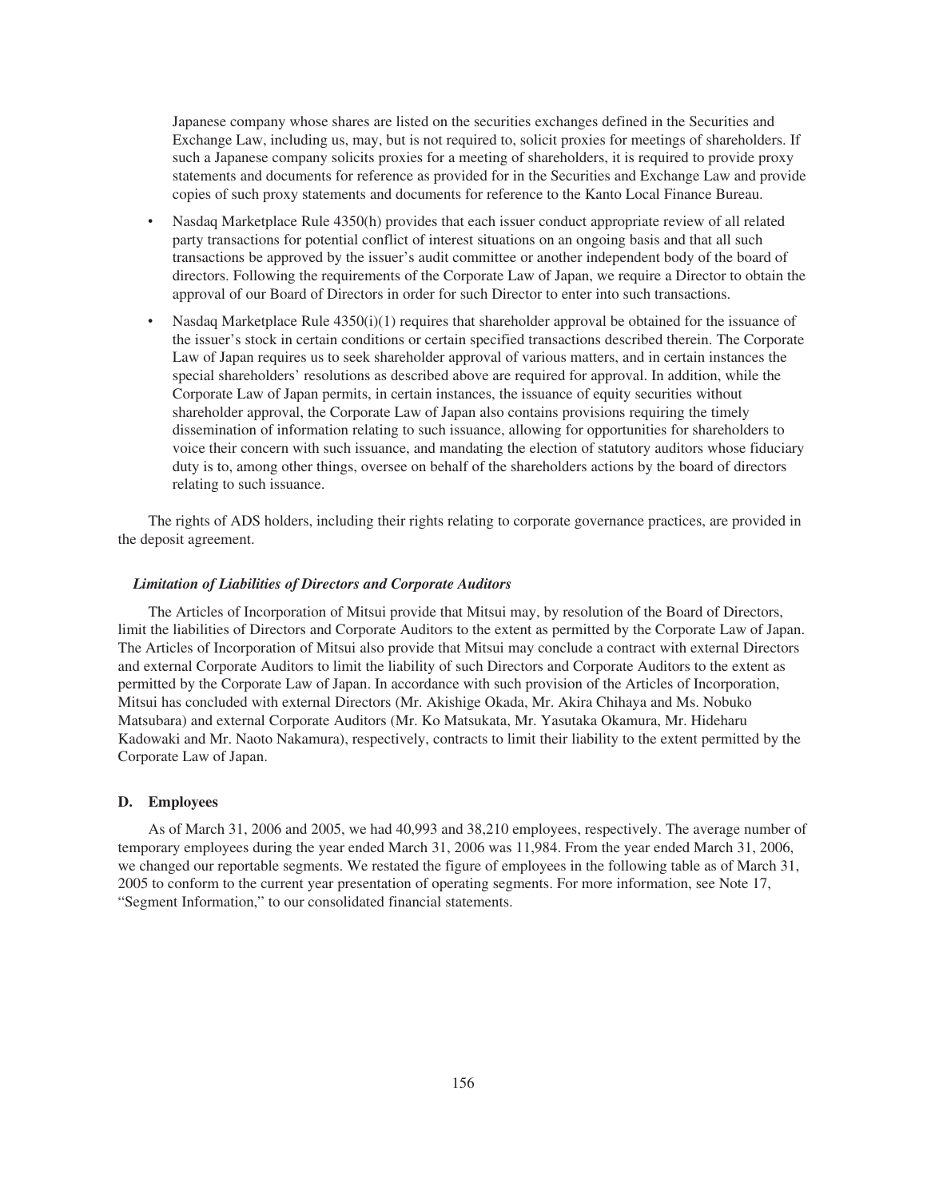Japanese company whose shares are listed on the securities exchanges defined in the Securities and Exchange Law, including us, may, but is not required to, solicit proxies for meetings of shareholders. If such a Japanese company solicits proxies for a meeting of shareholders, it is required to provide proxy statements and documents for reference as provided for in the Securities and Exchange Law and provide copies of such proxy statements and documents for reference to the Kanto Local Finance Bureau.

- Nasdaq Marketplace Rule 4350(h) provides that each issuer conduct appropriate review of all related party transactions for potential conflict of interest situations on an ongoing basis and that all such transactions be approved by the issuer's audit committee or another independent body of the board of directors. Following the requirements of the Corporate Law of Japan, we require a Director to obtain the approval of our Board of Directors in order for such Director to enter into such transactions.
- Nasdaq Marketplace Rule 4350(i)(1) requires that shareholder approval be obtained for the issuance of the issuer's stock in certain conditions or certain specified transactions described therein. The Corporate Law of Japan requires us to seek shareholder approval of various matters, and in certain instances the special shareholders' resolutions as described above are required for approval. In addition, while the Corporate Law of Japan permits, in certain instances, the issuance of equity securities without shareholder approval, the Corporate Law of Japan also contains provisions requiring the timely dissemination of information relating to such issuance, allowing for opportunities for shareholders to voice their concern with such issuance, and mandating the election of statutory auditors whose fiduciary duty is to, among other things, oversee on behalf of the shareholders actions by the board of directors relating to such issuance.

The rights of ADS holders, including their rights relating to corporate governance practices, are provided in the deposit agreement.

***Limitation of Liabilities of Directors and Corporate Auditors***

The Articles of Incorporation of Mitsui provide that Mitsui may, by resolution of the Board of Directors, limit the liabilities of Directors and Corporate Auditors to the extent as permitted by the Corporate Law of Japan. The Articles of Incorporation of Mitsui also provide that Mitsui may conclude a contract with external Directors and external Corporate Auditors to limit the liability of such Directors and Corporate Auditors to the extent as permitted by the Corporate Law of Japan. In accordance with such provision of the Articles of Incorporation, Mitsui has concluded with external Directors (Mr. Akishige Okada, Mr. Akira Chihaya and Ms. Nobuko Matsubara) and external Corporate Auditors (Mr. Ko Matsukata, Mr. Yasutaka Okamura, Mr. Hideharu Kadowaki and Mr. Naoto Nakamura), respectively, contracts to limit their liability to the extent permitted by the Corporate Law of Japan.

### D. Employees

As of March 31, 2006 and 2005, we had 40,993 and 38,210 employees, respectively. The average number of temporary employees during the year ended March 31, 2006 was 11,984. From the year ended March 31, 2006, we changed our reportable segments. We restated the figure of employees in the following table as of March 31, 2005 to conform to the current year presentation of operating segments. For more information, see Note 17, "Segment Information," to our consolidated financial statements.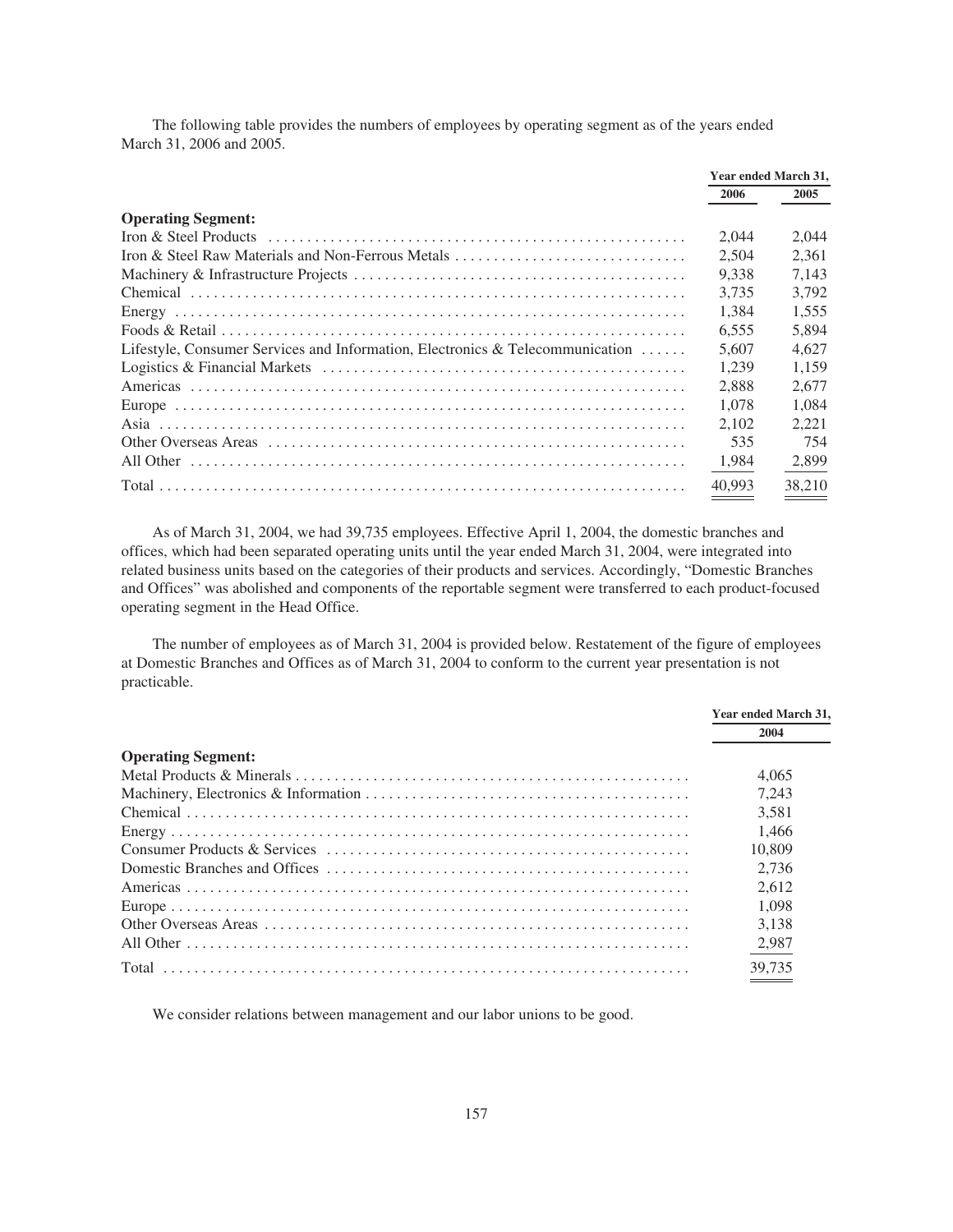The following table provides the numbers of employees by operating segment as of the years ended March 31, 2006 and 2005.

| | Year ended March 31, | |
|---|---|---|
| | 2006 | 2005 |
| **Operating Segment:** | | |
| Iron & Steel Products | 2,044 | 2,044 |
| Iron & Steel Raw Materials and Non-Ferrous Metals | 2,504 | 2,361 |
| Machinery & Infrastructure Projects | 9,338 | 7,143 |
| Chemical | 3,735 | 3,792 |
| Energy | 1,384 | 1,555 |
| Foods & Retail | 6,555 | 5,894 |
| Lifestyle, Consumer Services and Information, Electronics & Telecommunication | 5,607 | 4,627 |
| Logistics & Financial Markets | 1,239 | 1,159 |
| Americas | 2,888 | 2,677 |
| Europe | 1,078 | 1,084 |
| Asia | 2,102 | 2,221 |
| Other Overseas Areas | 535 | 754 |
| All Other | 1,984 | 2,899 |
| Total | 40,993 | 38,210 |

As of March 31, 2004, we had 39,735 employees. Effective April 1, 2004, the domestic branches and offices, which had been separated operating units until the year ended March 31, 2004, were integrated into related business units based on the categories of their products and services. Accordingly, "Domestic Branches and Offices" was abolished and components of the reportable segment were transferred to each product-focused operating segment in the Head Office.

The number of employees as of March 31, 2004 is provided below. Restatement of the figure of employees at Domestic Branches and Offices as of March 31, 2004 to conform to the current year presentation is not practicable.

| | Year ended March 31, |
|---|---|
| | 2004 |
| **Operating Segment:** | |
| Metal Products & Minerals | 4,065 |
| Machinery, Electronics & Information | 7,243 |
| Chemical | 3,581 |
| Energy | 1,466 |
| Consumer Products & Services | 10,809 |
| Domestic Branches and Offices | 2,736 |
| Americas | 2,612 |
| Europe | 1,098 |
| Other Overseas Areas | 3,138 |
| All Other | 2,987 |
| Total | 39,735 |

We consider relations between management and our labor unions to be good.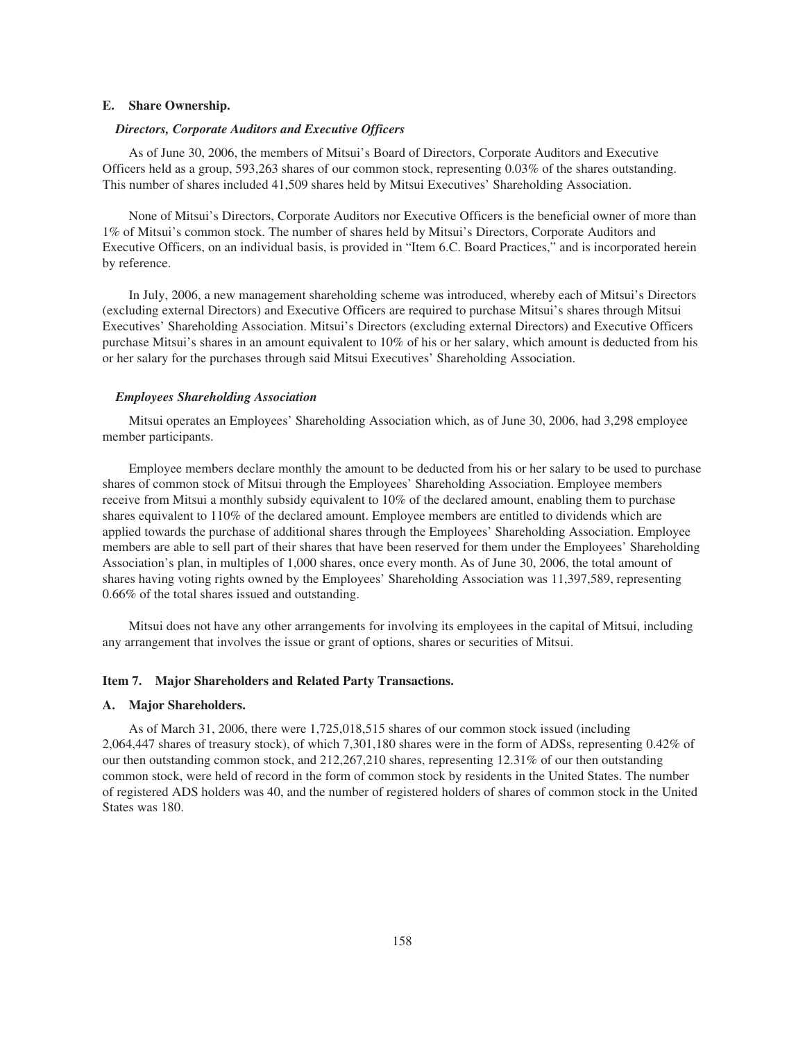## E. Share Ownership.

### *Directors, Corporate Auditors and Executive Officers*

As of June 30, 2006, the members of Mitsui's Board of Directors, Corporate Auditors and Executive Officers held as a group, 593,263 shares of our common stock, representing 0.03% of the shares outstanding. This number of shares included 41,509 shares held by Mitsui Executives' Shareholding Association.

None of Mitsui's Directors, Corporate Auditors nor Executive Officers is the beneficial owner of more than 1% of Mitsui's common stock. The number of shares held by Mitsui's Directors, Corporate Auditors and Executive Officers, on an individual basis, is provided in "Item 6.C. Board Practices," and is incorporated herein by reference.

In July, 2006, a new management shareholding scheme was introduced, whereby each of Mitsui's Directors (excluding external Directors) and Executive Officers are required to purchase Mitsui's shares through Mitsui Executives' Shareholding Association. Mitsui's Directors (excluding external Directors) and Executive Officers purchase Mitsui's shares in an amount equivalent to 10% of his or her salary, which amount is deducted from his or her salary for the purchases through said Mitsui Executives' Shareholding Association.

### *Employees Shareholding Association*

Mitsui operates an Employees' Shareholding Association which, as of June 30, 2006, had 3,298 employee member participants.

Employee members declare monthly the amount to be deducted from his or her salary to be used to purchase shares of common stock of Mitsui through the Employees' Shareholding Association. Employee members receive from Mitsui a monthly subsidy equivalent to 10% of the declared amount, enabling them to purchase shares equivalent to 110% of the declared amount. Employee members are entitled to dividends which are applied towards the purchase of additional shares through the Employees' Shareholding Association. Employee members are able to sell part of their shares that have been reserved for them under the Employees' Shareholding Association's plan, in multiples of 1,000 shares, once every month. As of June 30, 2006, the total amount of shares having voting rights owned by the Employees' Shareholding Association was 11,397,589, representing 0.66% of the total shares issued and outstanding.

Mitsui does not have any other arrangements for involving its employees in the capital of Mitsui, including any arrangement that involves the issue or grant of options, shares or securities of Mitsui.

## Item 7. Major Shareholders and Related Party Transactions.

## A. Major Shareholders.

As of March 31, 2006, there were 1,725,018,515 shares of our common stock issued (including 2,064,447 shares of treasury stock), of which 7,301,180 shares were in the form of ADSs, representing 0.42% of our then outstanding common stock, and 212,267,210 shares, representing 12.31% of our then outstanding common stock, were held of record in the form of common stock by residents in the United States. The number of registered ADS holders was 40, and the number of registered holders of shares of common stock in the United States was 180.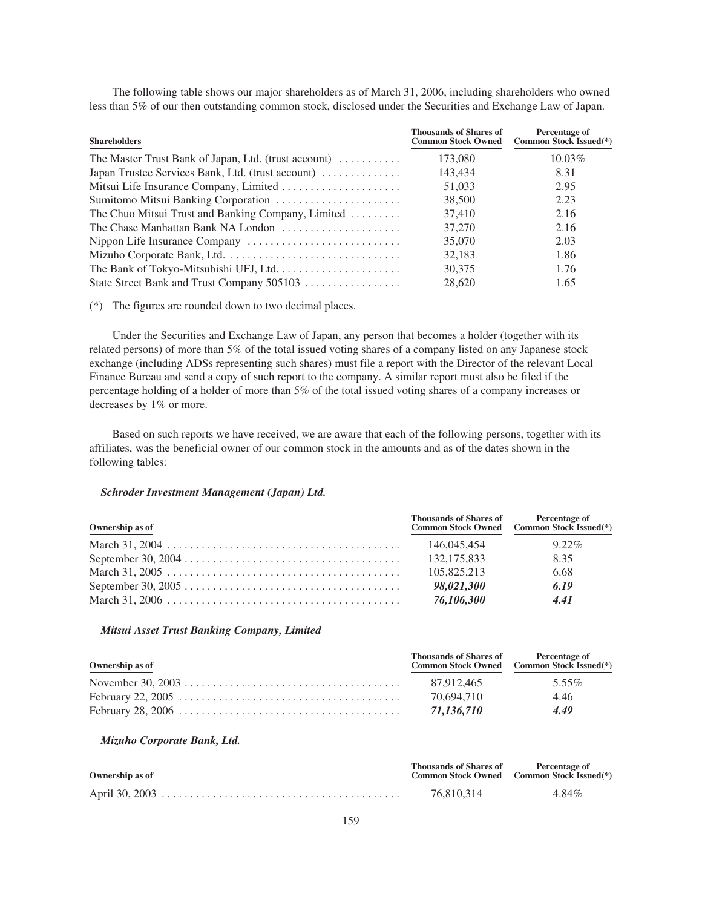The following table shows our major shareholders as of March 31, 2006, including shareholders who owned less than 5% of our then outstanding common stock, disclosed under the Securities and Exchange Law of Japan.

| Shareholders | Thousands of Shares of Common Stock Owned | Percentage of Common Stock Issued(*) |
|---|---|---|
| The Master Trust Bank of Japan, Ltd. (trust account) | 173,080 | 10.03% |
| Japan Trustee Services Bank, Ltd. (trust account) | 143,434 | 8.31 |
| Mitsui Life Insurance Company, Limited | 51,033 | 2.95 |
| Sumitomo Mitsui Banking Corporation | 38,500 | 2.23 |
| The Chuo Mitsui Trust and Banking Company, Limited | 37,410 | 2.16 |
| The Chase Manhattan Bank NA London | 37,270 | 2.16 |
| Nippon Life Insurance Company | 35,070 | 2.03 |
| Mizuho Corporate Bank, Ltd. | 32,183 | 1.86 |
| The Bank of Tokyo-Mitsubishi UFJ, Ltd. | 30,375 | 1.76 |
| State Street Bank and Trust Company 505103 | 28,620 | 1.65 |

(*) The figures are rounded down to two decimal places.

Under the Securities and Exchange Law of Japan, any person that becomes a holder (together with its related persons) of more than 5% of the total issued voting shares of a company listed on any Japanese stock exchange (including ADSs representing such shares) must file a report with the Director of the relevant Local Finance Bureau and send a copy of such report to the company. A similar report must also be filed if the percentage holding of a holder of more than 5% of the total issued voting shares of a company increases or decreases by 1% or more.

Based on such reports we have received, we are aware that each of the following persons, together with its affiliates, was the beneficial owner of our common stock in the amounts and as of the dates shown in the following tables:

***Schroder Investment Management (Japan) Ltd.***

| Ownership as of | Thousands of Shares of Common Stock Owned | Percentage of Common Stock Issued(*) |
|---|---|---|
| March 31, 2004 | 146,045,454 | 9.22% |
| September 30, 2004 | 132,175,833 | 8.35 |
| March 31, 2005 | 105,825,213 | 6.68 |
| September 30, 2005 | ***98,021,300*** | ***6.19*** |
| March 31, 2006 | ***76,106,300*** | ***4.41*** |

***Mitsui Asset Trust Banking Company, Limited***

| Ownership as of | Thousands of Shares of Common Stock Owned | Percentage of Common Stock Issued(*) |
|---|---|---|
| November 30, 2003 | 87,912,465 | 5.55% |
| February 22, 2005 | 70,694,710 | 4.46 |
| February 28, 2006 | ***71,136,710*** | ***4.49*** |

***Mizuho Corporate Bank, Ltd.***

| Ownership as of | Thousands of Shares of Common Stock Owned | Percentage of Common Stock Issued(*) |
|---|---|---|
| April 30, 2003 | 76,810,314 | 4.84% |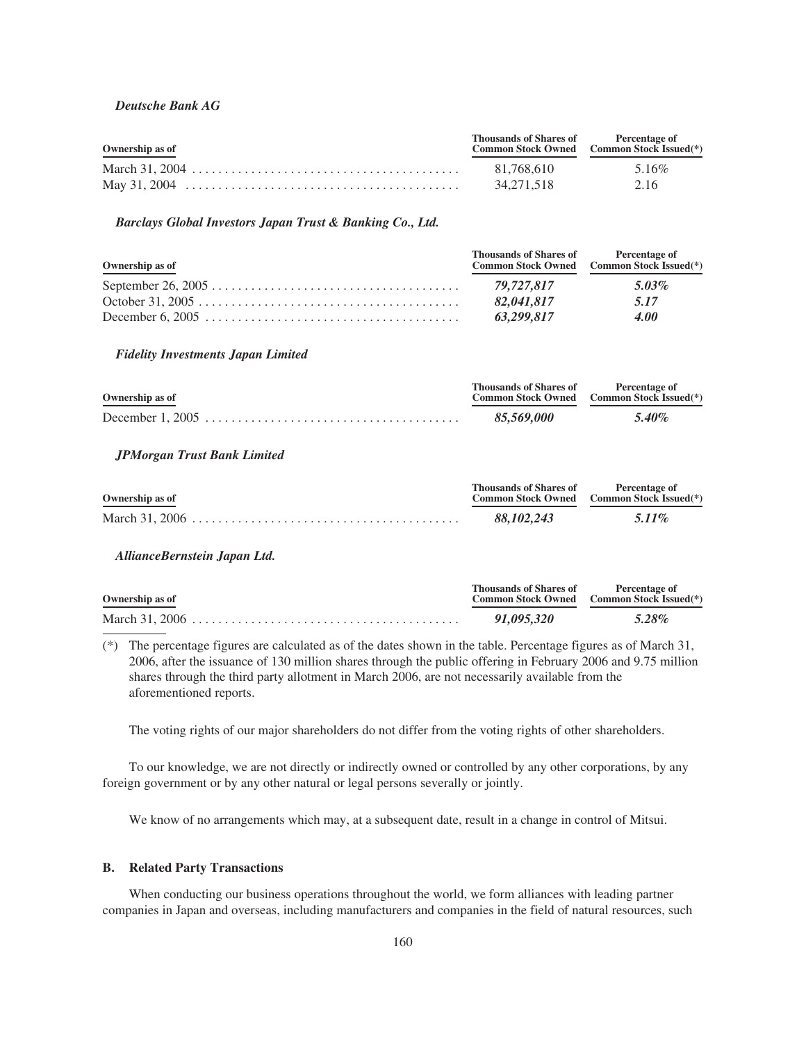*Deutsche Bank AG*

| Ownership as of | Thousands of Shares of Common Stock Owned | Percentage of Common Stock Issued(*) |
|---|---|---|
| March 31, 2004 | 81,768,610 | 5.16% |
| May 31, 2004 | 34,271,518 | 2.16 |

*Barclays Global Investors Japan Trust & Banking Co., Ltd.*

| Ownership as of | Thousands of Shares of Common Stock Owned | Percentage of Common Stock Issued(*) |
|---|---|---|
| September 26, 2005 | *79,727,817* | *5.03%* |
| October 31, 2005 | *82,041,817* | *5.17* |
| December 6, 2005 | *63,299,817* | *4.00* |

*Fidelity Investments Japan Limited*

| Ownership as of | Thousands of Shares of Common Stock Owned | Percentage of Common Stock Issued(*) |
|---|---|---|
| December 1, 2005 | *85,569,000* | *5.40%* |

*JPMorgan Trust Bank Limited*

| Ownership as of | Thousands of Shares of Common Stock Owned | Percentage of Common Stock Issued(*) |
|---|---|---|
| March 31, 2006 | *88,102,243* | *5.11%* |

*AllianceBernstein Japan Ltd.*

| Ownership as of | Thousands of Shares of Common Stock Owned | Percentage of Common Stock Issued(*) |
|---|---|---|
| March 31, 2006 | *91,095,320* | *5.28%* |

(*) The percentage figures are calculated as of the dates shown in the table. Percentage figures as of March 31, 2006, after the issuance of 130 million shares through the public offering in February 2006 and 9.75 million shares through the third party allotment in March 2006, are not necessarily available from the aforementioned reports.

The voting rights of our major shareholders do not differ from the voting rights of other shareholders.

To our knowledge, we are not directly or indirectly owned or controlled by any other corporations, by any foreign government or by any other natural or legal persons severally or jointly.

We know of no arrangements which may, at a subsequent date, result in a change in control of Mitsui.

### B. Related Party Transactions

When conducting our business operations throughout the world, we form alliances with leading partner companies in Japan and overseas, including manufacturers and companies in the field of natural resources, such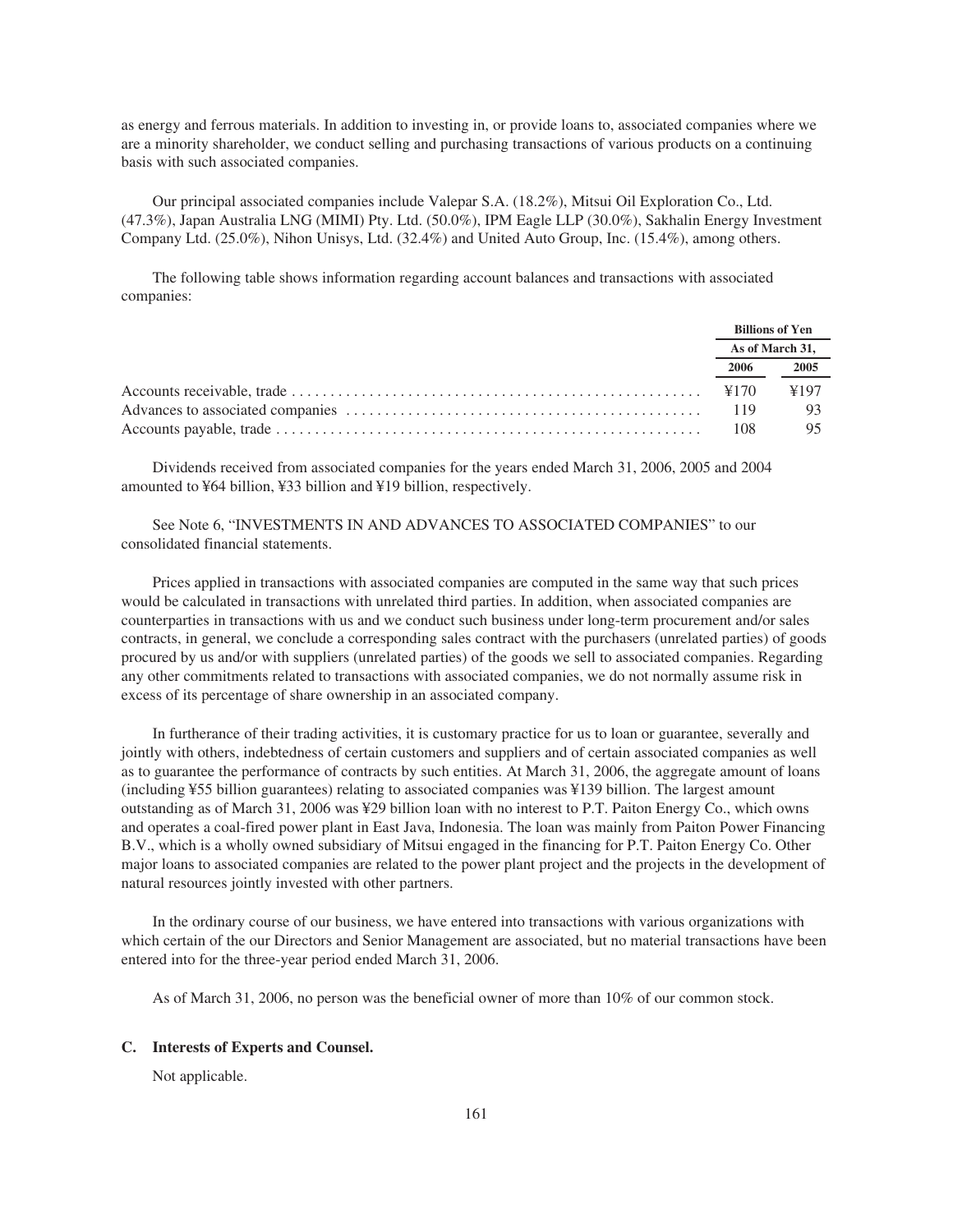as energy and ferrous materials. In addition to investing in, or provide loans to, associated companies where we are a minority shareholder, we conduct selling and purchasing transactions of various products on a continuing basis with such associated companies.

Our principal associated companies include Valepar S.A. (18.2%), Mitsui Oil Exploration Co., Ltd. (47.3%), Japan Australia LNG (MIMI) Pty. Ltd. (50.0%), IPM Eagle LLP (30.0%), Sakhalin Energy Investment Company Ltd. (25.0%), Nihon Unisys, Ltd. (32.4%) and United Auto Group, Inc. (15.4%), among others.

The following table shows information regarding account balances and transactions with associated companies:

| | Billions of Yen | |
|---|---|---|
| | As of March 31, | |
| | 2006 | 2005 |
| Accounts receivable, trade | ¥170 | ¥197 |
| Advances to associated companies | 119 | 93 |
| Accounts payable, trade | 108 | 95 |

Dividends received from associated companies for the years ended March 31, 2006, 2005 and 2004 amounted to ¥64 billion, ¥33 billion and ¥19 billion, respectively.

See Note 6, "INVESTMENTS IN AND ADVANCES TO ASSOCIATED COMPANIES" to our consolidated financial statements.

Prices applied in transactions with associated companies are computed in the same way that such prices would be calculated in transactions with unrelated third parties. In addition, when associated companies are counterparties in transactions with us and we conduct such business under long-term procurement and/or sales contracts, in general, we conclude a corresponding sales contract with the purchasers (unrelated parties) of goods procured by us and/or with suppliers (unrelated parties) of the goods we sell to associated companies. Regarding any other commitments related to transactions with associated companies, we do not normally assume risk in excess of its percentage of share ownership in an associated company.

In furtherance of their trading activities, it is customary practice for us to loan or guarantee, severally and jointly with others, indebtedness of certain customers and suppliers and of certain associated companies as well as to guarantee the performance of contracts by such entities. At March 31, 2006, the aggregate amount of loans (including ¥55 billion guarantees) relating to associated companies was ¥139 billion. The largest amount outstanding as of March 31, 2006 was ¥29 billion loan with no interest to P.T. Paiton Energy Co., which owns and operates a coal-fired power plant in East Java, Indonesia. The loan was mainly from Paiton Power Financing B.V., which is a wholly owned subsidiary of Mitsui engaged in the financing for P.T. Paiton Energy Co. Other major loans to associated companies are related to the power plant project and the projects in the development of natural resources jointly invested with other partners.

In the ordinary course of our business, we have entered into transactions with various organizations with which certain of the our Directors and Senior Management are associated, but no material transactions have been entered into for the three-year period ended March 31, 2006.

As of March 31, 2006, no person was the beneficial owner of more than 10% of our common stock.

### C. Interests of Experts and Counsel.

Not applicable.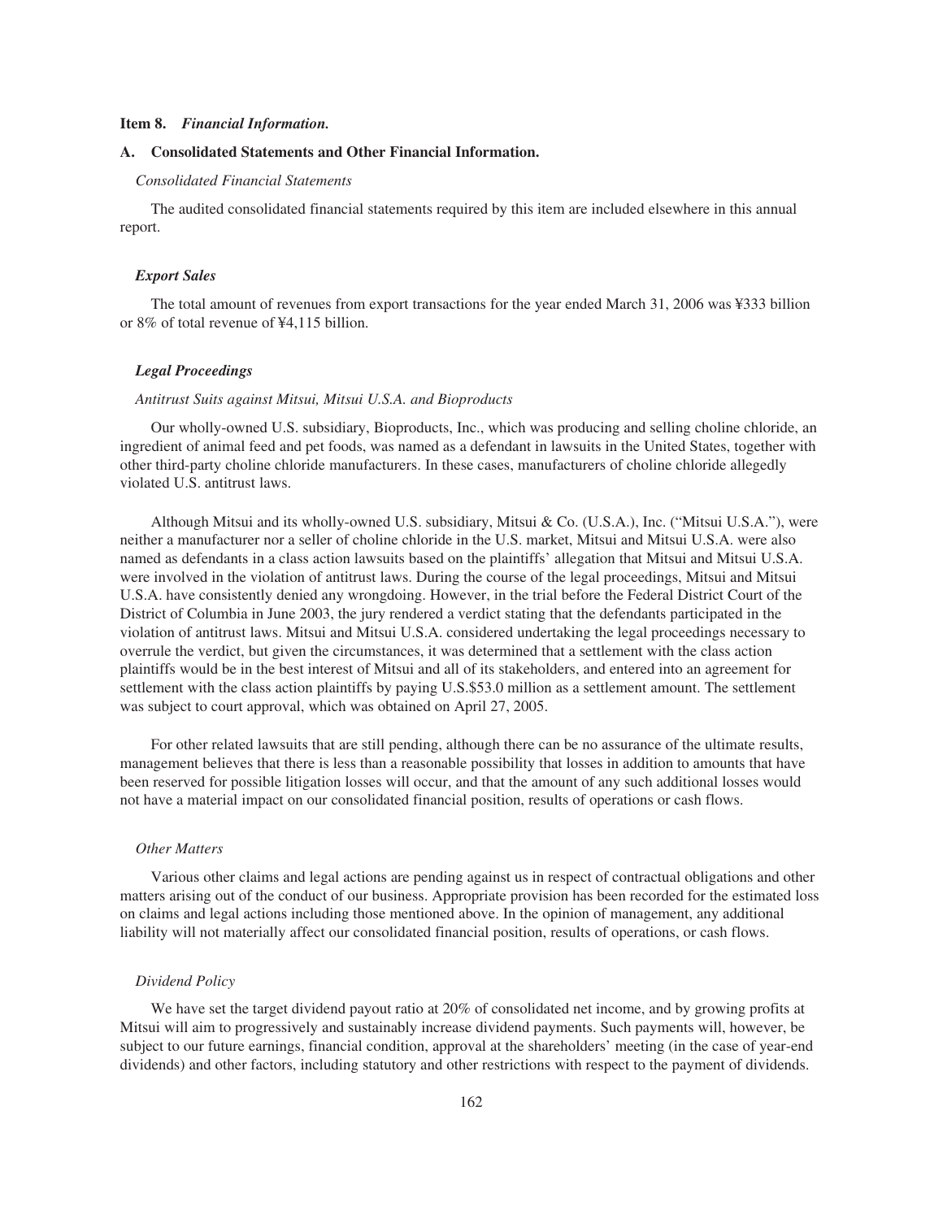## Item 8. *Financial Information.*

### A. Consolidated Statements and Other Financial Information.

*Consolidated Financial Statements*

The audited consolidated financial statements required by this item are included elsewhere in this annual report.

***Export Sales***

The total amount of revenues from export transactions for the year ended March 31, 2006 was ¥333 billion or 8% of total revenue of ¥4,115 billion.

***Legal Proceedings***

*Antitrust Suits against Mitsui, Mitsui U.S.A. and Bioproducts*

Our wholly-owned U.S. subsidiary, Bioproducts, Inc., which was producing and selling choline chloride, an ingredient of animal feed and pet foods, was named as a defendant in lawsuits in the United States, together with other third-party choline chloride manufacturers. In these cases, manufacturers of choline chloride allegedly violated U.S. antitrust laws.

Although Mitsui and its wholly-owned U.S. subsidiary, Mitsui & Co. (U.S.A.), Inc. ("Mitsui U.S.A."), were neither a manufacturer nor a seller of choline chloride in the U.S. market, Mitsui and Mitsui U.S.A. were also named as defendants in a class action lawsuits based on the plaintiffs' allegation that Mitsui and Mitsui U.S.A. were involved in the violation of antitrust laws. During the course of the legal proceedings, Mitsui and Mitsui U.S.A. have consistently denied any wrongdoing. However, in the trial before the Federal District Court of the District of Columbia in June 2003, the jury rendered a verdict stating that the defendants participated in the violation of antitrust laws. Mitsui and Mitsui U.S.A. considered undertaking the legal proceedings necessary to overrule the verdict, but given the circumstances, it was determined that a settlement with the class action plaintiffs would be in the best interest of Mitsui and all of its stakeholders, and entered into an agreement for settlement with the class action plaintiffs by paying U.S.$53.0 million as a settlement amount. The settlement was subject to court approval, which was obtained on April 27, 2005.

For other related lawsuits that are still pending, although there can be no assurance of the ultimate results, management believes that there is less than a reasonable possibility that losses in addition to amounts that have been reserved for possible litigation losses will occur, and that the amount of any such additional losses would not have a material impact on our consolidated financial position, results of operations or cash flows.

*Other Matters*

Various other claims and legal actions are pending against us in respect of contractual obligations and other matters arising out of the conduct of our business. Appropriate provision has been recorded for the estimated loss on claims and legal actions including those mentioned above. In the opinion of management, any additional liability will not materially affect our consolidated financial position, results of operations, or cash flows.

*Dividend Policy*

We have set the target dividend payout ratio at 20% of consolidated net income, and by growing profits at Mitsui will aim to progressively and sustainably increase dividend payments. Such payments will, however, be subject to our future earnings, financial condition, approval at the shareholders' meeting (in the case of year-end dividends) and other factors, including statutory and other restrictions with respect to the payment of dividends.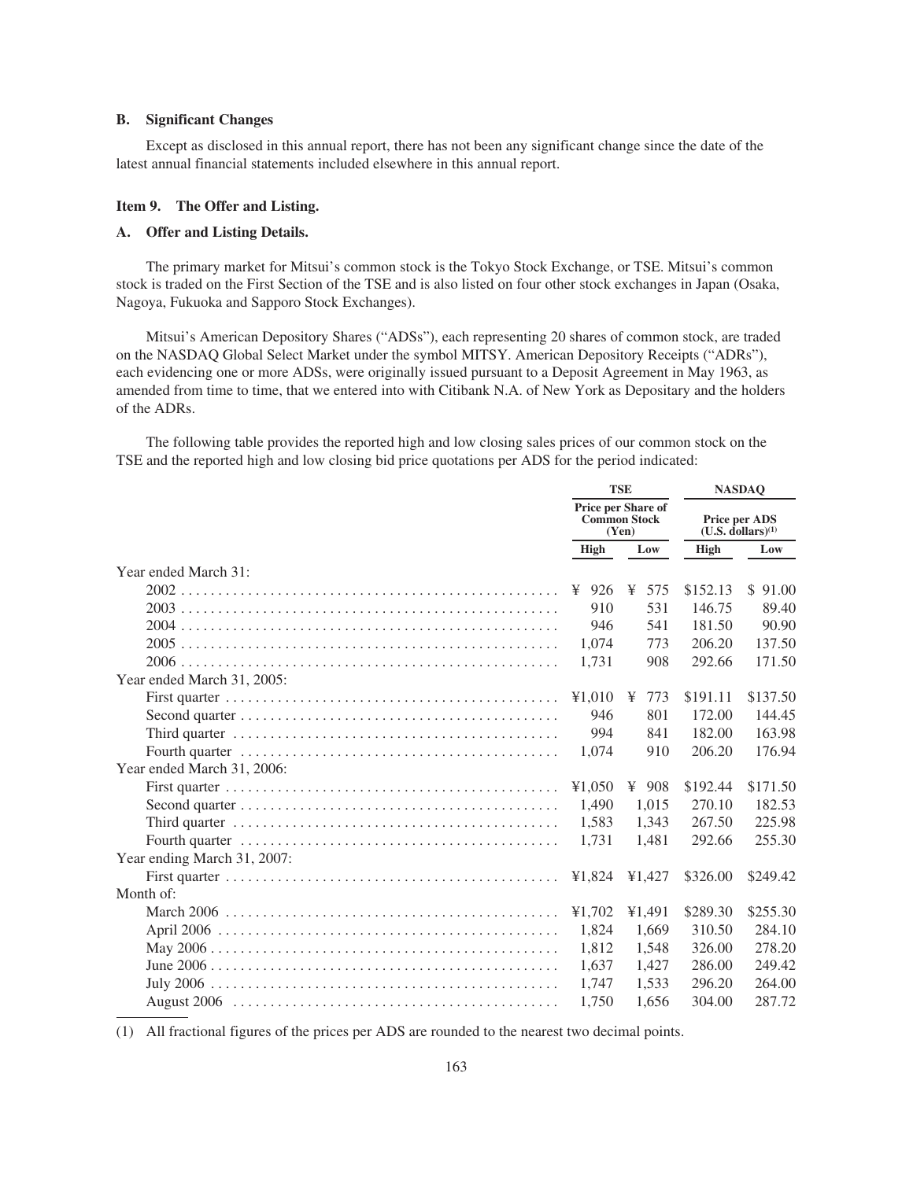### B. Significant Changes

Except as disclosed in this annual report, there has not been any significant change since the date of the latest annual financial statements included elsewhere in this annual report.

### Item 9. The Offer and Listing.

### A. Offer and Listing Details.

The primary market for Mitsui's common stock is the Tokyo Stock Exchange, or TSE. Mitsui's common stock is traded on the First Section of the TSE and is also listed on four other stock exchanges in Japan (Osaka, Nagoya, Fukuoka and Sapporo Stock Exchanges).

Mitsui's American Depository Shares ("ADSs"), each representing 20 shares of common stock, are traded on the NASDAQ Global Select Market under the symbol MITSY. American Depository Receipts ("ADRs"), each evidencing one or more ADSs, were originally issued pursuant to a Deposit Agreement in May 1963, as amended from time to time, that we entered into with Citibank N.A. of New York as Depositary and the holders of the ADRs.

The following table provides the reported high and low closing sales prices of our common stock on the TSE and the reported high and low closing bid price quotations per ADS for the period indicated:

| | TSE | | NASDAQ | |
|---|---|---|---|---|
| | Price per Share of Common Stock (Yen) | | Price per ADS (U.S. dollars)(1) | |
| | High | Low | High | Low |
| Year ended March 31: | | | | |
| 2002 | ¥ 926 | ¥ 575 | $152.13 | $ 91.00 |
| 2003 | 910 | 531 | 146.75 | 89.40 |
| 2004 | 946 | 541 | 181.50 | 90.90 |
| 2005 | 1,074 | 773 | 206.20 | 137.50 |
| 2006 | 1,731 | 908 | 292.66 | 171.50 |
| Year ended March 31, 2005: | | | | |
| First quarter | ¥1,010 | ¥ 773 | $191.11 | $137.50 |
| Second quarter | 946 | 801 | 172.00 | 144.45 |
| Third quarter | 994 | 841 | 182.00 | 163.98 |
| Fourth quarter | 1,074 | 910 | 206.20 | 176.94 |
| Year ended March 31, 2006: | | | | |
| First quarter | ¥1,050 | ¥ 908 | $192.44 | $171.50 |
| Second quarter | 1,490 | 1,015 | 270.10 | 182.53 |
| Third quarter | 1,583 | 1,343 | 267.50 | 225.98 |
| Fourth quarter | 1,731 | 1,481 | 292.66 | 255.30 |
| Year ending March 31, 2007: | | | | |
| First quarter | ¥1,824 | ¥1,427 | $326.00 | $249.42 |
| Month of: | | | | |
| March 2006 | ¥1,702 | ¥1,491 | $289.30 | $255.30 |
| April 2006 | 1,824 | 1,669 | 310.50 | 284.10 |
| May 2006 | 1,812 | 1,548 | 326.00 | 278.20 |
| June 2006 | 1,637 | 1,427 | 286.00 | 249.42 |
| July 2006 | 1,747 | 1,533 | 296.20 | 264.00 |
| August 2006 | 1,750 | 1,656 | 304.00 | 287.72 |

(1) All fractional figures of the prices per ADS are rounded to the nearest two decimal points.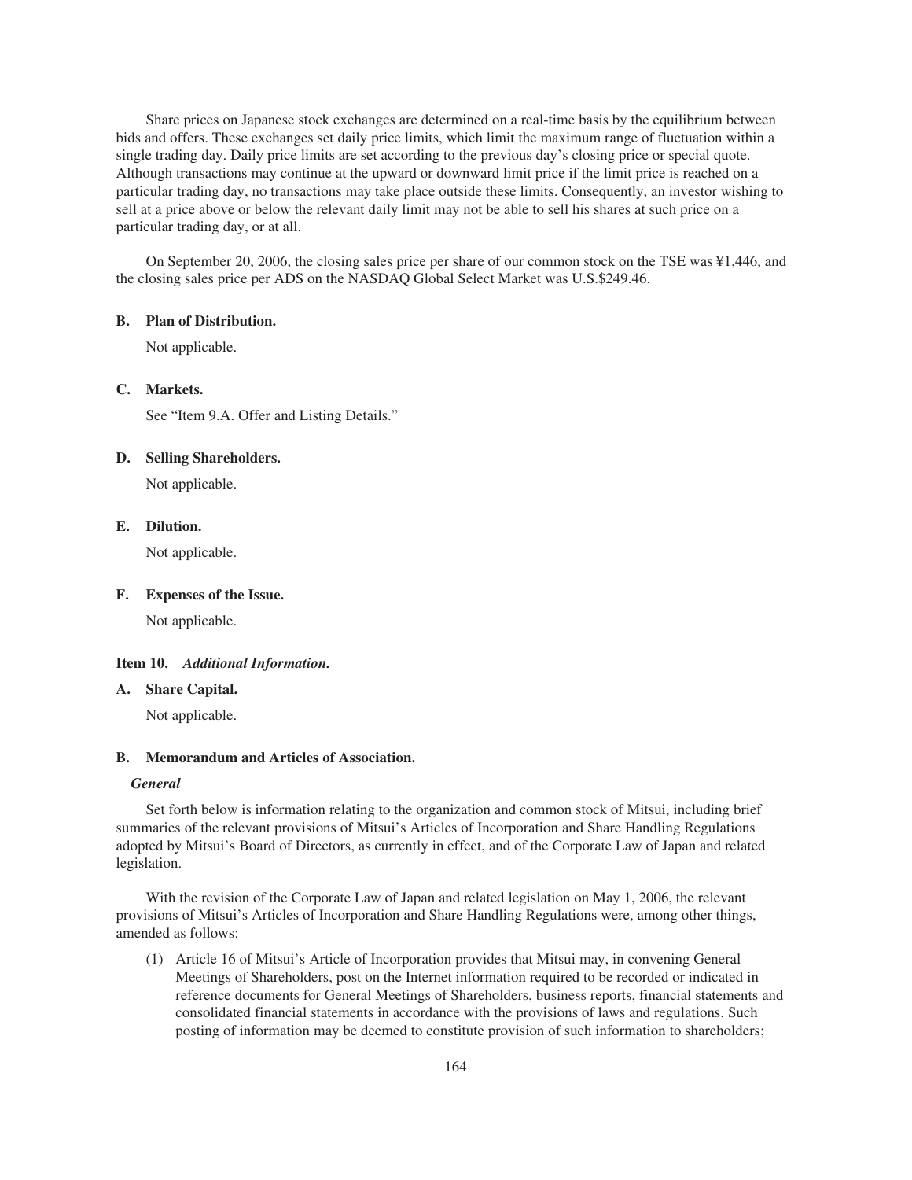Share prices on Japanese stock exchanges are determined on a real-time basis by the equilibrium between bids and offers. These exchanges set daily price limits, which limit the maximum range of fluctuation within a single trading day. Daily price limits are set according to the previous day's closing price or special quote. Although transactions may continue at the upward or downward limit price if the limit price is reached on a particular trading day, no transactions may take place outside these limits. Consequently, an investor wishing to sell at a price above or below the relevant daily limit may not be able to sell his shares at such price on a particular trading day, or at all.

On September 20, 2006, the closing sales price per share of our common stock on the TSE was ¥1,446, and the closing sales price per ADS on the NASDAQ Global Select Market was U.S.$249.46.

### B. Plan of Distribution.

Not applicable.

### C. Markets.

See "Item 9.A. Offer and Listing Details."

### D. Selling Shareholders.

Not applicable.

### E. Dilution.

Not applicable.

### F. Expenses of the Issue.

Not applicable.

## Item 10. *Additional Information.*

### A. Share Capital.

Not applicable.

### B. Memorandum and Articles of Association.

***General***

Set forth below is information relating to the organization and common stock of Mitsui, including brief summaries of the relevant provisions of Mitsui's Articles of Incorporation and Share Handling Regulations adopted by Mitsui's Board of Directors, as currently in effect, and of the Corporate Law of Japan and related legislation.

With the revision of the Corporate Law of Japan and related legislation on May 1, 2006, the relevant provisions of Mitsui's Articles of Incorporation and Share Handling Regulations were, among other things, amended as follows:

(1) Article 16 of Mitsui's Article of Incorporation provides that Mitsui may, in convening General Meetings of Shareholders, post on the Internet information required to be recorded or indicated in reference documents for General Meetings of Shareholders, business reports, financial statements and consolidated financial statements in accordance with the provisions of laws and regulations. Such posting of information may be deemed to constitute provision of such information to shareholders;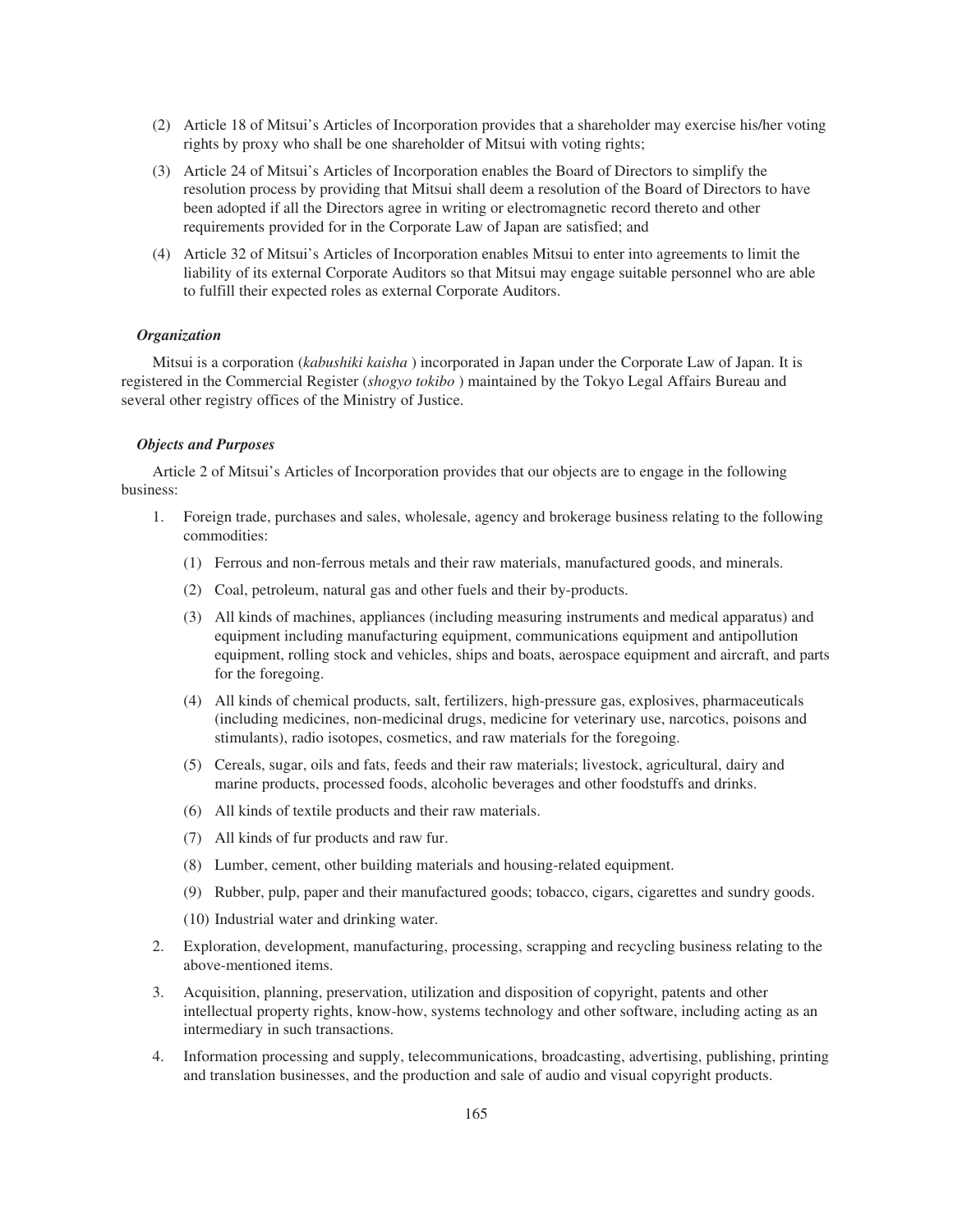(2) Article 18 of Mitsui's Articles of Incorporation provides that a shareholder may exercise his/her voting rights by proxy who shall be one shareholder of Mitsui with voting rights;

(3) Article 24 of Mitsui's Articles of Incorporation enables the Board of Directors to simplify the resolution process by providing that Mitsui shall deem a resolution of the Board of Directors to have been adopted if all the Directors agree in writing or electromagnetic record thereto and other requirements provided for in the Corporate Law of Japan are satisfied; and

(4) Article 32 of Mitsui's Articles of Incorporation enables Mitsui to enter into agreements to limit the liability of its external Corporate Auditors so that Mitsui may engage suitable personnel who are able to fulfill their expected roles as external Corporate Auditors.

***Organization***

Mitsui is a corporation (*kabushiki kaisha* ) incorporated in Japan under the Corporate Law of Japan. It is registered in the Commercial Register (*shogyo tokibo* ) maintained by the Tokyo Legal Affairs Bureau and several other registry offices of the Ministry of Justice.

***Objects and Purposes***

Article 2 of Mitsui's Articles of Incorporation provides that our objects are to engage in the following business:

1. Foreign trade, purchases and sales, wholesale, agency and brokerage business relating to the following commodities:

   (1) Ferrous and non-ferrous metals and their raw materials, manufactured goods, and minerals.

   (2) Coal, petroleum, natural gas and other fuels and their by-products.

   (3) All kinds of machines, appliances (including measuring instruments and medical apparatus) and equipment including manufacturing equipment, communications equipment and antipollution equipment, rolling stock and vehicles, ships and boats, aerospace equipment and aircraft, and parts for the foregoing.

   (4) All kinds of chemical products, salt, fertilizers, high-pressure gas, explosives, pharmaceuticals (including medicines, non-medicinal drugs, medicine for veterinary use, narcotics, poisons and stimulants), radio isotopes, cosmetics, and raw materials for the foregoing.

   (5) Cereals, sugar, oils and fats, feeds and their raw materials; livestock, agricultural, dairy and marine products, processed foods, alcoholic beverages and other foodstuffs and drinks.

   (6) All kinds of textile products and their raw materials.

   (7) All kinds of fur products and raw fur.

   (8) Lumber, cement, other building materials and housing-related equipment.

   (9) Rubber, pulp, paper and their manufactured goods; tobacco, cigars, cigarettes and sundry goods.

   (10) Industrial water and drinking water.

2. Exploration, development, manufacturing, processing, scrapping and recycling business relating to the above-mentioned items.

3. Acquisition, planning, preservation, utilization and disposition of copyright, patents and other intellectual property rights, know-how, systems technology and other software, including acting as an intermediary in such transactions.

4. Information processing and supply, telecommunications, broadcasting, advertising, publishing, printing and translation businesses, and the production and sale of audio and visual copyright products.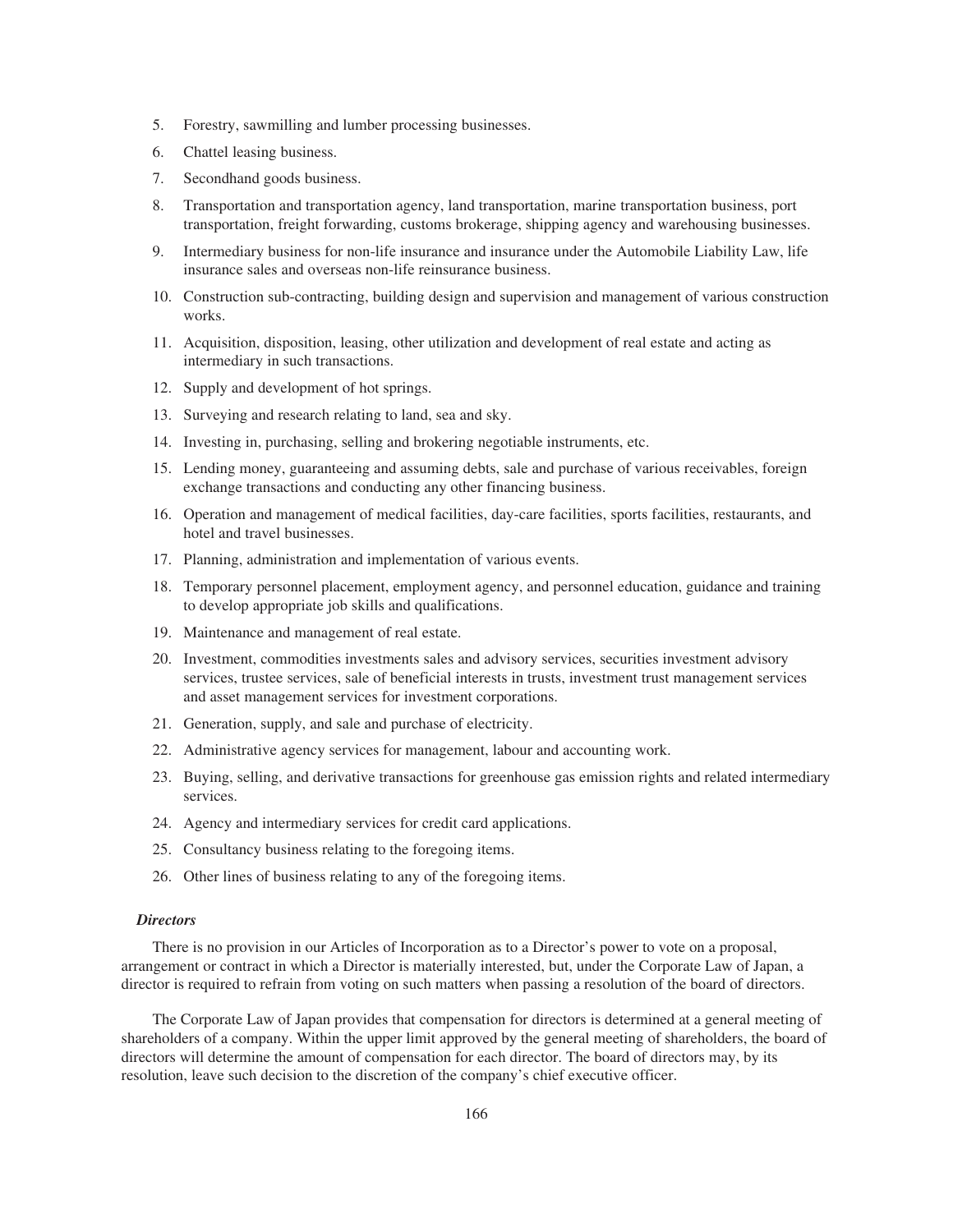5. Forestry, sawmilling and lumber processing businesses.
6. Chattel leasing business.
7. Secondhand goods business.
8. Transportation and transportation agency, land transportation, marine transportation business, port transportation, freight forwarding, customs brokerage, shipping agency and warehousing businesses.
9. Intermediary business for non-life insurance and insurance under the Automobile Liability Law, life insurance sales and overseas non-life reinsurance business.
10. Construction sub-contracting, building design and supervision and management of various construction works.
11. Acquisition, disposition, leasing, other utilization and development of real estate and acting as intermediary in such transactions.
12. Supply and development of hot springs.
13. Surveying and research relating to land, sea and sky.
14. Investing in, purchasing, selling and brokering negotiable instruments, etc.
15. Lending money, guaranteeing and assuming debts, sale and purchase of various receivables, foreign exchange transactions and conducting any other financing business.
16. Operation and management of medical facilities, day-care facilities, sports facilities, restaurants, and hotel and travel businesses.
17. Planning, administration and implementation of various events.
18. Temporary personnel placement, employment agency, and personnel education, guidance and training to develop appropriate job skills and qualifications.
19. Maintenance and management of real estate.
20. Investment, commodities investments sales and advisory services, securities investment advisory services, trustee services, sale of beneficial interests in trusts, investment trust management services and asset management services for investment corporations.
21. Generation, supply, and sale and purchase of electricity.
22. Administrative agency services for management, labour and accounting work.
23. Buying, selling, and derivative transactions for greenhouse gas emission rights and related intermediary services.
24. Agency and intermediary services for credit card applications.
25. Consultancy business relating to the foregoing items.
26. Other lines of business relating to any of the foregoing items.

***Directors***

There is no provision in our Articles of Incorporation as to a Director's power to vote on a proposal, arrangement or contract in which a Director is materially interested, but, under the Corporate Law of Japan, a director is required to refrain from voting on such matters when passing a resolution of the board of directors.

The Corporate Law of Japan provides that compensation for directors is determined at a general meeting of shareholders of a company. Within the upper limit approved by the general meeting of shareholders, the board of directors will determine the amount of compensation for each director. The board of directors may, by its resolution, leave such decision to the discretion of the company's chief executive officer.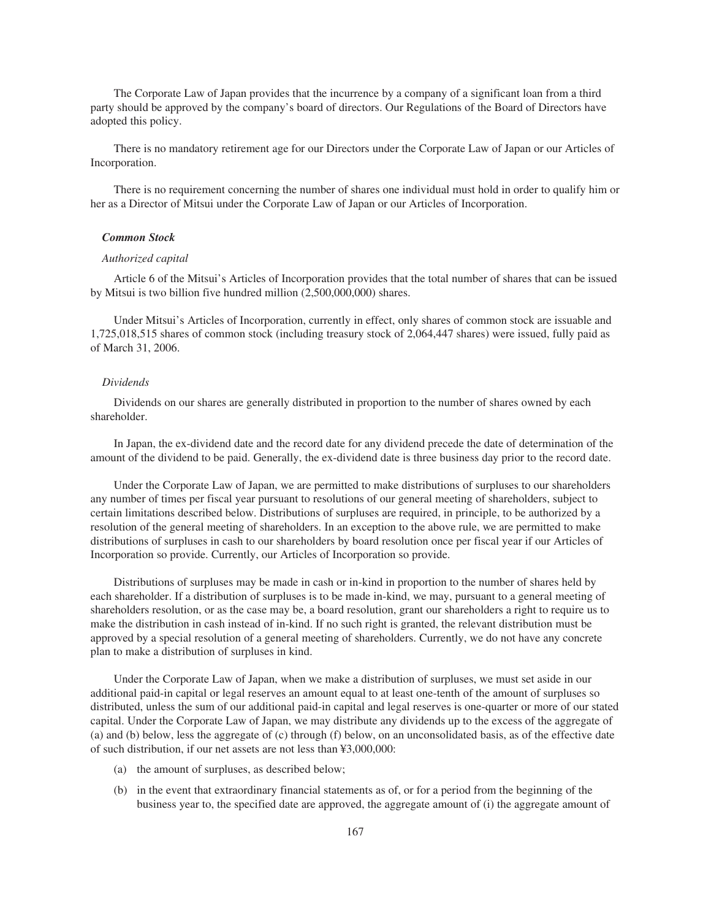The Corporate Law of Japan provides that the incurrence by a company of a significant loan from a third party should be approved by the company's board of directors. Our Regulations of the Board of Directors have adopted this policy.

There is no mandatory retirement age for our Directors under the Corporate Law of Japan or our Articles of Incorporation.

There is no requirement concerning the number of shares one individual must hold in order to qualify him or her as a Director of Mitsui under the Corporate Law of Japan or our Articles of Incorporation.

### *Common Stock*

#### *Authorized capital*

Article 6 of the Mitsui's Articles of Incorporation provides that the total number of shares that can be issued by Mitsui is two billion five hundred million (2,500,000,000) shares.

Under Mitsui's Articles of Incorporation, currently in effect, only shares of common stock are issuable and 1,725,018,515 shares of common stock (including treasury stock of 2,064,447 shares) were issued, fully paid as of March 31, 2006.

#### *Dividends*

Dividends on our shares are generally distributed in proportion to the number of shares owned by each shareholder.

In Japan, the ex-dividend date and the record date for any dividend precede the date of determination of the amount of the dividend to be paid. Generally, the ex-dividend date is three business day prior to the record date.

Under the Corporate Law of Japan, we are permitted to make distributions of surpluses to our shareholders any number of times per fiscal year pursuant to resolutions of our general meeting of shareholders, subject to certain limitations described below. Distributions of surpluses are required, in principle, to be authorized by a resolution of the general meeting of shareholders. In an exception to the above rule, we are permitted to make distributions of surpluses in cash to our shareholders by board resolution once per fiscal year if our Articles of Incorporation so provide. Currently, our Articles of Incorporation so provide.

Distributions of surpluses may be made in cash or in-kind in proportion to the number of shares held by each shareholder. If a distribution of surpluses is to be made in-kind, we may, pursuant to a general meeting of shareholders resolution, or as the case may be, a board resolution, grant our shareholders a right to require us to make the distribution in cash instead of in-kind. If no such right is granted, the relevant distribution must be approved by a special resolution of a general meeting of shareholders. Currently, we do not have any concrete plan to make a distribution of surpluses in kind.

Under the Corporate Law of Japan, when we make a distribution of surpluses, we must set aside in our additional paid-in capital or legal reserves an amount equal to at least one-tenth of the amount of surpluses so distributed, unless the sum of our additional paid-in capital and legal reserves is one-quarter or more of our stated capital. Under the Corporate Law of Japan, we may distribute any dividends up to the excess of the aggregate of (a) and (b) below, less the aggregate of (c) through (f) below, on an unconsolidated basis, as of the effective date of such distribution, if our net assets are not less than ¥3,000,000:

(a) the amount of surpluses, as described below;

(b) in the event that extraordinary financial statements as of, or for a period from the beginning of the business year to, the specified date are approved, the aggregate amount of (i) the aggregate amount of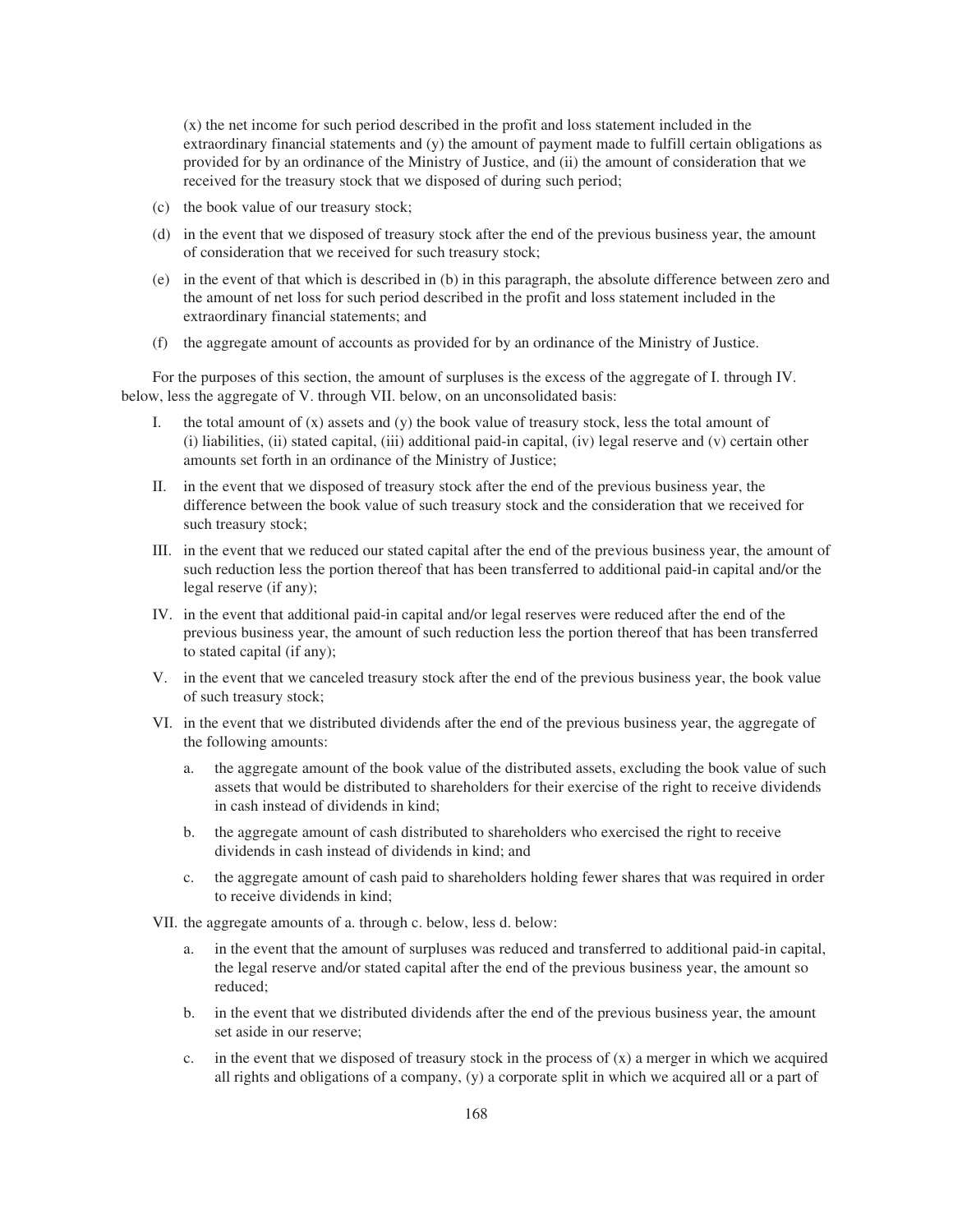(x) the net income for such period described in the profit and loss statement included in the extraordinary financial statements and (y) the amount of payment made to fulfill certain obligations as provided for by an ordinance of the Ministry of Justice, and (ii) the amount of consideration that we received for the treasury stock that we disposed of during such period;

(c) the book value of our treasury stock;

(d) in the event that we disposed of treasury stock after the end of the previous business year, the amount of consideration that we received for such treasury stock;

(e) in the event of that which is described in (b) in this paragraph, the absolute difference between zero and the amount of net loss for such period described in the profit and loss statement included in the extraordinary financial statements; and

(f) the aggregate amount of accounts as provided for by an ordinance of the Ministry of Justice.

For the purposes of this section, the amount of surpluses is the excess of the aggregate of I. through IV. below, less the aggregate of V. through VII. below, on an unconsolidated basis:

I. the total amount of (x) assets and (y) the book value of treasury stock, less the total amount of (i) liabilities, (ii) stated capital, (iii) additional paid-in capital, (iv) legal reserve and (v) certain other amounts set forth in an ordinance of the Ministry of Justice;

II. in the event that we disposed of treasury stock after the end of the previous business year, the difference between the book value of such treasury stock and the consideration that we received for such treasury stock;

III. in the event that we reduced our stated capital after the end of the previous business year, the amount of such reduction less the portion thereof that has been transferred to additional paid-in capital and/or the legal reserve (if any);

IV. in the event that additional paid-in capital and/or legal reserves were reduced after the end of the previous business year, the amount of such reduction less the portion thereof that has been transferred to stated capital (if any);

V. in the event that we canceled treasury stock after the end of the previous business year, the book value of such treasury stock;

VI. in the event that we distributed dividends after the end of the previous business year, the aggregate of the following amounts:

   a. the aggregate amount of the book value of the distributed assets, excluding the book value of such assets that would be distributed to shareholders for their exercise of the right to receive dividends in cash instead of dividends in kind;

   b. the aggregate amount of cash distributed to shareholders who exercised the right to receive dividends in cash instead of dividends in kind; and

   c. the aggregate amount of cash paid to shareholders holding fewer shares that was required in order to receive dividends in kind;

VII. the aggregate amounts of a. through c. below, less d. below:

   a. in the event that the amount of surpluses was reduced and transferred to additional paid-in capital, the legal reserve and/or stated capital after the end of the previous business year, the amount so reduced;

   b. in the event that we distributed dividends after the end of the previous business year, the amount set aside in our reserve;

   c. in the event that we disposed of treasury stock in the process of (x) a merger in which we acquired all rights and obligations of a company, (y) a corporate split in which we acquired all or a part of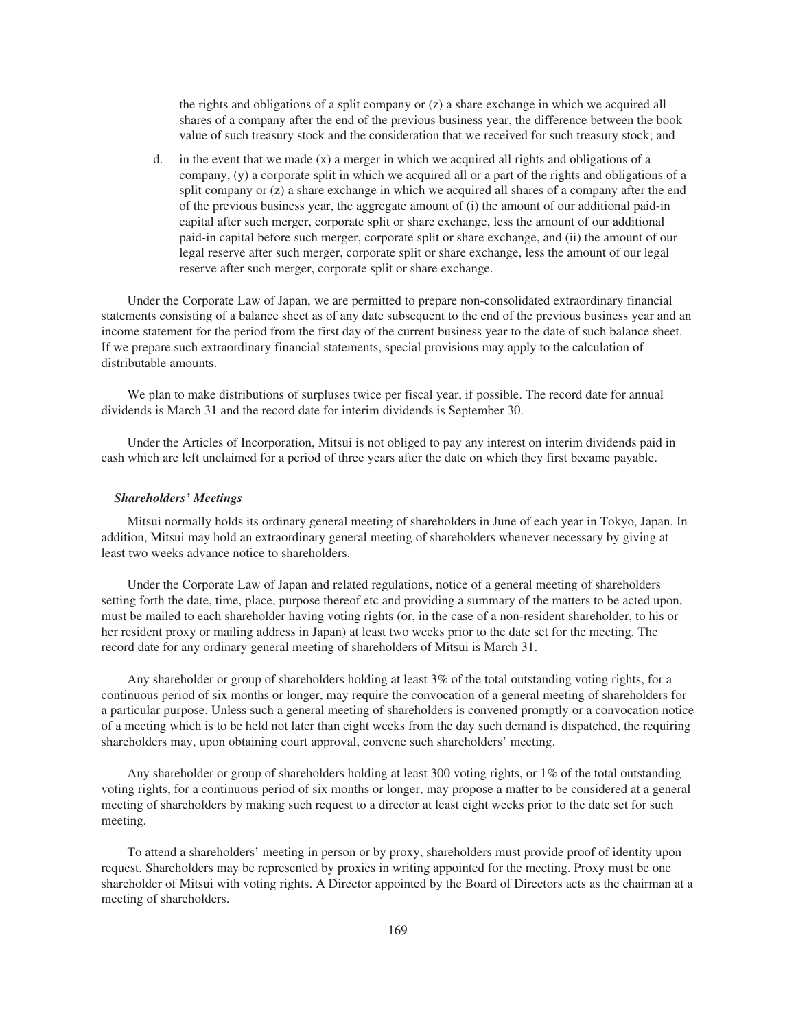the rights and obligations of a split company or (z) a share exchange in which we acquired all shares of a company after the end of the previous business year, the difference between the book value of such treasury stock and the consideration that we received for such treasury stock; and

d. in the event that we made (x) a merger in which we acquired all rights and obligations of a company, (y) a corporate split in which we acquired all or a part of the rights and obligations of a split company or (z) a share exchange in which we acquired all shares of a company after the end of the previous business year, the aggregate amount of (i) the amount of our additional paid-in capital after such merger, corporate split or share exchange, less the amount of our additional paid-in capital before such merger, corporate split or share exchange, and (ii) the amount of our legal reserve after such merger, corporate split or share exchange, less the amount of our legal reserve after such merger, corporate split or share exchange.

Under the Corporate Law of Japan, we are permitted to prepare non-consolidated extraordinary financial statements consisting of a balance sheet as of any date subsequent to the end of the previous business year and an income statement for the period from the first day of the current business year to the date of such balance sheet. If we prepare such extraordinary financial statements, special provisions may apply to the calculation of distributable amounts.

We plan to make distributions of surpluses twice per fiscal year, if possible. The record date for annual dividends is March 31 and the record date for interim dividends is September 30.

Under the Articles of Incorporation, Mitsui is not obliged to pay any interest on interim dividends paid in cash which are left unclaimed for a period of three years after the date on which they first became payable.

### *Shareholders' Meetings*

Mitsui normally holds its ordinary general meeting of shareholders in June of each year in Tokyo, Japan. In addition, Mitsui may hold an extraordinary general meeting of shareholders whenever necessary by giving at least two weeks advance notice to shareholders.

Under the Corporate Law of Japan and related regulations, notice of a general meeting of shareholders setting forth the date, time, place, purpose thereof etc and providing a summary of the matters to be acted upon, must be mailed to each shareholder having voting rights (or, in the case of a non-resident shareholder, to his or her resident proxy or mailing address in Japan) at least two weeks prior to the date set for the meeting. The record date for any ordinary general meeting of shareholders of Mitsui is March 31.

Any shareholder or group of shareholders holding at least 3% of the total outstanding voting rights, for a continuous period of six months or longer, may require the convocation of a general meeting of shareholders for a particular purpose. Unless such a general meeting of shareholders is convened promptly or a convocation notice of a meeting which is to be held not later than eight weeks from the day such demand is dispatched, the requiring shareholders may, upon obtaining court approval, convene such shareholders' meeting.

Any shareholder or group of shareholders holding at least 300 voting rights, or 1% of the total outstanding voting rights, for a continuous period of six months or longer, may propose a matter to be considered at a general meeting of shareholders by making such request to a director at least eight weeks prior to the date set for such meeting.

To attend a shareholders' meeting in person or by proxy, shareholders must provide proof of identity upon request. Shareholders may be represented by proxies in writing appointed for the meeting. Proxy must be one shareholder of Mitsui with voting rights. A Director appointed by the Board of Directors acts as the chairman at a meeting of shareholders.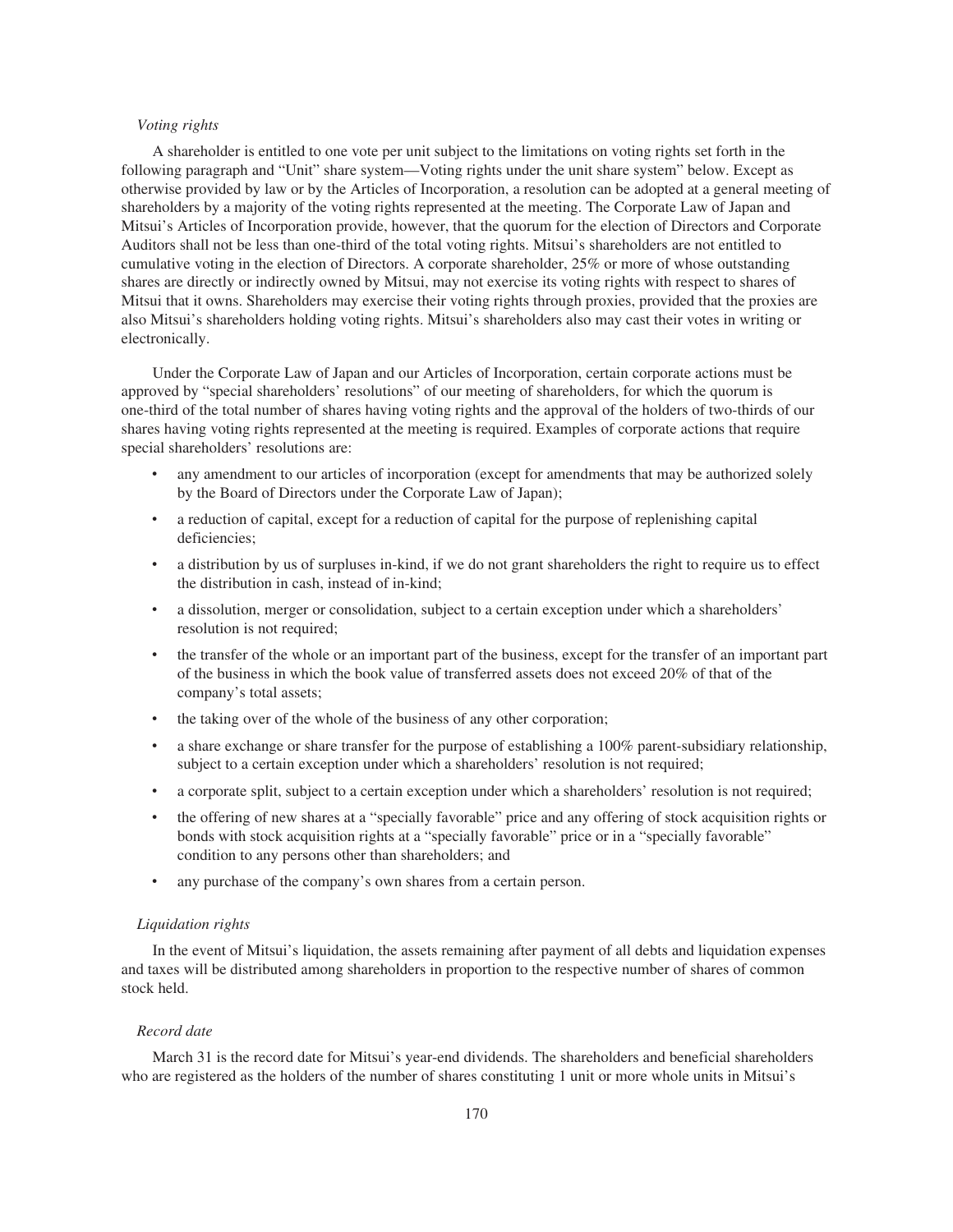*Voting rights*

A shareholder is entitled to one vote per unit subject to the limitations on voting rights set forth in the following paragraph and "Unit" share system—Voting rights under the unit share system" below. Except as otherwise provided by law or by the Articles of Incorporation, a resolution can be adopted at a general meeting of shareholders by a majority of the voting rights represented at the meeting. The Corporate Law of Japan and Mitsui's Articles of Incorporation provide, however, that the quorum for the election of Directors and Corporate Auditors shall not be less than one-third of the total voting rights. Mitsui's shareholders are not entitled to cumulative voting in the election of Directors. A corporate shareholder, 25% or more of whose outstanding shares are directly or indirectly owned by Mitsui, may not exercise its voting rights with respect to shares of Mitsui that it owns. Shareholders may exercise their voting rights through proxies, provided that the proxies are also Mitsui's shareholders holding voting rights. Mitsui's shareholders also may cast their votes in writing or electronically.

Under the Corporate Law of Japan and our Articles of Incorporation, certain corporate actions must be approved by "special shareholders' resolutions" of our meeting of shareholders, for which the quorum is one-third of the total number of shares having voting rights and the approval of the holders of two-thirds of our shares having voting rights represented at the meeting is required. Examples of corporate actions that require special shareholders' resolutions are:

- any amendment to our articles of incorporation (except for amendments that may be authorized solely by the Board of Directors under the Corporate Law of Japan);
- a reduction of capital, except for a reduction of capital for the purpose of replenishing capital deficiencies;
- a distribution by us of surpluses in-kind, if we do not grant shareholders the right to require us to effect the distribution in cash, instead of in-kind;
- a dissolution, merger or consolidation, subject to a certain exception under which a shareholders' resolution is not required;
- the transfer of the whole or an important part of the business, except for the transfer of an important part of the business in which the book value of transferred assets does not exceed 20% of that of the company's total assets;
- the taking over of the whole of the business of any other corporation;
- a share exchange or share transfer for the purpose of establishing a 100% parent-subsidiary relationship, subject to a certain exception under which a shareholders' resolution is not required;
- a corporate split, subject to a certain exception under which a shareholders' resolution is not required;
- the offering of new shares at a "specially favorable" price and any offering of stock acquisition rights or bonds with stock acquisition rights at a "specially favorable" price or in a "specially favorable" condition to any persons other than shareholders; and
- any purchase of the company's own shares from a certain person.

*Liquidation rights*

In the event of Mitsui's liquidation, the assets remaining after payment of all debts and liquidation expenses and taxes will be distributed among shareholders in proportion to the respective number of shares of common stock held.

*Record date*

March 31 is the record date for Mitsui's year-end dividends. The shareholders and beneficial shareholders who are registered as the holders of the number of shares constituting 1 unit or more whole units in Mitsui's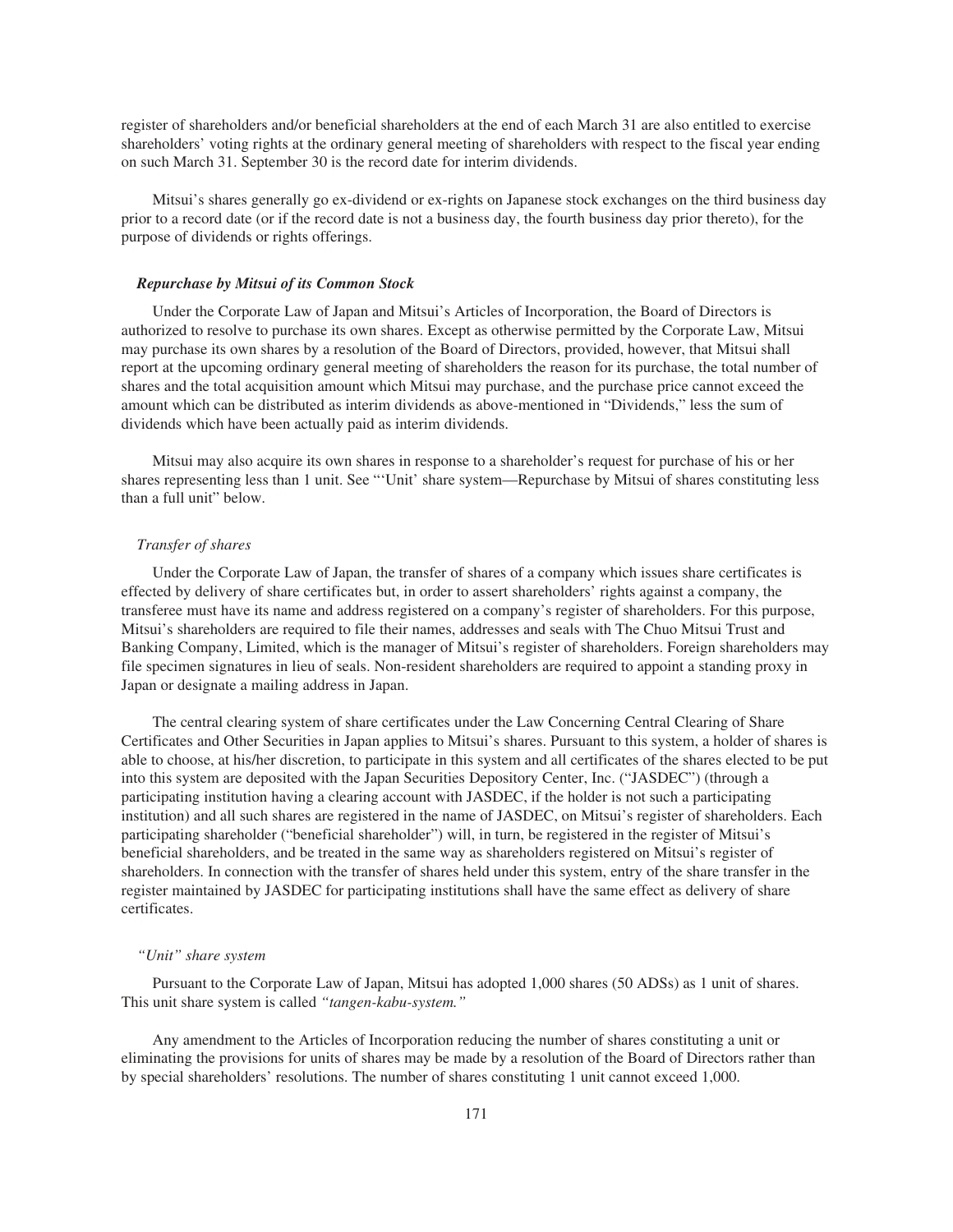register of shareholders and/or beneficial shareholders at the end of each March 31 are also entitled to exercise shareholders' voting rights at the ordinary general meeting of shareholders with respect to the fiscal year ending on such March 31. September 30 is the record date for interim dividends.

Mitsui's shares generally go ex-dividend or ex-rights on Japanese stock exchanges on the third business day prior to a record date (or if the record date is not a business day, the fourth business day prior thereto), for the purpose of dividends or rights offerings.

### *Repurchase by Mitsui of its Common Stock*

Under the Corporate Law of Japan and Mitsui's Articles of Incorporation, the Board of Directors is authorized to resolve to purchase its own shares. Except as otherwise permitted by the Corporate Law, Mitsui may purchase its own shares by a resolution of the Board of Directors, provided, however, that Mitsui shall report at the upcoming ordinary general meeting of shareholders the reason for its purchase, the total number of shares and the total acquisition amount which Mitsui may purchase, and the purchase price cannot exceed the amount which can be distributed as interim dividends as above-mentioned in "Dividends," less the sum of dividends which have been actually paid as interim dividends.

Mitsui may also acquire its own shares in response to a shareholder's request for purchase of his or her shares representing less than 1 unit. See "'Unit' share system—Repurchase by Mitsui of shares constituting less than a full unit" below.

#### *Transfer of shares*

Under the Corporate Law of Japan, the transfer of shares of a company which issues share certificates is effected by delivery of share certificates but, in order to assert shareholders' rights against a company, the transferee must have its name and address registered on a company's register of shareholders. For this purpose, Mitsui's shareholders are required to file their names, addresses and seals with The Chuo Mitsui Trust and Banking Company, Limited, which is the manager of Mitsui's register of shareholders. Foreign shareholders may file specimen signatures in lieu of seals. Non-resident shareholders are required to appoint a standing proxy in Japan or designate a mailing address in Japan.

The central clearing system of share certificates under the Law Concerning Central Clearing of Share Certificates and Other Securities in Japan applies to Mitsui's shares. Pursuant to this system, a holder of shares is able to choose, at his/her discretion, to participate in this system and all certificates of the shares elected to be put into this system are deposited with the Japan Securities Depository Center, Inc. ("JASDEC") (through a participating institution having a clearing account with JASDEC, if the holder is not such a participating institution) and all such shares are registered in the name of JASDEC, on Mitsui's register of shareholders. Each participating shareholder ("beneficial shareholder") will, in turn, be registered in the register of Mitsui's beneficial shareholders, and be treated in the same way as shareholders registered on Mitsui's register of shareholders. In connection with the transfer of shares held under this system, entry of the share transfer in the register maintained by JASDEC for participating institutions shall have the same effect as delivery of share certificates.

#### *"Unit" share system*

Pursuant to the Corporate Law of Japan, Mitsui has adopted 1,000 shares (50 ADSs) as 1 unit of shares. This unit share system is called *"tangen-kabu-system."*

Any amendment to the Articles of Incorporation reducing the number of shares constituting a unit or eliminating the provisions for units of shares may be made by a resolution of the Board of Directors rather than by special shareholders' resolutions. The number of shares constituting 1 unit cannot exceed 1,000.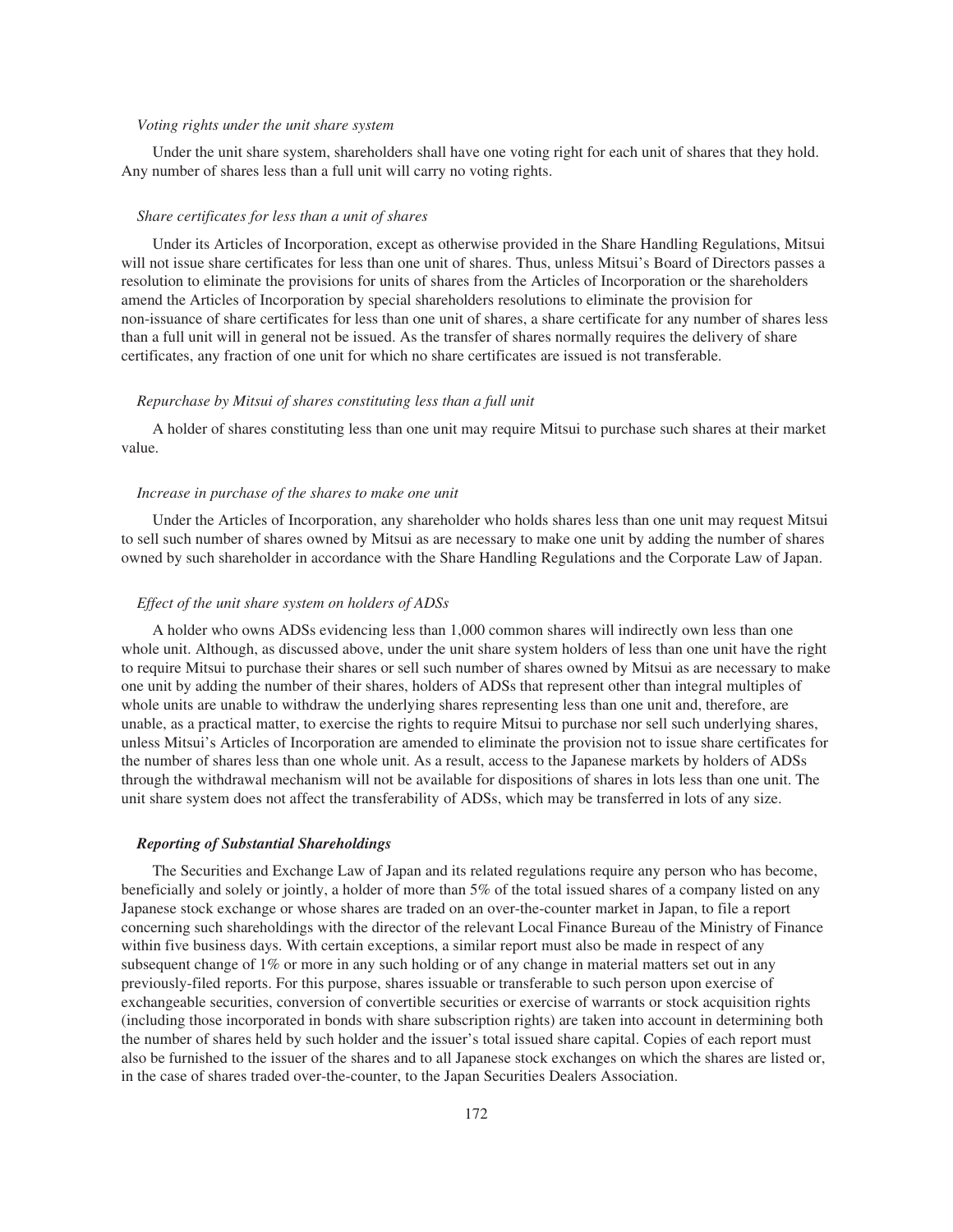*Voting rights under the unit share system*

Under the unit share system, shareholders shall have one voting right for each unit of shares that they hold. Any number of shares less than a full unit will carry no voting rights.

*Share certificates for less than a unit of shares*

Under its Articles of Incorporation, except as otherwise provided in the Share Handling Regulations, Mitsui will not issue share certificates for less than one unit of shares. Thus, unless Mitsui's Board of Directors passes a resolution to eliminate the provisions for units of shares from the Articles of Incorporation or the shareholders amend the Articles of Incorporation by special shareholders resolutions to eliminate the provision for non-issuance of share certificates for less than one unit of shares, a share certificate for any number of shares less than a full unit will in general not be issued. As the transfer of shares normally requires the delivery of share certificates, any fraction of one unit for which no share certificates are issued is not transferable.

*Repurchase by Mitsui of shares constituting less than a full unit*

A holder of shares constituting less than one unit may require Mitsui to purchase such shares at their market value.

*Increase in purchase of the shares to make one unit*

Under the Articles of Incorporation, any shareholder who holds shares less than one unit may request Mitsui to sell such number of shares owned by Mitsui as are necessary to make one unit by adding the number of shares owned by such shareholder in accordance with the Share Handling Regulations and the Corporate Law of Japan.

*Effect of the unit share system on holders of ADSs*

A holder who owns ADSs evidencing less than 1,000 common shares will indirectly own less than one whole unit. Although, as discussed above, under the unit share system holders of less than one unit have the right to require Mitsui to purchase their shares or sell such number of shares owned by Mitsui as are necessary to make one unit by adding the number of their shares, holders of ADSs that represent other than integral multiples of whole units are unable to withdraw the underlying shares representing less than one unit and, therefore, are unable, as a practical matter, to exercise the rights to require Mitsui to purchase nor sell such underlying shares, unless Mitsui's Articles of Incorporation are amended to eliminate the provision not to issue share certificates for the number of shares less than one whole unit. As a result, access to the Japanese markets by holders of ADSs through the withdrawal mechanism will not be available for dispositions of shares in lots less than one unit. The unit share system does not affect the transferability of ADSs, which may be transferred in lots of any size.

***Reporting of Substantial Shareholdings***

The Securities and Exchange Law of Japan and its related regulations require any person who has become, beneficially and solely or jointly, a holder of more than 5% of the total issued shares of a company listed on any Japanese stock exchange or whose shares are traded on an over-the-counter market in Japan, to file a report concerning such shareholdings with the director of the relevant Local Finance Bureau of the Ministry of Finance within five business days. With certain exceptions, a similar report must also be made in respect of any subsequent change of 1% or more in any such holding or of any change in material matters set out in any previously-filed reports. For this purpose, shares issuable or transferable to such person upon exercise of exchangeable securities, conversion of convertible securities or exercise of warrants or stock acquisition rights (including those incorporated in bonds with share subscription rights) are taken into account in determining both the number of shares held by such holder and the issuer's total issued share capital. Copies of each report must also be furnished to the issuer of the shares and to all Japanese stock exchanges on which the shares are listed or, in the case of shares traded over-the-counter, to the Japan Securities Dealers Association.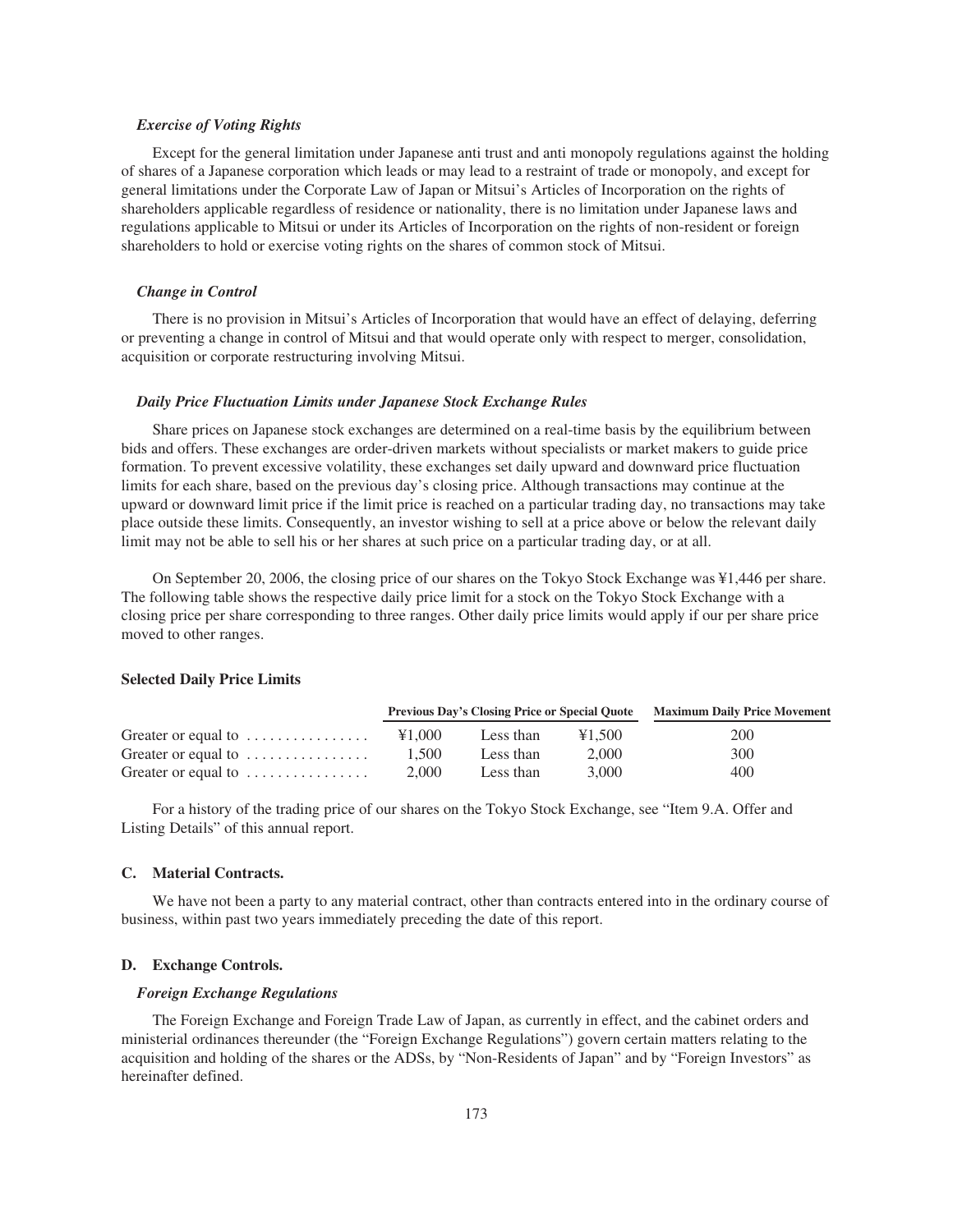*Exercise of Voting Rights*

Except for the general limitation under Japanese anti trust and anti monopoly regulations against the holding of shares of a Japanese corporation which leads or may lead to a restraint of trade or monopoly, and except for general limitations under the Corporate Law of Japan or Mitsui's Articles of Incorporation on the rights of shareholders applicable regardless of residence or nationality, there is no limitation under Japanese laws and regulations applicable to Mitsui or under its Articles of Incorporation on the rights of non-resident or foreign shareholders to hold or exercise voting rights on the shares of common stock of Mitsui.

*Change in Control*

There is no provision in Mitsui's Articles of Incorporation that would have an effect of delaying, deferring or preventing a change in control of Mitsui and that would operate only with respect to merger, consolidation, acquisition or corporate restructuring involving Mitsui.

*Daily Price Fluctuation Limits under Japanese Stock Exchange Rules*

Share prices on Japanese stock exchanges are determined on a real-time basis by the equilibrium between bids and offers. These exchanges are order-driven markets without specialists or market makers to guide price formation. To prevent excessive volatility, these exchanges set daily upward and downward price fluctuation limits for each share, based on the previous day's closing price. Although transactions may continue at the upward or downward limit price if the limit price is reached on a particular trading day, no transactions may take place outside these limits. Consequently, an investor wishing to sell at a price above or below the relevant daily limit may not be able to sell his or her shares at such price on a particular trading day, or at all.

On September 20, 2006, the closing price of our shares on the Tokyo Stock Exchange was ¥1,446 per share. The following table shows the respective daily price limit for a stock on the Tokyo Stock Exchange with a closing price per share corresponding to three ranges. Other daily price limits would apply if our per share price moved to other ranges.

**Selected Daily Price Limits**

| | Previous Day's Closing Price or Special Quote | | | Maximum Daily Price Movement |
|---|---|---|---|---|
| Greater or equal to | ¥1,000 | Less than | ¥1,500 | 200 |
| Greater or equal to | 1,500 | Less than | 2,000 | 300 |
| Greater or equal to | 2,000 | Less than | 3,000 | 400 |

For a history of the trading price of our shares on the Tokyo Stock Exchange, see "Item 9.A. Offer and Listing Details" of this annual report.

### C. Material Contracts.

We have not been a party to any material contract, other than contracts entered into in the ordinary course of business, within past two years immediately preceding the date of this report.

### D. Exchange Controls.

*Foreign Exchange Regulations*

The Foreign Exchange and Foreign Trade Law of Japan, as currently in effect, and the cabinet orders and ministerial ordinances thereunder (the "Foreign Exchange Regulations") govern certain matters relating to the acquisition and holding of the shares or the ADSs, by "Non-Residents of Japan" and by "Foreign Investors" as hereinafter defined.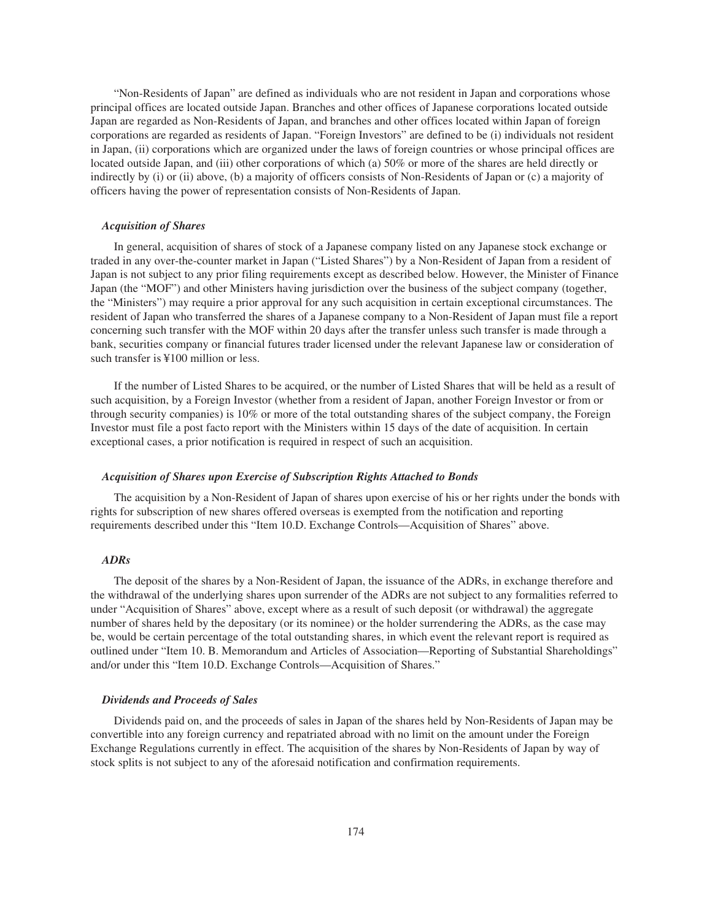"Non-Residents of Japan" are defined as individuals who are not resident in Japan and corporations whose principal offices are located outside Japan. Branches and other offices of Japanese corporations located outside Japan are regarded as Non-Residents of Japan, and branches and other offices located within Japan of foreign corporations are regarded as residents of Japan. "Foreign Investors" are defined to be (i) individuals not resident in Japan, (ii) corporations which are organized under the laws of foreign countries or whose principal offices are located outside Japan, and (iii) other corporations of which (a) 50% or more of the shares are held directly or indirectly by (i) or (ii) above, (b) a majority of officers consists of Non-Residents of Japan or (c) a majority of officers having the power of representation consists of Non-Residents of Japan.

### *Acquisition of Shares*

In general, acquisition of shares of stock of a Japanese company listed on any Japanese stock exchange or traded in any over-the-counter market in Japan ("Listed Shares") by a Non-Resident of Japan from a resident of Japan is not subject to any prior filing requirements except as described below. However, the Minister of Finance Japan (the "MOF") and other Ministers having jurisdiction over the business of the subject company (together, the "Ministers") may require a prior approval for any such acquisition in certain exceptional circumstances. The resident of Japan who transferred the shares of a Japanese company to a Non-Resident of Japan must file a report concerning such transfer with the MOF within 20 days after the transfer unless such transfer is made through a bank, securities company or financial futures trader licensed under the relevant Japanese law or consideration of such transfer is ¥100 million or less.

If the number of Listed Shares to be acquired, or the number of Listed Shares that will be held as a result of such acquisition, by a Foreign Investor (whether from a resident of Japan, another Foreign Investor or from or through security companies) is 10% or more of the total outstanding shares of the subject company, the Foreign Investor must file a post facto report with the Ministers within 15 days of the date of acquisition. In certain exceptional cases, a prior notification is required in respect of such an acquisition.

### *Acquisition of Shares upon Exercise of Subscription Rights Attached to Bonds*

The acquisition by a Non-Resident of Japan of shares upon exercise of his or her rights under the bonds with rights for subscription of new shares offered overseas is exempted from the notification and reporting requirements described under this "Item 10.D. Exchange Controls—Acquisition of Shares" above.

### *ADRs*

The deposit of the shares by a Non-Resident of Japan, the issuance of the ADRs, in exchange therefore and the withdrawal of the underlying shares upon surrender of the ADRs are not subject to any formalities referred to under "Acquisition of Shares" above, except where as a result of such deposit (or withdrawal) the aggregate number of shares held by the depositary (or its nominee) or the holder surrendering the ADRs, as the case may be, would be certain percentage of the total outstanding shares, in which event the relevant report is required as outlined under "Item 10. B. Memorandum and Articles of Association—Reporting of Substantial Shareholdings" and/or under this "Item 10.D. Exchange Controls—Acquisition of Shares."

### *Dividends and Proceeds of Sales*

Dividends paid on, and the proceeds of sales in Japan of the shares held by Non-Residents of Japan may be convertible into any foreign currency and repatriated abroad with no limit on the amount under the Foreign Exchange Regulations currently in effect. The acquisition of the shares by Non-Residents of Japan by way of stock splits is not subject to any of the aforesaid notification and confirmation requirements.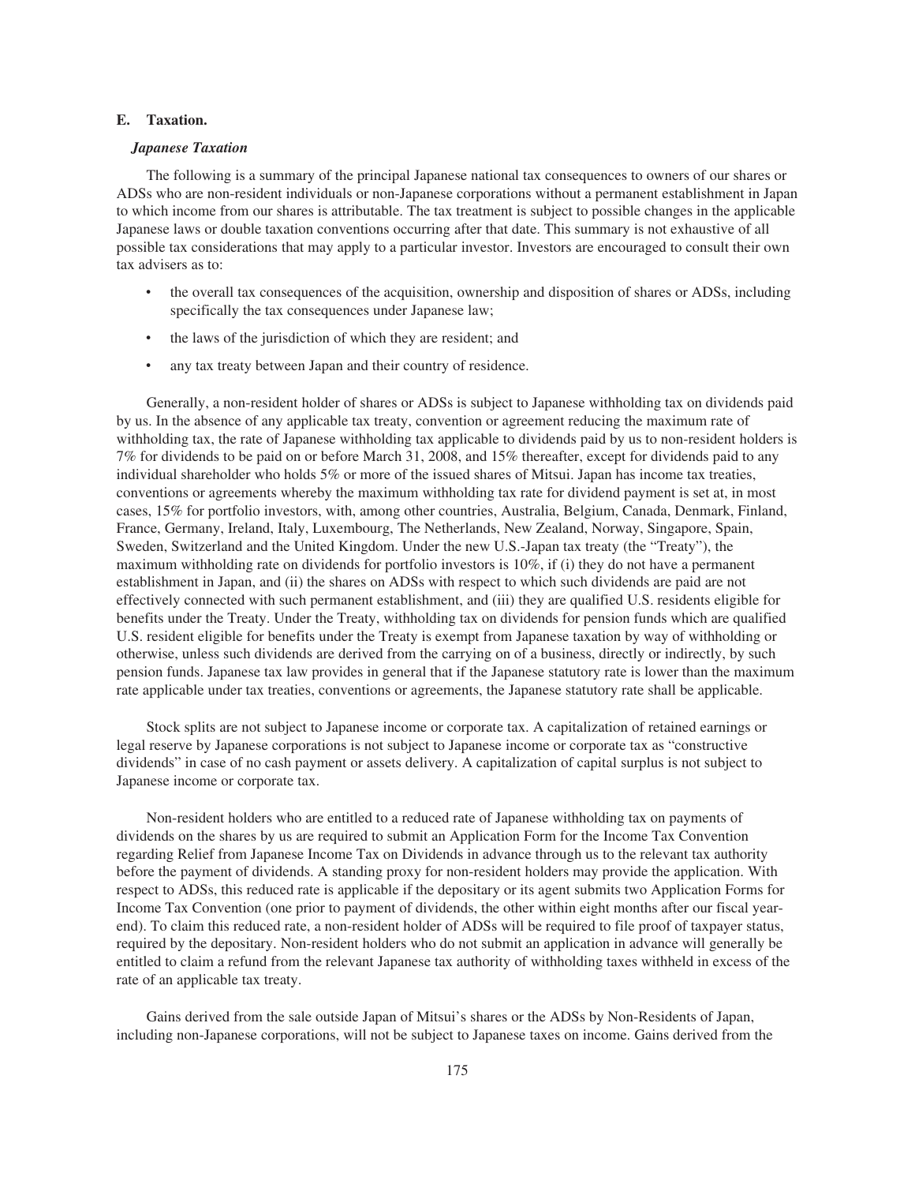### E. Taxation.

#### *Japanese Taxation*

The following is a summary of the principal Japanese national tax consequences to owners of our shares or ADSs who are non-resident individuals or non-Japanese corporations without a permanent establishment in Japan to which income from our shares is attributable. The tax treatment is subject to possible changes in the applicable Japanese laws or double taxation conventions occurring after that date. This summary is not exhaustive of all possible tax considerations that may apply to a particular investor. Investors are encouraged to consult their own tax advisers as to:

- the overall tax consequences of the acquisition, ownership and disposition of shares or ADSs, including specifically the tax consequences under Japanese law;
- the laws of the jurisdiction of which they are resident; and
- any tax treaty between Japan and their country of residence.

Generally, a non-resident holder of shares or ADSs is subject to Japanese withholding tax on dividends paid by us. In the absence of any applicable tax treaty, convention or agreement reducing the maximum rate of withholding tax, the rate of Japanese withholding tax applicable to dividends paid by us to non-resident holders is 7% for dividends to be paid on or before March 31, 2008, and 15% thereafter, except for dividends paid to any individual shareholder who holds 5% or more of the issued shares of Mitsui. Japan has income tax treaties, conventions or agreements whereby the maximum withholding tax rate for dividend payment is set at, in most cases, 15% for portfolio investors, with, among other countries, Australia, Belgium, Canada, Denmark, Finland, France, Germany, Ireland, Italy, Luxembourg, The Netherlands, New Zealand, Norway, Singapore, Spain, Sweden, Switzerland and the United Kingdom. Under the new U.S.-Japan tax treaty (the "Treaty"), the maximum withholding rate on dividends for portfolio investors is 10%, if (i) they do not have a permanent establishment in Japan, and (ii) the shares on ADSs with respect to which such dividends are paid are not effectively connected with such permanent establishment, and (iii) they are qualified U.S. residents eligible for benefits under the Treaty. Under the Treaty, withholding tax on dividends for pension funds which are qualified U.S. resident eligible for benefits under the Treaty is exempt from Japanese taxation by way of withholding or otherwise, unless such dividends are derived from the carrying on of a business, directly or indirectly, by such pension funds. Japanese tax law provides in general that if the Japanese statutory rate is lower than the maximum rate applicable under tax treaties, conventions or agreements, the Japanese statutory rate shall be applicable.

Stock splits are not subject to Japanese income or corporate tax. A capitalization of retained earnings or legal reserve by Japanese corporations is not subject to Japanese income or corporate tax as "constructive dividends" in case of no cash payment or assets delivery. A capitalization of capital surplus is not subject to Japanese income or corporate tax.

Non-resident holders who are entitled to a reduced rate of Japanese withholding tax on payments of dividends on the shares by us are required to submit an Application Form for the Income Tax Convention regarding Relief from Japanese Income Tax on Dividends in advance through us to the relevant tax authority before the payment of dividends. A standing proxy for non-resident holders may provide the application. With respect to ADSs, this reduced rate is applicable if the depositary or its agent submits two Application Forms for Income Tax Convention (one prior to payment of dividends, the other within eight months after our fiscal year-end). To claim this reduced rate, a non-resident holder of ADSs will be required to file proof of taxpayer status, required by the depositary. Non-resident holders who do not submit an application in advance will generally be entitled to claim a refund from the relevant Japanese tax authority of withholding taxes withheld in excess of the rate of an applicable tax treaty.

Gains derived from the sale outside Japan of Mitsui's shares or the ADSs by Non-Residents of Japan, including non-Japanese corporations, will not be subject to Japanese taxes on income. Gains derived from the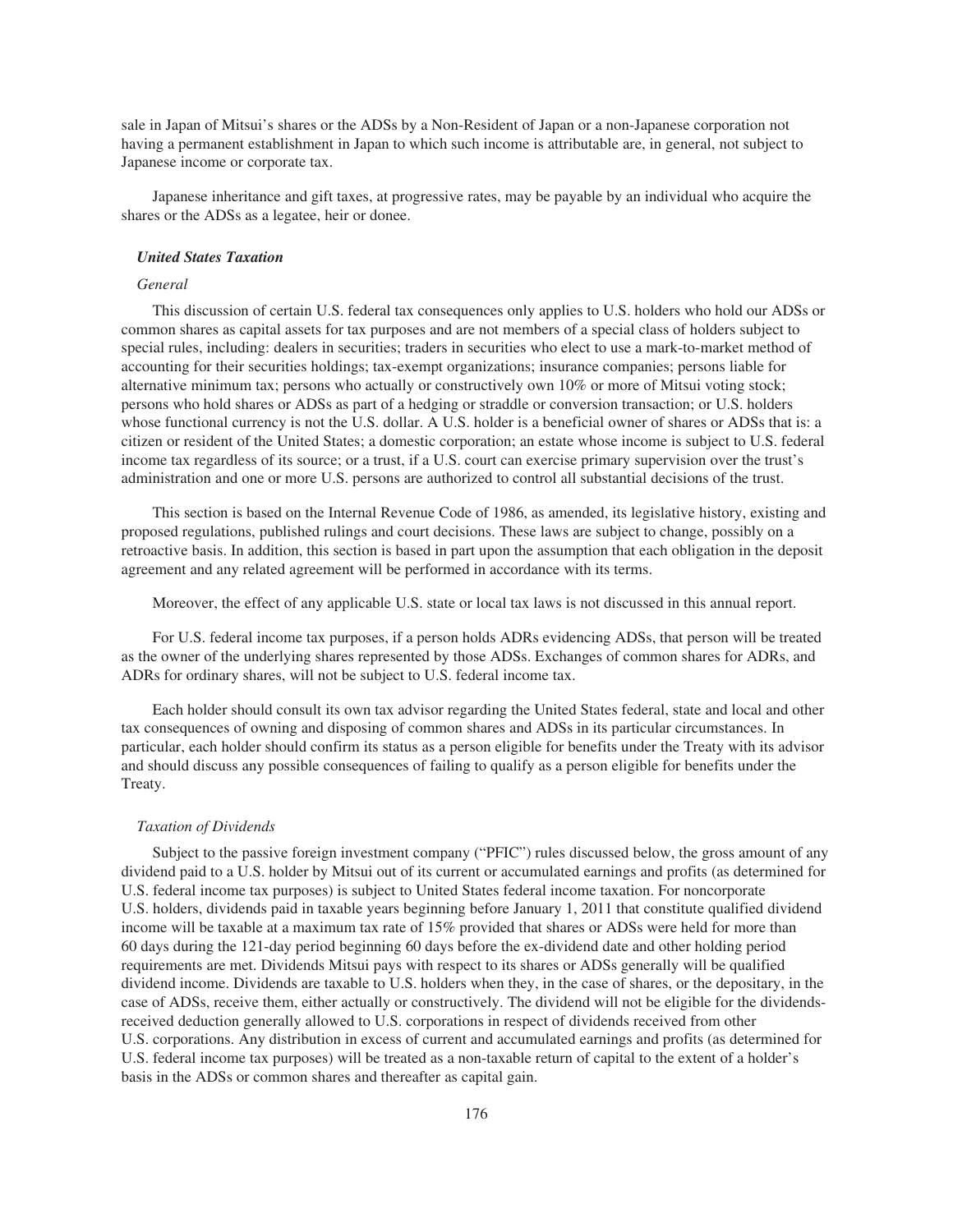sale in Japan of Mitsui's shares or the ADSs by a Non-Resident of Japan or a non-Japanese corporation not having a permanent establishment in Japan to which such income is attributable are, in general, not subject to Japanese income or corporate tax.

Japanese inheritance and gift taxes, at progressive rates, may be payable by an individual who acquire the shares or the ADSs as a legatee, heir or donee.

### *United States Taxation*

#### *General*

This discussion of certain U.S. federal tax consequences only applies to U.S. holders who hold our ADSs or common shares as capital assets for tax purposes and are not members of a special class of holders subject to special rules, including: dealers in securities; traders in securities who elect to use a mark-to-market method of accounting for their securities holdings; tax-exempt organizations; insurance companies; persons liable for alternative minimum tax; persons who actually or constructively own 10% or more of Mitsui voting stock; persons who hold shares or ADSs as part of a hedging or straddle or conversion transaction; or U.S. holders whose functional currency is not the U.S. dollar. A U.S. holder is a beneficial owner of shares or ADSs that is: a citizen or resident of the United States; a domestic corporation; an estate whose income is subject to U.S. federal income tax regardless of its source; or a trust, if a U.S. court can exercise primary supervision over the trust's administration and one or more U.S. persons are authorized to control all substantial decisions of the trust.

This section is based on the Internal Revenue Code of 1986, as amended, its legislative history, existing and proposed regulations, published rulings and court decisions. These laws are subject to change, possibly on a retroactive basis. In addition, this section is based in part upon the assumption that each obligation in the deposit agreement and any related agreement will be performed in accordance with its terms.

Moreover, the effect of any applicable U.S. state or local tax laws is not discussed in this annual report.

For U.S. federal income tax purposes, if a person holds ADRs evidencing ADSs, that person will be treated as the owner of the underlying shares represented by those ADSs. Exchanges of common shares for ADRs, and ADRs for ordinary shares, will not be subject to U.S. federal income tax.

Each holder should consult its own tax advisor regarding the United States federal, state and local and other tax consequences of owning and disposing of common shares and ADSs in its particular circumstances. In particular, each holder should confirm its status as a person eligible for benefits under the Treaty with its advisor and should discuss any possible consequences of failing to qualify as a person eligible for benefits under the Treaty.

#### *Taxation of Dividends*

Subject to the passive foreign investment company ("PFIC") rules discussed below, the gross amount of any dividend paid to a U.S. holder by Mitsui out of its current or accumulated earnings and profits (as determined for U.S. federal income tax purposes) is subject to United States federal income taxation. For noncorporate U.S. holders, dividends paid in taxable years beginning before January 1, 2011 that constitute qualified dividend income will be taxable at a maximum tax rate of 15% provided that shares or ADSs were held for more than 60 days during the 121-day period beginning 60 days before the ex-dividend date and other holding period requirements are met. Dividends Mitsui pays with respect to its shares or ADSs generally will be qualified dividend income. Dividends are taxable to U.S. holders when they, in the case of shares, or the depositary, in the case of ADSs, receive them, either actually or constructively. The dividend will not be eligible for the dividends-received deduction generally allowed to U.S. corporations in respect of dividends received from other U.S. corporations. Any distribution in excess of current and accumulated earnings and profits (as determined for U.S. federal income tax purposes) will be treated as a non-taxable return of capital to the extent of a holder's basis in the ADSs or common shares and thereafter as capital gain.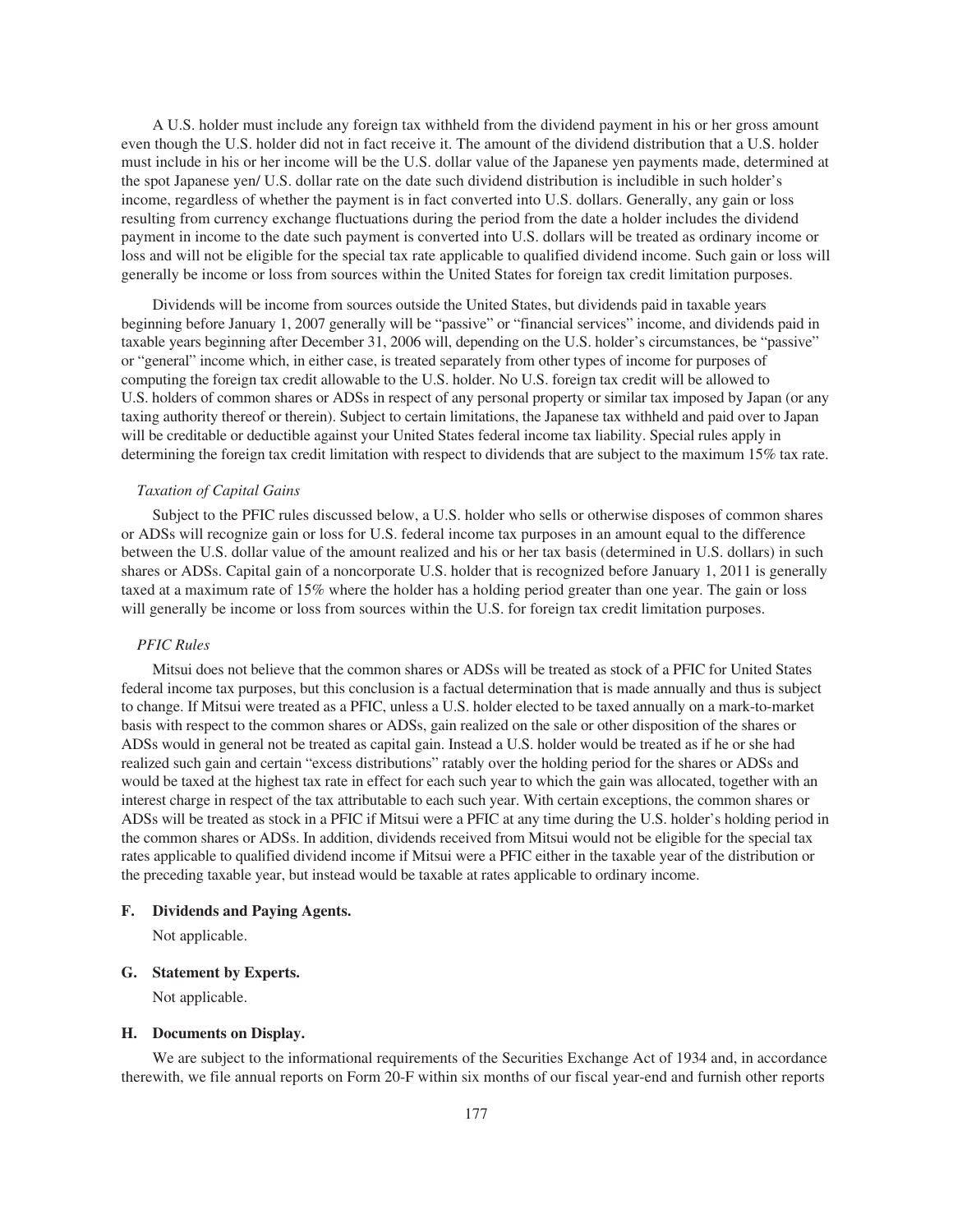A U.S. holder must include any foreign tax withheld from the dividend payment in his or her gross amount even though the U.S. holder did not in fact receive it. The amount of the dividend distribution that a U.S. holder must include in his or her income will be the U.S. dollar value of the Japanese yen payments made, determined at the spot Japanese yen/ U.S. dollar rate on the date such dividend distribution is includible in such holder's income, regardless of whether the payment is in fact converted into U.S. dollars. Generally, any gain or loss resulting from currency exchange fluctuations during the period from the date a holder includes the dividend payment in income to the date such payment is converted into U.S. dollars will be treated as ordinary income or loss and will not be eligible for the special tax rate applicable to qualified dividend income. Such gain or loss will generally be income or loss from sources within the United States for foreign tax credit limitation purposes.

Dividends will be income from sources outside the United States, but dividends paid in taxable years beginning before January 1, 2007 generally will be "passive" or "financial services" income, and dividends paid in taxable years beginning after December 31, 2006 will, depending on the U.S. holder's circumstances, be "passive" or "general" income which, in either case, is treated separately from other types of income for purposes of computing the foreign tax credit allowable to the U.S. holder. No U.S. foreign tax credit will be allowed to U.S. holders of common shares or ADSs in respect of any personal property or similar tax imposed by Japan (or any taxing authority thereof or therein). Subject to certain limitations, the Japanese tax withheld and paid over to Japan will be creditable or deductible against your United States federal income tax liability. Special rules apply in determining the foreign tax credit limitation with respect to dividends that are subject to the maximum 15% tax rate.

*Taxation of Capital Gains*

Subject to the PFIC rules discussed below, a U.S. holder who sells or otherwise disposes of common shares or ADSs will recognize gain or loss for U.S. federal income tax purposes in an amount equal to the difference between the U.S. dollar value of the amount realized and his or her tax basis (determined in U.S. dollars) in such shares or ADSs. Capital gain of a noncorporate U.S. holder that is recognized before January 1, 2011 is generally taxed at a maximum rate of 15% where the holder has a holding period greater than one year. The gain or loss will generally be income or loss from sources within the U.S. for foreign tax credit limitation purposes.

*PFIC Rules*

Mitsui does not believe that the common shares or ADSs will be treated as stock of a PFIC for United States federal income tax purposes, but this conclusion is a factual determination that is made annually and thus is subject to change. If Mitsui were treated as a PFIC, unless a U.S. holder elected to be taxed annually on a mark-to-market basis with respect to the common shares or ADSs, gain realized on the sale or other disposition of the shares or ADSs would in general not be treated as capital gain. Instead a U.S. holder would be treated as if he or she had realized such gain and certain "excess distributions" ratably over the holding period for the shares or ADSs and would be taxed at the highest tax rate in effect for each such year to which the gain was allocated, together with an interest charge in respect of the tax attributable to each such year. With certain exceptions, the common shares or ADSs will be treated as stock in a PFIC if Mitsui were a PFIC at any time during the U.S. holder's holding period in the common shares or ADSs. In addition, dividends received from Mitsui would not be eligible for the special tax rates applicable to qualified dividend income if Mitsui were a PFIC either in the taxable year of the distribution or the preceding taxable year, but instead would be taxable at rates applicable to ordinary income.

**F. Dividends and Paying Agents.**

Not applicable.

**G. Statement by Experts.**

Not applicable.

**H. Documents on Display.**

We are subject to the informational requirements of the Securities Exchange Act of 1934 and, in accordance therewith, we file annual reports on Form 20-F within six months of our fiscal year-end and furnish other reports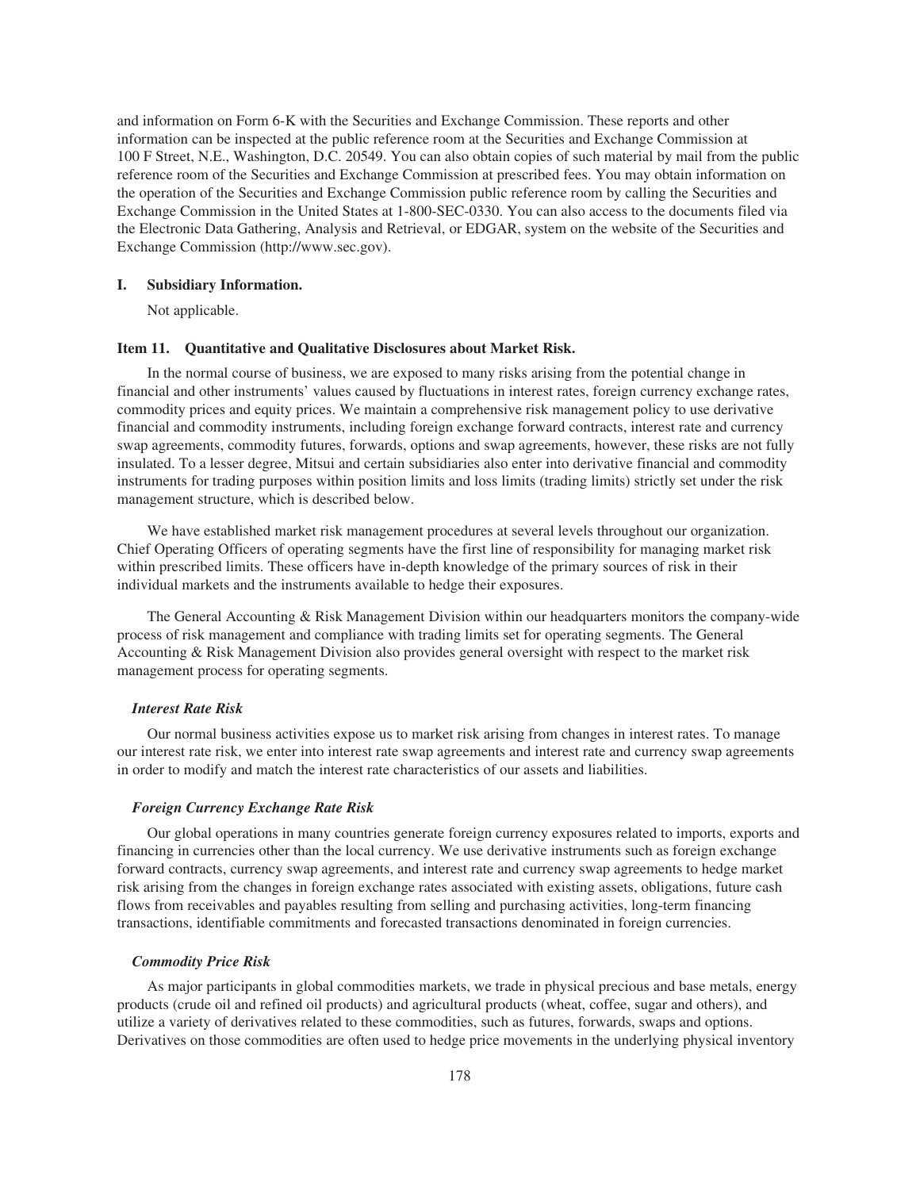and information on Form 6-K with the Securities and Exchange Commission. These reports and other information can be inspected at the public reference room at the Securities and Exchange Commission at 100 F Street, N.E., Washington, D.C. 20549. You can also obtain copies of such material by mail from the public reference room of the Securities and Exchange Commission at prescribed fees. You may obtain information on the operation of the Securities and Exchange Commission public reference room by calling the Securities and Exchange Commission in the United States at 1-800-SEC-0330. You can also access to the documents filed via the Electronic Data Gathering, Analysis and Retrieval, or EDGAR, system on the website of the Securities and Exchange Commission (http://www.sec.gov).

### I. Subsidiary Information.

Not applicable.

## Item 11. Quantitative and Qualitative Disclosures about Market Risk.

In the normal course of business, we are exposed to many risks arising from the potential change in financial and other instruments' values caused by fluctuations in interest rates, foreign currency exchange rates, commodity prices and equity prices. We maintain a comprehensive risk management policy to use derivative financial and commodity instruments, including foreign exchange forward contracts, interest rate and currency swap agreements, commodity futures, forwards, options and swap agreements, however, these risks are not fully insulated. To a lesser degree, Mitsui and certain subsidiaries also enter into derivative financial and commodity instruments for trading purposes within position limits and loss limits (trading limits) strictly set under the risk management structure, which is described below.

We have established market risk management procedures at several levels throughout our organization. Chief Operating Officers of operating segments have the first line of responsibility for managing market risk within prescribed limits. These officers have in-depth knowledge of the primary sources of risk in their individual markets and the instruments available to hedge their exposures.

The General Accounting & Risk Management Division within our headquarters monitors the company-wide process of risk management and compliance with trading limits set for operating segments. The General Accounting & Risk Management Division also provides general oversight with respect to the market risk management process for operating segments.

#### *Interest Rate Risk*

Our normal business activities expose us to market risk arising from changes in interest rates. To manage our interest rate risk, we enter into interest rate swap agreements and interest rate and currency swap agreements in order to modify and match the interest rate characteristics of our assets and liabilities.

#### *Foreign Currency Exchange Rate Risk*

Our global operations in many countries generate foreign currency exposures related to imports, exports and financing in currencies other than the local currency. We use derivative instruments such as foreign exchange forward contracts, currency swap agreements, and interest rate and currency swap agreements to hedge market risk arising from the changes in foreign exchange rates associated with existing assets, obligations, future cash flows from receivables and payables resulting from selling and purchasing activities, long-term financing transactions, identifiable commitments and forecasted transactions denominated in foreign currencies.

#### *Commodity Price Risk*

As major participants in global commodities markets, we trade in physical precious and base metals, energy products (crude oil and refined oil products) and agricultural products (wheat, coffee, sugar and others), and utilize a variety of derivatives related to these commodities, such as futures, forwards, swaps and options. Derivatives on those commodities are often used to hedge price movements in the underlying physical inventory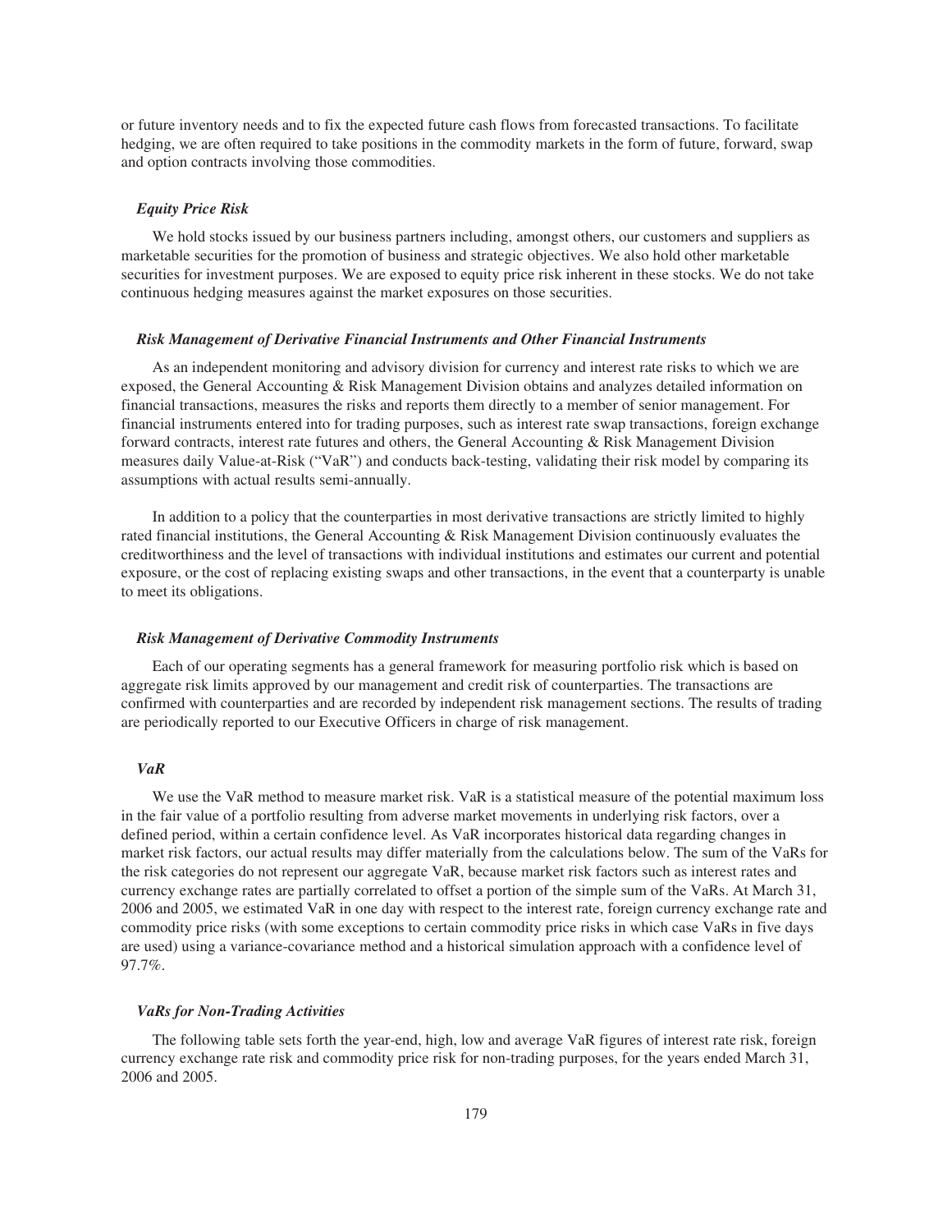or future inventory needs and to fix the expected future cash flows from forecasted transactions. To facilitate hedging, we are often required to take positions in the commodity markets in the form of future, forward, swap and option contracts involving those commodities.

### *Equity Price Risk*

We hold stocks issued by our business partners including, amongst others, our customers and suppliers as marketable securities for the promotion of business and strategic objectives. We also hold other marketable securities for investment purposes. We are exposed to equity price risk inherent in these stocks. We do not take continuous hedging measures against the market exposures on those securities.

### *Risk Management of Derivative Financial Instruments and Other Financial Instruments*

As an independent monitoring and advisory division for currency and interest rate risks to which we are exposed, the General Accounting & Risk Management Division obtains and analyzes detailed information on financial transactions, measures the risks and reports them directly to a member of senior management. For financial instruments entered into for trading purposes, such as interest rate swap transactions, foreign exchange forward contracts, interest rate futures and others, the General Accounting & Risk Management Division measures daily Value-at-Risk ("VaR") and conducts back-testing, validating their risk model by comparing its assumptions with actual results semi-annually.

In addition to a policy that the counterparties in most derivative transactions are strictly limited to highly rated financial institutions, the General Accounting & Risk Management Division continuously evaluates the creditworthiness and the level of transactions with individual institutions and estimates our current and potential exposure, or the cost of replacing existing swaps and other transactions, in the event that a counterparty is unable to meet its obligations.

### *Risk Management of Derivative Commodity Instruments*

Each of our operating segments has a general framework for measuring portfolio risk which is based on aggregate risk limits approved by our management and credit risk of counterparties. The transactions are confirmed with counterparties and are recorded by independent risk management sections. The results of trading are periodically reported to our Executive Officers in charge of risk management.

### *VaR*

We use the VaR method to measure market risk. VaR is a statistical measure of the potential maximum loss in the fair value of a portfolio resulting from adverse market movements in underlying risk factors, over a defined period, within a certain confidence level. As VaR incorporates historical data regarding changes in market risk factors, our actual results may differ materially from the calculations below. The sum of the VaRs for the risk categories do not represent our aggregate VaR, because market risk factors such as interest rates and currency exchange rates are partially correlated to offset a portion of the simple sum of the VaRs. At March 31, 2006 and 2005, we estimated VaR in one day with respect to the interest rate, foreign currency exchange rate and commodity price risks (with some exceptions to certain commodity price risks in which case VaRs in five days are used) using a variance-covariance method and a historical simulation approach with a confidence level of 97.7%.

### *VaRs for Non-Trading Activities*

The following table sets forth the year-end, high, low and average VaR figures of interest rate risk, foreign currency exchange rate risk and commodity price risk for non-trading purposes, for the years ended March 31, 2006 and 2005.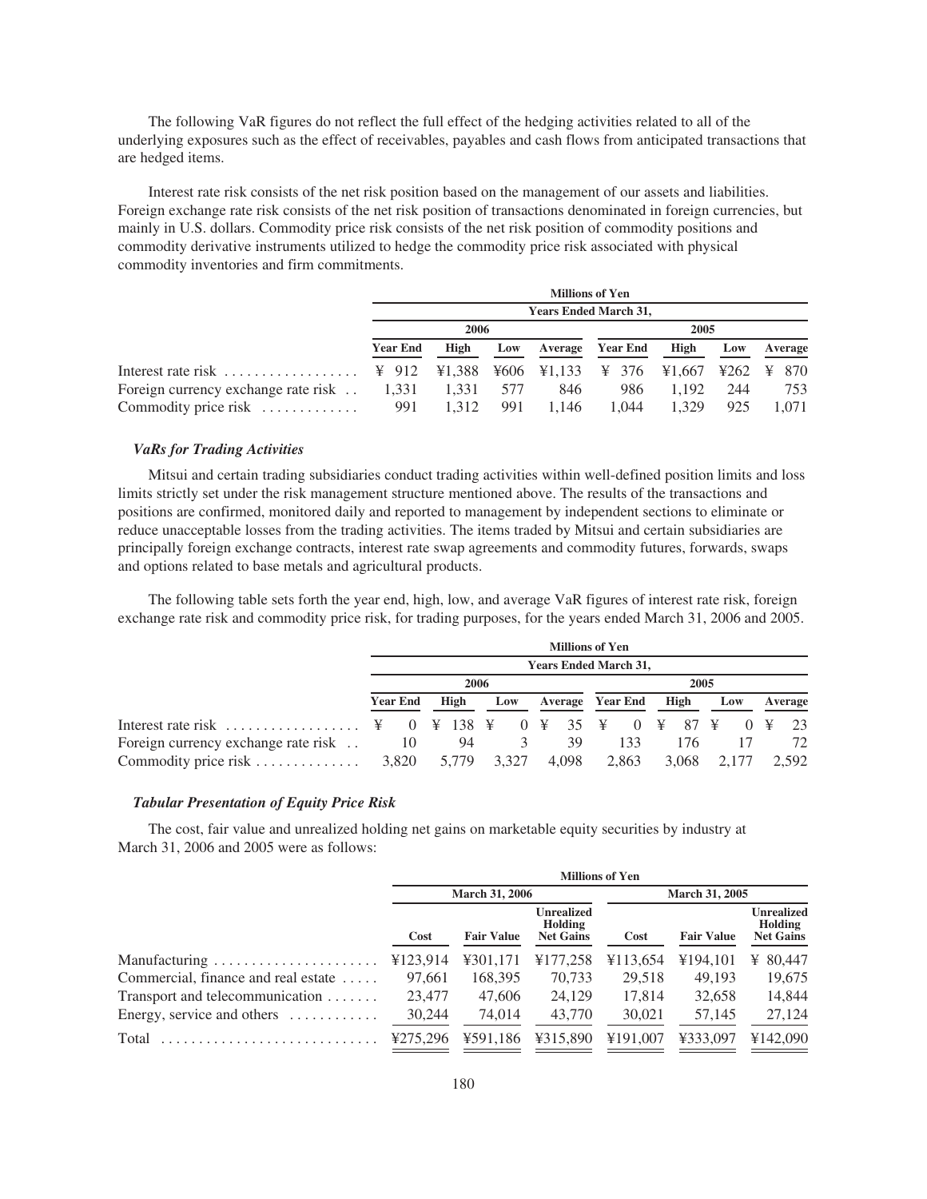The following VaR figures do not reflect the full effect of the hedging activities related to all of the underlying exposures such as the effect of receivables, payables and cash flows from anticipated transactions that are hedged items.

Interest rate risk consists of the net risk position based on the management of our assets and liabilities. Foreign exchange rate risk consists of the net risk position of transactions denominated in foreign currencies, but mainly in U.S. dollars. Commodity price risk consists of the net risk position of commodity positions and commodity derivative instruments utilized to hedge the commodity price risk associated with physical commodity inventories and firm commitments.

| | Millions of Yen | | | | | | | |
|---|---|---|---|---|---|---|---|---|
| | Years Ended March 31, | | | | | | | |
| | 2006 | | | | 2005 | | | |
| | Year End | High | Low | Average | Year End | High | Low | Average |
| Interest rate risk | ¥ 912 | ¥1,388 | ¥606 | ¥1,133 | ¥ 376 | ¥1,667 | ¥262 | ¥ 870 |
| Foreign currency exchange rate risk | 1,331 | 1,331 | 577 | 846 | 986 | 1,192 | 244 | 753 |
| Commodity price risk | 991 | 1,312 | 991 | 1,146 | 1,044 | 1,329 | 925 | 1,071 |

### *VaRs for Trading Activities*

Mitsui and certain trading subsidiaries conduct trading activities within well-defined position limits and loss limits strictly set under the risk management structure mentioned above. The results of the transactions and positions are confirmed, monitored daily and reported to management by independent sections to eliminate or reduce unacceptable losses from the trading activities. The items traded by Mitsui and certain subsidiaries are principally foreign exchange contracts, interest rate swap agreements and commodity futures, forwards, swaps and options related to base metals and agricultural products.

The following table sets forth the year end, high, low, and average VaR figures of interest rate risk, foreign exchange rate risk and commodity price risk, for trading purposes, for the years ended March 31, 2006 and 2005.

| | Millions of Yen | | | | | | | |
|---|---|---|---|---|---|---|---|---|
| | Years Ended March 31, | | | | | | | |
| | 2006 | | | | 2005 | | | |
| | Year End | High | Low | Average | Year End | High | Low | Average |
| Interest rate risk | ¥ 0 | ¥ 138 | ¥ 0 | ¥ 35 | ¥ 0 | ¥ 87 | ¥ 0 | ¥ 23 |
| Foreign currency exchange rate risk | 10 | 94 | 3 | 39 | 133 | 176 | 17 | 72 |
| Commodity price risk | 3,820 | 5,779 | 3,327 | 4,098 | 2,863 | 3,068 | 2,177 | 2,592 |

### *Tabular Presentation of Equity Price Risk*

The cost, fair value and unrealized holding net gains on marketable equity securities by industry at March 31, 2006 and 2005 were as follows:

| | Millions of Yen | | | | | |
|---|---|---|---|---|---|---|
| | March 31, 2006 | | | March 31, 2005 | | |
| | Cost | Fair Value | Unrealized Holding Net Gains | Cost | Fair Value | Unrealized Holding Net Gains |
| Manufacturing | ¥123,914 | ¥301,171 | ¥177,258 | ¥113,654 | ¥194,101 | ¥ 80,447 |
| Commercial, finance and real estate | 97,661 | 168,395 | 70,733 | 29,518 | 49,193 | 19,675 |
| Transport and telecommunication | 23,477 | 47,606 | 24,129 | 17,814 | 32,658 | 14,844 |
| Energy, service and others | 30,244 | 74,014 | 43,770 | 30,021 | 57,145 | 27,124 |
| Total | ¥275,296 | ¥591,186 | ¥315,890 | ¥191,007 | ¥333,097 | ¥142,090 |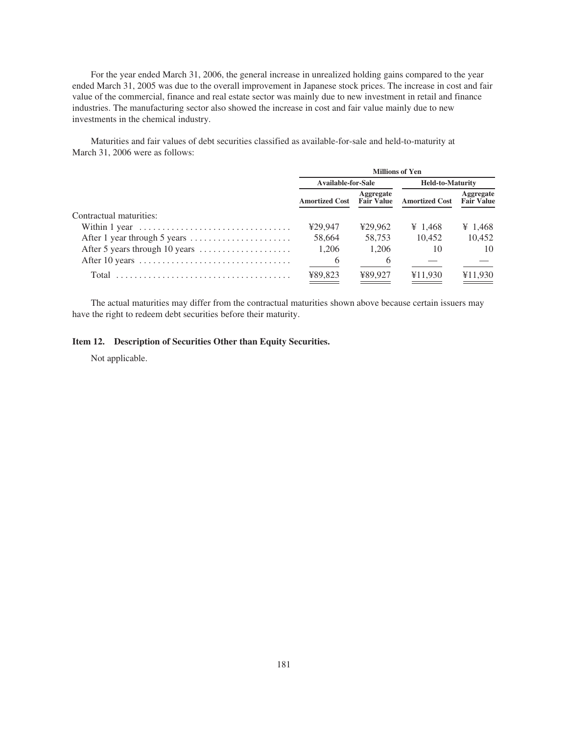For the year ended March 31, 2006, the general increase in unrealized holding gains compared to the year ended March 31, 2005 was due to the overall improvement in Japanese stock prices. The increase in cost and fair value of the commercial, finance and real estate sector was mainly due to new investment in retail and finance industries. The manufacturing sector also showed the increase in cost and fair value mainly due to new investments in the chemical industry.

Maturities and fair values of debt securities classified as available-for-sale and held-to-maturity at March 31, 2006 were as follows:

| | Millions of Yen | | | |
|---|---|---|---|---|
| | Available-for-Sale | | Held-to-Maturity | |
| | Amortized Cost | Aggregate Fair Value | Amortized Cost | Aggregate Fair Value |
| Contractual maturities: | | | | |
| Within 1 year | ¥29,947 | ¥29,962 | ¥ 1,468 | ¥ 1,468 |
| After 1 year through 5 years | 58,664 | 58,753 | 10,452 | 10,452 |
| After 5 years through 10 years | 1,206 | 1,206 | 10 | 10 |
| After 10 years | 6 | 6 | — | — |
| Total | ¥89,823 | ¥89,927 | ¥11,930 | ¥11,930 |

The actual maturities may differ from the contractual maturities shown above because certain issuers may have the right to redeem debt securities before their maturity.

### Item 12. Description of Securities Other than Equity Securities.

Not applicable.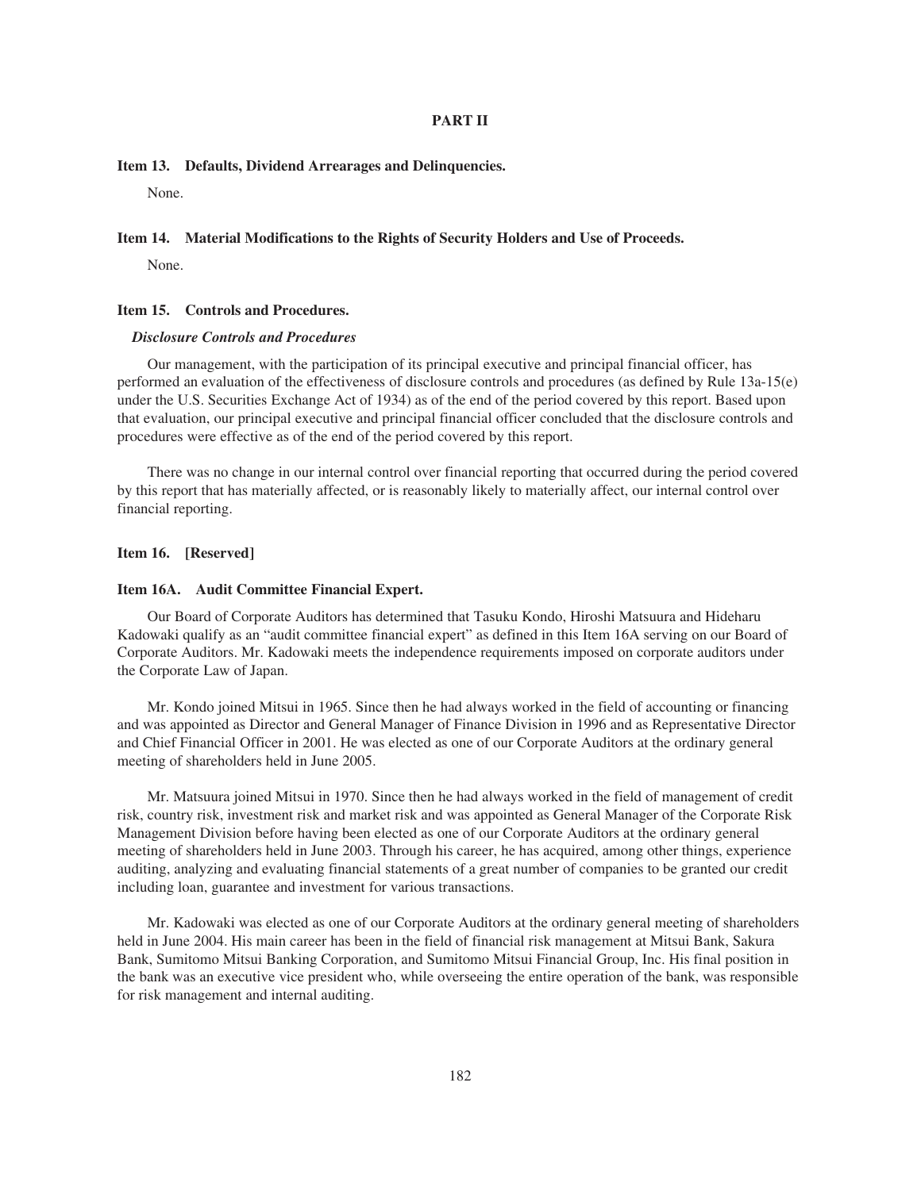# PART II

## Item 13. Defaults, Dividend Arrearages and Delinquencies.

None.

## Item 14. Material Modifications to the Rights of Security Holders and Use of Proceeds.

None.

## Item 15. Controls and Procedures.

***Disclosure Controls and Procedures***

Our management, with the participation of its principal executive and principal financial officer, has performed an evaluation of the effectiveness of disclosure controls and procedures (as defined by Rule 13a-15(e) under the U.S. Securities Exchange Act of 1934) as of the end of the period covered by this report. Based upon that evaluation, our principal executive and principal financial officer concluded that the disclosure controls and procedures were effective as of the end of the period covered by this report.

There was no change in our internal control over financial reporting that occurred during the period covered by this report that has materially affected, or is reasonably likely to materially affect, our internal control over financial reporting.

## Item 16. [Reserved]

## Item 16A. Audit Committee Financial Expert.

Our Board of Corporate Auditors has determined that Tasuku Kondo, Hiroshi Matsuura and Hideharu Kadowaki qualify as an "audit committee financial expert" as defined in this Item 16A serving on our Board of Corporate Auditors. Mr. Kadowaki meets the independence requirements imposed on corporate auditors under the Corporate Law of Japan.

Mr. Kondo joined Mitsui in 1965. Since then he had always worked in the field of accounting or financing and was appointed as Director and General Manager of Finance Division in 1996 and as Representative Director and Chief Financial Officer in 2001. He was elected as one of our Corporate Auditors at the ordinary general meeting of shareholders held in June 2005.

Mr. Matsuura joined Mitsui in 1970. Since then he had always worked in the field of management of credit risk, country risk, investment risk and market risk and was appointed as General Manager of the Corporate Risk Management Division before having been elected as one of our Corporate Auditors at the ordinary general meeting of shareholders held in June 2003. Through his career, he has acquired, among other things, experience auditing, analyzing and evaluating financial statements of a great number of companies to be granted our credit including loan, guarantee and investment for various transactions.

Mr. Kadowaki was elected as one of our Corporate Auditors at the ordinary general meeting of shareholders held in June 2004. His main career has been in the field of financial risk management at Mitsui Bank, Sakura Bank, Sumitomo Mitsui Banking Corporation, and Sumitomo Mitsui Financial Group, Inc. His final position in the bank was an executive vice president who, while overseeing the entire operation of the bank, was responsible for risk management and internal auditing.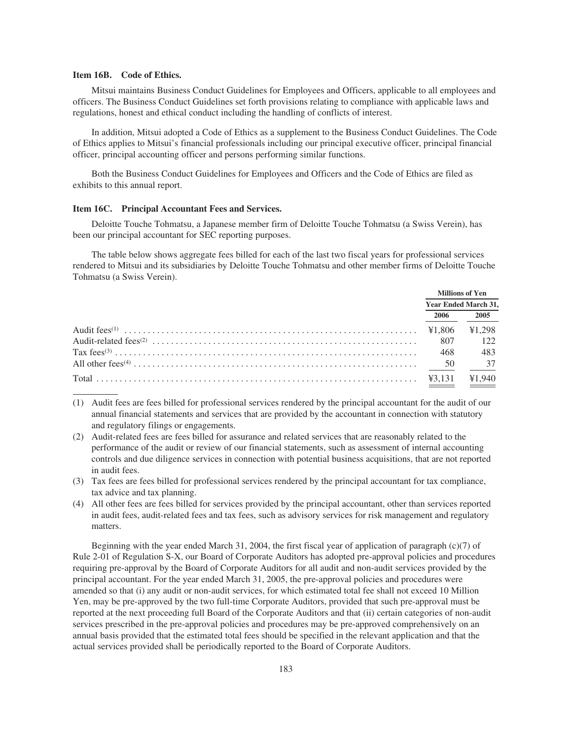### Item 16B. Code of Ethics.

Mitsui maintains Business Conduct Guidelines for Employees and Officers, applicable to all employees and officers. The Business Conduct Guidelines set forth provisions relating to compliance with applicable laws and regulations, honest and ethical conduct including the handling of conflicts of interest.

In addition, Mitsui adopted a Code of Ethics as a supplement to the Business Conduct Guidelines. The Code of Ethics applies to Mitsui's financial professionals including our principal executive officer, principal financial officer, principal accounting officer and persons performing similar functions.

Both the Business Conduct Guidelines for Employees and Officers and the Code of Ethics are filed as exhibits to this annual report.

### Item 16C. Principal Accountant Fees and Services.

Deloitte Touche Tohmatsu, a Japanese member firm of Deloitte Touche Tohmatsu (a Swiss Verein), has been our principal accountant for SEC reporting purposes.

The table below shows aggregate fees billed for each of the last two fiscal years for professional services rendered to Mitsui and its subsidiaries by Deloitte Touche Tohmatsu and other member firms of Deloitte Touche Tohmatsu (a Swiss Verein).

| | Millions of Yen | |
|---|---|---|
| | Year Ended March 31, | |
| | 2006 | 2005 |
| Audit fees[1] | ¥1,806 | ¥1,298 |
| Audit-related fees[2] | 807 | 122 |
| Tax fees[3] | 468 | 483 |
| All other fees[4] | 50 | 37 |
| Total | ¥3,131 | ¥1,940 |

(1) Audit fees are fees billed for professional services rendered by the principal accountant for the audit of our annual financial statements and services that are provided by the accountant in connection with statutory and regulatory filings or engagements.

(2) Audit-related fees are fees billed for assurance and related services that are reasonably related to the performance of the audit or review of our financial statements, such as assessment of internal accounting controls and due diligence services in connection with potential business acquisitions, that are not reported in audit fees.

(3) Tax fees are fees billed for professional services rendered by the principal accountant for tax compliance, tax advice and tax planning.

(4) All other fees are fees billed for services provided by the principal accountant, other than services reported in audit fees, audit-related fees and tax fees, such as advisory services for risk management and regulatory matters.

Beginning with the year ended March 31, 2004, the first fiscal year of application of paragraph (c)(7) of Rule 2-01 of Regulation S-X, our Board of Corporate Auditors has adopted pre-approval policies and procedures requiring pre-approval by the Board of Corporate Auditors for all audit and non-audit services provided by the principal accountant. For the year ended March 31, 2005, the pre-approval policies and procedures were amended so that (i) any audit or non-audit services, for which estimated total fee shall not exceed 10 Million Yen, may be pre-approved by the two full-time Corporate Auditors, provided that such pre-approval must be reported at the next proceeding full Board of the Corporate Auditors and that (ii) certain categories of non-audit services prescribed in the pre-approval policies and procedures may be pre-approved comprehensively on an annual basis provided that the estimated total fees should be specified in the relevant application and that the actual services provided shall be periodically reported to the Board of Corporate Auditors.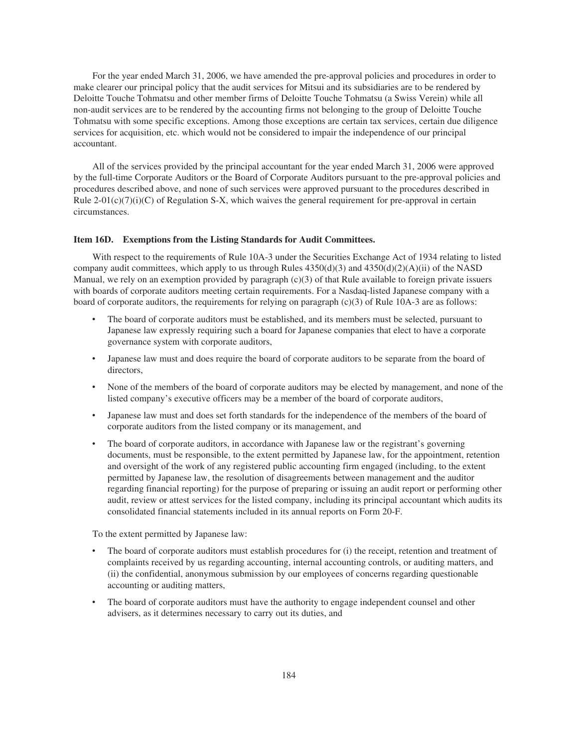For the year ended March 31, 2006, we have amended the pre-approval policies and procedures in order to make clearer our principal policy that the audit services for Mitsui and its subsidiaries are to be rendered by Deloitte Touche Tohmatsu and other member firms of Deloitte Touche Tohmatsu (a Swiss Verein) while all non-audit services are to be rendered by the accounting firms not belonging to the group of Deloitte Touche Tohmatsu with some specific exceptions. Among those exceptions are certain tax services, certain due diligence services for acquisition, etc. which would not be considered to impair the independence of our principal accountant.

All of the services provided by the principal accountant for the year ended March 31, 2006 were approved by the full-time Corporate Auditors or the Board of Corporate Auditors pursuant to the pre-approval policies and procedures described above, and none of such services were approved pursuant to the procedures described in Rule 2-01(c)(7)(i)(C) of Regulation S-X, which waives the general requirement for pre-approval in certain circumstances.

**Item 16D. Exemptions from the Listing Standards for Audit Committees.**

With respect to the requirements of Rule 10A-3 under the Securities Exchange Act of 1934 relating to listed company audit committees, which apply to us through Rules 4350(d)(3) and 4350(d)(2)(A)(ii) of the NASD Manual, we rely on an exemption provided by paragraph (c)(3) of that Rule available to foreign private issuers with boards of corporate auditors meeting certain requirements. For a Nasdaq-listed Japanese company with a board of corporate auditors, the requirements for relying on paragraph (c)(3) of Rule 10A-3 are as follows:

- The board of corporate auditors must be established, and its members must be selected, pursuant to Japanese law expressly requiring such a board for Japanese companies that elect to have a corporate governance system with corporate auditors,
- Japanese law must and does require the board of corporate auditors to be separate from the board of directors,
- None of the members of the board of corporate auditors may be elected by management, and none of the listed company's executive officers may be a member of the board of corporate auditors,
- Japanese law must and does set forth standards for the independence of the members of the board of corporate auditors from the listed company or its management, and
- The board of corporate auditors, in accordance with Japanese law or the registrant's governing documents, must be responsible, to the extent permitted by Japanese law, for the appointment, retention and oversight of the work of any registered public accounting firm engaged (including, to the extent permitted by Japanese law, the resolution of disagreements between management and the auditor regarding financial reporting) for the purpose of preparing or issuing an audit report or performing other audit, review or attest services for the listed company, including its principal accountant which audits its consolidated financial statements included in its annual reports on Form 20-F.

To the extent permitted by Japanese law:

- The board of corporate auditors must establish procedures for (i) the receipt, retention and treatment of complaints received by us regarding accounting, internal accounting controls, or auditing matters, and (ii) the confidential, anonymous submission by our employees of concerns regarding questionable accounting or auditing matters,
- The board of corporate auditors must have the authority to engage independent counsel and other advisers, as it determines necessary to carry out its duties, and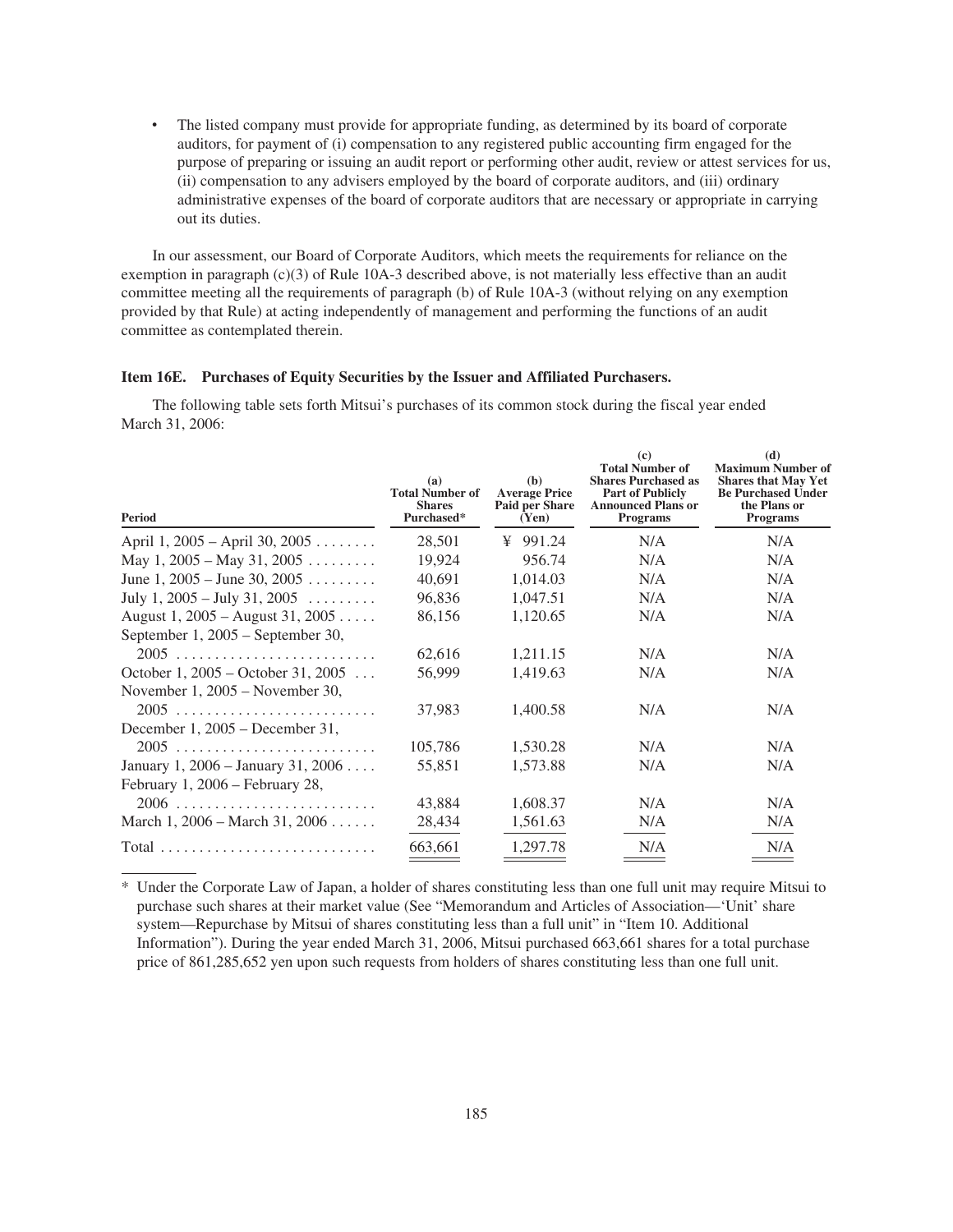- The listed company must provide for appropriate funding, as determined by its board of corporate auditors, for payment of (i) compensation to any registered public accounting firm engaged for the purpose of preparing or issuing an audit report or performing other audit, review or attest services for us, (ii) compensation to any advisers employed by the board of corporate auditors, and (iii) ordinary administrative expenses of the board of corporate auditors that are necessary or appropriate in carrying out its duties.

In our assessment, our Board of Corporate Auditors, which meets the requirements for reliance on the exemption in paragraph (c)(3) of Rule 10A-3 described above, is not materially less effective than an audit committee meeting all the requirements of paragraph (b) of Rule 10A-3 (without relying on any exemption provided by that Rule) at acting independently of management and performing the functions of an audit committee as contemplated therein.

### Item 16E. Purchases of Equity Securities by the Issuer and Affiliated Purchasers.

The following table sets forth Mitsui's purchases of its common stock during the fiscal year ended March 31, 2006:

| Period | (a) Total Number of Shares Purchased* | (b) Average Price Paid per Share (Yen) | (c) Total Number of Shares Purchased as Part of Publicly Announced Plans or Programs | (d) Maximum Number of Shares that May Yet Be Purchased Under the Plans or Programs |
|---|---|---|---|---|
| April 1, 2005 – April 30, 2005 | 28,501 | ¥ 991.24 | N/A | N/A |
| May 1, 2005 – May 31, 2005 | 19,924 | 956.74 | N/A | N/A |
| June 1, 2005 – June 30, 2005 | 40,691 | 1,014.03 | N/A | N/A |
| July 1, 2005 – July 31, 2005 | 96,836 | 1,047.51 | N/A | N/A |
| August 1, 2005 – August 31, 2005 | 86,156 | 1,120.65 | N/A | N/A |
| September 1, 2005 – September 30, 2005 | 62,616 | 1,211.15 | N/A | N/A |
| October 1, 2005 – October 31, 2005 | 56,999 | 1,419.63 | N/A | N/A |
| November 1, 2005 – November 30, 2005 | 37,983 | 1,400.58 | N/A | N/A |
| December 1, 2005 – December 31, 2005 | 105,786 | 1,530.28 | N/A | N/A |
| January 1, 2006 – January 31, 2006 | 55,851 | 1,573.88 | N/A | N/A |
| February 1, 2006 – February 28, 2006 | 43,884 | 1,608.37 | N/A | N/A |
| March 1, 2006 – March 31, 2006 | 28,434 | 1,561.63 | N/A | N/A |
| Total | 663,661 | 1,297.78 | N/A | N/A |

\* Under the Corporate Law of Japan, a holder of shares constituting less than one full unit may require Mitsui to purchase such shares at their market value (See "Memorandum and Articles of Association—'Unit' share system—Repurchase by Mitsui of shares constituting less than a full unit" in "Item 10. Additional Information"). During the year ended March 31, 2006, Mitsui purchased 663,661 shares for a total purchase price of 861,285,652 yen upon such requests from holders of shares constituting less than one full unit.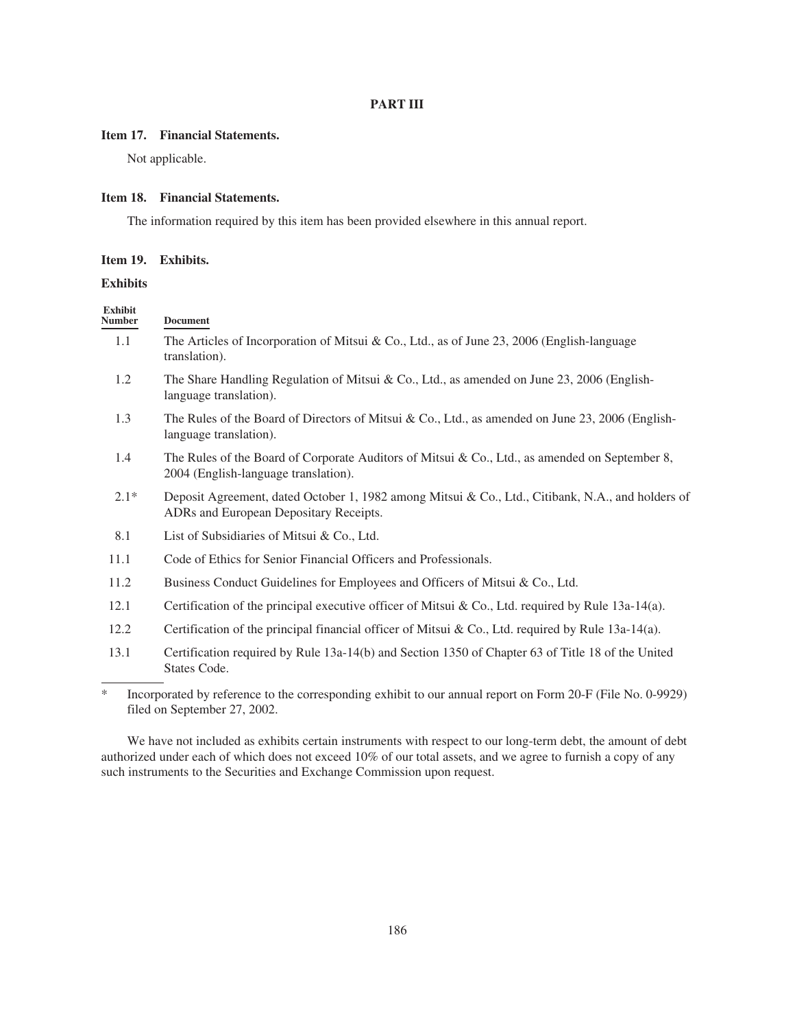# PART III

## Item 17. Financial Statements.

Not applicable.

## Item 18. Financial Statements.

The information required by this item has been provided elsewhere in this annual report.

## Item 19. Exhibits.

### Exhibits

| Exhibit Number | Document |
|---|---|
| 1.1 | The Articles of Incorporation of Mitsui & Co., Ltd., as of June 23, 2006 (English-language translation). |
| 1.2 | The Share Handling Regulation of Mitsui & Co., Ltd., as amended on June 23, 2006 (English-language translation). |
| 1.3 | The Rules of the Board of Directors of Mitsui & Co., Ltd., as amended on June 23, 2006 (English-language translation). |
| 1.4 | The Rules of the Board of Corporate Auditors of Mitsui & Co., Ltd., as amended on September 8, 2004 (English-language translation). |
| 2.1* | Deposit Agreement, dated October 1, 1982 among Mitsui & Co., Ltd., Citibank, N.A., and holders of ADRs and European Depositary Receipts. |
| 8.1 | List of Subsidiaries of Mitsui & Co., Ltd. |
| 11.1 | Code of Ethics for Senior Financial Officers and Professionals. |
| 11.2 | Business Conduct Guidelines for Employees and Officers of Mitsui & Co., Ltd. |
| 12.1 | Certification of the principal executive officer of Mitsui & Co., Ltd. required by Rule 13a-14(a). |
| 12.2 | Certification of the principal financial officer of Mitsui & Co., Ltd. required by Rule 13a-14(a). |
| 13.1 | Certification required by Rule 13a-14(b) and Section 1350 of Chapter 63 of Title 18 of the United States Code. |

\* Incorporated by reference to the corresponding exhibit to our annual report on Form 20-F (File No. 0-9929) filed on September 27, 2002.

We have not included as exhibits certain instruments with respect to our long-term debt, the amount of debt authorized under each of which does not exceed 10% of our total assets, and we agree to furnish a copy of any such instruments to the Securities and Exchange Commission upon request.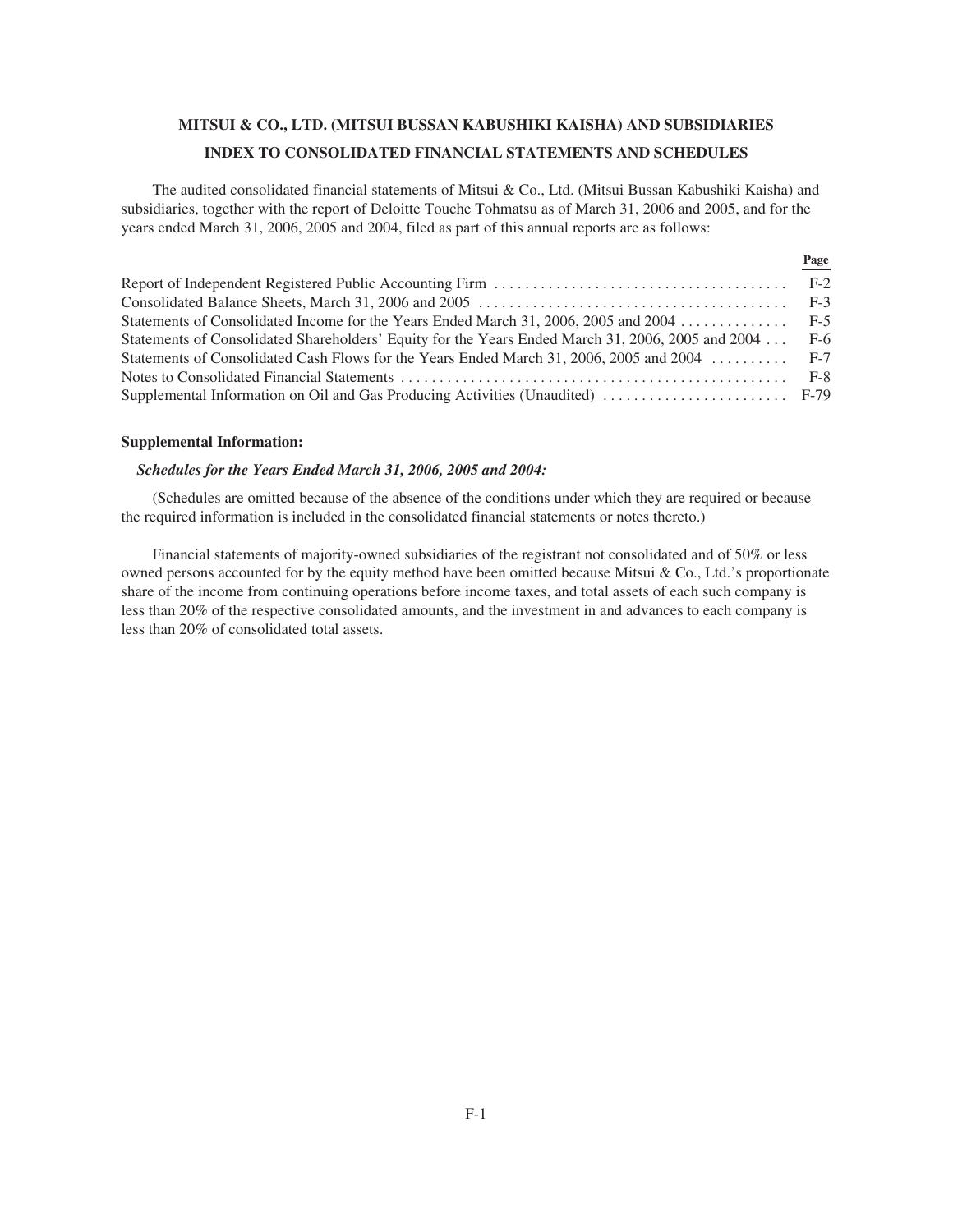# MITSUI & CO., LTD. (MITSUI BUSSAN KABUSHIKI KAISHA) AND SUBSIDIARIES

## INDEX TO CONSOLIDATED FINANCIAL STATEMENTS AND SCHEDULES

The audited consolidated financial statements of Mitsui & Co., Ltd. (Mitsui Bussan Kabushiki Kaisha) and subsidiaries, together with the report of Deloitte Touche Tohmatsu as of March 31, 2006 and 2005, and for the years ended March 31, 2006, 2005 and 2004, filed as part of this annual reports are as follows:

| | Page |
|---|---|
| Report of Independent Registered Public Accounting Firm | F-2 |
| Consolidated Balance Sheets, March 31, 2006 and 2005 | F-3 |
| Statements of Consolidated Income for the Years Ended March 31, 2006, 2005 and 2004 | F-5 |
| Statements of Consolidated Shareholders' Equity for the Years Ended March 31, 2006, 2005 and 2004 | F-6 |
| Statements of Consolidated Cash Flows for the Years Ended March 31, 2006, 2005 and 2004 | F-7 |
| Notes to Consolidated Financial Statements | F-8 |
| Supplemental Information on Oil and Gas Producing Activities (Unaudited) | F-79 |

**Supplemental Information:**

***Schedules for the Years Ended March 31, 2006, 2005 and 2004:***

(Schedules are omitted because of the absence of the conditions under which they are required or because the required information is included in the consolidated financial statements or notes thereto.)

Financial statements of majority-owned subsidiaries of the registrant not consolidated and of 50% or less owned persons accounted for by the equity method have been omitted because Mitsui & Co., Ltd.'s proportionate share of the income from continuing operations before income taxes, and total assets of each such company is less than 20% of the respective consolidated amounts, and the investment in and advances to each company is less than 20% of consolidated total assets.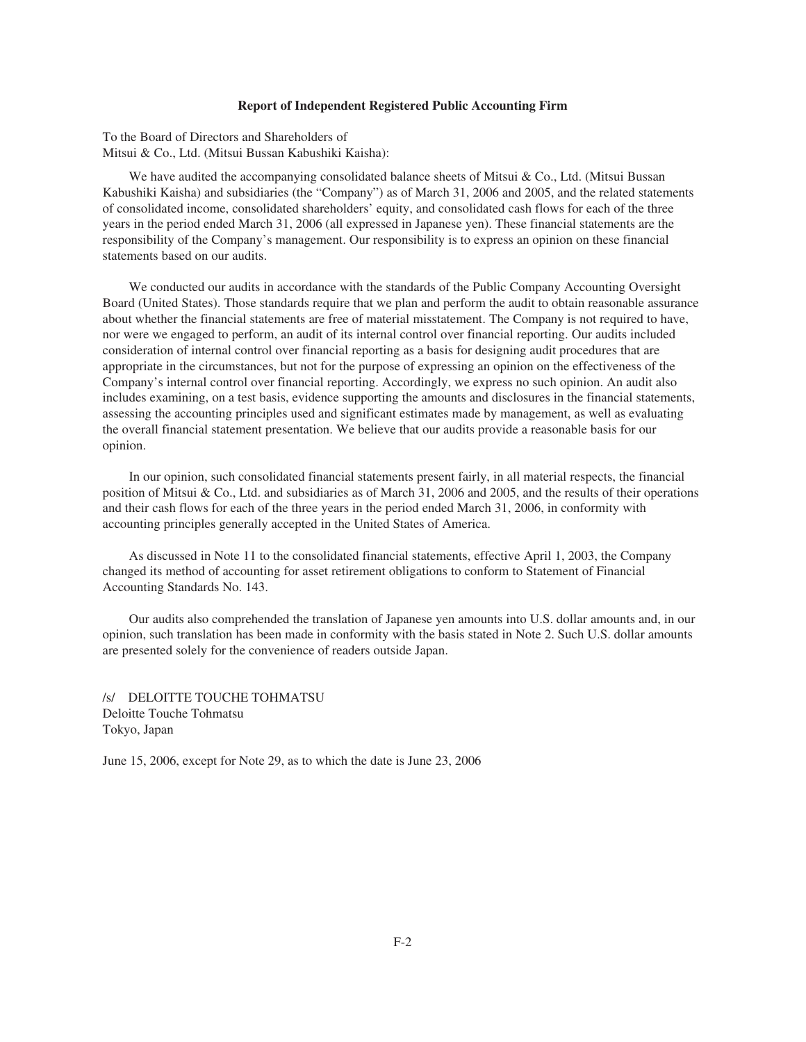## Report of Independent Registered Public Accounting Firm

To the Board of Directors and Shareholders of
Mitsui & Co., Ltd. (Mitsui Bussan Kabushiki Kaisha):

We have audited the accompanying consolidated balance sheets of Mitsui & Co., Ltd. (Mitsui Bussan Kabushiki Kaisha) and subsidiaries (the "Company") as of March 31, 2006 and 2005, and the related statements of consolidated income, consolidated shareholders' equity, and consolidated cash flows for each of the three years in the period ended March 31, 2006 (all expressed in Japanese yen). These financial statements are the responsibility of the Company's management. Our responsibility is to express an opinion on these financial statements based on our audits.

We conducted our audits in accordance with the standards of the Public Company Accounting Oversight Board (United States). Those standards require that we plan and perform the audit to obtain reasonable assurance about whether the financial statements are free of material misstatement. The Company is not required to have, nor were we engaged to perform, an audit of its internal control over financial reporting. Our audits included consideration of internal control over financial reporting as a basis for designing audit procedures that are appropriate in the circumstances, but not for the purpose of expressing an opinion on the effectiveness of the Company's internal control over financial reporting. Accordingly, we express no such opinion. An audit also includes examining, on a test basis, evidence supporting the amounts and disclosures in the financial statements, assessing the accounting principles used and significant estimates made by management, as well as evaluating the overall financial statement presentation. We believe that our audits provide a reasonable basis for our opinion.

In our opinion, such consolidated financial statements present fairly, in all material respects, the financial position of Mitsui & Co., Ltd. and subsidiaries as of March 31, 2006 and 2005, and the results of their operations and their cash flows for each of the three years in the period ended March 31, 2006, in conformity with accounting principles generally accepted in the United States of America.

As discussed in Note 11 to the consolidated financial statements, effective April 1, 2003, the Company changed its method of accounting for asset retirement obligations to conform to Statement of Financial Accounting Standards No. 143.

Our audits also comprehended the translation of Japanese yen amounts into U.S. dollar amounts and, in our opinion, such translation has been made in conformity with the basis stated in Note 2. Such U.S. dollar amounts are presented solely for the convenience of readers outside Japan.

/s/ DELOITTE TOUCHE TOHMATSU
Deloitte Touche Tohmatsu
Tokyo, Japan

June 15, 2006, except for Note 29, as to which the date is June 23, 2006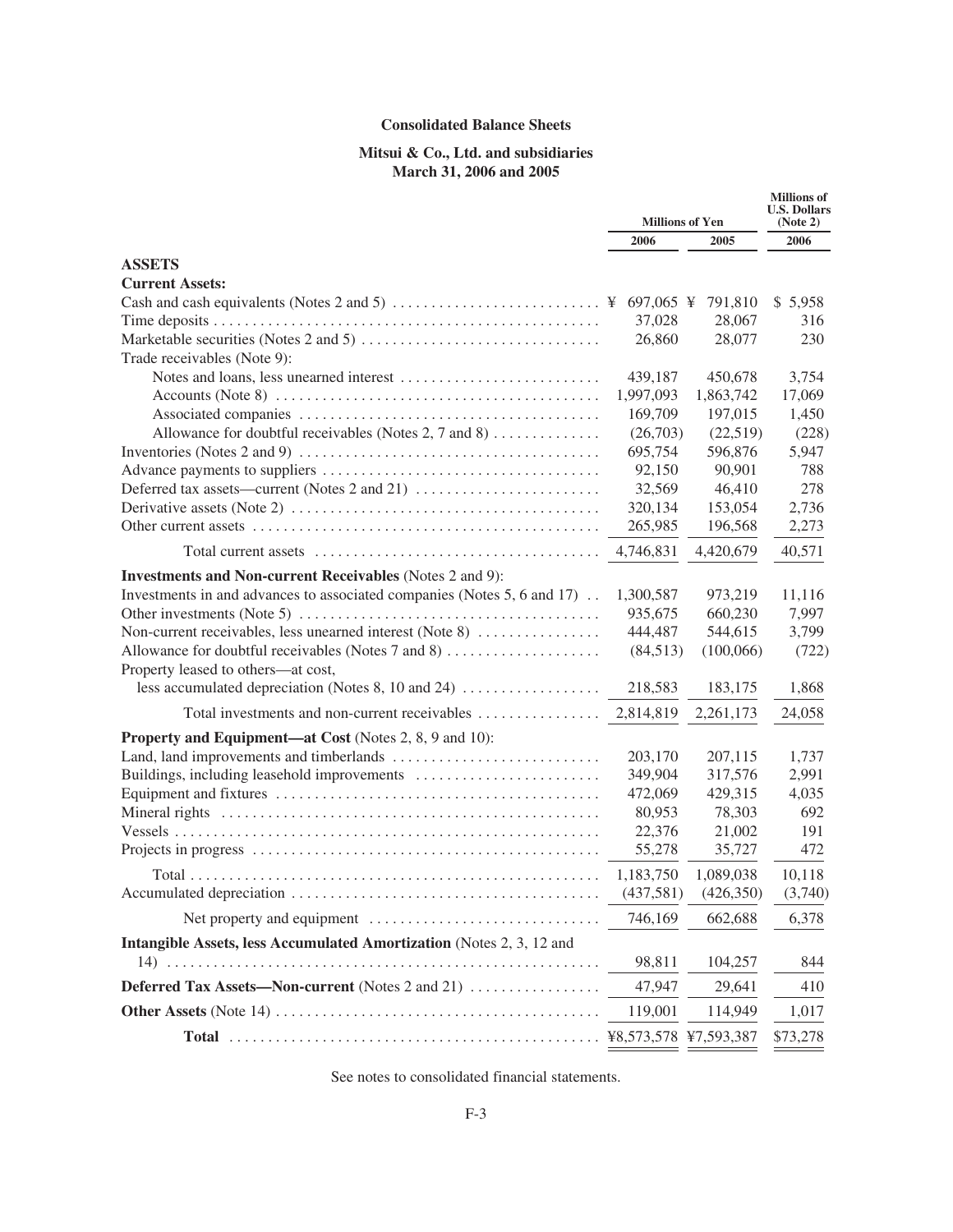# Consolidated Balance Sheets

## Mitsui & Co., Ltd. and subsidiaries
## March 31, 2006 and 2005

| | Millions of Yen | | Millions of U.S. Dollars (Note 2) |
|---|---|---|---|
| | 2006 | 2005 | 2006 |
| **ASSETS** | | | |
| **Current Assets:** | | | |
| Cash and cash equivalents (Notes 2 and 5) | ¥ 697,065 | ¥ 791,810 | $ 5,958 |
| Time deposits | 37,028 | 28,067 | 316 |
| Marketable securities (Notes 2 and 5) | 26,860 | 28,077 | 230 |
| Trade receivables (Note 9): | | | |
| Notes and loans, less unearned interest | 439,187 | 450,678 | 3,754 |
| Accounts (Note 8) | 1,997,093 | 1,863,742 | 17,069 |
| Associated companies | 169,709 | 197,015 | 1,450 |
| Allowance for doubtful receivables (Notes 2, 7 and 8) | (26,703) | (22,519) | (228) |
| Inventories (Notes 2 and 9) | 695,754 | 596,876 | 5,947 |
| Advance payments to suppliers | 92,150 | 90,901 | 788 |
| Deferred tax assets—current (Notes 2 and 21) | 32,569 | 46,410 | 278 |
| Derivative assets (Note 2) | 320,134 | 153,054 | 2,736 |
| Other current assets | 265,985 | 196,568 | 2,273 |
| Total current assets | 4,746,831 | 4,420,679 | 40,571 |
| **Investments and Non-current Receivables** (Notes 2 and 9): | | | |
| Investments in and advances to associated companies (Notes 5, 6 and 17) | 1,300,587 | 973,219 | 11,116 |
| Other investments (Note 5) | 935,675 | 660,230 | 7,997 |
| Non-current receivables, less unearned interest (Note 8) | 444,487 | 544,615 | 3,799 |
| Allowance for doubtful receivables (Notes 7 and 8) | (84,513) | (100,066) | (722) |
| Property leased to others—at cost, less accumulated depreciation (Notes 8, 10 and 24) | 218,583 | 183,175 | 1,868 |
| Total investments and non-current receivables | 2,814,819 | 2,261,173 | 24,058 |
| **Property and Equipment—at Cost** (Notes 2, 8, 9 and 10): | | | |
| Land, land improvements and timberlands | 203,170 | 207,115 | 1,737 |
| Buildings, including leasehold improvements | 349,904 | 317,576 | 2,991 |
| Equipment and fixtures | 472,069 | 429,315 | 4,035 |
| Mineral rights | 80,953 | 78,303 | 692 |
| Vessels | 22,376 | 21,002 | 191 |
| Projects in progress | 55,278 | 35,727 | 472 |
| Total | 1,183,750 | 1,089,038 | 10,118 |
| Accumulated depreciation | (437,581) | (426,350) | (3,740) |
| Net property and equipment | 746,169 | 662,688 | 6,378 |
| **Intangible Assets, less Accumulated Amortization** (Notes 2, 3, 12 and 14) | 98,811 | 104,257 | 844 |
| **Deferred Tax Assets—Non-current** (Notes 2 and 21) | 47,947 | 29,641 | 410 |
| **Other Assets** (Note 14) | 119,001 | 114,949 | 1,017 |
| **Total** | ¥8,573,578 | ¥7,593,387 | $73,278 |

See notes to consolidated financial statements.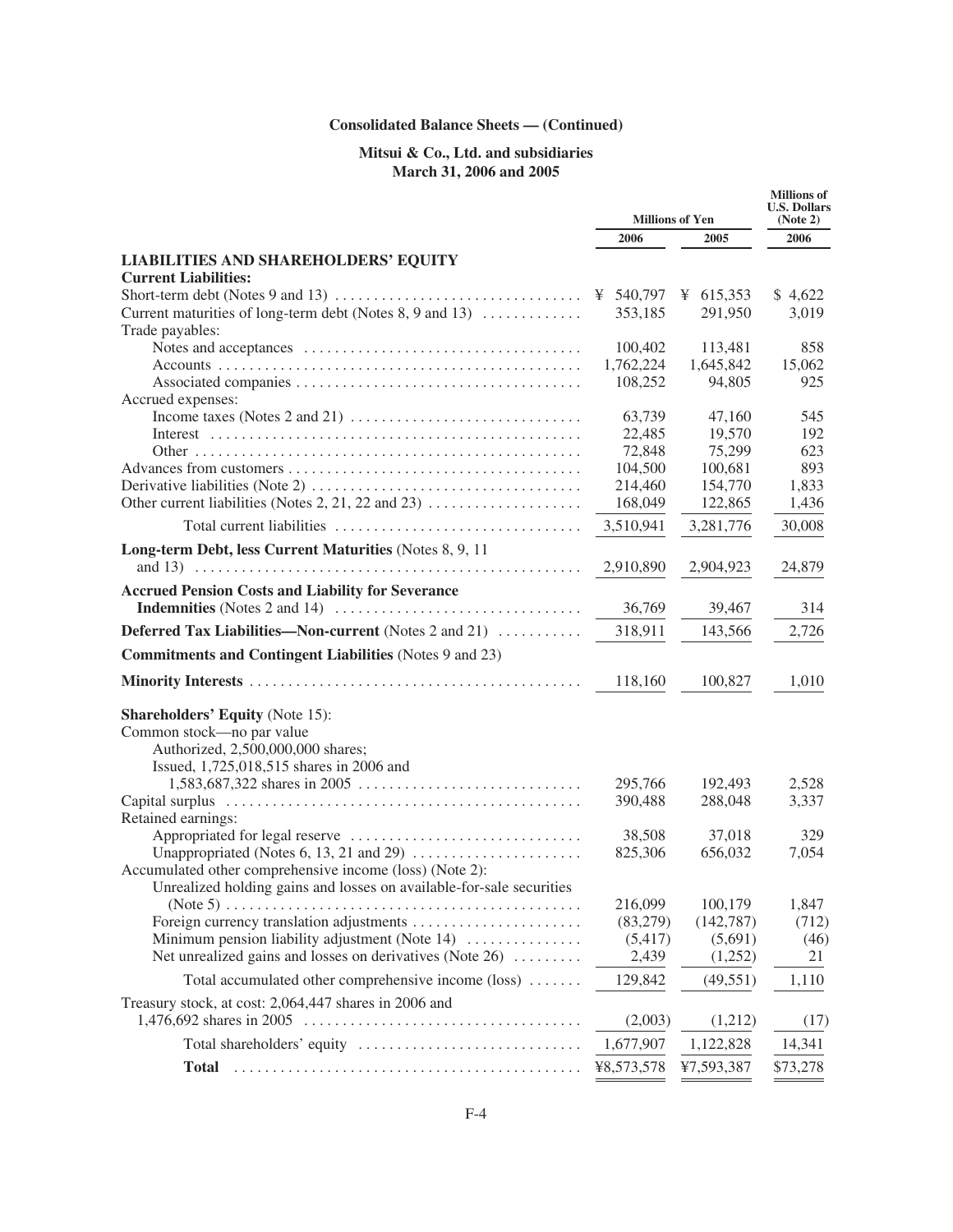# Consolidated Balance Sheets — (Continued)

## Mitsui & Co., Ltd. and subsidiaries
## March 31, 2006 and 2005

| | Millions of Yen | | Millions of U.S. Dollars (Note 2) |
|---|---|---|---|
| | 2006 | 2005 | 2006 |
| **LIABILITIES AND SHAREHOLDERS' EQUITY** | | | |
| **Current Liabilities:** | | | |
| Short-term debt (Notes 9 and 13) | ¥ 540,797 | ¥ 615,353 | $ 4,622 |
| Current maturities of long-term debt (Notes 8, 9 and 13) | 353,185 | 291,950 | 3,019 |
| Trade payables: | | | |
| Notes and acceptances | 100,402 | 113,481 | 858 |
| Accounts | 1,762,224 | 1,645,842 | 15,062 |
| Associated companies | 108,252 | 94,805 | 925 |
| Accrued expenses: | | | |
| Income taxes (Notes 2 and 21) | 63,739 | 47,160 | 545 |
| Interest | 22,485 | 19,570 | 192 |
| Other | 72,848 | 75,299 | 623 |
| Advances from customers | 104,500 | 100,681 | 893 |
| Derivative liabilities (Note 2) | 214,460 | 154,770 | 1,833 |
| Other current liabilities (Notes 2, 21, 22 and 23) | 168,049 | 122,865 | 1,436 |
| Total current liabilities | 3,510,941 | 3,281,776 | 30,008 |
| **Long-term Debt, less Current Maturities** (Notes 8, 9, 11 and 13) | 2,910,890 | 2,904,923 | 24,879 |
| **Accrued Pension Costs and Liability for Severance Indemnities** (Notes 2 and 14) | 36,769 | 39,467 | 314 |
| **Deferred Tax Liabilities—Non-current** (Notes 2 and 21) | 318,911 | 143,566 | 2,726 |
| **Commitments and Contingent Liabilities** (Notes 9 and 23) | | | |
| **Minority Interests** | 118,160 | 100,827 | 1,010 |
| **Shareholders' Equity** (Note 15): | | | |
| Common stock—no par value<br>Authorized, 2,500,000,000 shares;<br>Issued, 1,725,018,515 shares in 2006 and 1,583,687,322 shares in 2005 | 295,766 | 192,493 | 2,528 |
| Capital surplus | 390,488 | 288,048 | 3,337 |
| Retained earnings: | | | |
| Appropriated for legal reserve | 38,508 | 37,018 | 329 |
| Unappropriated (Notes 6, 13, 21 and 29) | 825,306 | 656,032 | 7,054 |
| Accumulated other comprehensive income (loss) (Note 2): | | | |
| Unrealized holding gains and losses on available-for-sale securities (Note 5) | 216,099 | 100,179 | 1,847 |
| Foreign currency translation adjustments | (83,279) | (142,787) | (712) |
| Minimum pension liability adjustment (Note 14) | (5,417) | (5,691) | (46) |
| Net unrealized gains and losses on derivatives (Note 26) | 2,439 | (1,252) | 21 |
| Total accumulated other comprehensive income (loss) | 129,842 | (49,551) | 1,110 |
| Treasury stock, at cost: 2,064,447 shares in 2006 and 1,476,692 shares in 2005 | (2,003) | (1,212) | (17) |
| Total shareholders' equity | 1,677,907 | 1,122,828 | 14,341 |
| **Total** | ¥8,573,578 | ¥7,593,387 | $73,278 |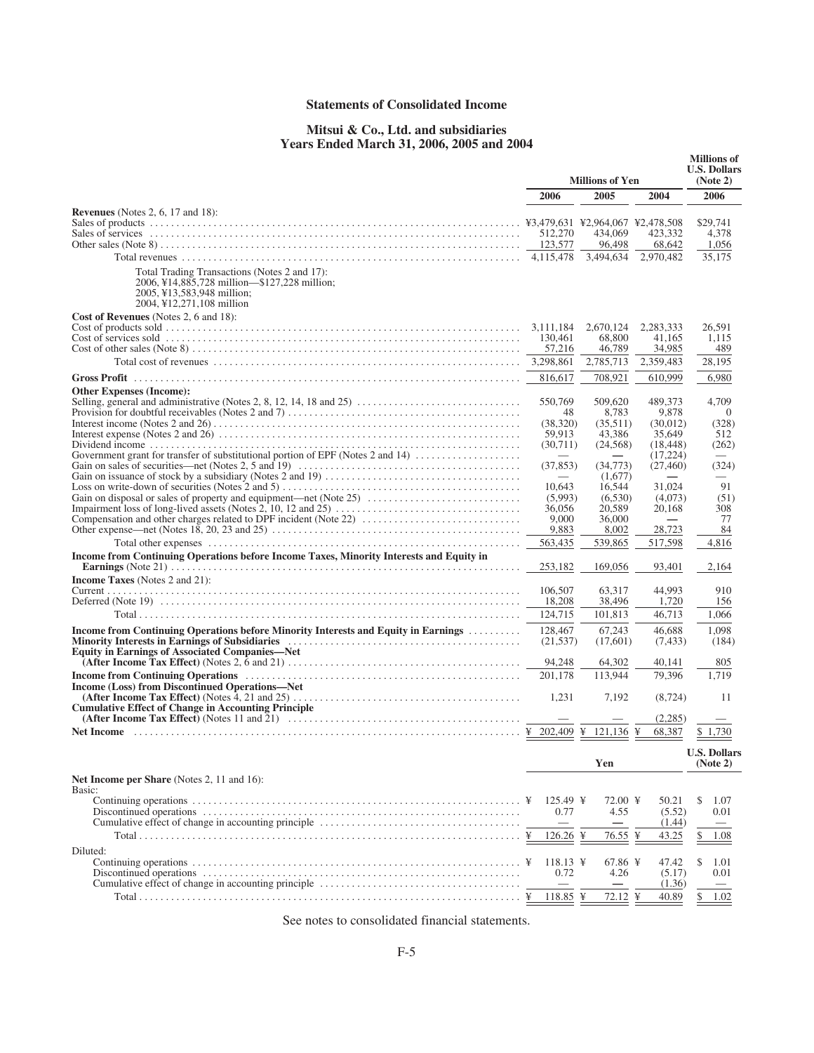# Statements of Consolidated Income

## Mitsui & Co., Ltd. and subsidiaries
## Years Ended March 31, 2006, 2005 and 2004

| | Millions of Yen | | | Millions of U.S. Dollars (Note 2) |
|---|---|---|---|---|
| | 2006 | 2005 | 2004 | 2006 |
| **Revenues** (Notes 2, 6, 17 and 18): | | | | |
| Sales of products | ¥3,479,631 | ¥2,964,067 | ¥2,478,508 | $29,741 |
| Sales of services | 512,270 | 434,069 | 423,332 | 4,378 |
| Other sales (Note 8) | 123,577 | 96,498 | 68,642 | 1,056 |
| Total revenues | 4,115,478 | 3,494,634 | 2,970,482 | 35,175 |
| Total Trading Transactions (Notes 2 and 17): 2006, ¥14,885,728 million—$127,228 million; 2005, ¥13,583,948 million; 2004, ¥12,271,108 million | | | | |
| **Cost of Revenues** (Notes 2, 6 and 18): | | | | |
| Cost of products sold | 3,111,184 | 2,670,124 | 2,283,333 | 26,591 |
| Cost of services sold | 130,461 | 68,800 | 41,165 | 1,115 |
| Cost of other sales (Note 8) | 57,216 | 46,789 | 34,985 | 489 |
| Total cost of revenues | 3,298,861 | 2,785,713 | 2,359,483 | 28,195 |
| **Gross Profit** | 816,617 | 708,921 | 610,999 | 6,980 |
| **Other Expenses (Income):** | | | | |
| Selling, general and administrative (Notes 2, 8, 12, 14, 18 and 25) | 550,769 | 509,620 | 489,373 | 4,709 |
| Provision for doubtful receivables (Notes 2 and 7) | 48 | 8,783 | 9,878 | 0 |
| Interest income (Notes 2 and 26) | (38,320) | (35,511) | (30,012) | (328) |
| Interest expense (Notes 2 and 26) | 59,913 | 43,386 | 35,649 | 512 |
| Dividend income | (30,711) | (24,568) | (18,448) | (262) |
| Government grant for transfer of substitutional portion of EPF (Notes 2 and 14) | — | — | (17,224) | — |
| Gain on sales of securities—net (Notes 2, 5 and 19) | (37,853) | (34,773) | (27,460) | (324) |
| Gain on issuance of stock by a subsidiary (Notes 2 and 19) | — | (1,677) | — | — |
| Loss on write-down of securities (Notes 2 and 5) | 10,643 | 16,544 | 31,024 | 91 |
| Gain on disposal or sales of property and equipment—net (Note 25) | (5,993) | (6,530) | (4,073) | (51) |
| Impairment loss of long-lived assets (Notes 2, 10, 12 and 25) | 36,056 | 20,589 | 20,168 | 308 |
| Compensation and other charges related to DPF incident (Note 22) | 9,000 | 36,000 | — | 77 |
| Other expense—net (Notes 18, 20, 23 and 25) | 9,883 | 8,002 | 28,723 | 84 |
| Total other expenses | 563,435 | 539,865 | 517,598 | 4,816 |
| **Income from Continuing Operations before Income Taxes, Minority Interests and Equity in Earnings** (Note 21) | 253,182 | 169,056 | 93,401 | 2,164 |
| **Income Taxes** (Notes 2 and 21): | | | | |
| Current | 106,507 | 63,317 | 44,993 | 910 |
| Deferred (Note 19) | 18,208 | 38,496 | 1,720 | 156 |
| Total | 124,715 | 101,813 | 46,713 | 1,066 |
| **Income from Continuing Operations before Minority Interests and Equity in Earnings** | 128,467 | 67,243 | 46,688 | 1,098 |
| **Minority Interests in Earnings of Subsidiaries** | (21,537) | (17,601) | (7,433) | (184) |
| **Equity in Earnings of Associated Companies—Net (After Income Tax Effect)** (Notes 2, 6 and 21) | 94,248 | 64,302 | 40,141 | 805 |
| **Income from Continuing Operations** | 201,178 | 113,944 | 79,396 | 1,719 |
| **Income (Loss) from Discontinued Operations—Net (After Income Tax Effect)** (Notes 4, 21 and 25) | 1,231 | 7,192 | (8,724) | 11 |
| **Cumulative Effect of Change in Accounting Principle (After Income Tax Effect)** (Notes 11 and 21) | — | — | (2,285) | — |
| **Net Income** | ¥ 202,409 | ¥ 121,136 | ¥ 68,387 | $ 1,730 |

| | Yen | | | U.S. Dollars (Note 2) |
|---|---|---|---|---|
| **Net Income per Share** (Notes 2, 11 and 16): | | | | |
| Basic: | | | | |
| Continuing operations | ¥ 125.49 | ¥ 72.00 | ¥ 50.21 | $ 1.07 |
| Discontinued operations | 0.77 | 4.55 | (5.52) | 0.01 |
| Cumulative effect of change in accounting principle | — | — | (1.44) | — |
| Total | ¥ 126.26 | ¥ 76.55 | ¥ 43.25 | $ 1.08 |
| Diluted: | | | | |
| Continuing operations | ¥ 118.13 | ¥ 67.86 | ¥ 47.42 | $ 1.01 |
| Discontinued operations | 0.72 | 4.26 | (5.17) | 0.01 |
| Cumulative effect of change in accounting principle | — | — | (1.36) | — |
| Total | ¥ 118.85 | ¥ 72.12 | ¥ 40.89 | $ 1.02 |

See notes to consolidated financial statements.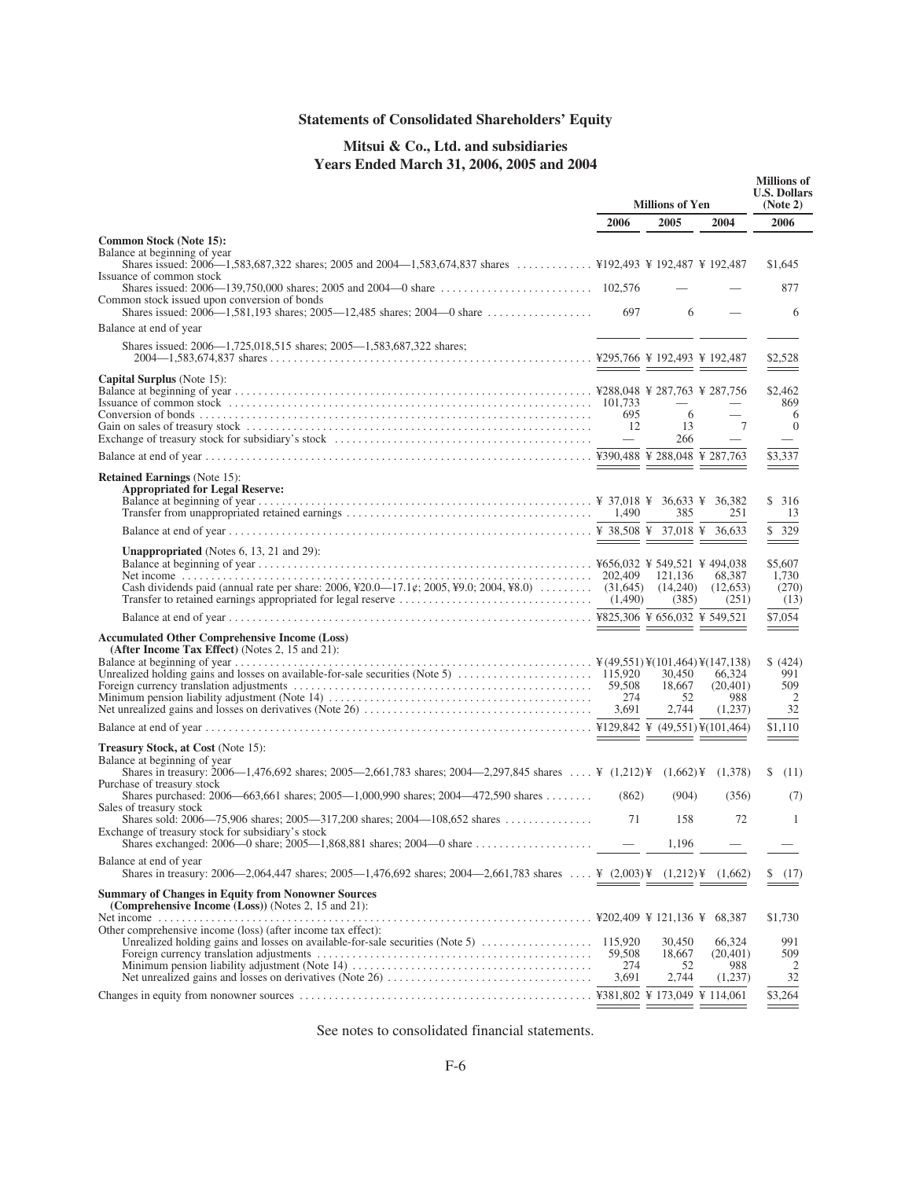# Statements of Consolidated Shareholders' Equity

## Mitsui & Co., Ltd. and subsidiaries
### Years Ended March 31, 2006, 2005 and 2004

| | Millions of Yen | | | Millions of U.S. Dollars (Note 2) |
|---|---|---|---|---|
| | 2006 | 2005 | 2004 | 2006 |
| **Common Stock (Note 15):** | | | | |
| Balance at beginning of year | | | | |
| Shares issued: 2006—1,583,687,322 shares; 2005 and 2004—1,583,674,837 shares | ¥192,493 | ¥ 192,487 | ¥ 192,487 | $1,645 |
| Issuance of common stock | | | | |
| Shares issued: 2006—139,750,000 shares; 2005 and 2004—0 share | 102,576 | — | — | 877 |
| Common stock issued upon conversion of bonds | | | | |
| Shares issued: 2006—1,581,193 shares; 2005—12,485 shares; 2004—0 share | 697 | 6 | — | 6 |
| Balance at end of year | | | | |
| Shares issued: 2006—1,725,018,515 shares; 2005—1,583,687,322 shares; 2004—1,583,674,837 shares | ¥295,766 | ¥ 192,493 | ¥ 192,487 | $2,528 |
| **Capital Surplus** (Note 15): | | | | |
| Balance at beginning of year | ¥288,048 | ¥ 287,763 | ¥ 287,756 | $2,462 |
| Issuance of common stock | 101,733 | — | — | 869 |
| Conversion of bonds | 695 | 6 | — | 6 |
| Gain on sales of treasury stock | 12 | 13 | 7 | 0 |
| Exchange of treasury stock for subsidiary's stock | — | 266 | — | — |
| Balance at end of year | ¥390,488 | ¥ 288,048 | ¥ 287,763 | $3,337 |
| **Retained Earnings** (Note 15): | | | | |
| **Appropriated for Legal Reserve:** | | | | |
| Balance at beginning of year | ¥ 37,018 | ¥ 36,633 | ¥ 36,382 | $ 316 |
| Transfer from unappropriated retained earnings | 1,490 | 385 | 251 | 13 |
| Balance at end of year | ¥ 38,508 | ¥ 37,018 | ¥ 36,633 | $ 329 |
| **Unappropriated** (Notes 6, 13, 21 and 29): | | | | |
| Balance at beginning of year | ¥656,032 | ¥ 549,521 | ¥ 494,038 | $5,607 |
| Net income | 202,409 | 121,136 | 68,387 | 1,730 |
| Cash dividends paid (annual rate per share: 2006, ¥20.0—17.1¢; 2005, ¥9.0; 2004, ¥8.0) | (31,645) | (14,240) | (12,653) | (270) |
| Transfer to retained earnings appropriated for legal reserve | (1,490) | (385) | (251) | (13) |
| Balance at end of year | ¥825,306 | ¥ 656,032 | ¥ 549,521 | $7,054 |
| **Accumulated Other Comprehensive Income (Loss) (After Income Tax Effect)** (Notes 2, 15 and 21): | | | | |
| Balance at beginning of year | ¥ (49,551) | ¥(101,464) | ¥(147,138) | $ (424) |
| Unrealized holding gains and losses on available-for-sale securities (Note 5) | 115,920 | 30,450 | 66,324 | 991 |
| Foreign currency translation adjustments | 59,508 | 18,667 | (20,401) | 509 |
| Minimum pension liability adjustment (Note 14) | 274 | 52 | 988 | 2 |
| Net unrealized gains and losses on derivatives (Note 26) | 3,691 | 2,744 | (1,237) | 32 |
| Balance at end of year | ¥129,842 | ¥ (49,551) | ¥(101,464) | $1,110 |
| **Treasury Stock, at Cost** (Note 15): | | | | |
| Balance at beginning of year | | | | |
| Shares in treasury: 2006—1,476,692 shares; 2005—2,661,783 shares; 2004—2,297,845 shares | ¥ (1,212) | ¥ (1,662) | ¥ (1,378) | $ (11) |
| Purchase of treasury stock | | | | |
| Shares purchased: 2006—663,661 shares; 2005—1,000,990 shares; 2004—472,590 shares | (862) | (904) | (356) | (7) |
| Sales of treasury stock | | | | |
| Shares sold: 2006—75,906 shares; 2005—317,200 shares; 2004—108,652 shares | 71 | 158 | 72 | 1 |
| Exchange of treasury stock for subsidiary's stock | | | | |
| Shares exchanged: 2006—0 share; 2005—1,868,881 shares; 2004—0 share | — | 1,196 | — | — |
| Balance at end of year | | | | |
| Shares in treasury: 2006—2,064,447 shares; 2005—1,476,692 shares; 2004—2,661,783 shares | ¥ (2,003) | ¥ (1,212) | ¥ (1,662) | $ (17) |
| **Summary of Changes in Equity from Nonowner Sources (Comprehensive Income (Loss))** (Notes 2, 15 and 21): | | | | |
| Net income | ¥202,409 | ¥ 121,136 | ¥ 68,387 | $1,730 |
| Other comprehensive income (loss) (after income tax effect): | | | | |
| Unrealized holding gains and losses on available-for-sale securities (Note 5) | 115,920 | 30,450 | 66,324 | 991 |
| Foreign currency translation adjustments | 59,508 | 18,667 | (20,401) | 509 |
| Minimum pension liability adjustment (Note 14) | 274 | 52 | 988 | 2 |
| Net unrealized gains and losses on derivatives (Note 26) | 3,691 | 2,744 | (1,237) | 32 |
| Changes in equity from nonowner sources | ¥381,802 | ¥ 173,049 | ¥ 114,061 | $3,264 |

See notes to consolidated financial statements.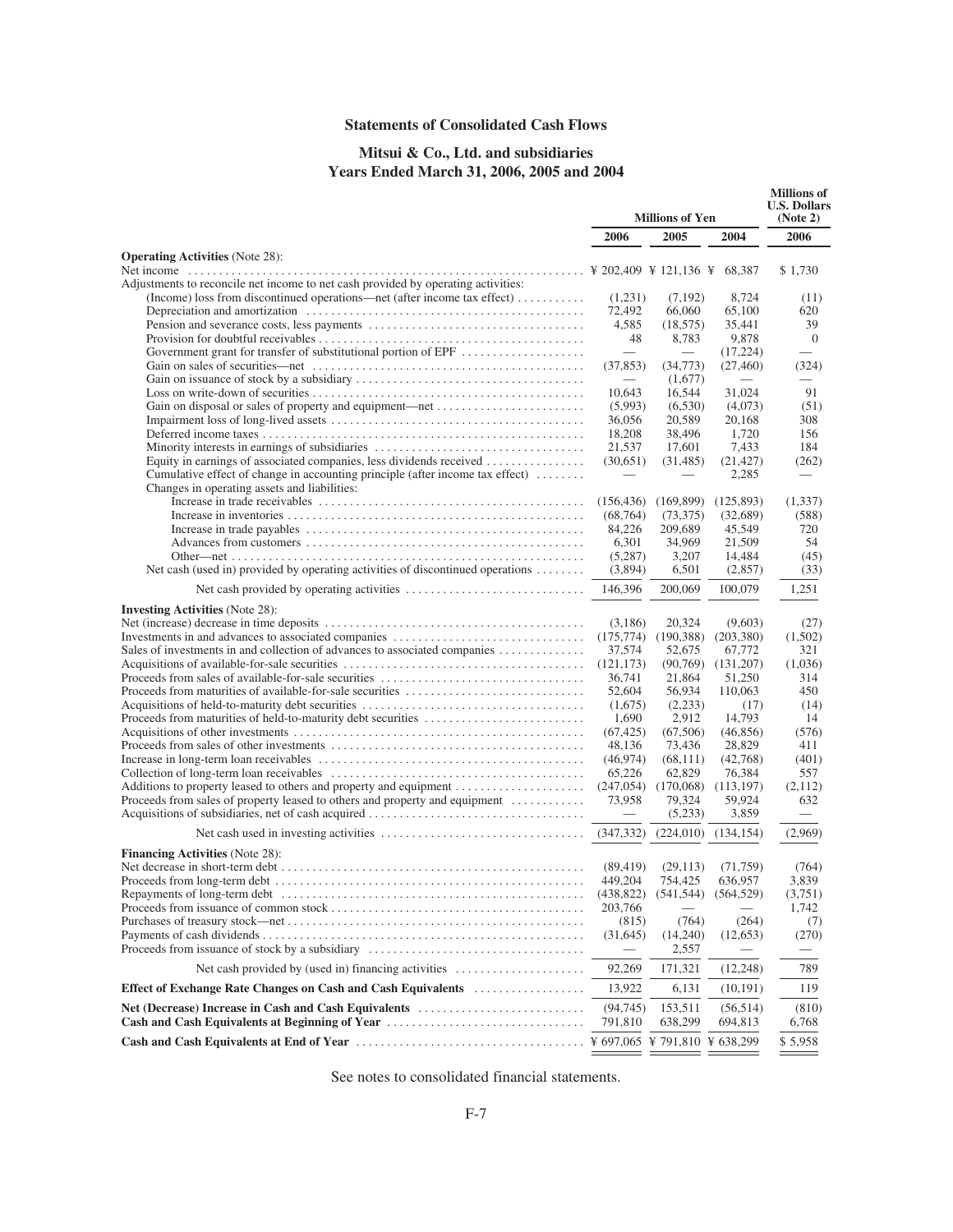## Statements of Consolidated Cash Flows

### Mitsui & Co., Ltd. and subsidiaries
### Years Ended March 31, 2006, 2005 and 2004

| | Millions of Yen | | | Millions of U.S. Dollars (Note 2) |
|---|---|---|---|---|
| | 2006 | 2005 | 2004 | 2006 |
| **Operating Activities** (Note 28): | | | | |
| Net income | ¥ 202,409 | ¥ 121,136 | ¥ 68,387 | $ 1,730 |
| Adjustments to reconcile net income to net cash provided by operating activities: | | | | |
| (Income) loss from discontinued operations—net (after income tax effect) | (1,231) | (7,192) | 8,724 | (11) |
| Depreciation and amortization | 72,492 | 66,060 | 65,100 | 620 |
| Pension and severance costs, less payments | 4,585 | (18,575) | 35,441 | 39 |
| Provision for doubtful receivables | 48 | 8,783 | 9,878 | 0 |
| Government grant for transfer of substitutional portion of EPF | — | — | (17,224) | — |
| Gain on sales of securities—net | (37,853) | (34,773) | (27,460) | (324) |
| Gain on issuance of stock by a subsidiary | — | (1,677) | — | — |
| Loss on write-down of securities | 10,643 | 16,544 | 31,024 | 91 |
| Gain on disposal or sales of property and equipment—net | (5,993) | (6,530) | (4,073) | (51) |
| Impairment loss of long-lived assets | 36,056 | 20,589 | 20,168 | 308 |
| Deferred income taxes | 18,208 | 38,496 | 1,720 | 156 |
| Minority interests in earnings of subsidiaries | 21,537 | 17,601 | 7,433 | 184 |
| Equity in earnings of associated companies, less dividends received | (30,651) | (31,485) | (21,427) | (262) |
| Cumulative effect of change in accounting principle (after income tax effect) | — | — | 2,285 | — |
| Changes in operating assets and liabilities: | | | | |
| Increase in trade receivables | (156,436) | (169,899) | (125,893) | (1,337) |
| Increase in inventories | (68,764) | (73,375) | (32,689) | (588) |
| Increase in trade payables | 84,226 | 209,689 | 45,549 | 720 |
| Advances from customers | 6,301 | 34,969 | 21,509 | 54 |
| Other—net | (5,287) | 3,207 | 14,484 | (45) |
| Net cash (used in) provided by operating activities of discontinued operations | (3,894) | 6,501 | (2,857) | (33) |
| Net cash provided by operating activities | 146,396 | 200,069 | 100,079 | 1,251 |
| **Investing Activities** (Note 28): | | | | |
| Net (increase) decrease in time deposits | (3,186) | 20,324 | (9,603) | (27) |
| Investments in and advances to associated companies | (175,774) | (190,388) | (203,380) | (1,502) |
| Sales of investments in and collection of advances to associated companies | 37,574 | 52,675 | 67,772 | 321 |
| Acquisitions of available-for-sale securities | (121,173) | (90,769) | (131,207) | (1,036) |
| Proceeds from sales of available-for-sale securities | 36,741 | 21,864 | 51,250 | 314 |
| Proceeds from maturities of available-for-sale securities | 52,604 | 56,934 | 110,063 | 450 |
| Acquisitions of held-to-maturity debt securities | (1,675) | (2,233) | (17) | (14) |
| Proceeds from maturities of held-to-maturity debt securities | 1,690 | 2,912 | 14,793 | 14 |
| Acquisitions of other investments | (67,425) | (67,506) | (46,856) | (576) |
| Proceeds from sales of other investments | 48,136 | 73,436 | 28,829 | 411 |
| Increase in long-term loan receivables | (46,974) | (68,111) | (42,768) | (401) |
| Collection of long-term loan receivables | 65,226 | 62,829 | 76,384 | 557 |
| Additions to property leased to others and property and equipment | (247,054) | (170,068) | (113,197) | (2,112) |
| Proceeds from sales of property leased to others and property and equipment | 73,958 | 79,324 | 59,924 | 632 |
| Acquisitions of subsidiaries, net of cash acquired | — | (5,233) | 3,859 | — |
| Net cash used in investing activities | (347,332) | (224,010) | (134,154) | (2,969) |
| **Financing Activities** (Note 28): | | | | |
| Net decrease in short-term debt | (89,419) | (29,113) | (71,759) | (764) |
| Proceeds from long-term debt | 449,204 | 754,425 | 636,957 | 3,839 |
| Repayments of long-term debt | (438,822) | (541,544) | (564,529) | (3,751) |
| Proceeds from issuance of common stock | 203,766 | — | — | 1,742 |
| Purchases of treasury stock—net | (815) | (764) | (264) | (7) |
| Payments of cash dividends | (31,645) | (14,240) | (12,653) | (270) |
| Proceeds from issuance of stock by a subsidiary | — | 2,557 | — | — |
| Net cash provided by (used in) financing activities | 92,269 | 171,321 | (12,248) | 789 |
| **Effect of Exchange Rate Changes on Cash and Cash Equivalents** | 13,922 | 6,131 | (10,191) | 119 |
| **Net (Decrease) Increase in Cash and Cash Equivalents** | (94,745) | 153,511 | (56,514) | (810) |
| **Cash and Cash Equivalents at Beginning of Year** | 791,810 | 638,299 | 694,813 | 6,768 |
| **Cash and Cash Equivalents at End of Year** | ¥ 697,065 | ¥ 791,810 | ¥ 638,299 | $ 5,958 |

See notes to consolidated financial statements.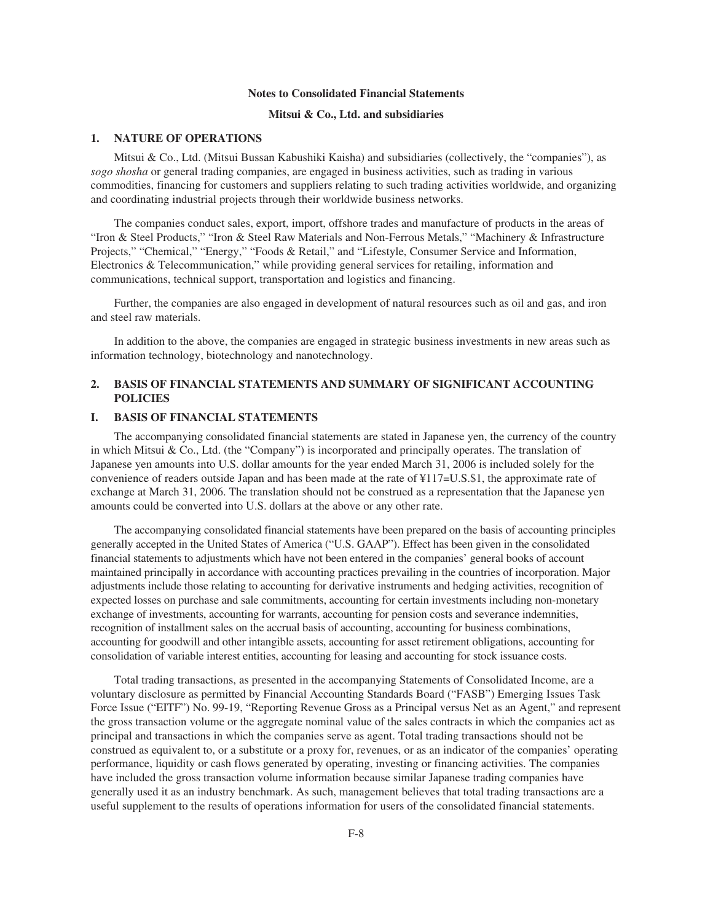# Notes to Consolidated Financial Statements

## Mitsui & Co., Ltd. and subsidiaries

## 1. NATURE OF OPERATIONS

Mitsui & Co., Ltd. (Mitsui Bussan Kabushiki Kaisha) and subsidiaries (collectively, the "companies"), as *sogo shosha* or general trading companies, are engaged in business activities, such as trading in various commodities, financing for customers and suppliers relating to such trading activities worldwide, and organizing and coordinating industrial projects through their worldwide business networks.

The companies conduct sales, export, import, offshore trades and manufacture of products in the areas of "Iron & Steel Products," "Iron & Steel Raw Materials and Non-Ferrous Metals," "Machinery & Infrastructure Projects," "Chemical," "Energy," "Foods & Retail," and "Lifestyle, Consumer Service and Information, Electronics & Telecommunication," while providing general services for retailing, information and communications, technical support, transportation and logistics and financing.

Further, the companies are also engaged in development of natural resources such as oil and gas, and iron and steel raw materials.

In addition to the above, the companies are engaged in strategic business investments in new areas such as information technology, biotechnology and nanotechnology.

## 2. BASIS OF FINANCIAL STATEMENTS AND SUMMARY OF SIGNIFICANT ACCOUNTING POLICIES

### I. BASIS OF FINANCIAL STATEMENTS

The accompanying consolidated financial statements are stated in Japanese yen, the currency of the country in which Mitsui & Co., Ltd. (the "Company") is incorporated and principally operates. The translation of Japanese yen amounts into U.S. dollar amounts for the year ended March 31, 2006 is included solely for the convenience of readers outside Japan and has been made at the rate of ¥117=U.S.$1, the approximate rate of exchange at March 31, 2006. The translation should not be construed as a representation that the Japanese yen amounts could be converted into U.S. dollars at the above or any other rate.

The accompanying consolidated financial statements have been prepared on the basis of accounting principles generally accepted in the United States of America ("U.S. GAAP"). Effect has been given in the consolidated financial statements to adjustments which have not been entered in the companies' general books of account maintained principally in accordance with accounting practices prevailing in the countries of incorporation. Major adjustments include those relating to accounting for derivative instruments and hedging activities, recognition of expected losses on purchase and sale commitments, accounting for certain investments including non-monetary exchange of investments, accounting for warrants, accounting for pension costs and severance indemnities, recognition of installment sales on the accrual basis of accounting, accounting for business combinations, accounting for goodwill and other intangible assets, accounting for asset retirement obligations, accounting for consolidation of variable interest entities, accounting for leasing and accounting for stock issuance costs.

Total trading transactions, as presented in the accompanying Statements of Consolidated Income, are a voluntary disclosure as permitted by Financial Accounting Standards Board ("FASB") Emerging Issues Task Force Issue ("EITF") No. 99-19, "Reporting Revenue Gross as a Principal versus Net as an Agent," and represent the gross transaction volume or the aggregate nominal value of the sales contracts in which the companies act as principal and transactions in which the companies serve as agent. Total trading transactions should not be construed as equivalent to, or a substitute or a proxy for, revenues, or as an indicator of the companies' operating performance, liquidity or cash flows generated by operating, investing or financing activities. The companies have included the gross transaction volume information because similar Japanese trading companies have generally used it as an industry benchmark. As such, management believes that total trading transactions are a useful supplement to the results of operations information for users of the consolidated financial statements.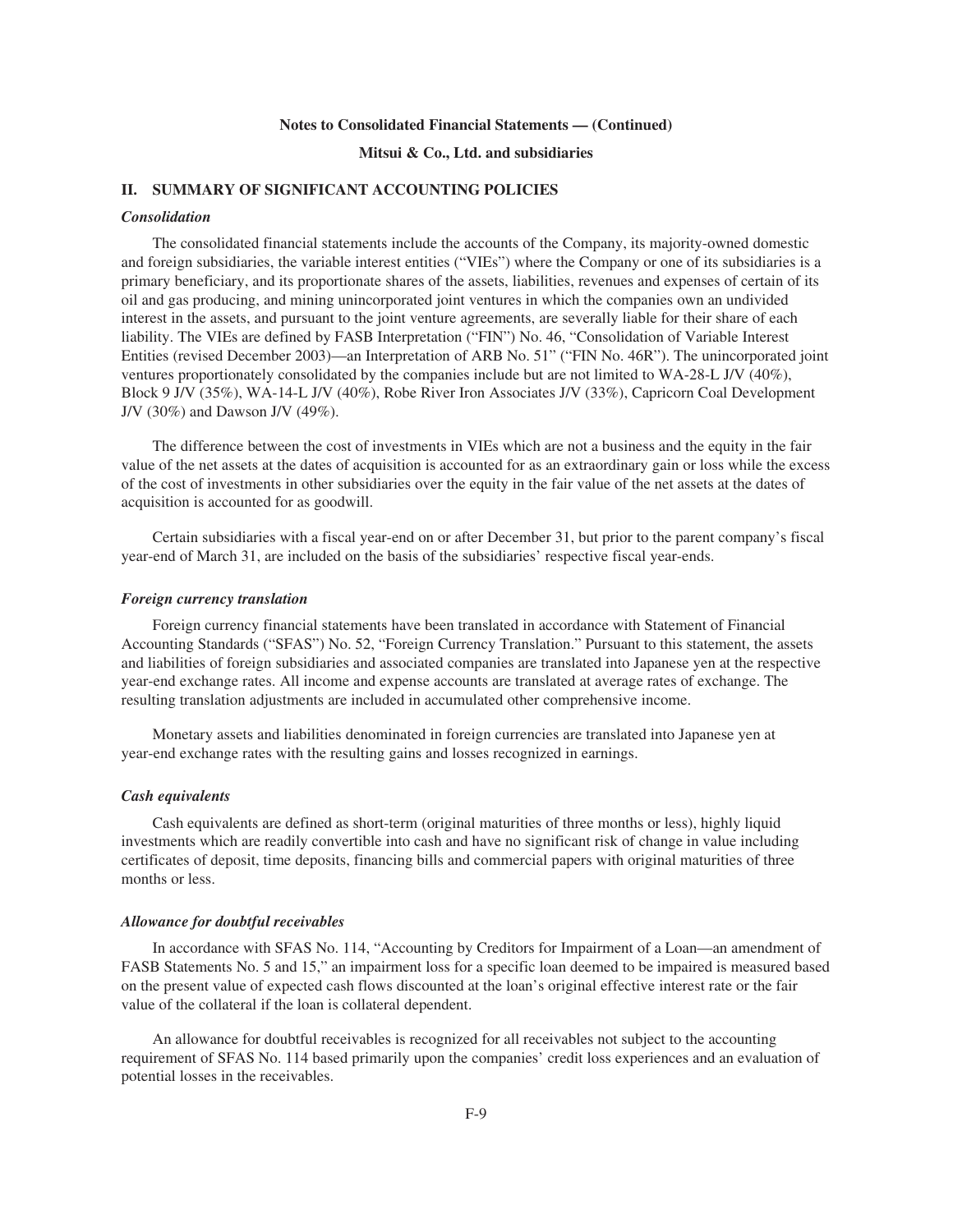## II. SUMMARY OF SIGNIFICANT ACCOUNTING POLICIES

### *Consolidation*

The consolidated financial statements include the accounts of the Company, its majority-owned domestic and foreign subsidiaries, the variable interest entities ("VIEs") where the Company or one of its subsidiaries is a primary beneficiary, and its proportionate shares of the assets, liabilities, revenues and expenses of certain of its oil and gas producing, and mining unincorporated joint ventures in which the companies own an undivided interest in the assets, and pursuant to the joint venture agreements, are severally liable for their share of each liability. The VIEs are defined by FASB Interpretation ("FIN") No. 46, "Consolidation of Variable Interest Entities (revised December 2003)—an Interpretation of ARB No. 51" ("FIN No. 46R"). The unincorporated joint ventures proportionately consolidated by the companies include but are not limited to WA-28-L J/V (40%), Block 9 J/V (35%), WA-14-L J/V (40%), Robe River Iron Associates J/V (33%), Capricorn Coal Development J/V (30%) and Dawson J/V (49%).

The difference between the cost of investments in VIEs which are not a business and the equity in the fair value of the net assets at the dates of acquisition is accounted for as an extraordinary gain or loss while the excess of the cost of investments in other subsidiaries over the equity in the fair value of the net assets at the dates of acquisition is accounted for as goodwill.

Certain subsidiaries with a fiscal year-end on or after December 31, but prior to the parent company's fiscal year-end of March 31, are included on the basis of the subsidiaries' respective fiscal year-ends.

### *Foreign currency translation*

Foreign currency financial statements have been translated in accordance with Statement of Financial Accounting Standards ("SFAS") No. 52, "Foreign Currency Translation." Pursuant to this statement, the assets and liabilities of foreign subsidiaries and associated companies are translated into Japanese yen at the respective year-end exchange rates. All income and expense accounts are translated at average rates of exchange. The resulting translation adjustments are included in accumulated other comprehensive income.

Monetary assets and liabilities denominated in foreign currencies are translated into Japanese yen at year-end exchange rates with the resulting gains and losses recognized in earnings.

### *Cash equivalents*

Cash equivalents are defined as short-term (original maturities of three months or less), highly liquid investments which are readily convertible into cash and have no significant risk of change in value including certificates of deposit, time deposits, financing bills and commercial papers with original maturities of three months or less.

### *Allowance for doubtful receivables*

In accordance with SFAS No. 114, "Accounting by Creditors for Impairment of a Loan—an amendment of FASB Statements No. 5 and 15," an impairment loss for a specific loan deemed to be impaired is measured based on the present value of expected cash flows discounted at the loan's original effective interest rate or the fair value of the collateral if the loan is collateral dependent.

An allowance for doubtful receivables is recognized for all receivables not subject to the accounting requirement of SFAS No. 114 based primarily upon the companies' credit loss experiences and an evaluation of potential losses in the receivables.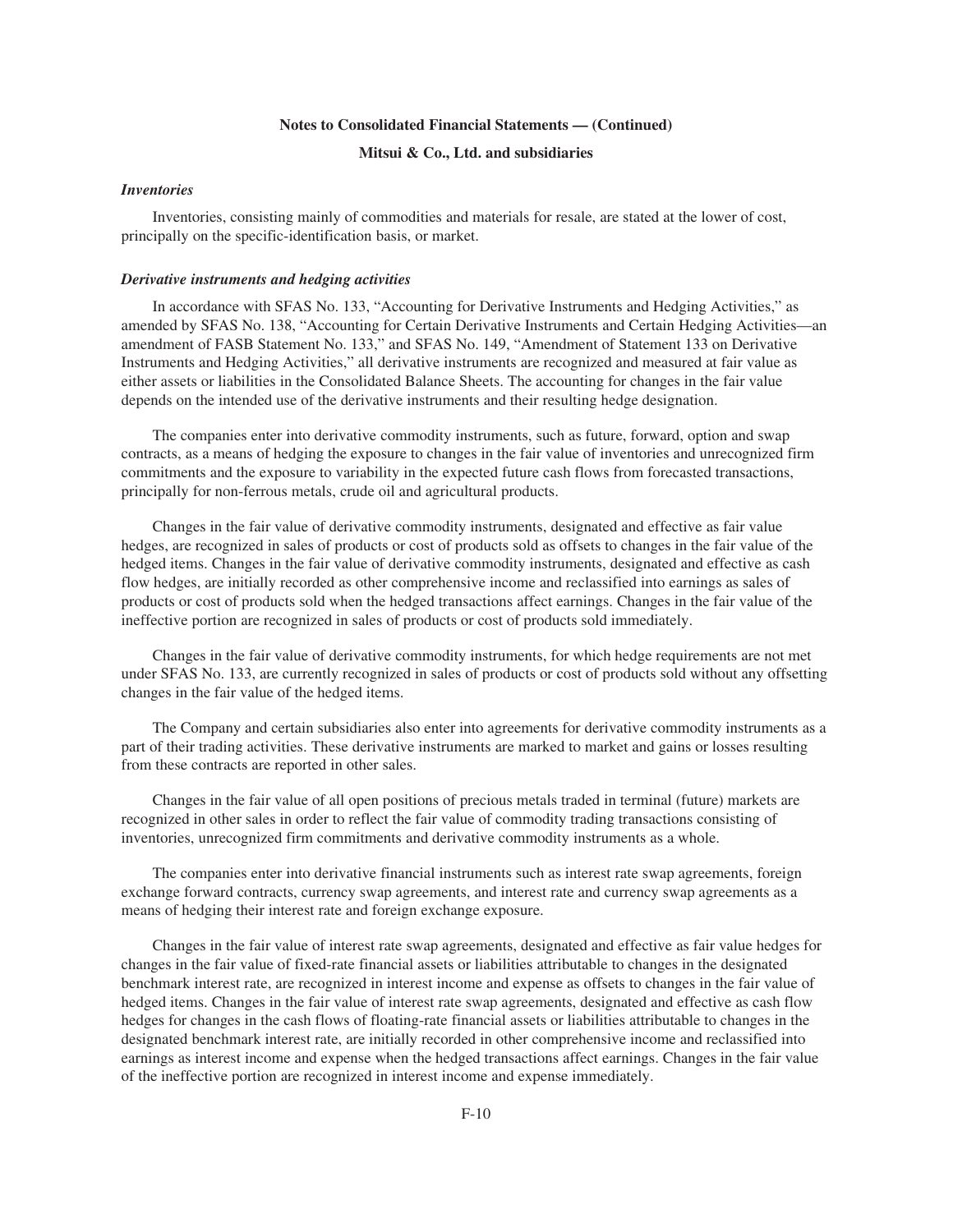**Notes to Consolidated Financial Statements — (Continued)**

**Mitsui & Co., Ltd. and subsidiaries**

***Inventories***

Inventories, consisting mainly of commodities and materials for resale, are stated at the lower of cost, principally on the specific-identification basis, or market.

***Derivative instruments and hedging activities***

In accordance with SFAS No. 133, "Accounting for Derivative Instruments and Hedging Activities," as amended by SFAS No. 138, "Accounting for Certain Derivative Instruments and Certain Hedging Activities—an amendment of FASB Statement No. 133," and SFAS No. 149, "Amendment of Statement 133 on Derivative Instruments and Hedging Activities," all derivative instruments are recognized and measured at fair value as either assets or liabilities in the Consolidated Balance Sheets. The accounting for changes in the fair value depends on the intended use of the derivative instruments and their resulting hedge designation.

The companies enter into derivative commodity instruments, such as future, forward, option and swap contracts, as a means of hedging the exposure to changes in the fair value of inventories and unrecognized firm commitments and the exposure to variability in the expected future cash flows from forecasted transactions, principally for non-ferrous metals, crude oil and agricultural products.

Changes in the fair value of derivative commodity instruments, designated and effective as fair value hedges, are recognized in sales of products or cost of products sold as offsets to changes in the fair value of the hedged items. Changes in the fair value of derivative commodity instruments, designated and effective as cash flow hedges, are initially recorded as other comprehensive income and reclassified into earnings as sales of products or cost of products sold when the hedged transactions affect earnings. Changes in the fair value of the ineffective portion are recognized in sales of products or cost of products sold immediately.

Changes in the fair value of derivative commodity instruments, for which hedge requirements are not met under SFAS No. 133, are currently recognized in sales of products or cost of products sold without any offsetting changes in the fair value of the hedged items.

The Company and certain subsidiaries also enter into agreements for derivative commodity instruments as a part of their trading activities. These derivative instruments are marked to market and gains or losses resulting from these contracts are reported in other sales.

Changes in the fair value of all open positions of precious metals traded in terminal (future) markets are recognized in other sales in order to reflect the fair value of commodity trading transactions consisting of inventories, unrecognized firm commitments and derivative commodity instruments as a whole.

The companies enter into derivative financial instruments such as interest rate swap agreements, foreign exchange forward contracts, currency swap agreements, and interest rate and currency swap agreements as a means of hedging their interest rate and foreign exchange exposure.

Changes in the fair value of interest rate swap agreements, designated and effective as fair value hedges for changes in the fair value of fixed-rate financial assets or liabilities attributable to changes in the designated benchmark interest rate, are recognized in interest income and expense as offsets to changes in the fair value of hedged items. Changes in the fair value of interest rate swap agreements, designated and effective as cash flow hedges for changes in the cash flows of floating-rate financial assets or liabilities attributable to changes in the designated benchmark interest rate, are initially recorded in other comprehensive income and reclassified into earnings as interest income and expense when the hedged transactions affect earnings. Changes in the fair value of the ineffective portion are recognized in interest income and expense immediately.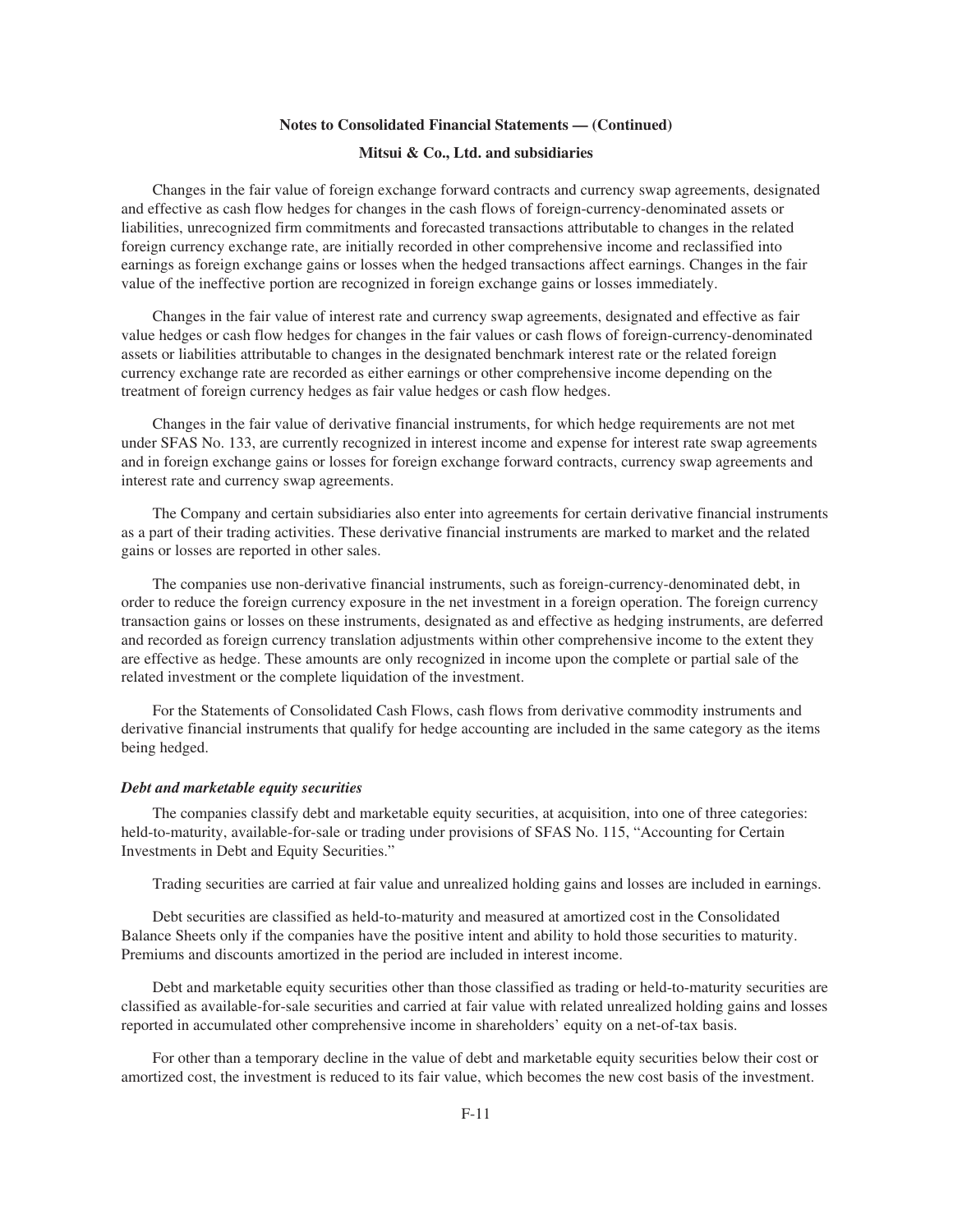Changes in the fair value of foreign exchange forward contracts and currency swap agreements, designated and effective as cash flow hedges for changes in the cash flows of foreign-currency-denominated assets or liabilities, unrecognized firm commitments and forecasted transactions attributable to changes in the related foreign currency exchange rate, are initially recorded in other comprehensive income and reclassified into earnings as foreign exchange gains or losses when the hedged transactions affect earnings. Changes in the fair value of the ineffective portion are recognized in foreign exchange gains or losses immediately.

Changes in the fair value of interest rate and currency swap agreements, designated and effective as fair value hedges or cash flow hedges for changes in the fair values or cash flows of foreign-currency-denominated assets or liabilities attributable to changes in the designated benchmark interest rate or the related foreign currency exchange rate are recorded as either earnings or other comprehensive income depending on the treatment of foreign currency hedges as fair value hedges or cash flow hedges.

Changes in the fair value of derivative financial instruments, for which hedge requirements are not met under SFAS No. 133, are currently recognized in interest income and expense for interest rate swap agreements and in foreign exchange gains or losses for foreign exchange forward contracts, currency swap agreements and interest rate and currency swap agreements.

The Company and certain subsidiaries also enter into agreements for certain derivative financial instruments as a part of their trading activities. These derivative financial instruments are marked to market and the related gains or losses are reported in other sales.

The companies use non-derivative financial instruments, such as foreign-currency-denominated debt, in order to reduce the foreign currency exposure in the net investment in a foreign operation. The foreign currency transaction gains or losses on these instruments, designated as and effective as hedging instruments, are deferred and recorded as foreign currency translation adjustments within other comprehensive income to the extent they are effective as hedge. These amounts are only recognized in income upon the complete or partial sale of the related investment or the complete liquidation of the investment.

For the Statements of Consolidated Cash Flows, cash flows from derivative commodity instruments and derivative financial instruments that qualify for hedge accounting are included in the same category as the items being hedged.

***Debt and marketable equity securities***

The companies classify debt and marketable equity securities, at acquisition, into one of three categories: held-to-maturity, available-for-sale or trading under provisions of SFAS No. 115, "Accounting for Certain Investments in Debt and Equity Securities."

Trading securities are carried at fair value and unrealized holding gains and losses are included in earnings.

Debt securities are classified as held-to-maturity and measured at amortized cost in the Consolidated Balance Sheets only if the companies have the positive intent and ability to hold those securities to maturity. Premiums and discounts amortized in the period are included in interest income.

Debt and marketable equity securities other than those classified as trading or held-to-maturity securities are classified as available-for-sale securities and carried at fair value with related unrealized holding gains and losses reported in accumulated other comprehensive income in shareholders' equity on a net-of-tax basis.

For other than a temporary decline in the value of debt and marketable equity securities below their cost or amortized cost, the investment is reduced to its fair value, which becomes the new cost basis of the investment.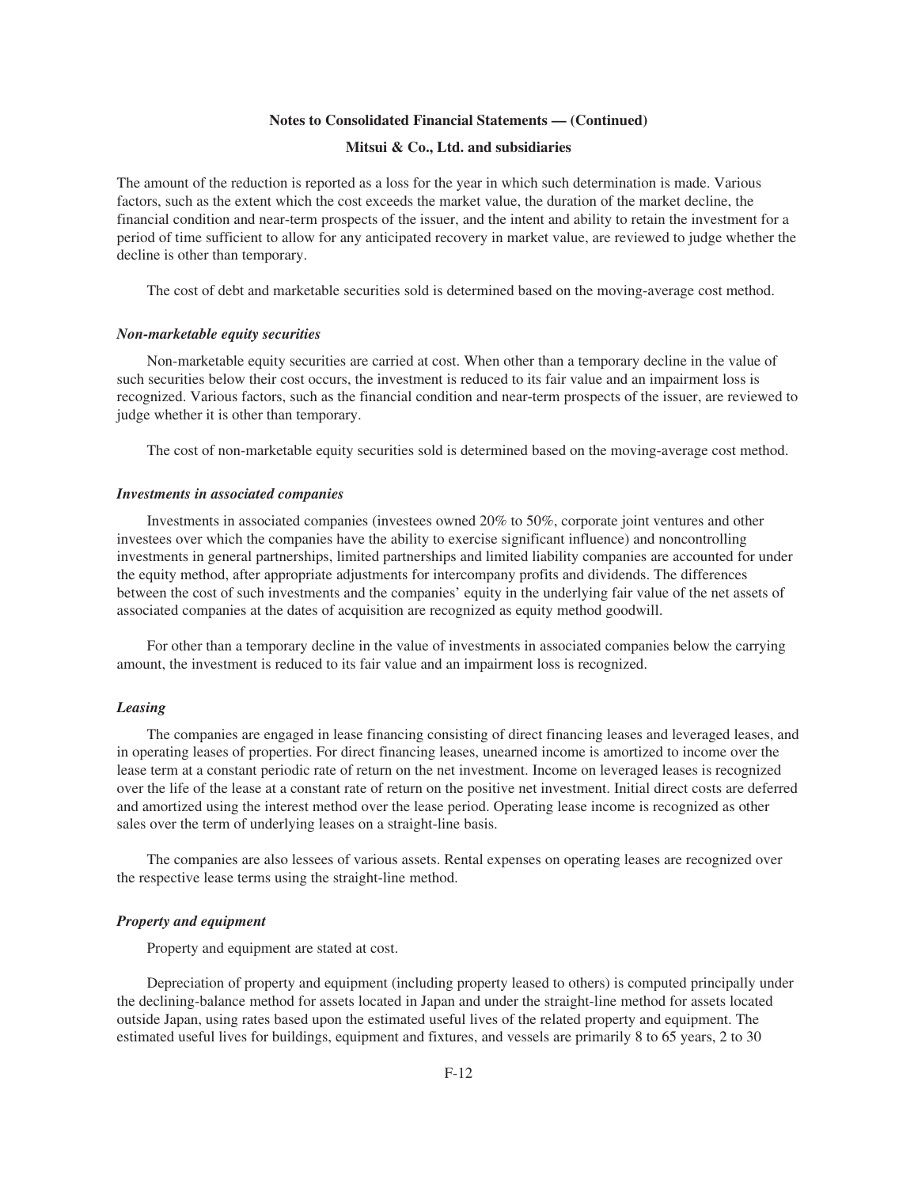The amount of the reduction is reported as a loss for the year in which such determination is made. Various factors, such as the extent which the cost exceeds the market value, the duration of the market decline, the financial condition and near-term prospects of the issuer, and the intent and ability to retain the investment for a period of time sufficient to allow for any anticipated recovery in market value, are reviewed to judge whether the decline is other than temporary.

The cost of debt and marketable securities sold is determined based on the moving-average cost method.

***Non-marketable equity securities***

Non-marketable equity securities are carried at cost. When other than a temporary decline in the value of such securities below their cost occurs, the investment is reduced to its fair value and an impairment loss is recognized. Various factors, such as the financial condition and near-term prospects of the issuer, are reviewed to judge whether it is other than temporary.

The cost of non-marketable equity securities sold is determined based on the moving-average cost method.

***Investments in associated companies***

Investments in associated companies (investees owned 20% to 50%, corporate joint ventures and other investees over which the companies have the ability to exercise significant influence) and noncontrolling investments in general partnerships, limited partnerships and limited liability companies are accounted for under the equity method, after appropriate adjustments for intercompany profits and dividends. The differences between the cost of such investments and the companies' equity in the underlying fair value of the net assets of associated companies at the dates of acquisition are recognized as equity method goodwill.

For other than a temporary decline in the value of investments in associated companies below the carrying amount, the investment is reduced to its fair value and an impairment loss is recognized.

***Leasing***

The companies are engaged in lease financing consisting of direct financing leases and leveraged leases, and in operating leases of properties. For direct financing leases, unearned income is amortized to income over the lease term at a constant periodic rate of return on the net investment. Income on leveraged leases is recognized over the life of the lease at a constant rate of return on the positive net investment. Initial direct costs are deferred and amortized using the interest method over the lease period. Operating lease income is recognized as other sales over the term of underlying leases on a straight-line basis.

The companies are also lessees of various assets. Rental expenses on operating leases are recognized over the respective lease terms using the straight-line method.

***Property and equipment***

Property and equipment are stated at cost.

Depreciation of property and equipment (including property leased to others) is computed principally under the declining-balance method for assets located in Japan and under the straight-line method for assets located outside Japan, using rates based upon the estimated useful lives of the related property and equipment. The estimated useful lives for buildings, equipment and fixtures, and vessels are primarily 8 to 65 years, 2 to 30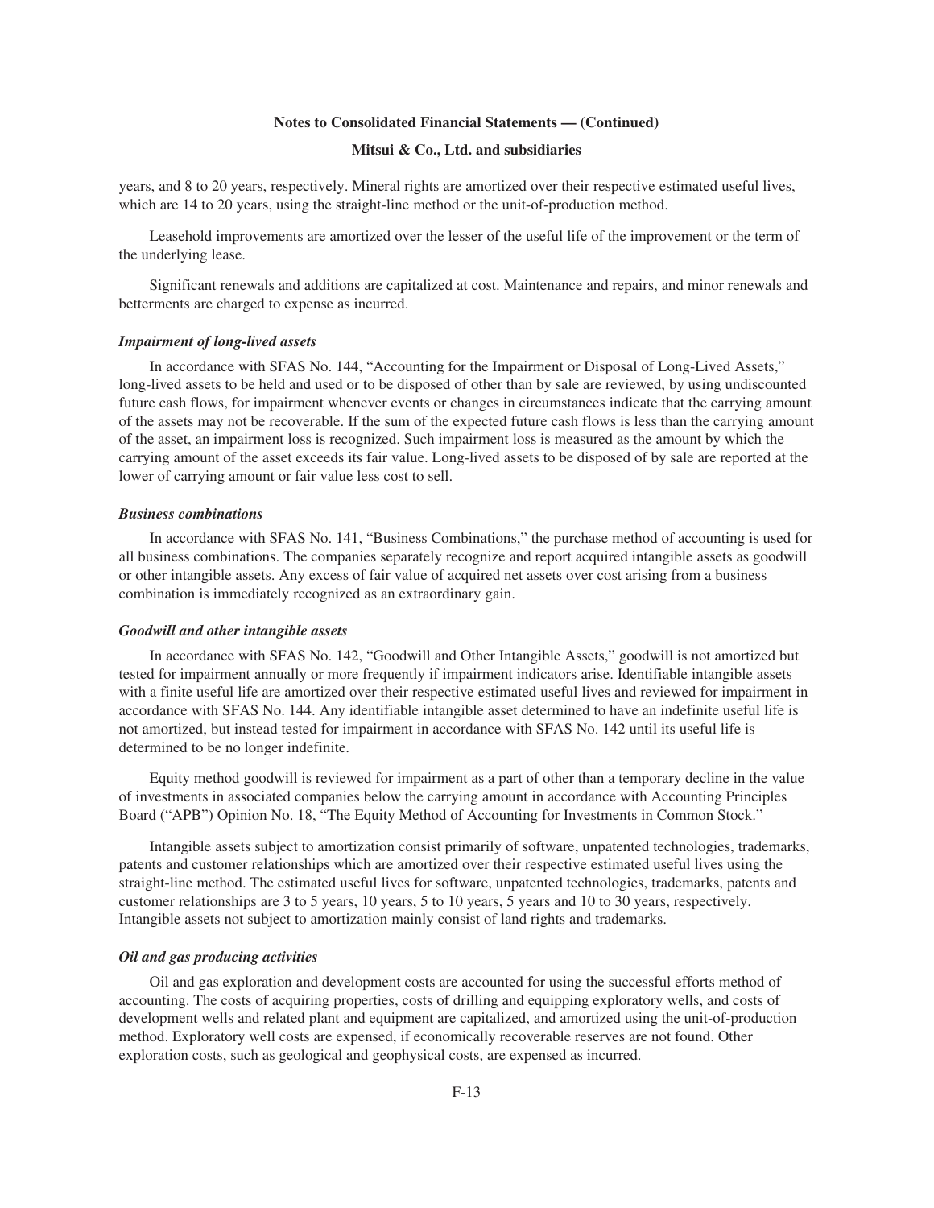years, and 8 to 20 years, respectively. Mineral rights are amortized over their respective estimated useful lives, which are 14 to 20 years, using the straight-line method or the unit-of-production method.

Leasehold improvements are amortized over the lesser of the useful life of the improvement or the term of the underlying lease.

Significant renewals and additions are capitalized at cost. Maintenance and repairs, and minor renewals and betterments are charged to expense as incurred.

#### *Impairment of long-lived assets*

In accordance with SFAS No. 144, "Accounting for the Impairment or Disposal of Long-Lived Assets," long-lived assets to be held and used or to be disposed of other than by sale are reviewed, by using undiscounted future cash flows, for impairment whenever events or changes in circumstances indicate that the carrying amount of the assets may not be recoverable. If the sum of the expected future cash flows is less than the carrying amount of the asset, an impairment loss is recognized. Such impairment loss is measured as the amount by which the carrying amount of the asset exceeds its fair value. Long-lived assets to be disposed of by sale are reported at the lower of carrying amount or fair value less cost to sell.

#### *Business combinations*

In accordance with SFAS No. 141, "Business Combinations," the purchase method of accounting is used for all business combinations. The companies separately recognize and report acquired intangible assets as goodwill or other intangible assets. Any excess of fair value of acquired net assets over cost arising from a business combination is immediately recognized as an extraordinary gain.

#### *Goodwill and other intangible assets*

In accordance with SFAS No. 142, "Goodwill and Other Intangible Assets," goodwill is not amortized but tested for impairment annually or more frequently if impairment indicators arise. Identifiable intangible assets with a finite useful life are amortized over their respective estimated useful lives and reviewed for impairment in accordance with SFAS No. 144. Any identifiable intangible asset determined to have an indefinite useful life is not amortized, but instead tested for impairment in accordance with SFAS No. 142 until its useful life is determined to be no longer indefinite.

Equity method goodwill is reviewed for impairment as a part of other than a temporary decline in the value of investments in associated companies below the carrying amount in accordance with Accounting Principles Board ("APB") Opinion No. 18, "The Equity Method of Accounting for Investments in Common Stock."

Intangible assets subject to amortization consist primarily of software, unpatented technologies, trademarks, patents and customer relationships which are amortized over their respective estimated useful lives using the straight-line method. The estimated useful lives for software, unpatented technologies, trademarks, patents and customer relationships are 3 to 5 years, 10 years, 5 to 10 years, 5 years and 10 to 30 years, respectively. Intangible assets not subject to amortization mainly consist of land rights and trademarks.

#### *Oil and gas producing activities*

Oil and gas exploration and development costs are accounted for using the successful efforts method of accounting. The costs of acquiring properties, costs of drilling and equipping exploratory wells, and costs of development wells and related plant and equipment are capitalized, and amortized using the unit-of-production method. Exploratory well costs are expensed, if economically recoverable reserves are not found. Other exploration costs, such as geological and geophysical costs, are expensed as incurred.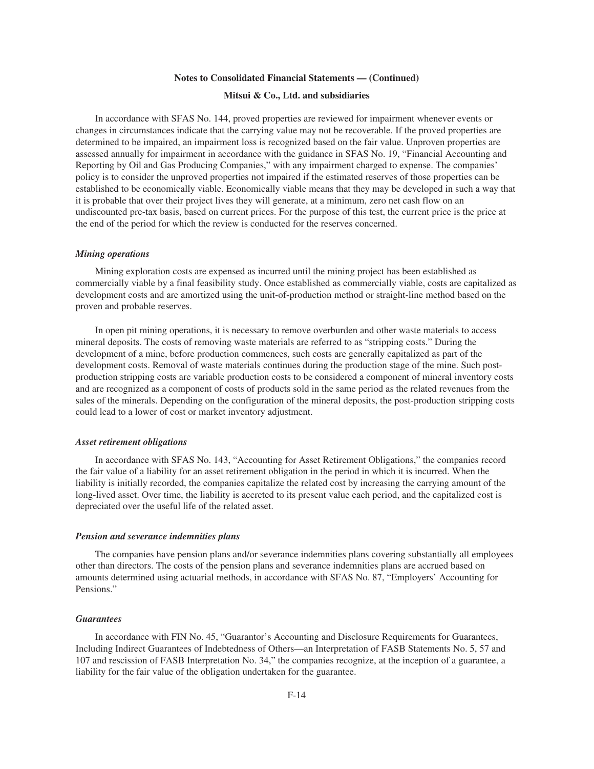In accordance with SFAS No. 144, proved properties are reviewed for impairment whenever events or changes in circumstances indicate that the carrying value may not be recoverable. If the proved properties are determined to be impaired, an impairment loss is recognized based on the fair value. Unproven properties are assessed annually for impairment in accordance with the guidance in SFAS No. 19, "Financial Accounting and Reporting by Oil and Gas Producing Companies," with any impairment charged to expense. The companies' policy is to consider the unproved properties not impaired if the estimated reserves of those properties can be established to be economically viable. Economically viable means that they may be developed in such a way that it is probable that over their project lives they will generate, at a minimum, zero net cash flow on an undiscounted pre-tax basis, based on current prices. For the purpose of this test, the current price is the price at the end of the period for which the review is conducted for the reserves concerned.

***Mining operations***

Mining exploration costs are expensed as incurred until the mining project has been established as commercially viable by a final feasibility study. Once established as commercially viable, costs are capitalized as development costs and are amortized using the unit-of-production method or straight-line method based on the proven and probable reserves.

In open pit mining operations, it is necessary to remove overburden and other waste materials to access mineral deposits. The costs of removing waste materials are referred to as "stripping costs." During the development of a mine, before production commences, such costs are generally capitalized as part of the development costs. Removal of waste materials continues during the production stage of the mine. Such post-production stripping costs are variable production costs to be considered a component of mineral inventory costs and are recognized as a component of costs of products sold in the same period as the related revenues from the sales of the minerals. Depending on the configuration of the mineral deposits, the post-production stripping costs could lead to a lower of cost or market inventory adjustment.

***Asset retirement obligations***

In accordance with SFAS No. 143, "Accounting for Asset Retirement Obligations," the companies record the fair value of a liability for an asset retirement obligation in the period in which it is incurred. When the liability is initially recorded, the companies capitalize the related cost by increasing the carrying amount of the long-lived asset. Over time, the liability is accreted to its present value each period, and the capitalized cost is depreciated over the useful life of the related asset.

***Pension and severance indemnities plans***

The companies have pension plans and/or severance indemnities plans covering substantially all employees other than directors. The costs of the pension plans and severance indemnities plans are accrued based on amounts determined using actuarial methods, in accordance with SFAS No. 87, "Employers' Accounting for Pensions."

***Guarantees***

In accordance with FIN No. 45, "Guarantor's Accounting and Disclosure Requirements for Guarantees, Including Indirect Guarantees of Indebtedness of Others—an Interpretation of FASB Statements No. 5, 57 and 107 and rescission of FASB Interpretation No. 34," the companies recognize, at the inception of a guarantee, a liability for the fair value of the obligation undertaken for the guarantee.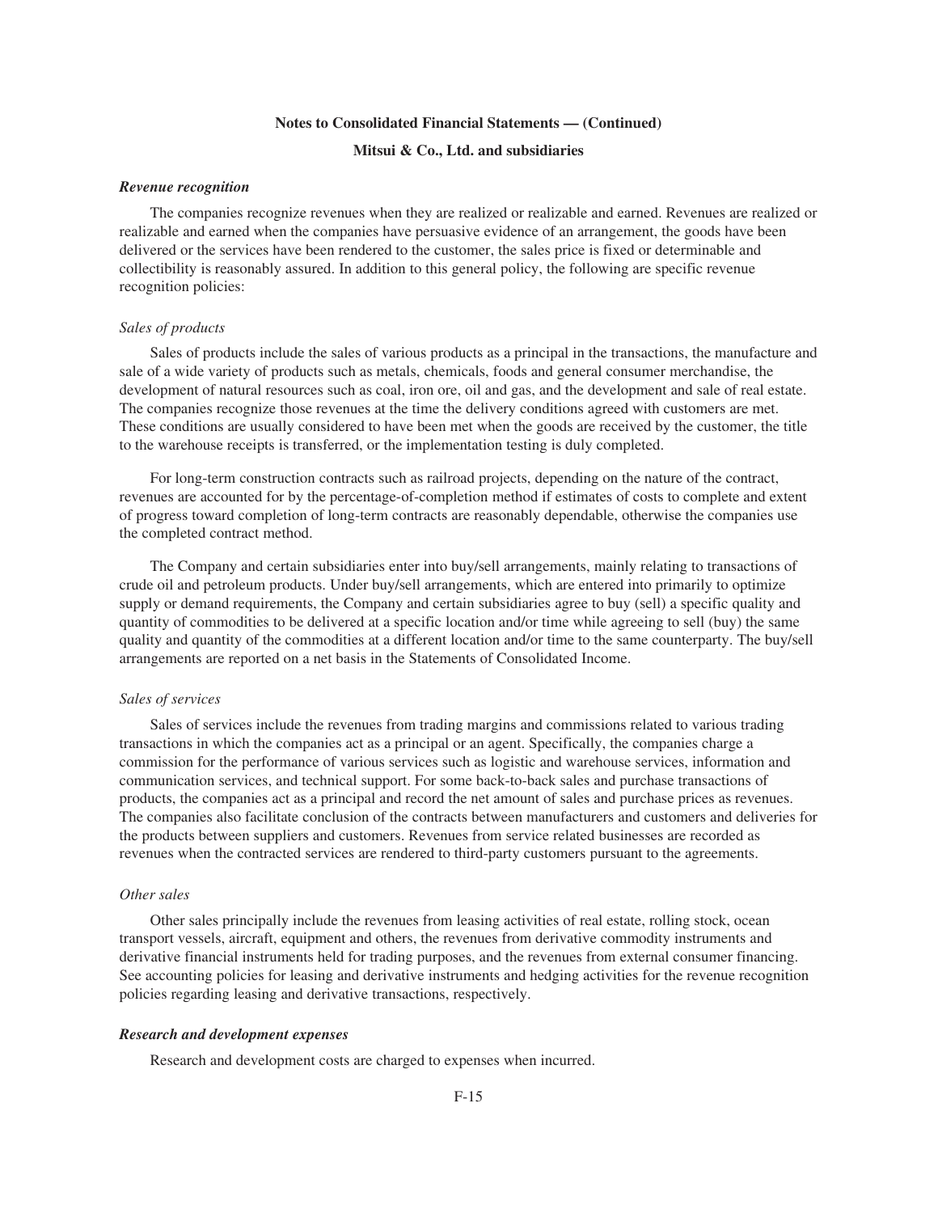**Notes to Consolidated Financial Statements — (Continued)**

**Mitsui & Co., Ltd. and subsidiaries**

***Revenue recognition***

The companies recognize revenues when they are realized or realizable and earned. Revenues are realized or realizable and earned when the companies have persuasive evidence of an arrangement, the goods have been delivered or the services have been rendered to the customer, the sales price is fixed or determinable and collectibility is reasonably assured. In addition to this general policy, the following are specific revenue recognition policies:

*Sales of products*

Sales of products include the sales of various products as a principal in the transactions, the manufacture and sale of a wide variety of products such as metals, chemicals, foods and general consumer merchandise, the development of natural resources such as coal, iron ore, oil and gas, and the development and sale of real estate. The companies recognize those revenues at the time the delivery conditions agreed with customers are met. These conditions are usually considered to have been met when the goods are received by the customer, the title to the warehouse receipts is transferred, or the implementation testing is duly completed.

For long-term construction contracts such as railroad projects, depending on the nature of the contract, revenues are accounted for by the percentage-of-completion method if estimates of costs to complete and extent of progress toward completion of long-term contracts are reasonably dependable, otherwise the companies use the completed contract method.

The Company and certain subsidiaries enter into buy/sell arrangements, mainly relating to transactions of crude oil and petroleum products. Under buy/sell arrangements, which are entered into primarily to optimize supply or demand requirements, the Company and certain subsidiaries agree to buy (sell) a specific quality and quantity of commodities to be delivered at a specific location and/or time while agreeing to sell (buy) the same quality and quantity of the commodities at a different location and/or time to the same counterparty. The buy/sell arrangements are reported on a net basis in the Statements of Consolidated Income.

*Sales of services*

Sales of services include the revenues from trading margins and commissions related to various trading transactions in which the companies act as a principal or an agent. Specifically, the companies charge a commission for the performance of various services such as logistic and warehouse services, information and communication services, and technical support. For some back-to-back sales and purchase transactions of products, the companies act as a principal and record the net amount of sales and purchase prices as revenues. The companies also facilitate conclusion of the contracts between manufacturers and customers and deliveries for the products between suppliers and customers. Revenues from service related businesses are recorded as revenues when the contracted services are rendered to third-party customers pursuant to the agreements.

*Other sales*

Other sales principally include the revenues from leasing activities of real estate, rolling stock, ocean transport vessels, aircraft, equipment and others, the revenues from derivative commodity instruments and derivative financial instruments held for trading purposes, and the revenues from external consumer financing. See accounting policies for leasing and derivative instruments and hedging activities for the revenue recognition policies regarding leasing and derivative transactions, respectively.

***Research and development expenses***

Research and development costs are charged to expenses when incurred.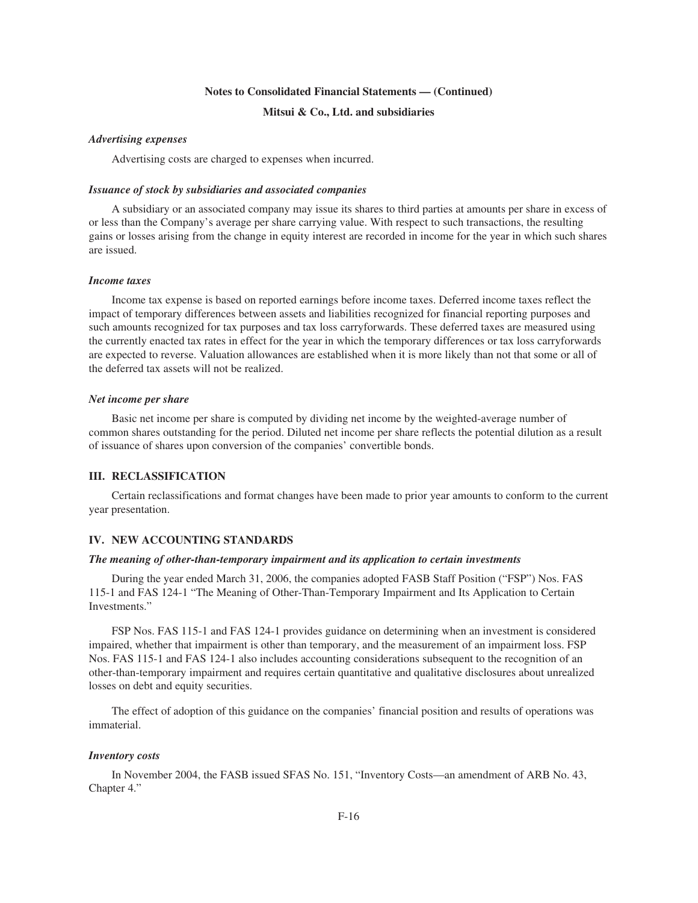***Advertising expenses***

Advertising costs are charged to expenses when incurred.

***Issuance of stock by subsidiaries and associated companies***

A subsidiary or an associated company may issue its shares to third parties at amounts per share in excess of or less than the Company's average per share carrying value. With respect to such transactions, the resulting gains or losses arising from the change in equity interest are recorded in income for the year in which such shares are issued.

***Income taxes***

Income tax expense is based on reported earnings before income taxes. Deferred income taxes reflect the impact of temporary differences between assets and liabilities recognized for financial reporting purposes and such amounts recognized for tax purposes and tax loss carryforwards. These deferred taxes are measured using the currently enacted tax rates in effect for the year in which the temporary differences or tax loss carryforwards are expected to reverse. Valuation allowances are established when it is more likely than not that some or all of the deferred tax assets will not be realized.

***Net income per share***

Basic net income per share is computed by dividing net income by the weighted-average number of common shares outstanding for the period. Diluted net income per share reflects the potential dilution as a result of issuance of shares upon conversion of the companies' convertible bonds.

## III. RECLASSIFICATION

Certain reclassifications and format changes have been made to prior year amounts to conform to the current year presentation.

## IV. NEW ACCOUNTING STANDARDS

***The meaning of other-than-temporary impairment and its application to certain investments***

During the year ended March 31, 2006, the companies adopted FASB Staff Position ("FSP") Nos. FAS 115-1 and FAS 124-1 "The Meaning of Other-Than-Temporary Impairment and Its Application to Certain Investments."

FSP Nos. FAS 115-1 and FAS 124-1 provides guidance on determining when an investment is considered impaired, whether that impairment is other than temporary, and the measurement of an impairment loss. FSP Nos. FAS 115-1 and FAS 124-1 also includes accounting considerations subsequent to the recognition of an other-than-temporary impairment and requires certain quantitative and qualitative disclosures about unrealized losses on debt and equity securities.

The effect of adoption of this guidance on the companies' financial position and results of operations was immaterial.

***Inventory costs***

In November 2004, the FASB issued SFAS No. 151, "Inventory Costs—an amendment of ARB No. 43, Chapter 4."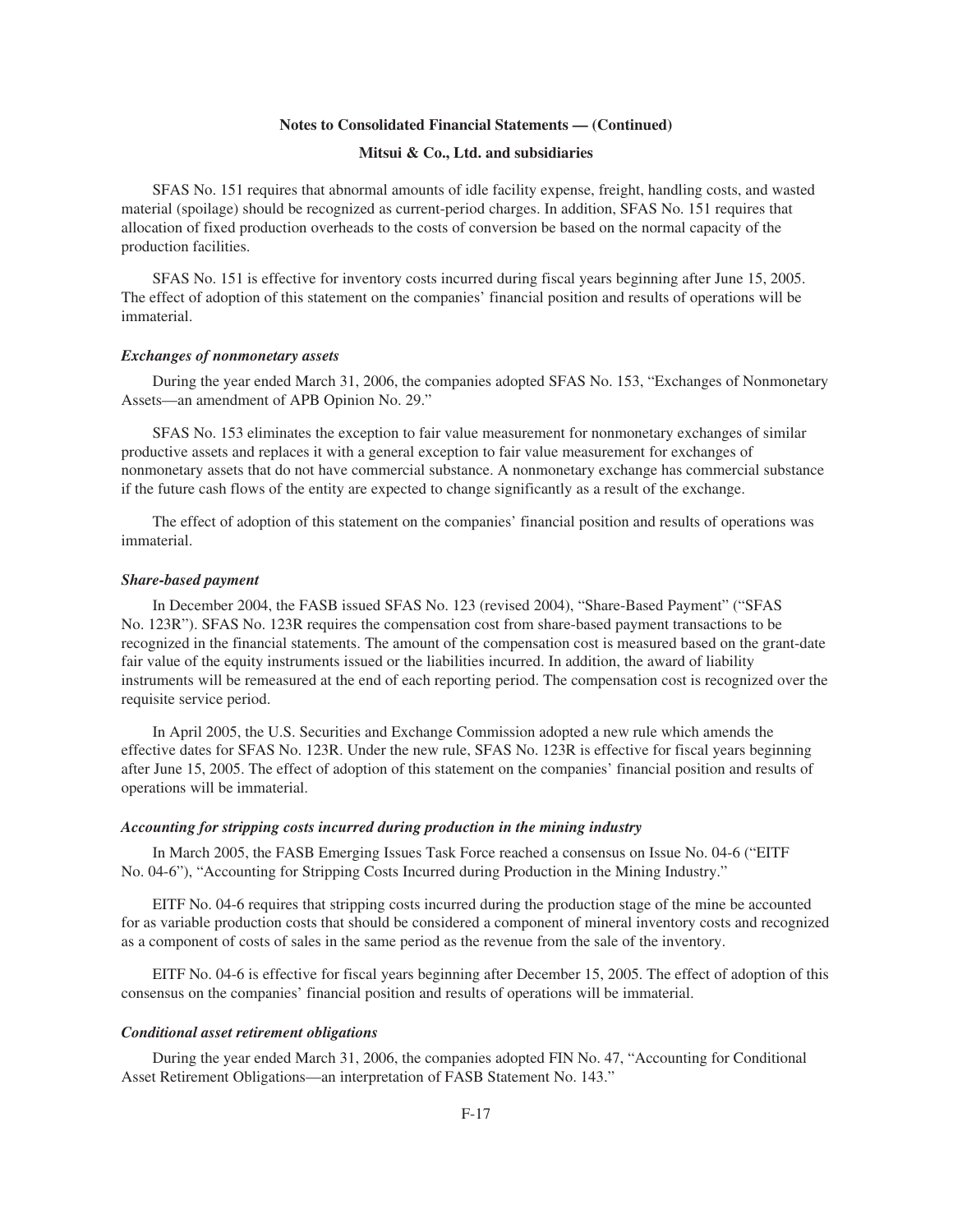SFAS No. 151 requires that abnormal amounts of idle facility expense, freight, handling costs, and wasted material (spoilage) should be recognized as current-period charges. In addition, SFAS No. 151 requires that allocation of fixed production overheads to the costs of conversion be based on the normal capacity of the production facilities.

SFAS No. 151 is effective for inventory costs incurred during fiscal years beginning after June 15, 2005. The effect of adoption of this statement on the companies' financial position and results of operations will be immaterial.

***Exchanges of nonmonetary assets***

During the year ended March 31, 2006, the companies adopted SFAS No. 153, "Exchanges of Nonmonetary Assets—an amendment of APB Opinion No. 29."

SFAS No. 153 eliminates the exception to fair value measurement for nonmonetary exchanges of similar productive assets and replaces it with a general exception to fair value measurement for exchanges of nonmonetary assets that do not have commercial substance. A nonmonetary exchange has commercial substance if the future cash flows of the entity are expected to change significantly as a result of the exchange.

The effect of adoption of this statement on the companies' financial position and results of operations was immaterial.

***Share-based payment***

In December 2004, the FASB issued SFAS No. 123 (revised 2004), "Share-Based Payment" ("SFAS No. 123R"). SFAS No. 123R requires the compensation cost from share-based payment transactions to be recognized in the financial statements. The amount of the compensation cost is measured based on the grant-date fair value of the equity instruments issued or the liabilities incurred. In addition, the award of liability instruments will be remeasured at the end of each reporting period. The compensation cost is recognized over the requisite service period.

In April 2005, the U.S. Securities and Exchange Commission adopted a new rule which amends the effective dates for SFAS No. 123R. Under the new rule, SFAS No. 123R is effective for fiscal years beginning after June 15, 2005. The effect of adoption of this statement on the companies' financial position and results of operations will be immaterial.

***Accounting for stripping costs incurred during production in the mining industry***

In March 2005, the FASB Emerging Issues Task Force reached a consensus on Issue No. 04-6 ("EITF No. 04-6"), "Accounting for Stripping Costs Incurred during Production in the Mining Industry."

EITF No. 04-6 requires that stripping costs incurred during the production stage of the mine be accounted for as variable production costs that should be considered a component of mineral inventory costs and recognized as a component of costs of sales in the same period as the revenue from the sale of the inventory.

EITF No. 04-6 is effective for fiscal years beginning after December 15, 2005. The effect of adoption of this consensus on the companies' financial position and results of operations will be immaterial.

***Conditional asset retirement obligations***

During the year ended March 31, 2006, the companies adopted FIN No. 47, "Accounting for Conditional Asset Retirement Obligations—an interpretation of FASB Statement No. 143."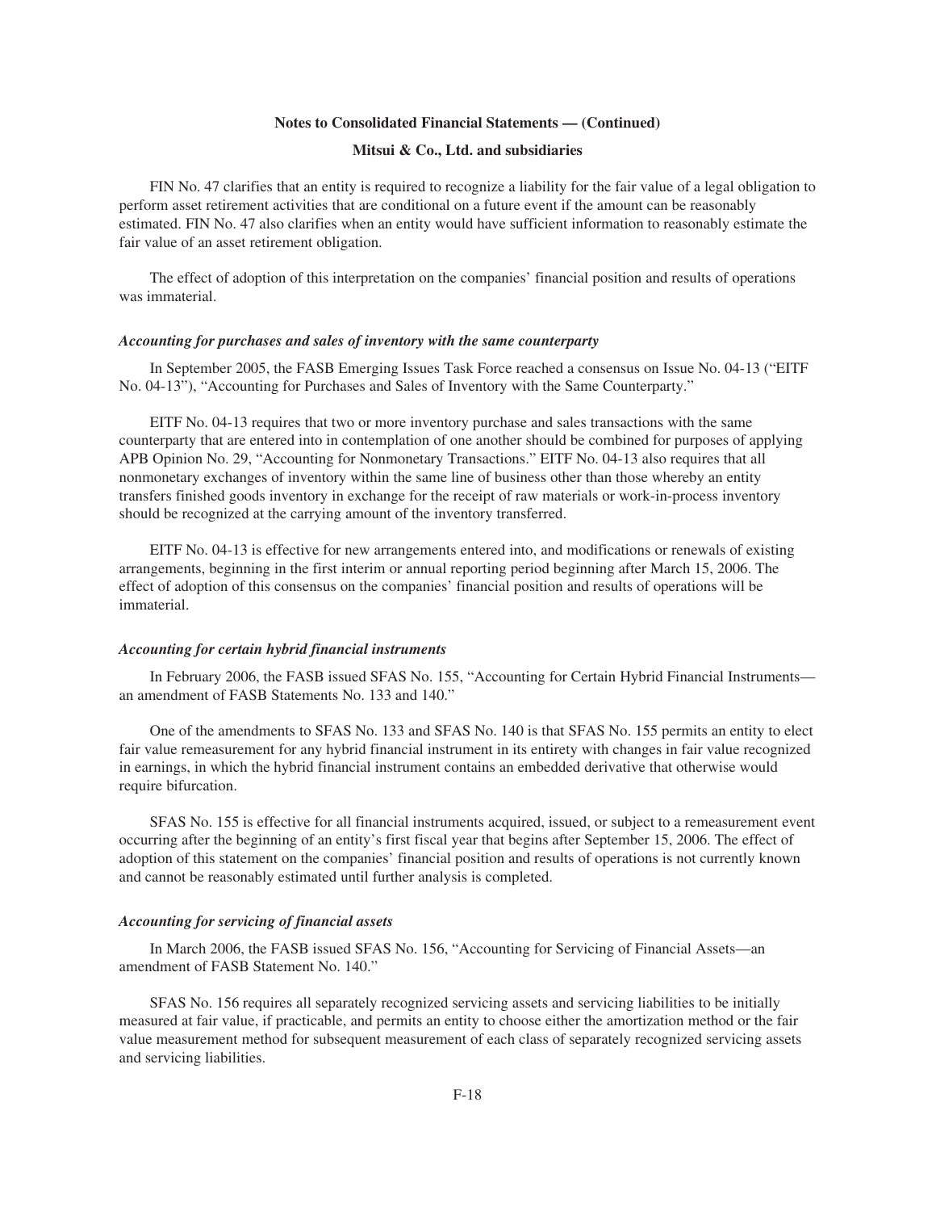FIN No. 47 clarifies that an entity is required to recognize a liability for the fair value of a legal obligation to perform asset retirement activities that are conditional on a future event if the amount can be reasonably estimated. FIN No. 47 also clarifies when an entity would have sufficient information to reasonably estimate the fair value of an asset retirement obligation.

The effect of adoption of this interpretation on the companies' financial position and results of operations was immaterial.

### *Accounting for purchases and sales of inventory with the same counterparty*

In September 2005, the FASB Emerging Issues Task Force reached a consensus on Issue No. 04-13 ("EITF No. 04-13"), "Accounting for Purchases and Sales of Inventory with the Same Counterparty."

EITF No. 04-13 requires that two or more inventory purchase and sales transactions with the same counterparty that are entered into in contemplation of one another should be combined for purposes of applying APB Opinion No. 29, "Accounting for Nonmonetary Transactions." EITF No. 04-13 also requires that all nonmonetary exchanges of inventory within the same line of business other than those whereby an entity transfers finished goods inventory in exchange for the receipt of raw materials or work-in-process inventory should be recognized at the carrying amount of the inventory transferred.

EITF No. 04-13 is effective for new arrangements entered into, and modifications or renewals of existing arrangements, beginning in the first interim or annual reporting period beginning after March 15, 2006. The effect of adoption of this consensus on the companies' financial position and results of operations will be immaterial.

### *Accounting for certain hybrid financial instruments*

In February 2006, the FASB issued SFAS No. 155, "Accounting for Certain Hybrid Financial Instruments—an amendment of FASB Statements No. 133 and 140."

One of the amendments to SFAS No. 133 and SFAS No. 140 is that SFAS No. 155 permits an entity to elect fair value remeasurement for any hybrid financial instrument in its entirety with changes in fair value recognized in earnings, in which the hybrid financial instrument contains an embedded derivative that otherwise would require bifurcation.

SFAS No. 155 is effective for all financial instruments acquired, issued, or subject to a remeasurement event occurring after the beginning of an entity's first fiscal year that begins after September 15, 2006. The effect of adoption of this statement on the companies' financial position and results of operations is not currently known and cannot be reasonably estimated until further analysis is completed.

### *Accounting for servicing of financial assets*

In March 2006, the FASB issued SFAS No. 156, "Accounting for Servicing of Financial Assets—an amendment of FASB Statement No. 140."

SFAS No. 156 requires all separately recognized servicing assets and servicing liabilities to be initially measured at fair value, if practicable, and permits an entity to choose either the amortization method or the fair value measurement method for subsequent measurement of each class of separately recognized servicing assets and servicing liabilities.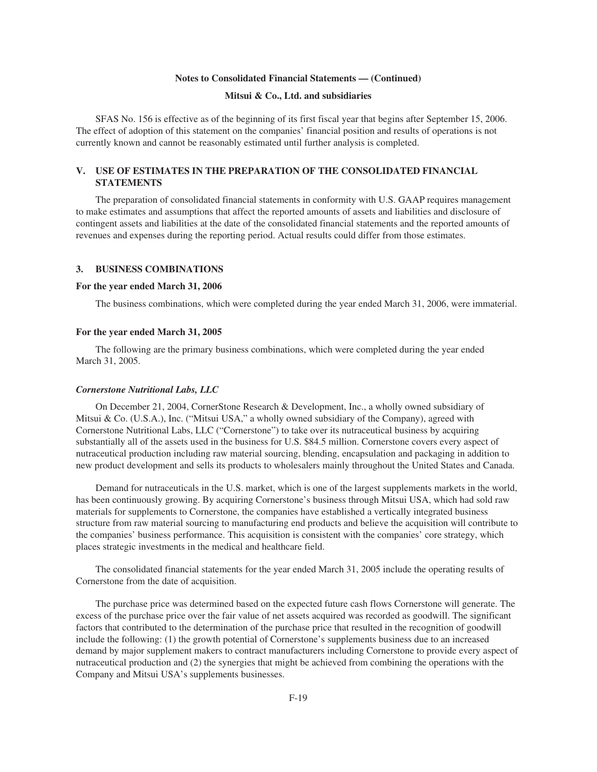SFAS No. 156 is effective as of the beginning of its first fiscal year that begins after September 15, 2006. The effect of adoption of this statement on the companies' financial position and results of operations is not currently known and cannot be reasonably estimated until further analysis is completed.

## V. USE OF ESTIMATES IN THE PREPARATION OF THE CONSOLIDATED FINANCIAL STATEMENTS

The preparation of consolidated financial statements in conformity with U.S. GAAP requires management to make estimates and assumptions that affect the reported amounts of assets and liabilities and disclosure of contingent assets and liabilities at the date of the consolidated financial statements and the reported amounts of revenues and expenses during the reporting period. Actual results could differ from those estimates.

## 3. BUSINESS COMBINATIONS

### For the year ended March 31, 2006

The business combinations, which were completed during the year ended March 31, 2006, were immaterial.

### For the year ended March 31, 2005

The following are the primary business combinations, which were completed during the year ended March 31, 2005.

#### *Cornerstone Nutritional Labs, LLC*

On December 21, 2004, CornerStone Research & Development, Inc., a wholly owned subsidiary of Mitsui & Co. (U.S.A.), Inc. ("Mitsui USA," a wholly owned subsidiary of the Company), agreed with Cornerstone Nutritional Labs, LLC ("Cornerstone") to take over its nutraceutical business by acquiring substantially all of the assets used in the business for U.S. $84.5 million. Cornerstone covers every aspect of nutraceutical production including raw material sourcing, blending, encapsulation and packaging in addition to new product development and sells its products to wholesalers mainly throughout the United States and Canada.

Demand for nutraceuticals in the U.S. market, which is one of the largest supplements markets in the world, has been continuously growing. By acquiring Cornerstone's business through Mitsui USA, which had sold raw materials for supplements to Cornerstone, the companies have established a vertically integrated business structure from raw material sourcing to manufacturing end products and believe the acquisition will contribute to the companies' business performance. This acquisition is consistent with the companies' core strategy, which places strategic investments in the medical and healthcare field.

The consolidated financial statements for the year ended March 31, 2005 include the operating results of Cornerstone from the date of acquisition.

The purchase price was determined based on the expected future cash flows Cornerstone will generate. The excess of the purchase price over the fair value of net assets acquired was recorded as goodwill. The significant factors that contributed to the determination of the purchase price that resulted in the recognition of goodwill include the following: (1) the growth potential of Cornerstone's supplements business due to an increased demand by major supplement makers to contract manufacturers including Cornerstone to provide every aspect of nutraceutical production and (2) the synergies that might be achieved from combining the operations with the Company and Mitsui USA's supplements businesses.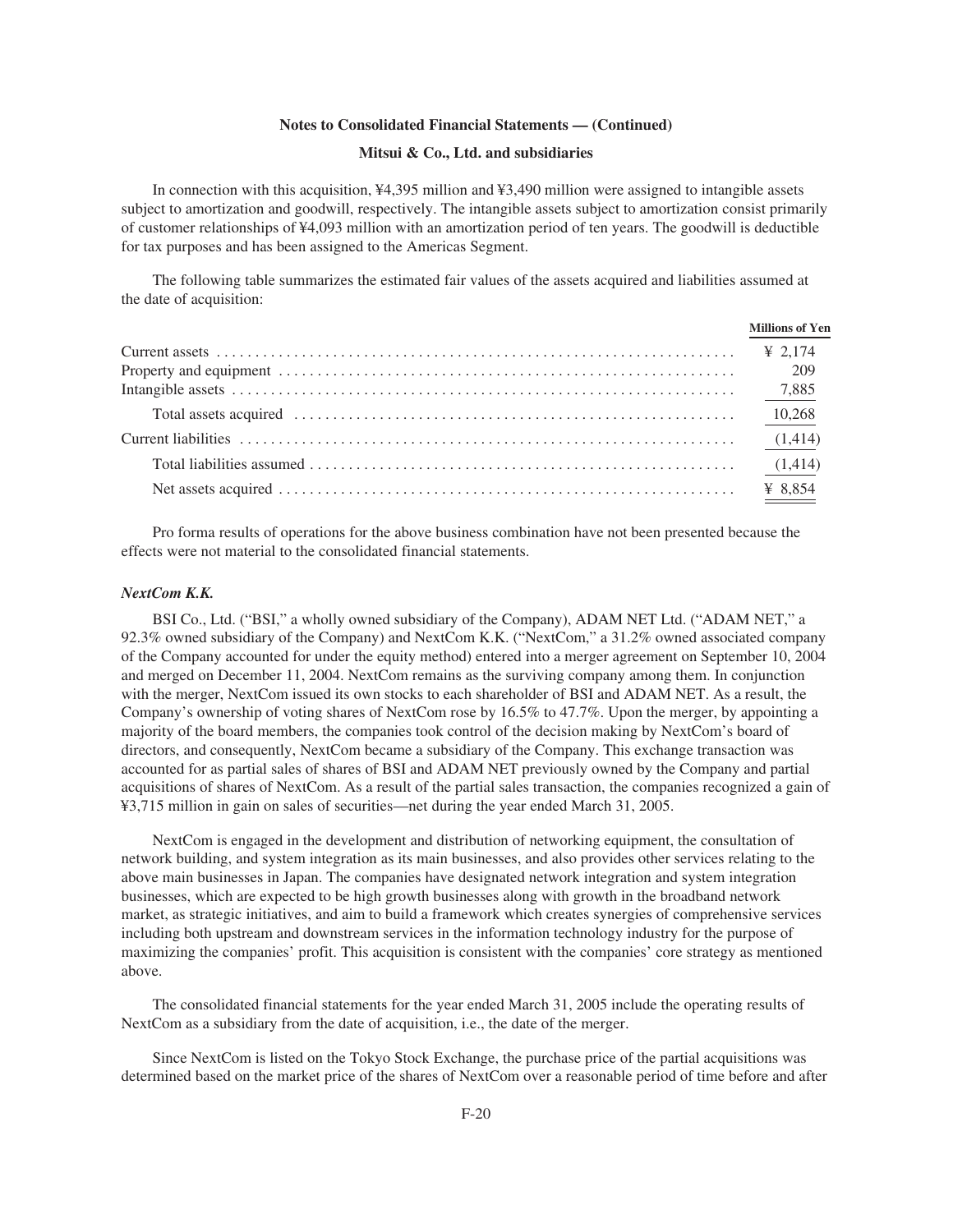In connection with this acquisition, ¥4,395 million and ¥3,490 million were assigned to intangible assets subject to amortization and goodwill, respectively. The intangible assets subject to amortization consist primarily of customer relationships of ¥4,093 million with an amortization period of ten years. The goodwill is deductible for tax purposes and has been assigned to the Americas Segment.

The following table summarizes the estimated fair values of the assets acquired and liabilities assumed at the date of acquisition:

| | Millions of Yen |
|---|---|
| Current assets | ¥ 2,174 |
| Property and equipment | 209 |
| Intangible assets | 7,885 |
| Total assets acquired | 10,268 |
| Current liabilities | (1,414) |
| Total liabilities assumed | (1,414) |
| Net assets acquired | ¥ 8,854 |

Pro forma results of operations for the above business combination have not been presented because the effects were not material to the consolidated financial statements.

***NextCom K.K.***

BSI Co., Ltd. ("BSI," a wholly owned subsidiary of the Company), ADAM NET Ltd. ("ADAM NET," a 92.3% owned subsidiary of the Company) and NextCom K.K. ("NextCom," a 31.2% owned associated company of the Company accounted for under the equity method) entered into a merger agreement on September 10, 2004 and merged on December 11, 2004. NextCom remains as the surviving company among them. In conjunction with the merger, NextCom issued its own stocks to each shareholder of BSI and ADAM NET. As a result, the Company's ownership of voting shares of NextCom rose by 16.5% to 47.7%. Upon the merger, by appointing a majority of the board members, the companies took control of the decision making by NextCom's board of directors, and consequently, NextCom became a subsidiary of the Company. This exchange transaction was accounted for as partial sales of shares of BSI and ADAM NET previously owned by the Company and partial acquisitions of shares of NextCom. As a result of the partial sales transaction, the companies recognized a gain of ¥3,715 million in gain on sales of securities—net during the year ended March 31, 2005.

NextCom is engaged in the development and distribution of networking equipment, the consultation of network building, and system integration as its main businesses, and also provides other services relating to the above main businesses in Japan. The companies have designated network integration and system integration businesses, which are expected to be high growth businesses along with growth in the broadband network market, as strategic initiatives, and aim to build a framework which creates synergies of comprehensive services including both upstream and downstream services in the information technology industry for the purpose of maximizing the companies' profit. This acquisition is consistent with the companies' core strategy as mentioned above.

The consolidated financial statements for the year ended March 31, 2005 include the operating results of NextCom as a subsidiary from the date of acquisition, i.e., the date of the merger.

Since NextCom is listed on the Tokyo Stock Exchange, the purchase price of the partial acquisitions was determined based on the market price of the shares of NextCom over a reasonable period of time before and after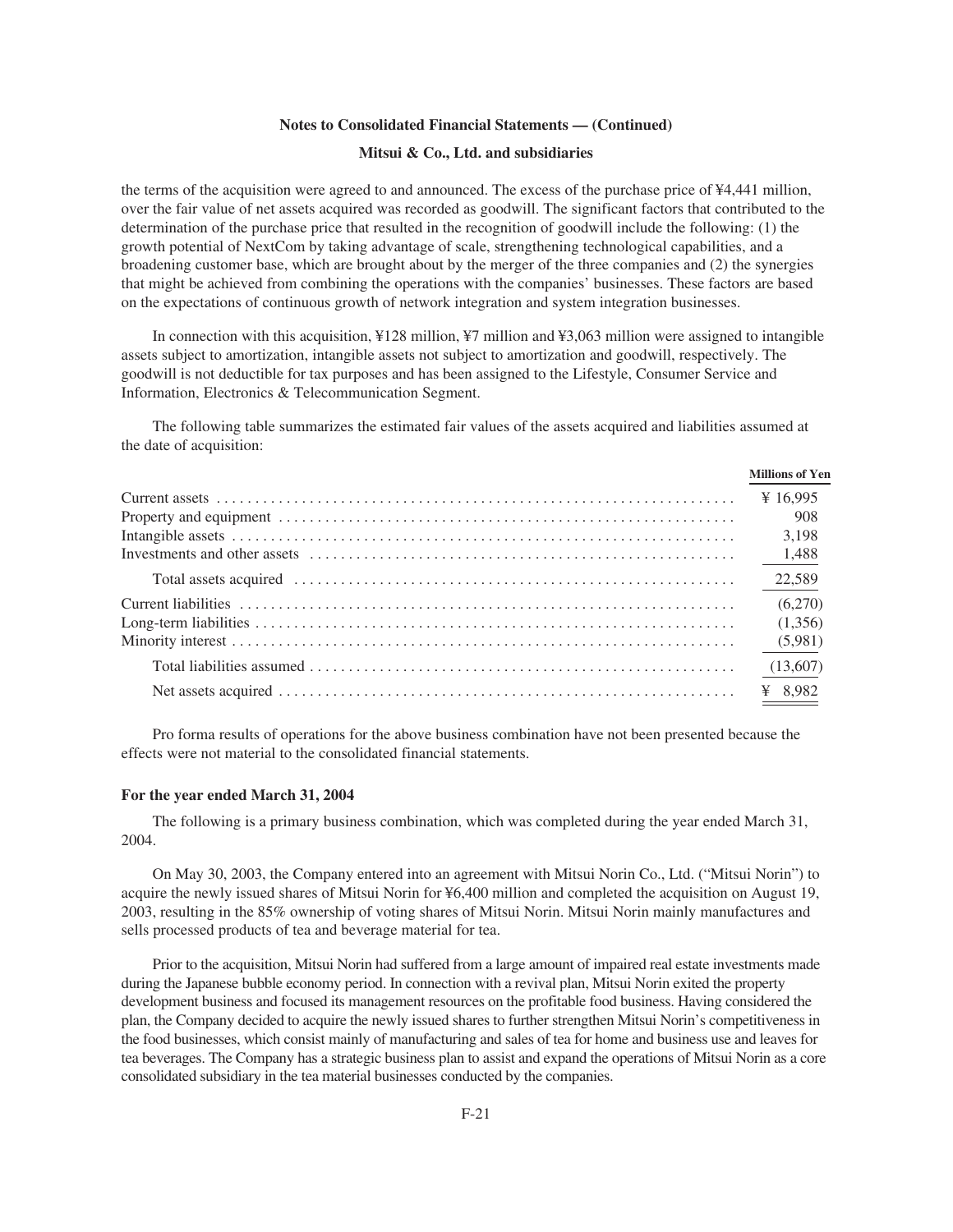the terms of the acquisition were agreed to and announced. The excess of the purchase price of ¥4,441 million, over the fair value of net assets acquired was recorded as goodwill. The significant factors that contributed to the determination of the purchase price that resulted in the recognition of goodwill include the following: (1) the growth potential of NextCom by taking advantage of scale, strengthening technological capabilities, and a broadening customer base, which are brought about by the merger of the three companies and (2) the synergies that might be achieved from combining the operations with the companies' businesses. These factors are based on the expectations of continuous growth of network integration and system integration businesses.

In connection with this acquisition, ¥128 million, ¥7 million and ¥3,063 million were assigned to intangible assets subject to amortization, intangible assets not subject to amortization and goodwill, respectively. The goodwill is not deductible for tax purposes and has been assigned to the Lifestyle, Consumer Service and Information, Electronics & Telecommunication Segment.

The following table summarizes the estimated fair values of the assets acquired and liabilities assumed at the date of acquisition:

| | Millions of Yen |
|---|---|
| Current assets | ¥ 16,995 |
| Property and equipment | 908 |
| Intangible assets | 3,198 |
| Investments and other assets | 1,488 |
| Total assets acquired | 22,589 |
| Current liabilities | (6,270) |
| Long-term liabilities | (1,356) |
| Minority interest | (5,981) |
| Total liabilities assumed | (13,607) |
| Net assets acquired | ¥ 8,982 |

Pro forma results of operations for the above business combination have not been presented because the effects were not material to the consolidated financial statements.

**For the year ended March 31, 2004**

The following is a primary business combination, which was completed during the year ended March 31, 2004.

On May 30, 2003, the Company entered into an agreement with Mitsui Norin Co., Ltd. ("Mitsui Norin") to acquire the newly issued shares of Mitsui Norin for ¥6,400 million and completed the acquisition on August 19, 2003, resulting in the 85% ownership of voting shares of Mitsui Norin. Mitsui Norin mainly manufactures and sells processed products of tea and beverage material for tea.

Prior to the acquisition, Mitsui Norin had suffered from a large amount of impaired real estate investments made during the Japanese bubble economy period. In connection with a revival plan, Mitsui Norin exited the property development business and focused its management resources on the profitable food business. Having considered the plan, the Company decided to acquire the newly issued shares to further strengthen Mitsui Norin's competitiveness in the food businesses, which consist mainly of manufacturing and sales of tea for home and business use and leaves for tea beverages. The Company has a strategic business plan to assist and expand the operations of Mitsui Norin as a core consolidated subsidiary in the tea material businesses conducted by the companies.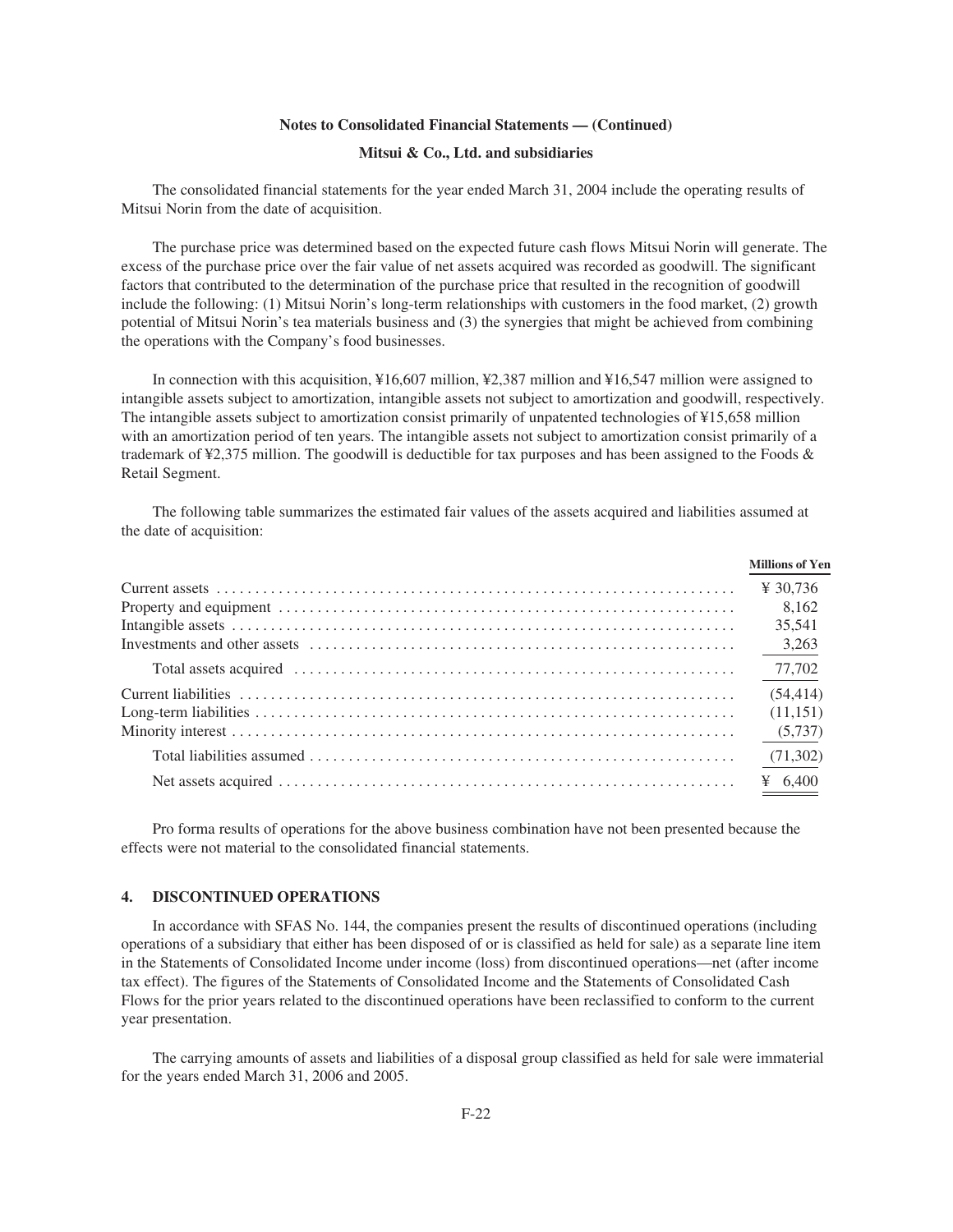The consolidated financial statements for the year ended March 31, 2004 include the operating results of Mitsui Norin from the date of acquisition.

The purchase price was determined based on the expected future cash flows Mitsui Norin will generate. The excess of the purchase price over the fair value of net assets acquired was recorded as goodwill. The significant factors that contributed to the determination of the purchase price that resulted in the recognition of goodwill include the following: (1) Mitsui Norin's long-term relationships with customers in the food market, (2) growth potential of Mitsui Norin's tea materials business and (3) the synergies that might be achieved from combining the operations with the Company's food businesses.

In connection with this acquisition, ¥16,607 million, ¥2,387 million and ¥16,547 million were assigned to intangible assets subject to amortization, intangible assets not subject to amortization and goodwill, respectively. The intangible assets subject to amortization consist primarily of unpatented technologies of ¥15,658 million with an amortization period of ten years. The intangible assets not subject to amortization consist primarily of a trademark of ¥2,375 million. The goodwill is deductible for tax purposes and has been assigned to the Foods & Retail Segment.

The following table summarizes the estimated fair values of the assets acquired and liabilities assumed at the date of acquisition:

| | Millions of Yen |
|---|---|
| Current assets | ¥ 30,736 |
| Property and equipment | 8,162 |
| Intangible assets | 35,541 |
| Investments and other assets | 3,263 |
| Total assets acquired | 77,702 |
| Current liabilities | (54,414) |
| Long-term liabilities | (11,151) |
| Minority interest | (5,737) |
| Total liabilities assumed | (71,302) |
| Net assets acquired | ¥ 6,400 |

Pro forma results of operations for the above business combination have not been presented because the effects were not material to the consolidated financial statements.

## 4. DISCONTINUED OPERATIONS

In accordance with SFAS No. 144, the companies present the results of discontinued operations (including operations of a subsidiary that either has been disposed of or is classified as held for sale) as a separate line item in the Statements of Consolidated Income under income (loss) from discontinued operations—net (after income tax effect). The figures of the Statements of Consolidated Income and the Statements of Consolidated Cash Flows for the prior years related to the discontinued operations have been reclassified to conform to the current year presentation.

The carrying amounts of assets and liabilities of a disposal group classified as held for sale were immaterial for the years ended March 31, 2006 and 2005.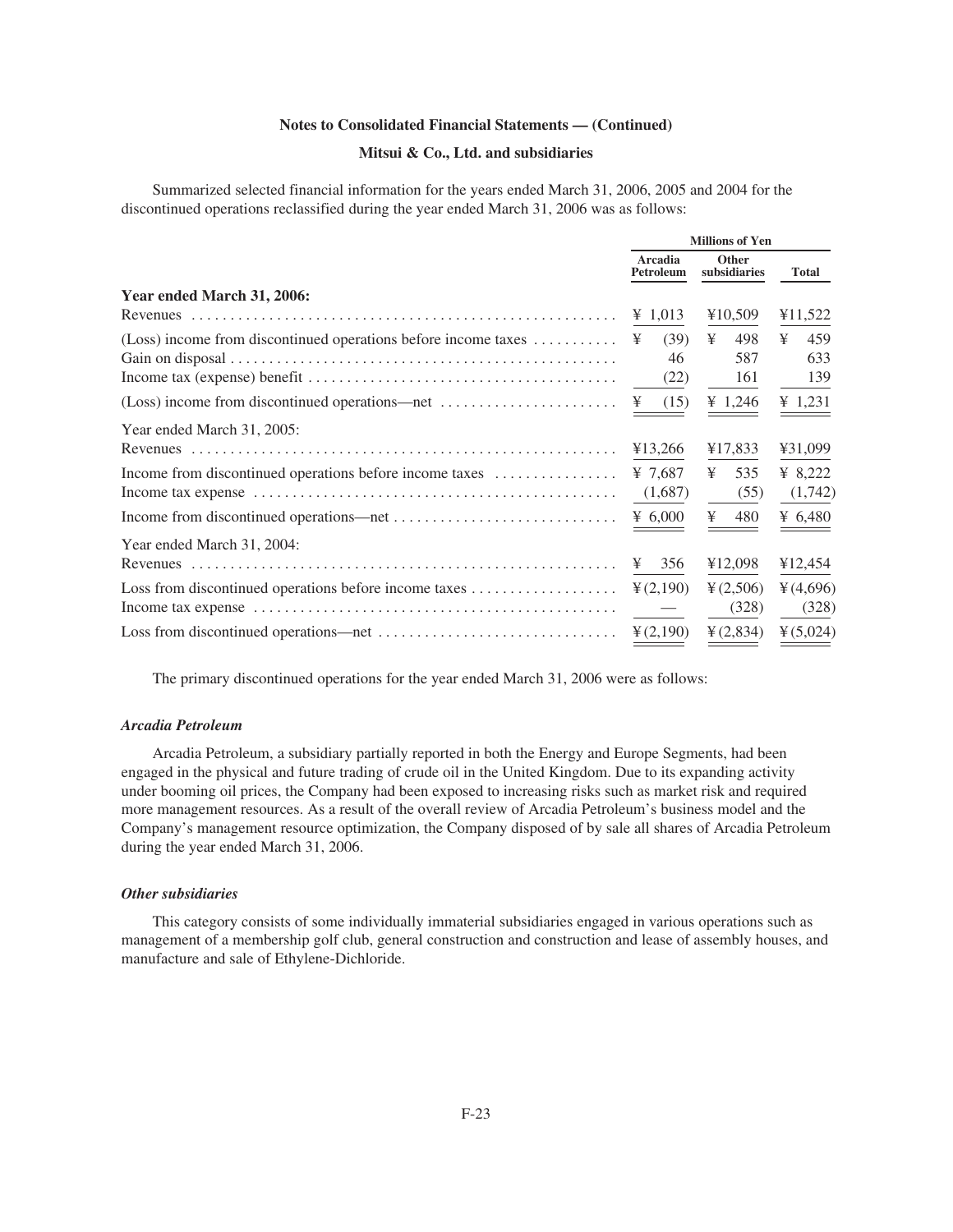Summarized selected financial information for the years ended March 31, 2006, 2005 and 2004 for the discontinued operations reclassified during the year ended March 31, 2006 was as follows:

| | Millions of Yen | | |
|---|---|---|---|
| | Arcadia Petroleum | Other subsidiaries | Total |
| **Year ended March 31, 2006:** | | | |
| Revenues | ¥ 1,013 | ¥10,509 | ¥11,522 |
| (Loss) income from discontinued operations before income taxes | ¥ (39) | ¥ 498 | ¥ 459 |
| Gain on disposal | 46 | 587 | 633 |
| Income tax (expense) benefit | (22) | 161 | 139 |
| (Loss) income from discontinued operations—net | ¥ (15) | ¥ 1,246 | ¥ 1,231 |
| Year ended March 31, 2005: | | | |
| Revenues | ¥13,266 | ¥17,833 | ¥31,099 |
| Income from discontinued operations before income taxes | ¥ 7,687 | ¥ 535 | ¥ 8,222 |
| Income tax expense | (1,687) | (55) | (1,742) |
| Income from discontinued operations—net | ¥ 6,000 | ¥ 480 | ¥ 6,480 |
| Year ended March 31, 2004: | | | |
| Revenues | ¥ 356 | ¥12,098 | ¥12,454 |
| Loss from discontinued operations before income taxes | ¥ (2,190) | ¥ (2,506) | ¥ (4,696) |
| Income tax expense | — | (328) | (328) |
| Loss from discontinued operations—net | ¥ (2,190) | ¥ (2,834) | ¥ (5,024) |

The primary discontinued operations for the year ended March 31, 2006 were as follows:

### *Arcadia Petroleum*

Arcadia Petroleum, a subsidiary partially reported in both the Energy and Europe Segments, had been engaged in the physical and future trading of crude oil in the United Kingdom. Due to its expanding activity under booming oil prices, the Company had been exposed to increasing risks such as market risk and required more management resources. As a result of the overall review of Arcadia Petroleum's business model and the Company's management resource optimization, the Company disposed of by sale all shares of Arcadia Petroleum during the year ended March 31, 2006.

### *Other subsidiaries*

This category consists of some individually immaterial subsidiaries engaged in various operations such as management of a membership golf club, general construction and construction and lease of assembly houses, and manufacture and sale of Ethylene-Dichloride.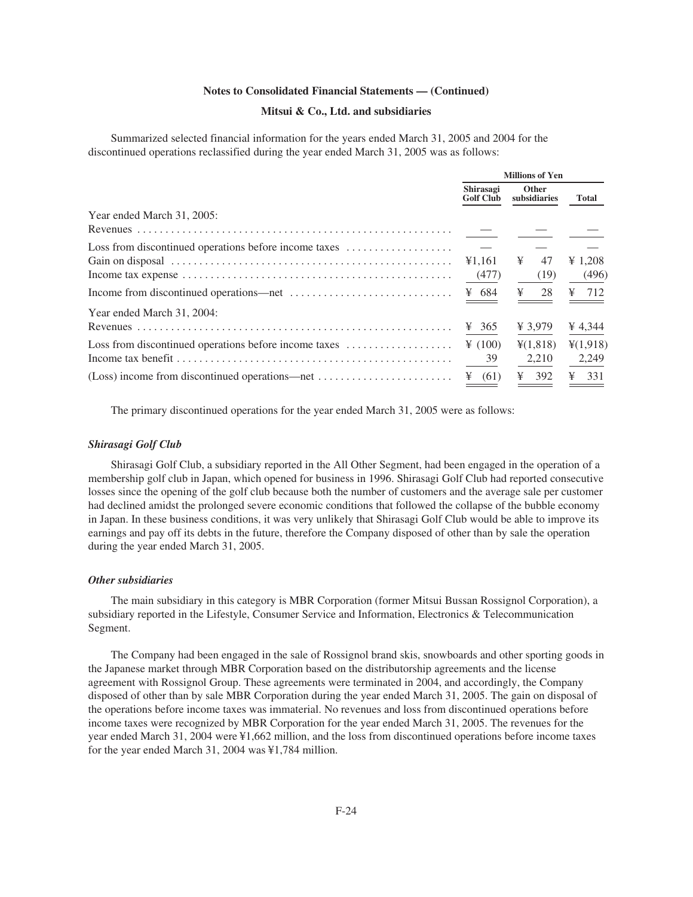**Notes to Consolidated Financial Statements — (Continued)**

**Mitsui & Co., Ltd. and subsidiaries**

Summarized selected financial information for the years ended March 31, 2005 and 2004 for the discontinued operations reclassified during the year ended March 31, 2005 was as follows:

| | Millions of Yen | | |
|---|---|---|---|
| | Shirasagi Golf Club | Other subsidiaries | Total |
| Year ended March 31, 2005: | | | |
| Revenues | — | — | — |
| Loss from discontinued operations before income taxes | — | — | — |
| Gain on disposal | ¥1,161 | ¥ 47 | ¥ 1,208 |
| Income tax expense | (477) | (19) | (496) |
| Income from discontinued operations—net | ¥ 684 | ¥ 28 | ¥ 712 |
| Year ended March 31, 2004: | | | |
| Revenues | ¥ 365 | ¥ 3,979 | ¥ 4,344 |
| Loss from discontinued operations before income taxes | ¥ (100) | ¥(1,818) | ¥(1,918) |
| Income tax benefit | 39 | 2,210 | 2,249 |
| (Loss) income from discontinued operations—net | ¥ (61) | ¥ 392 | ¥ 331 |

The primary discontinued operations for the year ended March 31, 2005 were as follows:

***Shirasagi Golf Club***

Shirasagi Golf Club, a subsidiary reported in the All Other Segment, had been engaged in the operation of a membership golf club in Japan, which opened for business in 1996. Shirasagi Golf Club had reported consecutive losses since the opening of the golf club because both the number of customers and the average sale per customer had declined amidst the prolonged severe economic conditions that followed the collapse of the bubble economy in Japan. In these business conditions, it was very unlikely that Shirasagi Golf Club would be able to improve its earnings and pay off its debts in the future, therefore the Company disposed of other than by sale the operation during the year ended March 31, 2005.

***Other subsidiaries***

The main subsidiary in this category is MBR Corporation (former Mitsui Bussan Rossignol Corporation), a subsidiary reported in the Lifestyle, Consumer Service and Information, Electronics & Telecommunication Segment.

The Company had been engaged in the sale of Rossignol brand skis, snowboards and other sporting goods in the Japanese market through MBR Corporation based on the distributorship agreements and the license agreement with Rossignol Group. These agreements were terminated in 2004, and accordingly, the Company disposed of other than by sale MBR Corporation during the year ended March 31, 2005. The gain on disposal of the operations before income taxes was immaterial. No revenues and loss from discontinued operations before income taxes were recognized by MBR Corporation for the year ended March 31, 2005. The revenues for the year ended March 31, 2004 were ¥1,662 million, and the loss from discontinued operations before income taxes for the year ended March 31, 2004 was ¥1,784 million.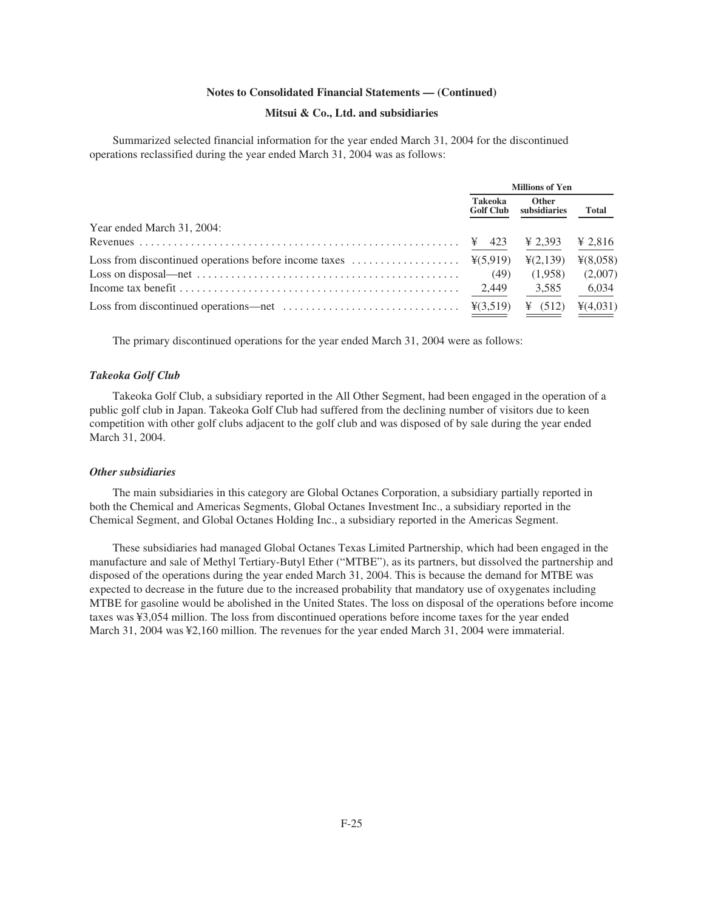Summarized selected financial information for the year ended March 31, 2004 for the discontinued operations reclassified during the year ended March 31, 2004 was as follows:

| | Millions of Yen | | |
|---|---|---|---|
| | Takeoka Golf Club | Other subsidiaries | Total |
| Year ended March 31, 2004: | | | |
| Revenues | ¥ 423 | ¥ 2,393 | ¥ 2,816 |
| Loss from discontinued operations before income taxes | ¥(5,919) | ¥(2,139) | ¥(8,058) |
| Loss on disposal—net | (49) | (1,958) | (2,007) |
| Income tax benefit | 2,449 | 3,585 | 6,034 |
| Loss from discontinued operations—net | ¥(3,519) | ¥ (512) | ¥(4,031) |

The primary discontinued operations for the year ended March 31, 2004 were as follows:

### *Takeoka Golf Club*

Takeoka Golf Club, a subsidiary reported in the All Other Segment, had been engaged in the operation of a public golf club in Japan. Takeoka Golf Club had suffered from the declining number of visitors due to keen competition with other golf clubs adjacent to the golf club and was disposed of by sale during the year ended March 31, 2004.

### *Other subsidiaries*

The main subsidiaries in this category are Global Octanes Corporation, a subsidiary partially reported in both the Chemical and Americas Segments, Global Octanes Investment Inc., a subsidiary reported in the Chemical Segment, and Global Octanes Holding Inc., a subsidiary reported in the Americas Segment.

These subsidiaries had managed Global Octanes Texas Limited Partnership, which had been engaged in the manufacture and sale of Methyl Tertiary-Butyl Ether ("MTBE"), as its partners, but dissolved the partnership and disposed of the operations during the year ended March 31, 2004. This is because the demand for MTBE was expected to decrease in the future due to the increased probability that mandatory use of oxygenates including MTBE for gasoline would be abolished in the United States. The loss on disposal of the operations before income taxes was ¥3,054 million. The loss from discontinued operations before income taxes for the year ended March 31, 2004 was ¥2,160 million. The revenues for the year ended March 31, 2004 were immaterial.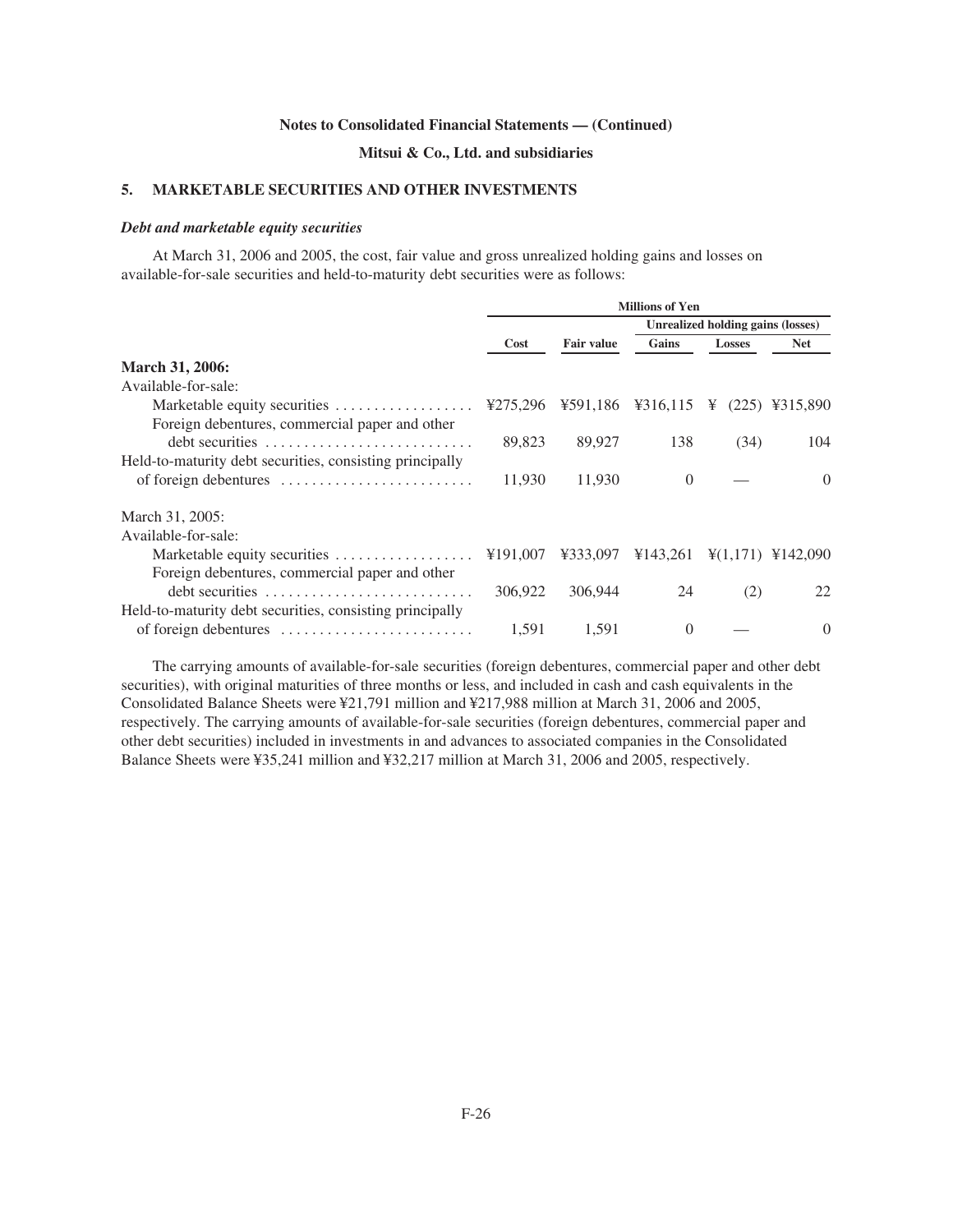Notes to Consolidated Financial Statements — (Continued)

Mitsui & Co., Ltd. and subsidiaries

## 5. MARKETABLE SECURITIES AND OTHER INVESTMENTS

### *Debt and marketable equity securities*

At March 31, 2006 and 2005, the cost, fair value and gross unrealized holding gains and losses on available-for-sale securities and held-to-maturity debt securities were as follows:

| | Millions of Yen | | | | |
|---|---|---|---|---|---|
| | | | Unrealized holding gains (losses) | | |
| | Cost | Fair value | Gains | Losses | Net |
| **March 31, 2006:** | | | | | |
| Available-for-sale: | | | | | |
| Marketable equity securities | ¥275,296 | ¥591,186 | ¥316,115 | ¥ (225) | ¥315,890 |
| Foreign debentures, commercial paper and other debt securities | 89,823 | 89,927 | 138 | (34) | 104 |
| Held-to-maturity debt securities, consisting principally of foreign debentures | 11,930 | 11,930 | 0 | — | 0 |
| March 31, 2005: | | | | | |
| Available-for-sale: | | | | | |
| Marketable equity securities | ¥191,007 | ¥333,097 | ¥143,261 | ¥(1,171) | ¥142,090 |
| Foreign debentures, commercial paper and other debt securities | 306,922 | 306,944 | 24 | (2) | 22 |
| Held-to-maturity debt securities, consisting principally of foreign debentures | 1,591 | 1,591 | 0 | — | 0 |

The carrying amounts of available-for-sale securities (foreign debentures, commercial paper and other debt securities), with original maturities of three months or less, and included in cash and cash equivalents in the Consolidated Balance Sheets were ¥21,791 million and ¥217,988 million at March 31, 2006 and 2005, respectively. The carrying amounts of available-for-sale securities (foreign debentures, commercial paper and other debt securities) included in investments in and advances to associated companies in the Consolidated Balance Sheets were ¥35,241 million and ¥32,217 million at March 31, 2006 and 2005, respectively.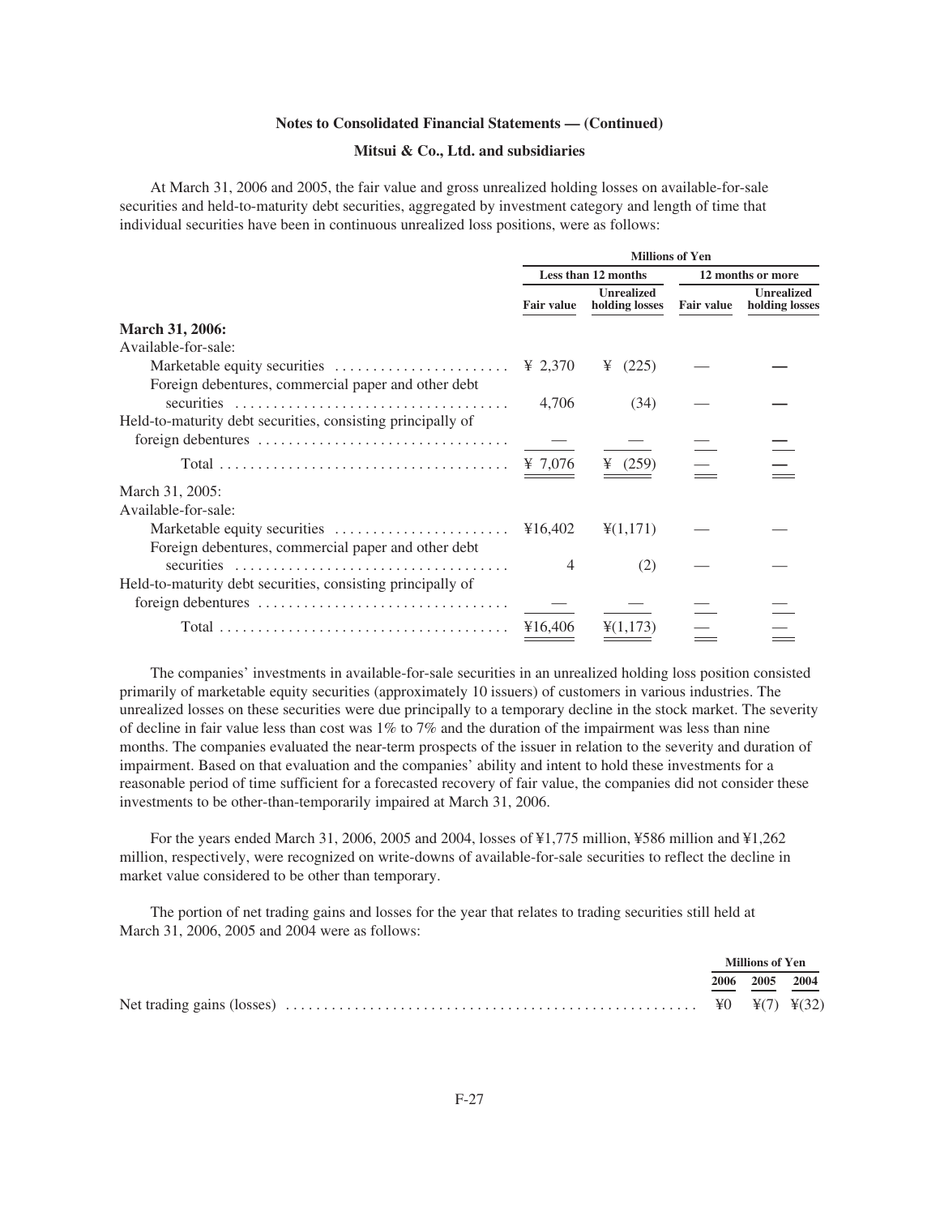**Notes to Consolidated Financial Statements — (Continued)**

**Mitsui & Co., Ltd. and subsidiaries**

At March 31, 2006 and 2005, the fair value and gross unrealized holding losses on available-for-sale securities and held-to-maturity debt securities, aggregated by investment category and length of time that individual securities have been in continuous unrealized loss positions, were as follows:

| | Millions of Yen | | | |
|---|---|---|---|---|
| | Less than 12 months | | 12 months or more | |
| | Fair value | Unrealized holding losses | Fair value | Unrealized holding losses |
| **March 31, 2006:** | | | | |
| Available-for-sale: | | | | |
| Marketable equity securities | ¥ 2,370 | ¥ (225) | — | — |
| Foreign debentures, commercial paper and other debt securities | 4,706 | (34) | — | — |
| Held-to-maturity debt securities, consisting principally of foreign debentures | — | — | — | — |
| Total | ¥ 7,076 | ¥ (259) | — | — |
| March 31, 2005: | | | | |
| Available-for-sale: | | | | |
| Marketable equity securities | ¥16,402 | ¥(1,171) | — | — |
| Foreign debentures, commercial paper and other debt securities | 4 | (2) | — | — |
| Held-to-maturity debt securities, consisting principally of foreign debentures | — | — | — | — |
| Total | ¥16,406 | ¥(1,173) | — | — |

The companies' investments in available-for-sale securities in an unrealized holding loss position consisted primarily of marketable equity securities (approximately 10 issuers) of customers in various industries. The unrealized losses on these securities were due principally to a temporary decline in the stock market. The severity of decline in fair value less than cost was 1% to 7% and the duration of the impairment was less than nine months. The companies evaluated the near-term prospects of the issuer in relation to the severity and duration of impairment. Based on that evaluation and the companies' ability and intent to hold these investments for a reasonable period of time sufficient for a forecasted recovery of fair value, the companies did not consider these investments to be other-than-temporarily impaired at March 31, 2006.

For the years ended March 31, 2006, 2005 and 2004, losses of ¥1,775 million, ¥586 million and ¥1,262 million, respectively, were recognized on write-downs of available-for-sale securities to reflect the decline in market value considered to be other than temporary.

The portion of net trading gains and losses for the year that relates to trading securities still held at March 31, 2006, 2005 and 2004 were as follows:

| | Millions of Yen | | |
|---|---|---|---|
| | 2006 | 2005 | 2004 |
| Net trading gains (losses) | ¥0 | ¥(7) | ¥(32) |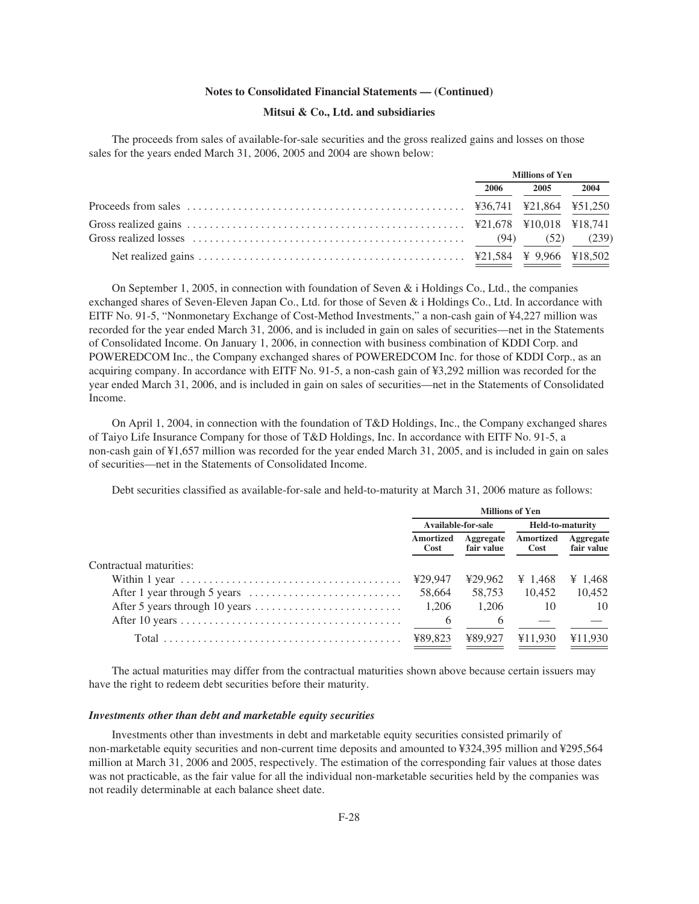**Notes to Consolidated Financial Statements — (Continued)**

**Mitsui & Co., Ltd. and subsidiaries**

The proceeds from sales of available-for-sale securities and the gross realized gains and losses on those sales for the years ended March 31, 2006, 2005 and 2004 are shown below:

| | Millions of Yen | | |
|---|---|---|---|
| | 2006 | 2005 | 2004 |
| Proceeds from sales | ¥36,741 | ¥21,864 | ¥51,250 |
| Gross realized gains | ¥21,678 | ¥10,018 | ¥18,741 |
| Gross realized losses | (94) | (52) | (239) |
| Net realized gains | ¥21,584 | ¥ 9,966 | ¥18,502 |

On September 1, 2005, in connection with foundation of Seven & i Holdings Co., Ltd., the companies exchanged shares of Seven-Eleven Japan Co., Ltd. for those of Seven & i Holdings Co., Ltd. In accordance with EITF No. 91-5, "Nonmonetary Exchange of Cost-Method Investments," a non-cash gain of ¥4,227 million was recorded for the year ended March 31, 2006, and is included in gain on sales of securities—net in the Statements of Consolidated Income. On January 1, 2006, in connection with business combination of KDDI Corp. and POWEREDCOM Inc., the Company exchanged shares of POWEREDCOM Inc. for those of KDDI Corp., as an acquiring company. In accordance with EITF No. 91-5, a non-cash gain of ¥3,292 million was recorded for the year ended March 31, 2006, and is included in gain on sales of securities—net in the Statements of Consolidated Income.

On April 1, 2004, in connection with the foundation of T&D Holdings, Inc., the Company exchanged shares of Taiyo Life Insurance Company for those of T&D Holdings, Inc. In accordance with EITF No. 91-5, a non-cash gain of ¥1,657 million was recorded for the year ended March 31, 2005, and is included in gain on sales of securities—net in the Statements of Consolidated Income.

Debt securities classified as available-for-sale and held-to-maturity at March 31, 2006 mature as follows:

| | Millions of Yen | | | |
|---|---|---|---|---|
| | Available-for-sale | | Held-to-maturity | |
| | Amortized Cost | Aggregate fair value | Amortized Cost | Aggregate fair value |
| Contractual maturities: | | | | |
| Within 1 year | ¥29,947 | ¥29,962 | ¥ 1,468 | ¥ 1,468 |
| After 1 year through 5 years | 58,664 | 58,753 | 10,452 | 10,452 |
| After 5 years through 10 years | 1,206 | 1,206 | 10 | 10 |
| After 10 years | 6 | 6 | — | — |
| Total | ¥89,823 | ¥89,927 | ¥11,930 | ¥11,930 |

The actual maturities may differ from the contractual maturities shown above because certain issuers may have the right to redeem debt securities before their maturity.

***Investments other than debt and marketable equity securities***

Investments other than investments in debt and marketable equity securities consisted primarily of non-marketable equity securities and non-current time deposits and amounted to ¥324,395 million and ¥295,564 million at March 31, 2006 and 2005, respectively. The estimation of the corresponding fair values at those dates was not practicable, as the fair value for all the individual non-marketable securities held by the companies was not readily determinable at each balance sheet date.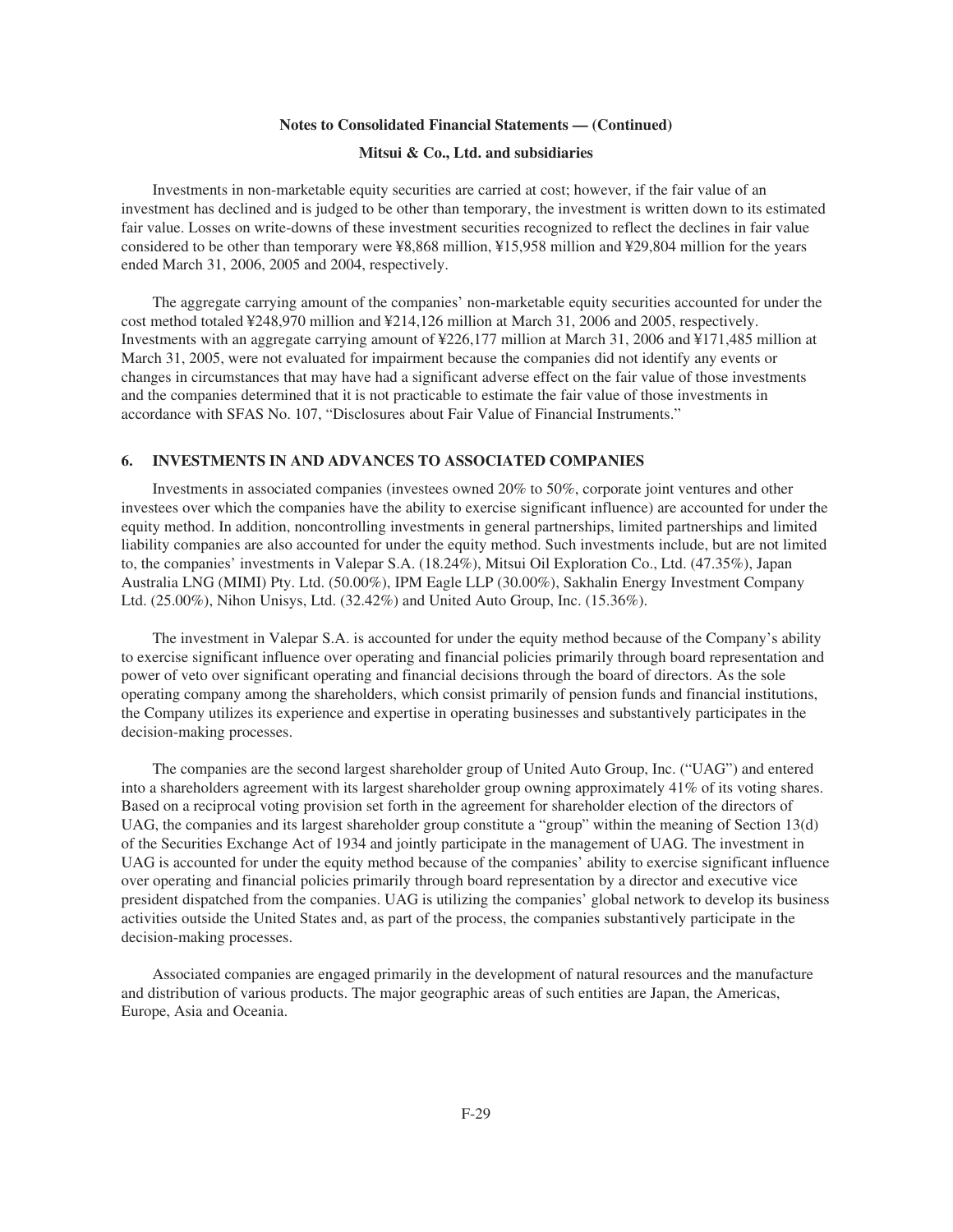Investments in non-marketable equity securities are carried at cost; however, if the fair value of an investment has declined and is judged to be other than temporary, the investment is written down to its estimated fair value. Losses on write-downs of these investment securities recognized to reflect the declines in fair value considered to be other than temporary were ¥8,868 million, ¥15,958 million and ¥29,804 million for the years ended March 31, 2006, 2005 and 2004, respectively.

The aggregate carrying amount of the companies' non-marketable equity securities accounted for under the cost method totaled ¥248,970 million and ¥214,126 million at March 31, 2006 and 2005, respectively. Investments with an aggregate carrying amount of ¥226,177 million at March 31, 2006 and ¥171,485 million at March 31, 2005, were not evaluated for impairment because the companies did not identify any events or changes in circumstances that may have had a significant adverse effect on the fair value of those investments and the companies determined that it is not practicable to estimate the fair value of those investments in accordance with SFAS No. 107, "Disclosures about Fair Value of Financial Instruments."

## 6. INVESTMENTS IN AND ADVANCES TO ASSOCIATED COMPANIES

Investments in associated companies (investees owned 20% to 50%, corporate joint ventures and other investees over which the companies have the ability to exercise significant influence) are accounted for under the equity method. In addition, noncontrolling investments in general partnerships, limited partnerships and limited liability companies are also accounted for under the equity method. Such investments include, but are not limited to, the companies' investments in Valepar S.A. (18.24%), Mitsui Oil Exploration Co., Ltd. (47.35%), Japan Australia LNG (MIMI) Pty. Ltd. (50.00%), IPM Eagle LLP (30.00%), Sakhalin Energy Investment Company Ltd. (25.00%), Nihon Unisys, Ltd. (32.42%) and United Auto Group, Inc. (15.36%).

The investment in Valepar S.A. is accounted for under the equity method because of the Company's ability to exercise significant influence over operating and financial policies primarily through board representation and power of veto over significant operating and financial decisions through the board of directors. As the sole operating company among the shareholders, which consist primarily of pension funds and financial institutions, the Company utilizes its experience and expertise in operating businesses and substantively participates in the decision-making processes.

The companies are the second largest shareholder group of United Auto Group, Inc. ("UAG") and entered into a shareholders agreement with its largest shareholder group owning approximately 41% of its voting shares. Based on a reciprocal voting provision set forth in the agreement for shareholder election of the directors of UAG, the companies and its largest shareholder group constitute a "group" within the meaning of Section 13(d) of the Securities Exchange Act of 1934 and jointly participate in the management of UAG. The investment in UAG is accounted for under the equity method because of the companies' ability to exercise significant influence over operating and financial policies primarily through board representation by a director and executive vice president dispatched from the companies. UAG is utilizing the companies' global network to develop its business activities outside the United States and, as part of the process, the companies substantively participate in the decision-making processes.

Associated companies are engaged primarily in the development of natural resources and the manufacture and distribution of various products. The major geographic areas of such entities are Japan, the Americas, Europe, Asia and Oceania.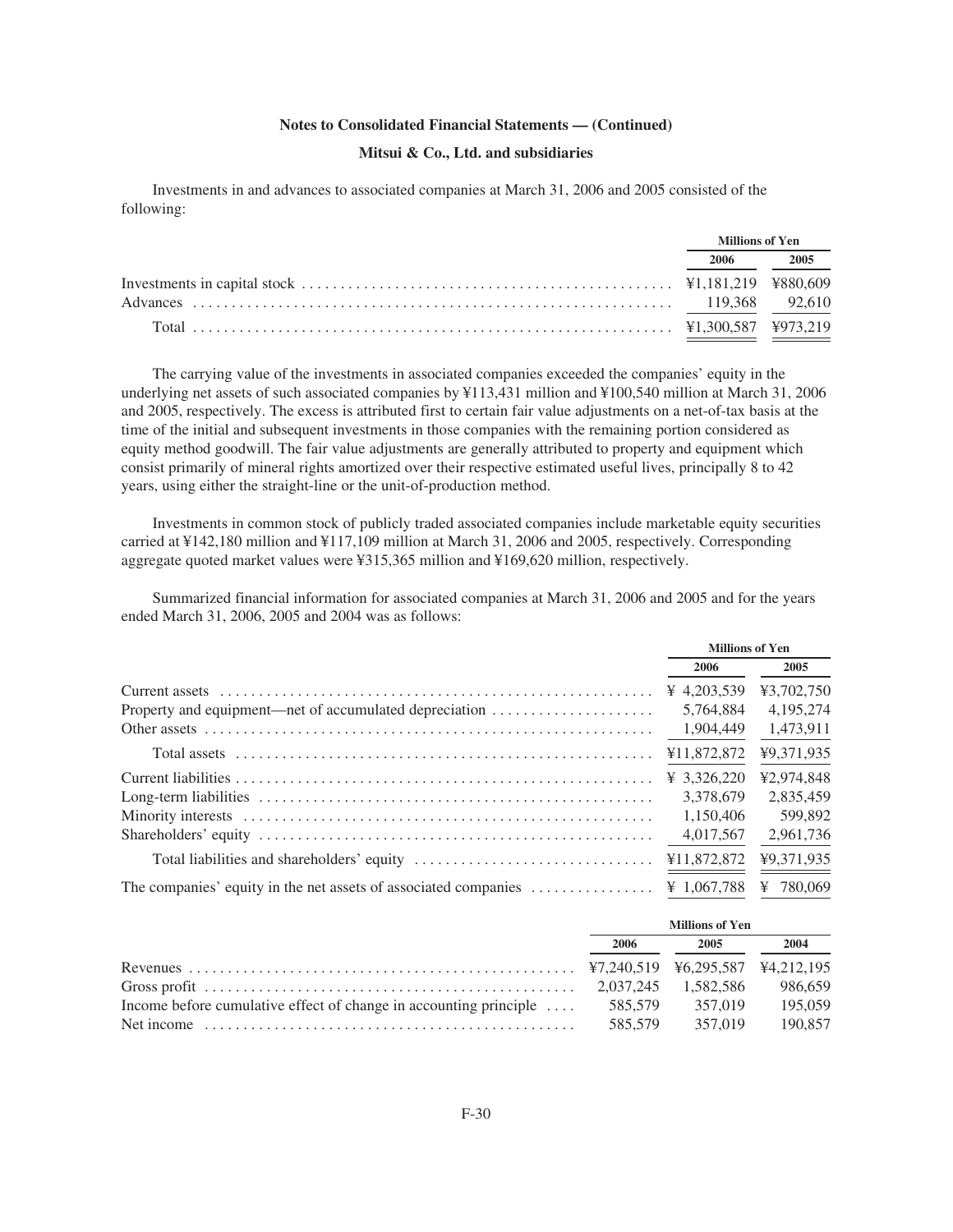**Notes to Consolidated Financial Statements — (Continued)**

**Mitsui & Co., Ltd. and subsidiaries**

Investments in and advances to associated companies at March 31, 2006 and 2005 consisted of the following:

| | Millions of Yen | |
|---|---|---|
| | 2006 | 2005 |
| Investments in capital stock | ¥1,181,219 | ¥880,609 |
| Advances | 119,368 | 92,610 |
| Total | ¥1,300,587 | ¥973,219 |

The carrying value of the investments in associated companies exceeded the companies' equity in the underlying net assets of such associated companies by ¥113,431 million and ¥100,540 million at March 31, 2006 and 2005, respectively. The excess is attributed first to certain fair value adjustments on a net-of-tax basis at the time of the initial and subsequent investments in those companies with the remaining portion considered as equity method goodwill. The fair value adjustments are generally attributed to property and equipment which consist primarily of mineral rights amortized over their respective estimated useful lives, principally 8 to 42 years, using either the straight-line or the unit-of-production method.

Investments in common stock of publicly traded associated companies include marketable equity securities carried at ¥142,180 million and ¥117,109 million at March 31, 2006 and 2005, respectively. Corresponding aggregate quoted market values were ¥315,365 million and ¥169,620 million, respectively.

Summarized financial information for associated companies at March 31, 2006 and 2005 and for the years ended March 31, 2006, 2005 and 2004 was as follows:

| | Millions of Yen | |
|---|---|---|
| | 2006 | 2005 |
| Current assets | ¥ 4,203,539 | ¥3,702,750 |
| Property and equipment—net of accumulated depreciation | 5,764,884 | 4,195,274 |
| Other assets | 1,904,449 | 1,473,911 |
| Total assets | ¥11,872,872 | ¥9,371,935 |
| Current liabilities | ¥ 3,326,220 | ¥2,974,848 |
| Long-term liabilities | 3,378,679 | 2,835,459 |
| Minority interests | 1,150,406 | 599,892 |
| Shareholders' equity | 4,017,567 | 2,961,736 |
| Total liabilities and shareholders' equity | ¥11,872,872 | ¥9,371,935 |
| The companies' equity in the net assets of associated companies | ¥ 1,067,788 | ¥ 780,069 |

| | Millions of Yen | | |
|---|---|---|---|
| | 2006 | 2005 | 2004 |
| Revenues | ¥7,240,519 | ¥6,295,587 | ¥4,212,195 |
| Gross profit | 2,037,245 | 1,582,586 | 986,659 |
| Income before cumulative effect of change in accounting principle | 585,579 | 357,019 | 195,059 |
| Net income | 585,579 | 357,019 | 190,857 |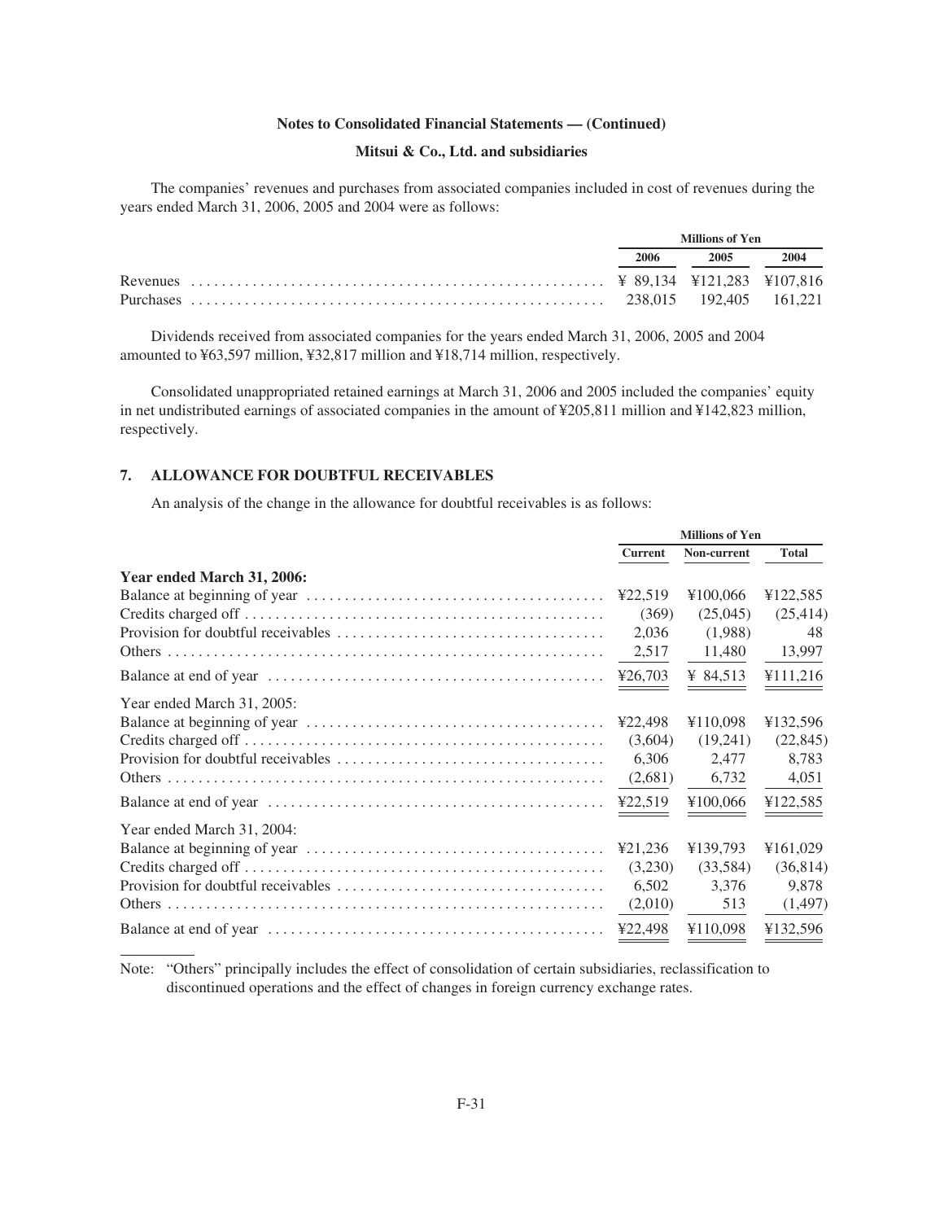The companies' revenues and purchases from associated companies included in cost of revenues during the years ended March 31, 2006, 2005 and 2004 were as follows:

| | Millions of Yen | | |
|---|---|---|---|
| | 2006 | 2005 | 2004 |
| Revenues | ¥ 89,134 | ¥121,283 | ¥107,816 |
| Purchases | 238,015 | 192,405 | 161,221 |

Dividends received from associated companies for the years ended March 31, 2006, 2005 and 2004 amounted to ¥63,597 million, ¥32,817 million and ¥18,714 million, respectively.

Consolidated unappropriated retained earnings at March 31, 2006 and 2005 included the companies' equity in net undistributed earnings of associated companies in the amount of ¥205,811 million and ¥142,823 million, respectively.

## 7. ALLOWANCE FOR DOUBTFUL RECEIVABLES

An analysis of the change in the allowance for doubtful receivables is as follows:

| | Millions of Yen | | |
|---|---|---|---|
| | Current | Non-current | Total |
| **Year ended March 31, 2006:** | | | |
| Balance at beginning of year | ¥22,519 | ¥100,066 | ¥122,585 |
| Credits charged off | (369) | (25,045) | (25,414) |
| Provision for doubtful receivables | 2,036 | (1,988) | 48 |
| Others | 2,517 | 11,480 | 13,997 |
| Balance at end of year | ¥26,703 | ¥ 84,513 | ¥111,216 |
| Year ended March 31, 2005: | | | |
| Balance at beginning of year | ¥22,498 | ¥110,098 | ¥132,596 |
| Credits charged off | (3,604) | (19,241) | (22,845) |
| Provision for doubtful receivables | 6,306 | 2,477 | 8,783 |
| Others | (2,681) | 6,732 | 4,051 |
| Balance at end of year | ¥22,519 | ¥100,066 | ¥122,585 |
| Year ended March 31, 2004: | | | |
| Balance at beginning of year | ¥21,236 | ¥139,793 | ¥161,029 |
| Credits charged off | (3,230) | (33,584) | (36,814) |
| Provision for doubtful receivables | 6,502 | 3,376 | 9,878 |
| Others | (2,010) | 513 | (1,497) |
| Balance at end of year | ¥22,498 | ¥110,098 | ¥132,596 |

Note: "Others" principally includes the effect of consolidation of certain subsidiaries, reclassification to discontinued operations and the effect of changes in foreign currency exchange rates.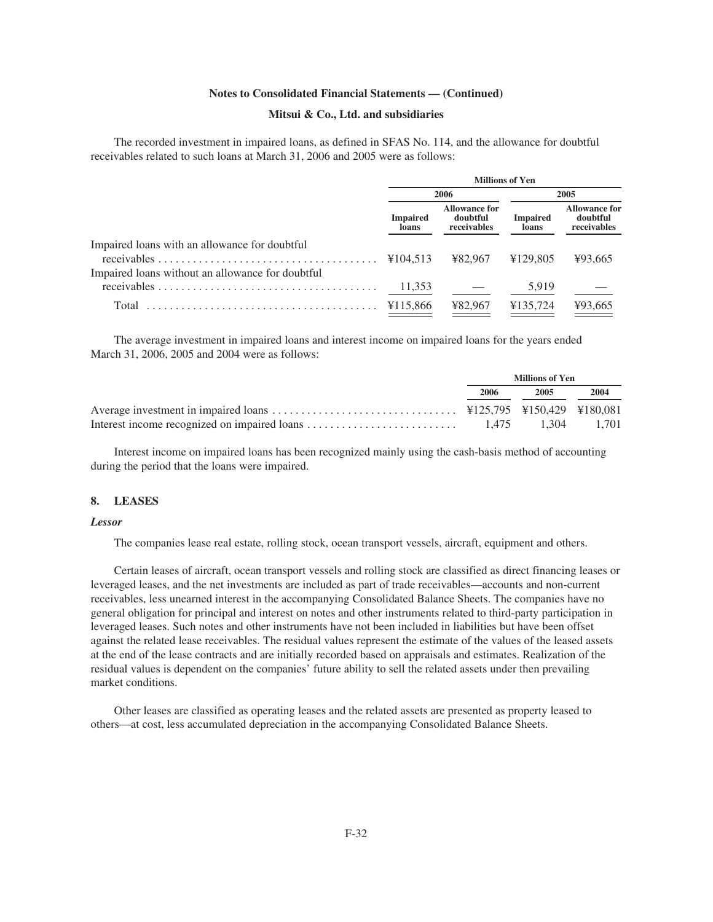The recorded investment in impaired loans, as defined in SFAS No. 114, and the allowance for doubtful receivables related to such loans at March 31, 2006 and 2005 were as follows:

| | Millions of Yen | | | |
|---|---|---|---|---|
| | 2006 | | 2005 | |
| | Impaired loans | Allowance for doubtful receivables | Impaired loans | Allowance for doubtful receivables |
| Impaired loans with an allowance for doubtful receivables | ¥104,513 | ¥82,967 | ¥129,805 | ¥93,665 |
| Impaired loans without an allowance for doubtful receivables | 11,353 | — | 5,919 | — |
| Total | ¥115,866 | ¥82,967 | ¥135,724 | ¥93,665 |

The average investment in impaired loans and interest income on impaired loans for the years ended March 31, 2006, 2005 and 2004 were as follows:

| | Millions of Yen | | |
|---|---|---|---|
| | 2006 | 2005 | 2004 |
| Average investment in impaired loans | ¥125,795 | ¥150,429 | ¥180,081 |
| Interest income recognized on impaired loans | 1,475 | 1,304 | 1,701 |

Interest income on impaired loans has been recognized mainly using the cash-basis method of accounting during the period that the loans were impaired.

## 8. LEASES

*Lessor*

The companies lease real estate, rolling stock, ocean transport vessels, aircraft, equipment and others.

Certain leases of aircraft, ocean transport vessels and rolling stock are classified as direct financing leases or leveraged leases, and the net investments are included as part of trade receivables—accounts and non-current receivables, less unearned interest in the accompanying Consolidated Balance Sheets. The companies have no general obligation for principal and interest on notes and other instruments related to third-party participation in leveraged leases. Such notes and other instruments have not been included in liabilities but have been offset against the related lease receivables. The residual values represent the estimate of the values of the leased assets at the end of the lease contracts and are initially recorded based on appraisals and estimates. Realization of the residual values is dependent on the companies' future ability to sell the related assets under then prevailing market conditions.

Other leases are classified as operating leases and the related assets are presented as property leased to others—at cost, less accumulated depreciation in the accompanying Consolidated Balance Sheets.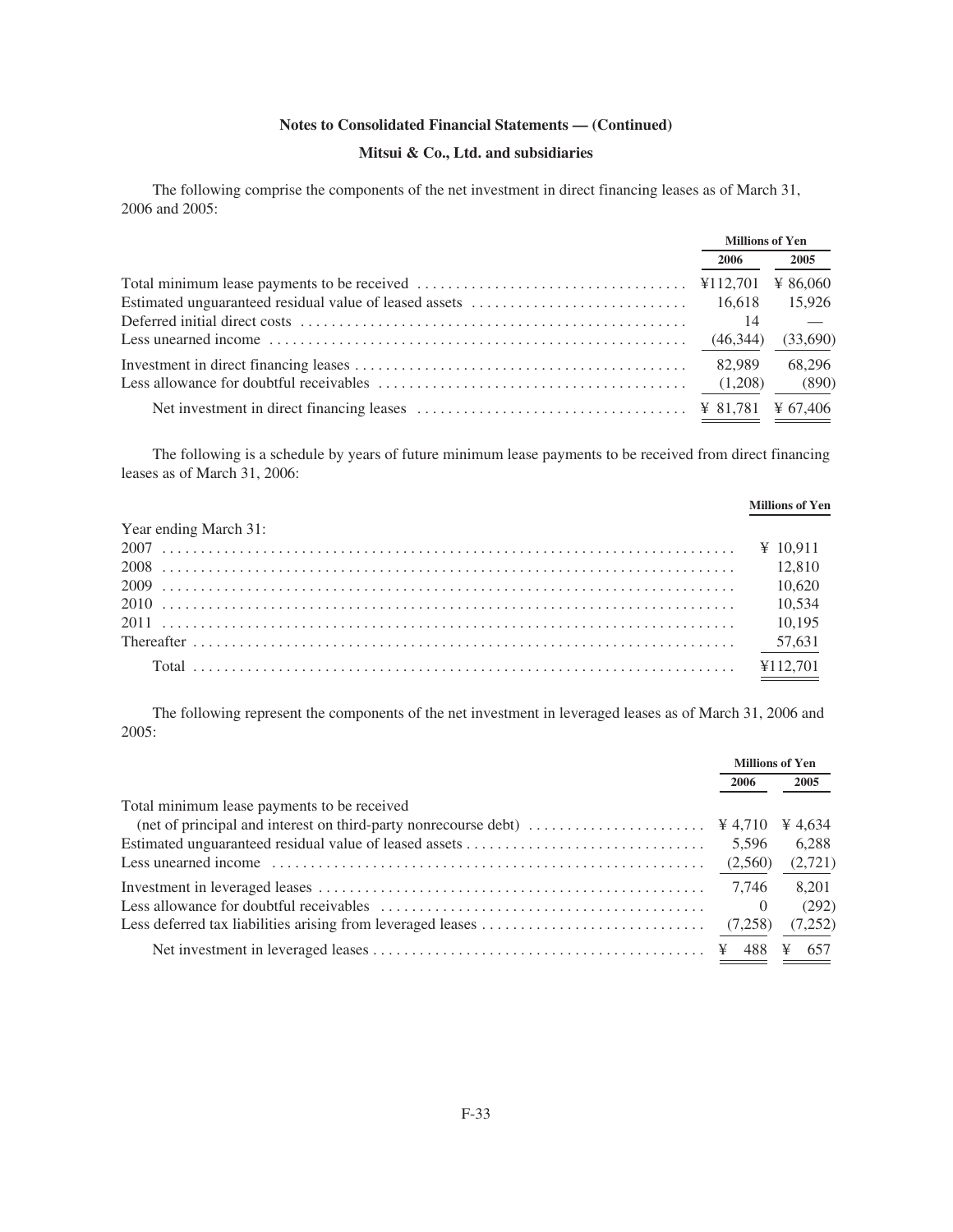**Notes to Consolidated Financial Statements — (Continued)**

**Mitsui & Co., Ltd. and subsidiaries**

The following comprise the components of the net investment in direct financing leases as of March 31, 2006 and 2005:

| | Millions of Yen | |
|---|---|---|
| | 2006 | 2005 |
| Total minimum lease payments to be received | ¥112,701 | ¥ 86,060 |
| Estimated unguaranteed residual value of leased assets | 16,618 | 15,926 |
| Deferred initial direct costs | 14 | — |
| Less unearned income | (46,344) | (33,690) |
| Investment in direct financing leases | 82,989 | 68,296 |
| Less allowance for doubtful receivables | (1,208) | (890) |
| Net investment in direct financing leases | ¥ 81,781 | ¥ 67,406 |

The following is a schedule by years of future minimum lease payments to be received from direct financing leases as of March 31, 2006:

| | Millions of Yen |
|---|---|
| Year ending March 31: | |
| 2007 | ¥ 10,911 |
| 2008 | 12,810 |
| 2009 | 10,620 |
| 2010 | 10,534 |
| 2011 | 10,195 |
| Thereafter | 57,631 |
| Total | ¥112,701 |

The following represent the components of the net investment in leveraged leases as of March 31, 2006 and 2005:

| | Millions of Yen | |
|---|---|---|
| | 2006 | 2005 |
| Total minimum lease payments to be received (net of principal and interest on third-party nonrecourse debt) | ¥ 4,710 | ¥ 4,634 |
| Estimated unguaranteed residual value of leased assets | 5,596 | 6,288 |
| Less unearned income | (2,560) | (2,721) |
| Investment in leveraged leases | 7,746 | 8,201 |
| Less allowance for doubtful receivables | 0 | (292) |
| Less deferred tax liabilities arising from leveraged leases | (7,258) | (7,252) |
| Net investment in leveraged leases | ¥ 488 | ¥ 657 |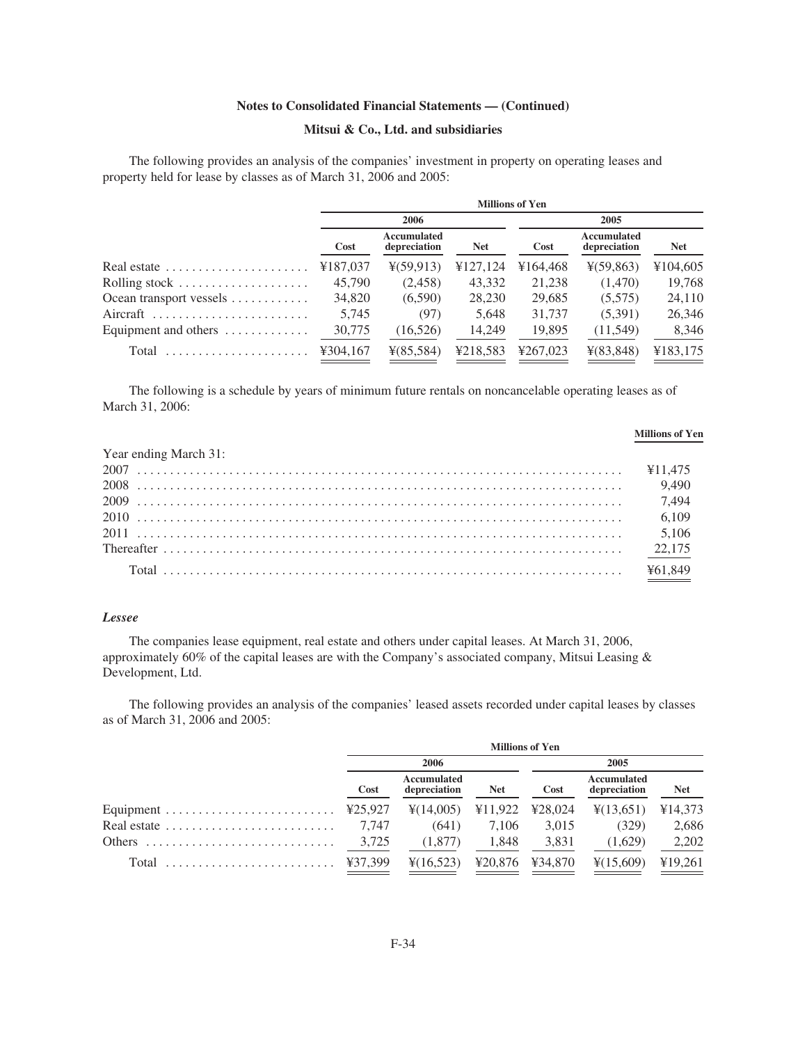**Notes to Consolidated Financial Statements — (Continued)**

**Mitsui & Co., Ltd. and subsidiaries**

The following provides an analysis of the companies' investment in property on operating leases and property held for lease by classes as of March 31, 2006 and 2005:

| | Millions of Yen | | | | | |
|---|---|---|---|---|---|---|
| | 2006 | | | 2005 | | |
| | Cost | Accumulated depreciation | Net | Cost | Accumulated depreciation | Net |
| Real estate | ¥187,037 | ¥(59,913) | ¥127,124 | ¥164,468 | ¥(59,863) | ¥104,605 |
| Rolling stock | 45,790 | (2,458) | 43,332 | 21,238 | (1,470) | 19,768 |
| Ocean transport vessels | 34,820 | (6,590) | 28,230 | 29,685 | (5,575) | 24,110 |
| Aircraft | 5,745 | (97) | 5,648 | 31,737 | (5,391) | 26,346 |
| Equipment and others | 30,775 | (16,526) | 14,249 | 19,895 | (11,549) | 8,346 |
| Total | ¥304,167 | ¥(85,584) | ¥218,583 | ¥267,023 | ¥(83,848) | ¥183,175 |

The following is a schedule by years of minimum future rentals on noncancelable operating leases as of March 31, 2006:

| | Millions of Yen |
|---|---|
| Year ending March 31: | |
| 2007 | ¥11,475 |
| 2008 | 9,490 |
| 2009 | 7,494 |
| 2010 | 6,109 |
| 2011 | 5,106 |
| Thereafter | 22,175 |
| Total | ¥61,849 |

***Lessee***

The companies lease equipment, real estate and others under capital leases. At March 31, 2006, approximately 60% of the capital leases are with the Company's associated company, Mitsui Leasing & Development, Ltd.

The following provides an analysis of the companies' leased assets recorded under capital leases by classes as of March 31, 2006 and 2005:

| | Millions of Yen | | | | | |
|---|---|---|---|---|---|---|
| | 2006 | | | 2005 | | |
| | Cost | Accumulated depreciation | Net | Cost | Accumulated depreciation | Net |
| Equipment | ¥25,927 | ¥(14,005) | ¥11,922 | ¥28,024 | ¥(13,651) | ¥14,373 |
| Real estate | 7,747 | (641) | 7,106 | 3,015 | (329) | 2,686 |
| Others | 3,725 | (1,877) | 1,848 | 3,831 | (1,629) | 2,202 |
| Total | ¥37,399 | ¥(16,523) | ¥20,876 | ¥34,870 | ¥(15,609) | ¥19,261 |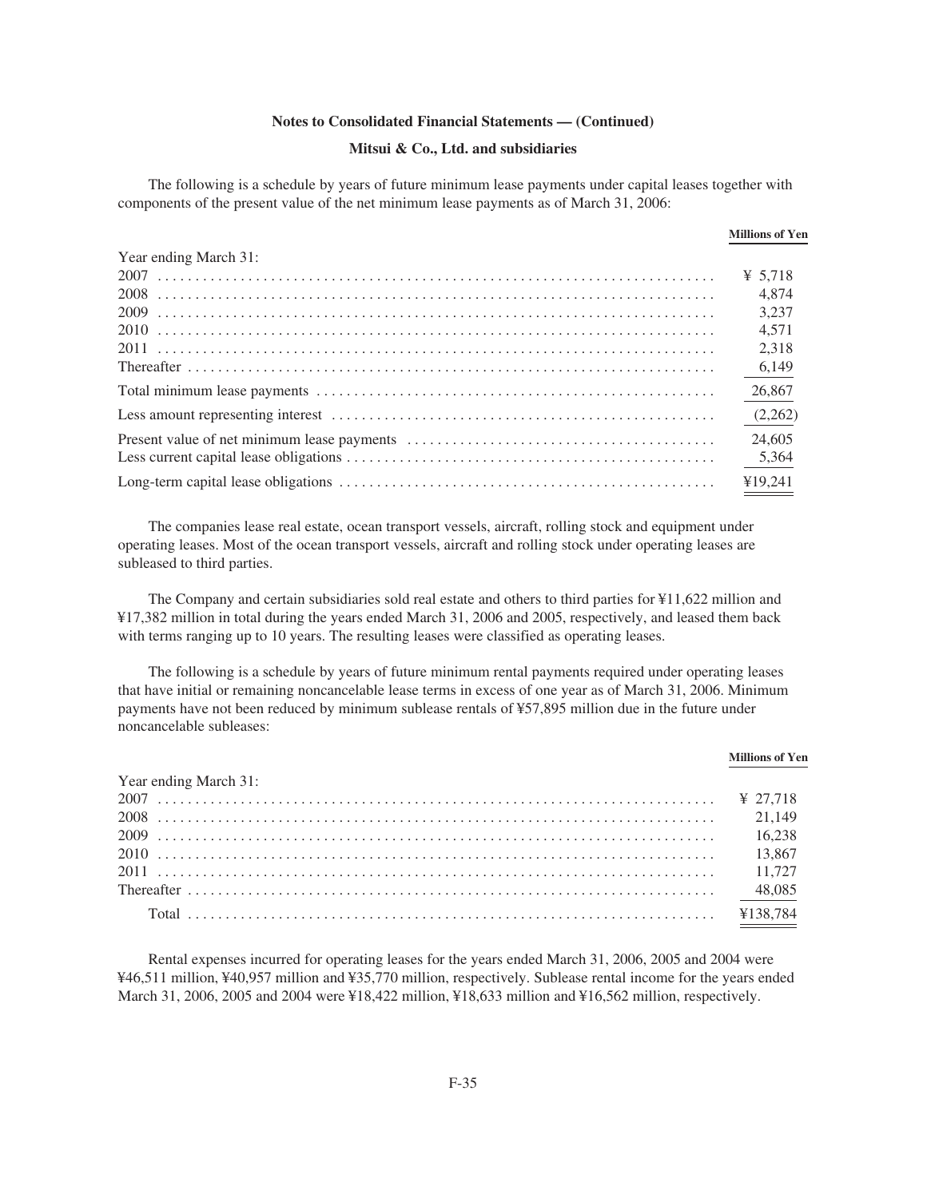The following is a schedule by years of future minimum lease payments under capital leases together with components of the present value of the net minimum lease payments as of March 31, 2006:

| | Millions of Yen |
|---|---|
| Year ending March 31: | |
| 2007 | ¥ 5,718 |
| 2008 | 4,874 |
| 2009 | 3,237 |
| 2010 | 4,571 |
| 2011 | 2,318 |
| Thereafter | 6,149 |
| Total minimum lease payments | 26,867 |
| Less amount representing interest | (2,262) |
| Present value of net minimum lease payments | 24,605 |
| Less current capital lease obligations | 5,364 |
| Long-term capital lease obligations | ¥19,241 |

The companies lease real estate, ocean transport vessels, aircraft, rolling stock and equipment under operating leases. Most of the ocean transport vessels, aircraft and rolling stock under operating leases are subleased to third parties.

The Company and certain subsidiaries sold real estate and others to third parties for ¥11,622 million and ¥17,382 million in total during the years ended March 31, 2006 and 2005, respectively, and leased them back with terms ranging up to 10 years. The resulting leases were classified as operating leases.

The following is a schedule by years of future minimum rental payments required under operating leases that have initial or remaining noncancelable lease terms in excess of one year as of March 31, 2006. Minimum payments have not been reduced by minimum sublease rentals of ¥57,895 million due in the future under noncancelable subleases:

| | Millions of Yen |
|---|---|
| Year ending March 31: | |
| 2007 | ¥ 27,718 |
| 2008 | 21,149 |
| 2009 | 16,238 |
| 2010 | 13,867 |
| 2011 | 11,727 |
| Thereafter | 48,085 |
| Total | ¥138,784 |

Rental expenses incurred for operating leases for the years ended March 31, 2006, 2005 and 2004 were ¥46,511 million, ¥40,957 million and ¥35,770 million, respectively. Sublease rental income for the years ended March 31, 2006, 2005 and 2004 were ¥18,422 million, ¥18,633 million and ¥16,562 million, respectively.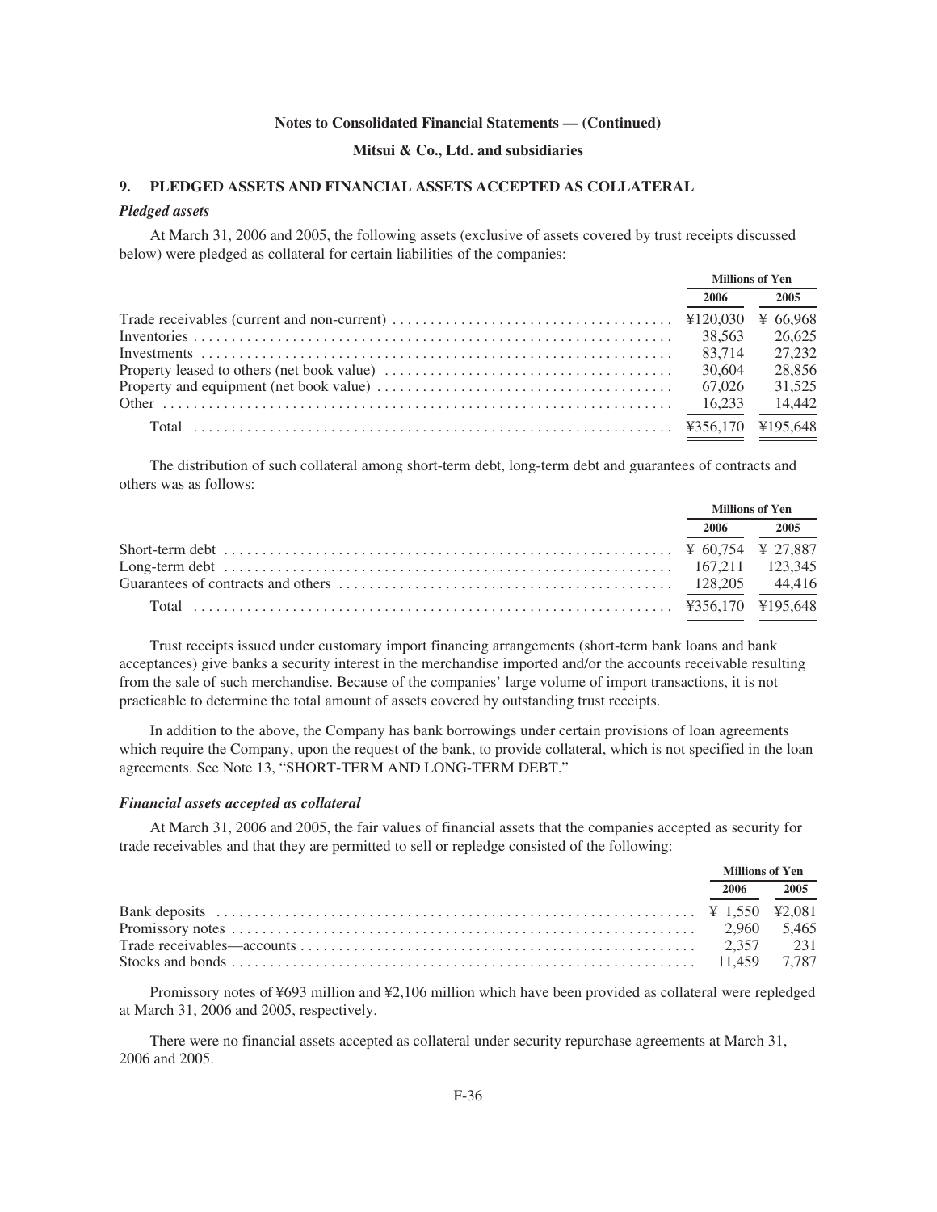Notes to Consolidated Financial Statements — (Continued)

Mitsui & Co., Ltd. and subsidiaries

## 9. PLEDGED ASSETS AND FINANCIAL ASSETS ACCEPTED AS COLLATERAL

### *Pledged assets*

At March 31, 2006 and 2005, the following assets (exclusive of assets covered by trust receipts discussed below) were pledged as collateral for certain liabilities of the companies:

| | Millions of Yen | |
|---|---|---|
| | 2006 | 2005 |
| Trade receivables (current and non-current) | ¥120,030 | ¥ 66,968 |
| Inventories | 38,563 | 26,625 |
| Investments | 83,714 | 27,232 |
| Property leased to others (net book value) | 30,604 | 28,856 |
| Property and equipment (net book value) | 67,026 | 31,525 |
| Other | 16,233 | 14,442 |
| Total | ¥356,170 | ¥195,648 |

The distribution of such collateral among short-term debt, long-term debt and guarantees of contracts and others was as follows:

| | Millions of Yen | |
|---|---|---|
| | 2006 | 2005 |
| Short-term debt | ¥ 60,754 | ¥ 27,887 |
| Long-term debt | 167,211 | 123,345 |
| Guarantees of contracts and others | 128,205 | 44,416 |
| Total | ¥356,170 | ¥195,648 |

Trust receipts issued under customary import financing arrangements (short-term bank loans and bank acceptances) give banks a security interest in the merchandise imported and/or the accounts receivable resulting from the sale of such merchandise. Because of the companies' large volume of import transactions, it is not practicable to determine the total amount of assets covered by outstanding trust receipts.

In addition to the above, the Company has bank borrowings under certain provisions of loan agreements which require the Company, upon the request of the bank, to provide collateral, which is not specified in the loan agreements. See Note 13, "SHORT-TERM AND LONG-TERM DEBT."

### *Financial assets accepted as collateral*

At March 31, 2006 and 2005, the fair values of financial assets that the companies accepted as security for trade receivables and that they are permitted to sell or repledge consisted of the following:

| | Millions of Yen | |
|---|---|---|
| | 2006 | 2005 |
| Bank deposits | ¥ 1,550 | ¥2,081 |
| Promissory notes | 2,960 | 5,465 |
| Trade receivables—accounts | 2,357 | 231 |
| Stocks and bonds | 11,459 | 7,787 |

Promissory notes of ¥693 million and ¥2,106 million which have been provided as collateral were repledged at March 31, 2006 and 2005, respectively.

There were no financial assets accepted as collateral under security repurchase agreements at March 31, 2006 and 2005.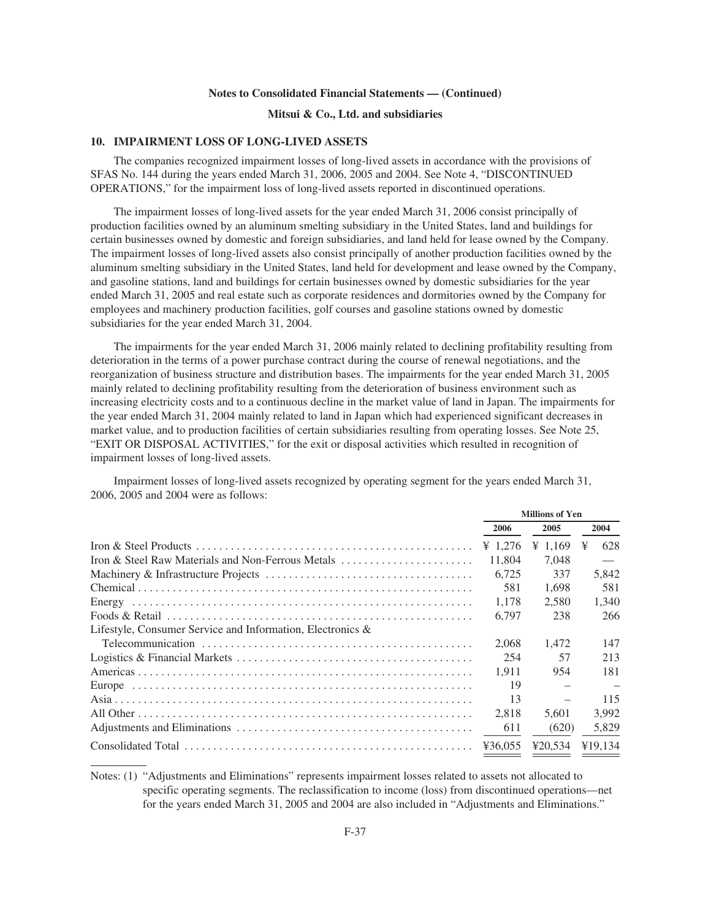## 10. IMPAIRMENT LOSS OF LONG-LIVED ASSETS

The companies recognized impairment losses of long-lived assets in accordance with the provisions of SFAS No. 144 during the years ended March 31, 2006, 2005 and 2004. See Note 4, "DISCONTINUED OPERATIONS," for the impairment loss of long-lived assets reported in discontinued operations.

The impairment losses of long-lived assets for the year ended March 31, 2006 consist principally of production facilities owned by an aluminum smelting subsidiary in the United States, land and buildings for certain businesses owned by domestic and foreign subsidiaries, and land held for lease owned by the Company. The impairment losses of long-lived assets also consist principally of another production facilities owned by the aluminum smelting subsidiary in the United States, land held for development and lease owned by the Company, and gasoline stations, land and buildings for certain businesses owned by domestic subsidiaries for the year ended March 31, 2005 and real estate such as corporate residences and dormitories owned by the Company for employees and machinery production facilities, golf courses and gasoline stations owned by domestic subsidiaries for the year ended March 31, 2004.

The impairments for the year ended March 31, 2006 mainly related to declining profitability resulting from deterioration in the terms of a power purchase contract during the course of renewal negotiations, and the reorganization of business structure and distribution bases. The impairments for the year ended March 31, 2005 mainly related to declining profitability resulting from the deterioration of business environment such as increasing electricity costs and to a continuous decline in the market value of land in Japan. The impairments for the year ended March 31, 2004 mainly related to land in Japan which had experienced significant decreases in market value, and to production facilities of certain subsidiaries resulting from operating losses. See Note 25, "EXIT OR DISPOSAL ACTIVITIES," for the exit or disposal activities which resulted in recognition of impairment losses of long-lived assets.

Impairment losses of long-lived assets recognized by operating segment for the years ended March 31, 2006, 2005 and 2004 were as follows:

| | Millions of Yen | | |
|---|---|---|---|
| | 2006 | 2005 | 2004 |
| Iron & Steel Products | ¥ 1,276 | ¥ 1,169 | ¥ 628 |
| Iron & Steel Raw Materials and Non-Ferrous Metals | 11,804 | 7,048 | — |
| Machinery & Infrastructure Projects | 6,725 | 337 | 5,842 |
| Chemical | 581 | 1,698 | 581 |
| Energy | 1,178 | 2,580 | 1,340 |
| Foods & Retail | 6,797 | 238 | 266 |
| Lifestyle, Consumer Service and Information, Electronics & Telecommunication | 2,068 | 1,472 | 147 |
| Logistics & Financial Markets | 254 | 57 | 213 |
| Americas | 1,911 | 954 | 181 |
| Europe | 19 | – | – |
| Asia | 13 | – | 115 |
| All Other | 2,818 | 5,601 | 3,992 |
| Adjustments and Eliminations | 611 | (620) | 5,829 |
| Consolidated Total | ¥36,055 | ¥20,534 | ¥19,134 |

Notes: (1) "Adjustments and Eliminations" represents impairment losses related to assets not allocated to specific operating segments. The reclassification to income (loss) from discontinued operations—net for the years ended March 31, 2005 and 2004 are also included in "Adjustments and Eliminations."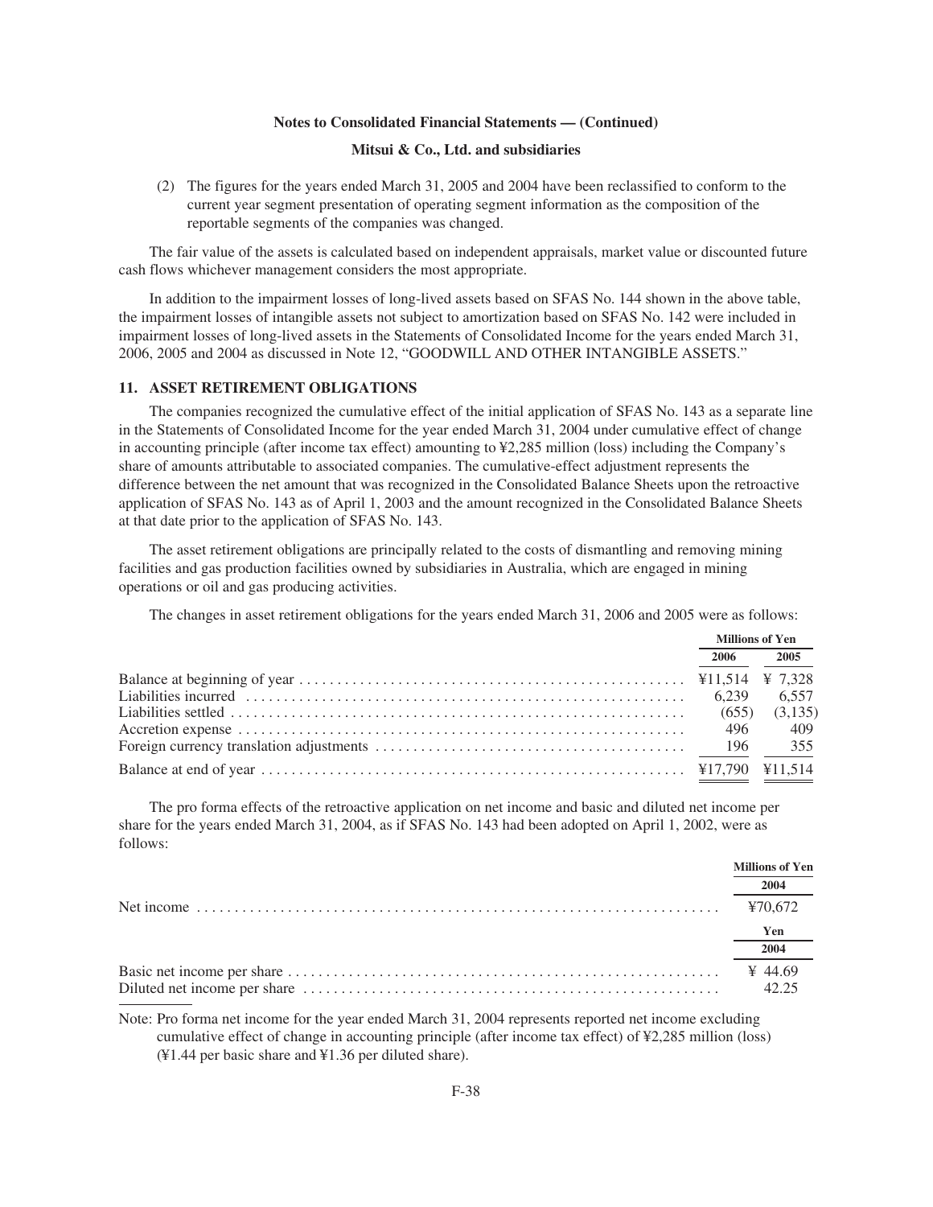(2) The figures for the years ended March 31, 2005 and 2004 have been reclassified to conform to the current year segment presentation of operating segment information as the composition of the reportable segments of the companies was changed.

The fair value of the assets is calculated based on independent appraisals, market value or discounted future cash flows whichever management considers the most appropriate.

In addition to the impairment losses of long-lived assets based on SFAS No. 144 shown in the above table, the impairment losses of intangible assets not subject to amortization based on SFAS No. 142 were included in impairment losses of long-lived assets in the Statements of Consolidated Income for the years ended March 31, 2006, 2005 and 2004 as discussed in Note 12, "GOODWILL AND OTHER INTANGIBLE ASSETS."

## 11. ASSET RETIREMENT OBLIGATIONS

The companies recognized the cumulative effect of the initial application of SFAS No. 143 as a separate line in the Statements of Consolidated Income for the year ended March 31, 2004 under cumulative effect of change in accounting principle (after income tax effect) amounting to ¥2,285 million (loss) including the Company's share of amounts attributable to associated companies. The cumulative-effect adjustment represents the difference between the net amount that was recognized in the Consolidated Balance Sheets upon the retroactive application of SFAS No. 143 as of April 1, 2003 and the amount recognized in the Consolidated Balance Sheets at that date prior to the application of SFAS No. 143.

The asset retirement obligations are principally related to the costs of dismantling and removing mining facilities and gas production facilities owned by subsidiaries in Australia, which are engaged in mining operations or oil and gas producing activities.

The changes in asset retirement obligations for the years ended March 31, 2006 and 2005 were as follows:

| | Millions of Yen | |
|---|---|---|
| | 2006 | 2005 |
| Balance at beginning of year | ¥11,514 | ¥ 7,328 |
| Liabilities incurred | 6,239 | 6,557 |
| Liabilities settled | (655) | (3,135) |
| Accretion expense | 496 | 409 |
| Foreign currency translation adjustments | 196 | 355 |
| Balance at end of year | ¥17,790 | ¥11,514 |

The pro forma effects of the retroactive application on net income and basic and diluted net income per share for the years ended March 31, 2004, as if SFAS No. 143 had been adopted on April 1, 2002, were as follows:

| | Millions of Yen |
|---|---|
| | 2004 |
| Net income | ¥70,672 |
| | **Yen** |
| | **2004** |
| Basic net income per share | ¥ 44.69 |
| Diluted net income per share | 42.25 |

Note: Pro forma net income for the year ended March 31, 2004 represents reported net income excluding cumulative effect of change in accounting principle (after income tax effect) of ¥2,285 million (loss) (¥1.44 per basic share and ¥1.36 per diluted share).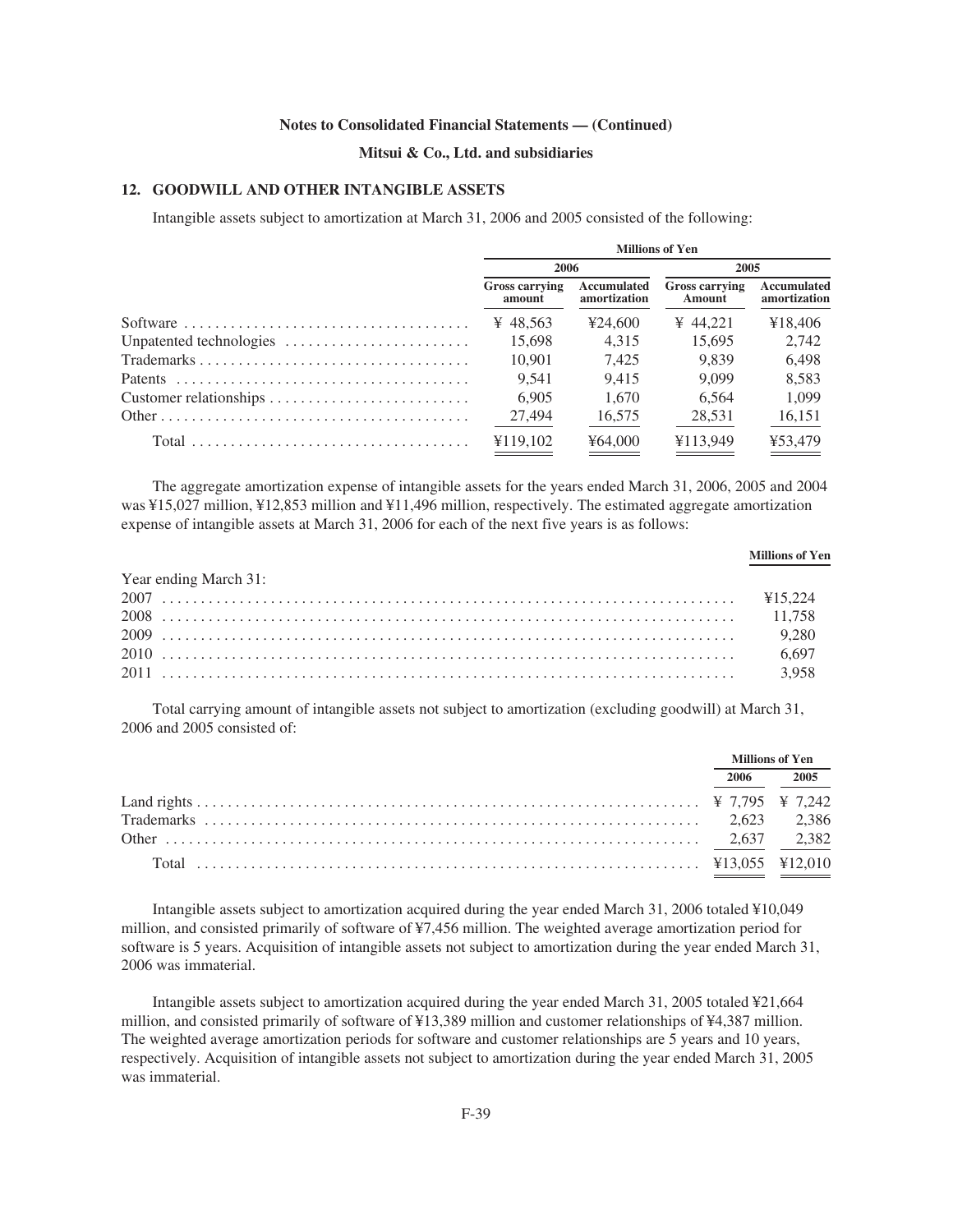**Notes to Consolidated Financial Statements — (Continued)**

**Mitsui & Co., Ltd. and subsidiaries**

## 12. GOODWILL AND OTHER INTANGIBLE ASSETS

Intangible assets subject to amortization at March 31, 2006 and 2005 consisted of the following:

| | Millions of Yen | | | |
|---|---|---|---|---|
| | 2006 | | 2005 | |
| | Gross carrying amount | Accumulated amortization | Gross carrying Amount | Accumulated amortization |
| Software | ¥ 48,563 | ¥24,600 | ¥ 44,221 | ¥18,406 |
| Unpatented technologies | 15,698 | 4,315 | 15,695 | 2,742 |
| Trademarks | 10,901 | 7,425 | 9,839 | 6,498 |
| Patents | 9,541 | 9,415 | 9,099 | 8,583 |
| Customer relationships | 6,905 | 1,670 | 6,564 | 1,099 |
| Other | 27,494 | 16,575 | 28,531 | 16,151 |
| Total | ¥119,102 | ¥64,000 | ¥113,949 | ¥53,479 |

The aggregate amortization expense of intangible assets for the years ended March 31, 2006, 2005 and 2004 was ¥15,027 million, ¥12,853 million and ¥11,496 million, respectively. The estimated aggregate amortization expense of intangible assets at March 31, 2006 for each of the next five years is as follows:

| | Millions of Yen |
|---|---|
| Year ending March 31: | |
| 2007 | ¥15,224 |
| 2008 | 11,758 |
| 2009 | 9,280 |
| 2010 | 6,697 |
| 2011 | 3,958 |

Total carrying amount of intangible assets not subject to amortization (excluding goodwill) at March 31, 2006 and 2005 consisted of:

| | Millions of Yen | |
|---|---|---|
| | 2006 | 2005 |
| Land rights | ¥ 7,795 | ¥ 7,242 |
| Trademarks | 2,623 | 2,386 |
| Other | 2,637 | 2,382 |
| Total | ¥13,055 | ¥12,010 |

Intangible assets subject to amortization acquired during the year ended March 31, 2006 totaled ¥10,049 million, and consisted primarily of software of ¥7,456 million. The weighted average amortization period for software is 5 years. Acquisition of intangible assets not subject to amortization during the year ended March 31, 2006 was immaterial.

Intangible assets subject to amortization acquired during the year ended March 31, 2005 totaled ¥21,664 million, and consisted primarily of software of ¥13,389 million and customer relationships of ¥4,387 million. The weighted average amortization periods for software and customer relationships are 5 years and 10 years, respectively. Acquisition of intangible assets not subject to amortization during the year ended March 31, 2005 was immaterial.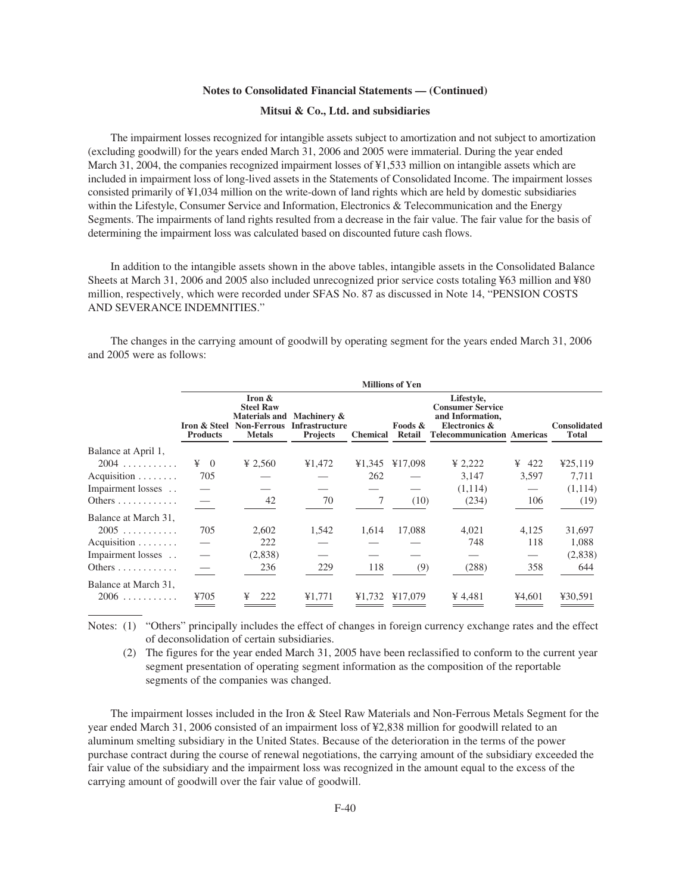The impairment losses recognized for intangible assets subject to amortization and not subject to amortization (excluding goodwill) for the years ended March 31, 2006 and 2005 were immaterial. During the year ended March 31, 2004, the companies recognized impairment losses of ¥1,533 million on intangible assets which are included in impairment loss of long-lived assets in the Statements of Consolidated Income. The impairment losses consisted primarily of ¥1,034 million on the write-down of land rights which are held by domestic subsidiaries within the Lifestyle, Consumer Service and Information, Electronics & Telecommunication and the Energy Segments. The impairments of land rights resulted from a decrease in the fair value. The fair value for the basis of determining the impairment loss was calculated based on discounted future cash flows.

In addition to the intangible assets shown in the above tables, intangible assets in the Consolidated Balance Sheets at March 31, 2006 and 2005 also included unrecognized prior service costs totaling ¥63 million and ¥80 million, respectively, which were recorded under SFAS No. 87 as discussed in Note 14, "PENSION COSTS AND SEVERANCE INDEMNITIES."

The changes in the carrying amount of goodwill by operating segment for the years ended March 31, 2006 and 2005 were as follows:

| | Millions of Yen | | | | | | | |
|---|---|---|---|---|---|---|---|---|
| | Iron & Steel Products | Iron & Steel Raw Materials and Non-Ferrous Metals | Machinery & Infrastructure Projects | Chemical | Foods & Retail | Lifestyle, Consumer Service and Information, Electronics & Telecommunication | Americas | Consolidated Total |
| Balance at April 1, 2004 | ¥ 0 | ¥ 2,560 | ¥1,472 | ¥1,345 | ¥17,098 | ¥ 2,222 | ¥ 422 | ¥25,119 |
| Acquisition | 705 | — | — | 262 | — | 3,147 | 3,597 | 7,711 |
| Impairment losses | — | — | — | — | — | (1,114) | — | (1,114) |
| Others | — | 42 | 70 | 7 | (10) | (234) | 106 | (19) |
| Balance at March 31, 2005 | 705 | 2,602 | 1,542 | 1,614 | 17,088 | 4,021 | 4,125 | 31,697 |
| Acquisition | — | 222 | — | — | — | 748 | 118 | 1,088 |
| Impairment losses | — | (2,838) | — | — | — | — | — | (2,838) |
| Others | — | 236 | 229 | 118 | (9) | (288) | 358 | 644 |
| Balance at March 31, 2006 | ¥705 | ¥ 222 | ¥1,771 | ¥1,732 | ¥17,079 | ¥ 4,481 | ¥4,601 | ¥30,591 |

Notes: (1) "Others" principally includes the effect of changes in foreign currency exchange rates and the effect of deconsolidation of certain subsidiaries.

(2) The figures for the year ended March 31, 2005 have been reclassified to conform to the current year segment presentation of operating segment information as the composition of the reportable segments of the companies was changed.

The impairment losses included in the Iron & Steel Raw Materials and Non-Ferrous Metals Segment for the year ended March 31, 2006 consisted of an impairment loss of ¥2,838 million for goodwill related to an aluminum smelting subsidiary in the United States. Because of the deterioration in the terms of the power purchase contract during the course of renewal negotiations, the carrying amount of the subsidiary exceeded the fair value of the subsidiary and the impairment loss was recognized in the amount equal to the excess of the carrying amount of goodwill over the fair value of goodwill.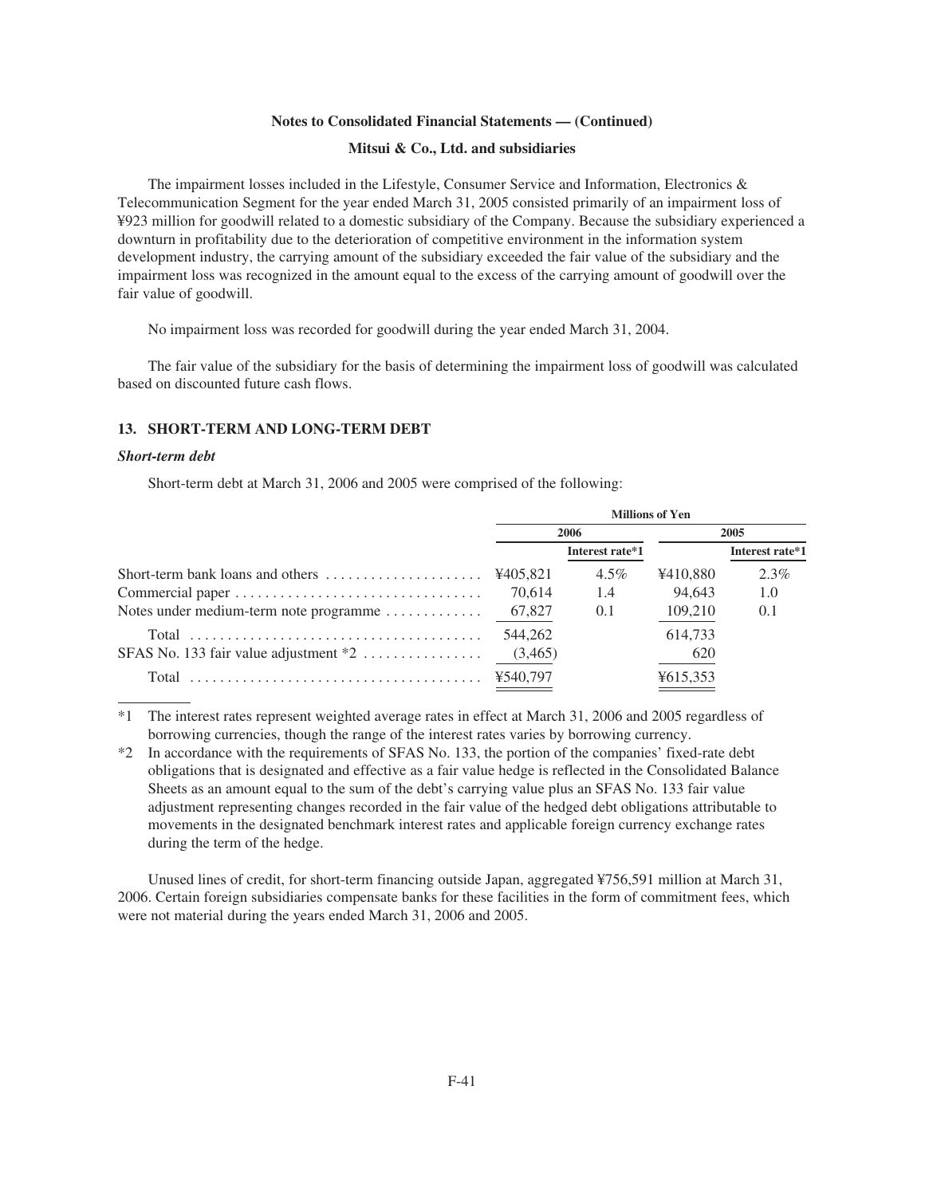The impairment losses included in the Lifestyle, Consumer Service and Information, Electronics & Telecommunication Segment for the year ended March 31, 2005 consisted primarily of an impairment loss of ¥923 million for goodwill related to a domestic subsidiary of the Company. Because the subsidiary experienced a downturn in profitability due to the deterioration of competitive environment in the information system development industry, the carrying amount of the subsidiary exceeded the fair value of the subsidiary and the impairment loss was recognized in the amount equal to the excess of the carrying amount of goodwill over the fair value of goodwill.

No impairment loss was recorded for goodwill during the year ended March 31, 2004.

The fair value of the subsidiary for the basis of determining the impairment loss of goodwill was calculated based on discounted future cash flows.

## 13. SHORT-TERM AND LONG-TERM DEBT

### *Short-term debt*

Short-term debt at March 31, 2006 and 2005 were comprised of the following:

| | Millions of Yen | | | |
|---|---|---|---|---|
| | 2006 | | 2005 | |
| | | Interest rate*1 | | Interest rate*1 |
| Short-term bank loans and others | ¥405,821 | 4.5% | ¥410,880 | 2.3% |
| Commercial paper | 70,614 | 1.4 | 94,643 | 1.0 |
| Notes under medium-term note programme | 67,827 | 0.1 | 109,210 | 0.1 |
| Total | 544,262 | | 614,733 | |
| SFAS No. 133 fair value adjustment *2 | (3,465) | | 620 | |
| Total | ¥540,797 | | ¥615,353 | |

*1 The interest rates represent weighted average rates in effect at March 31, 2006 and 2005 regardless of borrowing currencies, though the range of the interest rates varies by borrowing currency.

*2 In accordance with the requirements of SFAS No. 133, the portion of the companies' fixed-rate debt obligations that is designated and effective as a fair value hedge is reflected in the Consolidated Balance Sheets as an amount equal to the sum of the debt's carrying value plus an SFAS No. 133 fair value adjustment representing changes recorded in the fair value of the hedged debt obligations attributable to movements in the designated benchmark interest rates and applicable foreign currency exchange rates during the term of the hedge.

Unused lines of credit, for short-term financing outside Japan, aggregated ¥756,591 million at March 31, 2006. Certain foreign subsidiaries compensate banks for these facilities in the form of commitment fees, which were not material during the years ended March 31, 2006 and 2005.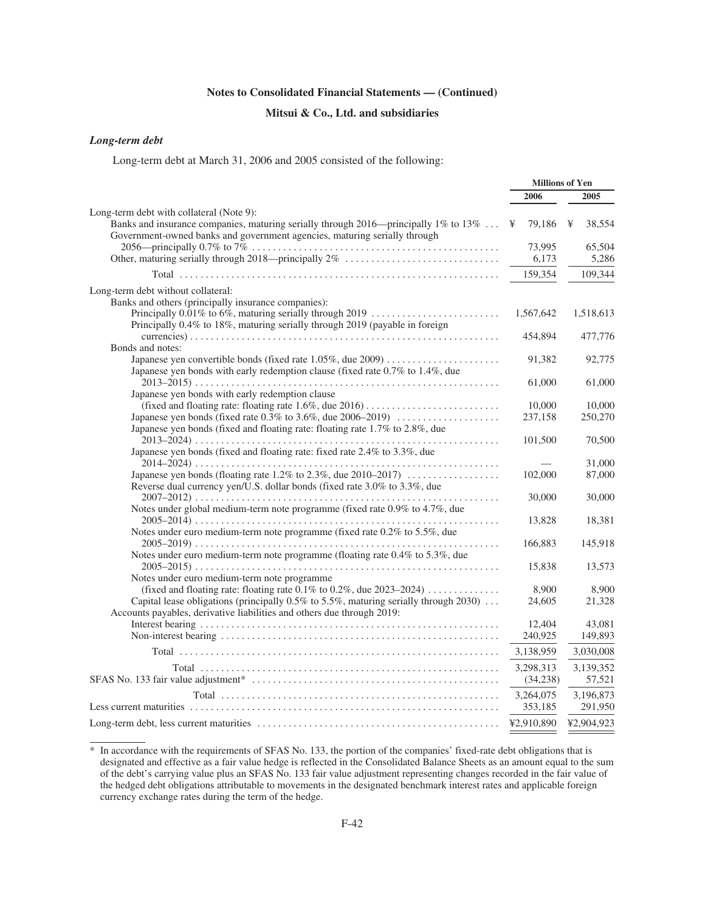**Notes to Consolidated Financial Statements — (Continued)**

**Mitsui & Co., Ltd. and subsidiaries**

### *Long-term debt*

Long-term debt at March 31, 2006 and 2005 consisted of the following:

| | Millions of Yen | |
|---|---|---|
| | 2006 | 2005 |
| Long-term debt with collateral (Note 9): | | |
| Banks and insurance companies, maturing serially through 2016—principally 1% to 13% | ¥ 79,186 | ¥ 38,554 |
| Government-owned banks and government agencies, maturing serially through 2056—principally 0.7% to 7% | 73,995 | 65,504 |
| Other, maturing serially through 2018—principally 2% | 6,173 | 5,286 |
| Total | 159,354 | 109,344 |
| Long-term debt without collateral: | | |
| Banks and others (principally insurance companies): | | |
| Principally 0.01% to 6%, maturing serially through 2019 | 1,567,642 | 1,518,613 |
| Principally 0.4% to 18%, maturing serially through 2019 (payable in foreign currencies) | 454,894 | 477,776 |
| Bonds and notes: | | |
| Japanese yen convertible bonds (fixed rate 1.05%, due 2009) | 91,382 | 92,775 |
| Japanese yen bonds with early redemption clause (fixed rate 0.7% to 1.4%, due 2013–2015) | 61,000 | 61,000 |
| Japanese yen bonds with early redemption clause (fixed and floating rate: floating rate 1.6%, due 2016) | 10,000 | 10,000 |
| Japanese yen bonds (fixed rate 0.3% to 3.6%, due 2006–2019) | 237,158 | 250,270 |
| Japanese yen bonds (fixed and floating rate: floating rate 1.7% to 2.8%, due 2013–2024) | 101,500 | 70,500 |
| Japanese yen bonds (fixed and floating rate: fixed rate 2.4% to 3.3%, due 2014–2024) | — | 31,000 |
| Japanese yen bonds (floating rate 1.2% to 2.3%, due 2010–2017) | 102,000 | 87,000 |
| Reverse dual currency yen/U.S. dollar bonds (fixed rate 3.0% to 3.3%, due 2007–2012) | 30,000 | 30,000 |
| Notes under global medium-term note programme (fixed rate 0.9% to 4.7%, due 2005–2014) | 13,828 | 18,381 |
| Notes under euro medium-term note programme (fixed rate 0.2% to 5.5%, due 2005–2019) | 166,883 | 145,918 |
| Notes under euro medium-term note programme (floating rate 0.4% to 5.3%, due 2005–2015) | 15,838 | 13,573 |
| Notes under euro medium-term note programme (fixed and floating rate: floating rate 0.1% to 0.2%, due 2023–2024) | 8,900 | 8,900 |
| Capital lease obligations (principally 0.5% to 5.5%, maturing serially through 2030) | 24,605 | 21,328 |
| Accounts payables, derivative liabilities and others due through 2019: | | |
| Interest bearing | 12,404 | 43,081 |
| Non-interest bearing | 240,925 | 149,893 |
| Total | 3,138,959 | 3,030,008 |
| Total | 3,298,313 | 3,139,352 |
| SFAS No. 133 fair value adjustment* | (34,238) | 57,521 |
| Total | 3,264,075 | 3,196,873 |
| Less current maturities | 353,185 | 291,950 |
| Long-term debt, less current maturities | ¥2,910,890 | ¥2,904,923 |

* In accordance with the requirements of SFAS No. 133, the portion of the companies' fixed-rate debt obligations that is designated and effective as a fair value hedge is reflected in the Consolidated Balance Sheets as an amount equal to the sum of the debt's carrying value plus an SFAS No. 133 fair value adjustment representing changes recorded in the fair value of the hedged debt obligations attributable to movements in the designated benchmark interest rates and applicable foreign currency exchange rates during the term of the hedge.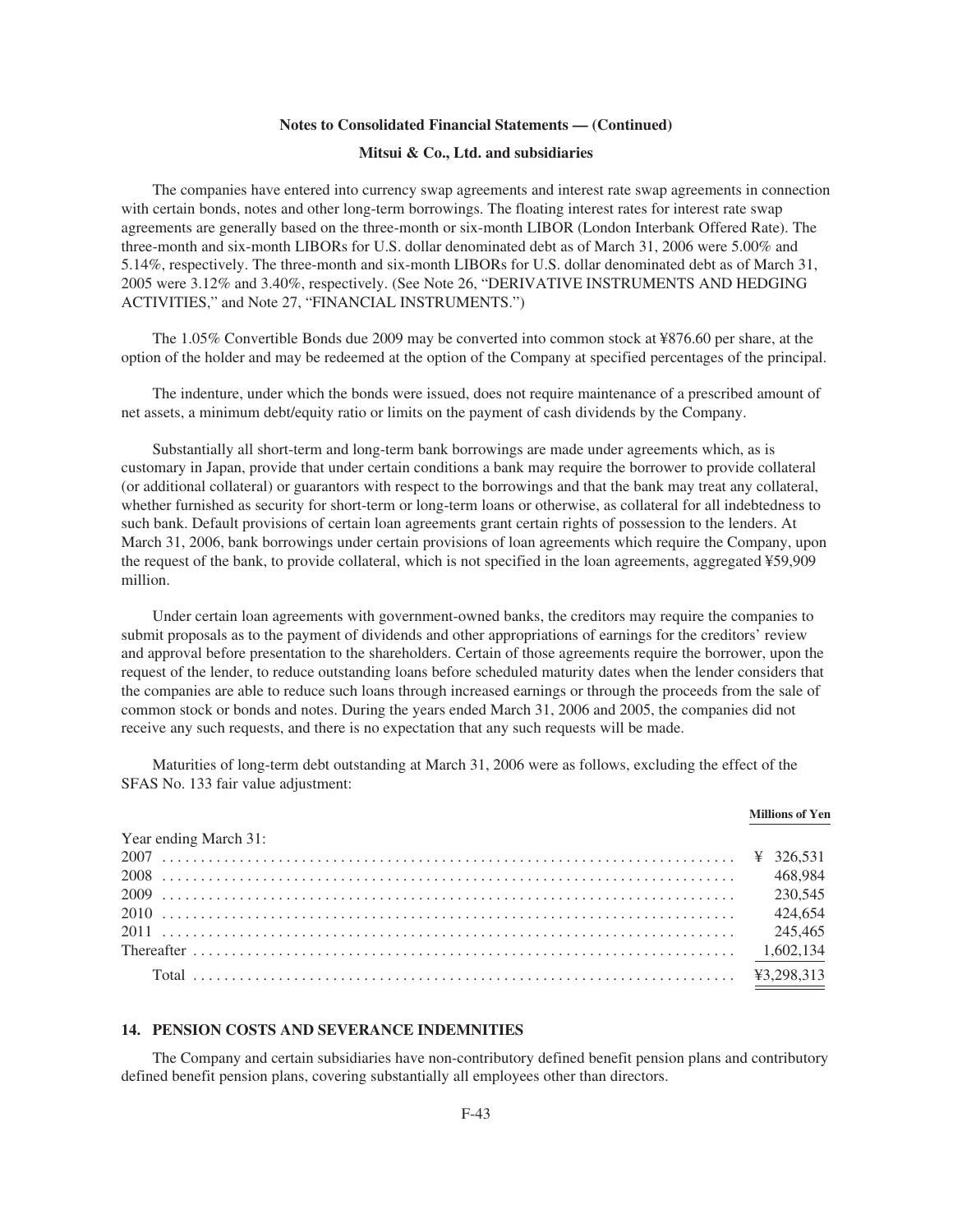The companies have entered into currency swap agreements and interest rate swap agreements in connection with certain bonds, notes and other long-term borrowings. The floating interest rates for interest rate swap agreements are generally based on the three-month or six-month LIBOR (London Interbank Offered Rate). The three-month and six-month LIBORs for U.S. dollar denominated debt as of March 31, 2006 were 5.00% and 5.14%, respectively. The three-month and six-month LIBORs for U.S. dollar denominated debt as of March 31, 2005 were 3.12% and 3.40%, respectively. (See Note 26, "DERIVATIVE INSTRUMENTS AND HEDGING ACTIVITIES," and Note 27, "FINANCIAL INSTRUMENTS.")

The 1.05% Convertible Bonds due 2009 may be converted into common stock at ¥876.60 per share, at the option of the holder and may be redeemed at the option of the Company at specified percentages of the principal.

The indenture, under which the bonds were issued, does not require maintenance of a prescribed amount of net assets, a minimum debt/equity ratio or limits on the payment of cash dividends by the Company.

Substantially all short-term and long-term bank borrowings are made under agreements which, as is customary in Japan, provide that under certain conditions a bank may require the borrower to provide collateral (or additional collateral) or guarantors with respect to the borrowings and that the bank may treat any collateral, whether furnished as security for short-term or long-term loans or otherwise, as collateral for all indebtedness to such bank. Default provisions of certain loan agreements grant certain rights of possession to the lenders. At March 31, 2006, bank borrowings under certain provisions of loan agreements which require the Company, upon the request of the bank, to provide collateral, which is not specified in the loan agreements, aggregated ¥59,909 million.

Under certain loan agreements with government-owned banks, the creditors may require the companies to submit proposals as to the payment of dividends and other appropriations of earnings for the creditors' review and approval before presentation to the shareholders. Certain of those agreements require the borrower, upon the request of the lender, to reduce outstanding loans before scheduled maturity dates when the lender considers that the companies are able to reduce such loans through increased earnings or through the proceeds from the sale of common stock or bonds and notes. During the years ended March 31, 2006 and 2005, the companies did not receive any such requests, and there is no expectation that any such requests will be made.

Maturities of long-term debt outstanding at March 31, 2006 were as follows, excluding the effect of the SFAS No. 133 fair value adjustment:

| | Millions of Yen |
|---|---|
| Year ending March 31: | |
| 2007 | ¥ 326,531 |
| 2008 | 468,984 |
| 2009 | 230,545 |
| 2010 | 424,654 |
| 2011 | 245,465 |
| Thereafter | 1,602,134 |
| Total | ¥3,298,313 |

## 14. PENSION COSTS AND SEVERANCE INDEMNITIES

The Company and certain subsidiaries have non-contributory defined benefit pension plans and contributory defined benefit pension plans, covering substantially all employees other than directors.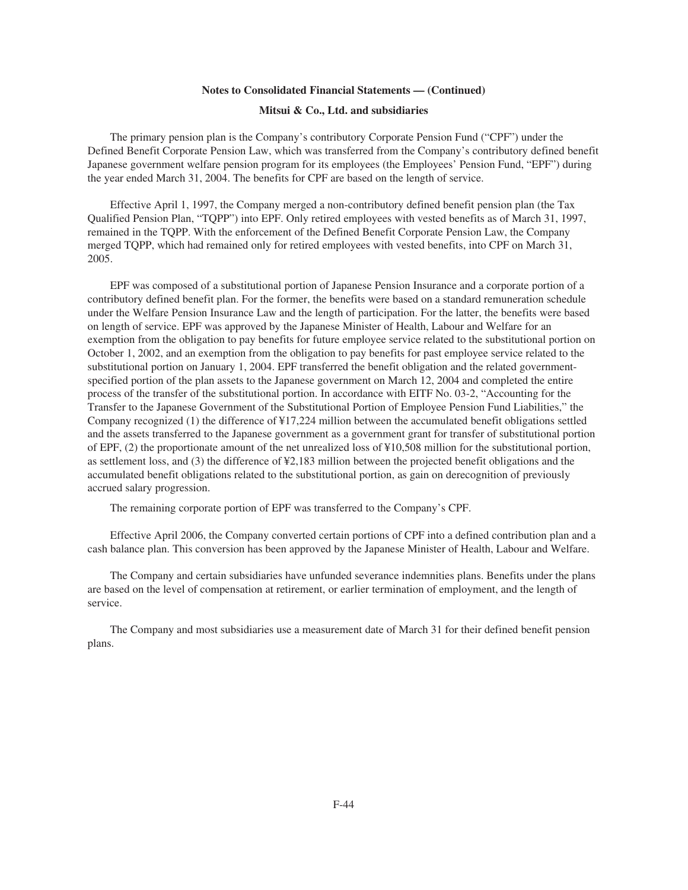The primary pension plan is the Company's contributory Corporate Pension Fund ("CPF") under the Defined Benefit Corporate Pension Law, which was transferred from the Company's contributory defined benefit Japanese government welfare pension program for its employees (the Employees' Pension Fund, "EPF") during the year ended March 31, 2004. The benefits for CPF are based on the length of service.

Effective April 1, 1997, the Company merged a non-contributory defined benefit pension plan (the Tax Qualified Pension Plan, "TQPP") into EPF. Only retired employees with vested benefits as of March 31, 1997, remained in the TQPP. With the enforcement of the Defined Benefit Corporate Pension Law, the Company merged TQPP, which had remained only for retired employees with vested benefits, into CPF on March 31, 2005.

EPF was composed of a substitutional portion of Japanese Pension Insurance and a corporate portion of a contributory defined benefit plan. For the former, the benefits were based on a standard remuneration schedule under the Welfare Pension Insurance Law and the length of participation. For the latter, the benefits were based on length of service. EPF was approved by the Japanese Minister of Health, Labour and Welfare for an exemption from the obligation to pay benefits for future employee service related to the substitutional portion on October 1, 2002, and an exemption from the obligation to pay benefits for past employee service related to the substitutional portion on January 1, 2004. EPF transferred the benefit obligation and the related government-specified portion of the plan assets to the Japanese government on March 12, 2004 and completed the entire process of the transfer of the substitutional portion. In accordance with EITF No. 03-2, "Accounting for the Transfer to the Japanese Government of the Substitutional Portion of Employee Pension Fund Liabilities," the Company recognized (1) the difference of ¥17,224 million between the accumulated benefit obligations settled and the assets transferred to the Japanese government as a government grant for transfer of substitutional portion of EPF, (2) the proportionate amount of the net unrealized loss of ¥10,508 million for the substitutional portion, as settlement loss, and (3) the difference of ¥2,183 million between the projected benefit obligations and the accumulated benefit obligations related to the substitutional portion, as gain on derecognition of previously accrued salary progression.

The remaining corporate portion of EPF was transferred to the Company's CPF.

Effective April 2006, the Company converted certain portions of CPF into a defined contribution plan and a cash balance plan. This conversion has been approved by the Japanese Minister of Health, Labour and Welfare.

The Company and certain subsidiaries have unfunded severance indemnities plans. Benefits under the plans are based on the level of compensation at retirement, or earlier termination of employment, and the length of service.

The Company and most subsidiaries use a measurement date of March 31 for their defined benefit pension plans.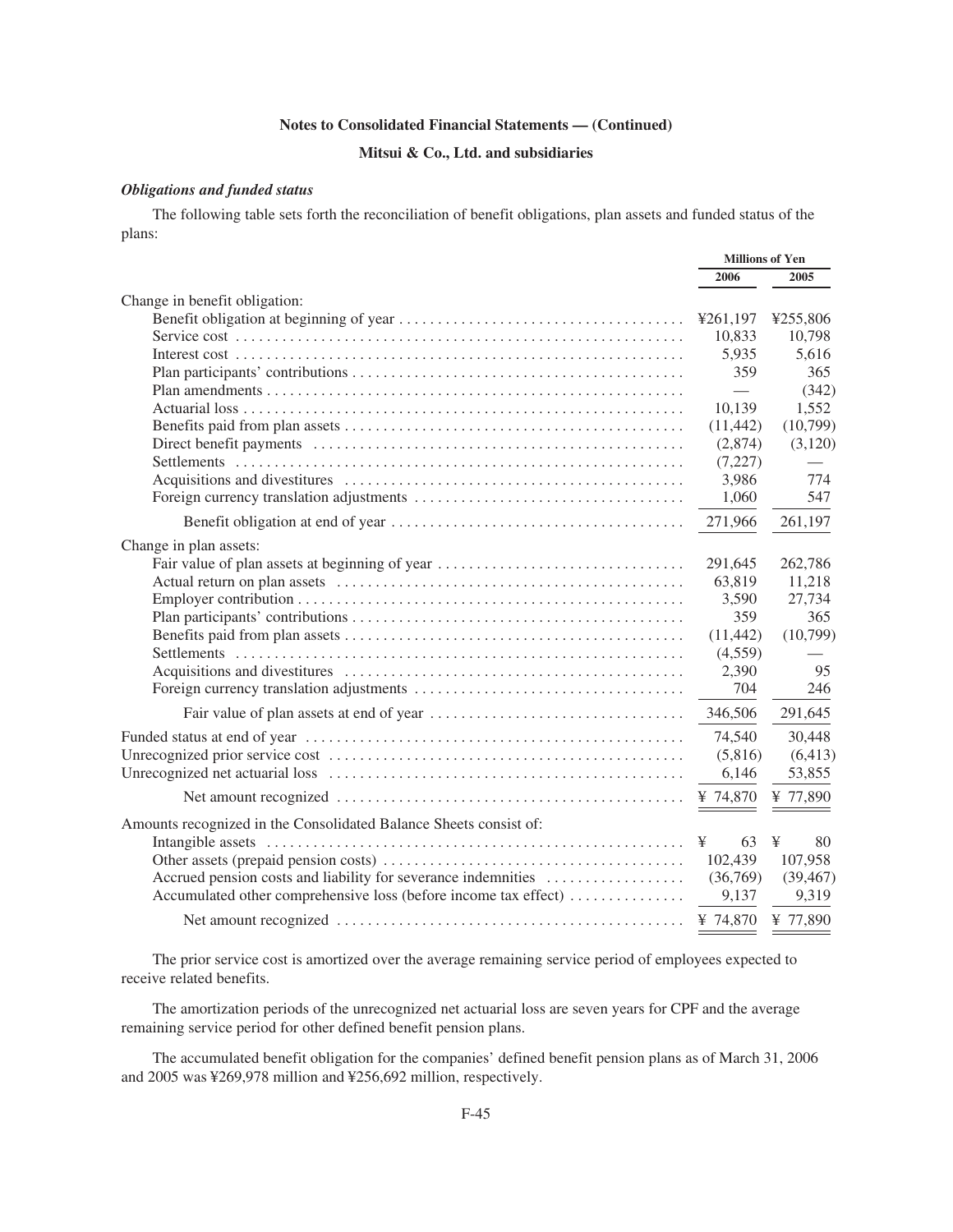**Notes to Consolidated Financial Statements — (Continued)**

**Mitsui & Co., Ltd. and subsidiaries**

***Obligations and funded status***

The following table sets forth the reconciliation of benefit obligations, plan assets and funded status of the plans:

| | Millions of Yen | |
|---|---|---|
| | 2006 | 2005 |
| Change in benefit obligation: | | |
| Benefit obligation at beginning of year | ¥261,197 | ¥255,806 |
| Service cost | 10,833 | 10,798 |
| Interest cost | 5,935 | 5,616 |
| Plan participants' contributions | 359 | 365 |
| Plan amendments | — | (342) |
| Actuarial loss | 10,139 | 1,552 |
| Benefits paid from plan assets | (11,442) | (10,799) |
| Direct benefit payments | (2,874) | (3,120) |
| Settlements | (7,227) | — |
| Acquisitions and divestitures | 3,986 | 774 |
| Foreign currency translation adjustments | 1,060 | 547 |
| Benefit obligation at end of year | 271,966 | 261,197 |
| Change in plan assets: | | |
| Fair value of plan assets at beginning of year | 291,645 | 262,786 |
| Actual return on plan assets | 63,819 | 11,218 |
| Employer contribution | 3,590 | 27,734 |
| Plan participants' contributions | 359 | 365 |
| Benefits paid from plan assets | (11,442) | (10,799) |
| Settlements | (4,559) | — |
| Acquisitions and divestitures | 2,390 | 95 |
| Foreign currency translation adjustments | 704 | 246 |
| Fair value of plan assets at end of year | 346,506 | 291,645 |
| Funded status at end of year | 74,540 | 30,448 |
| Unrecognized prior service cost | (5,816) | (6,413) |
| Unrecognized net actuarial loss | 6,146 | 53,855 |
| Net amount recognized | ¥ 74,870 | ¥ 77,890 |
| Amounts recognized in the Consolidated Balance Sheets consist of: | | |
| Intangible assets | ¥ 63 | ¥ 80 |
| Other assets (prepaid pension costs) | 102,439 | 107,958 |
| Accrued pension costs and liability for severance indemnities | (36,769) | (39,467) |
| Accumulated other comprehensive loss (before income tax effect) | 9,137 | 9,319 |
| Net amount recognized | ¥ 74,870 | ¥ 77,890 |

The prior service cost is amortized over the average remaining service period of employees expected to receive related benefits.

The amortization periods of the unrecognized net actuarial loss are seven years for CPF and the average remaining service period for other defined benefit pension plans.

The accumulated benefit obligation for the companies' defined benefit pension plans as of March 31, 2006 and 2005 was ¥269,978 million and ¥256,692 million, respectively.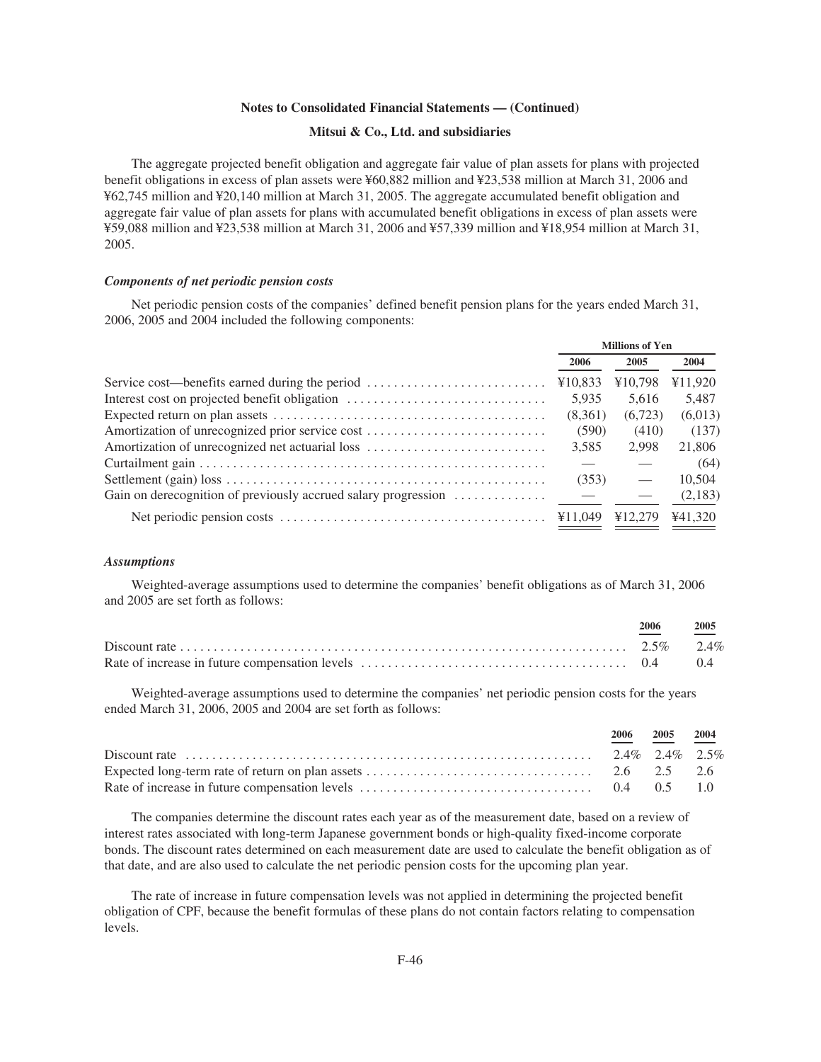**Notes to Consolidated Financial Statements — (Continued)**

**Mitsui & Co., Ltd. and subsidiaries**

The aggregate projected benefit obligation and aggregate fair value of plan assets for plans with projected benefit obligations in excess of plan assets were ¥60,882 million and ¥23,538 million at March 31, 2006 and ¥62,745 million and ¥20,140 million at March 31, 2005. The aggregate accumulated benefit obligation and aggregate fair value of plan assets for plans with accumulated benefit obligations in excess of plan assets were ¥59,088 million and ¥23,538 million at March 31, 2006 and ¥57,339 million and ¥18,954 million at March 31, 2005.

### *Components of net periodic pension costs*

Net periodic pension costs of the companies' defined benefit pension plans for the years ended March 31, 2006, 2005 and 2004 included the following components:

| | Millions of Yen | | |
|---|---|---|---|
| | 2006 | 2005 | 2004 |
| Service cost—benefits earned during the period | ¥10,833 | ¥10,798 | ¥11,920 |
| Interest cost on projected benefit obligation | 5,935 | 5,616 | 5,487 |
| Expected return on plan assets | (8,361) | (6,723) | (6,013) |
| Amortization of unrecognized prior service cost | (590) | (410) | (137) |
| Amortization of unrecognized net actuarial loss | 3,585 | 2,998 | 21,806 |
| Curtailment gain | — | — | (64) |
| Settlement (gain) loss | (353) | — | 10,504 |
| Gain on derecognition of previously accrued salary progression | — | — | (2,183) |
| Net periodic pension costs | ¥11,049 | ¥12,279 | ¥41,320 |

### *Assumptions*

Weighted-average assumptions used to determine the companies' benefit obligations as of March 31, 2006 and 2005 are set forth as follows:

| | 2006 | 2005 |
|---|---|---|
| Discount rate | 2.5% | 2.4% |
| Rate of increase in future compensation levels | 0.4 | 0.4 |

Weighted-average assumptions used to determine the companies' net periodic pension costs for the years ended March 31, 2006, 2005 and 2004 are set forth as follows:

| | 2006 | 2005 | 2004 |
|---|---|---|---|
| Discount rate | 2.4% | 2.4% | 2.5% |
| Expected long-term rate of return on plan assets | 2.6 | 2.5 | 2.6 |
| Rate of increase in future compensation levels | 0.4 | 0.5 | 1.0 |

The companies determine the discount rates each year as of the measurement date, based on a review of interest rates associated with long-term Japanese government bonds or high-quality fixed-income corporate bonds. The discount rates determined on each measurement date are used to calculate the benefit obligation as of that date, and are also used to calculate the net periodic pension costs for the upcoming plan year.

The rate of increase in future compensation levels was not applied in determining the projected benefit obligation of CPF, because the benefit formulas of these plans do not contain factors relating to compensation levels.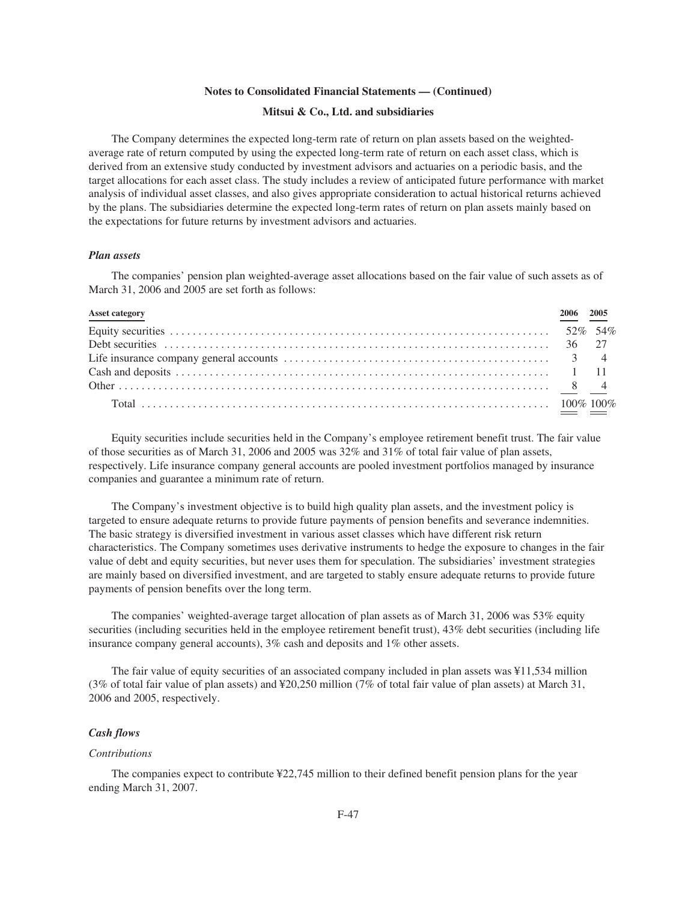**Notes to Consolidated Financial Statements — (Continued)**

**Mitsui & Co., Ltd. and subsidiaries**

The Company determines the expected long-term rate of return on plan assets based on the weighted-average rate of return computed by using the expected long-term rate of return on each asset class, which is derived from an extensive study conducted by investment advisors and actuaries on a periodic basis, and the target allocations for each asset class. The study includes a review of anticipated future performance with market analysis of individual asset classes, and also gives appropriate consideration to actual historical returns achieved by the plans. The subsidiaries determine the expected long-term rates of return on plan assets mainly based on the expectations for future returns by investment advisors and actuaries.

### *Plan assets*

The companies' pension plan weighted-average asset allocations based on the fair value of such assets as of March 31, 2006 and 2005 are set forth as follows:

| Asset category | 2006 | 2005 |
|---|---|---|
| Equity securities | 52% | 54% |
| Debt securities | 36 | 27 |
| Life insurance company general accounts | 3 | 4 |
| Cash and deposits | 1 | 11 |
| Other | 8 | 4 |
| Total | 100% | 100% |

Equity securities include securities held in the Company's employee retirement benefit trust. The fair value of those securities as of March 31, 2006 and 2005 was 32% and 31% of total fair value of plan assets, respectively. Life insurance company general accounts are pooled investment portfolios managed by insurance companies and guarantee a minimum rate of return.

The Company's investment objective is to build high quality plan assets, and the investment policy is targeted to ensure adequate returns to provide future payments of pension benefits and severance indemnities. The basic strategy is diversified investment in various asset classes which have different risk return characteristics. The Company sometimes uses derivative instruments to hedge the exposure to changes in the fair value of debt and equity securities, but never uses them for speculation. The subsidiaries' investment strategies are mainly based on diversified investment, and are targeted to stably ensure adequate returns to provide future payments of pension benefits over the long term.

The companies' weighted-average target allocation of plan assets as of March 31, 2006 was 53% equity securities (including securities held in the employee retirement benefit trust), 43% debt securities (including life insurance company general accounts), 3% cash and deposits and 1% other assets.

The fair value of equity securities of an associated company included in plan assets was ¥11,534 million (3% of total fair value of plan assets) and ¥20,250 million (7% of total fair value of plan assets) at March 31, 2006 and 2005, respectively.

### *Cash flows*

*Contributions*

The companies expect to contribute ¥22,745 million to their defined benefit pension plans for the year ending March 31, 2007.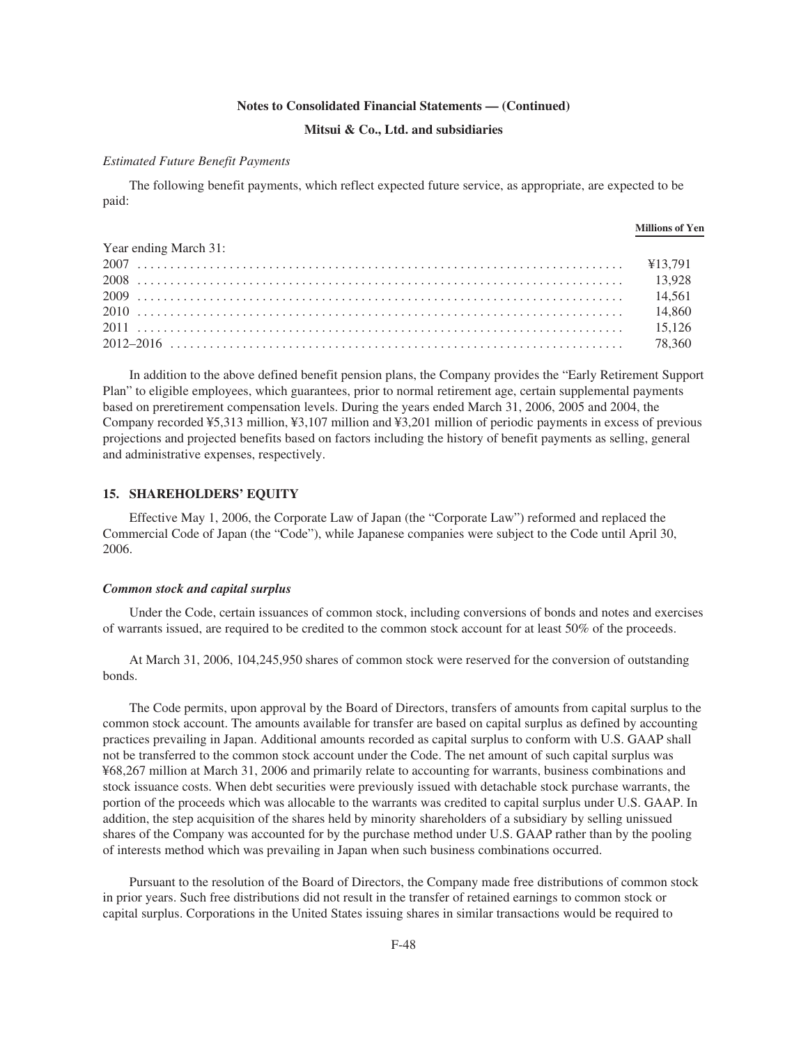*Estimated Future Benefit Payments*

The following benefit payments, which reflect expected future service, as appropriate, are expected to be paid:

| | Millions of Yen |
|---|---|
| Year ending March 31: | |
| 2007 | ¥13,791 |
| 2008 | 13,928 |
| 2009 | 14,561 |
| 2010 | 14,860 |
| 2011 | 15,126 |
| 2012–2016 | 78,360 |

In addition to the above defined benefit pension plans, the Company provides the "Early Retirement Support Plan" to eligible employees, which guarantees, prior to normal retirement age, certain supplemental payments based on preretirement compensation levels. During the years ended March 31, 2006, 2005 and 2004, the Company recorded ¥5,313 million, ¥3,107 million and ¥3,201 million of periodic payments in excess of previous projections and projected benefits based on factors including the history of benefit payments as selling, general and administrative expenses, respectively.

## 15. SHAREHOLDERS' EQUITY

Effective May 1, 2006, the Corporate Law of Japan (the "Corporate Law") reformed and replaced the Commercial Code of Japan (the "Code"), while Japanese companies were subject to the Code until April 30, 2006.

***Common stock and capital surplus***

Under the Code, certain issuances of common stock, including conversions of bonds and notes and exercises of warrants issued, are required to be credited to the common stock account for at least 50% of the proceeds.

At March 31, 2006, 104,245,950 shares of common stock were reserved for the conversion of outstanding bonds.

The Code permits, upon approval by the Board of Directors, transfers of amounts from capital surplus to the common stock account. The amounts available for transfer are based on capital surplus as defined by accounting practices prevailing in Japan. Additional amounts recorded as capital surplus to conform with U.S. GAAP shall not be transferred to the common stock account under the Code. The net amount of such capital surplus was ¥68,267 million at March 31, 2006 and primarily relate to accounting for warrants, business combinations and stock issuance costs. When debt securities were previously issued with detachable stock purchase warrants, the portion of the proceeds which was allocable to the warrants was credited to capital surplus under U.S. GAAP. In addition, the step acquisition of the shares held by minority shareholders of a subsidiary by selling unissued shares of the Company was accounted for by the purchase method under U.S. GAAP rather than by the pooling of interests method which was prevailing in Japan when such business combinations occurred.

Pursuant to the resolution of the Board of Directors, the Company made free distributions of common stock in prior years. Such free distributions did not result in the transfer of retained earnings to common stock or capital surplus. Corporations in the United States issuing shares in similar transactions would be required to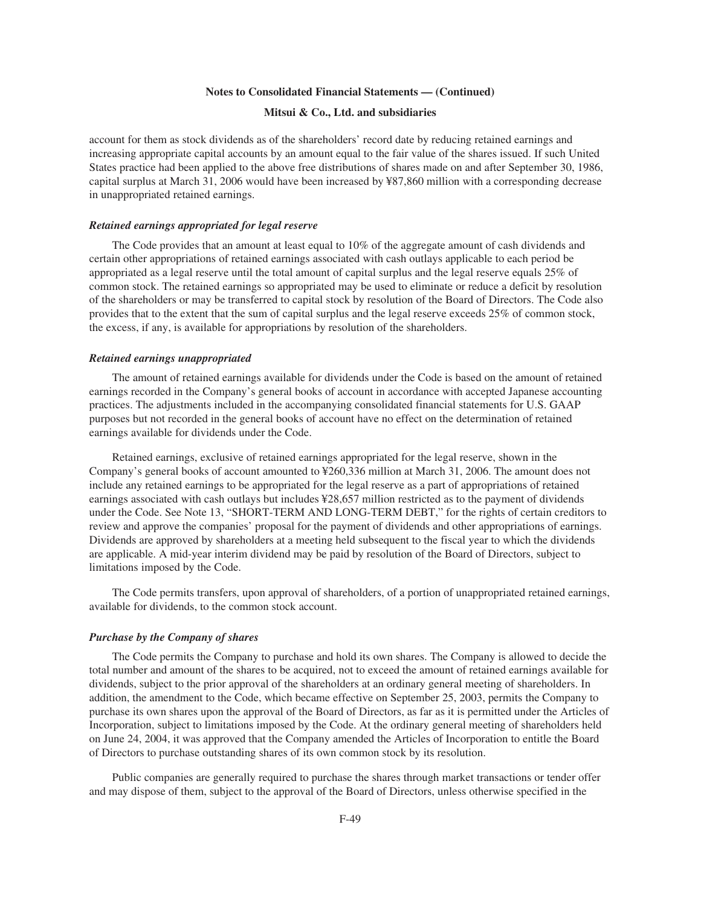account for them as stock dividends as of the shareholders' record date by reducing retained earnings and increasing appropriate capital accounts by an amount equal to the fair value of the shares issued. If such United States practice had been applied to the above free distributions of shares made on and after September 30, 1986, capital surplus at March 31, 2006 would have been increased by ¥87,860 million with a corresponding decrease in unappropriated retained earnings.

### *Retained earnings appropriated for legal reserve*

The Code provides that an amount at least equal to 10% of the aggregate amount of cash dividends and certain other appropriations of retained earnings associated with cash outlays applicable to each period be appropriated as a legal reserve until the total amount of capital surplus and the legal reserve equals 25% of common stock. The retained earnings so appropriated may be used to eliminate or reduce a deficit by resolution of the shareholders or may be transferred to capital stock by resolution of the Board of Directors. The Code also provides that to the extent that the sum of capital surplus and the legal reserve exceeds 25% of common stock, the excess, if any, is available for appropriations by resolution of the shareholders.

### *Retained earnings unappropriated*

The amount of retained earnings available for dividends under the Code is based on the amount of retained earnings recorded in the Company's general books of account in accordance with accepted Japanese accounting practices. The adjustments included in the accompanying consolidated financial statements for U.S. GAAP purposes but not recorded in the general books of account have no effect on the determination of retained earnings available for dividends under the Code.

Retained earnings, exclusive of retained earnings appropriated for the legal reserve, shown in the Company's general books of account amounted to ¥260,336 million at March 31, 2006. The amount does not include any retained earnings to be appropriated for the legal reserve as a part of appropriations of retained earnings associated with cash outlays but includes ¥28,657 million restricted as to the payment of dividends under the Code. See Note 13, "SHORT-TERM AND LONG-TERM DEBT," for the rights of certain creditors to review and approve the companies' proposal for the payment of dividends and other appropriations of earnings. Dividends are approved by shareholders at a meeting held subsequent to the fiscal year to which the dividends are applicable. A mid-year interim dividend may be paid by resolution of the Board of Directors, subject to limitations imposed by the Code.

The Code permits transfers, upon approval of shareholders, of a portion of unappropriated retained earnings, available for dividends, to the common stock account.

### *Purchase by the Company of shares*

The Code permits the Company to purchase and hold its own shares. The Company is allowed to decide the total number and amount of the shares to be acquired, not to exceed the amount of retained earnings available for dividends, subject to the prior approval of the shareholders at an ordinary general meeting of shareholders. In addition, the amendment to the Code, which became effective on September 25, 2003, permits the Company to purchase its own shares upon the approval of the Board of Directors, as far as it is permitted under the Articles of Incorporation, subject to limitations imposed by the Code. At the ordinary general meeting of shareholders held on June 24, 2004, it was approved that the Company amended the Articles of Incorporation to entitle the Board of Directors to purchase outstanding shares of its own common stock by its resolution.

Public companies are generally required to purchase the shares through market transactions or tender offer and may dispose of them, subject to the approval of the Board of Directors, unless otherwise specified in the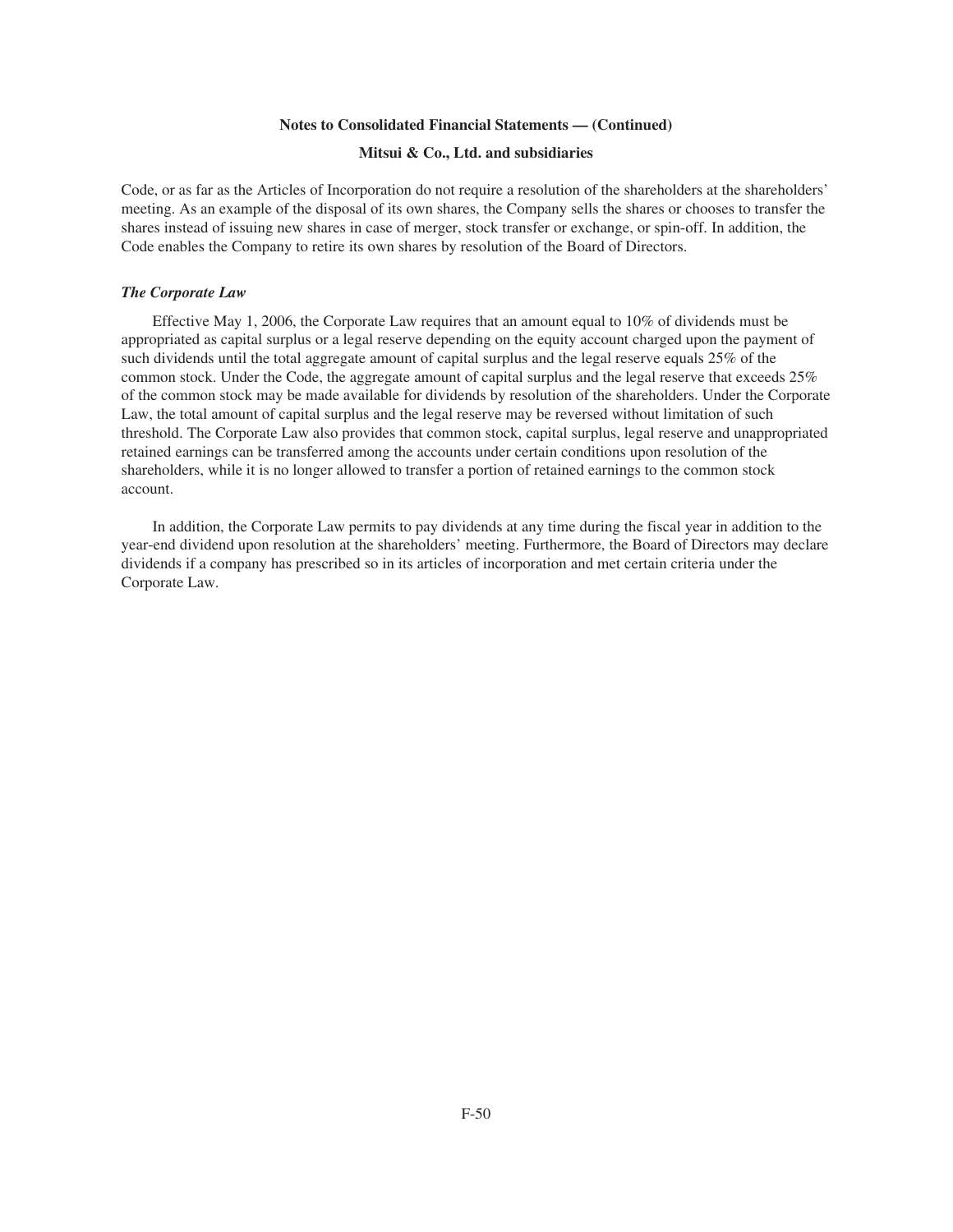Code, or as far as the Articles of Incorporation do not require a resolution of the shareholders at the shareholders' meeting. As an example of the disposal of its own shares, the Company sells the shares or chooses to transfer the shares instead of issuing new shares in case of merger, stock transfer or exchange, or spin-off. In addition, the Code enables the Company to retire its own shares by resolution of the Board of Directors.

***The Corporate Law***

Effective May 1, 2006, the Corporate Law requires that an amount equal to 10% of dividends must be appropriated as capital surplus or a legal reserve depending on the equity account charged upon the payment of such dividends until the total aggregate amount of capital surplus and the legal reserve equals 25% of the common stock. Under the Code, the aggregate amount of capital surplus and the legal reserve that exceeds 25% of the common stock may be made available for dividends by resolution of the shareholders. Under the Corporate Law, the total amount of capital surplus and the legal reserve may be reversed without limitation of such threshold. The Corporate Law also provides that common stock, capital surplus, legal reserve and unappropriated retained earnings can be transferred among the accounts under certain conditions upon resolution of the shareholders, while it is no longer allowed to transfer a portion of retained earnings to the common stock account.

In addition, the Corporate Law permits to pay dividends at any time during the fiscal year in addition to the year-end dividend upon resolution at the shareholders' meeting. Furthermore, the Board of Directors may declare dividends if a company has prescribed so in its articles of incorporation and met certain criteria under the Corporate Law.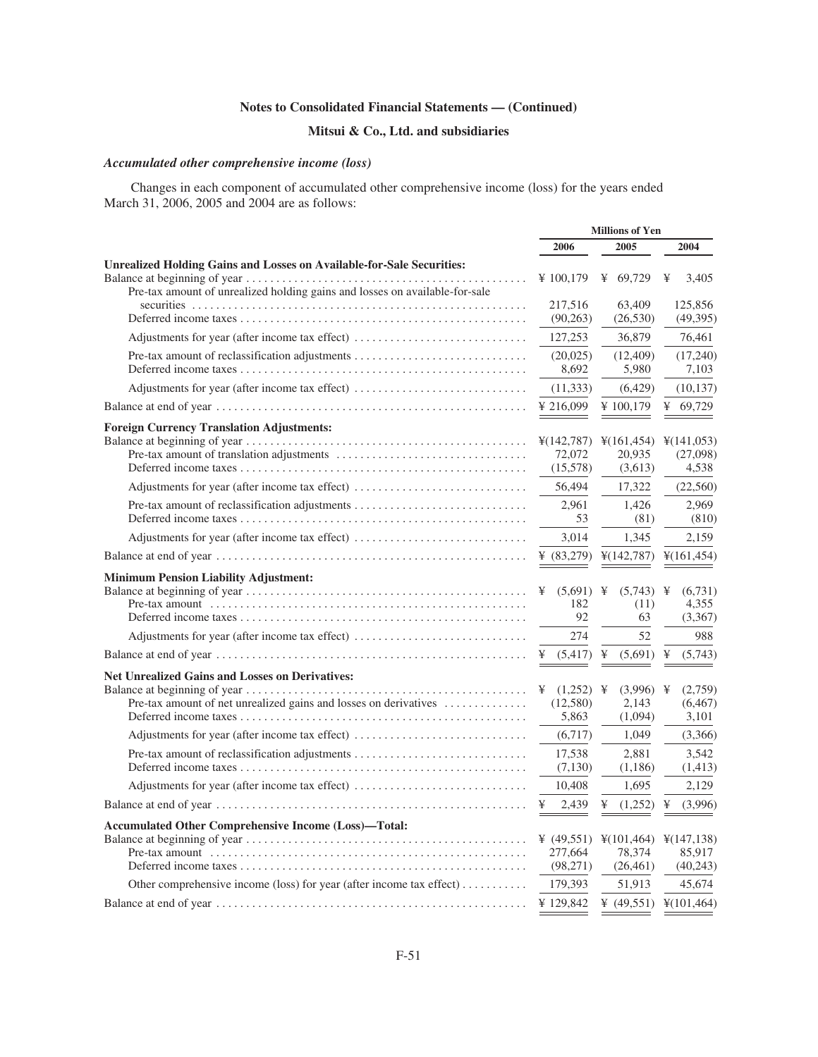## Notes to Consolidated Financial Statements — (Continued)

## Mitsui & Co., Ltd. and subsidiaries

### *Accumulated other comprehensive income (loss)*

Changes in each component of accumulated other comprehensive income (loss) for the years ended March 31, 2006, 2005 and 2004 are as follows:

| | Millions of Yen | | |
|---|---|---|---|
| | 2006 | 2005 | 2004 |
| **Unrealized Holding Gains and Losses on Available-for-Sale Securities:** | | | |
| Balance at beginning of year | ¥ 100,179 | ¥ 69,729 | ¥ 3,405 |
| Pre-tax amount of unrealized holding gains and losses on available-for-sale securities | 217,516 | 63,409 | 125,856 |
| Deferred income taxes | (90,263) | (26,530) | (49,395) |
| Adjustments for year (after income tax effect) | 127,253 | 36,879 | 76,461 |
| Pre-tax amount of reclassification adjustments | (20,025) | (12,409) | (17,240) |
| Deferred income taxes | 8,692 | 5,980 | 7,103 |
| Adjustments for year (after income tax effect) | (11,333) | (6,429) | (10,137) |
| Balance at end of year | ¥ 216,099 | ¥ 100,179 | ¥ 69,729 |
| **Foreign Currency Translation Adjustments:** | | | |
| Balance at beginning of year | ¥(142,787) | ¥(161,454) | ¥(141,053) |
| Pre-tax amount of translation adjustments | 72,072 | 20,935 | (27,098) |
| Deferred income taxes | (15,578) | (3,613) | 4,538 |
| Adjustments for year (after income tax effect) | 56,494 | 17,322 | (22,560) |
| Pre-tax amount of reclassification adjustments | 2,961 | 1,426 | 2,969 |
| Deferred income taxes | 53 | (81) | (810) |
| Adjustments for year (after income tax effect) | 3,014 | 1,345 | 2,159 |
| Balance at end of year | ¥ (83,279) | ¥(142,787) | ¥(161,454) |
| **Minimum Pension Liability Adjustment:** | | | |
| Balance at beginning of year | ¥ (5,691) | ¥ (5,743) | ¥ (6,731) |
| Pre-tax amount | 182 | (11) | 4,355 |
| Deferred income taxes | 92 | 63 | (3,367) |
| Adjustments for year (after income tax effect) | 274 | 52 | 988 |
| Balance at end of year | ¥ (5,417) | ¥ (5,691) | ¥ (5,743) |
| **Net Unrealized Gains and Losses on Derivatives:** | | | |
| Balance at beginning of year | ¥ (1,252) | ¥ (3,996) | ¥ (2,759) |
| Pre-tax amount of net unrealized gains and losses on derivatives | (12,580) | 2,143 | (6,467) |
| Deferred income taxes | 5,863 | (1,094) | 3,101 |
| Adjustments for year (after income tax effect) | (6,717) | 1,049 | (3,366) |
| Pre-tax amount of reclassification adjustments | 17,538 | 2,881 | 3,542 |
| Deferred income taxes | (7,130) | (1,186) | (1,413) |
| Adjustments for year (after income tax effect) | 10,408 | 1,695 | 2,129 |
| Balance at end of year | ¥ 2,439 | ¥ (1,252) | ¥ (3,996) |
| **Accumulated Other Comprehensive Income (Loss)—Total:** | | | |
| Balance at beginning of year | ¥ (49,551) | ¥(101,464) | ¥(147,138) |
| Pre-tax amount | 277,664 | 78,374 | 85,917 |
| Deferred income taxes | (98,271) | (26,461) | (40,243) |
| Other comprehensive income (loss) for year (after income tax effect) | 179,393 | 51,913 | 45,674 |
| Balance at end of year | ¥ 129,842 | ¥ (49,551) | ¥(101,464) |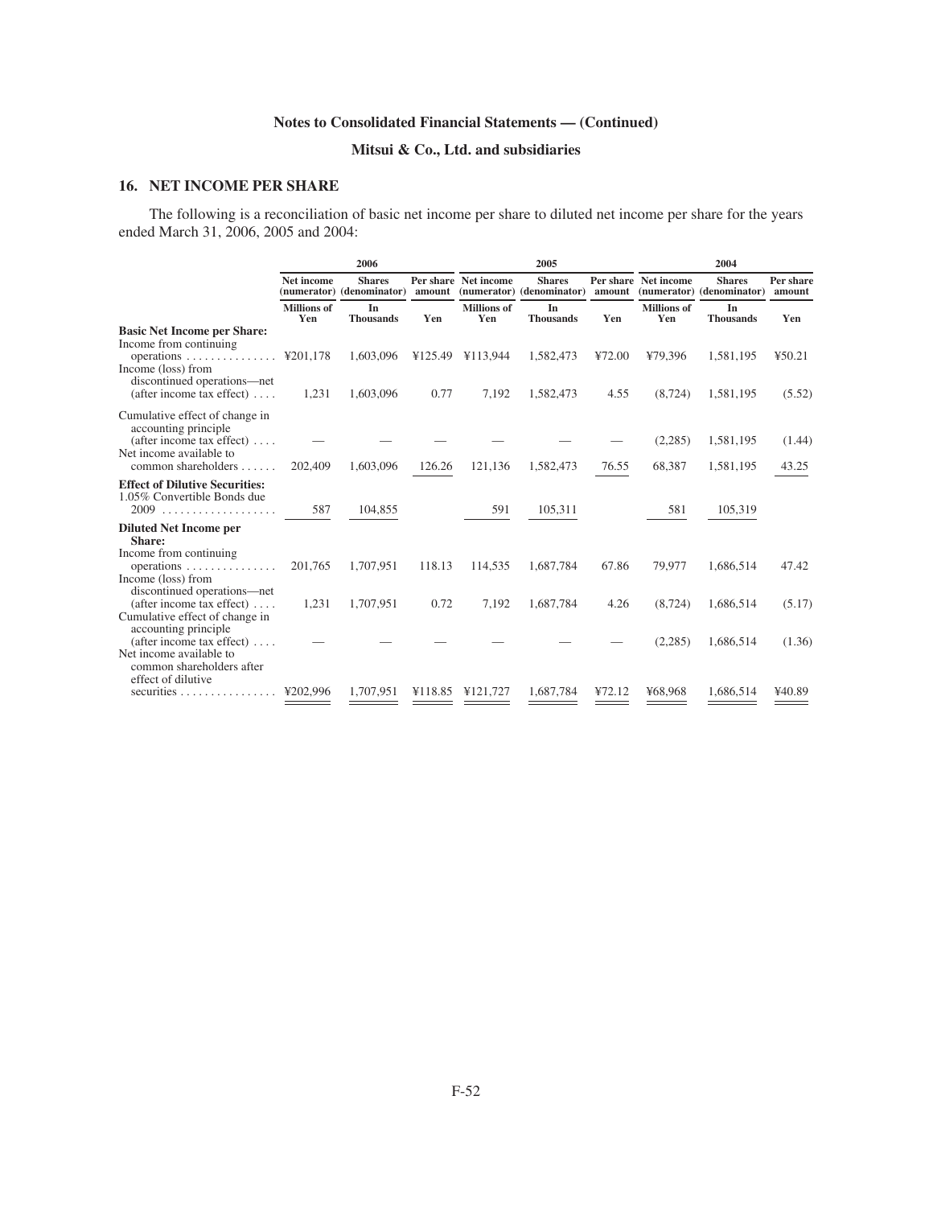**Notes to Consolidated Financial Statements — (Continued)**

**Mitsui & Co., Ltd. and subsidiaries**

## 16. NET INCOME PER SHARE

The following is a reconciliation of basic net income per share to diluted net income per share for the years ended March 31, 2006, 2005 and 2004:

| | 2006 | | | 2005 | | | 2004 | | |
|---|---|---|---|---|---|---|---|---|---|
| | Net income (numerator) | Shares (denominator) | Per share amount | Net income (numerator) | Shares (denominator) | Per share amount | Net income (numerator) | Shares (denominator) | Per share amount |
| | Millions of Yen | In Thousands | Yen | Millions of Yen | In Thousands | Yen | Millions of Yen | In Thousands | Yen |
| **Basic Net Income per Share:** | | | | | | | | | |
| Income from continuing operations | ¥201,178 | 1,603,096 | ¥125.49 | ¥113,944 | 1,582,473 | ¥72.00 | ¥79,396 | 1,581,195 | ¥50.21 |
| Income (loss) from discontinued operations—net (after income tax effect) | 1,231 | 1,603,096 | 0.77 | 7,192 | 1,582,473 | 4.55 | (8,724) | 1,581,195 | (5.52) |
| Cumulative effect of change in accounting principle (after income tax effect) | — | — | — | — | — | — | (2,285) | 1,581,195 | (1.44) |
| Net income available to common shareholders | 202,409 | 1,603,096 | 126.26 | 121,136 | 1,582,473 | 76.55 | 68,387 | 1,581,195 | 43.25 |
| **Effect of Dilutive Securities:** | | | | | | | | | |
| 1.05% Convertible Bonds due 2009 | 587 | 104,855 | | 591 | 105,311 | | 581 | 105,319 | |
| **Diluted Net Income per Share:** | | | | | | | | | |
| Income from continuing operations | 201,765 | 1,707,951 | 118.13 | 114,535 | 1,687,784 | 67.86 | 79,977 | 1,686,514 | 47.42 |
| Income (loss) from discontinued operations—net (after income tax effect) | 1,231 | 1,707,951 | 0.72 | 7,192 | 1,687,784 | 4.26 | (8,724) | 1,686,514 | (5.17) |
| Cumulative effect of change in accounting principle (after income tax effect) | — | — | — | — | — | — | (2,285) | 1,686,514 | (1.36) |
| Net income available to common shareholders after effect of dilutive securities | ¥202,996 | 1,707,951 | ¥118.85 | ¥121,727 | 1,687,784 | ¥72.12 | ¥68,968 | 1,686,514 | ¥40.89 |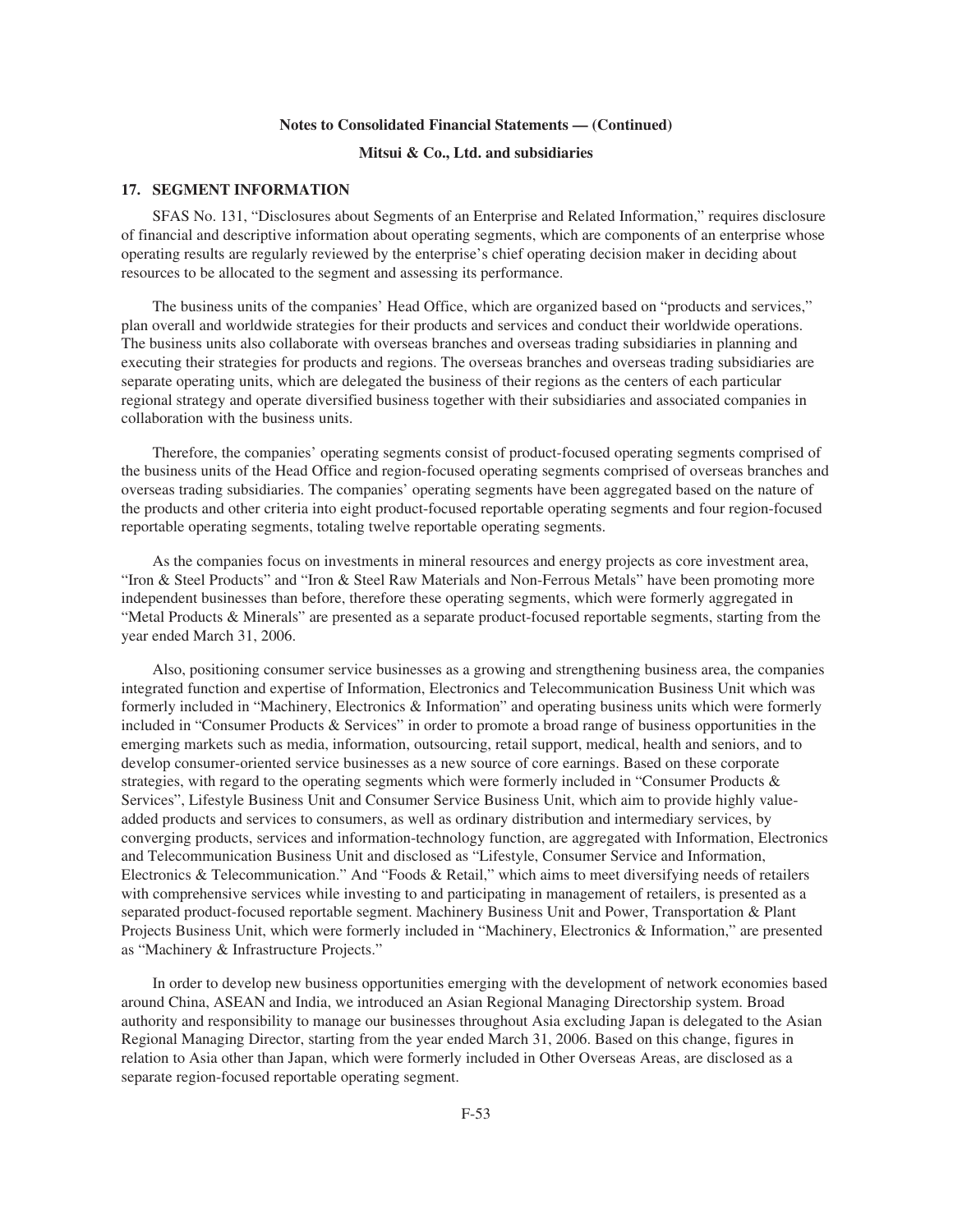## 17. SEGMENT INFORMATION

SFAS No. 131, "Disclosures about Segments of an Enterprise and Related Information," requires disclosure of financial and descriptive information about operating segments, which are components of an enterprise whose operating results are regularly reviewed by the enterprise's chief operating decision maker in deciding about resources to be allocated to the segment and assessing its performance.

The business units of the companies' Head Office, which are organized based on "products and services," plan overall and worldwide strategies for their products and services and conduct their worldwide operations. The business units also collaborate with overseas branches and overseas trading subsidiaries in planning and executing their strategies for products and regions. The overseas branches and overseas trading subsidiaries are separate operating units, which are delegated the business of their regions as the centers of each particular regional strategy and operate diversified business together with their subsidiaries and associated companies in collaboration with the business units.

Therefore, the companies' operating segments consist of product-focused operating segments comprised of the business units of the Head Office and region-focused operating segments comprised of overseas branches and overseas trading subsidiaries. The companies' operating segments have been aggregated based on the nature of the products and other criteria into eight product-focused reportable operating segments and four region-focused reportable operating segments, totaling twelve reportable operating segments.

As the companies focus on investments in mineral resources and energy projects as core investment area, "Iron & Steel Products" and "Iron & Steel Raw Materials and Non-Ferrous Metals" have been promoting more independent businesses than before, therefore these operating segments, which were formerly aggregated in "Metal Products & Minerals" are presented as a separate product-focused reportable segments, starting from the year ended March 31, 2006.

Also, positioning consumer service businesses as a growing and strengthening business area, the companies integrated function and expertise of Information, Electronics and Telecommunication Business Unit which was formerly included in "Machinery, Electronics & Information" and operating business units which were formerly included in "Consumer Products & Services" in order to promote a broad range of business opportunities in the emerging markets such as media, information, outsourcing, retail support, medical, health and seniors, and to develop consumer-oriented service businesses as a new source of core earnings. Based on these corporate strategies, with regard to the operating segments which were formerly included in "Consumer Products & Services", Lifestyle Business Unit and Consumer Service Business Unit, which aim to provide highly value-added products and services to consumers, as well as ordinary distribution and intermediary services, by converging products, services and information-technology function, are aggregated with Information, Electronics and Telecommunication Business Unit and disclosed as "Lifestyle, Consumer Service and Information, Electronics & Telecommunication." And "Foods & Retail," which aims to meet diversifying needs of retailers with comprehensive services while investing to and participating in management of retailers, is presented as a separated product-focused reportable segment. Machinery Business Unit and Power, Transportation & Plant Projects Business Unit, which were formerly included in "Machinery, Electronics & Information," are presented as "Machinery & Infrastructure Projects."

In order to develop new business opportunities emerging with the development of network economies based around China, ASEAN and India, we introduced an Asian Regional Managing Directorship system. Broad authority and responsibility to manage our businesses throughout Asia excluding Japan is delegated to the Asian Regional Managing Director, starting from the year ended March 31, 2006. Based on this change, figures in relation to Asia other than Japan, which were formerly included in Other Overseas Areas, are disclosed as a separate region-focused reportable operating segment.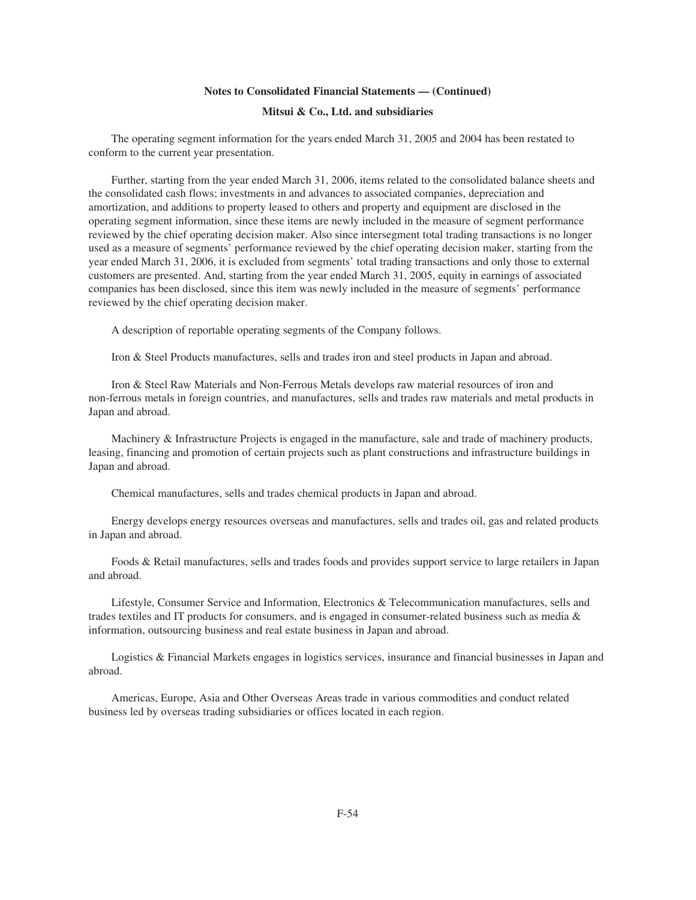The operating segment information for the years ended March 31, 2005 and 2004 has been restated to conform to the current year presentation.

Further, starting from the year ended March 31, 2006, items related to the consolidated balance sheets and the consolidated cash flows; investments in and advances to associated companies, depreciation and amortization, and additions to property leased to others and property and equipment are disclosed in the operating segment information, since these items are newly included in the measure of segment performance reviewed by the chief operating decision maker. Also since intersegment total trading transactions is no longer used as a measure of segments' performance reviewed by the chief operating decision maker, starting from the year ended March 31, 2006, it is excluded from segments' total trading transactions and only those to external customers are presented. And, starting from the year ended March 31, 2005, equity in earnings of associated companies has been disclosed, since this item was newly included in the measure of segments' performance reviewed by the chief operating decision maker.

A description of reportable operating segments of the Company follows.

Iron & Steel Products manufactures, sells and trades iron and steel products in Japan and abroad.

Iron & Steel Raw Materials and Non-Ferrous Metals develops raw material resources of iron and non-ferrous metals in foreign countries, and manufactures, sells and trades raw materials and metal products in Japan and abroad.

Machinery & Infrastructure Projects is engaged in the manufacture, sale and trade of machinery products, leasing, financing and promotion of certain projects such as plant constructions and infrastructure buildings in Japan and abroad.

Chemical manufactures, sells and trades chemical products in Japan and abroad.

Energy develops energy resources overseas and manufactures, sells and trades oil, gas and related products in Japan and abroad.

Foods & Retail manufactures, sells and trades foods and provides support service to large retailers in Japan and abroad.

Lifestyle, Consumer Service and Information, Electronics & Telecommunication manufactures, sells and trades textiles and IT products for consumers, and is engaged in consumer-related business such as media & information, outsourcing business and real estate business in Japan and abroad.

Logistics & Financial Markets engages in logistics services, insurance and financial businesses in Japan and abroad.

Americas, Europe, Asia and Other Overseas Areas trade in various commodities and conduct related business led by overseas trading subsidiaries or offices located in each region.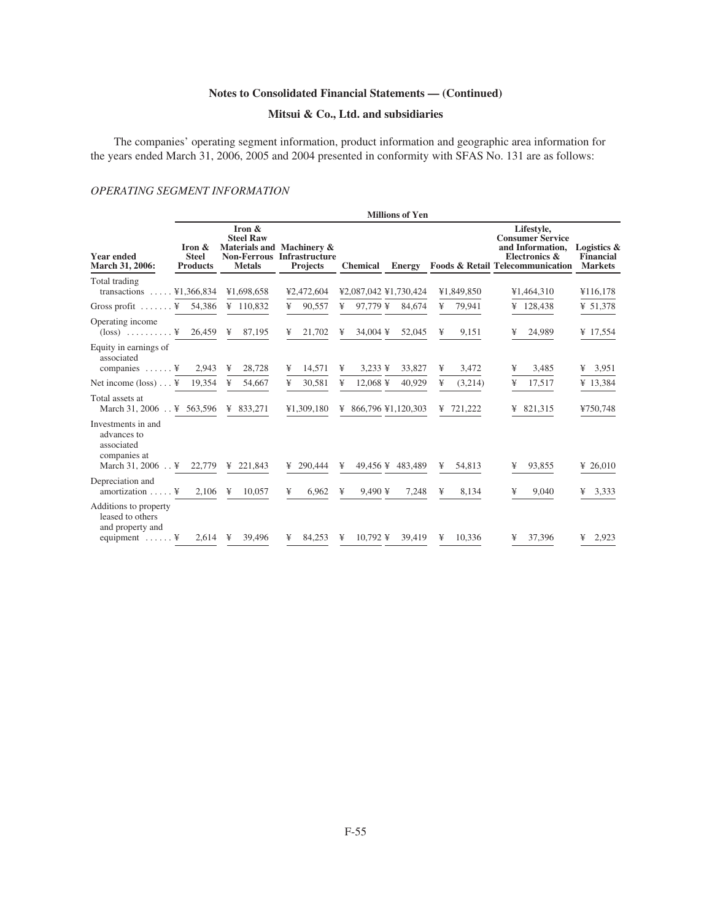**Notes to Consolidated Financial Statements — (Continued)**

**Mitsui & Co., Ltd. and subsidiaries**

The companies' operating segment information, product information and geographic area information for the years ended March 31, 2006, 2005 and 2004 presented in conformity with SFAS No. 131 are as follows:

*OPERATING SEGMENT INFORMATION*

| | Millions of Yen | | | | | | | |
|---|---|---|---|---|---|---|---|---|
| **Year ended March 31, 2006:** | **Iron & Steel Products** | **Iron & Steel Raw Materials and Non-Ferrous Metals** | **Machinery & Infrastructure Projects** | **Chemical** | **Energy** | **Foods & Retail** | **Lifestyle, Consumer Service and Information, Electronics & Telecommunication** | **Logistics & Financial Markets** |
| Total trading transactions | ¥1,366,834 | ¥1,698,658 | ¥2,472,604 | ¥2,087,042 | ¥1,730,424 | ¥1,849,850 | ¥1,464,310 | ¥116,178 |
| Gross profit | ¥ 54,386 | ¥ 110,832 | ¥ 90,557 | ¥ 97,779 | ¥ 84,674 | ¥ 79,941 | ¥ 128,438 | ¥ 51,378 |
| Operating income (loss) | ¥ 26,459 | ¥ 87,195 | ¥ 21,702 | ¥ 34,004 | ¥ 52,045 | ¥ 9,151 | ¥ 24,989 | ¥ 17,554 |
| Equity in earnings of associated companies | ¥ 2,943 | ¥ 28,728 | ¥ 14,571 | ¥ 3,233 | ¥ 33,827 | ¥ 3,472 | ¥ 3,485 | ¥ 3,951 |
| Net income (loss) | ¥ 19,354 | ¥ 54,667 | ¥ 30,581 | ¥ 12,068 | ¥ 40,929 | ¥ (3,214) | ¥ 17,517 | ¥ 13,384 |
| Total assets at March 31, 2006 | ¥ 563,596 | ¥ 833,271 | ¥1,309,180 | ¥ 866,796 | ¥1,120,303 | ¥ 721,222 | ¥ 821,315 | ¥750,748 |
| Investments in and advances to associated companies at March 31, 2006 | ¥ 22,779 | ¥ 221,843 | ¥ 290,444 | ¥ 49,456 | ¥ 483,489 | ¥ 54,813 | ¥ 93,855 | ¥ 26,010 |
| Depreciation and amortization | ¥ 2,106 | ¥ 10,057 | ¥ 6,962 | ¥ 9,490 | ¥ 7,248 | ¥ 8,134 | ¥ 9,040 | ¥ 3,333 |
| Additions to property leased to others and property and equipment | ¥ 2,614 | ¥ 39,496 | ¥ 84,253 | ¥ 10,792 | ¥ 39,419 | ¥ 10,336 | ¥ 37,396 | ¥ 2,923 |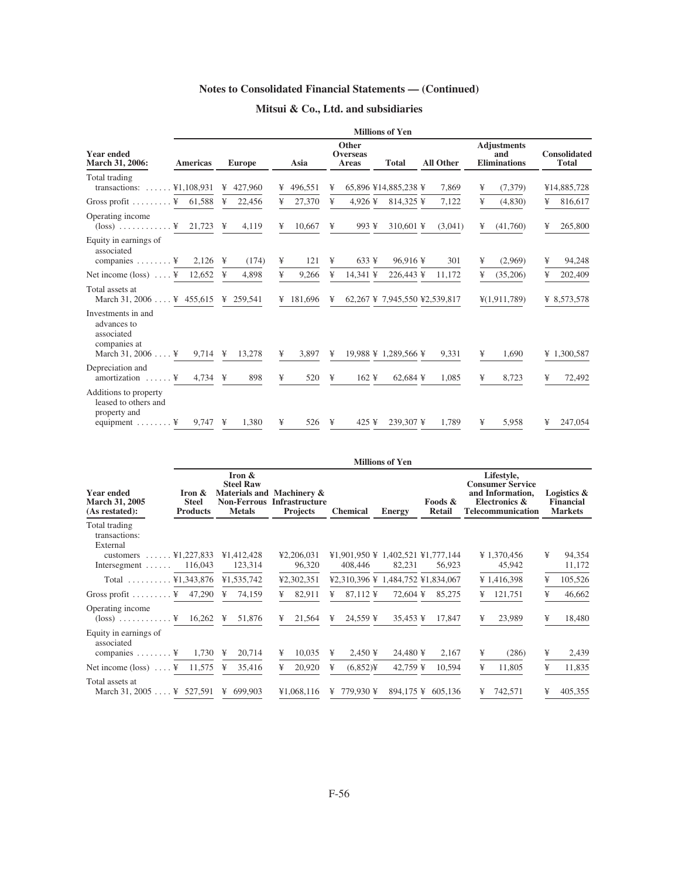## Notes to Consolidated Financial Statements — (Continued)

## Mitsui & Co., Ltd. and subsidiaries

| | Millions of Yen | | | | | | | |
|---|---|---|---|---|---|---|---|---|
| Year ended March 31, 2006: | Americas | Europe | Asia | Other Overseas Areas | Total | All Other | Adjustments and Eliminations | Consolidated Total |
| Total trading transactions: | ¥1,108,931 | ¥ 427,960 | ¥ 496,551 | ¥ 65,896 | ¥14,885,238 | ¥ 7,869 | ¥ (7,379) | ¥14,885,728 |
| Gross profit | ¥ 61,588 | ¥ 22,456 | ¥ 27,370 | ¥ 4,926 | ¥ 814,325 | ¥ 7,122 | ¥ (4,830) | ¥ 816,617 |
| Operating income (loss) | ¥ 21,723 | ¥ 4,119 | ¥ 10,667 | ¥ 993 | ¥ 310,601 | ¥ (3,041) | ¥ (41,760) | ¥ 265,800 |
| Equity in earnings of associated companies | ¥ 2,126 | ¥ (174) | ¥ 121 | ¥ 633 | ¥ 96,916 | ¥ 301 | ¥ (2,969) | ¥ 94,248 |
| Net income (loss) | ¥ 12,652 | ¥ 4,898 | ¥ 9,266 | ¥ 14,341 | ¥ 226,443 | ¥ 11,172 | ¥ (35,206) | ¥ 202,409 |
| Total assets at March 31, 2006 | ¥ 455,615 | ¥ 259,541 | ¥ 181,696 | ¥ 62,267 | ¥ 7,945,550 | ¥2,539,817 | ¥(1,911,789) | ¥ 8,573,578 |
| Investments in and advances to associated companies at March 31, 2006 | ¥ 9,714 | ¥ 13,278 | ¥ 3,897 | ¥ 19,988 | ¥ 1,289,566 | ¥ 9,331 | ¥ 1,690 | ¥ 1,300,587 |
| Depreciation and amortization | ¥ 4,734 | ¥ 898 | ¥ 520 | ¥ 162 | ¥ 62,684 | ¥ 1,085 | ¥ 8,723 | ¥ 72,492 |
| Additions to property leased to others and property and equipment | ¥ 9,747 | ¥ 1,380 | ¥ 526 | ¥ 425 | ¥ 239,307 | ¥ 1,789 | ¥ 5,958 | ¥ 247,054 |

| | Millions of Yen | | | | | | | |
|---|---|---|---|---|---|---|---|---|
| Year ended March 31, 2005 (As restated): | Iron & Steel Products | Iron & Steel Raw Materials and Non-Ferrous Metals | Machinery & Infrastructure Projects | Chemical | Energy | Foods & Retail | Lifestyle, Consumer Service and Information, Electronics & Telecommunication | Logistics & Financial Markets |
| Total trading transactions: | | | | | | | | |
| External customers | ¥1,227,833 | ¥1,412,428 | ¥2,206,031 | ¥1,901,950 | ¥ 1,402,521 | ¥1,777,144 | ¥ 1,370,456 | ¥ 94,354 |
| Intersegment | 116,043 | 123,314 | 96,320 | 408,446 | 82,231 | 56,923 | 45,942 | 11,172 |
| Total | ¥1,343,876 | ¥1,535,742 | ¥2,302,351 | ¥2,310,396 | ¥ 1,484,752 | ¥1,834,067 | ¥ 1,416,398 | ¥ 105,526 |
| Gross profit | ¥ 47,290 | ¥ 74,159 | ¥ 82,911 | ¥ 87,112 | ¥ 72,604 | ¥ 85,275 | ¥ 121,751 | ¥ 46,662 |
| Operating income (loss) | ¥ 16,262 | ¥ 51,876 | ¥ 21,564 | ¥ 24,559 | ¥ 35,453 | ¥ 17,847 | ¥ 23,989 | ¥ 18,480 |
| Equity in earnings of associated companies | ¥ 1,730 | ¥ 20,714 | ¥ 10,035 | ¥ 2,450 | ¥ 24,480 | ¥ 2,167 | ¥ (286) | ¥ 2,439 |
| Net income (loss) | ¥ 11,575 | ¥ 35,416 | ¥ 20,920 | ¥ (6,852) | ¥ 42,759 | ¥ 10,594 | ¥ 11,805 | ¥ 11,835 |
| Total assets at March 31, 2005 | ¥ 527,591 | ¥ 699,903 | ¥1,068,116 | ¥ 779,930 | ¥ 894,175 | ¥ 605,136 | ¥ 742,571 | ¥ 405,355 |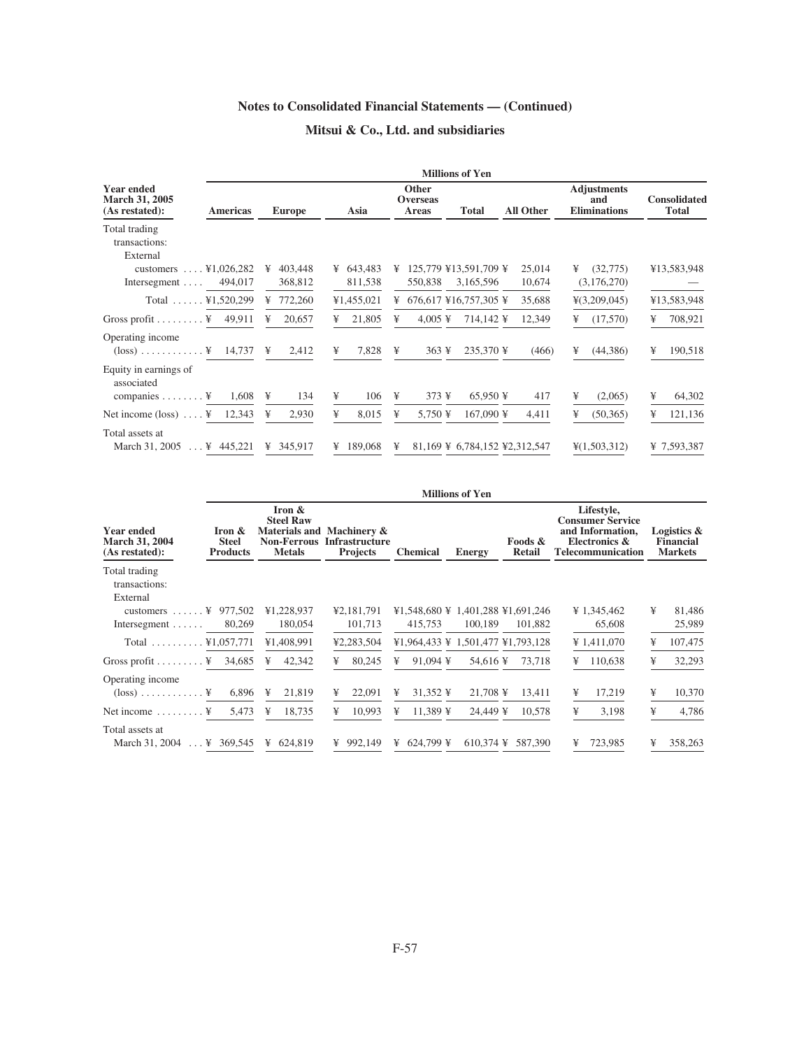# Notes to Consolidated Financial Statements — (Continued)

## Mitsui & Co., Ltd. and subsidiaries

| Year ended March 31, 2005 (As restated): | Millions of Yen | | | | | | | |
|---|---|---|---|---|---|---|---|---|
| | Americas | Europe | Asia | Other Overseas Areas | Total | All Other | Adjustments and Eliminations | Consolidated Total |
| Total trading transactions: | | | | | | | | |
| External customers | ¥1,026,282 | ¥ 403,448 | ¥ 643,483 | ¥ 125,779 | ¥13,591,709 | ¥ 25,014 | ¥ (32,775) | ¥13,583,948 |
| Intersegment | 494,017 | 368,812 | 811,538 | 550,838 | 3,165,596 | 10,674 | (3,176,270) | — |
| Total | ¥1,520,299 | ¥ 772,260 | ¥1,455,021 | ¥ 676,617 | ¥16,757,305 | ¥ 35,688 | ¥(3,209,045) | ¥13,583,948 |
| Gross profit | ¥ 49,911 | ¥ 20,657 | ¥ 21,805 | ¥ 4,005 | ¥ 714,142 | ¥ 12,349 | ¥ (17,570) | ¥ 708,921 |
| Operating income (loss) | ¥ 14,737 | ¥ 2,412 | ¥ 7,828 | ¥ 363 | ¥ 235,370 | ¥ (466) | ¥ (44,386) | ¥ 190,518 |
| Equity in earnings of associated companies | ¥ 1,608 | ¥ 134 | ¥ 106 | ¥ 373 | ¥ 65,950 | ¥ 417 | ¥ (2,065) | ¥ 64,302 |
| Net income (loss) | ¥ 12,343 | ¥ 2,930 | ¥ 8,015 | ¥ 5,750 | ¥ 167,090 | ¥ 4,411 | ¥ (50,365) | ¥ 121,136 |
| Total assets at March 31, 2005 | ¥ 445,221 | ¥ 345,917 | ¥ 189,068 | ¥ 81,169 | ¥ 6,784,152 | ¥2,312,547 | ¥(1,503,312) | ¥ 7,593,387 |

| Year ended March 31, 2004 (As restated): | Millions of Yen | | | | | | | |
|---|---|---|---|---|---|---|---|---|
| | Iron & Steel Products | Iron & Steel Raw Materials and Non-Ferrous Metals | Machinery & Infrastructure Projects | Chemical | Energy | Foods & Retail | Lifestyle, Consumer Service and Information, Electronics & Telecommunication | Logistics & Financial Markets |
| Total trading transactions: | | | | | | | | |
| External customers | ¥ 977,502 | ¥1,228,937 | ¥2,181,791 | ¥1,548,680 | ¥ 1,401,288 | ¥1,691,246 | ¥ 1,345,462 | ¥ 81,486 |
| Intersegment | 80,269 | 180,054 | 101,713 | 415,753 | 100,189 | 101,882 | 65,608 | 25,989 |
| Total | ¥1,057,771 | ¥1,408,991 | ¥2,283,504 | ¥1,964,433 | ¥ 1,501,477 | ¥1,793,128 | ¥ 1,411,070 | ¥ 107,475 |
| Gross profit | ¥ 34,685 | ¥ 42,342 | ¥ 80,245 | ¥ 91,094 | ¥ 54,616 | ¥ 73,718 | ¥ 110,638 | ¥ 32,293 |
| Operating income (loss) | ¥ 6,896 | ¥ 21,819 | ¥ 22,091 | ¥ 31,352 | ¥ 21,708 | ¥ 13,411 | ¥ 17,219 | ¥ 10,370 |
| Net income | ¥ 5,473 | ¥ 18,735 | ¥ 10,993 | ¥ 11,389 | ¥ 24,449 | ¥ 10,578 | ¥ 3,198 | ¥ 4,786 |
| Total assets at March 31, 2004 | ¥ 369,545 | ¥ 624,819 | ¥ 992,149 | ¥ 624,799 | ¥ 610,374 | ¥ 587,390 | ¥ 723,985 | ¥ 358,263 |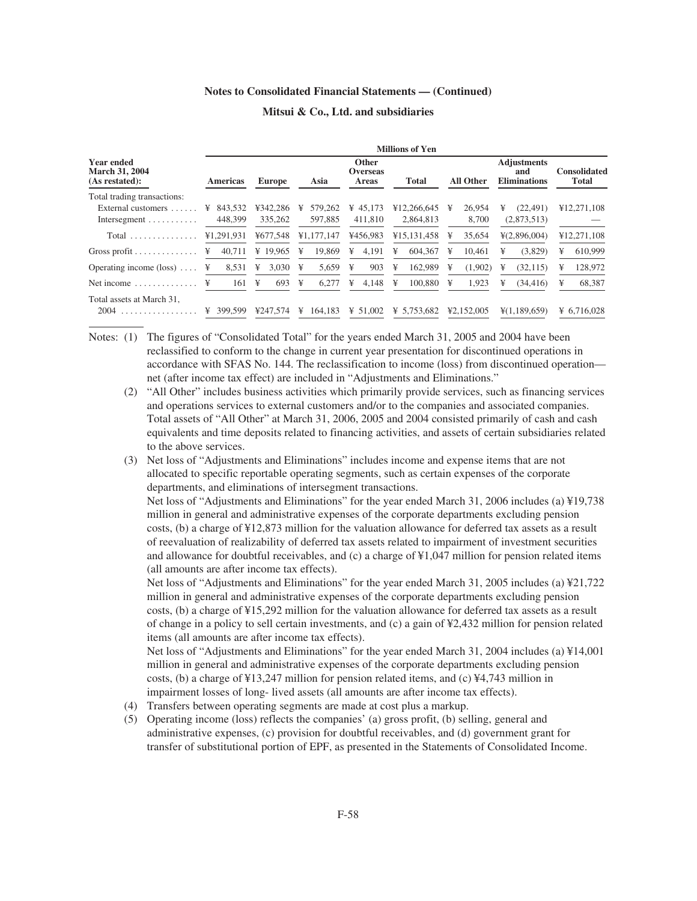**Notes to Consolidated Financial Statements — (Continued)**

**Mitsui & Co., Ltd. and subsidiaries**

| Year ended March 31, 2004 (As restated): | Millions of Yen | | | | | | | |
|---|---|---|---|---|---|---|---|---|
| | Americas | Europe | Asia | Other Overseas Areas | Total | All Other | Adjustments and Eliminations | Consolidated Total |
| Total trading transactions: | | | | | | | | |
| External customers | ¥ 843,532 | ¥342,286 | ¥ 579,262 | ¥ 45,173 | ¥12,266,645 | ¥ 26,954 | ¥ (22,491) | ¥12,271,108 |
| Intersegment | 448,399 | 335,262 | 597,885 | 411,810 | 2,864,813 | 8,700 | (2,873,513) | — |
| Total | ¥1,291,931 | ¥677,548 | ¥1,177,147 | ¥456,983 | ¥15,131,458 | ¥ 35,654 | ¥(2,896,004) | ¥12,271,108 |
| Gross profit | ¥ 40,711 | ¥ 19,965 | ¥ 19,869 | ¥ 4,191 | ¥ 604,367 | ¥ 10,461 | ¥ (3,829) | ¥ 610,999 |
| Operating income (loss) | ¥ 8,531 | ¥ 3,030 | ¥ 5,659 | ¥ 903 | ¥ 162,989 | ¥ (1,902) | ¥ (32,115) | ¥ 128,972 |
| Net income | ¥ 161 | ¥ 693 | ¥ 6,277 | ¥ 4,148 | ¥ 100,880 | ¥ 1,923 | ¥ (34,416) | ¥ 68,387 |
| Total assets at March 31, 2004 | ¥ 399,599 | ¥247,574 | ¥ 164,183 | ¥ 51,002 | ¥ 5,753,682 | ¥2,152,005 | ¥(1,189,659) | ¥ 6,716,028 |

Notes: (1) The figures of "Consolidated Total" for the years ended March 31, 2005 and 2004 have been reclassified to conform to the change in current year presentation for discontinued operations in accordance with SFAS No. 144. The reclassification to income (loss) from discontinued operation—net (after income tax effect) are included in "Adjustments and Eliminations."

(2) "All Other" includes business activities which primarily provide services, such as financing services and operations services to external customers and/or to the companies and associated companies. Total assets of "All Other" at March 31, 2006, 2005 and 2004 consisted primarily of cash and cash equivalents and time deposits related to financing activities, and assets of certain subsidiaries related to the above services.

(3) Net loss of "Adjustments and Eliminations" includes income and expense items that are not allocated to specific reportable operating segments, such as certain expenses of the corporate departments, and eliminations of intersegment transactions.

Net loss of "Adjustments and Eliminations" for the year ended March 31, 2006 includes (a) ¥19,738 million in general and administrative expenses of the corporate departments excluding pension costs, (b) a charge of ¥12,873 million for the valuation allowance for deferred tax assets as a result of reevaluation of realizability of deferred tax assets related to impairment of investment securities and allowance for doubtful receivables, and (c) a charge of ¥1,047 million for pension related items (all amounts are after income tax effects).

Net loss of "Adjustments and Eliminations" for the year ended March 31, 2005 includes (a) ¥21,722 million in general and administrative expenses of the corporate departments excluding pension costs, (b) a charge of ¥15,292 million for the valuation allowance for deferred tax assets as a result of change in a policy to sell certain investments, and (c) a gain of ¥2,432 million for pension related items (all amounts are after income tax effects).

Net loss of "Adjustments and Eliminations" for the year ended March 31, 2004 includes (a) ¥14,001 million in general and administrative expenses of the corporate departments excluding pension costs, (b) a charge of ¥13,247 million for pension related items, and (c) ¥4,743 million in impairment losses of long- lived assets (all amounts are after income tax effects).

(4) Transfers between operating segments are made at cost plus a markup.

(5) Operating income (loss) reflects the companies' (a) gross profit, (b) selling, general and administrative expenses, (c) provision for doubtful receivables, and (d) government grant for transfer of substitutional portion of EPF, as presented in the Statements of Consolidated Income.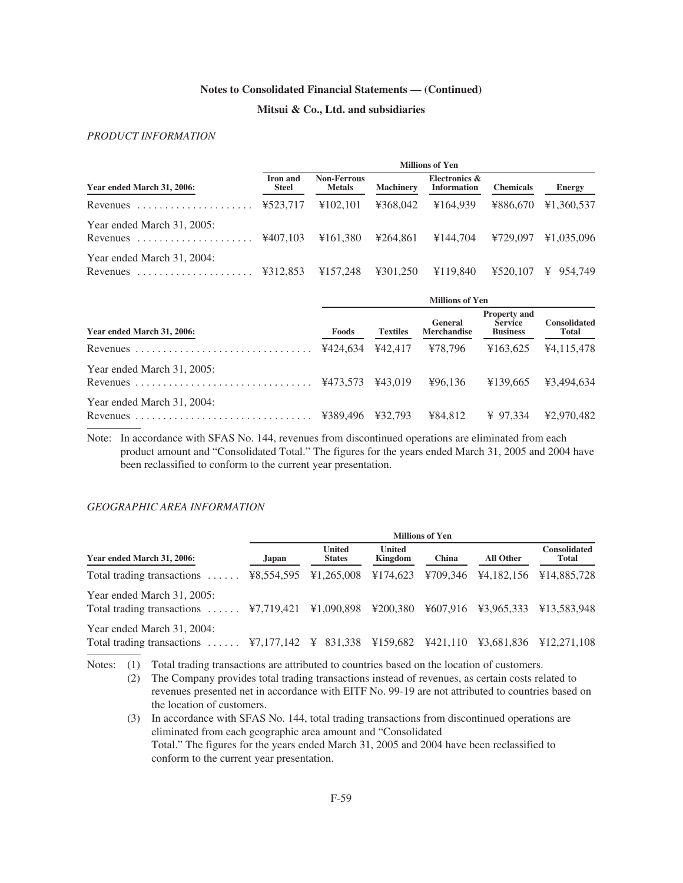**Notes to Consolidated Financial Statements — (Continued)**

**Mitsui & Co., Ltd. and subsidiaries**

*PRODUCT INFORMATION*

| | Millions of Yen | | | | | |
|---|---|---|---|---|---|---|
| **Year ended March 31, 2006:** | **Iron and Steel** | **Non-Ferrous Metals** | **Machinery** | **Electronics & Information** | **Chemicals** | **Energy** |
| Revenues | ¥523,717 | ¥102,101 | ¥368,042 | ¥164,939 | ¥886,670 | ¥1,360,537 |
| Year ended March 31, 2005: | | | | | | |
| Revenues | ¥407,103 | ¥161,380 | ¥264,861 | ¥144,704 | ¥729,097 | ¥1,035,096 |
| Year ended March 31, 2004: | | | | | | |
| Revenues | ¥312,853 | ¥157,248 | ¥301,250 | ¥119,840 | ¥520,107 | ¥ 954,749 |

| | Millions of Yen | | | | |
|---|---|---|---|---|---|
| **Year ended March 31, 2006:** | **Foods** | **Textiles** | **General Merchandise** | **Property and Service Business** | **Consolidated Total** |
| Revenues | ¥424,634 | ¥42,417 | ¥78,796 | ¥163,625 | ¥4,115,478 |
| Year ended March 31, 2005: | | | | | |
| Revenues | ¥473,573 | ¥43,019 | ¥96,136 | ¥139,665 | ¥3,494,634 |
| Year ended March 31, 2004: | | | | | |
| Revenues | ¥389,496 | ¥32,793 | ¥84,812 | ¥ 97,334 | ¥2,970,482 |

Note: In accordance with SFAS No. 144, revenues from discontinued operations are eliminated from each product amount and "Consolidated Total." The figures for the years ended March 31, 2005 and 2004 have been reclassified to conform to the current year presentation.

*GEOGRAPHIC AREA INFORMATION*

| | Millions of Yen | | | | | |
|---|---|---|---|---|---|---|
| **Year ended March 31, 2006:** | **Japan** | **United States** | **United Kingdom** | **China** | **All Other** | **Consolidated Total** |
| Total trading transactions | ¥8,554,595 | ¥1,265,008 | ¥174,623 | ¥709,346 | ¥4,182,156 | ¥14,885,728 |
| Year ended March 31, 2005: | | | | | | |
| Total trading transactions | ¥7,719,421 | ¥1,090,898 | ¥200,380 | ¥607,916 | ¥3,965,333 | ¥13,583,948 |
| Year ended March 31, 2004: | | | | | | |
| Total trading transactions | ¥7,177,142 | ¥ 831,338 | ¥159,682 | ¥421,110 | ¥3,681,836 | ¥12,271,108 |

Notes: (1) Total trading transactions are attributed to countries based on the location of customers.

(2) The Company provides total trading transactions instead of revenues, as certain costs related to revenues presented net in accordance with EITF No. 99-19 are not attributed to countries based on the location of customers.

(3) In accordance with SFAS No. 144, total trading transactions from discontinued operations are eliminated from each geographic area amount and "Consolidated Total." The figures for the years ended March 31, 2005 and 2004 have been reclassified to conform to the current year presentation.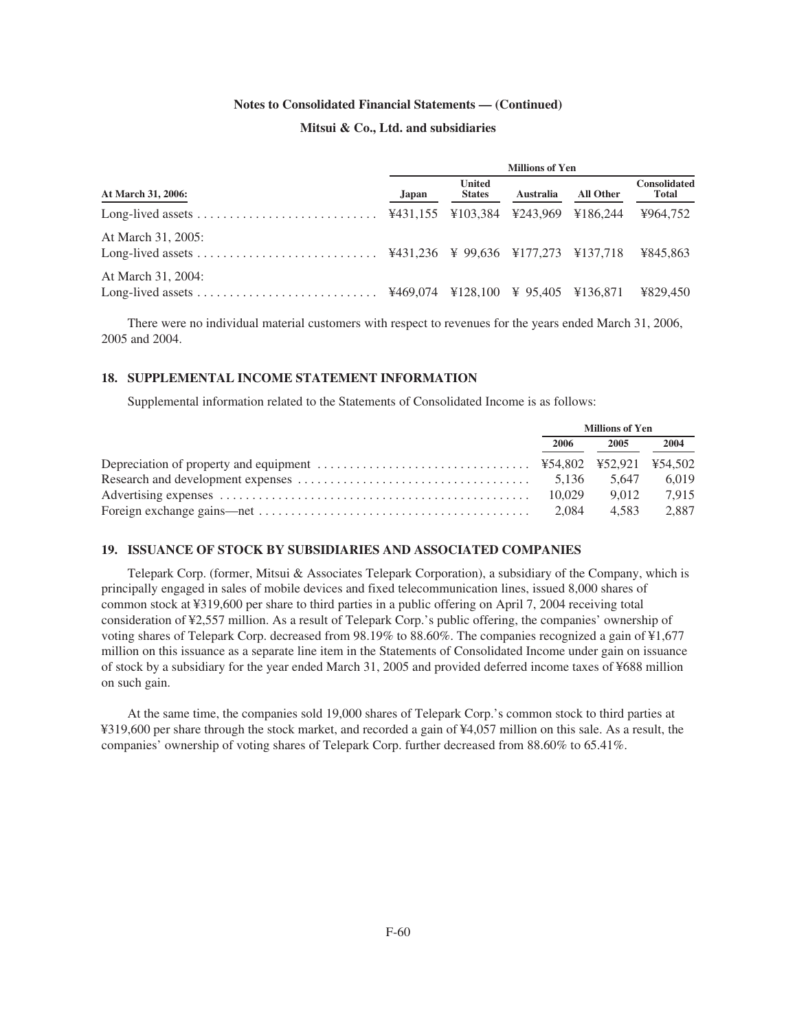| | Millions of Yen | | | | |
|---|---|---|---|---|---|
| **At March 31, 2006:** | **Japan** | **United States** | **Australia** | **All Other** | **Consolidated Total** |
| Long-lived assets | ¥431,155 | ¥103,384 | ¥243,969 | ¥186,244 | ¥964,752 |
| At March 31, 2005: | | | | | |
| Long-lived assets | ¥431,236 | ¥ 99,636 | ¥177,273 | ¥137,718 | ¥845,863 |
| At March 31, 2004: | | | | | |
| Long-lived assets | ¥469,074 | ¥128,100 | ¥ 95,405 | ¥136,871 | ¥829,450 |

There were no individual material customers with respect to revenues for the years ended March 31, 2006, 2005 and 2004.

## 18. SUPPLEMENTAL INCOME STATEMENT INFORMATION

Supplemental information related to the Statements of Consolidated Income is as follows:

| | Millions of Yen | | |
|---|---|---|---|
| | **2006** | **2005** | **2004** |
| Depreciation of property and equipment | ¥54,802 | ¥52,921 | ¥54,502 |
| Research and development expenses | 5,136 | 5,647 | 6,019 |
| Advertising expenses | 10,029 | 9,012 | 7,915 |
| Foreign exchange gains—net | 2,084 | 4,583 | 2,887 |

## 19. ISSUANCE OF STOCK BY SUBSIDIARIES AND ASSOCIATED COMPANIES

Telepark Corp. (former, Mitsui & Associates Telepark Corporation), a subsidiary of the Company, which is principally engaged in sales of mobile devices and fixed telecommunication lines, issued 8,000 shares of common stock at ¥319,600 per share to third parties in a public offering on April 7, 2004 receiving total consideration of ¥2,557 million. As a result of Telepark Corp.'s public offering, the companies' ownership of voting shares of Telepark Corp. decreased from 98.19% to 88.60%. The companies recognized a gain of ¥1,677 million on this issuance as a separate line item in the Statements of Consolidated Income under gain on issuance of stock by a subsidiary for the year ended March 31, 2005 and provided deferred income taxes of ¥688 million on such gain.

At the same time, the companies sold 19,000 shares of Telepark Corp.'s common stock to third parties at ¥319,600 per share through the stock market, and recorded a gain of ¥4,057 million on this sale. As a result, the companies' ownership of voting shares of Telepark Corp. further decreased from 88.60% to 65.41%.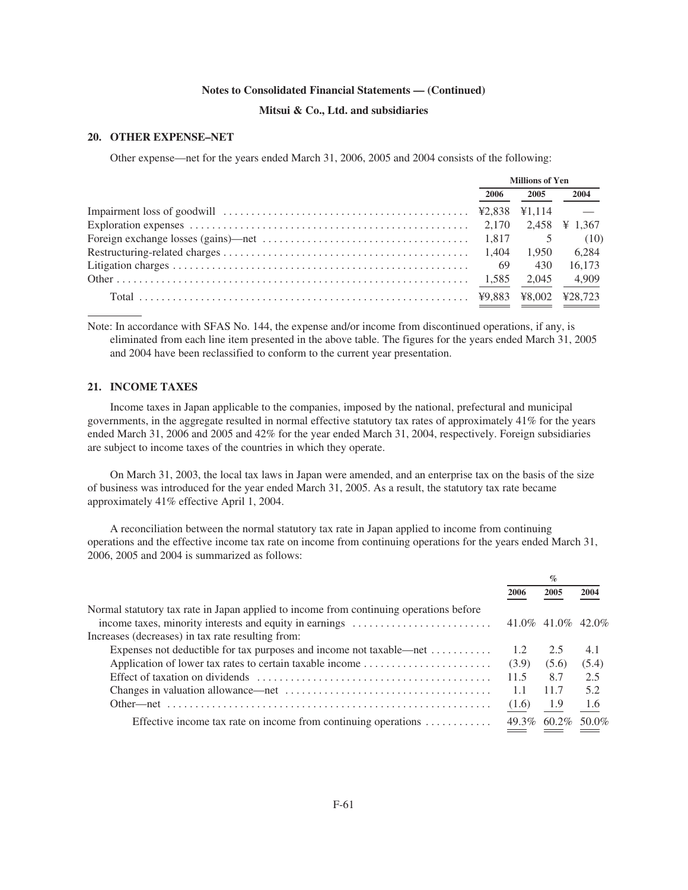**Notes to Consolidated Financial Statements — (Continued)**

**Mitsui & Co., Ltd. and subsidiaries**

### 20. OTHER EXPENSE–NET

Other expense—net for the years ended March 31, 2006, 2005 and 2004 consists of the following:

| | Millions of Yen | | |
|---|---|---|---|
| | 2006 | 2005 | 2004 |
| Impairment loss of goodwill | ¥2,838 | ¥1,114 | — |
| Exploration expenses | 2,170 | 2,458 | ¥ 1,367 |
| Foreign exchange losses (gains)—net | 1,817 | 5 | (10) |
| Restructuring-related charges | 1,404 | 1,950 | 6,284 |
| Litigation charges | 69 | 430 | 16,173 |
| Other | 1,585 | 2,045 | 4,909 |
| Total | ¥9,883 | ¥8,002 | ¥28,723 |

Note: In accordance with SFAS No. 144, the expense and/or income from discontinued operations, if any, is eliminated from each line item presented in the above table. The figures for the years ended March 31, 2005 and 2004 have been reclassified to conform to the current year presentation.

### 21. INCOME TAXES

Income taxes in Japan applicable to the companies, imposed by the national, prefectural and municipal governments, in the aggregate resulted in normal effective statutory tax rates of approximately 41% for the years ended March 31, 2006 and 2005 and 42% for the year ended March 31, 2004, respectively. Foreign subsidiaries are subject to income taxes of the countries in which they operate.

On March 31, 2003, the local tax laws in Japan were amended, and an enterprise tax on the basis of the size of business was introduced for the year ended March 31, 2005. As a result, the statutory tax rate became approximately 41% effective April 1, 2004.

A reconciliation between the normal statutory tax rate in Japan applied to income from continuing operations and the effective income tax rate on income from continuing operations for the years ended March 31, 2006, 2005 and 2004 is summarized as follows:

| | % | | |
|---|---|---|---|
| | 2006 | 2005 | 2004 |
| Normal statutory tax rate in Japan applied to income from continuing operations before income taxes, minority interests and equity in earnings | 41.0% | 41.0% | 42.0% |
| Increases (decreases) in tax rate resulting from: | | | |
| Expenses not deductible for tax purposes and income not taxable—net | 1.2 | 2.5 | 4.1 |
| Application of lower tax rates to certain taxable income | (3.9) | (5.6) | (5.4) |
| Effect of taxation on dividends | 11.5 | 8.7 | 2.5 |
| Changes in valuation allowance—net | 1.1 | 11.7 | 5.2 |
| Other—net | (1.6) | 1.9 | 1.6 |
| Effective income tax rate on income from continuing operations | 49.3% | 60.2% | 50.0% |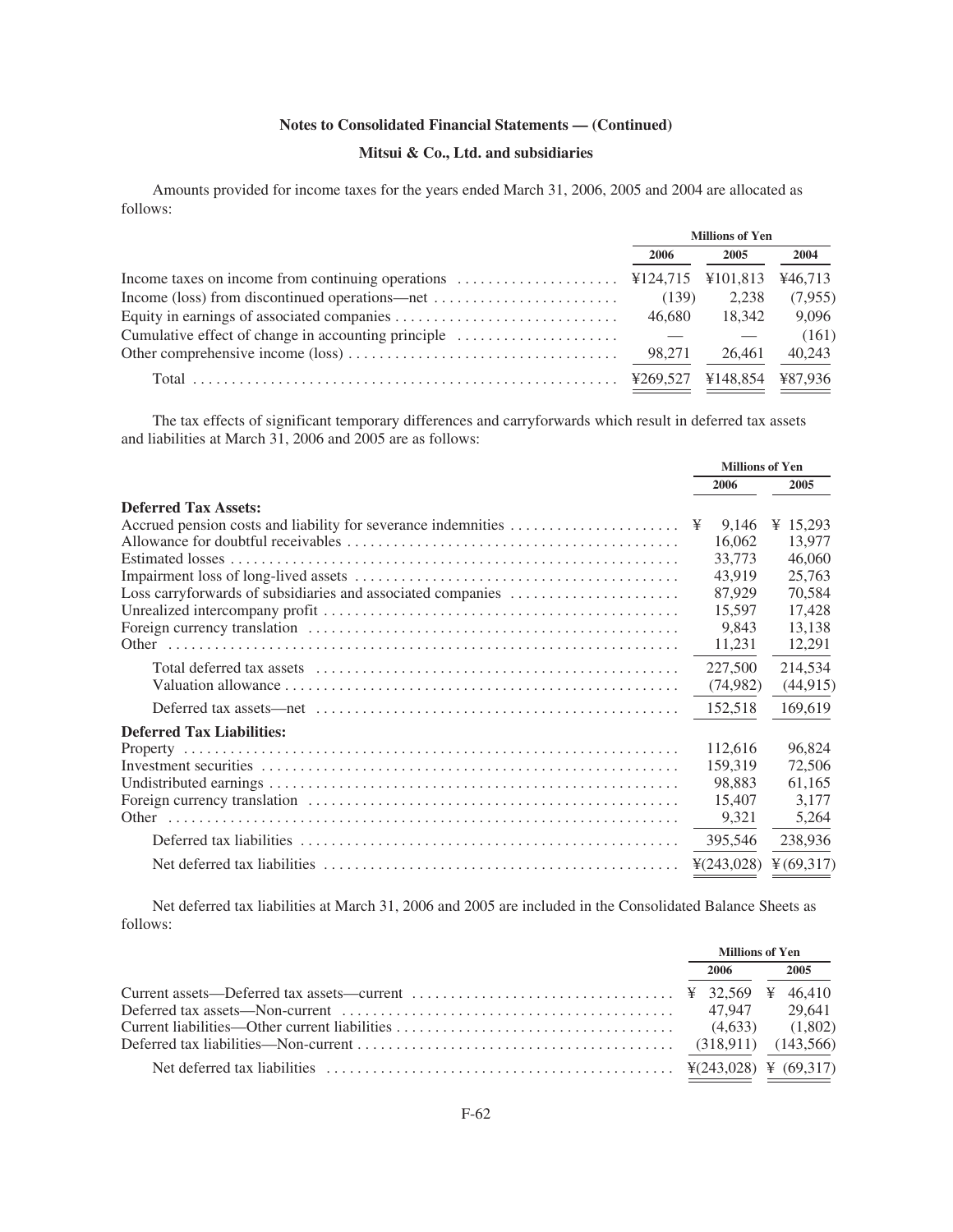**Notes to Consolidated Financial Statements — (Continued)**

**Mitsui & Co., Ltd. and subsidiaries**

Amounts provided for income taxes for the years ended March 31, 2006, 2005 and 2004 are allocated as follows:

| | Millions of Yen | | |
|---|---|---|---|
| | 2006 | 2005 | 2004 |
| Income taxes on income from continuing operations | ¥124,715 | ¥101,813 | ¥46,713 |
| Income (loss) from discontinued operations—net | (139) | 2,238 | (7,955) |
| Equity in earnings of associated companies | 46,680 | 18,342 | 9,096 |
| Cumulative effect of change in accounting principle | — | — | (161) |
| Other comprehensive income (loss) | 98,271 | 26,461 | 40,243 |
| Total | ¥269,527 | ¥148,854 | ¥87,936 |

The tax effects of significant temporary differences and carryforwards which result in deferred tax assets and liabilities at March 31, 2006 and 2005 are as follows:

| | Millions of Yen | |
|---|---|---|
| | 2006 | 2005 |
| **Deferred Tax Assets:** | | |
| Accrued pension costs and liability for severance indemnities | ¥ 9,146 | ¥ 15,293 |
| Allowance for doubtful receivables | 16,062 | 13,977 |
| Estimated losses | 33,773 | 46,060 |
| Impairment loss of long-lived assets | 43,919 | 25,763 |
| Loss carryforwards of subsidiaries and associated companies | 87,929 | 70,584 |
| Unrealized intercompany profit | 15,597 | 17,428 |
| Foreign currency translation | 9,843 | 13,138 |
| Other | 11,231 | 12,291 |
| Total deferred tax assets | 227,500 | 214,534 |
| Valuation allowance | (74,982) | (44,915) |
| Deferred tax assets—net | 152,518 | 169,619 |
| **Deferred Tax Liabilities:** | | |
| Property | 112,616 | 96,824 |
| Investment securities | 159,319 | 72,506 |
| Undistributed earnings | 98,883 | 61,165 |
| Foreign currency translation | 15,407 | 3,177 |
| Other | 9,321 | 5,264 |
| Deferred tax liabilities | 395,546 | 238,936 |
| Net deferred tax liabilities | ¥(243,028) | ¥ (69,317) |

Net deferred tax liabilities at March 31, 2006 and 2005 are included in the Consolidated Balance Sheets as follows:

| | Millions of Yen | |
|---|---|---|
| | 2006 | 2005 |
| Current assets—Deferred tax assets—current | ¥ 32,569 | ¥ 46,410 |
| Deferred tax assets—Non-current | 47,947 | 29,641 |
| Current liabilities—Other current liabilities | (4,633) | (1,802) |
| Deferred tax liabilities—Non-current | (318,911) | (143,566) |
| Net deferred tax liabilities | ¥(243,028) | ¥ (69,317) |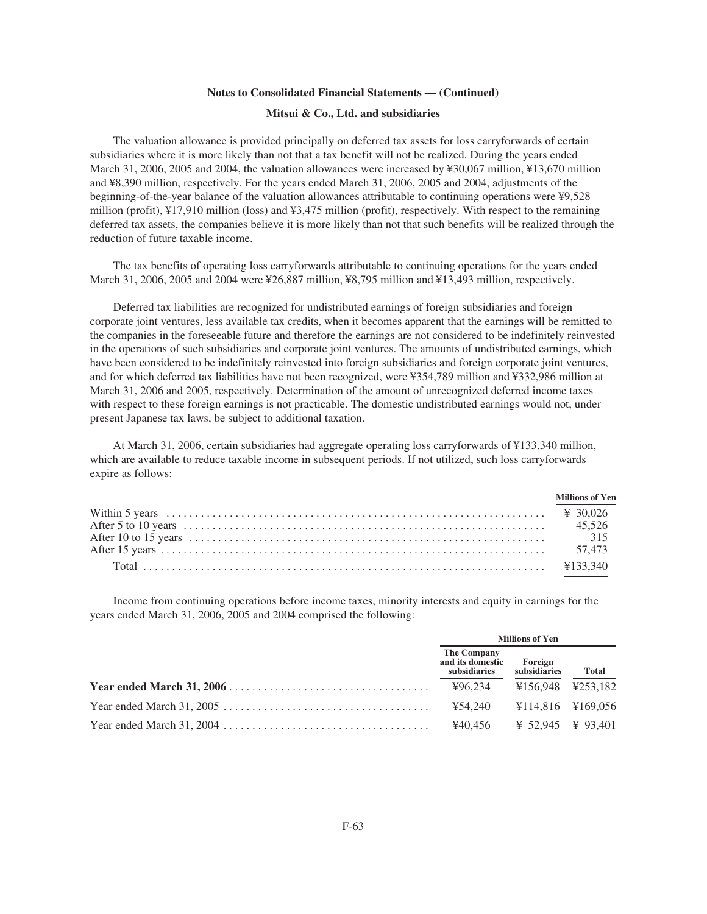**Notes to Consolidated Financial Statements — (Continued)**

**Mitsui & Co., Ltd. and subsidiaries**

The valuation allowance is provided principally on deferred tax assets for loss carryforwards of certain subsidiaries where it is more likely than not that a tax benefit will not be realized. During the years ended March 31, 2006, 2005 and 2004, the valuation allowances were increased by ¥30,067 million, ¥13,670 million and ¥8,390 million, respectively. For the years ended March 31, 2006, 2005 and 2004, adjustments of the beginning-of-the-year balance of the valuation allowances attributable to continuing operations were ¥9,528 million (profit), ¥17,910 million (loss) and ¥3,475 million (profit), respectively. With respect to the remaining deferred tax assets, the companies believe it is more likely than not that such benefits will be realized through the reduction of future taxable income.

The tax benefits of operating loss carryforwards attributable to continuing operations for the years ended March 31, 2006, 2005 and 2004 were ¥26,887 million, ¥8,795 million and ¥13,493 million, respectively.

Deferred tax liabilities are recognized for undistributed earnings of foreign subsidiaries and foreign corporate joint ventures, less available tax credits, when it becomes apparent that the earnings will be remitted to the companies in the foreseeable future and therefore the earnings are not considered to be indefinitely reinvested in the operations of such subsidiaries and corporate joint ventures. The amounts of undistributed earnings, which have been considered to be indefinitely reinvested into foreign subsidiaries and foreign corporate joint ventures, and for which deferred tax liabilities have not been recognized, were ¥354,789 million and ¥332,986 million at March 31, 2006 and 2005, respectively. Determination of the amount of unrecognized deferred income taxes with respect to these foreign earnings is not practicable. The domestic undistributed earnings would not, under present Japanese tax laws, be subject to additional taxation.

At March 31, 2006, certain subsidiaries had aggregate operating loss carryforwards of ¥133,340 million, which are available to reduce taxable income in subsequent periods. If not utilized, such loss carryforwards expire as follows:

| | Millions of Yen |
|---|---|
| Within 5 years | ¥ 30,026 |
| After 5 to 10 years | 45,526 |
| After 10 to 15 years | 315 |
| After 15 years | 57,473 |
| Total | ¥133,340 |

Income from continuing operations before income taxes, minority interests and equity in earnings for the years ended March 31, 2006, 2005 and 2004 comprised the following:

| | Millions of Yen | | |
|---|---|---|---|
| | The Company and its domestic subsidiaries | Foreign subsidiaries | Total |
| **Year ended March 31, 2006** | ¥96,234 | ¥156,948 | ¥253,182 |
| Year ended March 31, 2005 | ¥54,240 | ¥114,816 | ¥169,056 |
| Year ended March 31, 2004 | ¥40,456 | ¥ 52,945 | ¥ 93,401 |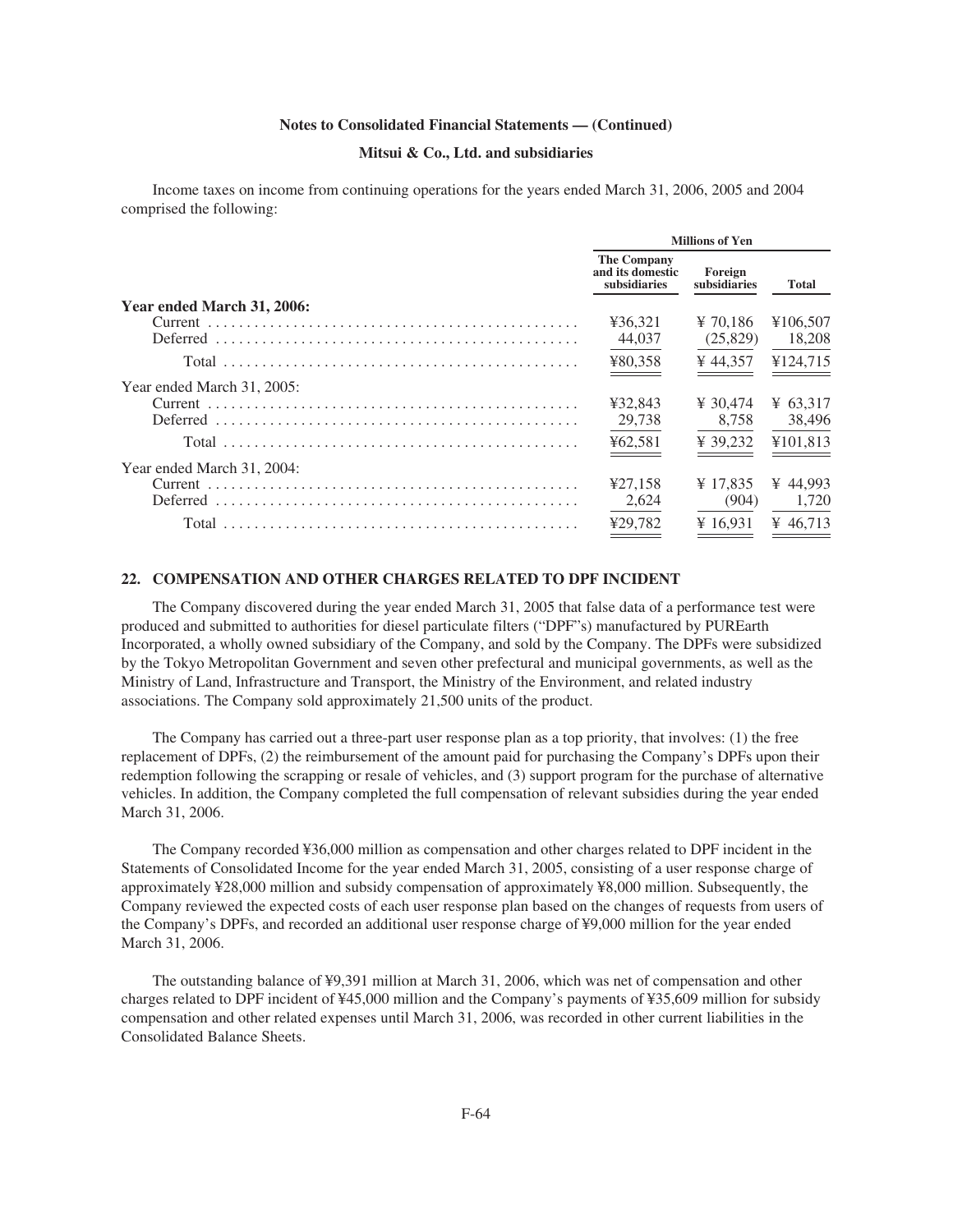Income taxes on income from continuing operations for the years ended March 31, 2006, 2005 and 2004 comprised the following:

| | Millions of Yen | | |
|---|---|---|---|
| | The Company and its domestic subsidiaries | Foreign subsidiaries | Total |
| **Year ended March 31, 2006:** | | | |
| Current | ¥36,321 | ¥ 70,186 | ¥106,507 |
| Deferred | 44,037 | (25,829) | 18,208 |
| Total | ¥80,358 | ¥ 44,357 | ¥124,715 |
| Year ended March 31, 2005: | | | |
| Current | ¥32,843 | ¥ 30,474 | ¥ 63,317 |
| Deferred | 29,738 | 8,758 | 38,496 |
| Total | ¥62,581 | ¥ 39,232 | ¥101,813 |
| Year ended March 31, 2004: | | | |
| Current | ¥27,158 | ¥ 17,835 | ¥ 44,993 |
| Deferred | 2,624 | (904) | 1,720 |
| Total | ¥29,782 | ¥ 16,931 | ¥ 46,713 |

## 22. COMPENSATION AND OTHER CHARGES RELATED TO DPF INCIDENT

The Company discovered during the year ended March 31, 2005 that false data of a performance test were produced and submitted to authorities for diesel particulate filters ("DPF"s) manufactured by PUREarth Incorporated, a wholly owned subsidiary of the Company, and sold by the Company. The DPFs were subsidized by the Tokyo Metropolitan Government and seven other prefectural and municipal governments, as well as the Ministry of Land, Infrastructure and Transport, the Ministry of the Environment, and related industry associations. The Company sold approximately 21,500 units of the product.

The Company has carried out a three-part user response plan as a top priority, that involves: (1) the free replacement of DPFs, (2) the reimbursement of the amount paid for purchasing the Company's DPFs upon their redemption following the scrapping or resale of vehicles, and (3) support program for the purchase of alternative vehicles. In addition, the Company completed the full compensation of relevant subsidies during the year ended March 31, 2006.

The Company recorded ¥36,000 million as compensation and other charges related to DPF incident in the Statements of Consolidated Income for the year ended March 31, 2005, consisting of a user response charge of approximately ¥28,000 million and subsidy compensation of approximately ¥8,000 million. Subsequently, the Company reviewed the expected costs of each user response plan based on the changes of requests from users of the Company's DPFs, and recorded an additional user response charge of ¥9,000 million for the year ended March 31, 2006.

The outstanding balance of ¥9,391 million at March 31, 2006, which was net of compensation and other charges related to DPF incident of ¥45,000 million and the Company's payments of ¥35,609 million for subsidy compensation and other related expenses until March 31, 2006, was recorded in other current liabilities in the Consolidated Balance Sheets.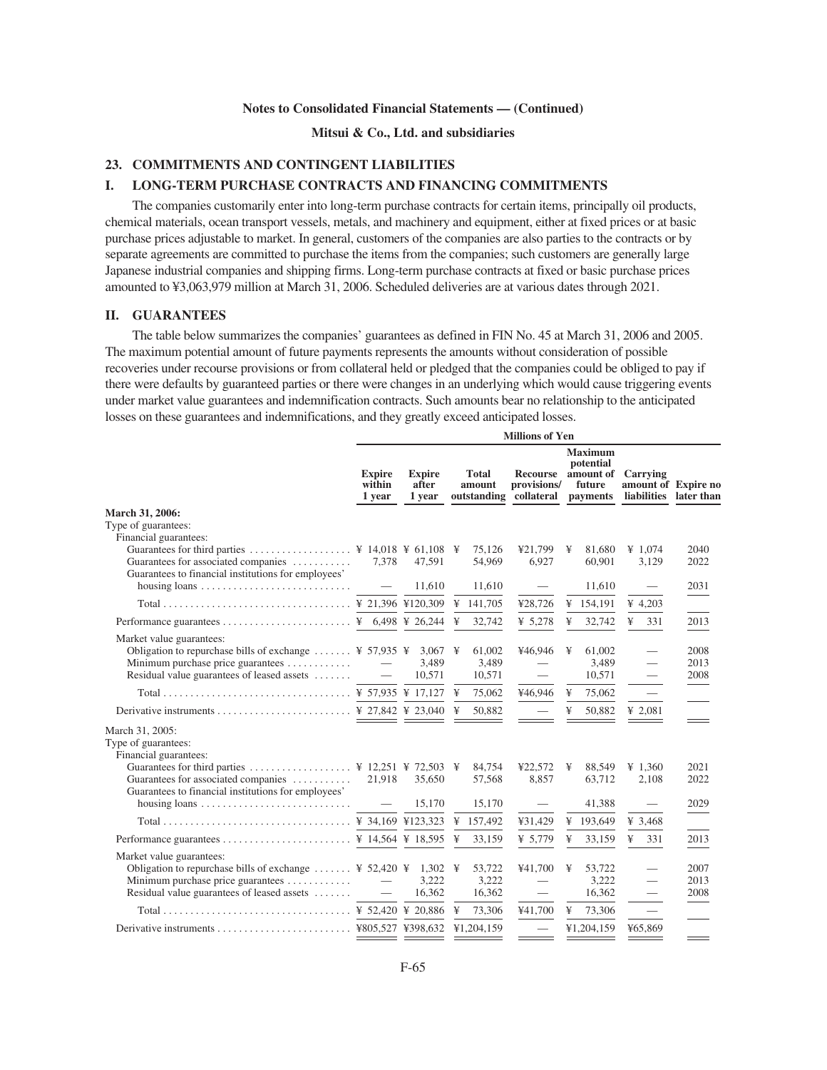Notes to Consolidated Financial Statements — (Continued)

Mitsui & Co., Ltd. and subsidiaries

## 23. COMMITMENTS AND CONTINGENT LIABILITIES

### I. LONG-TERM PURCHASE CONTRACTS AND FINANCING COMMITMENTS

The companies customarily enter into long-term purchase contracts for certain items, principally oil products, chemical materials, ocean transport vessels, metals, and machinery and equipment, either at fixed prices or at basic purchase prices adjustable to market. In general, customers of the companies are also parties to the contracts or by separate agreements are committed to purchase the items from the companies; such customers are generally large Japanese industrial companies and shipping firms. Long-term purchase contracts at fixed or basic purchase prices amounted to ¥3,063,979 million at March 31, 2006. Scheduled deliveries are at various dates through 2021.

### II. GUARANTEES

The table below summarizes the companies' guarantees as defined in FIN No. 45 at March 31, 2006 and 2005. The maximum potential amount of future payments represents the amounts without consideration of possible recoveries under recourse provisions or from collateral held or pledged that the companies could be obliged to pay if there were defaults by guaranteed parties or there were changes in an underlying which would cause triggering events under market value guarantees and indemnification contracts. Such amounts bear no relationship to the anticipated losses on these guarantees and indemnifications, and they greatly exceed anticipated losses.

| | Millions of Yen | | | | | | |
|---|---|---|---|---|---|---|---|
| | Expire within 1 year | Expire after 1 year | Total amount outstanding | Recourse provisions/ collateral | Maximum potential amount of future payments | Carrying amount of liabilities | Expire no later than |
| **March 31, 2006:** | | | | | | | |
| Type of guarantees: | | | | | | | |
| Financial guarantees: | | | | | | | |
| Guarantees for third parties | ¥ 14,018 | ¥ 61,108 | ¥ 75,126 | ¥21,799 | ¥ 81,680 | ¥ 1,074 | 2040 |
| Guarantees for associated companies | 7,378 | 47,591 | 54,969 | 6,927 | 60,901 | 3,129 | 2022 |
| Guarantees to financial institutions for employees' housing loans | — | 11,610 | 11,610 | — | 11,610 | — | 2031 |
| Total | ¥ 21,396 | ¥120,309 | ¥ 141,705 | ¥28,726 | ¥ 154,191 | ¥ 4,203 | |
| Performance guarantees | ¥ 6,498 | ¥ 26,244 | ¥ 32,742 | ¥ 5,278 | ¥ 32,742 | ¥ 331 | 2013 |
| Market value guarantees: | | | | | | | |
| Obligation to repurchase bills of exchange | ¥ 57,935 | ¥ 3,067 | ¥ 61,002 | ¥46,946 | ¥ 61,002 | — | 2008 |
| Minimum purchase price guarantees | — | 3,489 | 3,489 | — | 3,489 | — | 2013 |
| Residual value guarantees of leased assets | — | 10,571 | 10,571 | — | 10,571 | — | 2008 |
| Total | ¥ 57,935 | ¥ 17,127 | ¥ 75,062 | ¥46,946 | ¥ 75,062 | — | |
| Derivative instruments | ¥ 27,842 | ¥ 23,040 | ¥ 50,882 | — | ¥ 50,882 | ¥ 2,081 | |
| March 31, 2005: | | | | | | | |
| Type of guarantees: | | | | | | | |
| Financial guarantees: | | | | | | | |
| Guarantees for third parties | ¥ 12,251 | ¥ 72,503 | ¥ 84,754 | ¥22,572 | ¥ 88,549 | ¥ 1,360 | 2021 |
| Guarantees for associated companies | 21,918 | 35,650 | 57,568 | 8,857 | 63,712 | 2,108 | 2022 |
| Guarantees to financial institutions for employees' housing loans | — | 15,170 | 15,170 | — | 41,388 | — | 2029 |
| Total | ¥ 34,169 | ¥123,323 | ¥ 157,492 | ¥31,429 | ¥ 193,649 | ¥ 3,468 | |
| Performance guarantees | ¥ 14,564 | ¥ 18,595 | ¥ 33,159 | ¥ 5,779 | ¥ 33,159 | ¥ 331 | 2013 |
| Market value guarantees: | | | | | | | |
| Obligation to repurchase bills of exchange | ¥ 52,420 | ¥ 1,302 | ¥ 53,722 | ¥41,700 | ¥ 53,722 | — | 2007 |
| Minimum purchase price guarantees | — | 3,222 | 3,222 | — | 3,222 | — | 2013 |
| Residual value guarantees of leased assets | — | 16,362 | 16,362 | — | 16,362 | — | 2008 |
| Total | ¥ 52,420 | ¥ 20,886 | ¥ 73,306 | ¥41,700 | ¥ 73,306 | — | |
| Derivative instruments | ¥805,527 | ¥398,632 | ¥1,204,159 | — | ¥1,204,159 | ¥65,869 | |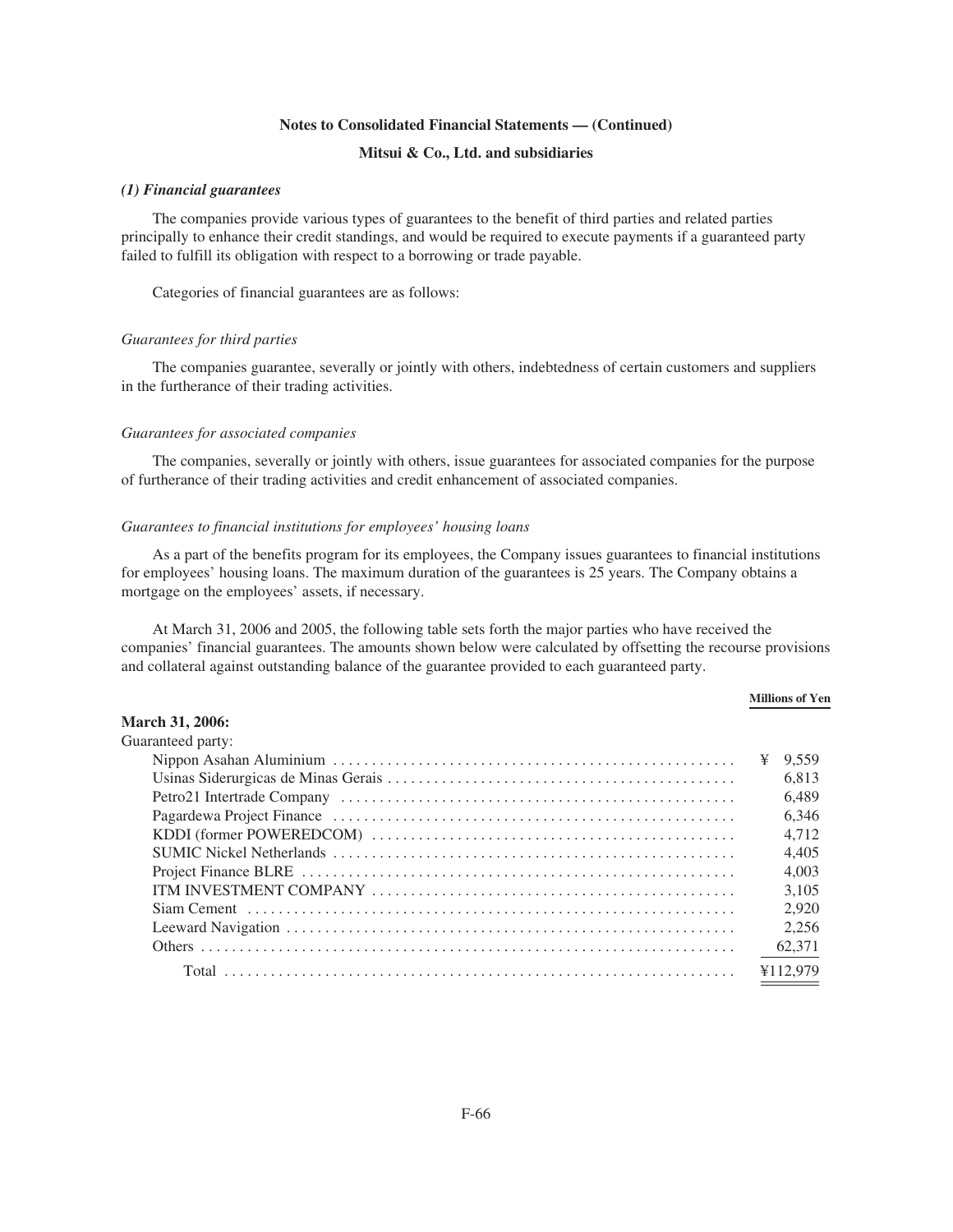**Notes to Consolidated Financial Statements — (Continued)**

**Mitsui & Co., Ltd. and subsidiaries**

### *(1) Financial guarantees*

The companies provide various types of guarantees to the benefit of third parties and related parties principally to enhance their credit standings, and would be required to execute payments if a guaranteed party failed to fulfill its obligation with respect to a borrowing or trade payable.

Categories of financial guarantees are as follows:

*Guarantees for third parties*

The companies guarantee, severally or jointly with others, indebtedness of certain customers and suppliers in the furtherance of their trading activities.

*Guarantees for associated companies*

The companies, severally or jointly with others, issue guarantees for associated companies for the purpose of furtherance of their trading activities and credit enhancement of associated companies.

*Guarantees to financial institutions for employees' housing loans*

As a part of the benefits program for its employees, the Company issues guarantees to financial institutions for employees' housing loans. The maximum duration of the guarantees is 25 years. The Company obtains a mortgage on the employees' assets, if necessary.

At March 31, 2006 and 2005, the following table sets forth the major parties who have received the companies' financial guarantees. The amounts shown below were calculated by offsetting the recourse provisions and collateral against outstanding balance of the guarantee provided to each guaranteed party.

| | Millions of Yen |
|---|---|
| **March 31, 2006:** | |
| Guaranteed party: | |
| Nippon Asahan Aluminium | ¥ 9,559 |
| Usinas Siderurgicas de Minas Gerais | 6,813 |
| Petro21 Intertrade Company | 6,489 |
| Pagardewa Project Finance | 6,346 |
| KDDI (former POWEREDCOM) | 4,712 |
| SUMIC Nickel Netherlands | 4,405 |
| Project Finance BLRE | 4,003 |
| ITM INVESTMENT COMPANY | 3,105 |
| Siam Cement | 2,920 |
| Leeward Navigation | 2,256 |
| Others | 62,371 |
| Total | ¥112,979 |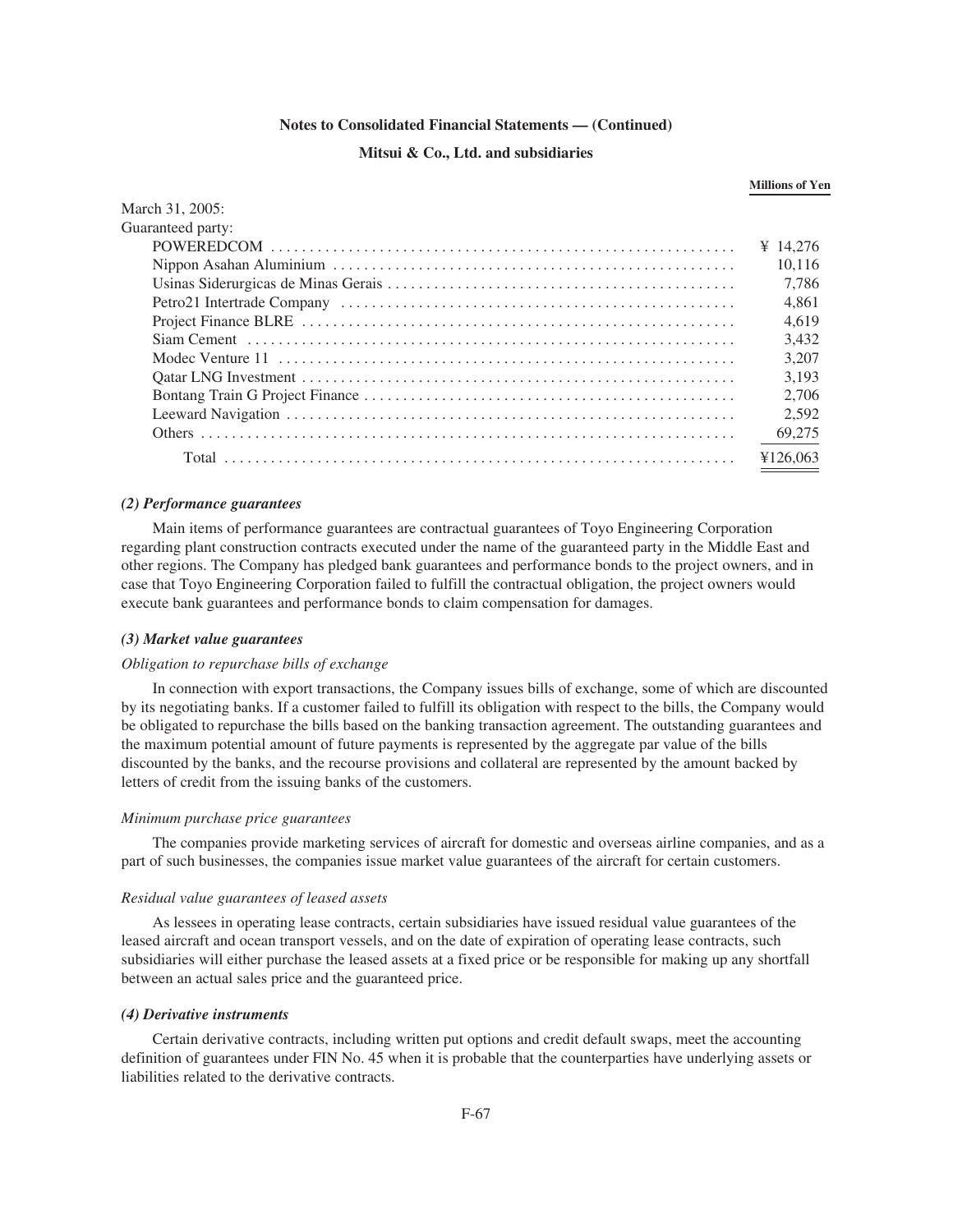| | Millions of Yen |
|---|---|
| March 31, 2005: | |
| Guaranteed party: | |
| POWEREDCOM | ¥ 14,276 |
| Nippon Asahan Aluminium | 10,116 |
| Usinas Siderurgicas de Minas Gerais | 7,786 |
| Petro21 Intertrade Company | 4,861 |
| Project Finance BLRE | 4,619 |
| Siam Cement | 3,432 |
| Modec Venture 11 | 3,207 |
| Qatar LNG Investment | 3,193 |
| Bontang Train G Project Finance | 2,706 |
| Leeward Navigation | 2,592 |
| Others | 69,275 |
| Total | ¥126,063 |

#### *(2) Performance guarantees*

Main items of performance guarantees are contractual guarantees of Toyo Engineering Corporation regarding plant construction contracts executed under the name of the guaranteed party in the Middle East and other regions. The Company has pledged bank guarantees and performance bonds to the project owners, and in case that Toyo Engineering Corporation failed to fulfill the contractual obligation, the project owners would execute bank guarantees and performance bonds to claim compensation for damages.

#### *(3) Market value guarantees*

*Obligation to repurchase bills of exchange*

In connection with export transactions, the Company issues bills of exchange, some of which are discounted by its negotiating banks. If a customer failed to fulfill its obligation with respect to the bills, the Company would be obligated to repurchase the bills based on the banking transaction agreement. The outstanding guarantees and the maximum potential amount of future payments is represented by the aggregate par value of the bills discounted by the banks, and the recourse provisions and collateral are represented by the amount backed by letters of credit from the issuing banks of the customers.

*Minimum purchase price guarantees*

The companies provide marketing services of aircraft for domestic and overseas airline companies, and as a part of such businesses, the companies issue market value guarantees of the aircraft for certain customers.

*Residual value guarantees of leased assets*

As lessees in operating lease contracts, certain subsidiaries have issued residual value guarantees of the leased aircraft and ocean transport vessels, and on the date of expiration of operating lease contracts, such subsidiaries will either purchase the leased assets at a fixed price or be responsible for making up any shortfall between an actual sales price and the guaranteed price.

#### *(4) Derivative instruments*

Certain derivative contracts, including written put options and credit default swaps, meet the accounting definition of guarantees under FIN No. 45 when it is probable that the counterparties have underlying assets or liabilities related to the derivative contracts.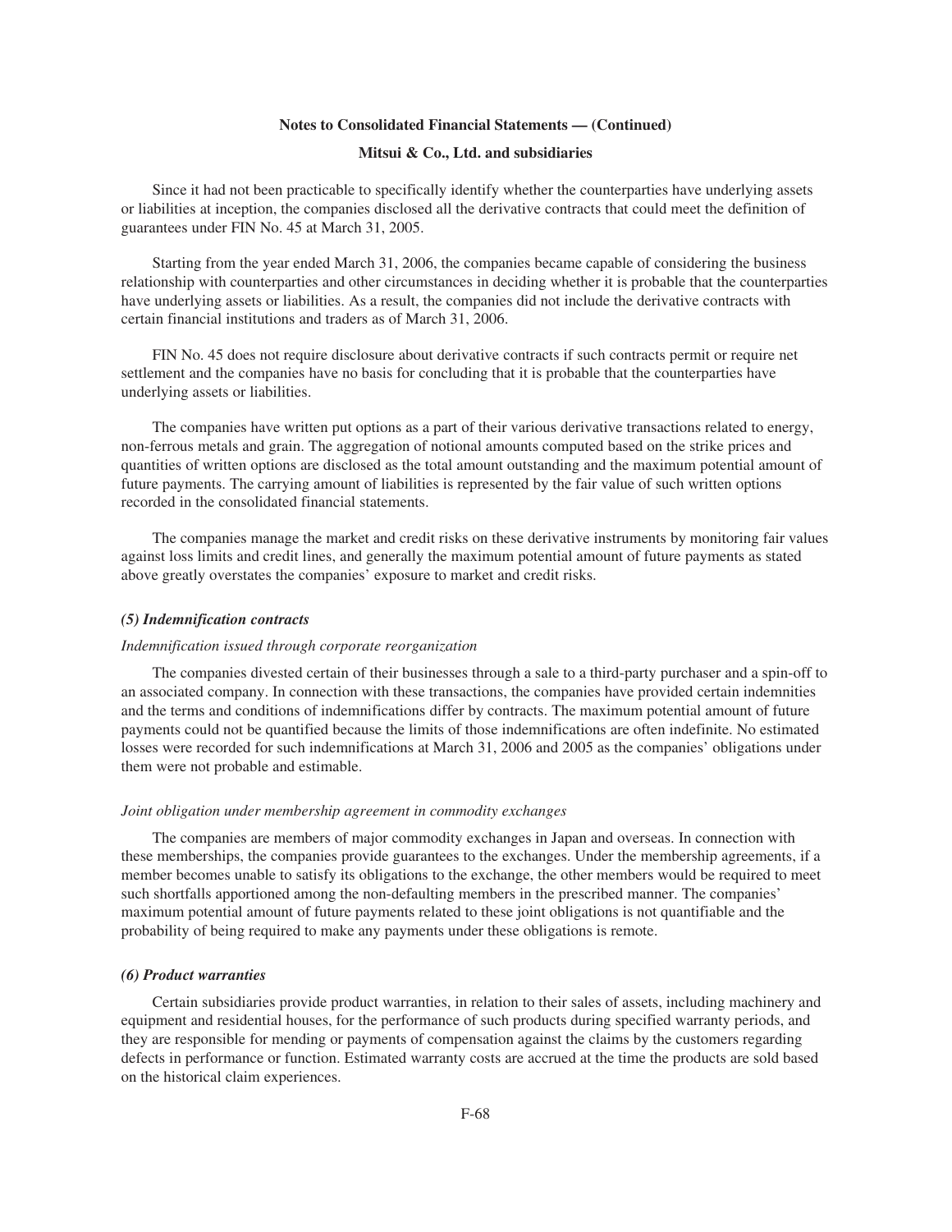Since it had not been practicable to specifically identify whether the counterparties have underlying assets or liabilities at inception, the companies disclosed all the derivative contracts that could meet the definition of guarantees under FIN No. 45 at March 31, 2005.

Starting from the year ended March 31, 2006, the companies became capable of considering the business relationship with counterparties and other circumstances in deciding whether it is probable that the counterparties have underlying assets or liabilities. As a result, the companies did not include the derivative contracts with certain financial institutions and traders as of March 31, 2006.

FIN No. 45 does not require disclosure about derivative contracts if such contracts permit or require net settlement and the companies have no basis for concluding that it is probable that the counterparties have underlying assets or liabilities.

The companies have written put options as a part of their various derivative transactions related to energy, non-ferrous metals and grain. The aggregation of notional amounts computed based on the strike prices and quantities of written options are disclosed as the total amount outstanding and the maximum potential amount of future payments. The carrying amount of liabilities is represented by the fair value of such written options recorded in the consolidated financial statements.

The companies manage the market and credit risks on these derivative instruments by monitoring fair values against loss limits and credit lines, and generally the maximum potential amount of future payments as stated above greatly overstates the companies' exposure to market and credit risks.

### *(5) Indemnification contracts*

*Indemnification issued through corporate reorganization*

The companies divested certain of their businesses through a sale to a third-party purchaser and a spin-off to an associated company. In connection with these transactions, the companies have provided certain indemnities and the terms and conditions of indemnifications differ by contracts. The maximum potential amount of future payments could not be quantified because the limits of those indemnifications are often indefinite. No estimated losses were recorded for such indemnifications at March 31, 2006 and 2005 as the companies' obligations under them were not probable and estimable.

*Joint obligation under membership agreement in commodity exchanges*

The companies are members of major commodity exchanges in Japan and overseas. In connection with these memberships, the companies provide guarantees to the exchanges. Under the membership agreements, if a member becomes unable to satisfy its obligations to the exchange, the other members would be required to meet such shortfalls apportioned among the non-defaulting members in the prescribed manner. The companies' maximum potential amount of future payments related to these joint obligations is not quantifiable and the probability of being required to make any payments under these obligations is remote.

### *(6) Product warranties*

Certain subsidiaries provide product warranties, in relation to their sales of assets, including machinery and equipment and residential houses, for the performance of such products during specified warranty periods, and they are responsible for mending or payments of compensation against the claims by the customers regarding defects in performance or function. Estimated warranty costs are accrued at the time the products are sold based on the historical claim experiences.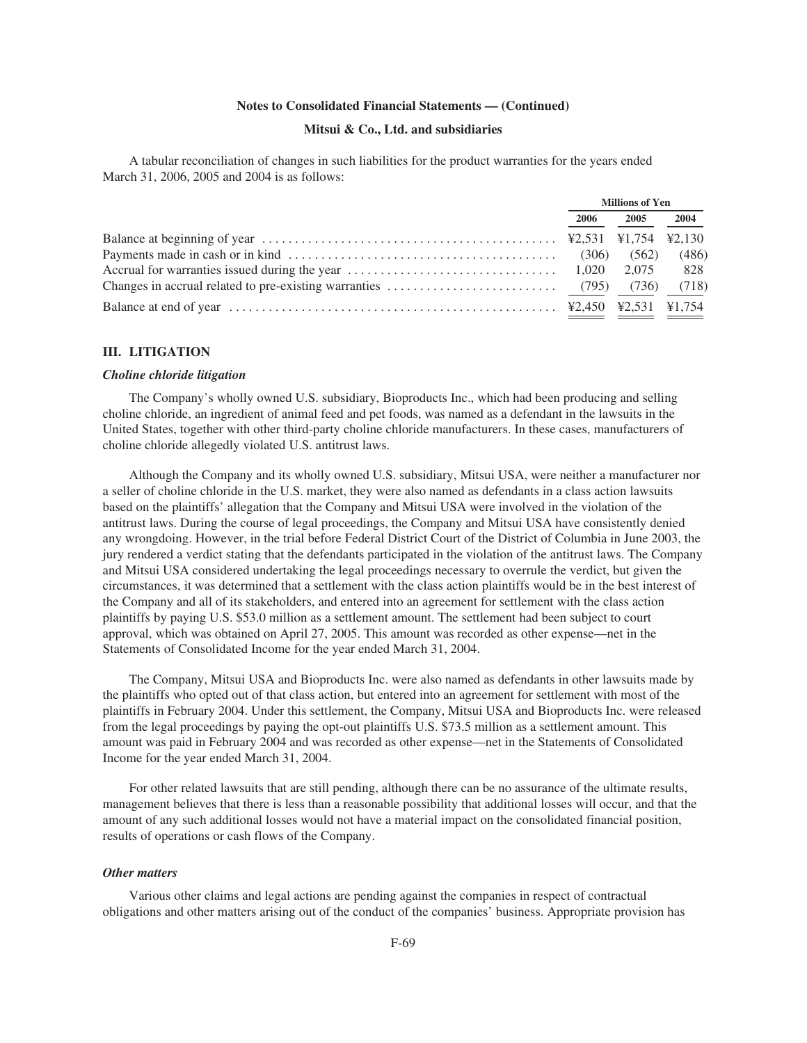A tabular reconciliation of changes in such liabilities for the product warranties for the years ended March 31, 2006, 2005 and 2004 is as follows:

| | Millions of Yen | | |
|---|---|---|---|
| | 2006 | 2005 | 2004 |
| Balance at beginning of year | ¥2,531 | ¥1,754 | ¥2,130 |
| Payments made in cash or in kind | (306) | (562) | (486) |
| Accrual for warranties issued during the year | 1,020 | 2,075 | 828 |
| Changes in accrual related to pre-existing warranties | (795) | (736) | (718) |
| Balance at end of year | ¥2,450 | ¥2,531 | ¥1,754 |

## III. LITIGATION

### *Choline chloride litigation*

The Company's wholly owned U.S. subsidiary, Bioproducts Inc., which had been producing and selling choline chloride, an ingredient of animal feed and pet foods, was named as a defendant in the lawsuits in the United States, together with other third-party choline chloride manufacturers. In these cases, manufacturers of choline chloride allegedly violated U.S. antitrust laws.

Although the Company and its wholly owned U.S. subsidiary, Mitsui USA, were neither a manufacturer nor a seller of choline chloride in the U.S. market, they were also named as defendants in a class action lawsuits based on the plaintiffs' allegation that the Company and Mitsui USA were involved in the violation of the antitrust laws. During the course of legal proceedings, the Company and Mitsui USA have consistently denied any wrongdoing. However, in the trial before Federal District Court of the District of Columbia in June 2003, the jury rendered a verdict stating that the defendants participated in the violation of the antitrust laws. The Company and Mitsui USA considered undertaking the legal proceedings necessary to overrule the verdict, but given the circumstances, it was determined that a settlement with the class action plaintiffs would be in the best interest of the Company and all of its stakeholders, and entered into an agreement for settlement with the class action plaintiffs by paying U.S. $53.0 million as a settlement amount. The settlement had been subject to court approval, which was obtained on April 27, 2005. This amount was recorded as other expense—net in the Statements of Consolidated Income for the year ended March 31, 2004.

The Company, Mitsui USA and Bioproducts Inc. were also named as defendants in other lawsuits made by the plaintiffs who opted out of that class action, but entered into an agreement for settlement with most of the plaintiffs in February 2004. Under this settlement, the Company, Mitsui USA and Bioproducts Inc. were released from the legal proceedings by paying the opt-out plaintiffs U.S. $73.5 million as a settlement amount. This amount was paid in February 2004 and was recorded as other expense—net in the Statements of Consolidated Income for the year ended March 31, 2004.

For other related lawsuits that are still pending, although there can be no assurance of the ultimate results, management believes that there is less than a reasonable possibility that additional losses will occur, and that the amount of any such additional losses would not have a material impact on the consolidated financial position, results of operations or cash flows of the Company.

### *Other matters*

Various other claims and legal actions are pending against the companies in respect of contractual obligations and other matters arising out of the conduct of the companies' business. Appropriate provision has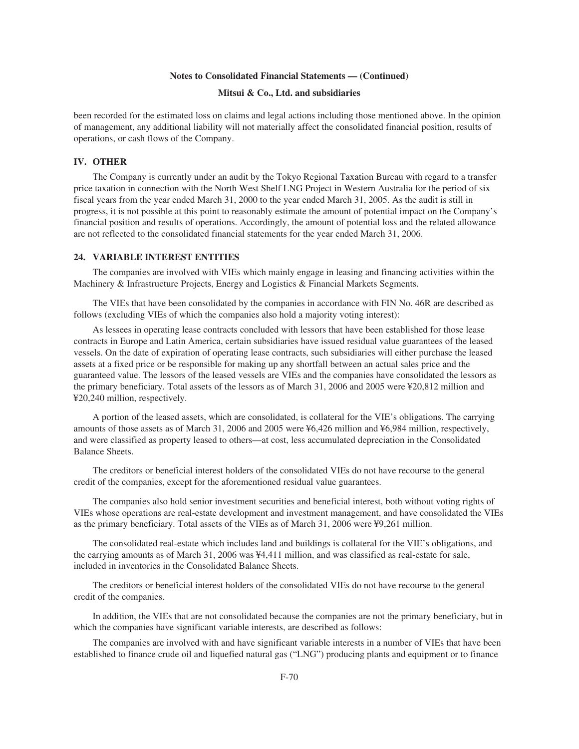been recorded for the estimated loss on claims and legal actions including those mentioned above. In the opinion of management, any additional liability will not materially affect the consolidated financial position, results of operations, or cash flows of the Company.

### IV. OTHER

The Company is currently under an audit by the Tokyo Regional Taxation Bureau with regard to a transfer price taxation in connection with the North West Shelf LNG Project in Western Australia for the period of six fiscal years from the year ended March 31, 2000 to the year ended March 31, 2005. As the audit is still in progress, it is not possible at this point to reasonably estimate the amount of potential impact on the Company's financial position and results of operations. Accordingly, the amount of potential loss and the related allowance are not reflected to the consolidated financial statements for the year ended March 31, 2006.

## 24. VARIABLE INTEREST ENTITIES

The companies are involved with VIEs which mainly engage in leasing and financing activities within the Machinery & Infrastructure Projects, Energy and Logistics & Financial Markets Segments.

The VIEs that have been consolidated by the companies in accordance with FIN No. 46R are described as follows (excluding VIEs of which the companies also hold a majority voting interest):

As lessees in operating lease contracts concluded with lessors that have been established for those lease contracts in Europe and Latin America, certain subsidiaries have issued residual value guarantees of the leased vessels. On the date of expiration of operating lease contracts, such subsidiaries will either purchase the leased assets at a fixed price or be responsible for making up any shortfall between an actual sales price and the guaranteed value. The lessors of the leased vessels are VIEs and the companies have consolidated the lessors as the primary beneficiary. Total assets of the lessors as of March 31, 2006 and 2005 were ¥20,812 million and ¥20,240 million, respectively.

A portion of the leased assets, which are consolidated, is collateral for the VIE's obligations. The carrying amounts of those assets as of March 31, 2006 and 2005 were ¥6,426 million and ¥6,984 million, respectively, and were classified as property leased to others—at cost, less accumulated depreciation in the Consolidated Balance Sheets.

The creditors or beneficial interest holders of the consolidated VIEs do not have recourse to the general credit of the companies, except for the aforementioned residual value guarantees.

The companies also hold senior investment securities and beneficial interest, both without voting rights of VIEs whose operations are real-estate development and investment management, and have consolidated the VIEs as the primary beneficiary. Total assets of the VIEs as of March 31, 2006 were ¥9,261 million.

The consolidated real-estate which includes land and buildings is collateral for the VIE's obligations, and the carrying amounts as of March 31, 2006 was ¥4,411 million, and was classified as real-estate for sale, included in inventories in the Consolidated Balance Sheets.

The creditors or beneficial interest holders of the consolidated VIEs do not have recourse to the general credit of the companies.

In addition, the VIEs that are not consolidated because the companies are not the primary beneficiary, but in which the companies have significant variable interests, are described as follows:

The companies are involved with and have significant variable interests in a number of VIEs that have been established to finance crude oil and liquefied natural gas ("LNG") producing plants and equipment or to finance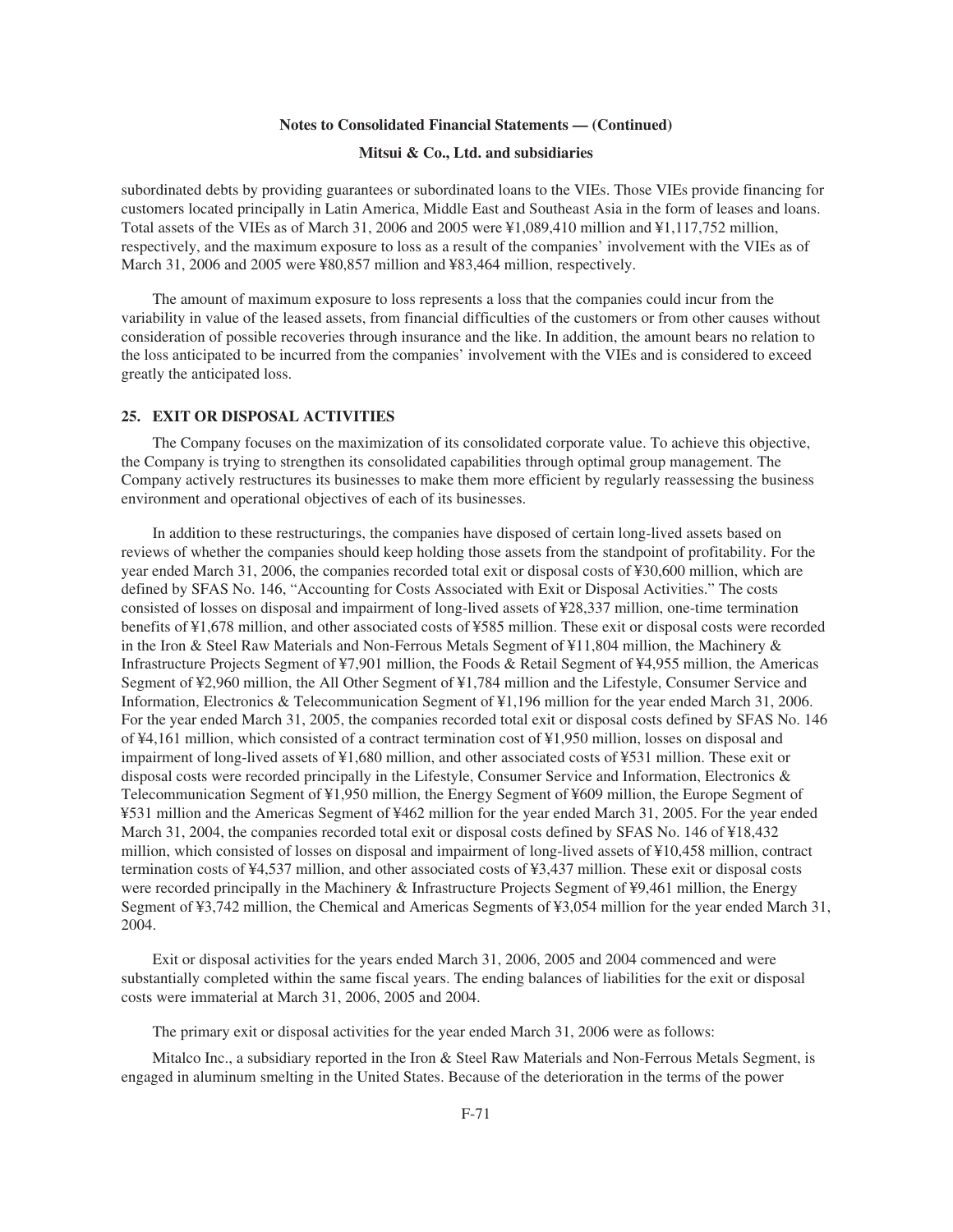subordinated debts by providing guarantees or subordinated loans to the VIEs. Those VIEs provide financing for customers located principally in Latin America, Middle East and Southeast Asia in the form of leases and loans. Total assets of the VIEs as of March 31, 2006 and 2005 were ¥1,089,410 million and ¥1,117,752 million, respectively, and the maximum exposure to loss as a result of the companies' involvement with the VIEs as of March 31, 2006 and 2005 were ¥80,857 million and ¥83,464 million, respectively.

The amount of maximum exposure to loss represents a loss that the companies could incur from the variability in value of the leased assets, from financial difficulties of the customers or from other causes without consideration of possible recoveries through insurance and the like. In addition, the amount bears no relation to the loss anticipated to be incurred from the companies' involvement with the VIEs and is considered to exceed greatly the anticipated loss.

## 25. EXIT OR DISPOSAL ACTIVITIES

The Company focuses on the maximization of its consolidated corporate value. To achieve this objective, the Company is trying to strengthen its consolidated capabilities through optimal group management. The Company actively restructures its businesses to make them more efficient by regularly reassessing the business environment and operational objectives of each of its businesses.

In addition to these restructurings, the companies have disposed of certain long-lived assets based on reviews of whether the companies should keep holding those assets from the standpoint of profitability. For the year ended March 31, 2006, the companies recorded total exit or disposal costs of ¥30,600 million, which are defined by SFAS No. 146, "Accounting for Costs Associated with Exit or Disposal Activities." The costs consisted of losses on disposal and impairment of long-lived assets of ¥28,337 million, one-time termination benefits of ¥1,678 million, and other associated costs of ¥585 million. These exit or disposal costs were recorded in the Iron & Steel Raw Materials and Non-Ferrous Metals Segment of ¥11,804 million, the Machinery & Infrastructure Projects Segment of ¥7,901 million, the Foods & Retail Segment of ¥4,955 million, the Americas Segment of ¥2,960 million, the All Other Segment of ¥1,784 million and the Lifestyle, Consumer Service and Information, Electronics & Telecommunication Segment of ¥1,196 million for the year ended March 31, 2006. For the year ended March 31, 2005, the companies recorded total exit or disposal costs defined by SFAS No. 146 of ¥4,161 million, which consisted of a contract termination cost of ¥1,950 million, losses on disposal and impairment of long-lived assets of ¥1,680 million, and other associated costs of ¥531 million. These exit or disposal costs were recorded principally in the Lifestyle, Consumer Service and Information, Electronics & Telecommunication Segment of ¥1,950 million, the Energy Segment of ¥609 million, the Europe Segment of ¥531 million and the Americas Segment of ¥462 million for the year ended March 31, 2005. For the year ended March 31, 2004, the companies recorded total exit or disposal costs defined by SFAS No. 146 of ¥18,432 million, which consisted of losses on disposal and impairment of long-lived assets of ¥10,458 million, contract termination costs of ¥4,537 million, and other associated costs of ¥3,437 million. These exit or disposal costs were recorded principally in the Machinery & Infrastructure Projects Segment of ¥9,461 million, the Energy Segment of ¥3,742 million, the Chemical and Americas Segments of ¥3,054 million for the year ended March 31, 2004.

Exit or disposal activities for the years ended March 31, 2006, 2005 and 2004 commenced and were substantially completed within the same fiscal years. The ending balances of liabilities for the exit or disposal costs were immaterial at March 31, 2006, 2005 and 2004.

The primary exit or disposal activities for the year ended March 31, 2006 were as follows:

Mitalco Inc., a subsidiary reported in the Iron & Steel Raw Materials and Non-Ferrous Metals Segment, is engaged in aluminum smelting in the United States. Because of the deterioration in the terms of the power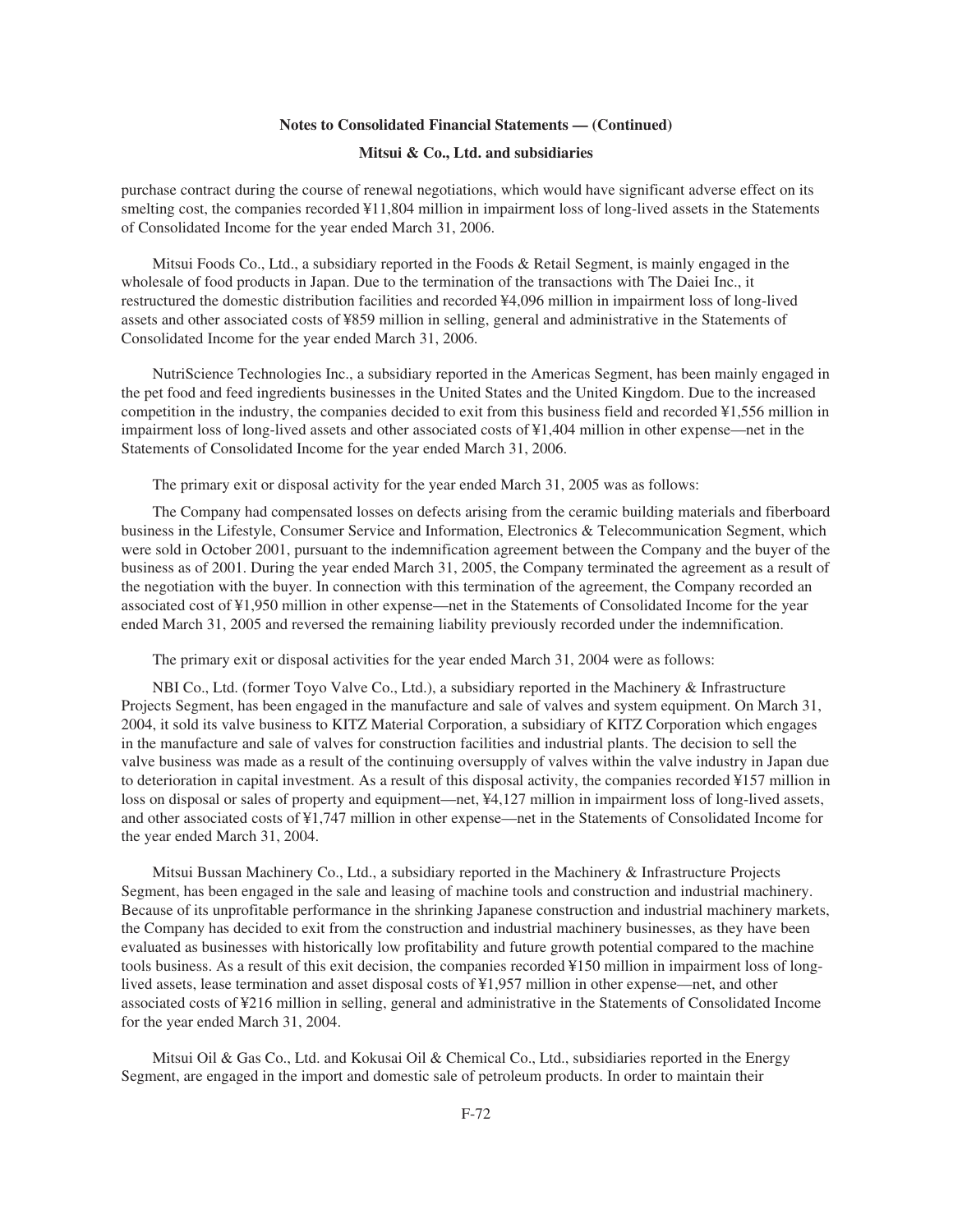purchase contract during the course of renewal negotiations, which would have significant adverse effect on its smelting cost, the companies recorded ¥11,804 million in impairment loss of long-lived assets in the Statements of Consolidated Income for the year ended March 31, 2006.

Mitsui Foods Co., Ltd., a subsidiary reported in the Foods & Retail Segment, is mainly engaged in the wholesale of food products in Japan. Due to the termination of the transactions with The Daiei Inc., it restructured the domestic distribution facilities and recorded ¥4,096 million in impairment loss of long-lived assets and other associated costs of ¥859 million in selling, general and administrative in the Statements of Consolidated Income for the year ended March 31, 2006.

NutriScience Technologies Inc., a subsidiary reported in the Americas Segment, has been mainly engaged in the pet food and feed ingredients businesses in the United States and the United Kingdom. Due to the increased competition in the industry, the companies decided to exit from this business field and recorded ¥1,556 million in impairment loss of long-lived assets and other associated costs of ¥1,404 million in other expense—net in the Statements of Consolidated Income for the year ended March 31, 2006.

The primary exit or disposal activity for the year ended March 31, 2005 was as follows:

The Company had compensated losses on defects arising from the ceramic building materials and fiberboard business in the Lifestyle, Consumer Service and Information, Electronics & Telecommunication Segment, which were sold in October 2001, pursuant to the indemnification agreement between the Company and the buyer of the business as of 2001. During the year ended March 31, 2005, the Company terminated the agreement as a result of the negotiation with the buyer. In connection with this termination of the agreement, the Company recorded an associated cost of ¥1,950 million in other expense—net in the Statements of Consolidated Income for the year ended March 31, 2005 and reversed the remaining liability previously recorded under the indemnification.

The primary exit or disposal activities for the year ended March 31, 2004 were as follows:

NBI Co., Ltd. (former Toyo Valve Co., Ltd.), a subsidiary reported in the Machinery & Infrastructure Projects Segment, has been engaged in the manufacture and sale of valves and system equipment. On March 31, 2004, it sold its valve business to KITZ Material Corporation, a subsidiary of KITZ Corporation which engages in the manufacture and sale of valves for construction facilities and industrial plants. The decision to sell the valve business was made as a result of the continuing oversupply of valves within the valve industry in Japan due to deterioration in capital investment. As a result of this disposal activity, the companies recorded ¥157 million in loss on disposal or sales of property and equipment—net, ¥4,127 million in impairment loss of long-lived assets, and other associated costs of ¥1,747 million in other expense—net in the Statements of Consolidated Income for the year ended March 31, 2004.

Mitsui Bussan Machinery Co., Ltd., a subsidiary reported in the Machinery & Infrastructure Projects Segment, has been engaged in the sale and leasing of machine tools and construction and industrial machinery. Because of its unprofitable performance in the shrinking Japanese construction and industrial machinery markets, the Company has decided to exit from the construction and industrial machinery businesses, as they have been evaluated as businesses with historically low profitability and future growth potential compared to the machine tools business. As a result of this exit decision, the companies recorded ¥150 million in impairment loss of long-lived assets, lease termination and asset disposal costs of ¥1,957 million in other expense—net, and other associated costs of ¥216 million in selling, general and administrative in the Statements of Consolidated Income for the year ended March 31, 2004.

Mitsui Oil & Gas Co., Ltd. and Kokusai Oil & Chemical Co., Ltd., subsidiaries reported in the Energy Segment, are engaged in the import and domestic sale of petroleum products. In order to maintain their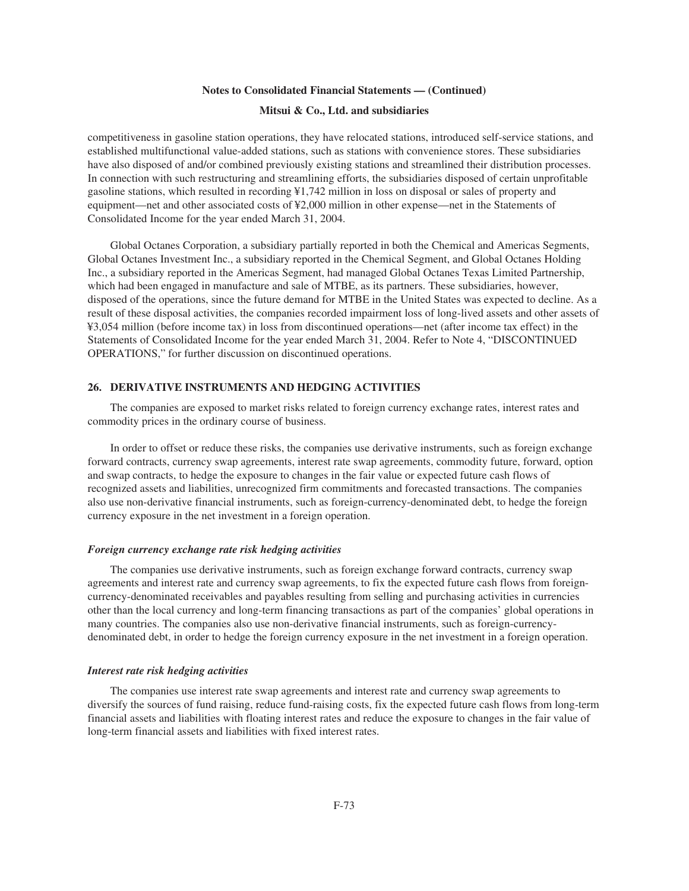competitiveness in gasoline station operations, they have relocated stations, introduced self-service stations, and established multifunctional value-added stations, such as stations with convenience stores. These subsidiaries have also disposed of and/or combined previously existing stations and streamlined their distribution processes. In connection with such restructuring and streamlining efforts, the subsidiaries disposed of certain unprofitable gasoline stations, which resulted in recording ¥1,742 million in loss on disposal or sales of property and equipment—net and other associated costs of ¥2,000 million in other expense—net in the Statements of Consolidated Income for the year ended March 31, 2004.

Global Octanes Corporation, a subsidiary partially reported in both the Chemical and Americas Segments, Global Octanes Investment Inc., a subsidiary reported in the Chemical Segment, and Global Octanes Holding Inc., a subsidiary reported in the Americas Segment, had managed Global Octanes Texas Limited Partnership, which had been engaged in manufacture and sale of MTBE, as its partners. These subsidiaries, however, disposed of the operations, since the future demand for MTBE in the United States was expected to decline. As a result of these disposal activities, the companies recorded impairment loss of long-lived assets and other assets of ¥3,054 million (before income tax) in loss from discontinued operations—net (after income tax effect) in the Statements of Consolidated Income for the year ended March 31, 2004. Refer to Note 4, "DISCONTINUED OPERATIONS," for further discussion on discontinued operations.

## 26. DERIVATIVE INSTRUMENTS AND HEDGING ACTIVITIES

The companies are exposed to market risks related to foreign currency exchange rates, interest rates and commodity prices in the ordinary course of business.

In order to offset or reduce these risks, the companies use derivative instruments, such as foreign exchange forward contracts, currency swap agreements, interest rate swap agreements, commodity future, forward, option and swap contracts, to hedge the exposure to changes in the fair value or expected future cash flows of recognized assets and liabilities, unrecognized firm commitments and forecasted transactions. The companies also use non-derivative financial instruments, such as foreign-currency-denominated debt, to hedge the foreign currency exposure in the net investment in a foreign operation.

### *Foreign currency exchange rate risk hedging activities*

The companies use derivative instruments, such as foreign exchange forward contracts, currency swap agreements and interest rate and currency swap agreements, to fix the expected future cash flows from foreign-currency-denominated receivables and payables resulting from selling and purchasing activities in currencies other than the local currency and long-term financing transactions as part of the companies' global operations in many countries. The companies also use non-derivative financial instruments, such as foreign-currency-denominated debt, in order to hedge the foreign currency exposure in the net investment in a foreign operation.

### *Interest rate risk hedging activities*

The companies use interest rate swap agreements and interest rate and currency swap agreements to diversify the sources of fund raising, reduce fund-raising costs, fix the expected future cash flows from long-term financial assets and liabilities with floating interest rates and reduce the exposure to changes in the fair value of long-term financial assets and liabilities with fixed interest rates.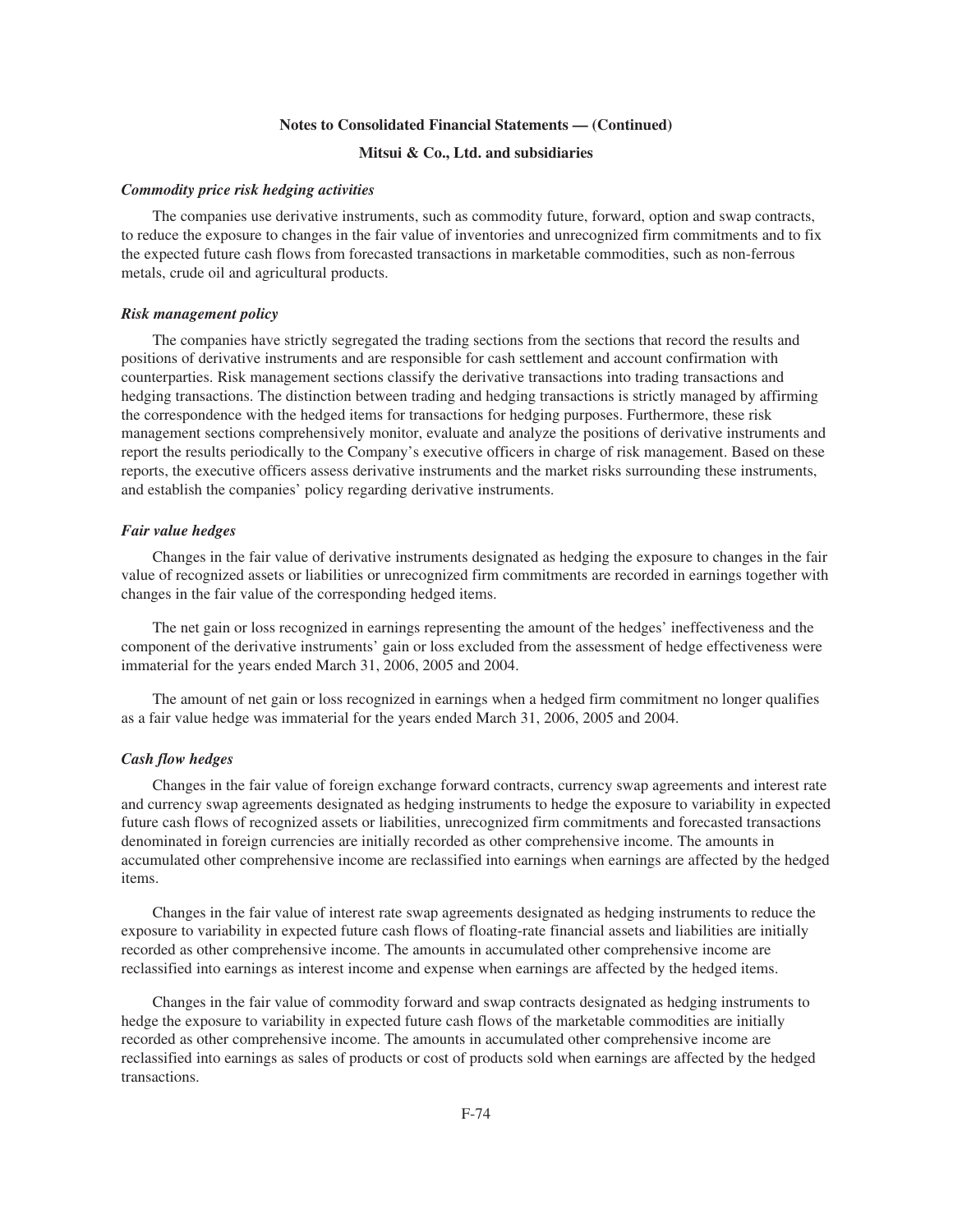**Notes to Consolidated Financial Statements — (Continued)**

**Mitsui & Co., Ltd. and subsidiaries**

***Commodity price risk hedging activities***

The companies use derivative instruments, such as commodity future, forward, option and swap contracts, to reduce the exposure to changes in the fair value of inventories and unrecognized firm commitments and to fix the expected future cash flows from forecasted transactions in marketable commodities, such as non-ferrous metals, crude oil and agricultural products.

***Risk management policy***

The companies have strictly segregated the trading sections from the sections that record the results and positions of derivative instruments and are responsible for cash settlement and account confirmation with counterparties. Risk management sections classify the derivative transactions into trading transactions and hedging transactions. The distinction between trading and hedging transactions is strictly managed by affirming the correspondence with the hedged items for transactions for hedging purposes. Furthermore, these risk management sections comprehensively monitor, evaluate and analyze the positions of derivative instruments and report the results periodically to the Company's executive officers in charge of risk management. Based on these reports, the executive officers assess derivative instruments and the market risks surrounding these instruments, and establish the companies' policy regarding derivative instruments.

***Fair value hedges***

Changes in the fair value of derivative instruments designated as hedging the exposure to changes in the fair value of recognized assets or liabilities or unrecognized firm commitments are recorded in earnings together with changes in the fair value of the corresponding hedged items.

The net gain or loss recognized in earnings representing the amount of the hedges' ineffectiveness and the component of the derivative instruments' gain or loss excluded from the assessment of hedge effectiveness were immaterial for the years ended March 31, 2006, 2005 and 2004.

The amount of net gain or loss recognized in earnings when a hedged firm commitment no longer qualifies as a fair value hedge was immaterial for the years ended March 31, 2006, 2005 and 2004.

***Cash flow hedges***

Changes in the fair value of foreign exchange forward contracts, currency swap agreements and interest rate and currency swap agreements designated as hedging instruments to hedge the exposure to variability in expected future cash flows of recognized assets or liabilities, unrecognized firm commitments and forecasted transactions denominated in foreign currencies are initially recorded as other comprehensive income. The amounts in accumulated other comprehensive income are reclassified into earnings when earnings are affected by the hedged items.

Changes in the fair value of interest rate swap agreements designated as hedging instruments to reduce the exposure to variability in expected future cash flows of floating-rate financial assets and liabilities are initially recorded as other comprehensive income. The amounts in accumulated other comprehensive income are reclassified into earnings as interest income and expense when earnings are affected by the hedged items.

Changes in the fair value of commodity forward and swap contracts designated as hedging instruments to hedge the exposure to variability in expected future cash flows of the marketable commodities are initially recorded as other comprehensive income. The amounts in accumulated other comprehensive income are reclassified into earnings as sales of products or cost of products sold when earnings are affected by the hedged transactions.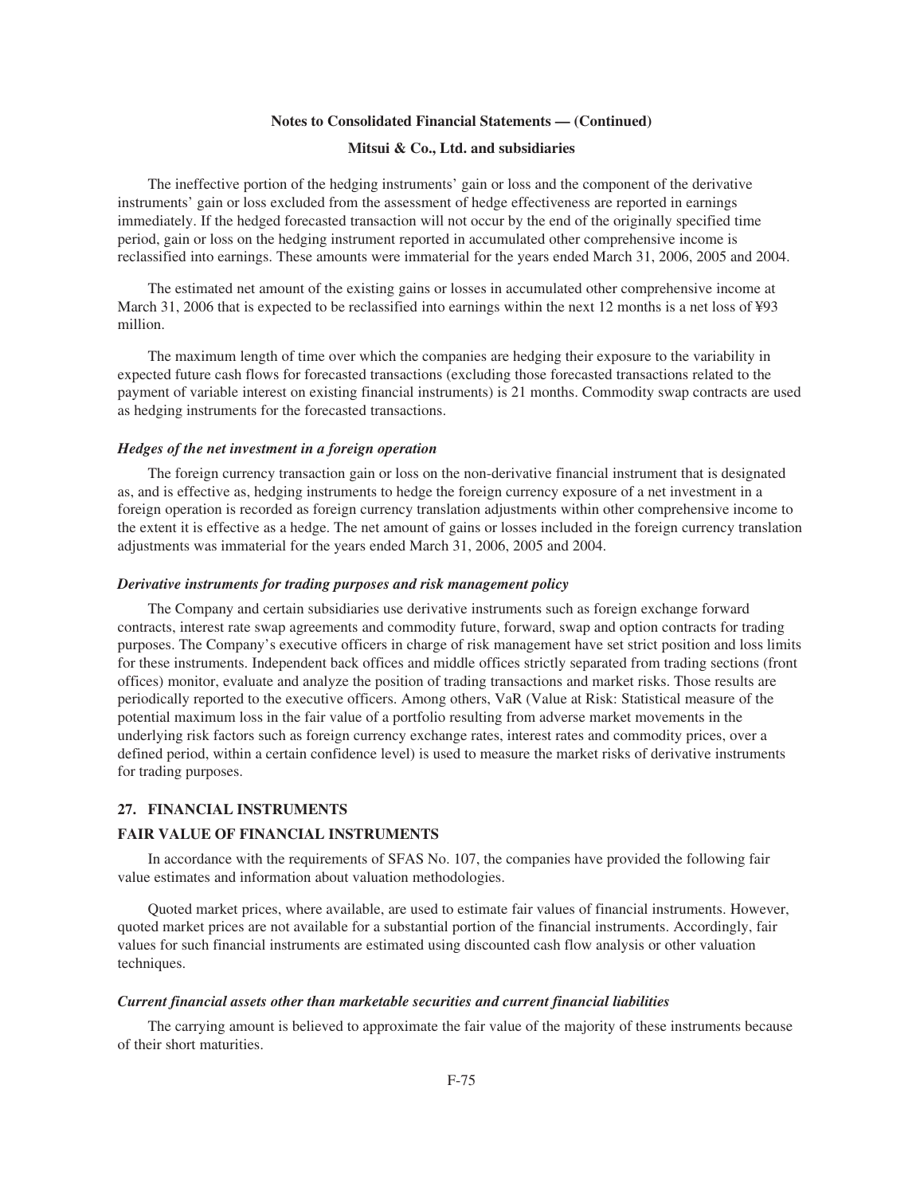The ineffective portion of the hedging instruments' gain or loss and the component of the derivative instruments' gain or loss excluded from the assessment of hedge effectiveness are reported in earnings immediately. If the hedged forecasted transaction will not occur by the end of the originally specified time period, gain or loss on the hedging instrument reported in accumulated other comprehensive income is reclassified into earnings. These amounts were immaterial for the years ended March 31, 2006, 2005 and 2004.

The estimated net amount of the existing gains or losses in accumulated other comprehensive income at March 31, 2006 that is expected to be reclassified into earnings within the next 12 months is a net loss of ¥93 million.

The maximum length of time over which the companies are hedging their exposure to the variability in expected future cash flows for forecasted transactions (excluding those forecasted transactions related to the payment of variable interest on existing financial instruments) is 21 months. Commodity swap contracts are used as hedging instruments for the forecasted transactions.

### *Hedges of the net investment in a foreign operation*

The foreign currency transaction gain or loss on the non-derivative financial instrument that is designated as, and is effective as, hedging instruments to hedge the foreign currency exposure of a net investment in a foreign operation is recorded as foreign currency translation adjustments within other comprehensive income to the extent it is effective as a hedge. The net amount of gains or losses included in the foreign currency translation adjustments was immaterial for the years ended March 31, 2006, 2005 and 2004.

### *Derivative instruments for trading purposes and risk management policy*

The Company and certain subsidiaries use derivative instruments such as foreign exchange forward contracts, interest rate swap agreements and commodity future, forward, swap and option contracts for trading purposes. The Company's executive officers in charge of risk management have set strict position and loss limits for these instruments. Independent back offices and middle offices strictly separated from trading sections (front offices) monitor, evaluate and analyze the position of trading transactions and market risks. Those results are periodically reported to the executive officers. Among others, VaR (Value at Risk: Statistical measure of the potential maximum loss in the fair value of a portfolio resulting from adverse market movements in the underlying risk factors such as foreign currency exchange rates, interest rates and commodity prices, over a defined period, within a certain confidence level) is used to measure the market risks of derivative instruments for trading purposes.

## 27. FINANCIAL INSTRUMENTS

## FAIR VALUE OF FINANCIAL INSTRUMENTS

In accordance with the requirements of SFAS No. 107, the companies have provided the following fair value estimates and information about valuation methodologies.

Quoted market prices, where available, are used to estimate fair values of financial instruments. However, quoted market prices are not available for a substantial portion of the financial instruments. Accordingly, fair values for such financial instruments are estimated using discounted cash flow analysis or other valuation techniques.

### *Current financial assets other than marketable securities and current financial liabilities*

The carrying amount is believed to approximate the fair value of the majority of these instruments because of their short maturities.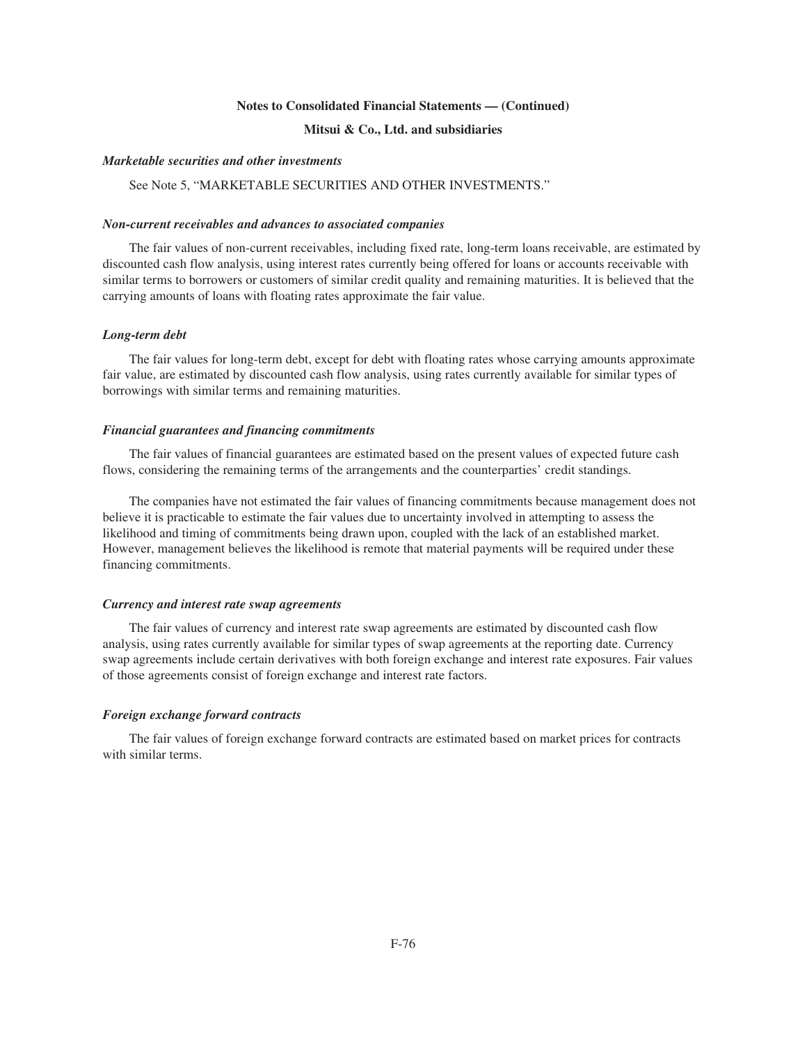### *Marketable securities and other investments*

See Note 5, "MARKETABLE SECURITIES AND OTHER INVESTMENTS."

### *Non-current receivables and advances to associated companies*

The fair values of non-current receivables, including fixed rate, long-term loans receivable, are estimated by discounted cash flow analysis, using interest rates currently being offered for loans or accounts receivable with similar terms to borrowers or customers of similar credit quality and remaining maturities. It is believed that the carrying amounts of loans with floating rates approximate the fair value.

### *Long-term debt*

The fair values for long-term debt, except for debt with floating rates whose carrying amounts approximate fair value, are estimated by discounted cash flow analysis, using rates currently available for similar types of borrowings with similar terms and remaining maturities.

### *Financial guarantees and financing commitments*

The fair values of financial guarantees are estimated based on the present values of expected future cash flows, considering the remaining terms of the arrangements and the counterparties' credit standings.

The companies have not estimated the fair values of financing commitments because management does not believe it is practicable to estimate the fair values due to uncertainty involved in attempting to assess the likelihood and timing of commitments being drawn upon, coupled with the lack of an established market. However, management believes the likelihood is remote that material payments will be required under these financing commitments.

### *Currency and interest rate swap agreements*

The fair values of currency and interest rate swap agreements are estimated by discounted cash flow analysis, using rates currently available for similar types of swap agreements at the reporting date. Currency swap agreements include certain derivatives with both foreign exchange and interest rate exposures. Fair values of those agreements consist of foreign exchange and interest rate factors.

### *Foreign exchange forward contracts*

The fair values of foreign exchange forward contracts are estimated based on market prices for contracts with similar terms.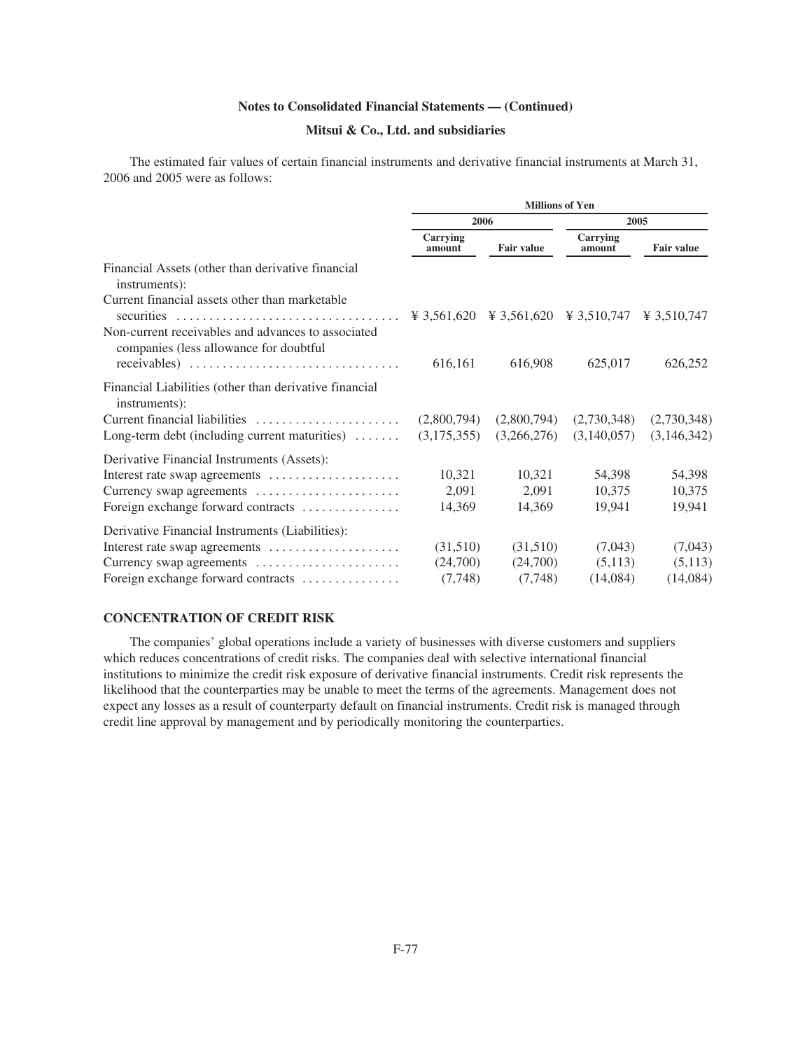**Notes to Consolidated Financial Statements — (Continued)**

**Mitsui & Co., Ltd. and subsidiaries**

The estimated fair values of certain financial instruments and derivative financial instruments at March 31, 2006 and 2005 were as follows:

| | Millions of Yen | | | |
|---|---|---|---|---|
| | 2006 | | 2005 | |
| | Carrying amount | Fair value | Carrying amount | Fair value |
| Financial Assets (other than derivative financial instruments): | | | | |
| Current financial assets other than marketable securities | ¥ 3,561,620 | ¥ 3,561,620 | ¥ 3,510,747 | ¥ 3,510,747 |
| Non-current receivables and advances to associated companies (less allowance for doubtful receivables) | 616,161 | 616,908 | 625,017 | 626,252 |
| Financial Liabilities (other than derivative financial instruments): | | | | |
| Current financial liabilities | (2,800,794) | (2,800,794) | (2,730,348) | (2,730,348) |
| Long-term debt (including current maturities) | (3,175,355) | (3,266,276) | (3,140,057) | (3,146,342) |
| Derivative Financial Instruments (Assets): | | | | |
| Interest rate swap agreements | 10,321 | 10,321 | 54,398 | 54,398 |
| Currency swap agreements | 2,091 | 2,091 | 10,375 | 10,375 |
| Foreign exchange forward contracts | 14,369 | 14,369 | 19,941 | 19,941 |
| Derivative Financial Instruments (Liabilities): | | | | |
| Interest rate swap agreements | (31,510) | (31,510) | (7,043) | (7,043) |
| Currency swap agreements | (24,700) | (24,700) | (5,113) | (5,113) |
| Foreign exchange forward contracts | (7,748) | (7,748) | (14,084) | (14,084) |

## CONCENTRATION OF CREDIT RISK

The companies' global operations include a variety of businesses with diverse customers and suppliers which reduces concentrations of credit risks. The companies deal with selective international financial institutions to minimize the credit risk exposure of derivative financial instruments. Credit risk represents the likelihood that the counterparties may be unable to meet the terms of the agreements. Management does not expect any losses as a result of counterparty default on financial instruments. Credit risk is managed through credit line approval by management and by periodically monitoring the counterparties.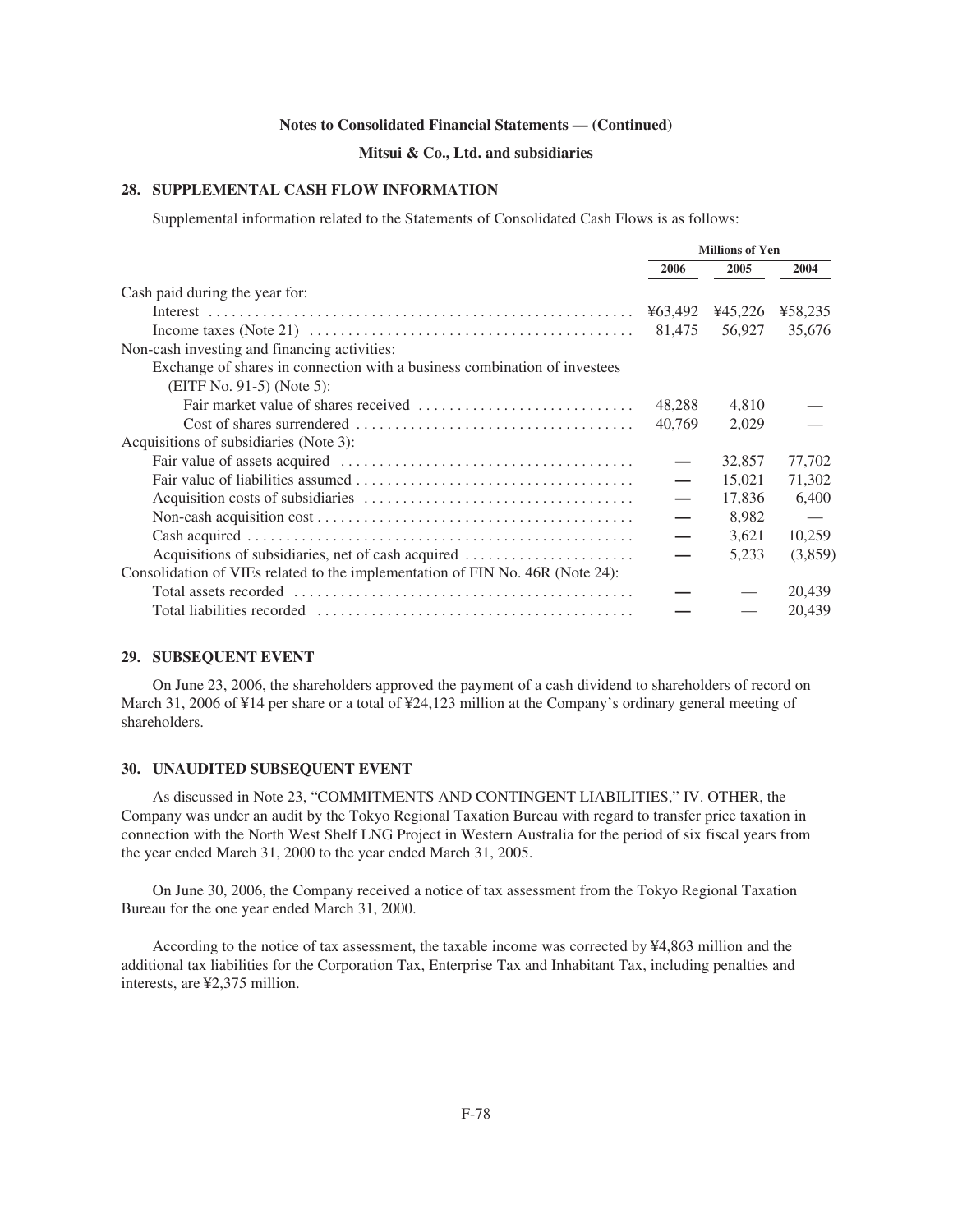**Notes to Consolidated Financial Statements — (Continued)**

**Mitsui & Co., Ltd. and subsidiaries**

## 28. SUPPLEMENTAL CASH FLOW INFORMATION

Supplemental information related to the Statements of Consolidated Cash Flows is as follows:

| | Millions of Yen | | |
|---|---|---|---|
| | 2006 | 2005 | 2004 |
| Cash paid during the year for: | | | |
| Interest | ¥63,492 | ¥45,226 | ¥58,235 |
| Income taxes (Note 21) | 81,475 | 56,927 | 35,676 |
| Non-cash investing and financing activities: | | | |
| Exchange of shares in connection with a business combination of investees (EITF No. 91-5) (Note 5): | | | |
| Fair market value of shares received | 48,288 | 4,810 | — |
| Cost of shares surrendered | 40,769 | 2,029 | — |
| Acquisitions of subsidiaries (Note 3): | | | |
| Fair value of assets acquired | — | 32,857 | 77,702 |
| Fair value of liabilities assumed | — | 15,021 | 71,302 |
| Acquisition costs of subsidiaries | — | 17,836 | 6,400 |
| Non-cash acquisition cost | — | 8,982 | — |
| Cash acquired | — | 3,621 | 10,259 |
| Acquisitions of subsidiaries, net of cash acquired | — | 5,233 | (3,859) |
| Consolidation of VIEs related to the implementation of FIN No. 46R (Note 24): | | | |
| Total assets recorded | — | — | 20,439 |
| Total liabilities recorded | — | — | 20,439 |

## 29. SUBSEQUENT EVENT

On June 23, 2006, the shareholders approved the payment of a cash dividend to shareholders of record on March 31, 2006 of ¥14 per share or a total of ¥24,123 million at the Company's ordinary general meeting of shareholders.

## 30. UNAUDITED SUBSEQUENT EVENT

As discussed in Note 23, "COMMITMENTS AND CONTINGENT LIABILITIES," IV. OTHER, the Company was under an audit by the Tokyo Regional Taxation Bureau with regard to transfer price taxation in connection with the North West Shelf LNG Project in Western Australia for the period of six fiscal years from the year ended March 31, 2000 to the year ended March 31, 2005.

On June 30, 2006, the Company received a notice of tax assessment from the Tokyo Regional Taxation Bureau for the one year ended March 31, 2000.

According to the notice of tax assessment, the taxable income was corrected by ¥4,863 million and the additional tax liabilities for the Corporation Tax, Enterprise Tax and Inhabitant Tax, including penalties and interests, are ¥2,375 million.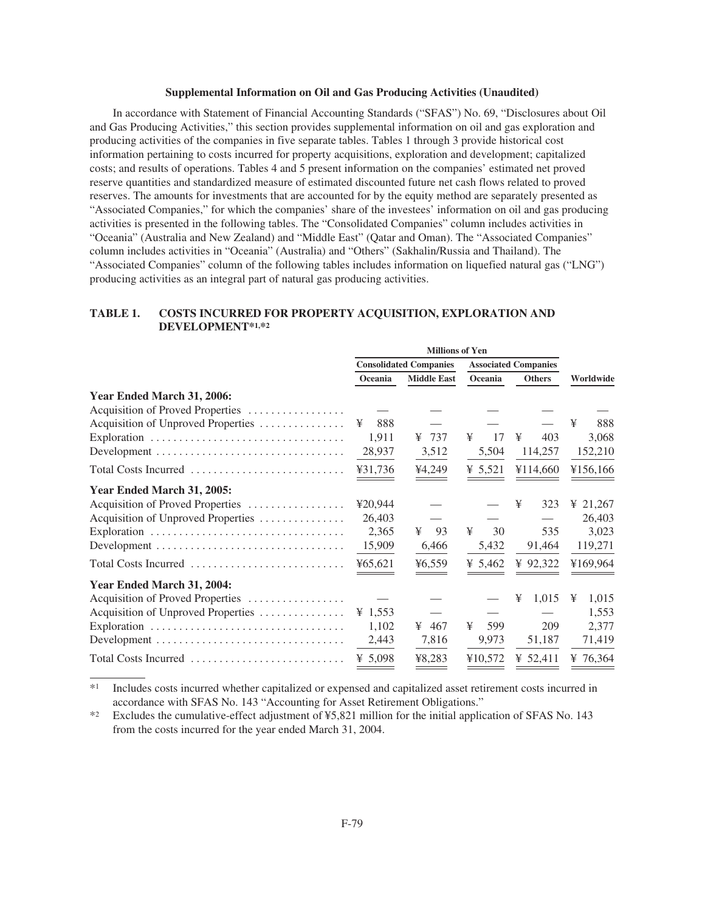**Supplemental Information on Oil and Gas Producing Activities (Unaudited)**

In accordance with Statement of Financial Accounting Standards ("SFAS") No. 69, "Disclosures about Oil and Gas Producing Activities," this section provides supplemental information on oil and gas exploration and producing activities of the companies in five separate tables. Tables 1 through 3 provide historical cost information pertaining to costs incurred for property acquisitions, exploration and development; capitalized costs; and results of operations. Tables 4 and 5 present information on the companies' estimated net proved reserve quantities and standardized measure of estimated discounted future net cash flows related to proved reserves. The amounts for investments that are accounted for by the equity method are separately presented as "Associated Companies," for which the companies' share of the investees' information on oil and gas producing activities is presented in the following tables. The "Consolidated Companies" column includes activities in "Oceania" (Australia and New Zealand) and "Middle East" (Qatar and Oman). The "Associated Companies" column includes activities in "Oceania" (Australia) and "Others" (Sakhalin/Russia and Thailand). The "Associated Companies" column of the following tables includes information on liquefied natural gas ("LNG") producing activities as an integral part of natural gas producing activities.

**TABLE 1. COSTS INCURRED FOR PROPERTY ACQUISITION, EXPLORATION AND DEVELOPMENT*1,*2**

| | Millions of Yen | | | | |
|---|---|---|---|---|---|
| | Consolidated Companies | | Associated Companies | | |
| | Oceania | Middle East | Oceania | Others | Worldwide |
| **Year Ended March 31, 2006:** | | | | | |
| Acquisition of Proved Properties | — | — | — | — | — |
| Acquisition of Unproved Properties | ¥ 888 | — | — | — | ¥ 888 |
| Exploration | 1,911 | ¥ 737 | ¥ 17 | ¥ 403 | 3,068 |
| Development | 28,937 | 3,512 | 5,504 | 114,257 | 152,210 |
| Total Costs Incurred | ¥31,736 | ¥4,249 | ¥ 5,521 | ¥114,660 | ¥156,166 |
| **Year Ended March 31, 2005:** | | | | | |
| Acquisition of Proved Properties | ¥20,944 | — | — | ¥ 323 | ¥ 21,267 |
| Acquisition of Unproved Properties | 26,403 | — | — | — | 26,403 |
| Exploration | 2,365 | ¥ 93 | ¥ 30 | 535 | 3,023 |
| Development | 15,909 | 6,466 | 5,432 | 91,464 | 119,271 |
| Total Costs Incurred | ¥65,621 | ¥6,559 | ¥ 5,462 | ¥ 92,322 | ¥169,964 |
| **Year Ended March 31, 2004:** | | | | | |
| Acquisition of Proved Properties | — | — | — | ¥ 1,015 | ¥ 1,015 |
| Acquisition of Unproved Properties | ¥ 1,553 | — | — | — | 1,553 |
| Exploration | 1,102 | ¥ 467 | ¥ 599 | 209 | 2,377 |
| Development | 2,443 | 7,816 | 9,973 | 51,187 | 71,419 |
| Total Costs Incurred | ¥ 5,098 | ¥8,283 | ¥10,572 | ¥ 52,411 | ¥ 76,364 |

*1 Includes costs incurred whether capitalized or expensed and capitalized asset retirement costs incurred in accordance with SFAS No. 143 "Accounting for Asset Retirement Obligations."

*2 Excludes the cumulative-effect adjustment of ¥5,821 million for the initial application of SFAS No. 143 from the costs incurred for the year ended March 31, 2004.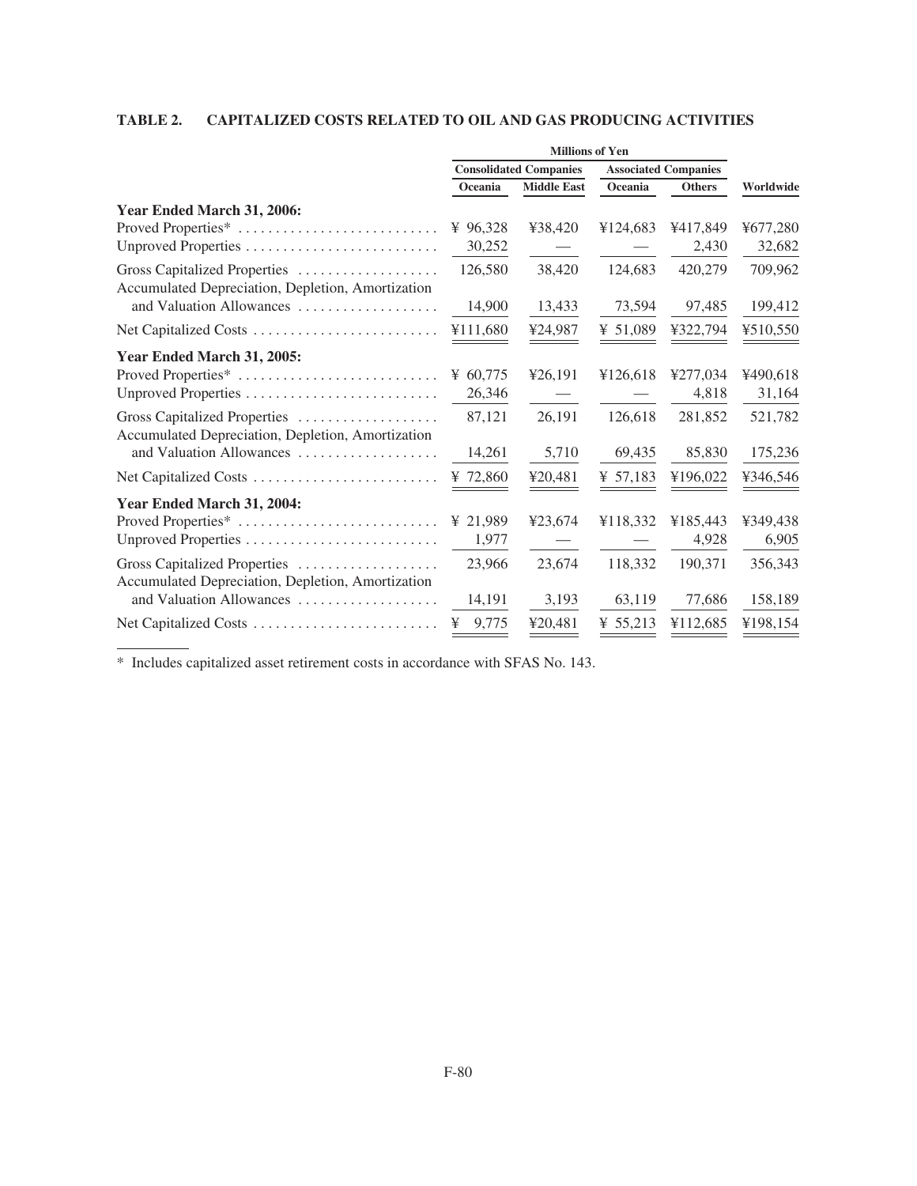### TABLE 2. CAPITALIZED COSTS RELATED TO OIL AND GAS PRODUCING ACTIVITIES

| | Millions of Yen | | | | |
|---|---|---|---|---|---|
| | Consolidated Companies | | Associated Companies | | |
| | Oceania | Middle East | Oceania | Others | Worldwide |
| **Year Ended March 31, 2006:** | | | | | |
| Proved Properties* | ¥ 96,328 | ¥38,420 | ¥124,683 | ¥417,849 | ¥677,280 |
| Unproved Properties | 30,252 | — | — | 2,430 | 32,682 |
| Gross Capitalized Properties | 126,580 | 38,420 | 124,683 | 420,279 | 709,962 |
| Accumulated Depreciation, Depletion, Amortization and Valuation Allowances | 14,900 | 13,433 | 73,594 | 97,485 | 199,412 |
| Net Capitalized Costs | ¥111,680 | ¥24,987 | ¥ 51,089 | ¥322,794 | ¥510,550 |
| **Year Ended March 31, 2005:** | | | | | |
| Proved Properties* | ¥ 60,775 | ¥26,191 | ¥126,618 | ¥277,034 | ¥490,618 |
| Unproved Properties | 26,346 | — | — | 4,818 | 31,164 |
| Gross Capitalized Properties | 87,121 | 26,191 | 126,618 | 281,852 | 521,782 |
| Accumulated Depreciation, Depletion, Amortization and Valuation Allowances | 14,261 | 5,710 | 69,435 | 85,830 | 175,236 |
| Net Capitalized Costs | ¥ 72,860 | ¥20,481 | ¥ 57,183 | ¥196,022 | ¥346,546 |
| **Year Ended March 31, 2004:** | | | | | |
| Proved Properties* | ¥ 21,989 | ¥23,674 | ¥118,332 | ¥185,443 | ¥349,438 |
| Unproved Properties | 1,977 | — | — | 4,928 | 6,905 |
| Gross Capitalized Properties | 23,966 | 23,674 | 118,332 | 190,371 | 356,343 |
| Accumulated Depreciation, Depletion, Amortization and Valuation Allowances | 14,191 | 3,193 | 63,119 | 77,686 | 158,189 |
| Net Capitalized Costs | ¥ 9,775 | ¥20,481 | ¥ 55,213 | ¥112,685 | ¥198,154 |

* Includes capitalized asset retirement costs in accordance with SFAS No. 143.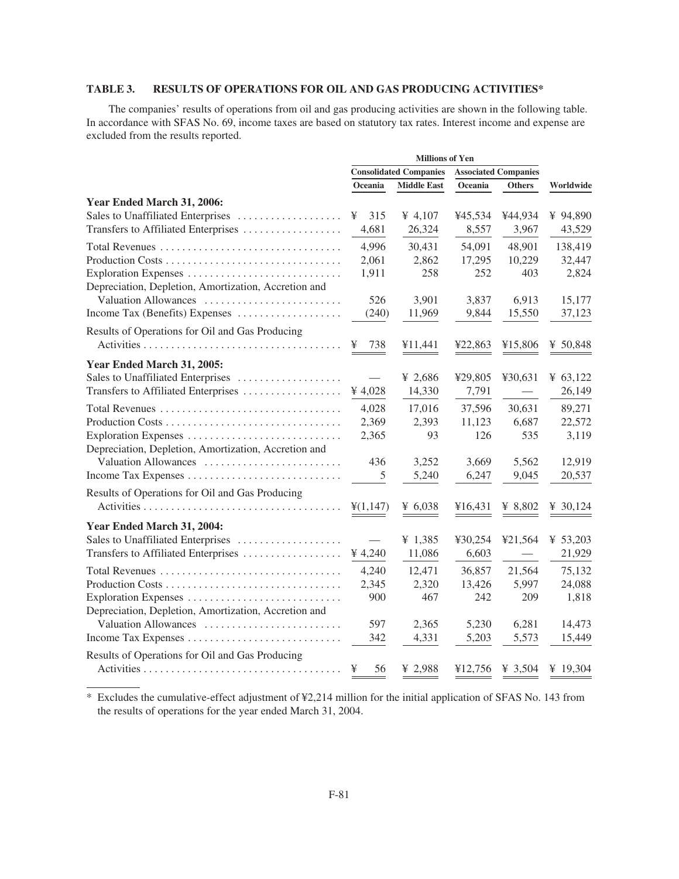**TABLE 3. RESULTS OF OPERATIONS FOR OIL AND GAS PRODUCING ACTIVITIES***

The companies' results of operations from oil and gas producing activities are shown in the following table. In accordance with SFAS No. 69, income taxes are based on statutory tax rates. Interest income and expense are excluded from the results reported.

| | Millions of Yen | | | | |
|---|---|---|---|---|---|
| | Consolidated Companies | | Associated Companies | | |
| | Oceania | Middle East | Oceania | Others | Worldwide |
| **Year Ended March 31, 2006:** | | | | | |
| Sales to Unaffiliated Enterprises | ¥ 315 | ¥ 4,107 | ¥45,534 | ¥44,934 | ¥ 94,890 |
| Transfers to Affiliated Enterprises | 4,681 | 26,324 | 8,557 | 3,967 | 43,529 |
| Total Revenues | 4,996 | 30,431 | 54,091 | 48,901 | 138,419 |
| Production Costs | 2,061 | 2,862 | 17,295 | 10,229 | 32,447 |
| Exploration Expenses | 1,911 | 258 | 252 | 403 | 2,824 |
| Depreciation, Depletion, Amortization, Accretion and Valuation Allowances | 526 | 3,901 | 3,837 | 6,913 | 15,177 |
| Income Tax (Benefits) Expenses | (240) | 11,969 | 9,844 | 15,550 | 37,123 |
| Results of Operations for Oil and Gas Producing Activities | ¥ 738 | ¥11,441 | ¥22,863 | ¥15,806 | ¥ 50,848 |
| **Year Ended March 31, 2005:** | | | | | |
| Sales to Unaffiliated Enterprises | — | ¥ 2,686 | ¥29,805 | ¥30,631 | ¥ 63,122 |
| Transfers to Affiliated Enterprises | ¥ 4,028 | 14,330 | 7,791 | — | 26,149 |
| Total Revenues | 4,028 | 17,016 | 37,596 | 30,631 | 89,271 |
| Production Costs | 2,369 | 2,393 | 11,123 | 6,687 | 22,572 |
| Exploration Expenses | 2,365 | 93 | 126 | 535 | 3,119 |
| Depreciation, Depletion, Amortization, Accretion and Valuation Allowances | 436 | 3,252 | 3,669 | 5,562 | 12,919 |
| Income Tax Expenses | 5 | 5,240 | 6,247 | 9,045 | 20,537 |
| Results of Operations for Oil and Gas Producing Activities | ¥(1,147) | ¥ 6,038 | ¥16,431 | ¥ 8,802 | ¥ 30,124 |
| **Year Ended March 31, 2004:** | | | | | |
| Sales to Unaffiliated Enterprises | — | ¥ 1,385 | ¥30,254 | ¥21,564 | ¥ 53,203 |
| Transfers to Affiliated Enterprises | ¥ 4,240 | 11,086 | 6,603 | — | 21,929 |
| Total Revenues | 4,240 | 12,471 | 36,857 | 21,564 | 75,132 |
| Production Costs | 2,345 | 2,320 | 13,426 | 5,997 | 24,088 |
| Exploration Expenses | 900 | 467 | 242 | 209 | 1,818 |
| Depreciation, Depletion, Amortization, Accretion and Valuation Allowances | 597 | 2,365 | 5,230 | 6,281 | 14,473 |
| Income Tax Expenses | 342 | 4,331 | 5,203 | 5,573 | 15,449 |
| Results of Operations for Oil and Gas Producing Activities | ¥ 56 | ¥ 2,988 | ¥12,756 | ¥ 3,504 | ¥ 19,304 |

\* Excludes the cumulative-effect adjustment of ¥2,214 million for the initial application of SFAS No. 143 from the results of operations for the year ended March 31, 2004.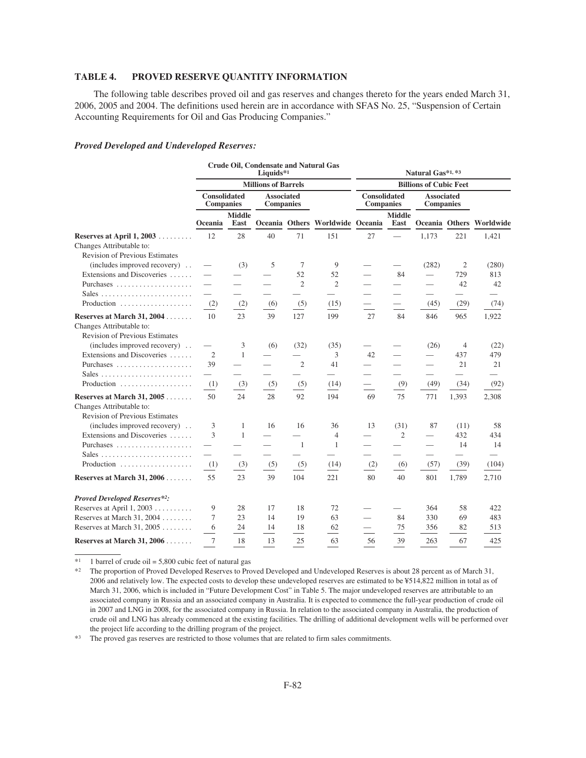### TABLE 4. PROVED RESERVE QUANTITY INFORMATION

The following table describes proved oil and gas reserves and changes thereto for the years ended March 31, 2006, 2005 and 2004. The definitions used herein are in accordance with SFAS No. 25, "Suspension of Certain Accounting Requirements for Oil and Gas Producing Companies."

***Proved Developed and Undeveloped Reserves:***

| | Crude Oil, Condensate and Natural Gas Liquids*1 | | | | | Natural Gas*1, *3 | | | | |
|---|---|---|---|---|---|---|---|---|---|---|
| | Millions of Barrels | | | | | Billions of Cubic Feet | | | | |
| | Consolidated Companies | | Associated Companies | | | Consolidated Companies | | Associated Companies | | |
| | Oceania | Middle East | Oceania | Others | Worldwide | Oceania | Middle East | Oceania | Others | Worldwide |
| **Reserves at April 1, 2003** | 12 | 28 | 40 | 71 | 151 | 27 | — | 1,173 | 221 | 1,421 |
| Changes Attributable to: | | | | | | | | | | |
| Revision of Previous Estimates (includes improved recovery) | — | (3) | 5 | 7 | 9 | — | — | (282) | 2 | (280) |
| Extensions and Discoveries | — | — | — | 52 | 52 | — | 84 | — | 729 | 813 |
| Purchases | — | — | — | 2 | 2 | — | — | — | 42 | 42 |
| Sales | — | — | — | — | — | — | — | — | — | — |
| Production | (2) | (2) | (6) | (5) | (15) | — | — | (45) | (29) | (74) |
| **Reserves at March 31, 2004** | 10 | 23 | 39 | 127 | 199 | 27 | 84 | 846 | 965 | 1,922 |
| Changes Attributable to: | | | | | | | | | | |
| Revision of Previous Estimates (includes improved recovery) | — | 3 | (6) | (32) | (35) | — | — | (26) | 4 | (22) |
| Extensions and Discoveries | 2 | 1 | — | — | 3 | 42 | — | — | 437 | 479 |
| Purchases | 39 | — | — | 2 | 41 | — | — | — | 21 | 21 |
| Sales | — | — | — | — | — | — | — | — | — | — |
| Production | (1) | (3) | (5) | (5) | (14) | — | (9) | (49) | (34) | (92) |
| **Reserves at March 31, 2005** | 50 | 24 | 28 | 92 | 194 | 69 | 75 | 771 | 1,393 | 2,308 |
| Changes Attributable to: | | | | | | | | | | |
| Revision of Previous Estimates (includes improved recovery) | 3 | 1 | 16 | 16 | 36 | 13 | (31) | 87 | (11) | 58 |
| Extensions and Discoveries | 3 | 1 | — | — | 4 | — | 2 | — | 432 | 434 |
| Purchases | — | — | — | 1 | 1 | — | — | — | 14 | 14 |
| Sales | — | — | — | — | — | — | — | — | — | — |
| Production | (1) | (3) | (5) | (5) | (14) | (2) | (6) | (57) | (39) | (104) |
| **Reserves at March 31, 2006** | 55 | 23 | 39 | 104 | 221 | 80 | 40 | 801 | 1,789 | 2,710 |
| ***Proved Developed Reserves*2:*** | | | | | | | | | | |
| Reserves at April 1, 2003 | 9 | 28 | 17 | 18 | 72 | — | — | 364 | 58 | 422 |
| Reserves at March 31, 2004 | 7 | 23 | 14 | 19 | 63 | — | 84 | 330 | 69 | 483 |
| Reserves at March 31, 2005 | 6 | 24 | 14 | 18 | 62 | — | 75 | 356 | 82 | 513 |
| **Reserves at March 31, 2006** | 7 | 18 | 13 | 25 | 63 | 56 | 39 | 263 | 67 | 425 |

*1 1 barrel of crude oil = 5,800 cubic feet of natural gas

*2 The proportion of Proved Developed Reserves to Proved Developed and Undeveloped Reserves is about 28 percent as of March 31, 2006 and relatively low. The expected costs to develop these undeveloped reserves are estimated to be ¥514,822 million in total as of March 31, 2006, which is included in "Future Development Cost" in Table 5. The major undeveloped reserves are attributable to an associated company in Russia and an associated company in Australia. It is expected to commence the full-year production of crude oil in 2007 and LNG in 2008, for the associated company in Russia. In relation to the associated company in Australia, the production of crude oil and LNG has already commenced at the existing facilities. The drilling of additional development wells will be performed over the project life according to the drilling program of the project.

*3 The proved gas reserves are restricted to those volumes that are related to firm sales commitments.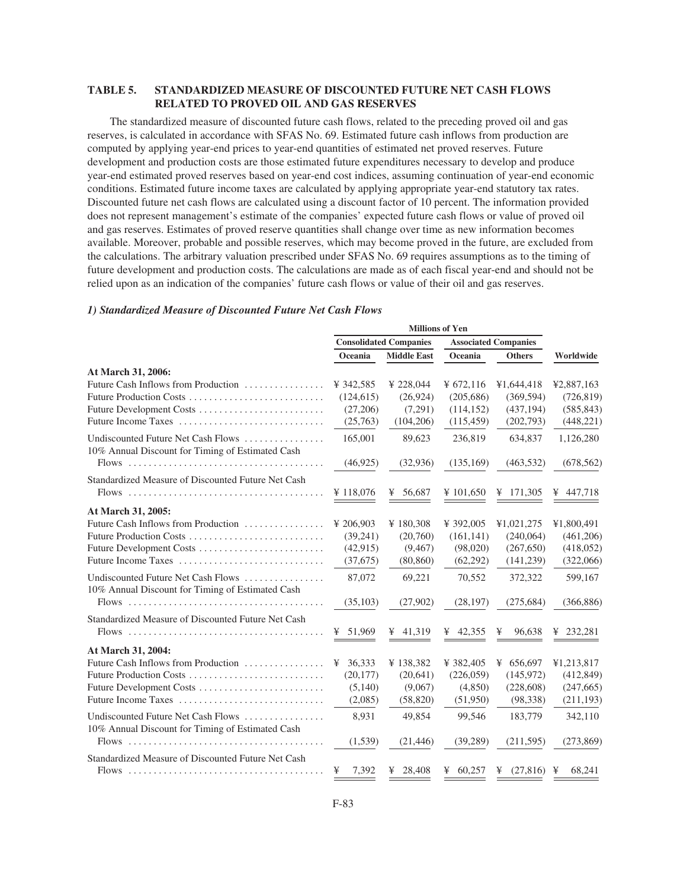## TABLE 5. STANDARDIZED MEASURE OF DISCOUNTED FUTURE NET CASH FLOWS RELATED TO PROVED OIL AND GAS RESERVES

The standardized measure of discounted future cash flows, related to the preceding proved oil and gas reserves, is calculated in accordance with SFAS No. 69. Estimated future cash inflows from production are computed by applying year-end prices to year-end quantities of estimated net proved reserves. Future development and production costs are those estimated future expenditures necessary to develop and produce year-end estimated proved reserves based on year-end cost indices, assuming continuation of year-end economic conditions. Estimated future income taxes are calculated by applying appropriate year-end statutory tax rates. Discounted future net cash flows are calculated using a discount factor of 10 percent. The information provided does not represent management's estimate of the companies' expected future cash flows or value of proved oil and gas reserves. Estimates of proved reserve quantities shall change over time as new information becomes available. Moreover, probable and possible reserves, which may become proved in the future, are excluded from the calculations. The arbitrary valuation prescribed under SFAS No. 69 requires assumptions as to the timing of future development and production costs. The calculations are made as of each fiscal year-end and should not be relied upon as an indication of the companies' future cash flows or value of their oil and gas reserves.

### *1) Standardized Measure of Discounted Future Net Cash Flows*

| | Millions of Yen | | | | |
|---|---|---|---|---|---|
| | Consolidated Companies | | Associated Companies | | |
| | Oceania | Middle East | Oceania | Others | Worldwide |
| **At March 31, 2006:** | | | | | |
| Future Cash Inflows from Production | ¥ 342,585 | ¥ 228,044 | ¥ 672,116 | ¥1,644,418 | ¥2,887,163 |
| Future Production Costs | (124,615) | (26,924) | (205,686) | (369,594) | (726,819) |
| Future Development Costs | (27,206) | (7,291) | (114,152) | (437,194) | (585,843) |
| Future Income Taxes | (25,763) | (104,206) | (115,459) | (202,793) | (448,221) |
| Undiscounted Future Net Cash Flows | 165,001 | 89,623 | 236,819 | 634,837 | 1,126,280 |
| 10% Annual Discount for Timing of Estimated Cash Flows | (46,925) | (32,936) | (135,169) | (463,532) | (678,562) |
| Standardized Measure of Discounted Future Net Cash Flows | ¥ 118,076 | ¥ 56,687 | ¥ 101,650 | ¥ 171,305 | ¥ 447,718 |
| **At March 31, 2005:** | | | | | |
| Future Cash Inflows from Production | ¥ 206,903 | ¥ 180,308 | ¥ 392,005 | ¥1,021,275 | ¥1,800,491 |
| Future Production Costs | (39,241) | (20,760) | (161,141) | (240,064) | (461,206) |
| Future Development Costs | (42,915) | (9,467) | (98,020) | (267,650) | (418,052) |
| Future Income Taxes | (37,675) | (80,860) | (62,292) | (141,239) | (322,066) |
| Undiscounted Future Net Cash Flows | 87,072 | 69,221 | 70,552 | 372,322 | 599,167 |
| 10% Annual Discount for Timing of Estimated Cash Flows | (35,103) | (27,902) | (28,197) | (275,684) | (366,886) |
| Standardized Measure of Discounted Future Net Cash Flows | ¥ 51,969 | ¥ 41,319 | ¥ 42,355 | ¥ 96,638 | ¥ 232,281 |
| **At March 31, 2004:** | | | | | |
| Future Cash Inflows from Production | ¥ 36,333 | ¥ 138,382 | ¥ 382,405 | ¥ 656,697 | ¥1,213,817 |
| Future Production Costs | (20,177) | (20,641) | (226,059) | (145,972) | (412,849) |
| Future Development Costs | (5,140) | (9,067) | (4,850) | (228,608) | (247,665) |
| Future Income Taxes | (2,085) | (58,820) | (51,950) | (98,338) | (211,193) |
| Undiscounted Future Net Cash Flows | 8,931 | 49,854 | 99,546 | 183,779 | 342,110 |
| 10% Annual Discount for Timing of Estimated Cash Flows | (1,539) | (21,446) | (39,289) | (211,595) | (273,869) |
| Standardized Measure of Discounted Future Net Cash Flows | ¥ 7,392 | ¥ 28,408 | ¥ 60,257 | ¥ (27,816) | ¥ 68,241 |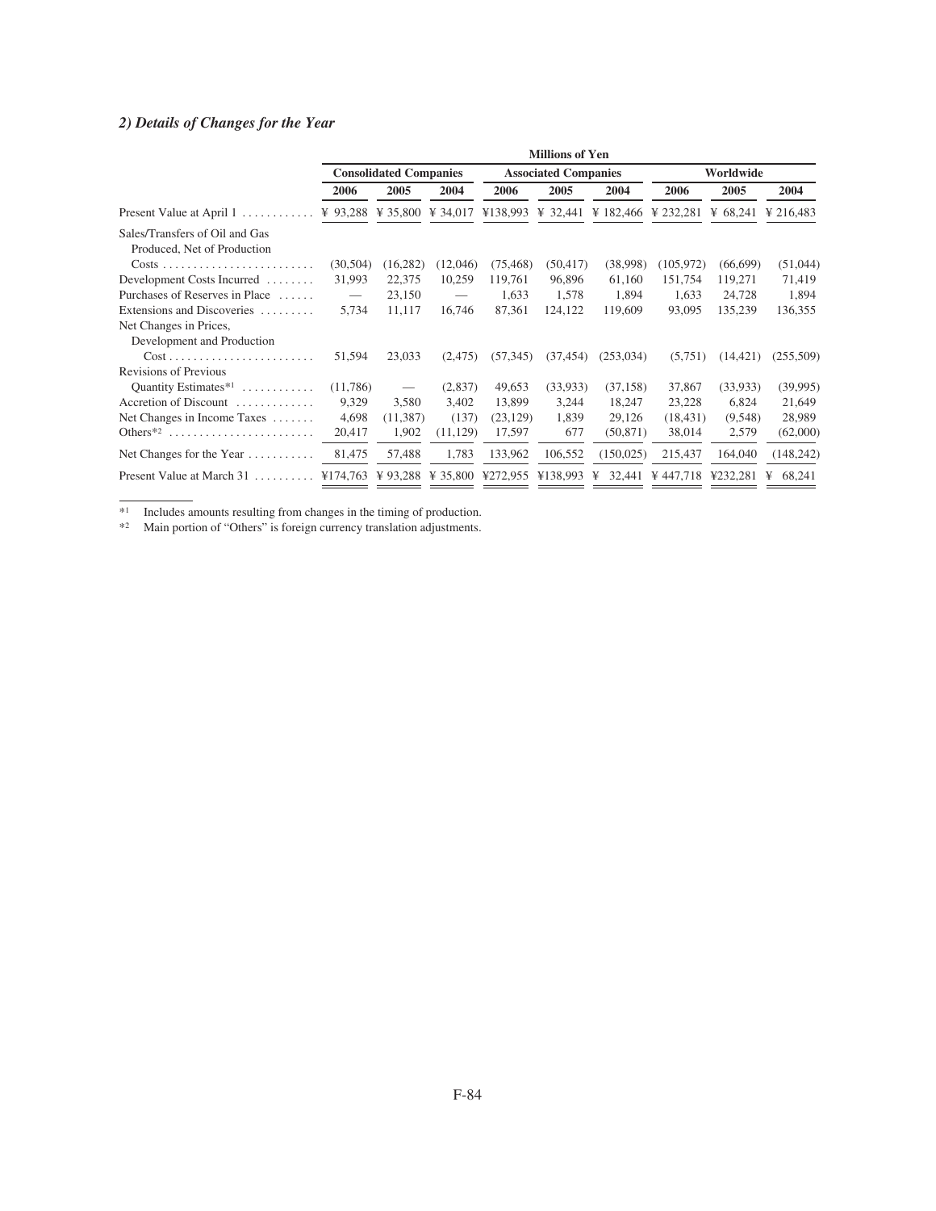### *2) Details of Changes for the Year*

| | Millions of Yen | | | | | | | | |
|---|---|---|---|---|---|---|---|---|---|
| | Consolidated Companies | | | Associated Companies | | | Worldwide | | |
| | 2006 | 2005 | 2004 | 2006 | 2005 | 2004 | 2006 | 2005 | 2004 |
| Present Value at April 1 | ¥ 93,288 | ¥ 35,800 | ¥ 34,017 | ¥138,993 | ¥ 32,441 | ¥ 182,466 | ¥ 232,281 | ¥ 68,241 | ¥ 216,483 |
| Sales/Transfers of Oil and Gas Produced, Net of Production Costs | (30,504) | (16,282) | (12,046) | (75,468) | (50,417) | (38,998) | (105,972) | (66,699) | (51,044) |
| Development Costs Incurred | 31,993 | 22,375 | 10,259 | 119,761 | 96,896 | 61,160 | 151,754 | 119,271 | 71,419 |
| Purchases of Reserves in Place | — | 23,150 | — | 1,633 | 1,578 | 1,894 | 1,633 | 24,728 | 1,894 |
| Extensions and Discoveries | 5,734 | 11,117 | 16,746 | 87,361 | 124,122 | 119,609 | 93,095 | 135,239 | 136,355 |
| Net Changes in Prices, Development and Production Cost | 51,594 | 23,033 | (2,475) | (57,345) | (37,454) | (253,034) | (5,751) | (14,421) | (255,509) |
| Revisions of Previous Quantity Estimates*1 | (11,786) | — | (2,837) | 49,653 | (33,933) | (37,158) | 37,867 | (33,933) | (39,995) |
| Accretion of Discount | 9,329 | 3,580 | 3,402 | 13,899 | 3,244 | 18,247 | 23,228 | 6,824 | 21,649 |
| Net Changes in Income Taxes | 4,698 | (11,387) | (137) | (23,129) | 1,839 | 29,126 | (18,431) | (9,548) | 28,989 |
| Others*2 | 20,417 | 1,902 | (11,129) | 17,597 | 677 | (50,871) | 38,014 | 2,579 | (62,000) |
| Net Changes for the Year | 81,475 | 57,488 | 1,783 | 133,962 | 106,552 | (150,025) | 215,437 | 164,040 | (148,242) |
| Present Value at March 31 | ¥174,763 | ¥ 93,288 | ¥ 35,800 | ¥272,955 | ¥138,993 | ¥ 32,441 | ¥ 447,718 | ¥232,281 | ¥ 68,241 |

*1 Includes amounts resulting from changes in the timing of production.

*2 Main portion of "Others" is foreign currency translation adjustments.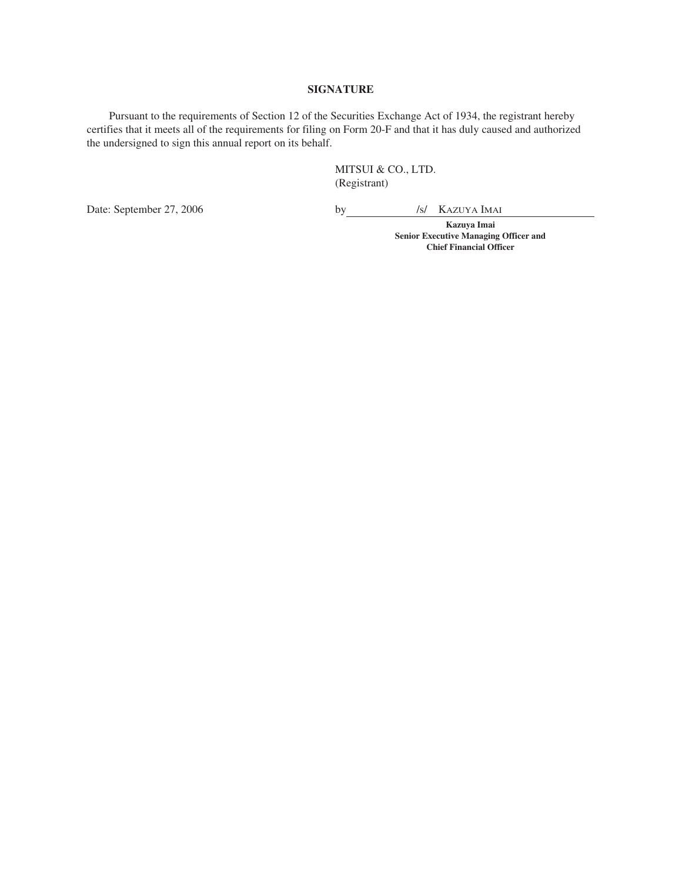## SIGNATURE

Pursuant to the requirements of Section 12 of the Securities Exchange Act of 1934, the registrant hereby certifies that it meets all of the requirements for filing on Form 20-F and that it has duly caused and authorized the undersigned to sign this annual report on its behalf.

MITSUI & CO., LTD.
(Registrant)

Date: September 27, 2006

by /s/ KAZUYA IMAI

**Kazuya Imai**
**Senior Executive Managing Officer and**
**Chief Financial Officer**